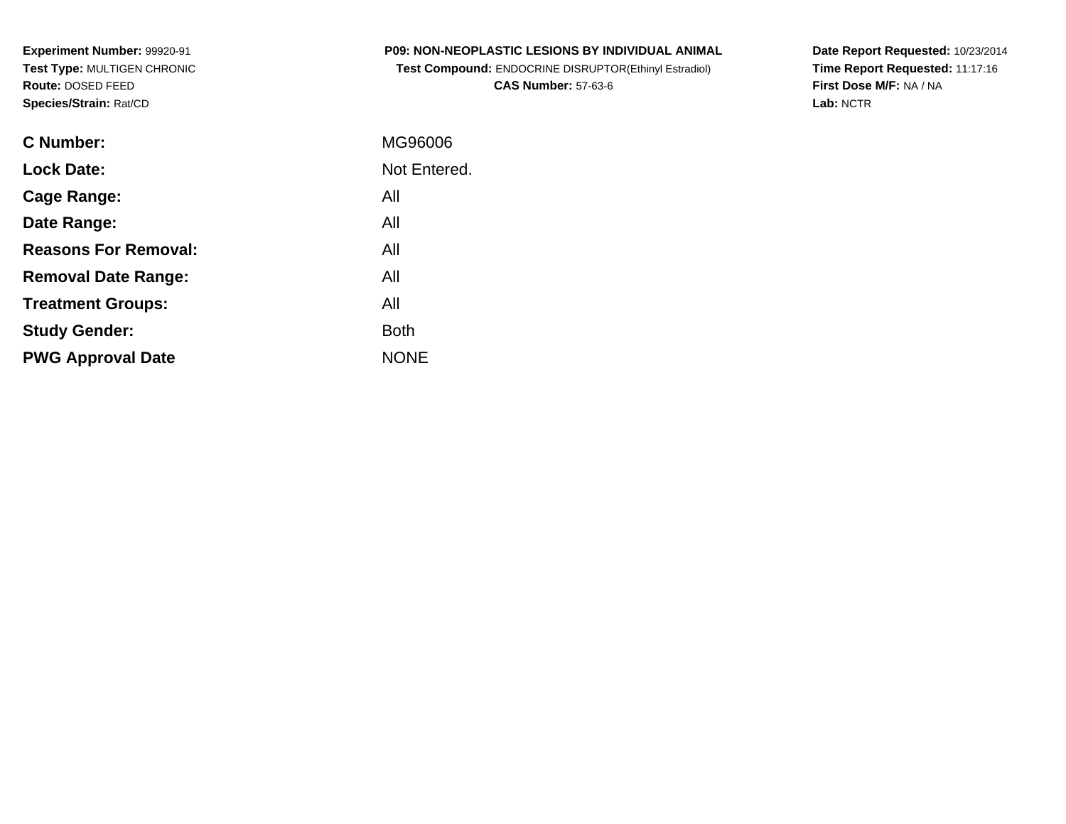**Experiment Number:** 99920-91
**Test Type:** MULTIGEN CHRONIC
**Route:** DOSED FEED
**Species/Strain:** Rat/CD

**P09: NON-NEOPLASTIC LESIONS BY INDIVIDUAL ANIMAL**
**Test Compound:** ENDOCRINE DISRUPTOR(Ethinyl Estradiol)
**CAS Number:** 57-63-6

**Date Report Requested:** 10/23/2014
**Time Report Requested:** 11:17:16
**First Dose M/F:** NA / NA
**Lab:** NCTR

| | |
|---|---|
| **C Number:** | MG96006 |
| **Lock Date:** | Not Entered. |
| **Cage Range:** | All |
| **Date Range:** | All |
| **Reasons For Removal:** | All |
| **Removal Date Range:** | All |
| **Treatment Groups:** | All |
| **Study Gender:** | Both |
| **PWG Approval Date** | NONE |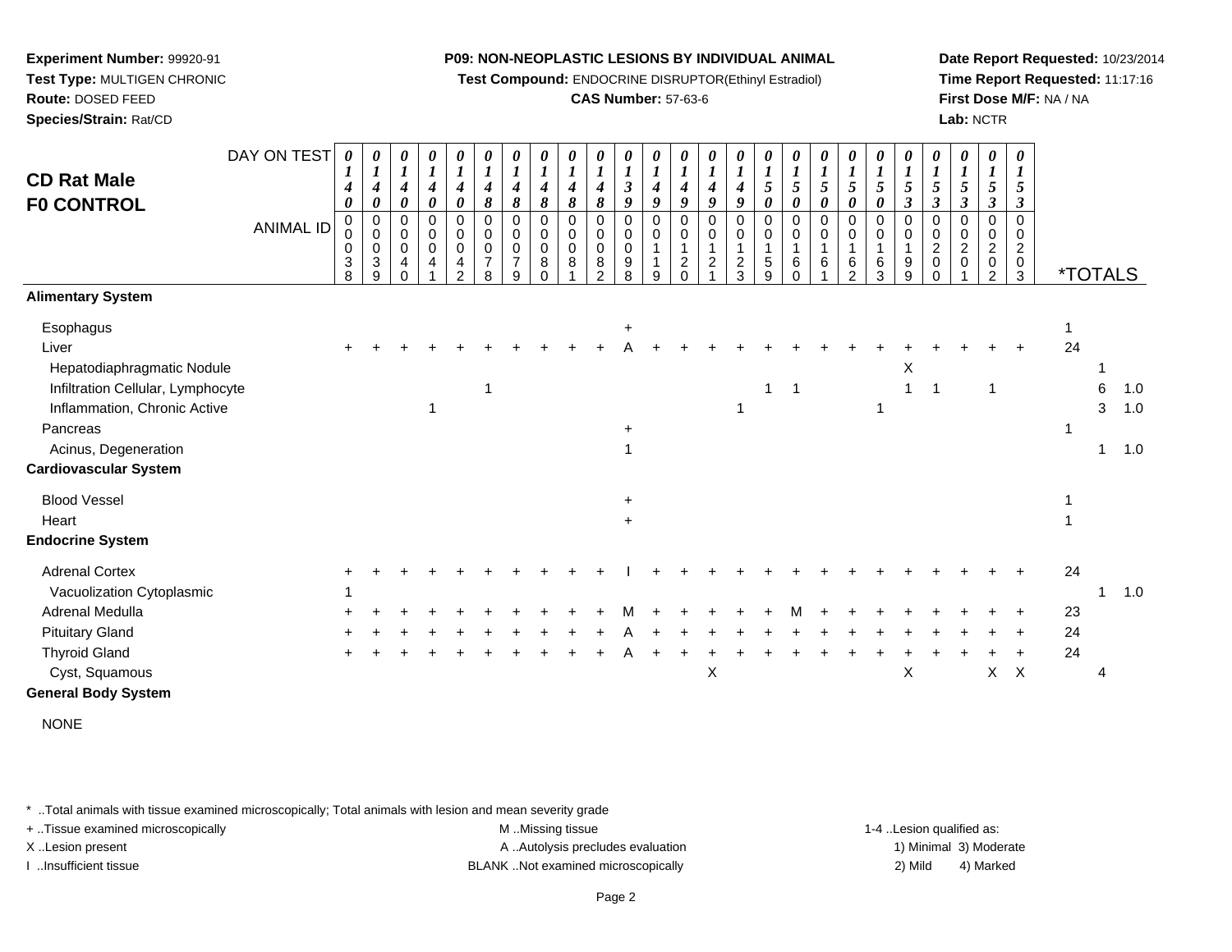**Experiment Number:** 99920-91
**Test Type:** MULTIGEN CHRONIC
**Route:** DOSED FEED
**Species/Strain:** Rat/CD

**P09: NON-NEOPLASTIC LESIONS BY INDIVIDUAL ANIMAL**
**Test Compound:** ENDOCRINE DISRUPTOR(Ethinyl Estradiol)
**CAS Number:** 57-63-6

**Date Report Requested:** 10/23/2014
**Time Report Requested:** 11:17:16
**First Dose M/F:** NA / NA
**Lab:** NCTR

## CD Rat Male F0 CONTROL

| DAY ON TEST | 0140 | 0140 | 0140 | 0140 | 0140 | 0148 | 0148 | 0148 | 0148 | 0148 | 0139 | 0149 | 0149 | 0149 | 0149 | 0150 | 0150 | 0150 | 0150 | 0150 | 0153 | 0153 | 0153 | 0153 | 0153 | *TOTALS | | |
|---|---|---|---|---|---|---|---|---|---|---|---|---|---|---|---|---|---|---|---|---|---|---|---|---|---|---|---|---|
| ANIMAL ID | 00038 | 00039 | 00040 | 00041 | 00042 | 00078 | 00079 | 00080 | 00081 | 00082 | 00098 | 00119 | 00120 | 00121 | 00123 | 00159 | 00160 | 00161 | 00162 | 00163 | 00199 | 00200 | 00201 | 00202 | 00203 | | | |
| **Alimentary System** | | | | | | | | | | | | | | | | | | | | | | | | | | | | |
| Esophagus | | | | | | | | | | | + | | | | | | | | | | | | | | | 1 | | |
| Liver | + | + | + | + | + | + | + | + | + | + | A | + | + | + | + | + | + | + | + | + | + | + | + | + | + | 24 | | |
| Hepatodiaphragmatic Nodule | | | | | | | | | | | | | | | | | | | | | X | | | | | | 1 | |
| Infiltration Cellular, Lymphocyte | | | | | | 1 | | | | | | | | | | 1 | 1 | | | | 1 | 1 | | 1 | | | 6 | 1.0 |
| Inflammation, Chronic Active | | | | 1 | | | | | | | | | | | 1 | | | | | 1 | | | | | | | 3 | 1.0 |
| Pancreas | | | | | | | | | | | + | | | | | | | | | | | | | | | 1 | | |
| Acinus, Degeneration | | | | | | | | | | | 1 | | | | | | | | | | | | | | | | 1 | 1.0 |
| **Cardiovascular System** | | | | | | | | | | | | | | | | | | | | | | | | | | | | |
| Blood Vessel | | | | | | | | | | | + | | | | | | | | | | | | | | | 1 | | |
| Heart | | | | | | | | | | | + | | | | | | | | | | | | | | | 1 | | |
| **Endocrine System** | | | | | | | | | | | | | | | | | | | | | | | | | | | | |
| Adrenal Cortex | + | + | + | + | + | + | + | + | + | + | I | + | + | + | + | + | + | + | + | + | + | + | + | + | + | 24 | | |
| Vacuolization Cytoplasmic | 1 | | | | | | | | | | | | | | | | | | | | | | | | | | 1 | 1.0 |
| Adrenal Medulla | + | + | + | + | + | + | + | + | + | + | M | + | + | + | + | + | M | + | + | + | + | + | + | + | + | 23 | | |
| Pituitary Gland | + | + | + | + | + | + | + | + | + | + | A | + | + | + | + | + | + | + | + | + | + | + | + | + | + | 24 | | |
| Thyroid Gland | + | + | + | + | + | + | + | + | + | + | A | + | + | + | + | + | + | + | + | + | + | + | + | + | + | 24 | | |
| Cyst, Squamous | | | | | | | | | | | | | | X | | | | | | | X | | | X | X | | 4 | |
| **General Body System** | | | | | | | | | | | | | | | | | | | | | | | | | | | | |
| NONE | | | | | | | | | | | | | | | | | | | | | | | | | | | | |

* ..Total animals with tissue examined microscopically; Total animals with lesion and mean severity grade
+ ..Tissue examined microscopically
X ..Lesion present
I ..Insufficient tissue
M ..Missing tissue
A ..Autolysis precludes evaluation
BLANK ..Not examined microscopically
1-4 ..Lesion qualified as: 1) Minimal 2) Mild 3) Moderate 4) Marked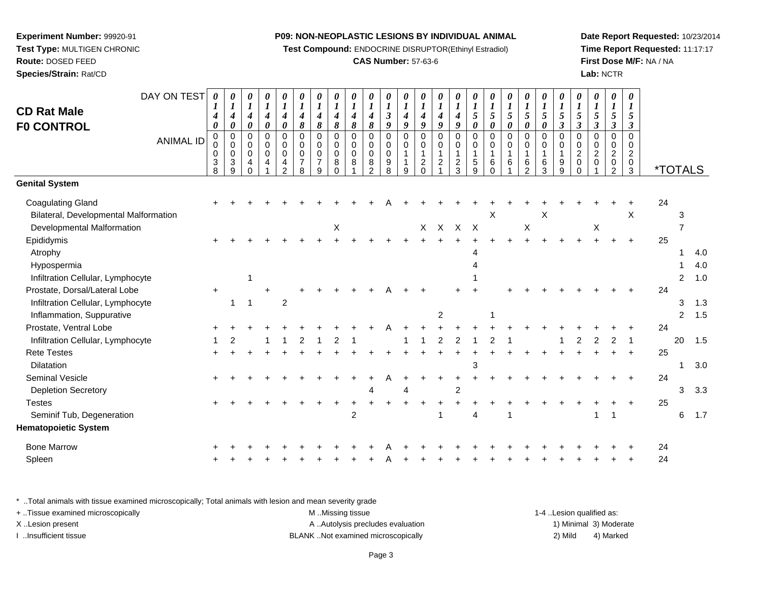**Experiment Number:** 99920-91
**Test Type:** MULTIGEN CHRONIC
**Route:** DOSED FEED
**Species/Strain:** Rat/CD

**P09: NON-NEOPLASTIC LESIONS BY INDIVIDUAL ANIMAL**
**Test Compound:** ENDOCRINE DISRUPTOR(Ethinyl Estradiol)
**CAS Number:** 57-63-6

**Date Report Requested:** 10/23/2014
**Time Report Requested:** 11:17:17
**First Dose M/F:** NA / NA
**Lab:** NCTR

# CD Rat Male F0 CONTROL

| DAY ON TEST | 0140 | 0140 | 0140 | 0140 | 0140 | 0148 | 0148 | 0148 | 0148 | 0148 | 0139 | 0149 | 0149 | 0149 | 0149 | 0150 | 0150 | 0150 | 0150 | 0150 | 0153 | 0153 | 0153 | 0153 | 0153 | | | |
|---|---|---|---|---|---|---|---|---|---|---|---|---|---|---|---|---|---|---|---|---|---|---|---|---|---|---|---|---|
| **ANIMAL ID** | 0038 | 0039 | 0040 | 0041 | 0042 | 0078 | 0079 | 0080 | 0081 | 0082 | 0098 | 0119 | 0120 | 0121 | 0123 | 0159 | 0160 | 0161 | 0162 | 0163 | 0199 | 0200 | 0201 | 0202 | 0203 | ***TOTALS** | | |
| **Genital System** | | | | | | | | | | | | | | | | | | | | | | | | | | | | |
| Coagulating Gland | + | + | + | + | + | + | + | + | + | + | A | + | + | + | + | + | + | + | + | + | + | + | + | + | + | 24 | | |
| Bilateral, Developmental Malformation | | | | | | | | | | | | | | | | | X | | | X | | | | | X | | 3 | |
| Developmental Malformation | | | | | | | | X | | | | | X | X | X | X | | | X | | | | X | | | | 7 | |
| Epididymis | + | + | + | + | + | + | + | + | + | + | + | + | + | + | + | + | + | + | + | + | + | + | + | + | + | 25 | | |
| Atrophy | | | | | | | | | | | | | | | | 4 | | | | | | | | | | | 1 | 4.0 |
| Hypospermia | | | | | | | | | | | | | | | | 4 | | | | | | | | | | | 1 | 4.0 |
| Infiltration Cellular, Lymphocyte | | | 1 | | | | | | | | | | | | | 1 | | | | | | | | | | | 2 | 1.0 |
| Prostate, Dorsal/Lateral Lobe | + | | | + | | + | + | + | + | + | A | + | + | | + | + | | + | + | + | + | + | + | + | + | 24 | | |
| Infiltration Cellular, Lymphocyte | | 1 | 1 | | 2 | | | | | | | | | | | | | | | | | | | | | | 3 | 1.3 |
| Inflammation, Suppurative | | | | | | | | | | | | | | 2 | | | 1 | | | | | | | | | | 2 | 1.5 |
| Prostate, Ventral Lobe | + | + | + | + | + | + | + | + | + | + | A | + | + | + | + | + | + | + | + | + | + | + | + | + | + | 24 | | |
| Infiltration Cellular, Lymphocyte | 1 | 2 | | 1 | 1 | 2 | 1 | 2 | 1 | | | 1 | 1 | 2 | 2 | 1 | 2 | 1 | | | 1 | 2 | 2 | 2 | 1 | | 20 | 1.5 |
| Rete Testes | + | + | + | + | + | + | + | + | + | + | + | + | + | + | + | + | + | + | + | + | + | + | + | + | + | 25 | | |
| Dilatation | | | | | | | | | | | | | | | | 3 | | | | | | | | | | | 1 | 3.0 |
| Seminal Vesicle | + | + | + | + | + | + | + | + | + | + | A | + | + | + | + | + | + | + | + | + | + | + | + | + | + | 24 | | |
| Depletion Secretory | | | | | | | | | | 4 | | 4 | | | 2 | | | | | | | | | | | | 3 | 3.3 |
| Testes | + | + | + | + | + | + | + | + | + | + | + | + | + | + | + | + | + | + | + | + | + | + | + | + | + | 25 | | |
| Seminif Tub, Degeneration | | | | | | | | | 2 | | | | | 1 | | 4 | | 1 | | | | | 1 | 1 | | | 6 | 1.7 |
| **Hematopoietic System** | | | | | | | | | | | | | | | | | | | | | | | | | | | | |
| Bone Marrow | + | + | + | + | + | + | + | + | + | + | A | + | + | + | + | + | + | + | + | + | + | + | + | + | + | 24 | | |
| Spleen | + | + | + | + | + | + | + | + | + | + | A | + | + | + | + | + | + | + | + | + | + | + | + | + | + | 24 | | |

* ..Total animals with tissue examined microscopically; Total animals with lesion and mean severity grade
+ ..Tissue examined microscopically
X ..Lesion present
I ..Insufficient tissue

M ..Missing tissue
A ..Autolysis precludes evaluation
BLANK ..Not examined microscopically

1-4 ..Lesion qualified as:
1) Minimal 3) Moderate
2) Mild 4) Marked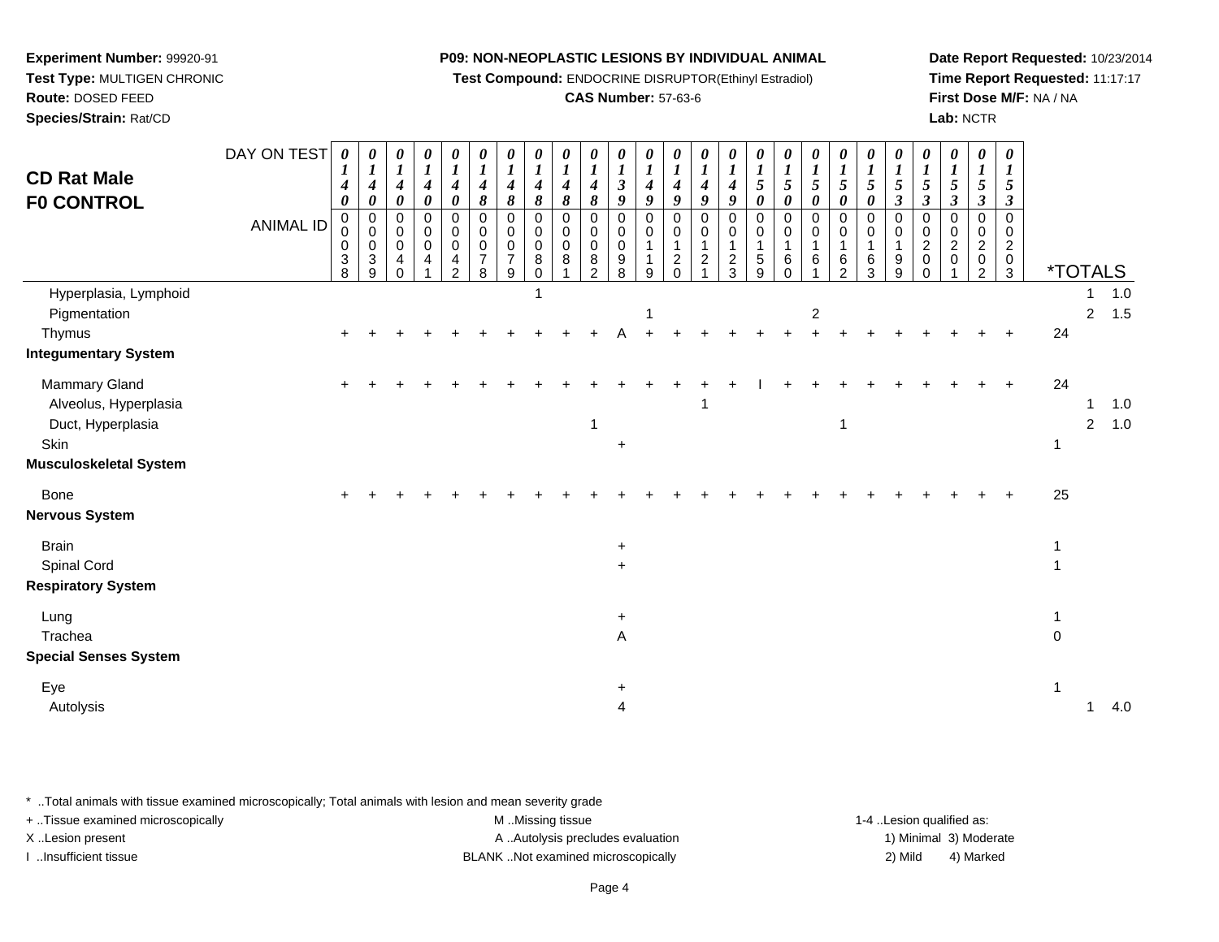**Experiment Number:** 99920-91
**Test Type:** MULTIGEN CHRONIC
**Route:** DOSED FEED
**Species/Strain:** Rat/CD

**P09: NON-NEOPLASTIC LESIONS BY INDIVIDUAL ANIMAL**
**Test Compound:** ENDOCRINE DISRUPTOR(Ethinyl Estradiol)
**CAS Number:** 57-63-6

**Date Report Requested:** 10/23/2014
**Time Report Requested:** 11:17:17
**First Dose M/F:** NA / NA
**Lab:** NCTR

## CD Rat Male F0 CONTROL

| DAY ON TEST | 0140 | 0140 | 0140 | 0140 | 0140 | 0148 | 0148 | 0148 | 0148 | 0148 | 0139 | 0149 | 0149 | 0149 | 0149 | 0150 | 0150 | 0150 | 0150 | 0150 | 0153 | 0153 | 0153 | 0153 | 0153 | | | |
|---|---|---|---|---|---|---|---|---|---|---|---|---|---|---|---|---|---|---|---|---|---|---|---|---|---|---|---|---|
| **ANIMAL ID** | 00038 | 00039 | 00040 | 00041 | 00042 | 00078 | 00079 | 00080 | 00081 | 00082 | 00098 | 00119 | 00120 | 00121 | 00123 | 00159 | 00160 | 00161 | 00162 | 00163 | 00199 | 00200 | 00201 | 00202 | 00203 | ***TOTALS** | | |
| Hyperplasia, Lymphoid | | | | | | | | 1 | | | | | | | | | | | | | | | | | | | 1 | 1.0 |
| Pigmentation | | | | | | | | | | | | 1 | | | | | | 2 | | | | | | | | | 2 | 1.5 |
| Thymus | + | + | + | + | + | + | + | + | + | + | A | + | + | + | + | + | + | + | + | + | + | + | + | + | + | 24 | | |
| **Integumentary System** | | | | | | | | | | | | | | | | | | | | | | | | | | | | |
| Mammary Gland | + | + | + | + | + | + | + | + | + | + | + | + | + | + | + | I | + | + | + | + | + | + | + | + | + | 24 | | |
| Alveolus, Hyperplasia | | | | | | | | | | | | | | 1 | | | | | | | | | | | | | 1 | 1.0 |
| Duct, Hyperplasia | | | | | | | | | | 1 | | | | | | | | | 1 | | | | | | | | 2 | 1.0 |
| Skin | | | | | | | | | | | + | | | | | | | | | | | | | | | 1 | | |
| **Musculoskeletal System** | | | | | | | | | | | | | | | | | | | | | | | | | | | | |
| Bone | + | + | + | + | + | + | + | + | + | + | + | + | + | + | + | + | + | + | + | + | + | + | + | + | + | 25 | | |
| **Nervous System** | | | | | | | | | | | | | | | | | | | | | | | | | | | | |
| Brain | | | | | | | | | | | + | | | | | | | | | | | | | | | 1 | | |
| Spinal Cord | | | | | | | | | | | + | | | | | | | | | | | | | | | 1 | | |
| **Respiratory System** | | | | | | | | | | | | | | | | | | | | | | | | | | | | |
| Lung | | | | | | | | | | | + | | | | | | | | | | | | | | | 1 | | |
| Trachea | | | | | | | | | | | A | | | | | | | | | | | | | | | 0 | | |
| **Special Senses System** | | | | | | | | | | | | | | | | | | | | | | | | | | | | |
| Eye | | | | | | | | | | | + | | | | | | | | | | | | | | | 1 | | |
| Autolysis | | | | | | | | | | | 4 | | | | | | | | | | | | | | | | 1 | 4.0 |

\* ..Total animals with tissue examined microscopically; Total animals with lesion and mean severity grade
+ ..Tissue examined microscopically
X ..Lesion present
I ..Insufficient tissue

M ..Missing tissue
A ..Autolysis precludes evaluation
BLANK ..Not examined microscopically

1-4 ..Lesion qualified as:
1) Minimal 3) Moderate
2) Mild 4) Marked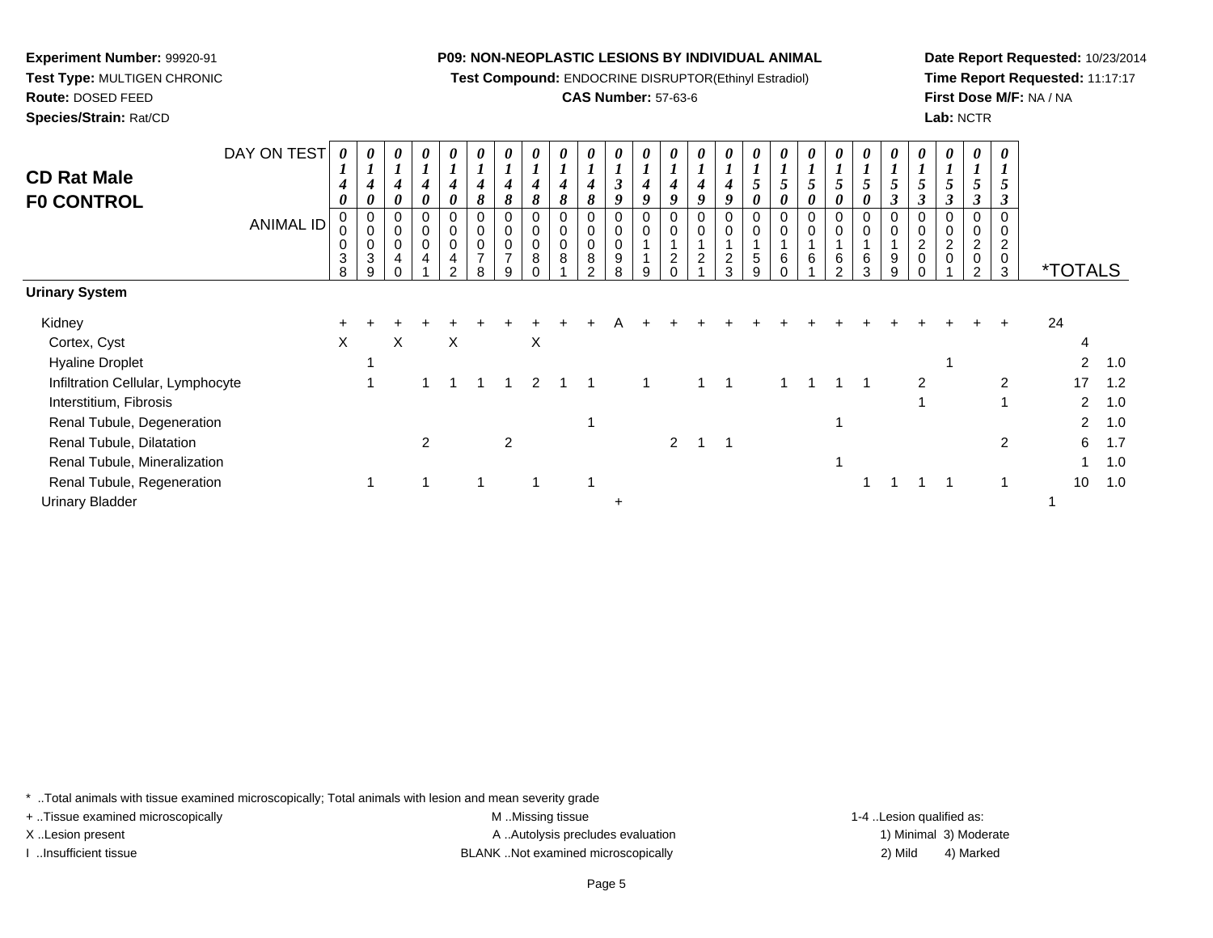**Experiment Number:** 99920-91
**Test Type:** MULTIGEN CHRONIC
**Route:** DOSED FEED
**Species/Strain:** Rat/CD

**P09: NON-NEOPLASTIC LESIONS BY INDIVIDUAL ANIMAL**
**Test Compound:** ENDOCRINE DISRUPTOR(Ethinyl Estradiol)
**CAS Number:** 57-63-6

**Date Report Requested:** 10/23/2014
**Time Report Requested:** 11:17:17
**First Dose M/F:** NA / NA
**Lab:** NCTR

# CD Rat Male
# F0 CONTROL

| DAY ON TEST | 0140 | 0140 | 0140 | 0140 | 0140 | 0148 | 0148 | 0148 | 0148 | 0148 | 0139 | 0149 | 0149 | 0149 | 0149 | 0150 | 0150 | 0150 | 0150 | 0150 | 0153 | 0153 | 0153 | 0153 | 0153 | | |
|---|---|---|---|---|---|---|---|---|---|---|---|---|---|---|---|---|---|---|---|---|---|---|---|---|---|---|---|
| **ANIMAL ID** | 00038 | 00039 | 00040 | 00041 | 00042 | 00078 | 00079 | 00080 | 00081 | 00082 | 00098 | 00119 | 00120 | 00121 | 00123 | 00159 | 00160 | 00161 | 00162 | 00163 | 00199 | 00200 | 00201 | 00202 | 00203 | ***TOTALS** | |
| **Urinary System** | | | | | | | | | | | | | | | | | | | | | | | | | | | |
| Kidney | + | + | + | + | + | + | + | + | + | + | A | + | + | + | + | + | + | + | + | + | + | + | + | + | + | 24 | |
| Cortex, Cyst | X | | X | | X | | | X | | | | | | | | | | | | | | | | | | 4 | |
| Hyaline Droplet | | 1 | | | | | | | | | | | | | | | | | | | | | 1 | | | 2 | 1.0 |
| Infiltration Cellular, Lymphocyte | | 1 | | 1 | 1 | 1 | 1 | 2 | 1 | 1 | | 1 | | 1 | 1 | | 1 | 1 | 1 | 1 | | 2 | | | 2 | 17 | 1.2 |
| Interstitium, Fibrosis | | | | | | | | | | | | | | | | | | | | | | 1 | | | 1 | 2 | 1.0 |
| Renal Tubule, Degeneration | | | | | | | | | | 1 | | | | | | | | | 1 | | | | | | | 2 | 1.0 |
| Renal Tubule, Dilatation | | | | 2 | | | 2 | | | | | | 2 | 1 | 1 | | | | | | | | | | 2 | 6 | 1.7 |
| Renal Tubule, Mineralization | | | | | | | | | | | | | | | | | | | 1 | | | | | | | 1 | 1.0 |
| Renal Tubule, Regeneration | | 1 | | 1 | | 1 | | 1 | | 1 | | | | | | | | | | 1 | 1 | 1 | 1 | | 1 | 10 | 1.0 |
| Urinary Bladder | | | | | | | | | | | + | | | | | | | | | | | | | | | 1 | |

\* ..Total animals with tissue examined microscopically; Total animals with lesion and mean severity grade
+ ..Tissue examined microscopically
X ..Lesion present
I ..Insufficient tissue
M ..Missing tissue
A ..Autolysis precludes evaluation
BLANK ..Not examined microscopically
1-4 ..Lesion qualified as:
1) Minimal 3) Moderate
2) Mild 4) Marked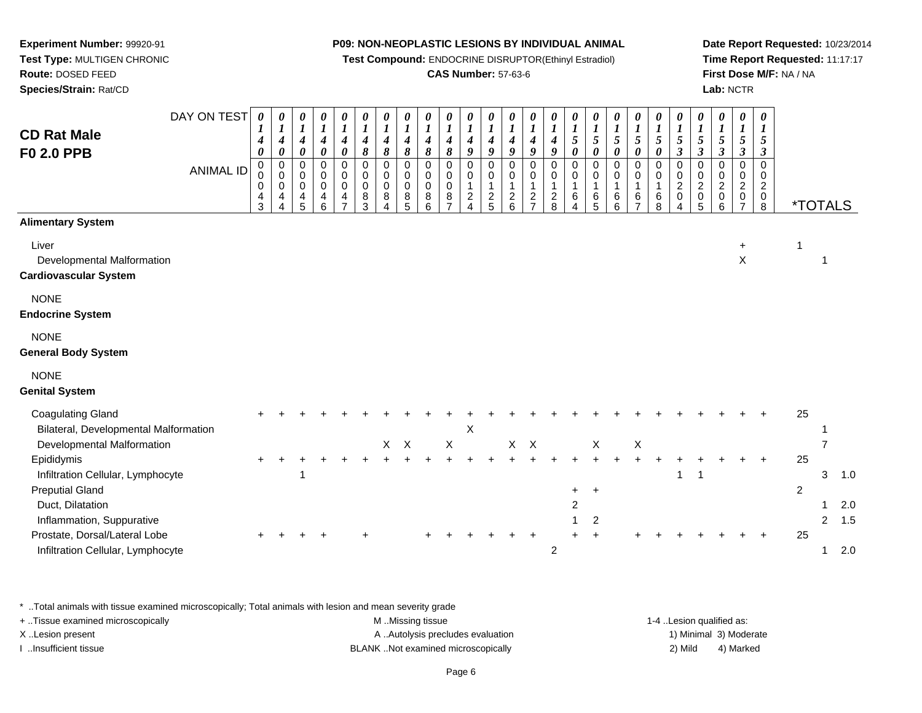**Experiment Number:** 99920-91
**Test Type:** MULTIGEN CHRONIC
**Route:** DOSED FEED
**Species/Strain:** Rat/CD

**P09: NON-NEOPLASTIC LESIONS BY INDIVIDUAL ANIMAL**
**Test Compound:** ENDOCRINE DISRUPTOR(Ethinyl Estradiol)
**CAS Number:** 57-63-6

**Date Report Requested:** 10/23/2014
**Time Report Requested:** 11:17:17
**First Dose M/F:** NA / NA
**Lab:** NCTR

## CD Rat Male F0 2.0 PPB

| DAY ON TEST | 0140 | 0140 | 0140 | 0140 | 0140 | 0148 | 0148 | 0148 | 0148 | 0148 | 0149 | 0149 | 0149 | 0149 | 0149 | 0150 | 0150 | 0150 | 0150 | 0150 | 0153 | 0153 | 0153 | 0153 | 0153 | | | |
|---|---|---|---|---|---|---|---|---|---|---|---|---|---|---|---|---|---|---|---|---|---|---|---|---|---|---|---|---|
| **ANIMAL ID** | 00043 | 00044 | 00045 | 00046 | 00047 | 00083 | 00084 | 00085 | 00086 | 00087 | 00124 | 00125 | 00126 | 00127 | 00128 | 00164 | 00165 | 00166 | 00167 | 00168 | 00204 | 00205 | 00206 | 00207 | 00208 | ***TOTALS** | | |
| **Alimentary System** | | | | | | | | | | | | | | | | | | | | | | | | | | | | |
| Liver | | | | | | | | | | | | | | | | | | | | | | | | + | | 1 | | |
| Developmental Malformation | | | | | | | | | | | | | | | | | | | | | | | | X | | | 1 | |
| **Cardiovascular System** | | | | | | | | | | | | | | | | | | | | | | | | | | | | |
| NONE | | | | | | | | | | | | | | | | | | | | | | | | | | | | |
| **Endocrine System** | | | | | | | | | | | | | | | | | | | | | | | | | | | | |
| NONE | | | | | | | | | | | | | | | | | | | | | | | | | | | | |
| **General Body System** | | | | | | | | | | | | | | | | | | | | | | | | | | | | |
| NONE | | | | | | | | | | | | | | | | | | | | | | | | | | | | |
| **Genital System** | | | | | | | | | | | | | | | | | | | | | | | | | | | | |
| Coagulating Gland | + | + | + | + | + | + | + | + | + | + | + | + | + | + | + | + | + | + | + | + | + | + | + | + | + | 25 | | |
| Bilateral, Developmental Malformation | | | | | | | | | | | X | | | | | | | | | | | | | | | | 1 | |
| Developmental Malformation | | | | | | | X | X | | X | | | X | X | | | X | | X | | | | | | | | 7 | |
| Epididymis | + | + | + | + | + | + | + | + | + | + | + | + | + | + | + | + | + | + | + | + | + | + | + | + | + | 25 | | |
| Infiltration Cellular, Lymphocyte | | | 1 | | | | | | | | | | | | | | | | | | 1 | 1 | | | | | 3 | 1.0 |
| Preputial Gland | | | | | | | | | | | | | | | | + | + | | | | | | | | | 2 | | |
| Duct, Dilatation | | | | | | | | | | | | | | | | 2 | | | | | | | | | | | 1 | 2.0 |
| Inflammation, Suppurative | | | | | | | | | | | | | | | | 1 | 2 | | | | | | | | | | 2 | 1.5 |
| Prostate, Dorsal/Lateral Lobe | + | + | + | + | | + | | | + | + | + | + | + | + | | + | + | | + | + | + | + | + | + | + | 25 | | |
| Infiltration Cellular, Lymphocyte | | | | | | | | | | | | | | | 2 | | | | | | | | | | | | 1 | 2.0 |

\* ..Total animals with tissue examined microscopically; Total animals with lesion and mean severity grade
+ ..Tissue examined microscopically
X ..Lesion present
I ..Insufficient tissue
M ..Missing tissue
A ..Autolysis precludes evaluation
BLANK ..Not examined microscopically
1-4 ..Lesion qualified as:
1) Minimal 3) Moderate
2) Mild 4) Marked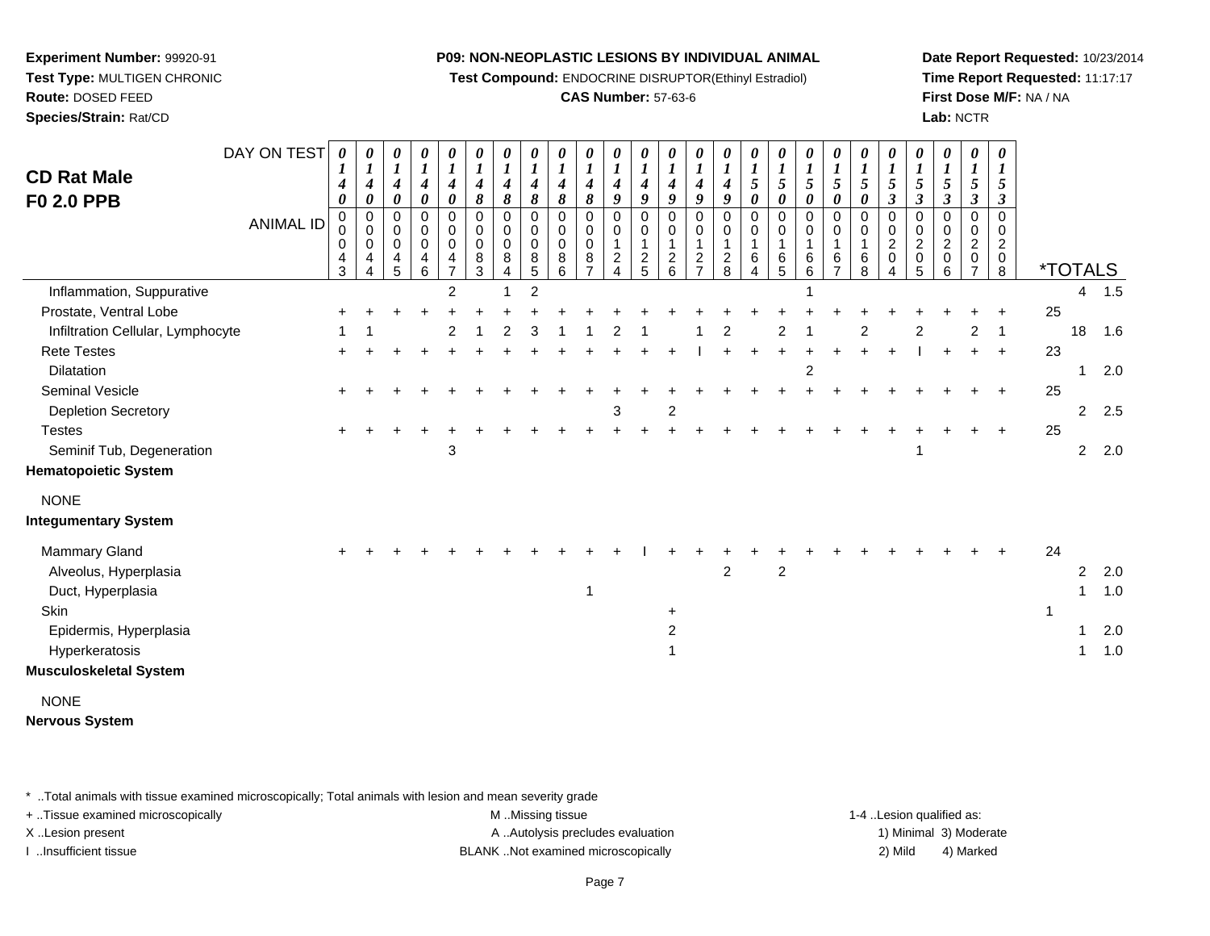**Experiment Number:** 99920-91
**Test Type:** MULTIGEN CHRONIC
**Route:** DOSED FEED
**Species/Strain:** Rat/CD

**P09: NON-NEOPLASTIC LESIONS BY INDIVIDUAL ANIMAL**
**Test Compound:** ENDOCRINE DISRUPTOR(Ethinyl Estradiol)
**CAS Number:** 57-63-6

**Date Report Requested:** 10/23/2014
**Time Report Requested:** 11:17:17
**First Dose M/F:** NA / NA
**Lab:** NCTR

## CD Rat Male F0 2.0 PPB

| DAY ON TEST | 0140 | 0140 | 0140 | 0140 | 0140 | 0148 | 0148 | 0148 | 0148 | 0148 | 0149 | 0149 | 0149 | 0149 | 0149 | 0150 | 0150 | 0150 | 0150 | 0150 | 0153 | 0153 | 0153 | 0153 | 0153 | | | |
|---|---|---|---|---|---|---|---|---|---|---|---|---|---|---|---|---|---|---|---|---|---|---|---|---|---|---|---|---|
| **ANIMAL ID** | 0043 | 0044 | 0045 | 0046 | 0047 | 0083 | 0084 | 0085 | 0086 | 0087 | 0124 | 0125 | 0126 | 0127 | 0128 | 0164 | 0165 | 0166 | 0167 | 0168 | 0204 | 0205 | 0206 | 0207 | 0208 | ***TOTALS** | | |
| Inflammation, Suppurative | | | | | 2 | | 1 | 2 | | | | | | | | | | 1 | | | | | | | | | 4 | 1.5 |
| Prostate, Ventral Lobe | + | + | + | + | + | + | + | + | + | + | + | + | + | + | + | + | + | + | + | + | + | + | + | + | + | 25 | | |
| Infiltration Cellular, Lymphocyte | 1 | 1 | | | 2 | 1 | 2 | 3 | 1 | 1 | 2 | 1 | | 1 | 2 | | 2 | 1 | | 2 | | 2 | | 2 | 1 | | 18 | 1.6 |
| Rete Testes | + | + | + | + | + | + | + | + | + | + | + | + | + | I | + | + | + | + | + | + | + | I | + | + | + | 23 | | |
| Dilatation | | | | | | | | | | | | | | | | | | 2 | | | | | | | | | 1 | 2.0 |
| Seminal Vesicle | + | + | + | + | + | + | + | + | + | + | + | + | + | + | + | + | + | + | + | + | + | + | + | + | + | 25 | | |
| Depletion Secretory | | | | | | | | | | | 3 | | 2 | | | | | | | | | | | | | | 2 | 2.5 |
| Testes | + | + | + | + | + | + | + | + | + | + | + | + | + | + | + | + | + | + | + | + | + | + | + | + | + | 25 | | |
| Seminif Tub, Degeneration | | | | | 3 | | | | | | | | | | | | | | | | | 1 | | | | | 2 | 2.0 |
| **Hematopoietic System** | | | | | | | | | | | | | | | | | | | | | | | | | | | | |
| NONE | | | | | | | | | | | | | | | | | | | | | | | | | | | | |
| **Integumentary System** | | | | | | | | | | | | | | | | | | | | | | | | | | | | |
| Mammary Gland | + | + | + | + | + | + | + | + | + | + | + | I | + | + | + | + | + | + | + | + | + | + | + | + | + | 24 | | |
| Alveolus, Hyperplasia | | | | | | | | | | | | | | | 2 | | 2 | | | | | | | | | | 2 | 2.0 |
| Duct, Hyperplasia | | | | | | | | | | 1 | | | | | | | | | | | | | | | | | 1 | 1.0 |
| Skin | | | | | | | | | | | | | + | | | | | | | | | | | | | 1 | | |
| Epidermis, Hyperplasia | | | | | | | | | | | | | 2 | | | | | | | | | | | | | | 1 | 2.0 |
| Hyperkeratosis | | | | | | | | | | | | | 1 | | | | | | | | | | | | | | 1 | 1.0 |
| **Musculoskeletal System** | | | | | | | | | | | | | | | | | | | | | | | | | | | | |
| NONE | | | | | | | | | | | | | | | | | | | | | | | | | | | | |
| **Nervous System** | | | | | | | | | | | | | | | | | | | | | | | | | | | | |

* ..Total animals with tissue examined microscopically; Total animals with lesion and mean severity grade
+ ..Tissue examined microscopically
X ..Lesion present
I ..Insufficient tissue

M ..Missing tissue
A ..Autolysis precludes evaluation
BLANK ..Not examined microscopically

1-4 ..Lesion qualified as:
1) Minimal 3) Moderate
2) Mild 4) Marked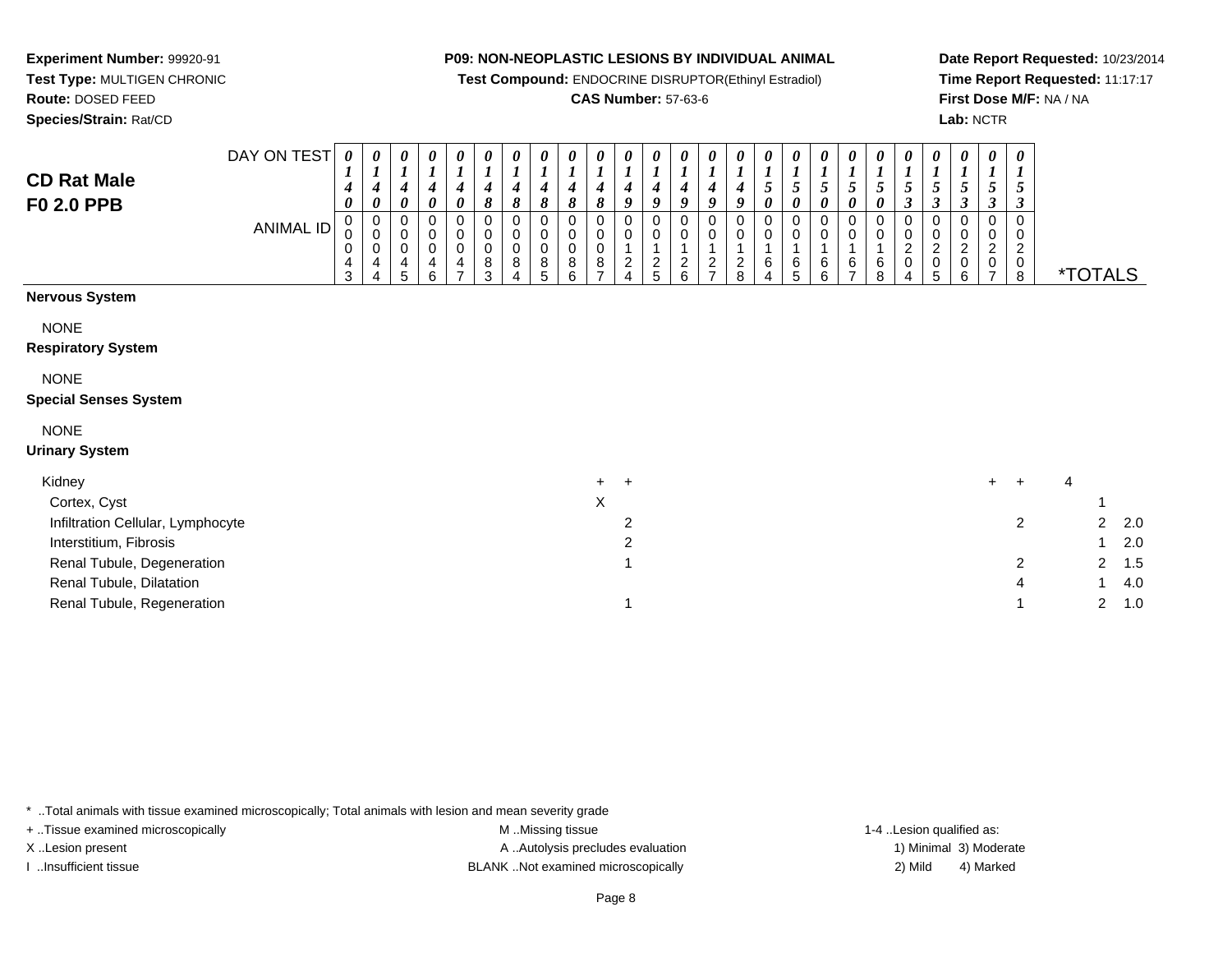**Experiment Number:** 99920-91
**Test Type:** MULTIGEN CHRONIC
**Route:** DOSED FEED
**Species/Strain:** Rat/CD

**P09: NON-NEOPLASTIC LESIONS BY INDIVIDUAL ANIMAL**
**Test Compound:** ENDOCRINE DISRUPTOR(Ethinyl Estradiol)
**CAS Number:** 57-63-6

**Date Report Requested:** 10/23/2014
**Time Report Requested:** 11:17:17
**First Dose M/F:** NA / NA
**Lab:** NCTR

## CD Rat Male
## F0 2.0 PPB

| DAY ON TEST | 0140 | 0140 | 0140 | 0140 | 0140 | 0148 | 0148 | 0148 | 0148 | 0148 | 0149 | 0149 | 0149 | 0149 | 0149 | 0150 | 0150 | 0150 | 0150 | 0150 | 0153 | 0153 | 0153 | 0153 | 0153 | | |
|---|---|---|---|---|---|---|---|---|---|---|---|---|---|---|---|---|---|---|---|---|---|---|---|---|---|---|---|
| **ANIMAL ID** | 00043 | 00044 | 00045 | 00046 | 00047 | 00083 | 00084 | 00085 | 00086 | 00087 | 00124 | 00125 | 00126 | 00127 | 00128 | 00164 | 00165 | 00166 | 00167 | 00168 | 00204 | 00205 | 00206 | 00207 | 00208 | ***TOTALS** | |
| **Nervous System** | | | | | | | | | | | | | | | | | | | | | | | | | | | |
| NONE | | | | | | | | | | | | | | | | | | | | | | | | | | | |
| **Respiratory System** | | | | | | | | | | | | | | | | | | | | | | | | | | | |
| NONE | | | | | | | | | | | | | | | | | | | | | | | | | | | |
| **Special Senses System** | | | | | | | | | | | | | | | | | | | | | | | | | | | |
| NONE | | | | | | | | | | | | | | | | | | | | | | | | | | | |
| **Urinary System** | | | | | | | | | | | | | | | | | | | | | | | | | | | |
| Kidney | | | | | | | | | | + | + | | | | | | | | | | | | | + | + | 4 | |
| Cortex, Cyst | | | | | | | | | | X | | | | | | | | | | | | | | | | 1 | |
| Infiltration Cellular, Lymphocyte | | | | | | | | | | | 2 | | | | | | | | | | | | | | 2 | 2 | 2.0 |
| Interstitium, Fibrosis | | | | | | | | | | | 2 | | | | | | | | | | | | | | | 1 | 2.0 |
| Renal Tubule, Degeneration | | | | | | | | | | | 1 | | | | | | | | | | | | | | 2 | 2 | 1.5 |
| Renal Tubule, Dilatation | | | | | | | | | | | | | | | | | | | | | | | | | 4 | 1 | 4.0 |
| Renal Tubule, Regeneration | | | | | | | | | | | 1 | | | | | | | | | | | | | | 1 | 2 | 1.0 |

\* ..Total animals with tissue examined microscopically; Total animals with lesion and mean severity grade
+ ..Tissue examined microscopically
X ..Lesion present
I ..Insufficient tissue
M ..Missing tissue
A ..Autolysis precludes evaluation
BLANK ..Not examined microscopically
1-4 ..Lesion qualified as:
1) Minimal 3) Moderate
2) Mild 4) Marked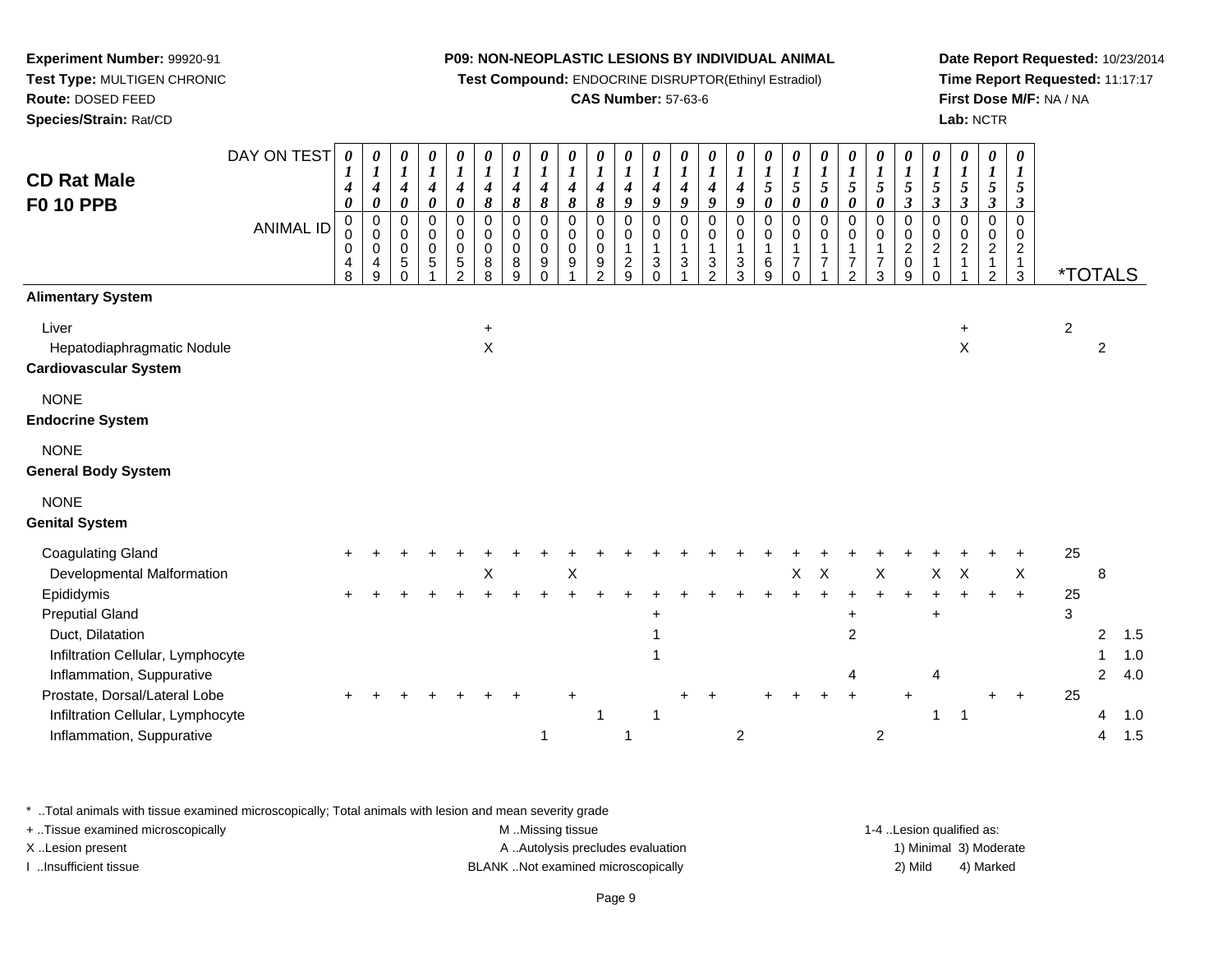**Experiment Number:** 99920-91
**Test Type:** MULTIGEN CHRONIC
**Route:** DOSED FEED
**Species/Strain:** Rat/CD

**P09: NON-NEOPLASTIC LESIONS BY INDIVIDUAL ANIMAL**
**Test Compound:** ENDOCRINE DISRUPTOR(Ethinyl Estradiol)
**CAS Number:** 57-63-6

**Date Report Requested:** 10/23/2014
**Time Report Requested:** 11:17:17
**First Dose M/F:** NA / NA
**Lab:** NCTR

## CD Rat Male F0 10 PPB

| DAY ON TEST | 0140 | 0140 | 0140 | 0140 | 0140 | 0148 | 0148 | 0148 | 0148 | 0148 | 0149 | 0149 | 0149 | 0149 | 0149 | 0150 | 0150 | 0150 | 0150 | 0150 | 0153 | 0153 | 0153 | 0153 | 0153 | | | |
|---|---|---|---|---|---|---|---|---|---|---|---|---|---|---|---|---|---|---|---|---|---|---|---|---|---|---|---|---|
| **ANIMAL ID** | 0048 | 0049 | 0050 | 0051 | 0052 | 0088 | 0089 | 0090 | 0091 | 0092 | 0129 | 0130 | 0131 | 0132 | 0133 | 0169 | 0170 | 0171 | 0172 | 0173 | 0209 | 0210 | 0211 | 0212 | 0213 | ***TOTALS** | | |
| **Alimentary System** | | | | | | | | | | | | | | | | | | | | | | | | | | | | |
| Liver | | | | | | + | | | | | | | | | | | | | | | | | + | | | 2 | | |
| Hepatodiaphragmatic Nodule | | | | | | X | | | | | | | | | | | | | | | | | X | | | | 2 | |
| **Cardiovascular System** | | | | | | | | | | | | | | | | | | | | | | | | | | | | |
| NONE | | | | | | | | | | | | | | | | | | | | | | | | | | | | |
| **Endocrine System** | | | | | | | | | | | | | | | | | | | | | | | | | | | | |
| NONE | | | | | | | | | | | | | | | | | | | | | | | | | | | | |
| **General Body System** | | | | | | | | | | | | | | | | | | | | | | | | | | | | |
| NONE | | | | | | | | | | | | | | | | | | | | | | | | | | | | |
| **Genital System** | | | | | | | | | | | | | | | | | | | | | | | | | | | | |
| Coagulating Gland | + | + | + | + | + | + | + | + | + | + | + | + | + | + | + | + | + | + | + | + | + | + | + | + | + | 25 | | |
| Developmental Malformation | | | | | | X | | | X | | | | | | | | X | X | | X | | X | X | | X | | 8 | |
| Epididymis | + | + | + | + | + | + | + | + | + | + | + | + | + | + | + | + | + | + | + | + | + | + | + | + | + | 25 | | |
| Preputial Gland | | | | | | | | | | | | + | | | | | | | + | | | + | | | | 3 | | |
| Duct, Dilatation | | | | | | | | | | | | 1 | | | | | | | 2 | | | | | | | | 2 | 1.5 |
| Infiltration Cellular, Lymphocyte | | | | | | | | | | | | 1 | | | | | | | | | | | | | | | 1 | 1.0 |
| Inflammation, Suppurative | | | | | | | | | | | | | | | | | | | 4 | | | 4 | | | | | 2 | 4.0 |
| Prostate, Dorsal/Lateral Lobe | + | + | + | + | + | + | + | | + | | | | + | + | | + | + | + | + | | + | | | + | + | 25 | | |
| Infiltration Cellular, Lymphocyte | | | | | | | | | | 1 | | 1 | | | | | | | | | | 1 | 1 | | | | 4 | 1.0 |
| Inflammation, Suppurative | | | | | | | | 1 | | | 1 | | | | 2 | | | | | 2 | | | | | | | 4 | 1.5 |

\* ..Total animals with tissue examined microscopically; Total animals with lesion and mean severity grade
+ ..Tissue examined microscopically
X ..Lesion present
I ..Insufficient tissue

M ..Missing tissue
A ..Autolysis precludes evaluation
BLANK ..Not examined microscopically

1-4 ..Lesion qualified as:
1) Minimal 3) Moderate
2) Mild 4) Marked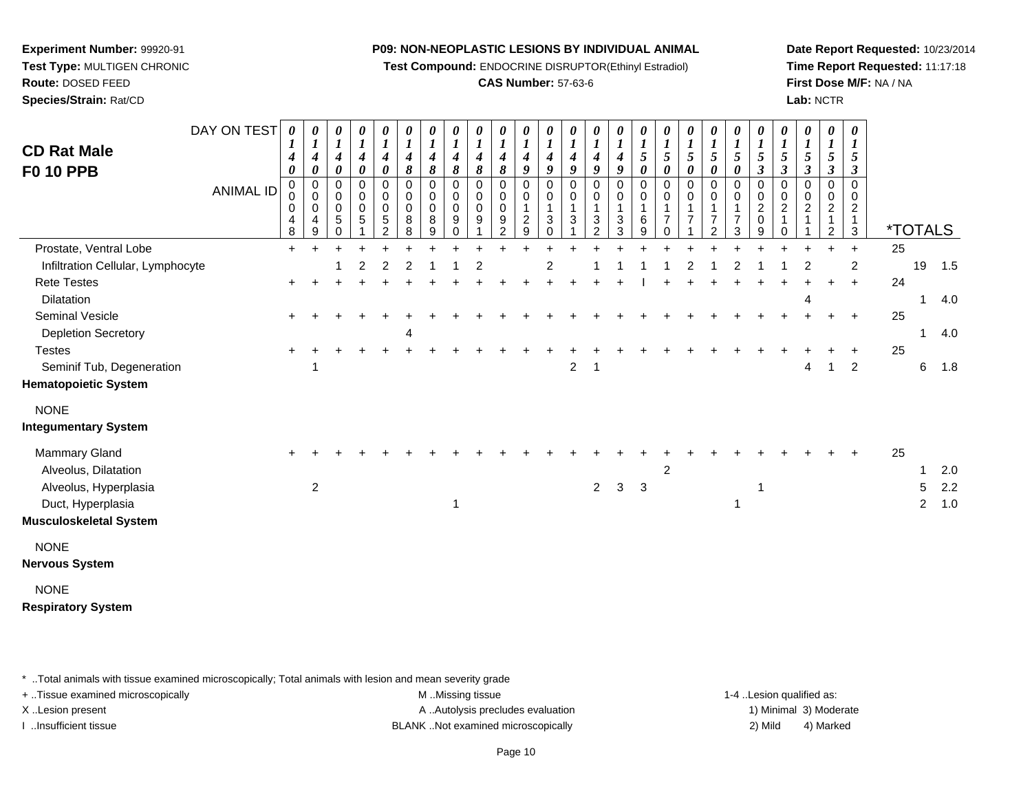**Experiment Number:** 99920-91
**Test Type:** MULTIGEN CHRONIC
**Route:** DOSED FEED
**Species/Strain:** Rat/CD

**P09: NON-NEOPLASTIC LESIONS BY INDIVIDUAL ANIMAL**
**Test Compound:** ENDOCRINE DISRUPTOR(Ethinyl Estradiol)
**CAS Number:** 57-63-6

**Date Report Requested:** 10/23/2014
**Time Report Requested:** 11:17:18
**First Dose M/F:** NA / NA
**Lab:** NCTR

# CD Rat Male
## F0 10 PPB

| DAY ON TEST | 0140 | 0140 | 0140 | 0140 | 0140 | 0148 | 0148 | 0148 | 0148 | 0148 | 0149 | 0149 | 0149 | 0149 | 0149 | 0150 | 0150 | 0150 | 0150 | 0150 | 0153 | 0153 | 0153 | 0153 | 0153 | *TOTALS | | |
|---|---|---|---|---|---|---|---|---|---|---|---|---|---|---|---|---|---|---|---|---|---|---|---|---|---|---|---|---|
| **ANIMAL ID** | 0000048 | 0000049 | 0000050 | 0000051 | 0000052 | 0000088 | 0000089 | 0000090 | 0000091 | 0000092 | 0000129 | 0000130 | 0000131 | 0000132 | 0000133 | 0000169 | 0000170 | 0000171 | 0000172 | 0000173 | 0000209 | 0000210 | 0000211 | 0000212 | 0000213 | | | |
| Prostate, Ventral Lobe | + | + | + | + | + | + | + | + | + | + | + | + | + | + | + | + | + | + | + | + | + | + | + | + | + | 25 | | |
| Infiltration Cellular, Lymphocyte | | | 1 | 2 | 2 | 2 | 1 | 1 | 2 | | | 2 | | 1 | 1 | 1 | 1 | 2 | 1 | 2 | 1 | 1 | 2 | | 2 | | 19 | 1.5 |
| Rete Testes | + | + | + | + | + | + | + | + | + | + | + | + | + | + | + | I | + | + | + | + | + | + | + | + | + | 24 | | |
| Dilatation | | | | | | | | | | | | | | | | | | | | | | | 4 | | | | 1 | 4.0 |
| Seminal Vesicle | + | + | + | + | + | + | + | + | + | + | + | + | + | + | + | + | + | + | + | + | + | + | + | + | + | 25 | | |
| Depletion Secretory | | | | | | 4 | | | | | | | | | | | | | | | | | | | | | 1 | 4.0 |
| Testes | + | + | + | + | + | + | + | + | + | + | + | + | + | + | + | + | + | + | + | + | + | + | + | + | + | 25 | | |
| Seminif Tub, Degeneration | | 1 | | | | | | | | | | | 2 | 1 | | | | | | | | | 4 | 1 | 2 | | 6 | 1.8 |
| **Hematopoietic System** | | | | | | | | | | | | | | | | | | | | | | | | | | | | |
| NONE | | | | | | | | | | | | | | | | | | | | | | | | | | | | |
| **Integumentary System** | | | | | | | | | | | | | | | | | | | | | | | | | | | | |
| Mammary Gland | + | + | + | + | + | + | + | + | + | + | + | + | + | + | + | + | + | + | + | + | + | + | + | + | + | 25 | | |
| Alveolus, Dilatation | | | | | | | | | | | | | | | | | 2 | | | | | | | | | | 1 | 2.0 |
| Alveolus, Hyperplasia | | 2 | | | | | | | | | | | | 2 | 3 | 3 | | | | | 1 | | | | | | 5 | 2.2 |
| Duct, Hyperplasia | | | | | | | | 1 | | | | | | | | | | | | 1 | | | | | | | 2 | 1.0 |
| **Musculoskeletal System** | | | | | | | | | | | | | | | | | | | | | | | | | | | | |
| NONE | | | | | | | | | | | | | | | | | | | | | | | | | | | | |
| **Nervous System** | | | | | | | | | | | | | | | | | | | | | | | | | | | | |
| NONE | | | | | | | | | | | | | | | | | | | | | | | | | | | | |
| **Respiratory System** | | | | | | | | | | | | | | | | | | | | | | | | | | | | |

* ..Total animals with tissue examined microscopically; Total animals with lesion and mean severity grade
+ ..Tissue examined microscopically
X ..Lesion present
I ..Insufficient tissue

M ..Missing tissue
A ..Autolysis precludes evaluation
BLANK ..Not examined microscopically

1-4 ..Lesion qualified as:
1) Minimal 3) Moderate
2) Mild 4) Marked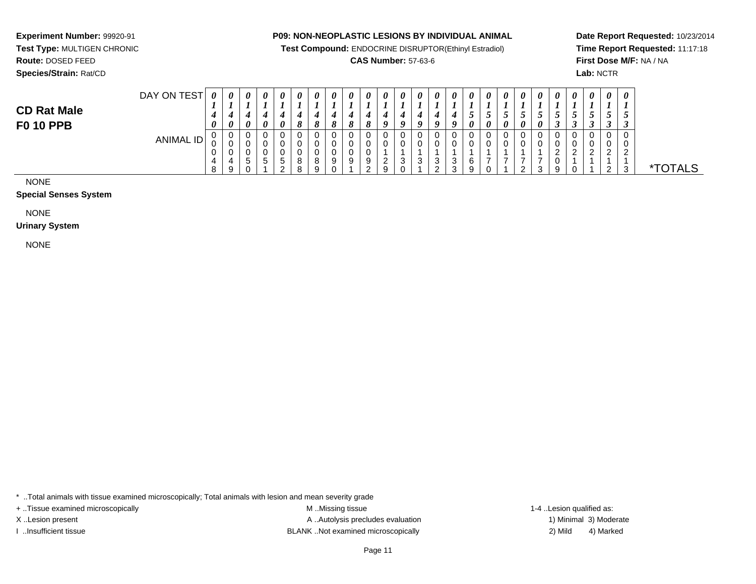**Experiment Number:** 99920-91
**Test Type:** MULTIGEN CHRONIC
**Route:** DOSED FEED
**Species/Strain:** Rat/CD

**P09: NON-NEOPLASTIC LESIONS BY INDIVIDUAL ANIMAL**
**Test Compound:** ENDOCRINE DISRUPTOR(Ethinyl Estradiol)
**CAS Number:** 57-63-6

**Date Report Requested:** 10/23/2014
**Time Report Requested:** 11:17:18
**First Dose M/F:** NA / NA
**Lab:** NCTR

## CD Rat Male
## F0 10 PPB

| DAY ON TEST | 0140 | 0140 | 0140 | 0140 | 0140 | 0148 | 0148 | 0148 | 0148 | 0148 | 0149 | 0149 | 0149 | 0149 | 0149 | 0150 | 0150 | 0150 | 0150 | 0150 | 0153 | 0153 | 0153 | 0153 | 0153 | |
|---|---|---|---|---|---|---|---|---|---|---|---|---|---|---|---|---|---|---|---|---|---|---|---|---|---|---|
| ANIMAL ID | 00048 | 00049 | 00050 | 00051 | 00052 | 00088 | 00089 | 00090 | 00091 | 00092 | 00129 | 00130 | 00131 | 00132 | 00133 | 00169 | 00170 | 00171 | 00172 | 00173 | 00209 | 00210 | 00211 | 00212 | 00213 | *TOTALS |

NONE

**Special Senses System**

NONE

**Urinary System**

NONE

* ..Total animals with tissue examined microscopically; Total animals with lesion and mean severity grade
+ ..Tissue examined microscopically
X ..Lesion present
I ..Insufficient tissue

M ..Missing tissue
A ..Autolysis precludes evaluation
BLANK ..Not examined microscopically

1-4 ..Lesion qualified as:
1) Minimal 3) Moderate
2) Mild 4) Marked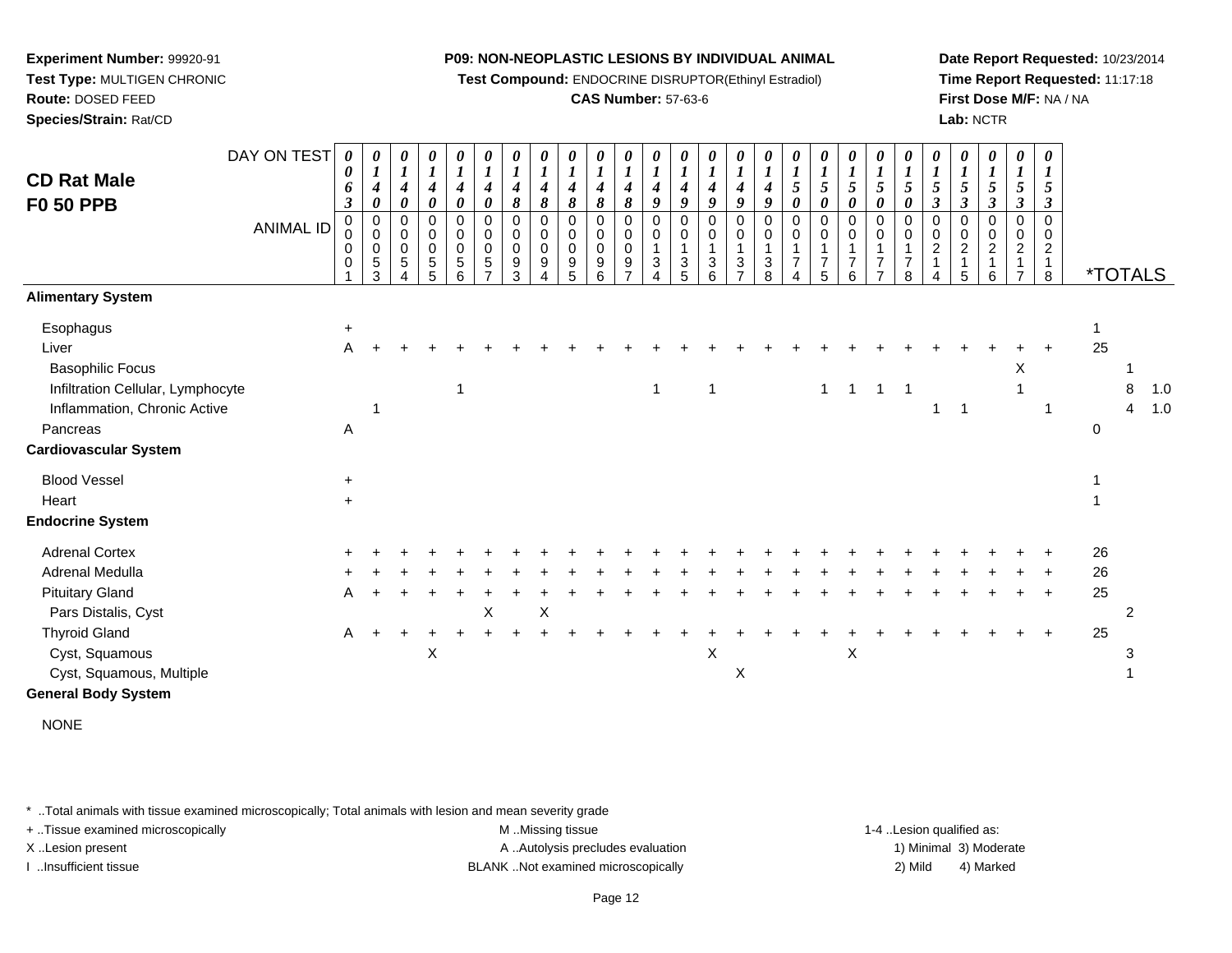**Experiment Number:** 99920-91
**Test Type:** MULTIGEN CHRONIC
**Route:** DOSED FEED
**Species/Strain:** Rat/CD

**P09: NON-NEOPLASTIC LESIONS BY INDIVIDUAL ANIMAL**
**Test Compound:** ENDOCRINE DISRUPTOR(Ethinyl Estradiol)
**CAS Number:** 57-63-6

**Date Report Requested:** 10/23/2014
**Time Report Requested:** 11:17:18
**First Dose M/F:** NA / NA
**Lab:** NCTR

## CD Rat Male F0 50 PPB

| DAY ON TEST | 0063 | 0140 | 0140 | 0140 | 0140 | 0140 | 0148 | 0148 | 0148 | 0148 | 0148 | 0149 | 0149 | 0149 | 0149 | 0149 | 0150 | 0150 | 0150 | 0150 | 0150 | 0153 | 0153 | 0153 | 0153 | 0153 | | | |
|---|---|---|---|---|---|---|---|---|---|---|---|---|---|---|---|---|---|---|---|---|---|---|---|---|---|---|---|---|---|
| ANIMAL ID | 00001 | 00053 | 00054 | 00055 | 00056 | 00057 | 00093 | 00094 | 00095 | 00096 | 00097 | 00134 | 00135 | 00136 | 00137 | 00138 | 00174 | 00175 | 00176 | 00177 | 00178 | 00214 | 00215 | 00216 | 00217 | 00218 | *TOTALS | | |
| **Alimentary System** | | | | | | | | | | | | | | | | | | | | | | | | | | | | | |
| Esophagus | + | | | | | | | | | | | | | | | | | | | | | | | | | | 1 | | |
| Liver | A | + | + | + | + | + | + | + | + | + | + | + | + | + | + | + | + | + | + | + | + | + | + | + | + | + | 25 | | |
| Basophilic Focus | | | | | | | | | | | | | | | | | | | | | | | | | X | | | 1 | |
| Infiltration Cellular, Lymphocyte | | | | | 1 | | | | | | | 1 | | 1 | | | | 1 | 1 | 1 | 1 | | | | 1 | | | 8 | 1.0 |
| Inflammation, Chronic Active | | 1 | | | | | | | | | | | | | | | | | | | | 1 | 1 | | | 1 | | 4 | 1.0 |
| Pancreas | A | | | | | | | | | | | | | | | | | | | | | | | | | | 0 | | |
| **Cardiovascular System** | | | | | | | | | | | | | | | | | | | | | | | | | | | | | |
| Blood Vessel | + | | | | | | | | | | | | | | | | | | | | | | | | | | 1 | | |
| Heart | + | | | | | | | | | | | | | | | | | | | | | | | | | | 1 | | |
| **Endocrine System** | | | | | | | | | | | | | | | | | | | | | | | | | | | | | |
| Adrenal Cortex | + | + | + | + | + | + | + | + | + | + | + | + | + | + | + | + | + | + | + | + | + | + | + | + | + | + | 26 | | |
| Adrenal Medulla | + | + | + | + | + | + | + | + | + | + | + | + | + | + | + | + | + | + | + | + | + | + | + | + | + | + | 26 | | |
| Pituitary Gland | A | + | + | + | + | + | + | + | + | + | + | + | + | + | + | + | + | + | + | + | + | + | + | + | + | + | 25 | | |
| Pars Distalis, Cyst | | | | | | X | | X | | | | | | | | | | | | | | | | | | | | 2 | |
| Thyroid Gland | A | + | + | + | + | + | + | + | + | + | + | + | + | + | + | + | + | + | + | + | + | + | + | + | + | + | 25 | | |
| Cyst, Squamous | | | | X | | | | | | | | | | X | | | | | X | | | | | | | | | 3 | |
| Cyst, Squamous, Multiple | | | | | | | | | | | | | | | X | | | | | | | | | | | | | 1 | |
| **General Body System** | | | | | | | | | | | | | | | | | | | | | | | | | | | | | |

NONE

* ..Total animals with tissue examined microscopically; Total animals with lesion and mean severity grade
+ ..Tissue examined microscopically
X ..Lesion present
I ..Insufficient tissue
M ..Missing tissue
A ..Autolysis precludes evaluation
BLANK ..Not examined microscopically
1-4 ..Lesion qualified as: 1) Minimal 2) Mild 3) Moderate 4) Marked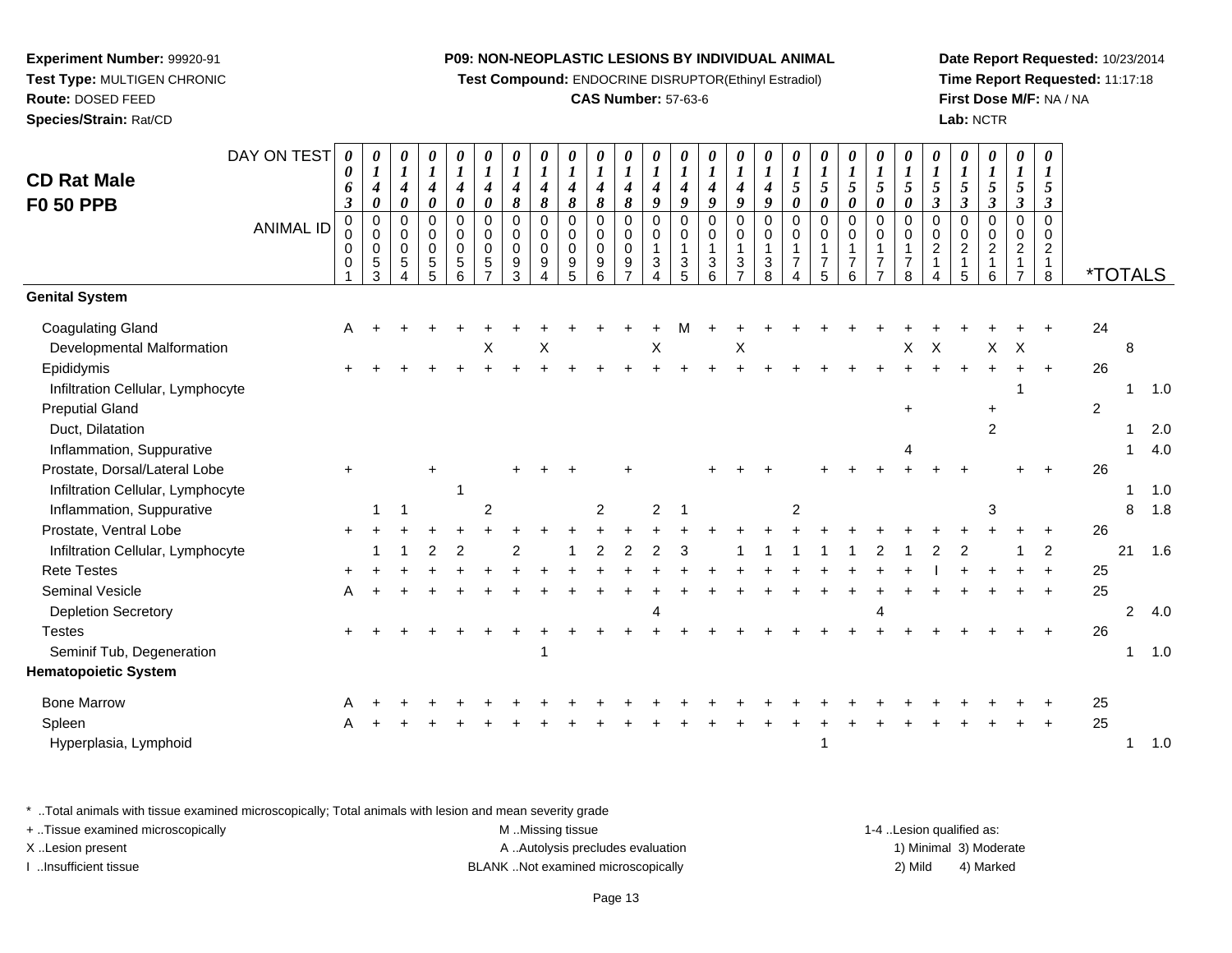**Experiment Number:** 99920-91
**Test Type:** MULTIGEN CHRONIC
**Route:** DOSED FEED
**Species/Strain:** Rat/CD

**P09: NON-NEOPLASTIC LESIONS BY INDIVIDUAL ANIMAL**
**Test Compound:** ENDOCRINE DISRUPTOR(Ethinyl Estradiol)
**CAS Number:** 57-63-6

**Date Report Requested:** 10/23/2014
**Time Report Requested:** 11:17:18
**First Dose M/F:** NA / NA
**Lab:** NCTR

## CD Rat Male F0 50 PPB

| DAY ON TEST | 0063 | 0140 | 0140 | 0140 | 0140 | 0140 | 0148 | 0148 | 0148 | 0148 | 0148 | 0149 | 0149 | 0149 | 0149 | 0149 | 0150 | 0150 | 0150 | 0150 | 0150 | 0153 | 0153 | 0153 | 0153 | 0153 | | |
|---|---|---|---|---|---|---|---|---|---|---|---|---|---|---|---|---|---|---|---|---|---|---|---|---|---|---|---|---|
| **ANIMAL ID** | 0001 | 0053 | 0054 | 0055 | 0056 | 0057 | 0093 | 0094 | 0095 | 0096 | 0097 | 0134 | 0135 | 0136 | 0137 | 0138 | 0174 | 0175 | 0176 | 0177 | 0178 | 0214 | 0215 | 0216 | 0217 | 0218 | ***TOTALS** | |
| **Genital System** | | | | | | | | | | | | | | | | | | | | | | | | | | | | |
| Coagulating Gland | A | + | + | + | + | + | + | + | + | + | + | + | M | + | + | + | + | + | + | + | + | + | + | + | + | + | 24 | |
| Developmental Malformation | | | | | | X | | X | | | | X | | | X | | | | | | X | X | | X | X | | 8 | |
| Epididymis | + | + | + | + | + | + | + | + | + | + | + | + | + | + | + | + | + | + | + | + | + | + | + | + | + | + | 26 | |
| Infiltration Cellular, Lymphocyte | | | | | | | | | | | | | | | | | | | | | | | | | 1 | | 1 | 1.0 |
| Preputial Gland | | | | | | | | | | | | | | | | | | | | | + | | | + | | | 2 | |
| Duct, Dilatation | | | | | | | | | | | | | | | | | | | | | | | | 2 | | | 1 | 2.0 |
| Inflammation, Suppurative | | | | | | | | | | | | | | | | | | | | | 4 | | | | | | 1 | 4.0 |
| Prostate, Dorsal/Lateral Lobe | + | | | + | | | + | + | + | | + | | | + | + | + | | + | + | + | + | + | + | | + | + | 26 | |
| Infiltration Cellular, Lymphocyte | | | | | 1 | | | | | | | | | | | | | | | | | | | | | | 1 | 1.0 |
| Inflammation, Suppurative | | 1 | 1 | | | 2 | | | | 2 | | 2 | 1 | | | | 2 | | | | | | | 3 | | | 8 | 1.8 |
| Prostate, Ventral Lobe | + | + | + | + | + | + | + | + | + | + | + | + | + | + | + | + | + | + | + | + | + | + | + | + | + | + | 26 | |
| Infiltration Cellular, Lymphocyte | | 1 | 1 | 2 | 2 | | 2 | | 1 | 2 | 2 | 2 | 3 | | 1 | 1 | 1 | 1 | 1 | 2 | 1 | 2 | 2 | | 1 | 2 | 21 | 1.6 |
| Rete Testes | + | + | + | + | + | + | + | + | + | + | + | + | + | + | + | + | + | + | + | + | + | I | + | + | + | + | 25 | |
| Seminal Vesicle | A | + | + | + | + | + | + | + | + | + | + | + | + | + | + | + | + | + | + | + | + | + | + | + | + | + | 25 | |
| Depletion Secretory | | | | | | | | | | | | 4 | | | | | | | | 4 | | | | | | | 2 | 4.0 |
| Testes | + | + | + | + | + | + | + | + | + | + | + | + | + | + | + | + | + | + | + | + | + | + | + | + | + | + | 26 | |
| Seminif Tub, Degeneration | | | | | | | | 1 | | | | | | | | | | | | | | | | | | | 1 | 1.0 |
| **Hematopoietic System** | | | | | | | | | | | | | | | | | | | | | | | | | | | | |
| Bone Marrow | A | + | + | + | + | + | + | + | + | + | + | + | + | + | + | + | + | + | + | + | + | + | + | + | + | + | 25 | |
| Spleen | A | + | + | + | + | + | + | + | + | + | + | + | + | + | + | + | + | + | + | + | + | + | + | + | + | + | 25 | |
| Hyperplasia, Lymphoid | | | | | | | | | | | | | | | | | | 1 | | | | | | | | | 1 | 1.0 |

* ..Total animals with tissue examined microscopically; Total animals with lesion and mean severity grade
+ ..Tissue examined microscopically
X ..Lesion present
I ..Insufficient tissue

M ..Missing tissue
A ..Autolysis precludes evaluation
BLANK ..Not examined microscopically

1-4 ..Lesion qualified as:
1) Minimal 3) Moderate
2) Mild 4) Marked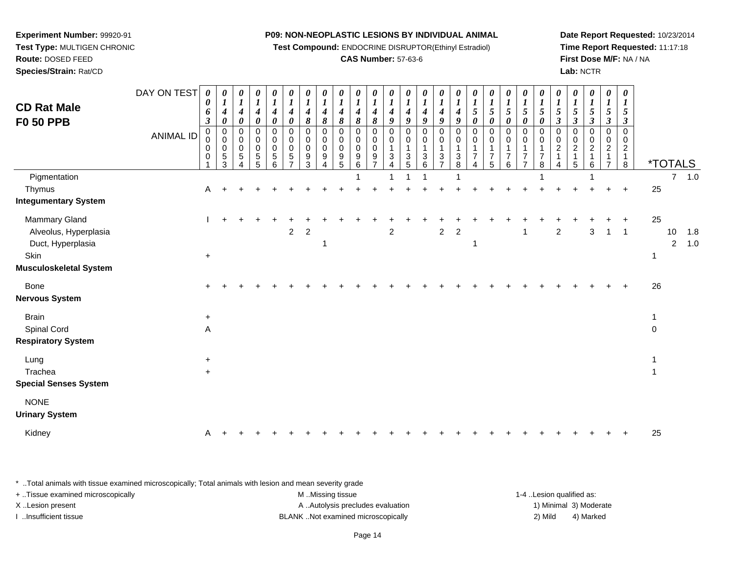**Experiment Number:** 99920-91
**Test Type:** MULTIGEN CHRONIC
**Route:** DOSED FEED
**Species/Strain:** Rat/CD

**P09: NON-NEOPLASTIC LESIONS BY INDIVIDUAL ANIMAL**
**Test Compound:** ENDOCRINE DISRUPTOR(Ethinyl Estradiol)
**CAS Number:** 57-63-6

**Date Report Requested:** 10/23/2014
**Time Report Requested:** 11:17:18
**First Dose M/F:** NA / NA
**Lab:** NCTR

## CD Rat Male F0 50 PPB

| DAY ON TEST | 0063 | 0140 | 0140 | 0140 | 0140 | 0140 | 0148 | 0148 | 0148 | 0148 | 0148 | 0149 | 0149 | 0149 | 0149 | 0149 | 0150 | 0150 | 0150 | 0150 | 0150 | 0153 | 0153 | 0153 | 0153 | 0153 | *TOTALS | | |
|---|---|---|---|---|---|---|---|---|---|---|---|---|---|---|---|---|---|---|---|---|---|---|---|---|---|---|---|---|---|
| ANIMAL ID | 00001 | 00053 | 00054 | 00055 | 00056 | 00057 | 00093 | 00094 | 00095 | 00096 | 00097 | 00134 | 00135 | 00136 | 00137 | 00138 | 00174 | 00175 | 00176 | 00177 | 00178 | 00214 | 00215 | 00216 | 00217 | 00218 | | | |
| Pigmentation | | | | | | | | | | 1 | | 1 | 1 | 1 | | 1 | | | | | 1 | | | 1 | | | | 7 | 1.0 |
| Thymus | A | + | + | + | + | + | + | + | + | + | + | + | + | + | + | + | + | + | + | + | + | + | + | + | + | + | 25 | | |
| **Integumentary System** | | | | | | | | | | | | | | | | | | | | | | | | | | | | | |
| Mammary Gland | I | + | + | + | + | + | + | + | + | + | + | + | + | + | + | + | + | + | + | + | + | + | + | + | + | + | 25 | | |
| Alveolus, Hyperplasia | | | | | | 2 | 2 | | | | | 2 | | | 2 | 2 | | | | 1 | | 2 | | 3 | 1 | 1 | | 10 | 1.8 |
| Duct, Hyperplasia | | | | | | | | 1 | | | | | | | | | 1 | | | | | | | | | | | 2 | 1.0 |
| Skin | + | | | | | | | | | | | | | | | | | | | | | | | | | | 1 | | |
| **Musculoskeletal System** | | | | | | | | | | | | | | | | | | | | | | | | | | | | | |
| Bone | + | + | + | + | + | + | + | + | + | + | + | + | + | + | + | + | + | + | + | + | + | + | + | + | + | + | 26 | | |
| **Nervous System** | | | | | | | | | | | | | | | | | | | | | | | | | | | | | |
| Brain | + | | | | | | | | | | | | | | | | | | | | | | | | | | 1 | | |
| Spinal Cord | A | | | | | | | | | | | | | | | | | | | | | | | | | | 0 | | |
| **Respiratory System** | | | | | | | | | | | | | | | | | | | | | | | | | | | | | |
| Lung | + | | | | | | | | | | | | | | | | | | | | | | | | | | 1 | | |
| Trachea | + | | | | | | | | | | | | | | | | | | | | | | | | | | 1 | | |
| **Special Senses System** | | | | | | | | | | | | | | | | | | | | | | | | | | | | | |
| NONE | | | | | | | | | | | | | | | | | | | | | | | | | | | | | |
| **Urinary System** | | | | | | | | | | | | | | | | | | | | | | | | | | | | | |
| Kidney | A | + | + | + | + | + | + | + | + | + | + | + | + | + | + | + | + | + | + | + | + | + | + | + | + | + | 25 | | |

\* ..Total animals with tissue examined microscopically; Total animals with lesion and mean severity grade
+ ..Tissue examined microscopically
X ..Lesion present
I ..Insufficient tissue

M ..Missing tissue
A ..Autolysis precludes evaluation
BLANK ..Not examined microscopically

1-4 ..Lesion qualified as:
1) Minimal 3) Moderate
2) Mild 4) Marked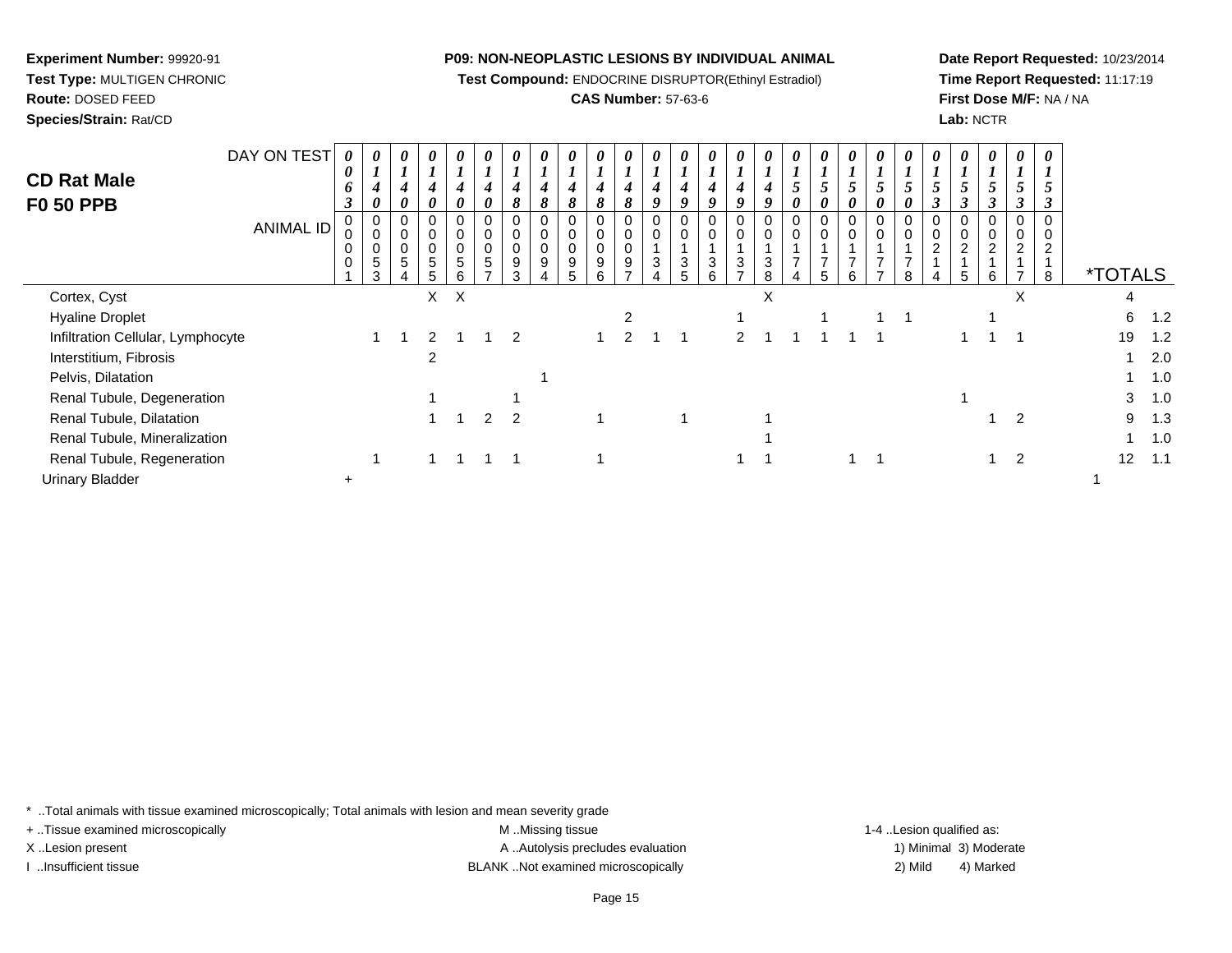**Experiment Number:** 99920-91
**Test Type:** MULTIGEN CHRONIC
**Route:** DOSED FEED
**Species/Strain:** Rat/CD

**P09: NON-NEOPLASTIC LESIONS BY INDIVIDUAL ANIMAL**
**Test Compound:** ENDOCRINE DISRUPTOR(Ethinyl Estradiol)
**CAS Number:** 57-63-6

**Date Report Requested:** 10/23/2014
**Time Report Requested:** 11:17:19
**First Dose M/F:** NA / NA
**Lab:** NCTR

# CD Rat Male
# F0 50 PPB

| DAY ON TEST | 0063 | 0140 | 0140 | 0140 | 0140 | 0140 | 0148 | 0148 | 0148 | 0148 | 0148 | 0149 | 0149 | 0149 | 0149 | 0149 | 0150 | 0150 | 0150 | 0150 | 0150 | 0153 | 0153 | 0153 | 0153 | 0153 | | |
|---|---|---|---|---|---|---|---|---|---|---|---|---|---|---|---|---|---|---|---|---|---|---|---|---|---|---|---|---|
| **ANIMAL ID** | 0001 | 0053 | 0054 | 0055 | 0056 | 0057 | 0093 | 0094 | 0095 | 0096 | 0097 | 0134 | 0135 | 0136 | 0137 | 0138 | 0174 | 0175 | 0176 | 0177 | 0178 | 0214 | 0215 | 0216 | 0217 | 0218 | ***TOTALS** | |
| Cortex, Cyst | | | | X | X | | | | | | | | | | | X | | | | | | | | | X | | 4 | |
| Hyaline Droplet | | | | | | | | | | | 2 | | | | 1 | | | 1 | | 1 | 1 | | | 1 | | | 6 | 1.2 |
| Infiltration Cellular, Lymphocyte | | 1 | 1 | 2 | 1 | 1 | 2 | | | 1 | 2 | 1 | 1 | | 2 | 1 | 1 | 1 | 1 | 1 | | | 1 | 1 | 1 | | 19 | 1.2 |
| Interstitium, Fibrosis | | | | 2 | | | | | | | | | | | | | | | | | | | | | | | 1 | 2.0 |
| Pelvis, Dilatation | | | | | | | | 1 | | | | | | | | | | | | | | | | | | | 1 | 1.0 |
| Renal Tubule, Degeneration | | | | 1 | | | 1 | | | | | | | | | | | | | | | | 1 | | | | 3 | 1.0 |
| Renal Tubule, Dilatation | | | | 1 | 1 | 2 | 2 | | | 1 | | | 1 | | | 1 | | | | | | | | 1 | 2 | | 9 | 1.3 |
| Renal Tubule, Mineralization | | | | | | | | | | | | | | | | 1 | | | | | | | | | | | 1 | 1.0 |
| Renal Tubule, Regeneration | | 1 | | 1 | 1 | 1 | 1 | | | 1 | | | | | 1 | 1 | | | 1 | 1 | | | | 1 | 2 | | 12 | 1.1 |
| Urinary Bladder | + | | | | | | | | | | | | | | | | | | | | | | | | | | 1 | |

\* ..Total animals with tissue examined microscopically; Total animals with lesion and mean severity grade
+ ..Tissue examined microscopically
X ..Lesion present
I ..Insufficient tissue

M ..Missing tissue
A ..Autolysis precludes evaluation
BLANK ..Not examined microscopically

1-4 ..Lesion qualified as:
1) Minimal 3) Moderate
2) Mild 4) Marked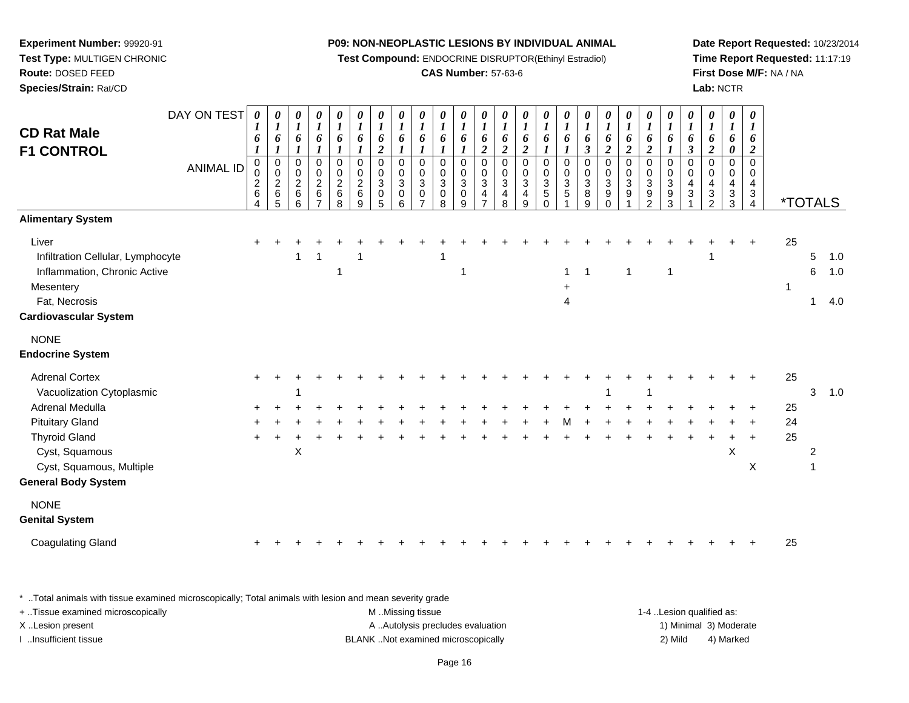**Experiment Number:** 99920-91
**Test Type:** MULTIGEN CHRONIC
**Route:** DOSED FEED
**Species/Strain:** Rat/CD

**P09: NON-NEOPLASTIC LESIONS BY INDIVIDUAL ANIMAL**
**Test Compound:** ENDOCRINE DISRUPTOR(Ethinyl Estradiol)
**CAS Number:** 57-63-6

**Date Report Requested:** 10/23/2014
**Time Report Requested:** 11:17:19
**First Dose M/F:** NA / NA
**Lab:** NCTR

# CD Rat Male
# F1 CONTROL

| DAY ON TEST | 0161 | 0161 | 0161 | 0161 | 0161 | 0161 | 0162 | 0161 | 0161 | 0161 | 0161 | 0162 | 0162 | 0162 | 0161 | 0161 | 0163 | 0162 | 0162 | 0162 | 0161 | 0163 | 0162 | 0160 | 0162 | | | |
|---|---|---|---|---|---|---|---|---|---|---|---|---|---|---|---|---|---|---|---|---|---|---|---|---|---|---|---|---|
| **ANIMAL ID** | 0264 | 0265 | 0266 | 0267 | 0268 | 0269 | 0305 | 0306 | 0307 | 0308 | 0309 | 0347 | 0348 | 0349 | 0350 | 0351 | 0389 | 0390 | 0391 | 0392 | 0393 | 0431 | 0432 | 0433 | 0434 | ***TOTALS** | | |
| **Alimentary System** | | | | | | | | | | | | | | | | | | | | | | | | | | | | |
| Liver | + | + | + | + | + | + | + | + | + | + | + | + | + | + | + | + | + | + | + | + | + | + | + | + | + | 25 | | |
| Infiltration Cellular, Lymphocyte | | | 1 | 1 | | 1 | | | | 1 | | | | | | | | | | | | | 1 | | | | 5 | 1.0 |
| Inflammation, Chronic Active | | | | | 1 | | | | | | 1 | | | | | 1 | 1 | | 1 | | 1 | | | | | | 6 | 1.0 |
| Mesentery | | | | | | | | | | | | | | | | + | | | | | | | | | | 1 | | |
| Fat, Necrosis | | | | | | | | | | | | | | | | 4 | | | | | | | | | | | 1 | 4.0 |
| **Cardiovascular System** | | | | | | | | | | | | | | | | | | | | | | | | | | | | |
| NONE | | | | | | | | | | | | | | | | | | | | | | | | | | | | |
| **Endocrine System** | | | | | | | | | | | | | | | | | | | | | | | | | | | | |
| Adrenal Cortex | + | + | + | + | + | + | + | + | + | + | + | + | + | + | + | + | + | + | + | + | + | + | + | + | + | 25 | | |
| Vacuolization Cytoplasmic | | | 1 | | | | | | | | | | | | | | | 1 | | 1 | | | | | | | 3 | 1.0 |
| Adrenal Medulla | + | + | + | + | + | + | + | + | + | + | + | + | + | + | + | + | + | + | + | + | + | + | + | + | + | 25 | | |
| Pituitary Gland | + | + | + | + | + | + | + | + | + | + | + | + | + | + | + | M | + | + | + | + | + | + | + | + | + | 24 | | |
| Thyroid Gland | + | + | + | + | + | + | + | + | + | + | + | + | + | + | + | + | + | + | + | + | + | + | + | + | + | 25 | | |
| Cyst, Squamous | | | X | | | | | | | | | | | | | | | | | | | | | X | | | 2 | |
| Cyst, Squamous, Multiple | | | | | | | | | | | | | | | | | | | | | | | | | X | | 1 | |
| **General Body System** | | | | | | | | | | | | | | | | | | | | | | | | | | | | |
| NONE | | | | | | | | | | | | | | | | | | | | | | | | | | | | |
| **Genital System** | | | | | | | | | | | | | | | | | | | | | | | | | | | | |
| Coagulating Gland | + | + | + | + | + | + | + | + | + | + | + | + | + | + | + | + | + | + | + | + | + | + | + | + | + | 25 | | |

\* ..Total animals with tissue examined microscopically; Total animals with lesion and mean severity grade
\+ ..Tissue examined microscopically
X ..Lesion present
I ..Insufficient tissue

M ..Missing tissue
A ..Autolysis precludes evaluation
BLANK ..Not examined microscopically

1-4 ..Lesion qualified as:
1) Minimal 3) Moderate
2) Mild 4) Marked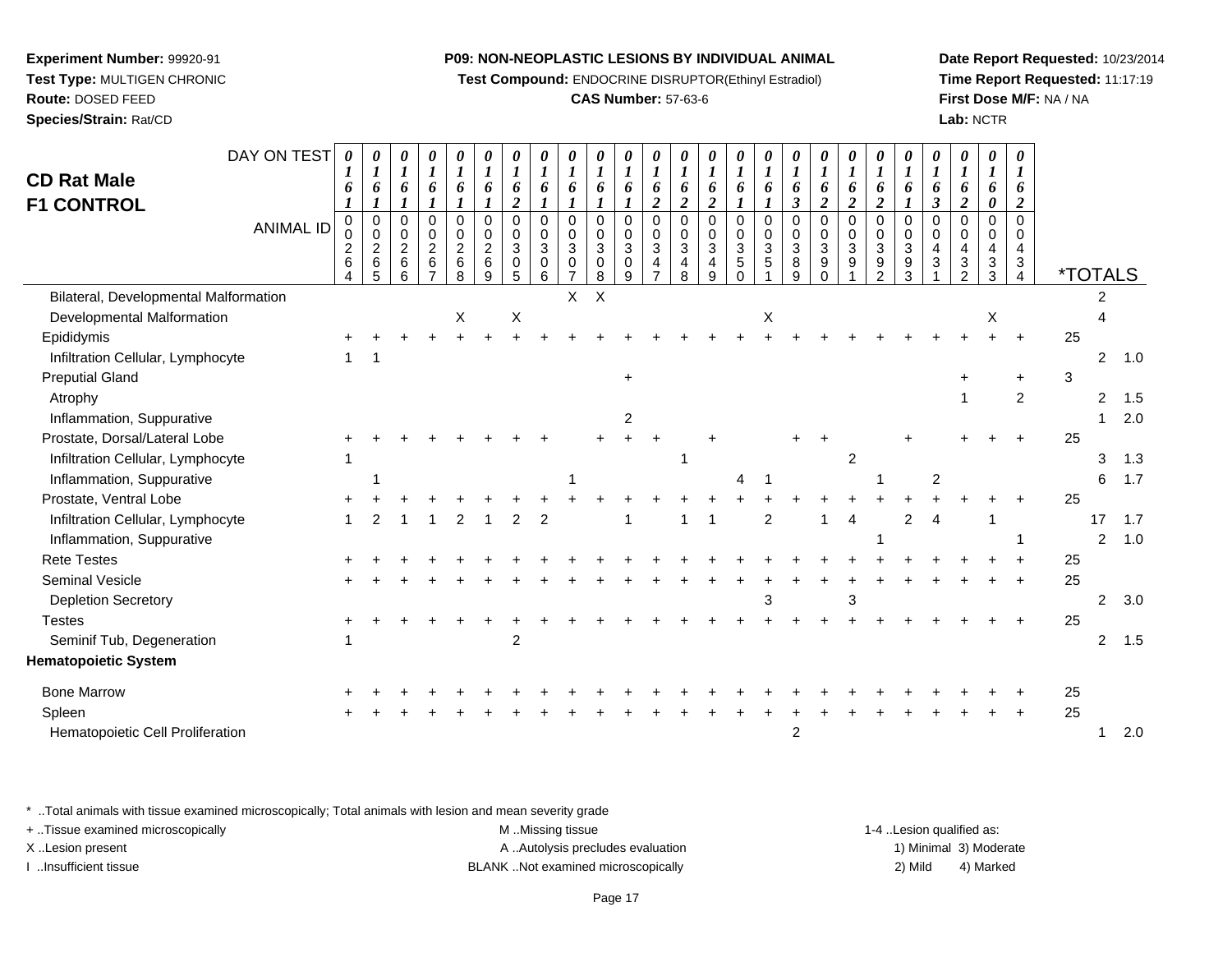**Experiment Number:** 99920-91
**Test Type:** MULTIGEN CHRONIC
**Route:** DOSED FEED
**Species/Strain:** Rat/CD

**P09: NON-NEOPLASTIC LESIONS BY INDIVIDUAL ANIMAL**
**Test Compound:** ENDOCRINE DISRUPTOR(Ethinyl Estradiol)
**CAS Number:** 57-63-6

**Date Report Requested:** 10/23/2014
**Time Report Requested:** 11:17:19
**First Dose M/F:** NA / NA
**Lab:** NCTR

## CD Rat Male F1 CONTROL

| DAY ON TEST | 0161 | 0161 | 0161 | 0161 | 0161 | 0161 | 0162 | 0161 | 0161 | 0161 | 0161 | 0162 | 0162 | 0162 | 0161 | 0161 | 0163 | 0162 | 0162 | 0162 | 0161 | 0163 | 0162 | 0160 | 0162 | | | |
|---|---|---|---|---|---|---|---|---|---|---|---|---|---|---|---|---|---|---|---|---|---|---|---|---|---|---|---|---|
| **ANIMAL ID** | 0264 | 0265 | 0266 | 0267 | 0268 | 0269 | 0305 | 0306 | 0307 | 0308 | 0309 | 0347 | 0348 | 0349 | 0350 | 0351 | 0389 | 0390 | 0391 | 0392 | 0393 | 0431 | 0432 | 0433 | 0434 | *TOTALS | | |
| Bilateral, Developmental Malformation | | | | | | | | | X | X | | | | | | | | | | | | | | | | | 2 | |
| Developmental Malformation | | | | | X | | X | | | | | | | | | X | | | | | | | | X | | | 4 | |
| Epididymis | + | + | + | + | + | + | + | + | + | + | + | + | + | + | + | + | + | + | + | + | + | + | + | + | + | 25 | | |
| Infiltration Cellular, Lymphocyte | 1 | 1 | | | | | | | | | | | | | | | | | | | | | | | | | 2 | 1.0 |
| Preputial Gland | | | | | | | | | | | + | | | | | | | | | | | | + | | + | 3 | | |
| Atrophy | | | | | | | | | | | | | | | | | | | | | | | 1 | | 2 | | 2 | 1.5 |
| Inflammation, Suppurative | | | | | | | | | | | 2 | | | | | | | | | | | | | | | | 1 | 2.0 |
| Prostate, Dorsal/Lateral Lobe | + | + | + | + | + | + | + | + | | + | + | + | | + | | | + | + | | | + | | + | + | + | 25 | | |
| Infiltration Cellular, Lymphocyte | 1 | | | | | | | | | | | | 1 | | | | | | 2 | | | | | | | | 3 | 1.3 |
| Inflammation, Suppurative | | 1 | | | | | | | 1 | | | | | | 4 | 1 | | | | 1 | | 2 | | | | | 6 | 1.7 |
| Prostate, Ventral Lobe | + | + | + | + | + | + | + | + | + | + | + | + | + | + | + | + | + | + | + | + | + | + | + | + | + | 25 | | |
| Infiltration Cellular, Lymphocyte | 1 | 2 | 1 | 1 | 2 | 1 | 2 | 2 | | | 1 | | 1 | 1 | | 2 | | 1 | 4 | | 2 | 4 | | 1 | | | 17 | 1.7 |
| Inflammation, Suppurative | | | | | | | | | | | | | | | | | | | | 1 | | | | | 1 | | 2 | 1.0 |
| Rete Testes | + | + | + | + | + | + | + | + | + | + | + | + | + | + | + | + | + | + | + | + | + | + | + | + | + | 25 | | |
| Seminal Vesicle | + | + | + | + | + | + | + | + | + | + | + | + | + | + | + | + | + | + | + | + | + | + | + | + | + | 25 | | |
| Depletion Secretory | | | | | | | | | | | | | | | | 3 | | | 3 | | | | | | | | 2 | 3.0 |
| Testes | + | + | + | + | + | + | + | + | + | + | + | + | + | + | + | + | + | + | + | + | + | + | + | + | + | 25 | | |
| Seminif Tub, Degeneration | 1 | | | | | | 2 | | | | | | | | | | | | | | | | | | | | 2 | 1.5 |
| **Hematopoietic System** | | | | | | | | | | | | | | | | | | | | | | | | | | | | |
| Bone Marrow | + | + | + | + | + | + | + | + | + | + | + | + | + | + | + | + | + | + | + | + | + | + | + | + | + | 25 | | |
| Spleen | + | + | + | + | + | + | + | + | + | + | + | + | + | + | + | + | + | + | + | + | + | + | + | + | + | 25 | | |
| Hematopoietic Cell Proliferation | | | | | | | | | | | | | | | | | 2 | | | | | | | | | | 1 | 2.0 |

* ..Total animals with tissue examined microscopically; Total animals with lesion and mean severity grade

+ ..Tissue examined microscopically
X ..Lesion present
I ..Insufficient tissue

M ..Missing tissue
A ..Autolysis precludes evaluation
BLANK ..Not examined microscopically

1-4 ..Lesion qualified as:
1) Minimal 3) Moderate
2) Mild 4) Marked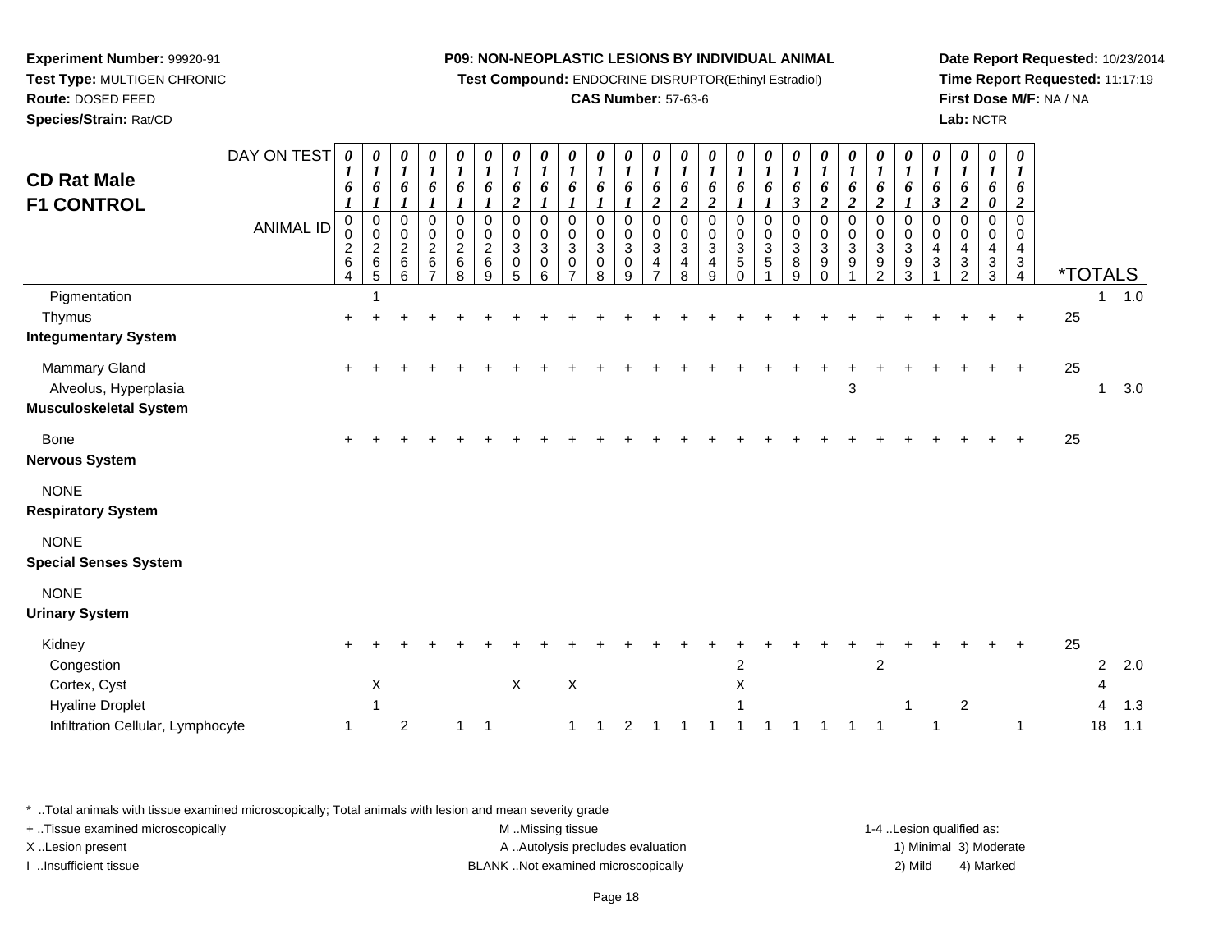**Experiment Number:** 99920-91
**Test Type:** MULTIGEN CHRONIC
**Route:** DOSED FEED
**Species/Strain:** Rat/CD

**P09: NON-NEOPLASTIC LESIONS BY INDIVIDUAL ANIMAL**
**Test Compound:** ENDOCRINE DISRUPTOR(Ethinyl Estradiol)
**CAS Number:** 57-63-6

**Date Report Requested:** 10/23/2014
**Time Report Requested:** 11:17:19
**First Dose M/F:** NA / NA
**Lab:** NCTR

## CD Rat Male F1 CONTROL

| DAY ON TEST | 0161 | 0161 | 0161 | 0161 | 0161 | 0161 | 0162 | 0161 | 0161 | 0161 | 0161 | 0162 | 0162 | 0162 | 0161 | 0161 | 0163 | 0162 | 0162 | 0162 | 0161 | 0163 | 0162 | 0160 | 0162 | *TOTALS | |
|---|---|---|---|---|---|---|---|---|---|---|---|---|---|---|---|---|---|---|---|---|---|---|---|---|---|---|---|
| **ANIMAL ID** | 0264 | 0265 | 0266 | 0267 | 0268 | 0269 | 0305 | 0306 | 0307 | 0308 | 0309 | 0347 | 0348 | 0349 | 0350 | 0351 | 0389 | 0390 | 0391 | 0392 | 0393 | 0431 | 0432 | 0433 | 0434 | | |
| Pigmentation | | 1 | | | | | | | | | | | | | | | | | | | | | | | | 1 | 1.0 |
| Thymus | + | + | + | + | + | + | + | + | + | + | + | + | + | + | + | + | + | + | + | + | + | + | + | + | + | 25 | |
| **Integumentary System** | | | | | | | | | | | | | | | | | | | | | | | | | | | |
| Mammary Gland | + | + | + | + | + | + | + | + | + | + | + | + | + | + | + | + | + | + | + | + | + | + | + | + | + | 25 | |
| Alveolus, Hyperplasia | | | | | | | | | | | | | | | | | | | 3 | | | | | | | 1 | 3.0 |
| **Musculoskeletal System** | | | | | | | | | | | | | | | | | | | | | | | | | | | |
| Bone | + | + | + | + | + | + | + | + | + | + | + | + | + | + | + | + | + | + | + | + | + | + | + | + | + | 25 | |
| **Nervous System** | | | | | | | | | | | | | | | | | | | | | | | | | | | |
| NONE | | | | | | | | | | | | | | | | | | | | | | | | | | | |
| **Respiratory System** | | | | | | | | | | | | | | | | | | | | | | | | | | | |
| NONE | | | | | | | | | | | | | | | | | | | | | | | | | | | |
| **Special Senses System** | | | | | | | | | | | | | | | | | | | | | | | | | | | |
| NONE | | | | | | | | | | | | | | | | | | | | | | | | | | | |
| **Urinary System** | | | | | | | | | | | | | | | | | | | | | | | | | | | |
| Kidney | + | + | + | + | + | + | + | + | + | + | + | + | + | + | + | + | + | + | + | + | + | + | + | + | + | 25 | |
| Congestion | | | | | | | | | | | | | | | 2 | | | | | 2 | | | | | | 2 | 2.0 |
| Cortex, Cyst | | X | | | | | X | | X | | | | | | X | | | | | | | | | | | 4 | |
| Hyaline Droplet | | 1 | | | | | | | | | | | | | 1 | | | | | | 1 | | 2 | | | 4 | 1.3 |
| Infiltration Cellular, Lymphocyte | 1 | | 2 | | 1 | 1 | | | 1 | 1 | 2 | 1 | 1 | 1 | 1 | 1 | 1 | 1 | 1 | 1 | | 1 | | | 1 | 18 | 1.1 |

\* ..Total animals with tissue examined microscopically; Total animals with lesion and mean severity grade
+ ..Tissue examined microscopically
X ..Lesion present
I ..Insufficient tissue
M ..Missing tissue
A ..Autolysis precludes evaluation
BLANK ..Not examined microscopically
1-4 ..Lesion qualified as: 1) Minimal 2) Mild 3) Moderate 4) Marked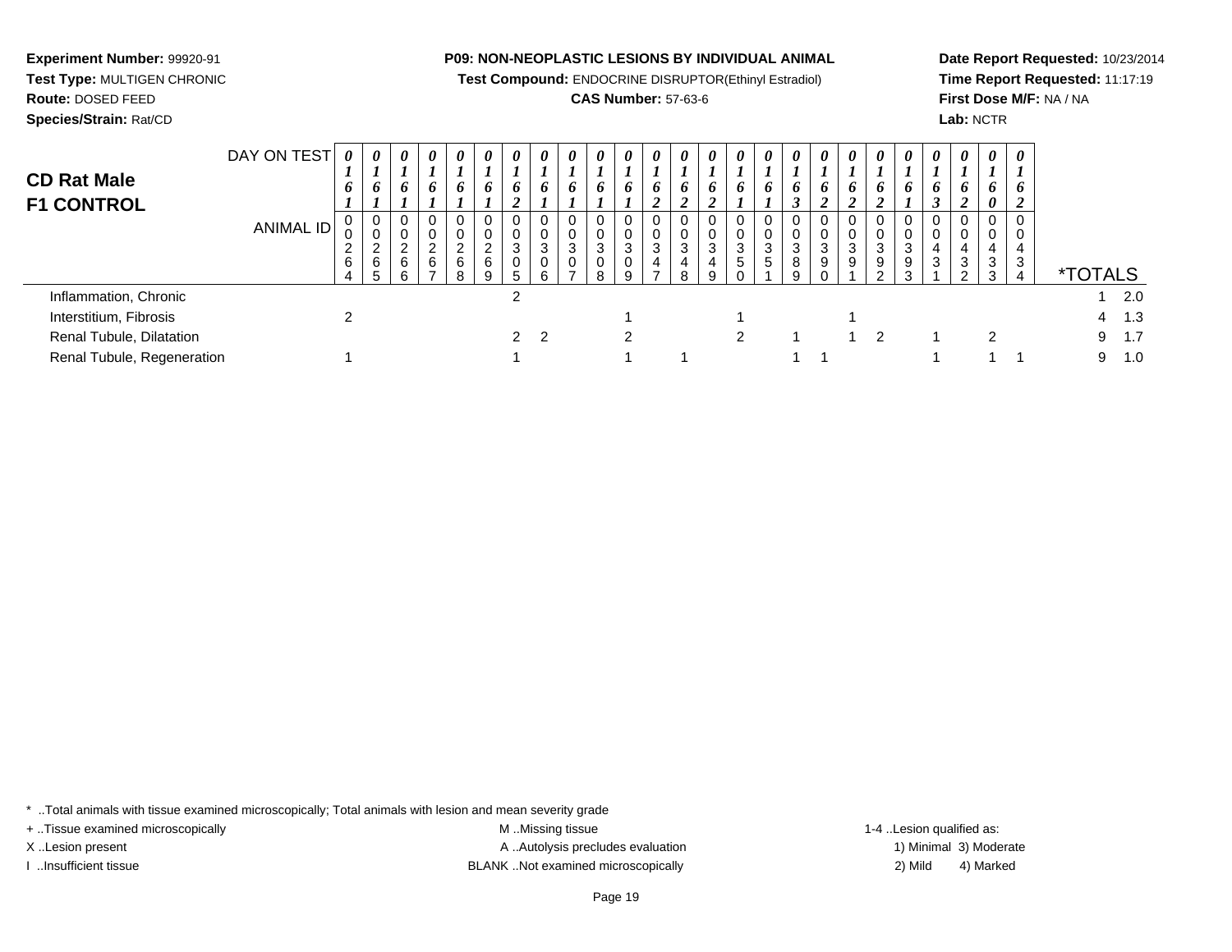**Experiment Number:** 99920-91
**Test Type:** MULTIGEN CHRONIC
**Route:** DOSED FEED
**Species/Strain:** Rat/CD

**P09: NON-NEOPLASTIC LESIONS BY INDIVIDUAL ANIMAL**
**Test Compound:** ENDOCRINE DISRUPTOR(Ethinyl Estradiol)
**CAS Number:** 57-63-6

**Date Report Requested:** 10/23/2014
**Time Report Requested:** 11:17:19
**First Dose M/F:** NA / NA
**Lab:** NCTR

## CD Rat Male
## F1 CONTROL

| DAY ON TEST | 0161 | 0161 | 0161 | 0161 | 0161 | 0161 | 0162 | 0161 | 0161 | 0161 | 0161 | 0162 | 0162 | 0162 | 0161 | 0161 | 0163 | 0162 | 0162 | 0162 | 0161 | 0163 | 0162 | 0160 | 0162 | |
|---|---|---|---|---|---|---|---|---|---|---|---|---|---|---|---|---|---|---|---|---|---|---|---|---|---|---|
| **ANIMAL ID** | 00264 | 00265 | 00266 | 00267 | 00268 | 00269 | 00305 | 00306 | 00307 | 00308 | 00309 | 00347 | 00348 | 00349 | 00350 | 00351 | 00389 | 00390 | 00391 | 00392 | 00393 | 00431 | 00432 | 00433 | 00434 | ***TOTALS** |
| Inflammation, Chronic | | | | | | | 2 | | | | | | | | | | | | | | | | | | | 1 2.0 |
| Interstitium, Fibrosis | 2 | | | | | | | | | | 1 | | | | 1 | | | | 1 | | | | | | | 4 1.3 |
| Renal Tubule, Dilatation | | | | | | | 2 | 2 | | | 2 | | | | 2 | | 1 | | 1 | 2 | | 1 | | 2 | | 9 1.7 |
| Renal Tubule, Regeneration | 1 | | | | | | 1 | | | | 1 | | 1 | | | | 1 | 1 | | | | 1 | | 1 | 1 | 9 1.0 |

* ..Total animals with tissue examined microscopically; Total animals with lesion and mean severity grade
+ ..Tissue examined microscopically
X ..Lesion present
I ..Insufficient tissue
M ..Missing tissue
A ..Autolysis precludes evaluation
BLANK ..Not examined microscopically
1-4 ..Lesion qualified as:
1) Minimal 3) Moderate
2) Mild 4) Marked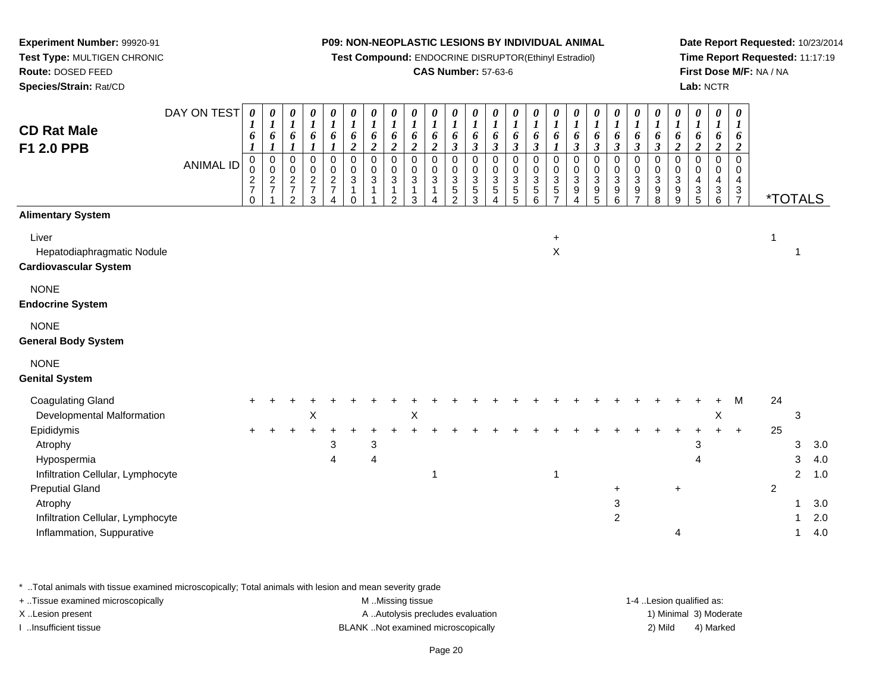**Experiment Number:** 99920-91
**Test Type:** MULTIGEN CHRONIC
**Route:** DOSED FEED
**Species/Strain:** Rat/CD

**P09: NON-NEOPLASTIC LESIONS BY INDIVIDUAL ANIMAL**
**Test Compound:** ENDOCRINE DISRUPTOR(Ethinyl Estradiol)
**CAS Number:** 57-63-6

**Date Report Requested:** 10/23/2014
**Time Report Requested:** 11:17:19
**First Dose M/F:** NA / NA
**Lab:** NCTR

## CD Rat Male F1 2.0 PPB

| DAY ON TEST | 0161 | 0161 | 0161 | 0161 | 0161 | 0162 | 0162 | 0162 | 0162 | 0162 | 0163 | 0163 | 0163 | 0163 | 0163 | 0161 | 0163 | 0163 | 0163 | 0163 | 0163 | 0162 | 0162 | 0162 | 0162 | | | |
|---|---|---|---|---|---|---|---|---|---|---|---|---|---|---|---|---|---|---|---|---|---|---|---|---|---|---|---|---|
| ANIMAL ID | 0270 | 0271 | 0272 | 0273 | 0274 | 0310 | 0311 | 0312 | 0313 | 0314 | 0352 | 0353 | 0354 | 0355 | 0356 | 0357 | 0394 | 0395 | 0396 | 0397 | 0398 | 0399 | 0435 | 0436 | 0437 | *TOTALS | | |
| **Alimentary System** | | | | | | | | | | | | | | | | | | | | | | | | | | | | |
| Liver | | | | | | | | | | | | | | | | + | | | | | | | | | | 1 | | |
| Hepatodiaphragmatic Nodule | | | | | | | | | | | | | | | | X | | | | | | | | | | | 1 | |
| **Cardiovascular System** | | | | | | | | | | | | | | | | | | | | | | | | | | | | |
| NONE | | | | | | | | | | | | | | | | | | | | | | | | | | | | |
| **Endocrine System** | | | | | | | | | | | | | | | | | | | | | | | | | | | | |
| NONE | | | | | | | | | | | | | | | | | | | | | | | | | | | | |
| **General Body System** | | | | | | | | | | | | | | | | | | | | | | | | | | | | |
| NONE | | | | | | | | | | | | | | | | | | | | | | | | | | | | |
| **Genital System** | | | | | | | | | | | | | | | | | | | | | | | | | | | | |
| Coagulating Gland | + | + | + | + | + | + | + | + | + | + | + | + | + | + | + | + | + | + | + | + | + | + | + | + | M | 24 | | |
| Developmental Malformation | | | | X | | | | | X | | | | | | | | | | | | | | | X | | | 3 | |
| Epididymis | + | + | + | + | + | + | + | + | + | + | + | + | + | + | + | + | + | + | + | + | + | + | + | + | + | 25 | | |
| Atrophy | | | | | 3 | | 3 | | | | | | | | | | | | | | | | 3 | | | | 3 | 3.0 |
| Hypospermia | | | | | 4 | | 4 | | | | | | | | | | | | | | | | 4 | | | | 3 | 4.0 |
| Infiltration Cellular, Lymphocyte | | | | | | | | | | 1 | | | | | | 1 | | | | | | | | | | | 2 | 1.0 |
| Preputial Gland | | | | | | | | | | | | | | | | | | | + | | | + | | | | 2 | | |
| Atrophy | | | | | | | | | | | | | | | | | | | 3 | | | | | | | | 1 | 3.0 |
| Infiltration Cellular, Lymphocyte | | | | | | | | | | | | | | | | | | | 2 | | | | | | | | 1 | 2.0 |
| Inflammation, Suppurative | | | | | | | | | | | | | | | | | | | | | | 4 | | | | | 1 | 4.0 |

\* ..Total animals with tissue examined microscopically; Total animals with lesion and mean severity grade
+ ..Tissue examined microscopically
X ..Lesion present
I ..Insufficient tissue

M ..Missing tissue
A ..Autolysis precludes evaluation
BLANK ..Not examined microscopically

1-4 ..Lesion qualified as:
1) Minimal 3) Moderate
2) Mild 4) Marked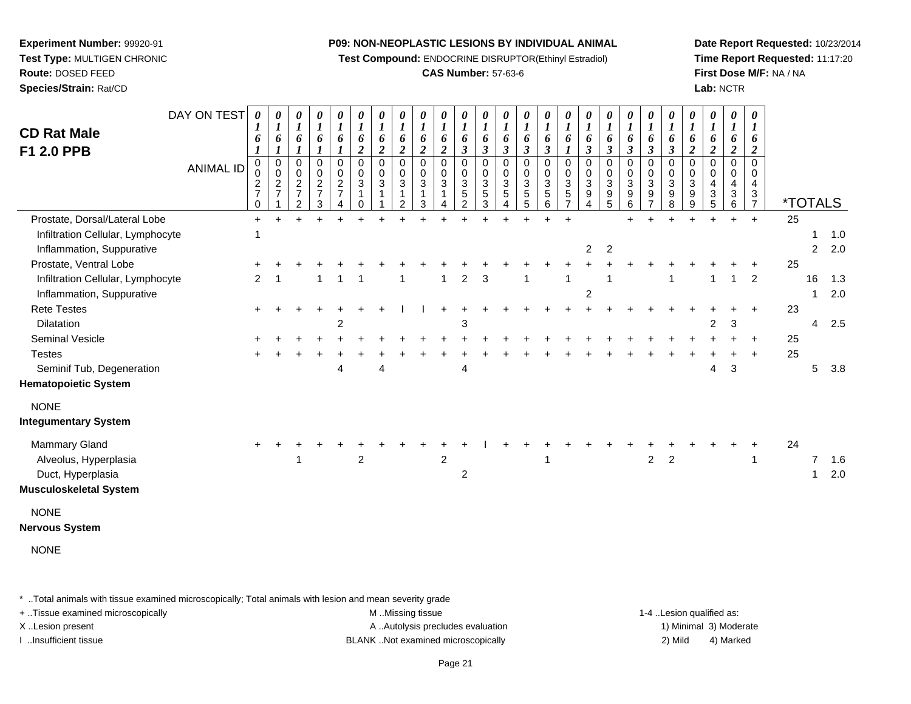**Experiment Number:** 99920-91
**Test Type:** MULTIGEN CHRONIC
**Route:** DOSED FEED
**Species/Strain:** Rat/CD

**P09: NON-NEOPLASTIC LESIONS BY INDIVIDUAL ANIMAL**
**Test Compound:** ENDOCRINE DISRUPTOR(Ethinyl Estradiol)
**CAS Number:** 57-63-6

**Date Report Requested:** 10/23/2014
**Time Report Requested:** 11:17:20
**First Dose M/F:** NA / NA
**Lab:** NCTR

## CD Rat Male F1 2.0 PPB

| DAY ON TEST | 0161 | 0161 | 0161 | 0161 | 0161 | 0162 | 0162 | 0162 | 0162 | 0162 | 0163 | 0163 | 0163 | 0163 | 0163 | 0161 | 0163 | 0163 | 0163 | 0163 | 0163 | 0162 | 0162 | 0162 | 0162 | *TOTALS | | |
|---|---|---|---|---|---|---|---|---|---|---|---|---|---|---|---|---|---|---|---|---|---|---|---|---|---|---|---|---|
| **ANIMAL ID** | 00270 | 00271 | 00272 | 00273 | 00274 | 00310 | 00311 | 00312 | 00313 | 00314 | 00352 | 00353 | 00354 | 00355 | 00356 | 00357 | 00394 | 00395 | 00396 | 00397 | 00398 | 00399 | 00435 | 00436 | 00437 | | | |
| Prostate, Dorsal/Lateral Lobe | + | + | + | + | + | + | + | + | + | + | + | + | + | + | + | + | | | + | + | + | + | + | + | + | 25 | | |
| Infiltration Cellular, Lymphocyte | 1 | | | | | | | | | | | | | | | | | | | | | | | | | | 1 | 1.0 |
| Inflammation, Suppurative | | | | | | | | | | | | | | | | | 2 | 2 | | | | | | | | | 2 | 2.0 |
| Prostate, Ventral Lobe | + | + | + | + | + | + | + | + | + | + | + | + | + | + | + | + | + | + | + | + | + | + | + | + | + | 25 | | |
| Infiltration Cellular, Lymphocyte | 2 | 1 | | 1 | 1 | 1 | | 1 | | 1 | 2 | 3 | | 1 | | 1 | | 1 | | | 1 | | 1 | 1 | 2 | | 16 | 1.3 |
| Inflammation, Suppurative | | | | | | | | | | | | | | | | | 2 | | | | | | | | | | 1 | 2.0 |
| Rete Testes | + | + | + | + | + | + | + | I | I | + | + | + | + | + | + | + | + | + | + | + | + | + | + | + | + | 23 | | |
| Dilatation | | | | | 2 | | | | | | 3 | | | | | | | | | | | | 2 | 3 | | | 4 | 2.5 |
| Seminal Vesicle | + | + | + | + | + | + | + | + | + | + | + | + | + | + | + | + | + | + | + | + | + | + | + | + | + | 25 | | |
| Testes | + | + | + | + | + | + | + | + | + | + | + | + | + | + | + | + | + | + | + | + | + | + | + | + | + | 25 | | |
| Seminif Tub, Degeneration | | | | | 4 | | 4 | | | | 4 | | | | | | | | | | | | 4 | 3 | | | 5 | 3.8 |
| **Hematopoietic System** | | | | | | | | | | | | | | | | | | | | | | | | | | | | |
| NONE | | | | | | | | | | | | | | | | | | | | | | | | | | | | |
| **Integumentary System** | | | | | | | | | | | | | | | | | | | | | | | | | | | | |
| Mammary Gland | + | + | + | + | + | + | + | + | + | + | + | I | + | + | + | + | + | + | + | + | + | + | + | + | + | 24 | | |
| Alveolus, Hyperplasia | | | 1 | | | 2 | | | | 2 | | | | | 1 | | | | | 2 | 2 | | | | 1 | | 7 | 1.6 |
| Duct, Hyperplasia | | | | | | | | | | | 2 | | | | | | | | | | | | | | | | 1 | 2.0 |
| **Musculoskeletal System** | | | | | | | | | | | | | | | | | | | | | | | | | | | | |
| NONE | | | | | | | | | | | | | | | | | | | | | | | | | | | | |
| **Nervous System** | | | | | | | | | | | | | | | | | | | | | | | | | | | | |
| NONE | | | | | | | | | | | | | | | | | | | | | | | | | | | | |

* ..Total animals with tissue examined microscopically; Total animals with lesion and mean severity grade
+ ..Tissue examined microscopically
X ..Lesion present
I ..Insufficient tissue
M ..Missing tissue
A ..Autolysis precludes evaluation
BLANK ..Not examined microscopically
1-4 ..Lesion qualified as:
1) Minimal 3) Moderate
2) Mild 4) Marked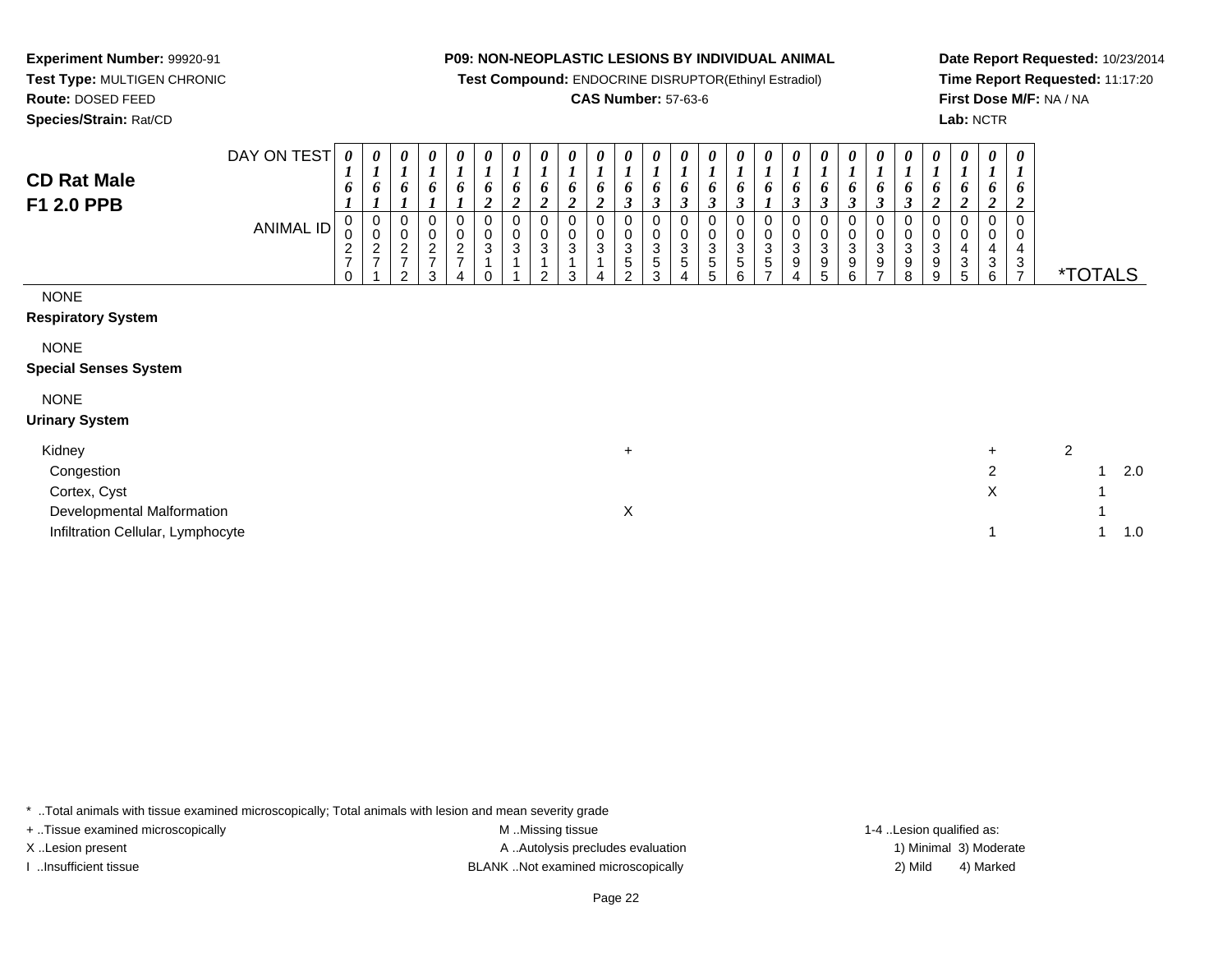**Experiment Number:** 99920-91
**Test Type:** MULTIGEN CHRONIC
**Route:** DOSED FEED
**Species/Strain:** Rat/CD

**P09: NON-NEOPLASTIC LESIONS BY INDIVIDUAL ANIMAL**
**Test Compound:** ENDOCRINE DISRUPTOR(Ethinyl Estradiol)
**CAS Number:** 57-63-6

**Date Report Requested:** 10/23/2014
**Time Report Requested:** 11:17:20
**First Dose M/F:** NA / NA
**Lab:** NCTR

## CD Rat Male
## F1 2.0 PPB

| DAY ON TEST | 0161 | 0161 | 0161 | 0161 | 0161 | 0162 | 0162 | 0162 | 0162 | 0162 | 0163 | 0163 | 0163 | 0163 | 0163 | 0161 | 0163 | 0163 | 0163 | 0163 | 0163 | 0162 | 0162 | 0162 | 0162 | | |
|---|---|---|---|---|---|---|---|---|---|---|---|---|---|---|---|---|---|---|---|---|---|---|---|---|---|---|---|
| **ANIMAL ID** | 00270 | 00271 | 00272 | 00273 | 00274 | 00310 | 00311 | 00312 | 00313 | 00314 | 00352 | 00353 | 00354 | 00355 | 00356 | 00357 | 00394 | 00395 | 00396 | 00397 | 00398 | 00399 | 00435 | 00436 | 00437 | ***TOTALS** | |
| NONE | | | | | | | | | | | | | | | | | | | | | | | | | | | |
| **Respiratory System** | | | | | | | | | | | | | | | | | | | | | | | | | | | |
| NONE | | | | | | | | | | | | | | | | | | | | | | | | | | | |
| **Special Senses System** | | | | | | | | | | | | | | | | | | | | | | | | | | | |
| NONE | | | | | | | | | | | | | | | | | | | | | | | | | | | |
| **Urinary System** | | | | | | | | | | | | | | | | | | | | | | | | | | | |
| Kidney | | | | | | | | | | | + | | | | | | | | | | | | | + | | 2 | |
| Congestion | | | | | | | | | | | | | | | | | | | | | | | | 2 | | 1 | 2.0 |
| Cortex, Cyst | | | | | | | | | | | | | | | | | | | | | | | | X | | 1 | |
| Developmental Malformation | | | | | | | | | | | X | | | | | | | | | | | | | | | 1 | |
| Infiltration Cellular, Lymphocyte | | | | | | | | | | | | | | | | | | | | | | | | 1 | | 1 | 1.0 |

* ..Total animals with tissue examined microscopically; Total animals with lesion and mean severity grade

+ ..Tissue examined microscopically
X ..Lesion present
I ..Insufficient tissue

M ..Missing tissue
A ..Autolysis precludes evaluation
BLANK ..Not examined microscopically

1-4 ..Lesion qualified as:
1) Minimal 3) Moderate
2) Mild 4) Marked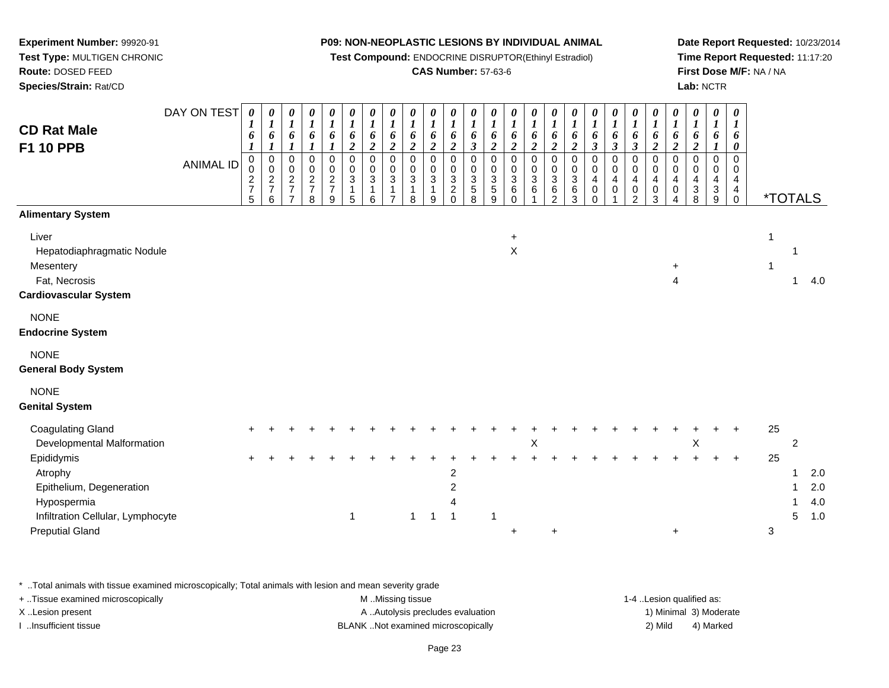**Experiment Number:** 99920-91
**Test Type:** MULTIGEN CHRONIC
**Route:** DOSED FEED
**Species/Strain:** Rat/CD

**P09: NON-NEOPLASTIC LESIONS BY INDIVIDUAL ANIMAL**
**Test Compound:** ENDOCRINE DISRUPTOR(Ethinyl Estradiol)
**CAS Number:** 57-63-6

**Date Report Requested:** 10/23/2014
**Time Report Requested:** 11:17:20
**First Dose M/F:** NA / NA
**Lab:** NCTR

## CD Rat Male F1 10 PPB

| DAY ON TEST | 0161 | 0161 | 0161 | 0161 | 0161 | 0162 | 0162 | 0162 | 0162 | 0162 | 0162 | 0163 | 0162 | 0162 | 0162 | 0162 | 0162 | 0163 | 0163 | 0163 | 0162 | 0162 | 0162 | 0161 | 0160 | *TOTALS | | |
|---|---|---|---|---|---|---|---|---|---|---|---|---|---|---|---|---|---|---|---|---|---|---|---|---|---|---|---|---|
| **ANIMAL ID** | 00275 | 00276 | 00277 | 00278 | 00279 | 00315 | 00316 | 00317 | 00318 | 00319 | 00320 | 00358 | 00359 | 00360 | 00361 | 00362 | 00363 | 00400 | 00401 | 00402 | 00403 | 00404 | 00438 | 00439 | 00440 | | | |
| **Alimentary System** | | | | | | | | | | | | | | | | | | | | | | | | | | | | |
| Liver | | | | | | | | | | | | | | + | | | | | | | | | | | | 1 | | |
| Hepatodiaphragmatic Nodule | | | | | | | | | | | | | | X | | | | | | | | | | | | | 1 | |
| Mesentery | | | | | | | | | | | | | | | | | | | | | | + | | | | 1 | | |
| Fat, Necrosis | | | | | | | | | | | | | | | | | | | | | | 4 | | | | | 1 | 4.0 |
| **Cardiovascular System** | | | | | | | | | | | | | | | | | | | | | | | | | | | | |
| NONE | | | | | | | | | | | | | | | | | | | | | | | | | | | | |
| **Endocrine System** | | | | | | | | | | | | | | | | | | | | | | | | | | | | |
| NONE | | | | | | | | | | | | | | | | | | | | | | | | | | | | |
| **General Body System** | | | | | | | | | | | | | | | | | | | | | | | | | | | | |
| NONE | | | | | | | | | | | | | | | | | | | | | | | | | | | | |
| **Genital System** | | | | | | | | | | | | | | | | | | | | | | | | | | | | |
| Coagulating Gland | + | + | + | + | + | + | + | + | + | + | + | + | + | + | + | + | + | + | + | + | + | + | + | + | + | 25 | | |
| Developmental Malformation | | | | | | | | | | | | | | | X | | | | | | | | X | | | | 2 | |
| Epididymis | + | + | + | + | + | + | + | + | + | + | + | + | + | + | + | + | + | + | + | + | + | + | + | + | + | 25 | | |
| Atrophy | | | | | | | | | | | 2 | | | | | | | | | | | | | | | | 1 | 2.0 |
| Epithelium, Degeneration | | | | | | | | | | | 2 | | | | | | | | | | | | | | | | 1 | 2.0 |
| Hypospermia | | | | | | | | | | | 4 | | | | | | | | | | | | | | | | 1 | 4.0 |
| Infiltration Cellular, Lymphocyte | | | | | | 1 | | | 1 | 1 | 1 | | 1 | | | | | | | | | | | | | | 5 | 1.0 |
| Preputial Gland | | | | | | | | | | | | | | + | | + | | | | | | + | | | | 3 | | |

\* ..Total animals with tissue examined microscopically; Total animals with lesion and mean severity grade
+ ..Tissue examined microscopically
X ..Lesion present
I ..Insufficient tissue

M ..Missing tissue
A ..Autolysis precludes evaluation
BLANK ..Not examined microscopically

1-4 ..Lesion qualified as:
1) Minimal 3) Moderate
2) Mild 4) Marked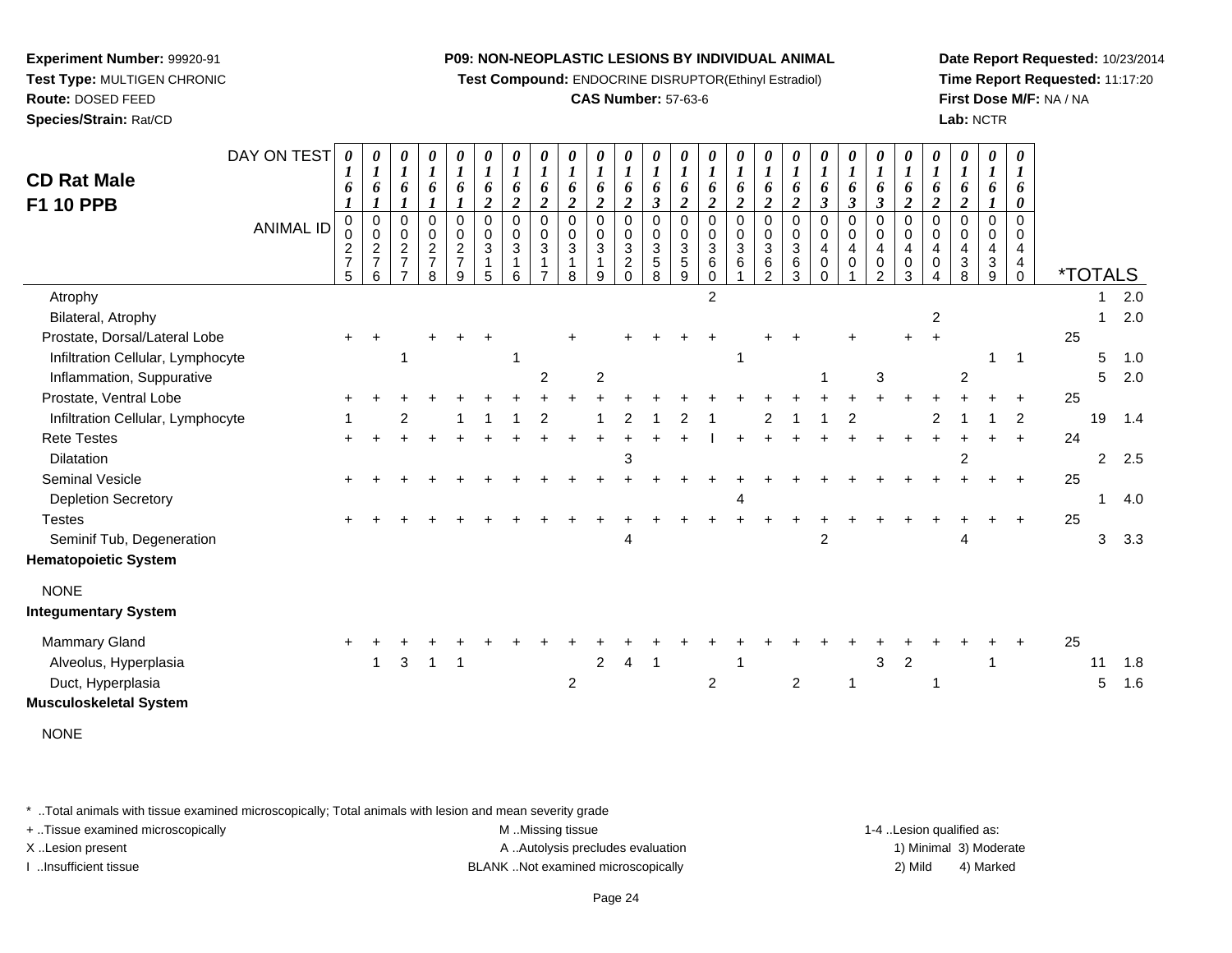**Experiment Number:** 99920-91
**Test Type:** MULTIGEN CHRONIC
**Route:** DOSED FEED
**Species/Strain:** Rat/CD

**P09: NON-NEOPLASTIC LESIONS BY INDIVIDUAL ANIMAL**
**Test Compound:** ENDOCRINE DISRUPTOR(Ethinyl Estradiol)
**CAS Number:** 57-63-6

**Date Report Requested:** 10/23/2014
**Time Report Requested:** 11:17:20
**First Dose M/F:** NA / NA
**Lab:** NCTR

## CD Rat Male F1 10 PPB

| DAY ON TEST | 0161 | 0161 | 0161 | 0161 | 0161 | 0162 | 0162 | 0162 | 0162 | 0162 | 0162 | 0163 | 0162 | 0162 | 0162 | 0162 | 0162 | 0163 | 0163 | 0163 | 0162 | 0162 | 0162 | 0161 | 0160 | *TOTALS | |
|---|---|---|---|---|---|---|---|---|---|---|---|---|---|---|---|---|---|---|---|---|---|---|---|---|---|---|---|
| **ANIMAL ID** | 00275 | 00276 | 00277 | 00278 | 00279 | 00315 | 00316 | 00317 | 00318 | 00319 | 00320 | 00358 | 00359 | 00360 | 00361 | 00362 | 00363 | 00400 | 00401 | 00402 | 00403 | 00404 | 00438 | 00439 | 00440 | | |
| Atrophy | | | | | | | | | | | | | | 2 | | | | | | | | | | | | 1 | 2.0 |
| Bilateral, Atrophy | | | | | | | | | | | | | | | | | | | | | | 2 | | | | 1 | 2.0 |
| Prostate, Dorsal/Lateral Lobe | + | + | | + | + | + | | | + | | + | + | + | + | | + | + | | + | | + | + | | | | 25 | |
| Infiltration Cellular, Lymphocyte | | | 1 | | | | 1 | | | | | | | | 1 | | | | | | | | | 1 | 1 | 5 | 1.0 |
| Inflammation, Suppurative | | | | | | | | 2 | | 2 | | | | | | | | 1 | | 3 | | | 2 | | | 5 | 2.0 |
| Prostate, Ventral Lobe | + | + | + | + | + | + | + | + | + | + | + | + | + | + | + | + | + | + | + | + | + | + | + | + | + | 25 | |
| Infiltration Cellular, Lymphocyte | 1 | | 2 | | 1 | 1 | 1 | 2 | | 1 | 2 | 1 | 2 | 1 | | 2 | 1 | 1 | 2 | | | 2 | 1 | 1 | 2 | 19 | 1.4 |
| Rete Testes | + | + | + | + | + | + | + | + | + | + | + | + | + | I | + | + | + | + | + | + | + | + | + | + | + | 24 | |
| Dilatation | | | | | | | | | | | 3 | | | | | | | | | | | | 2 | | | 2 | 2.5 |
| Seminal Vesicle | + | + | + | + | + | + | + | + | + | + | + | + | + | + | + | + | + | + | + | + | + | + | + | + | + | 25 | |
| Depletion Secretory | | | | | | | | | | | | | | | 4 | | | | | | | | | | | 1 | 4.0 |
| Testes | + | + | + | + | + | + | + | + | + | + | + | + | + | + | + | + | + | + | + | + | + | + | + | + | + | 25 | |
| Seminif Tub, Degeneration | | | | | | | | | | | 4 | | | | | | | 2 | | | | | 4 | | | 3 | 3.3 |
| **Hematopoietic System** | | | | | | | | | | | | | | | | | | | | | | | | | | | |
| NONE | | | | | | | | | | | | | | | | | | | | | | | | | | | |
| **Integumentary System** | | | | | | | | | | | | | | | | | | | | | | | | | | | |
| Mammary Gland | + | + | + | + | + | + | + | + | + | + | + | + | + | + | + | + | + | + | + | + | + | + | + | + | + | 25 | |
| Alveolus, Hyperplasia | | 1 | 3 | 1 | 1 | | | | | 2 | 4 | 1 | | | 1 | | | | | 3 | 2 | | | 1 | | 11 | 1.8 |
| Duct, Hyperplasia | | | | | | | | | 2 | | | | | 2 | | | 2 | | 1 | | | 1 | | | | 5 | 1.6 |
| **Musculoskeletal System** | | | | | | | | | | | | | | | | | | | | | | | | | | | |
| NONE | | | | | | | | | | | | | | | | | | | | | | | | | | | |

\* ..Total animals with tissue examined microscopically; Total animals with lesion and mean severity grade
+ ..Tissue examined microscopically
X ..Lesion present
I ..Insufficient tissue
M ..Missing tissue
A ..Autolysis precludes evaluation
BLANK ..Not examined microscopically
1-4 ..Lesion qualified as: 1) Minimal 2) Mild 3) Moderate 4) Marked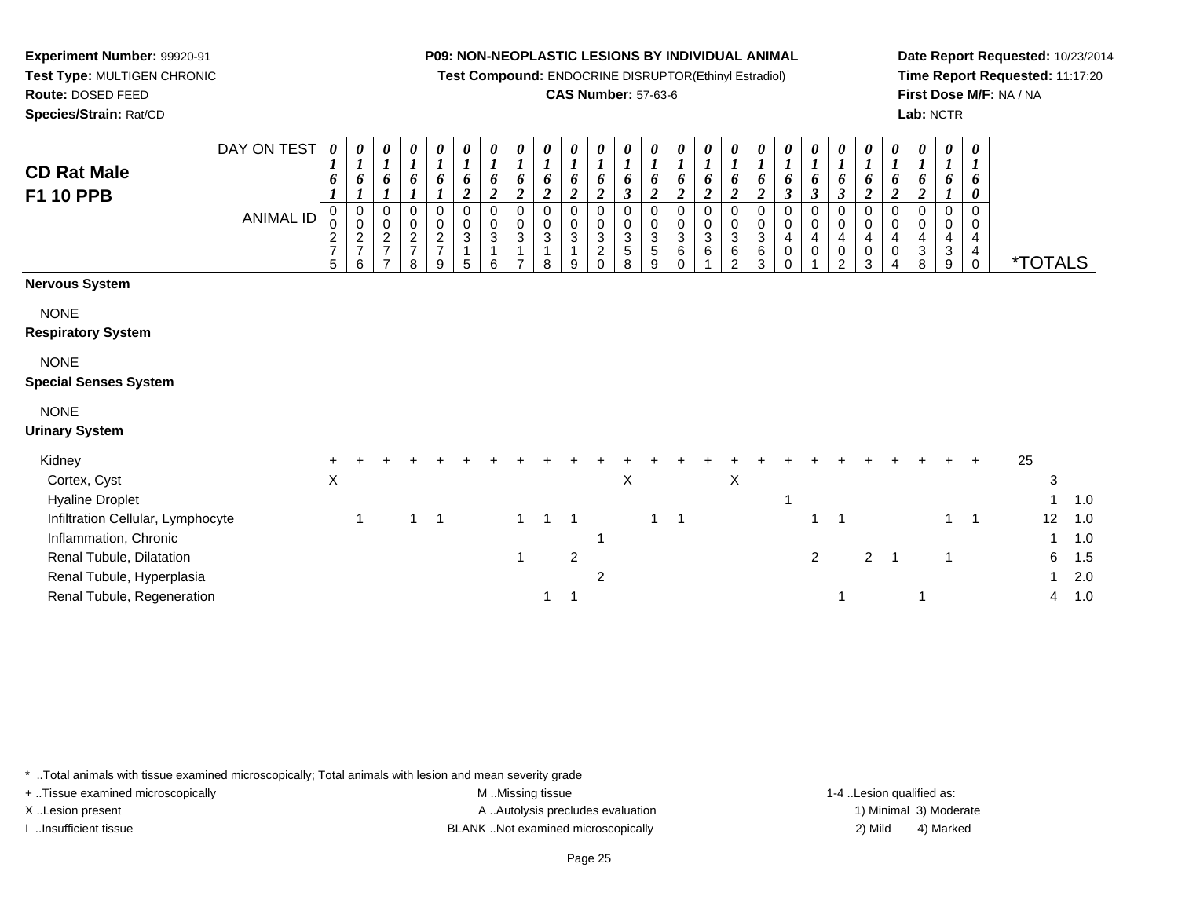**Experiment Number:** 99920-91
**Test Type:** MULTIGEN CHRONIC
**Route:** DOSED FEED
**Species/Strain:** Rat/CD

**P09: NON-NEOPLASTIC LESIONS BY INDIVIDUAL ANIMAL**
**Test Compound:** ENDOCRINE DISRUPTOR(Ethinyl Estradiol)
**CAS Number:** 57-63-6

**Date Report Requested:** 10/23/2014
**Time Report Requested:** 11:17:20
**First Dose M/F:** NA / NA
**Lab:** NCTR

## CD Rat Male F1 10 PPB

| DAY ON TEST | 0161 | 0161 | 0161 | 0161 | 0161 | 0162 | 0162 | 0162 | 0162 | 0162 | 0162 | 0163 | 0162 | 0162 | 0162 | 0162 | 0162 | 0163 | 0163 | 0163 | 0162 | 0162 | 0162 | 0161 | 0160 | | |
|---|---|---|---|---|---|---|---|---|---|---|---|---|---|---|---|---|---|---|---|---|---|---|---|---|---|---|---|
| **ANIMAL ID** | 0027 5 | 0027 6 | 0027 7 | 0027 8 | 0027 9 | 0031 5 | 0031 6 | 0031 7 | 0031 8 | 0031 9 | 0032 0 | 0035 8 | 0035 9 | 0036 0 | 0036 1 | 0036 2 | 0036 3 | 0040 0 | 0040 1 | 0040 2 | 0040 3 | 0040 4 | 0043 8 | 0043 9 | 0044 0 | ***TOTALS** | |
| **Nervous System** | | | | | | | | | | | | | | | | | | | | | | | | | | | |
| NONE | | | | | | | | | | | | | | | | | | | | | | | | | | | |
| **Respiratory System** | | | | | | | | | | | | | | | | | | | | | | | | | | | |
| NONE | | | | | | | | | | | | | | | | | | | | | | | | | | | |
| **Special Senses System** | | | | | | | | | | | | | | | | | | | | | | | | | | | |
| NONE | | | | | | | | | | | | | | | | | | | | | | | | | | | |
| **Urinary System** | | | | | | | | | | | | | | | | | | | | | | | | | | | |
| Kidney | + | + | + | + | + | + | + | + | + | + | + | + | + | + | + | + | + | + | + | + | + | + | + | + | + | 25 | |
| Cortex, Cyst | X | | | | | | | | | | | X | | | | X | | | | | | | | | | 3 | |
| Hyaline Droplet | | | | | | | | | | | | | | | | | | 1 | | | | | | | | 1 | 1.0 |
| Infiltration Cellular, Lymphocyte | | 1 | | 1 | 1 | | | 1 | 1 | 1 | | | 1 | 1 | | | | | 1 | 1 | | | | 1 | 1 | 12 | 1.0 |
| Inflammation, Chronic | | | | | | | | | | | 1 | | | | | | | | | | | | | | | 1 | 1.0 |
| Renal Tubule, Dilatation | | | | | | | | 1 | | 2 | | | | | | | | | 2 | | 2 | 1 | | 1 | | 6 | 1.5 |
| Renal Tubule, Hyperplasia | | | | | | | | | | | 2 | | | | | | | | | | | | | | | 1 | 2.0 |
| Renal Tubule, Regeneration | | | | | | | | | 1 | 1 | | | | | | | | | | 1 | | | 1 | | | 4 | 1.0 |

\* ..Total animals with tissue examined microscopically; Total animals with lesion and mean severity grade
+ ..Tissue examined microscopically
X ..Lesion present
I ..Insufficient tissue

M ..Missing tissue
A ..Autolysis precludes evaluation
BLANK ..Not examined microscopically

1-4 ..Lesion qualified as:
1) Minimal 3) Moderate
2) Mild 4) Marked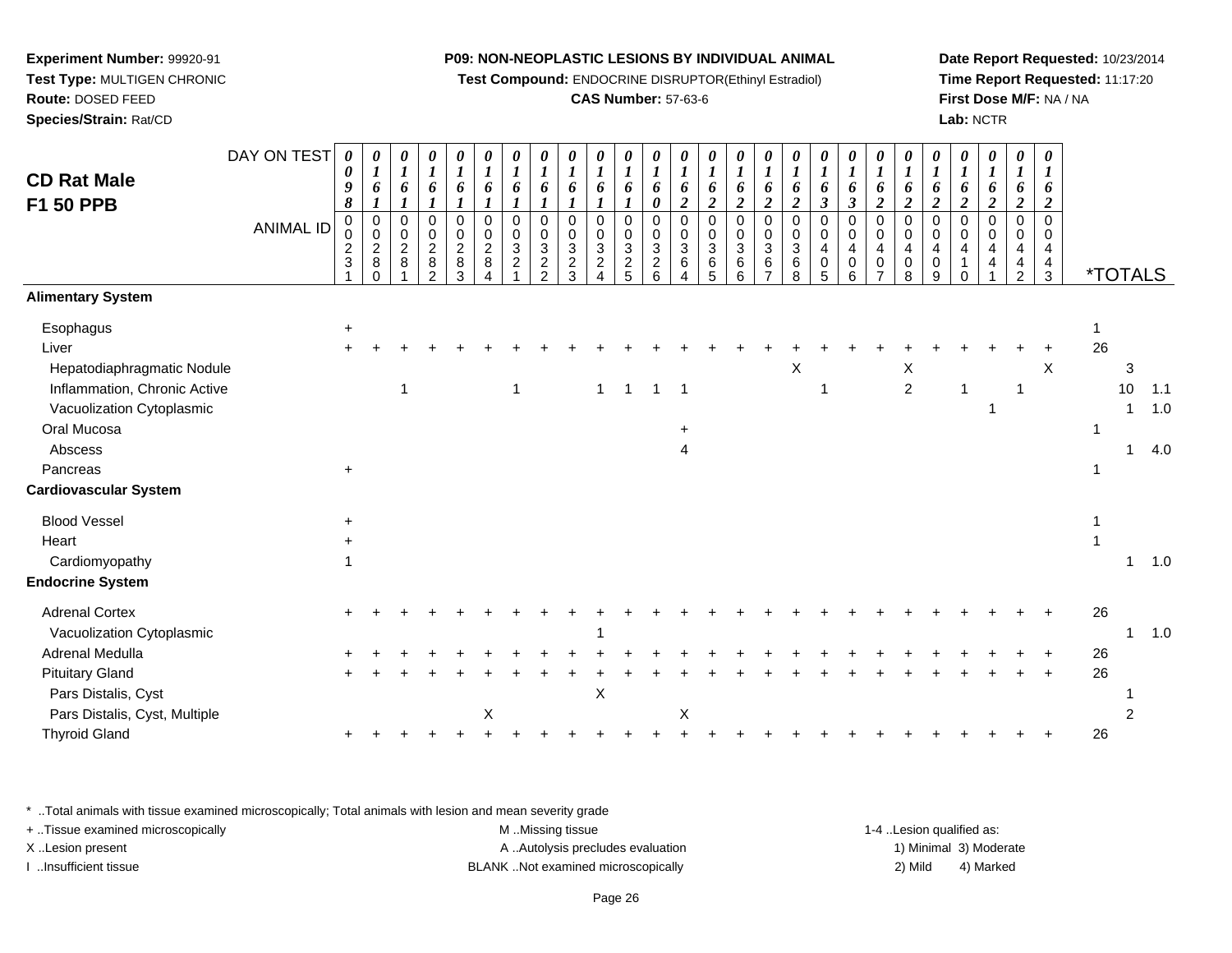**Experiment Number:** 99920-91
**Test Type:** MULTIGEN CHRONIC
**Route:** DOSED FEED
**Species/Strain:** Rat/CD

**P09: NON-NEOPLASTIC LESIONS BY INDIVIDUAL ANIMAL**
**Test Compound:** ENDOCRINE DISRUPTOR(Ethinyl Estradiol)
**CAS Number:** 57-63-6

**Date Report Requested:** 10/23/2014
**Time Report Requested:** 11:17:20
**First Dose M/F:** NA / NA
**Lab:** NCTR

## CD Rat Male F1 50 PPB

| DAY ON TEST | 0098 | 0161 | 0161 | 0161 | 0161 | 0161 | 0161 | 0161 | 0161 | 0161 | 0161 | 0160 | 0162 | 0162 | 0162 | 0162 | 0162 | 0163 | 0163 | 0162 | 0162 | 0162 | 0162 | 0162 | 0162 | 0162 | *TOTALS | | |
|---|---|---|---|---|---|---|---|---|---|---|---|---|---|---|---|---|---|---|---|---|---|---|---|---|---|---|---|---|---|
| ANIMAL ID | 00231 | 00280 | 00281 | 00282 | 00283 | 00284 | 00321 | 00322 | 00323 | 00324 | 00325 | 00326 | 00364 | 00365 | 00366 | 00367 | 00368 | 00405 | 00406 | 00407 | 00408 | 00409 | 00410 | 00441 | 00442 | 00443 | | | |
| **Alimentary System** | | | | | | | | | | | | | | | | | | | | | | | | | | | | | |
| Esophagus | + | | | | | | | | | | | | | | | | | | | | | | | | | | 1 | | |
| Liver | + | + | + | + | + | + | + | + | + | + | + | + | + | + | + | + | + | + | + | + | + | + | + | + | + | + | 26 | | |
| Hepatodiaphragmatic Nodule | | | | | | | | | | | | | | | | | X | | | | X | | | | | X | | 3 | |
| Inflammation, Chronic Active | | | 1 | | | | 1 | | | 1 | 1 | 1 | 1 | | | | | 1 | | | 2 | | 1 | | 1 | | | 10 | 1.1 |
| Vacuolization Cytoplasmic | | | | | | | | | | | | | | | | | | | | | | | | 1 | | | | 1 | 1.0 |
| Oral Mucosa | | | | | | | | | | | | | + | | | | | | | | | | | | | | 1 | | |
| Abscess | | | | | | | | | | | | | 4 | | | | | | | | | | | | | | | 1 | 4.0 |
| Pancreas | + | | | | | | | | | | | | | | | | | | | | | | | | | | 1 | | |
| **Cardiovascular System** | | | | | | | | | | | | | | | | | | | | | | | | | | | | | |
| Blood Vessel | + | | | | | | | | | | | | | | | | | | | | | | | | | | 1 | | |
| Heart | + | | | | | | | | | | | | | | | | | | | | | | | | | | 1 | | |
| Cardiomyopathy | 1 | | | | | | | | | | | | | | | | | | | | | | | | | | | 1 | 1.0 |
| **Endocrine System** | | | | | | | | | | | | | | | | | | | | | | | | | | | | | |
| Adrenal Cortex | + | + | + | + | + | + | + | + | + | + | + | + | + | + | + | + | + | + | + | + | + | + | + | + | + | + | 26 | | |
| Vacuolization Cytoplasmic | | | | | | | | | | 1 | | | | | | | | | | | | | | | | | | 1 | 1.0 |
| Adrenal Medulla | + | + | + | + | + | + | + | + | + | + | + | + | + | + | + | + | + | + | + | + | + | + | + | + | + | + | 26 | | |
| Pituitary Gland | + | + | + | + | + | + | + | + | + | + | + | + | + | + | + | + | + | + | + | + | + | + | + | + | + | + | 26 | | |
| Pars Distalis, Cyst | | | | | | | | | | X | | | | | | | | | | | | | | | | | | 1 | |
| Pars Distalis, Cyst, Multiple | | | | | | X | | | | | | | X | | | | | | | | | | | | | | | 2 | |
| Thyroid Gland | + | + | + | + | + | + | + | + | + | + | + | + | + | + | + | + | + | + | + | + | + | + | + | + | + | + | 26 | | |

* ..Total animals with tissue examined microscopically; Total animals with lesion and mean severity grade
+ ..Tissue examined microscopically
X ..Lesion present
I ..Insufficient tissue

M ..Missing tissue
A ..Autolysis precludes evaluation
BLANK ..Not examined microscopically

1-4 ..Lesion qualified as:
1) Minimal 3) Moderate
2) Mild 4) Marked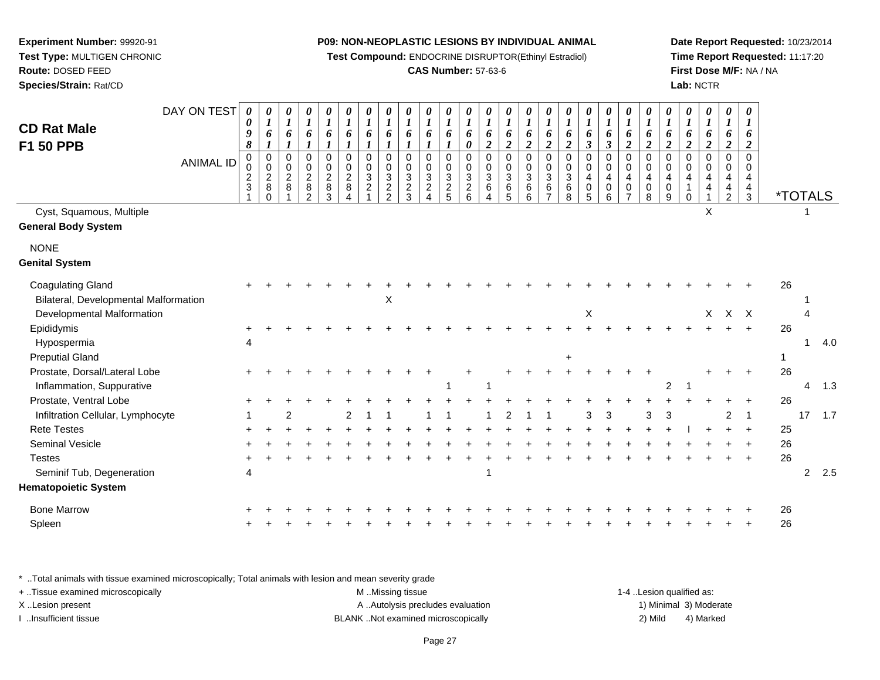**Experiment Number:** 99920-91
**Test Type:** MULTIGEN CHRONIC
**Route:** DOSED FEED
**Species/Strain:** Rat/CD

**P09: NON-NEOPLASTIC LESIONS BY INDIVIDUAL ANIMAL**
**Test Compound:** ENDOCRINE DISRUPTOR(Ethinyl Estradiol)
**CAS Number:** 57-63-6

**Date Report Requested:** 10/23/2014
**Time Report Requested:** 11:17:20
**First Dose M/F:** NA / NA
**Lab:** NCTR

## CD Rat Male F1 50 PPB

| DAY ON TEST | 0098 | 0161 | 0161 | 0161 | 0161 | 0161 | 0161 | 0161 | 0161 | 0161 | 0161 | 0160 | 0162 | 0162 | 0162 | 0162 | 0162 | 0163 | 0163 | 0162 | 0162 | 0162 | 0162 | 0162 | 0162 | 0162 | *TOTALS | | |
|---|---|---|---|---|---|---|---|---|---|---|---|---|---|---|---|---|---|---|---|---|---|---|---|---|---|---|---|---|---|
| **ANIMAL ID** | 0231 | 0280 | 0281 | 0282 | 0283 | 0284 | 0321 | 0322 | 0323 | 0324 | 0325 | 0326 | 0364 | 0365 | 0366 | 0367 | 0368 | 0405 | 0406 | 0407 | 0408 | 0409 | 0410 | 0441 | 0442 | 0443 | | | |
| Cyst, Squamous, Multiple | | | | | | | | | | | | | | | | | | | | | | | | X | | | | 1 | |
| **General Body System** | | | | | | | | | | | | | | | | | | | | | | | | | | | | | |
| NONE | | | | | | | | | | | | | | | | | | | | | | | | | | | | | |
| **Genital System** | | | | | | | | | | | | | | | | | | | | | | | | | | | | | |
| Coagulating Gland | + | + | + | + | + | + | + | + | + | + | + | + | + | + | + | + | + | + | + | + | + | + | + | + | + | + | 26 | | |
| Bilateral, Developmental Malformation | | | | | | | | X | | | | | | | | | | | | | | | | | | | | 1 | |
| Developmental Malformation | | | | | | | | | | | | | | | | | | X | | | | | | X | X | X | | 4 | |
| Epididymis | + | + | + | + | + | + | + | + | + | + | + | + | + | + | + | + | + | + | + | + | + | + | + | + | + | + | 26 | | |
| Hypospermia | 4 | | | | | | | | | | | | | | | | | | | | | | | | | | | 1 | 4.0 |
| Preputial Gland | | | | | | | | | | | | | | | | | + | | | | | | | | | | 1 | | |
| Prostate, Dorsal/Lateral Lobe | + | + | + | + | + | + | + | + | + | + | | + | | + | + | + | + | + | + | + | + | | | + | + | + | 26 | | |
| Inflammation, Suppurative | | | | | | | | | | | 1 | | 1 | | | | | | | | | 2 | 1 | | | | | 4 | 1.3 |
| Prostate, Ventral Lobe | + | + | + | + | + | + | + | + | + | + | + | + | + | + | + | + | + | + | + | + | + | + | + | + | + | + | 26 | | |
| Infiltration Cellular, Lymphocyte | 1 | | 2 | | | 2 | 1 | 1 | | 1 | 1 | | 1 | 2 | 1 | 1 | | 3 | 3 | | 3 | 3 | | | 2 | 1 | | 17 | 1.7 |
| Rete Testes | + | + | + | + | + | + | + | + | + | + | + | + | + | + | + | + | + | + | + | + | + | + | I | + | + | + | 25 | | |
| Seminal Vesicle | + | + | + | + | + | + | + | + | + | + | + | + | + | + | + | + | + | + | + | + | + | + | + | + | + | + | 26 | | |
| Testes | + | + | + | + | + | + | + | + | + | + | + | + | + | + | + | + | + | + | + | + | + | + | + | + | + | + | 26 | | |
| Seminif Tub, Degeneration | 4 | | | | | | | | | | | | 1 | | | | | | | | | | | | | | | 2 | 2.5 |
| **Hematopoietic System** | | | | | | | | | | | | | | | | | | | | | | | | | | | | | |
| Bone Marrow | + | + | + | + | + | + | + | + | + | + | + | + | + | + | + | + | + | + | + | + | + | + | + | + | + | + | 26 | | |
| Spleen | + | + | + | + | + | + | + | + | + | + | + | + | + | + | + | + | + | + | + | + | + | + | + | + | + | + | 26 | | |

* ..Total animals with tissue examined microscopically; Total animals with lesion and mean severity grade
+ ..Tissue examined microscopically
X ..Lesion present
I ..Insufficient tissue

M ..Missing tissue
A ..Autolysis precludes evaluation
BLANK ..Not examined microscopically

1-4 ..Lesion qualified as:
1) Minimal 3) Moderate
2) Mild 4) Marked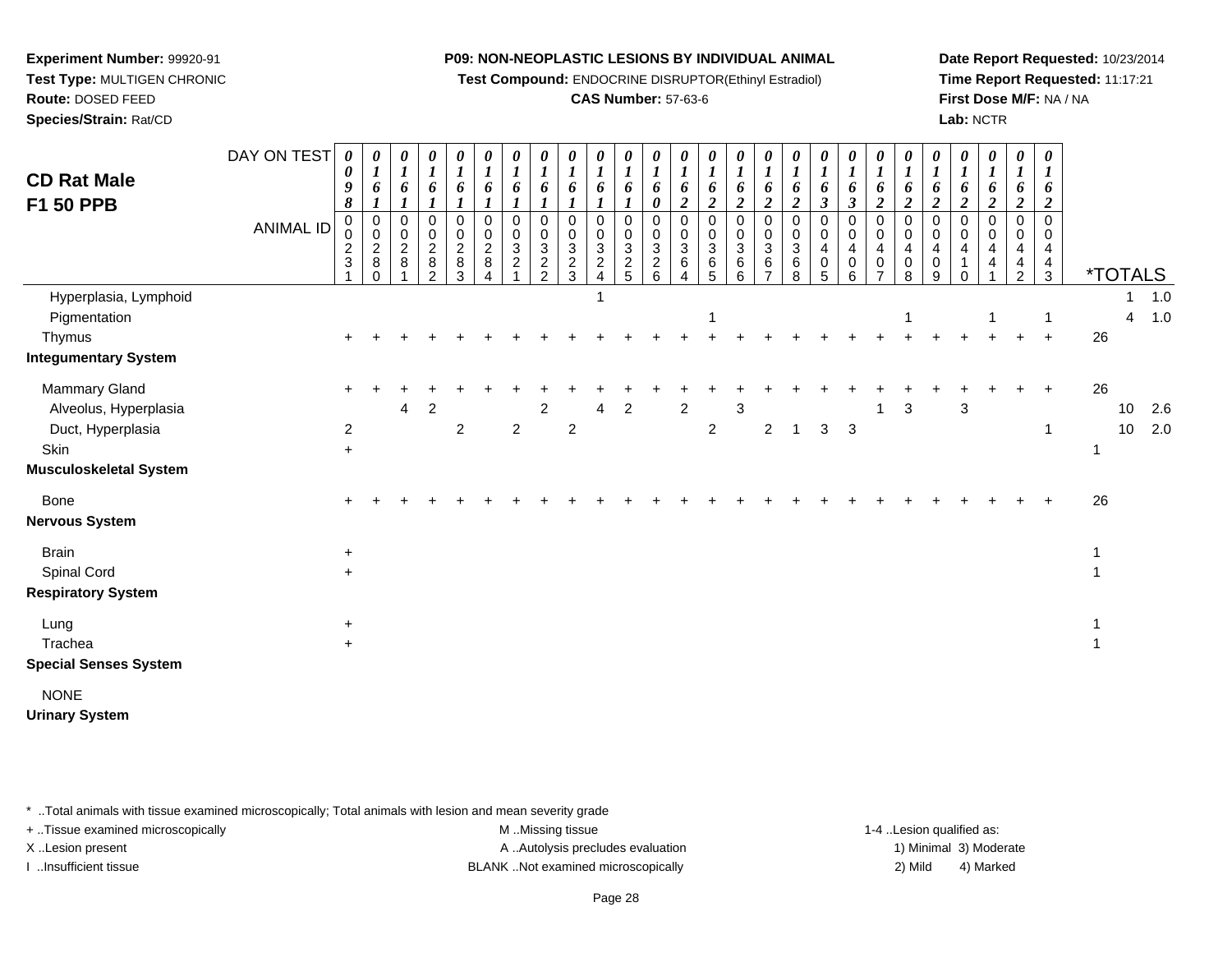**Experiment Number:** 99920-91
**Test Type:** MULTIGEN CHRONIC
**Route:** DOSED FEED
**Species/Strain:** Rat/CD

**P09: NON-NEOPLASTIC LESIONS BY INDIVIDUAL ANIMAL**
**Test Compound:** ENDOCRINE DISRUPTOR(Ethinyl Estradiol)
**CAS Number:** 57-63-6

**Date Report Requested:** 10/23/2014
**Time Report Requested:** 11:17:21
**First Dose M/F:** NA / NA
**Lab:** NCTR

## CD Rat Male F1 50 PPB

| DAY ON TEST | 0098 | 0161 | 0161 | 0161 | 0161 | 0161 | 0161 | 0161 | 0161 | 0161 | 0161 | 0160 | 0162 | 0162 | 0162 | 0162 | 0162 | 0163 | 0163 | 0162 | 0162 | 0162 | 0162 | 0162 | 0162 | 0162 | | |
|---|---|---|---|---|---|---|---|---|---|---|---|---|---|---|---|---|---|---|---|---|---|---|---|---|---|---|---|---|
| **ANIMAL ID** | 00231 | 00280 | 00281 | 00282 | 00283 | 00284 | 00321 | 00322 | 00323 | 00324 | 00325 | 00326 | 00364 | 00365 | 00366 | 00367 | 00368 | 00405 | 00406 | 00407 | 00408 | 00409 | 00410 | 00441 | 00442 | 00443 | ***TOTALS** | |
| Hyperplasia, Lymphoid | | | | | | | | | | 1 | | | | | | | | | | | | | | | | | 1 | 1.0 |
| Pigmentation | | | | | | | | | | | | | | 1 | | | | | | | 1 | | | 1 | | 1 | 4 | 1.0 |
| Thymus | + | + | + | + | + | + | + | + | + | + | + | + | + | + | + | + | + | + | + | + | + | + | + | + | + | + | 26 | |
| **Integumentary System** | | | | | | | | | | | | | | | | | | | | | | | | | | | | |
| Mammary Gland | + | + | + | + | + | + | + | + | + | + | + | + | + | + | + | + | + | + | + | + | + | + | + | + | + | + | 26 | |
| Alveolus, Hyperplasia | | | 4 | 2 | | | | 2 | | 4 | 2 | | 2 | | 3 | | | | | 1 | 3 | | 3 | | | | 10 | 2.6 |
| Duct, Hyperplasia | 2 | | | | 2 | | 2 | | 2 | | | | | 2 | | 2 | 1 | 3 | 3 | | | | | | | 1 | 10 | 2.0 |
| Skin | + | | | | | | | | | | | | | | | | | | | | | | | | | | 1 | |
| **Musculoskeletal System** | | | | | | | | | | | | | | | | | | | | | | | | | | | | |
| Bone | + | + | + | + | + | + | + | + | + | + | + | + | + | + | + | + | + | + | + | + | + | + | + | + | + | + | 26 | |
| **Nervous System** | | | | | | | | | | | | | | | | | | | | | | | | | | | | |
| Brain | + | | | | | | | | | | | | | | | | | | | | | | | | | | 1 | |
| Spinal Cord | + | | | | | | | | | | | | | | | | | | | | | | | | | | 1 | |
| **Respiratory System** | | | | | | | | | | | | | | | | | | | | | | | | | | | | |
| Lung | + | | | | | | | | | | | | | | | | | | | | | | | | | | 1 | |
| Trachea | + | | | | | | | | | | | | | | | | | | | | | | | | | | 1 | |
| **Special Senses System** | | | | | | | | | | | | | | | | | | | | | | | | | | | | |
| NONE | | | | | | | | | | | | | | | | | | | | | | | | | | | | |
| **Urinary System** | | | | | | | | | | | | | | | | | | | | | | | | | | | | |

* ..Total animals with tissue examined microscopically; Total animals with lesion and mean severity grade
+ ..Tissue examined microscopically
X ..Lesion present
I ..Insufficient tissue
M ..Missing tissue
A ..Autolysis precludes evaluation
BLANK ..Not examined microscopically
1-4 ..Lesion qualified as: 1) Minimal 2) Mild 3) Moderate 4) Marked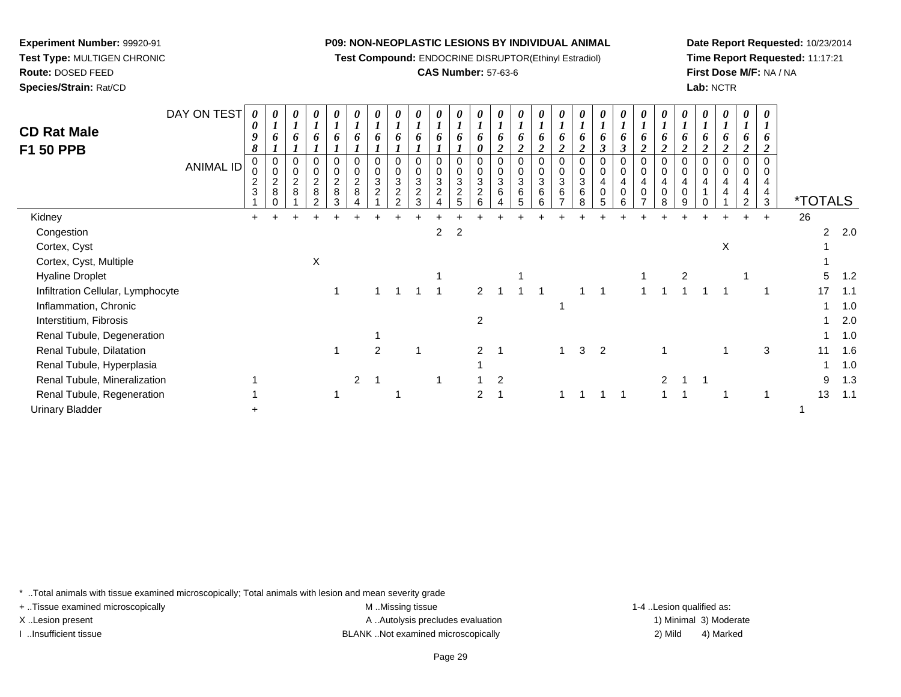**Experiment Number:** 99920-91
**Test Type:** MULTIGEN CHRONIC
**Route:** DOSED FEED
**Species/Strain:** Rat/CD

**P09: NON-NEOPLASTIC LESIONS BY INDIVIDUAL ANIMAL**
**Test Compound:** ENDOCRINE DISRUPTOR(Ethinyl Estradiol)
**CAS Number:** 57-63-6

**Date Report Requested:** 10/23/2014
**Time Report Requested:** 11:17:21
**First Dose M/F:** NA / NA
**Lab:** NCTR

## CD Rat Male F1 50 PPB

| DAY ON TEST | 0098 | 0161 | 0161 | 0161 | 0161 | 0161 | 0161 | 0161 | 0161 | 0161 | 0161 | 0160 | 0162 | 0162 | 0162 | 0162 | 0162 | 0163 | 0163 | 0162 | 0162 | 0162 | 0162 | 0162 | 0162 | 0162 | | |
|---|---|---|---|---|---|---|---|---|---|---|---|---|---|---|---|---|---|---|---|---|---|---|---|---|---|---|---|---|
| **ANIMAL ID** | 0231 | 0280 | 0281 | 0282 | 0283 | 0284 | 0321 | 0322 | 0323 | 0324 | 0325 | 0326 | 0364 | 0365 | 0366 | 0367 | 0368 | 0405 | 0406 | 0407 | 0408 | 0409 | 0410 | 0441 | 0442 | 0443 | ***TOTALS** | |
| Kidney | + | + | + | + | + | + | + | + | + | + | + | + | + | + | + | + | + | + | + | + | + | + | + | + | + | + | 26 | |
| Congestion | | | | | | | | | | 2 | 2 | | | | | | | | | | | | | | | | 2 | 2.0 |
| Cortex, Cyst | | | | | | | | | | | | | | | | | | | | | | | | X | | | 1 | |
| Cortex, Cyst, Multiple | | | | X | | | | | | | | | | | | | | | | | | | | | | | 1 | |
| Hyaline Droplet | | | | | | | | | | 1 | | | | 1 | | | | | | 1 | | 2 | | | 1 | | 5 | 1.2 |
| Infiltration Cellular, Lymphocyte | | | | | 1 | | 1 | 1 | 1 | 1 | | 2 | 1 | 1 | 1 | | 1 | 1 | | 1 | 1 | 1 | 1 | 1 | | 1 | 17 | 1.1 |
| Inflammation, Chronic | | | | | | | | | | | | | | | | 1 | | | | | | | | | | | 1 | 1.0 |
| Interstitium, Fibrosis | | | | | | | | | | | | 2 | | | | | | | | | | | | | | | 1 | 2.0 |
| Renal Tubule, Degeneration | | | | | | | 1 | | | | | | | | | | | | | | | | | | | | 1 | 1.0 |
| Renal Tubule, Dilatation | | | | | 1 | | 2 | | 1 | | | 2 | 1 | | | 1 | 3 | 2 | | | 1 | | | 1 | | 3 | 11 | 1.6 |
| Renal Tubule, Hyperplasia | | | | | | | | | | | | 1 | | | | | | | | | | | | | | | 1 | 1.0 |
| Renal Tubule, Mineralization | 1 | | | | | 2 | 1 | | | 1 | | 1 | 2 | | | | | | | | 2 | 1 | 1 | | | | 9 | 1.3 |
| Renal Tubule, Regeneration | 1 | | | | 1 | | | 1 | | | | 2 | 1 | | | 1 | 1 | 1 | 1 | | 1 | 1 | | 1 | | 1 | 13 | 1.1 |
| Urinary Bladder | + | | | | | | | | | | | | | | | | | | | | | | | | | | 1 | |

\* ..Total animals with tissue examined microscopically; Total animals with lesion and mean severity grade
\+ ..Tissue examined microscopically
X ..Lesion present
I ..Insufficient tissue
M ..Missing tissue
A ..Autolysis precludes evaluation
BLANK ..Not examined microscopically
1-4 ..Lesion qualified as:
1) Minimal 2) Mild 3) Moderate 4) Marked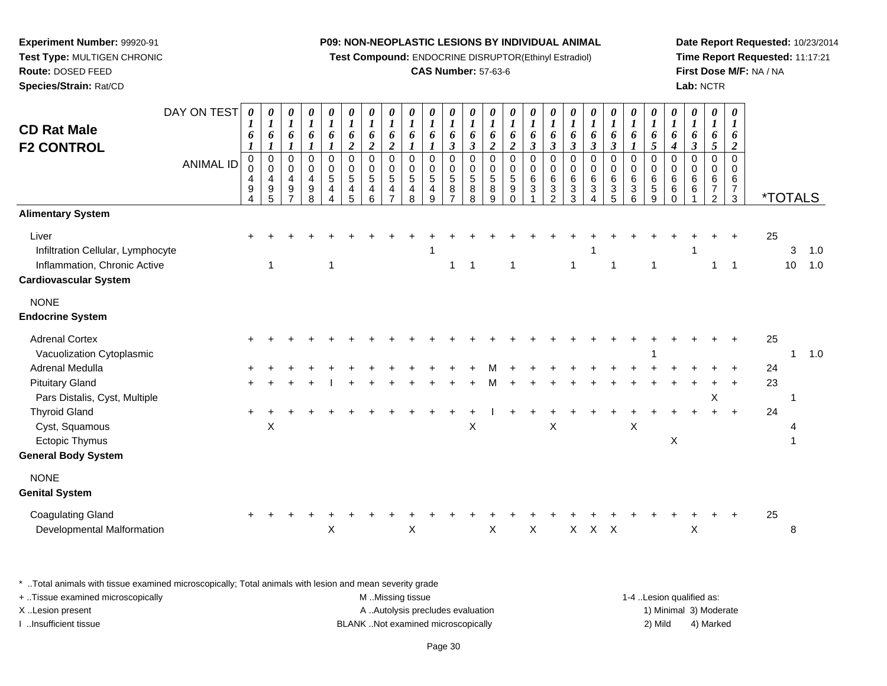**Experiment Number:** 99920-91
**Test Type:** MULTIGEN CHRONIC
**Route:** DOSED FEED
**Species/Strain:** Rat/CD

**P09: NON-NEOPLASTIC LESIONS BY INDIVIDUAL ANIMAL**
**Test Compound:** ENDOCRINE DISRUPTOR(Ethinyl Estradiol)
**CAS Number:** 57-63-6

**Date Report Requested:** 10/23/2014
**Time Report Requested:** 11:17:21
**First Dose M/F:** NA / NA
**Lab:** NCTR

## CD Rat Male F2 CONTROL

| DAY ON TEST | 0161 | 0161 | 0161 | 0161 | 0161 | 0162 | 0162 | 0162 | 0161 | 0161 | 0163 | 0163 | 0162 | 0162 | 0163 | 0163 | 0163 | 0163 | 0163 | 0161 | 0165 | 0164 | 0163 | 0165 | 0162 | *TOTALS | | |
|---|---|---|---|---|---|---|---|---|---|---|---|---|---|---|---|---|---|---|---|---|---|---|---|---|---|---|---|---|
| **ANIMAL ID** | 00494 | 00495 | 00497 | 00498 | 00544 | 00545 | 00546 | 00547 | 00548 | 00549 | 00587 | 00588 | 00589 | 00590 | 00631 | 00632 | 00633 | 00634 | 00635 | 00636 | 00659 | 00660 | 00661 | 00672 | 00673 | | | |
| **Alimentary System** | | | | | | | | | | | | | | | | | | | | | | | | | | | | |
| Liver | + | + | + | + | + | + | + | + | + | + | + | + | + | + | + | + | + | + | + | + | + | + | + | + | + | 25 | | |
| Infiltration Cellular, Lymphocyte | | | | | | | | | | 1 | | | | | | | | 1 | | | | | 1 | | | | 3 | 1.0 |
| Inflammation, Chronic Active | | 1 | | | 1 | | | | | | 1 | 1 | | 1 | | | 1 | | 1 | | 1 | | | 1 | 1 | | 10 | 1.0 |
| **Cardiovascular System** | | | | | | | | | | | | | | | | | | | | | | | | | | | | |
| NONE | | | | | | | | | | | | | | | | | | | | | | | | | | | | |
| **Endocrine System** | | | | | | | | | | | | | | | | | | | | | | | | | | | | |
| Adrenal Cortex | + | + | + | + | + | + | + | + | + | + | + | + | + | + | + | + | + | + | + | + | + | + | + | + | + | 25 | | |
| Vacuolization Cytoplasmic | | | | | | | | | | | | | | | | | | | | | 1 | | | | | | 1 | 1.0 |
| Adrenal Medulla | + | + | + | + | + | + | + | + | + | + | + | + | M | + | + | + | + | + | + | + | + | + | + | + | + | 24 | | |
| Pituitary Gland | + | + | + | + | I | + | + | + | + | + | + | + | M | + | + | + | + | + | + | + | + | + | + | + | + | 23 | | |
| Pars Distalis, Cyst, Multiple | | | | | | | | | | | | | | | | | | | | | | | | X | | | 1 | |
| Thyroid Gland | + | + | + | + | + | + | + | + | + | + | + | + | I | + | + | + | + | + | + | + | + | + | + | + | + | 24 | | |
| Cyst, Squamous | | X | | | | | | | | | | X | | | | X | | | | X | | | | | | | 4 | |
| Ectopic Thymus | | | | | | | | | | | | | | | | | | | | | | X | | | | | 1 | |
| **General Body System** | | | | | | | | | | | | | | | | | | | | | | | | | | | | |
| NONE | | | | | | | | | | | | | | | | | | | | | | | | | | | | |
| **Genital System** | | | | | | | | | | | | | | | | | | | | | | | | | | | | |
| Coagulating Gland | + | + | + | + | + | + | + | + | + | + | + | + | + | + | + | + | + | + | + | + | + | + | + | + | + | 25 | | |
| Developmental Malformation | | | | | X | | | | X | | | | X | | X | | X | X | X | | | | X | | | | 8 | |

* ..Total animals with tissue examined microscopically; Total animals with lesion and mean severity grade
+ ..Tissue examined microscopically
X ..Lesion present
I ..Insufficient tissue

M ..Missing tissue
A ..Autolysis precludes evaluation
BLANK ..Not examined microscopically

1-4 ..Lesion qualified as:
1) Minimal 3) Moderate
2) Mild 4) Marked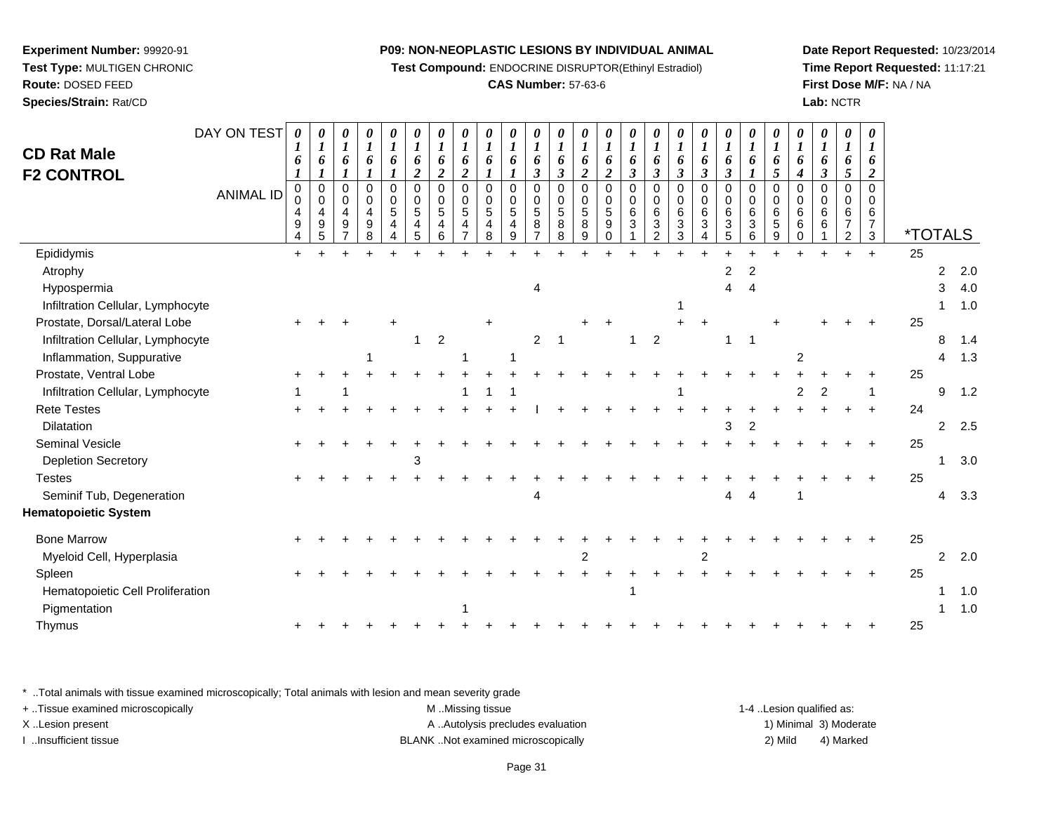**Experiment Number:** 99920-91
**Test Type:** MULTIGEN CHRONIC
**Route:** DOSED FEED
**Species/Strain:** Rat/CD

**P09: NON-NEOPLASTIC LESIONS BY INDIVIDUAL ANIMAL**
**Test Compound:** ENDOCRINE DISRUPTOR(Ethinyl Estradiol)
**CAS Number:** 57-63-6

**Date Report Requested:** 10/23/2014
**Time Report Requested:** 11:17:21
**First Dose M/F:** NA / NA
**Lab:** NCTR

## CD Rat Male F2 CONTROL

| DAY ON TEST | 0161 | 0161 | 0161 | 0161 | 0161 | 0162 | 0162 | 0162 | 0161 | 0161 | 0163 | 0163 | 0162 | 0162 | 0163 | 0163 | 0163 | 0163 | 0163 | 0161 | 0165 | 0164 | 0163 | 0165 | 0162 | *TOTALS | | |
|---|---|---|---|---|---|---|---|---|---|---|---|---|---|---|---|---|---|---|---|---|---|---|---|---|---|---|---|---|
| **ANIMAL ID** | 00494 | 00495 | 00497 | 00498 | 00544 | 00545 | 00546 | 00547 | 00548 | 00549 | 00587 | 00588 | 00589 | 00590 | 00631 | 00632 | 00633 | 00634 | 00635 | 00636 | 00659 | 00660 | 00661 | 00672 | 00673 | | | |
| Epididymis | + | + | + | + | + | + | + | + | + | + | + | + | + | + | + | + | + | + | + | + | + | + | + | + | + | 25 | | |
| Atrophy | | | | | | | | | | | | | | | | | | | 2 | 2 | | | | | | | 2 | 2.0 |
| Hypospermia | | | | | | | | | | | 4 | | | | | | | | 4 | 4 | | | | | | | 3 | 4.0 |
| Infiltration Cellular, Lymphocyte | | | | | | | | | | | | | | | | | 1 | | | | | | | | | | 1 | 1.0 |
| Prostate, Dorsal/Lateral Lobe | + | + | + | | + | | | | + | | | | + | + | | | + | + | | | + | | + | + | + | 25 | | |
| Infiltration Cellular, Lymphocyte | | | | | | 1 | 2 | | | | 2 | 1 | | | 1 | 2 | | | 1 | 1 | | | | | | | 8 | 1.4 |
| Inflammation, Suppurative | | | | 1 | | | | 1 | | 1 | | | | | | | | | | | | 2 | | | | | 4 | 1.3 |
| Prostate, Ventral Lobe | + | + | + | + | + | + | + | + | + | + | + | + | + | + | + | + | + | + | + | + | + | + | + | + | + | 25 | | |
| Infiltration Cellular, Lymphocyte | 1 | | 1 | | | | | 1 | 1 | 1 | | | | | | | 1 | | | | | 2 | 2 | | 1 | | 9 | 1.2 |
| Rete Testes | + | + | + | + | + | + | + | + | + | + | I | + | + | + | + | + | + | + | + | + | + | + | + | + | + | 24 | | |
| Dilatation | | | | | | | | | | | | | | | | | | | 3 | 2 | | | | | | | 2 | 2.5 |
| Seminal Vesicle | + | + | + | + | + | + | + | + | + | + | + | + | + | + | + | + | + | + | + | + | + | + | + | + | + | 25 | | |
| Depletion Secretory | | | | | | 3 | | | | | | | | | | | | | | | | | | | | | 1 | 3.0 |
| Testes | + | + | + | + | + | + | + | + | + | + | + | + | + | + | + | + | + | + | + | + | + | + | + | + | + | 25 | | |
| Seminif Tub, Degeneration | | | | | | | | | | | 4 | | | | | | | | 4 | 4 | | 1 | | | | | 4 | 3.3 |
| **Hematopoietic System** | | | | | | | | | | | | | | | | | | | | | | | | | | | | |
| Bone Marrow | + | + | + | + | + | + | + | + | + | + | + | + | + | + | + | + | + | + | + | + | + | + | + | + | + | 25 | | |
| Myeloid Cell, Hyperplasia | | | | | | | | | | | | | 2 | | | | | 2 | | | | | | | | | 2 | 2.0 |
| Spleen | + | + | + | + | + | + | + | + | + | + | + | + | + | + | + | + | + | + | + | + | + | + | + | + | + | 25 | | |
| Hematopoietic Cell Proliferation | | | | | | | | | | | | | | | 1 | | | | | | | | | | | | 1 | 1.0 |
| Pigmentation | | | | | | | | 1 | | | | | | | | | | | | | | | | | | | 1 | 1.0 |
| Thymus | + | + | + | + | + | + | + | + | + | + | + | + | + | + | + | + | + | + | + | + | + | + | + | + | + | 25 | | |

* ..Total animals with tissue examined microscopically; Total animals with lesion and mean severity grade
+ ..Tissue examined microscopically
X ..Lesion present
I ..Insufficient tissue

M ..Missing tissue
A ..Autolysis precludes evaluation
BLANK ..Not examined microscopically

1-4 ..Lesion qualified as:
1) Minimal 3) Moderate
2) Mild 4) Marked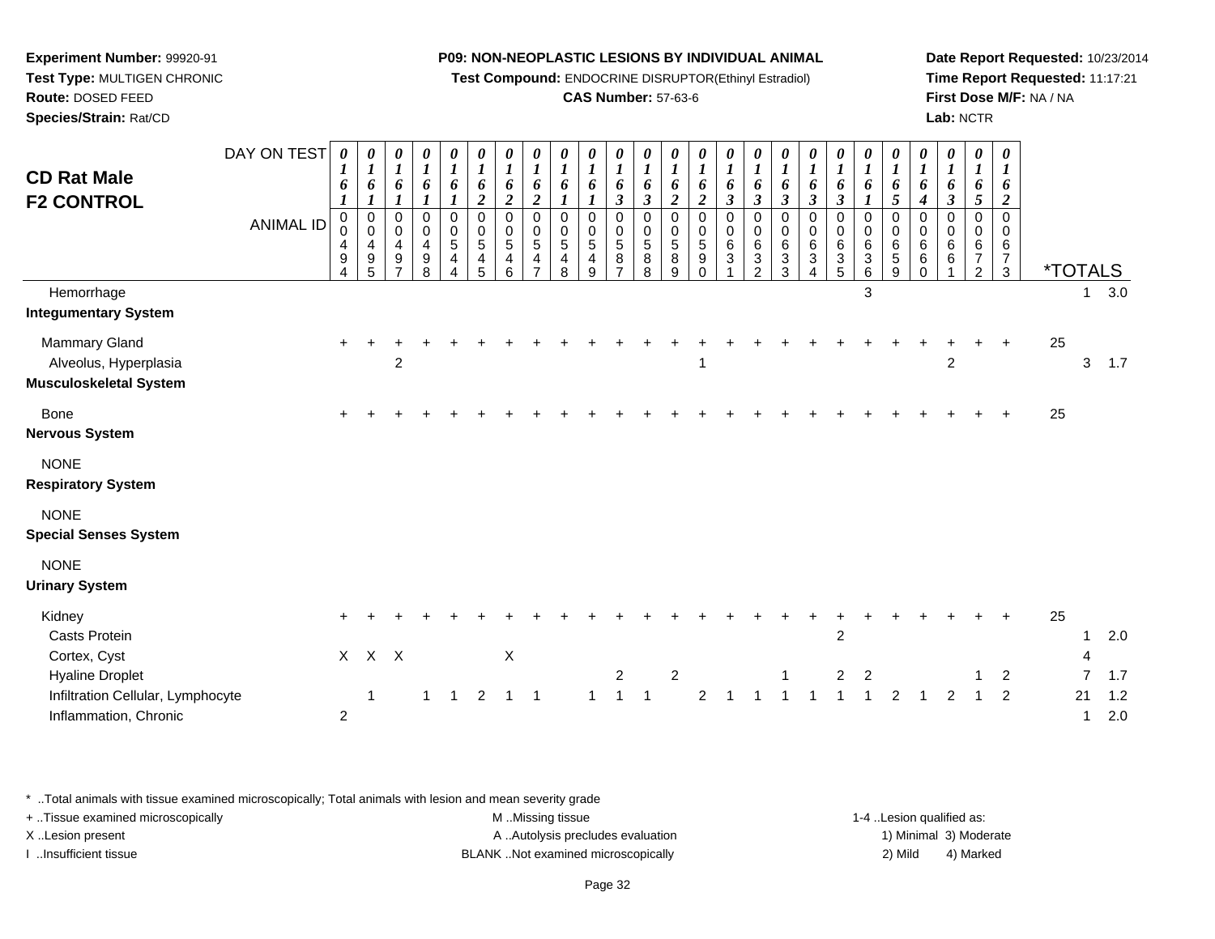**Experiment Number:** 99920-91
**Test Type:** MULTIGEN CHRONIC
**Route:** DOSED FEED
**Species/Strain:** Rat/CD

**P09: NON-NEOPLASTIC LESIONS BY INDIVIDUAL ANIMAL**
**Test Compound:** ENDOCRINE DISRUPTOR(Ethinyl Estradiol)
**CAS Number:** 57-63-6

**Date Report Requested:** 10/23/2014
**Time Report Requested:** 11:17:21
**First Dose M/F:** NA / NA
**Lab:** NCTR

## CD Rat Male F2 CONTROL

| DAY ON TEST | 0161 | 0161 | 0161 | 0161 | 0161 | 0162 | 0162 | 0162 | 0161 | 0161 | 0163 | 0163 | 0162 | 0162 | 0163 | 0163 | 0163 | 0163 | 0163 | 0161 | 0165 | 0164 | 0163 | 0165 | 0162 | *TOTALS | | |
|---|---|---|---|---|---|---|---|---|---|---|---|---|---|---|---|---|---|---|---|---|---|---|---|---|---|---|---|---|
| **ANIMAL ID** | 0494 | 0495 | 0497 | 0498 | 0544 | 0545 | 0546 | 0547 | 0548 | 0549 | 0587 | 0588 | 0589 | 0590 | 0631 | 0632 | 0633 | 0634 | 0635 | 0636 | 0659 | 0660 | 0661 | 0672 | 0673 | | | |
| Hemorrhage | | | | | | | | | | | | | | | | | | | | 3 | | | | | | | 1 | 3.0 |
| **Integumentary System** | | | | | | | | | | | | | | | | | | | | | | | | | | | | |
| Mammary Gland | + | + | + | + | + | + | + | + | + | + | + | + | + | + | + | + | + | + | + | + | + | + | + | + | + | 25 | | |
| Alveolus, Hyperplasia | | | 2 | | | | | | | | | | | 1 | | | | | | | | | 2 | | | | 3 | 1.7 |
| **Musculoskeletal System** | | | | | | | | | | | | | | | | | | | | | | | | | | | | |
| Bone | + | + | + | + | + | + | + | + | + | + | + | + | + | + | + | + | + | + | + | + | + | + | + | + | + | 25 | | |
| **Nervous System** | | | | | | | | | | | | | | | | | | | | | | | | | | | | |
| NONE | | | | | | | | | | | | | | | | | | | | | | | | | | | | |
| **Respiratory System** | | | | | | | | | | | | | | | | | | | | | | | | | | | | |
| NONE | | | | | | | | | | | | | | | | | | | | | | | | | | | | |
| **Special Senses System** | | | | | | | | | | | | | | | | | | | | | | | | | | | | |
| NONE | | | | | | | | | | | | | | | | | | | | | | | | | | | | |
| **Urinary System** | | | | | | | | | | | | | | | | | | | | | | | | | | | | |
| Kidney | + | + | + | + | + | + | + | + | + | + | + | + | + | + | + | + | + | + | + | + | + | + | + | + | + | 25 | | |
| Casts Protein | | | | | | | | | | | | | | | | | | | 2 | | | | | | | | 1 | 2.0 |
| Cortex, Cyst | X | X | X | | | | X | | | | | | | | | | | | | | | | | | | | 4 | |
| Hyaline Droplet | | | | | | | | | | | 2 | | 2 | | | | 1 | | 2 | 2 | | | | 1 | 2 | | 7 | 1.7 |
| Infiltration Cellular, Lymphocyte | | 1 | | 1 | 1 | 2 | 1 | 1 | | 1 | 1 | 1 | | 2 | 1 | 1 | 1 | 1 | 1 | 1 | 2 | 1 | 2 | 1 | 2 | | 21 | 1.2 |
| Inflammation, Chronic | 2 | | | | | | | | | | | | | | | | | | | | | | | | | | 1 | 2.0 |

* ..Total animals with tissue examined microscopically; Total animals with lesion and mean severity grade
+ ..Tissue examined microscopically
X ..Lesion present
I ..Insufficient tissue

M ..Missing tissue
A ..Autolysis precludes evaluation
BLANK ..Not examined microscopically

1-4 ..Lesion qualified as:
1) Minimal 3) Moderate
2) Mild 4) Marked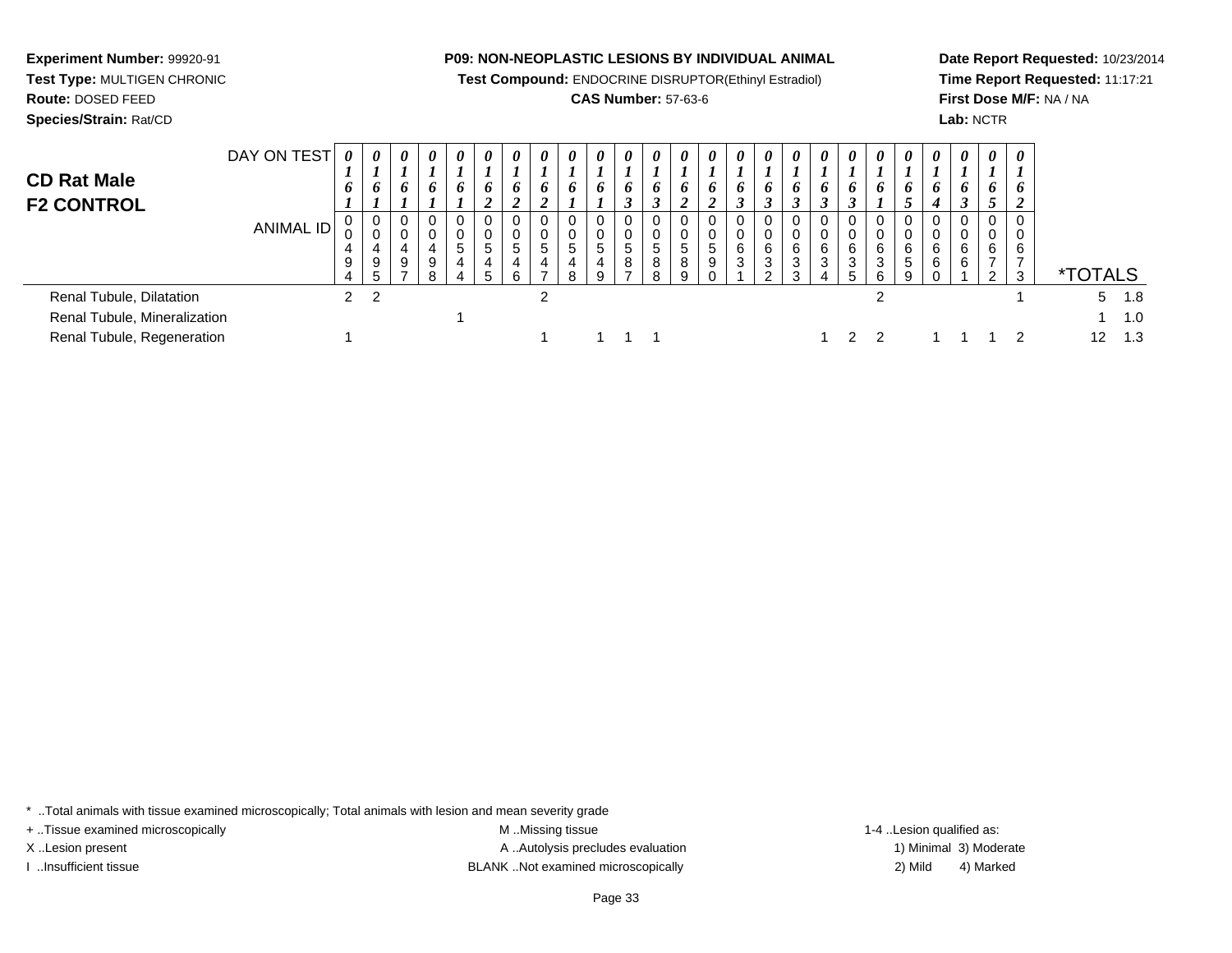**Experiment Number:** 99920-91
**Test Type:** MULTIGEN CHRONIC
**Route:** DOSED FEED
**Species/Strain:** Rat/CD

**P09: NON-NEOPLASTIC LESIONS BY INDIVIDUAL ANIMAL**
**Test Compound:** ENDOCRINE DISRUPTOR(Ethinyl Estradiol)
**CAS Number:** 57-63-6

**Date Report Requested:** 10/23/2014
**Time Report Requested:** 11:17:21
**First Dose M/F:** NA / NA
**Lab:** NCTR

## CD Rat Male F2 CONTROL

| DAY ON TEST | 0161 | 0161 | 0161 | 0161 | 0161 | 0162 | 0162 | 0162 | 0161 | 0161 | 0163 | 0163 | 0162 | 0162 | 0163 | 0163 | 0163 | 0163 | 0163 | 0161 | 0165 | 0164 | 0163 | 0165 | 0162 | *TOTALS | |
|---|---|---|---|---|---|---|---|---|---|---|---|---|---|---|---|---|---|---|---|---|---|---|---|---|---|---|---|
| **ANIMAL ID** | 0494 | 0495 | 0497 | 0498 | 0544 | 0545 | 0546 | 0547 | 0548 | 0549 | 0587 | 0588 | 0589 | 0590 | 0631 | 0632 | 0633 | 0634 | 0635 | 0636 | 0659 | 0660 | 0661 | 0672 | 0673 | | |
| Renal Tubule, Dilatation | 2 | 2 | | | | | | 2 | | | | | | | | | | | | 2 | | | | | 1 | 5 | 1.8 |
| Renal Tubule, Mineralization | | | | | 1 | | | | | | | | | | | | | | | | | | | | | 1 | 1.0 |
| Renal Tubule, Regeneration | 1 | | | | | | | 1 | | 1 | 1 | 1 | | | | | | 1 | 2 | 2 | | 1 | 1 | 1 | 2 | 12 | 1.3 |

\* ..Total animals with tissue examined microscopically; Total animals with lesion and mean severity grade
+ ..Tissue examined microscopically
X ..Lesion present
I ..Insufficient tissue

M ..Missing tissue
A ..Autolysis precludes evaluation
BLANK ..Not examined microscopically

1-4 ..Lesion qualified as:
1) Minimal 3) Moderate
2) Mild 4) Marked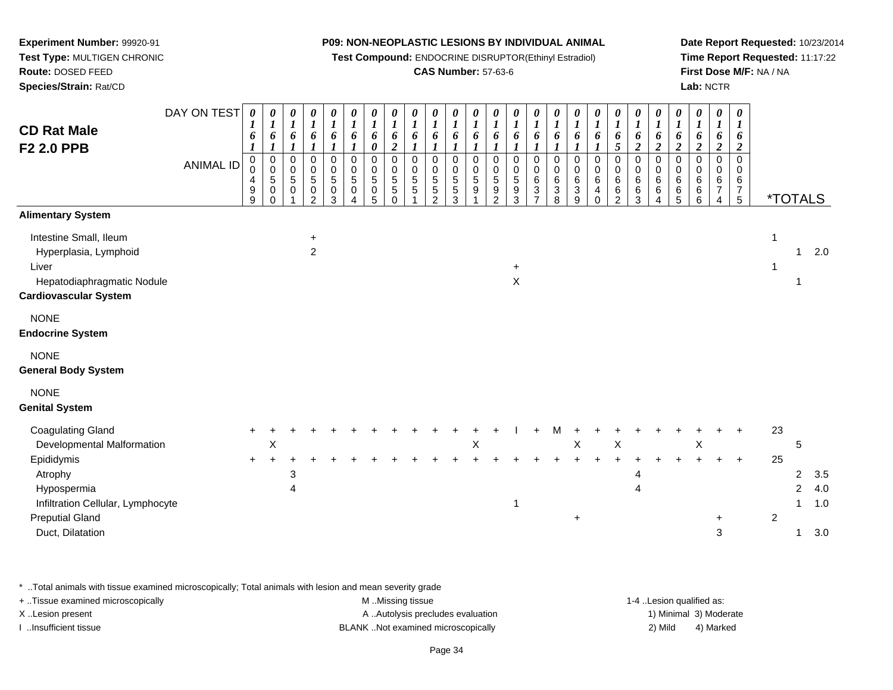**Experiment Number:** 99920-91
**Test Type:** MULTIGEN CHRONIC
**Route:** DOSED FEED
**Species/Strain:** Rat/CD

**P09: NON-NEOPLASTIC LESIONS BY INDIVIDUAL ANIMAL**
**Test Compound:** ENDOCRINE DISRUPTOR(Ethinyl Estradiol)
**CAS Number:** 57-63-6

**Date Report Requested:** 10/23/2014
**Time Report Requested:** 11:17:22
**First Dose M/F:** NA / NA
**Lab:** NCTR

## CD Rat Male F2 2.0 PPB

| DAY ON TEST | 0161 | 0161 | 0161 | 0161 | 0161 | 0161 | 0160 | 0162 | 0161 | 0161 | 0161 | 0161 | 0161 | 0161 | 0161 | 0161 | 0161 | 0161 | 0165 | 0162 | 0162 | 0162 | 0162 | 0162 | 0162 | *TOTALS | | |
|---|---|---|---|---|---|---|---|---|---|---|---|---|---|---|---|---|---|---|---|---|---|---|---|---|---|---|---|---|
| ANIMAL ID | 00499 | 00500 | 00501 | 00502 | 00503 | 00504 | 00505 | 00550 | 00551 | 00552 | 00553 | 00591 | 00592 | 00593 | 00637 | 00638 | 00639 | 00640 | 00662 | 00663 | 00664 | 00665 | 00666 | 00674 | 00675 | | | |
| **Alimentary System** | | | | | | | | | | | | | | | | | | | | | | | | | | | | |
| Intestine Small, Ileum | | | | + | | | | | | | | | | | | | | | | | | | | | | 1 | | |
| Hyperplasia, Lymphoid | | | | 2 | | | | | | | | | | | | | | | | | | | | | | | 1 | 2.0 |
| Liver | | | | | | | | | | | | | | + | | | | | | | | | | | | 1 | | |
| Hepatodiaphragmatic Nodule | | | | | | | | | | | | | | X | | | | | | | | | | | | | 1 | |
| **Cardiovascular System** | | | | | | | | | | | | | | | | | | | | | | | | | | | | |
| NONE | | | | | | | | | | | | | | | | | | | | | | | | | | | | |
| **Endocrine System** | | | | | | | | | | | | | | | | | | | | | | | | | | | | |
| NONE | | | | | | | | | | | | | | | | | | | | | | | | | | | | |
| **General Body System** | | | | | | | | | | | | | | | | | | | | | | | | | | | | |
| NONE | | | | | | | | | | | | | | | | | | | | | | | | | | | | |
| **Genital System** | | | | | | | | | | | | | | | | | | | | | | | | | | | | |
| Coagulating Gland | + | + | + | + | + | + | + | + | + | + | + | + | + | I | + | M | + | + | + | + | + | + | + | + | + | 23 | | |
| Developmental Malformation | | X | | | | | | | | | | X | | | | | X | | X | | | | X | | | | 5 | |
| Epididymis | + | + | + | + | + | + | + | + | + | + | + | + | + | + | + | + | + | + | + | + | + | + | + | + | + | 25 | | |
| Atrophy | | | 3 | | | | | | | | | | | | | | | | | 4 | | | | | | | 2 | 3.5 |
| Hypospermia | | | 4 | | | | | | | | | | | | | | | | | 4 | | | | | | | 2 | 4.0 |
| Infiltration Cellular, Lymphocyte | | | | | | | | | | | | | | 1 | | | | | | | | | | | | | 1 | 1.0 |
| Preputial Gland | | | | | | | | | | | | | | | | | + | | | | | | | + | | 2 | | |
| Duct, Dilatation | | | | | | | | | | | | | | | | | | | | | | | | 3 | | | 1 | 3.0 |

* ..Total animals with tissue examined microscopically; Total animals with lesion and mean severity grade
+ ..Tissue examined microscopically
X ..Lesion present
I ..Insufficient tissue
M ..Missing tissue
A ..Autolysis precludes evaluation
BLANK ..Not examined microscopically
1-4 ..Lesion qualified as: 1) Minimal 2) Mild 3) Moderate 4) Marked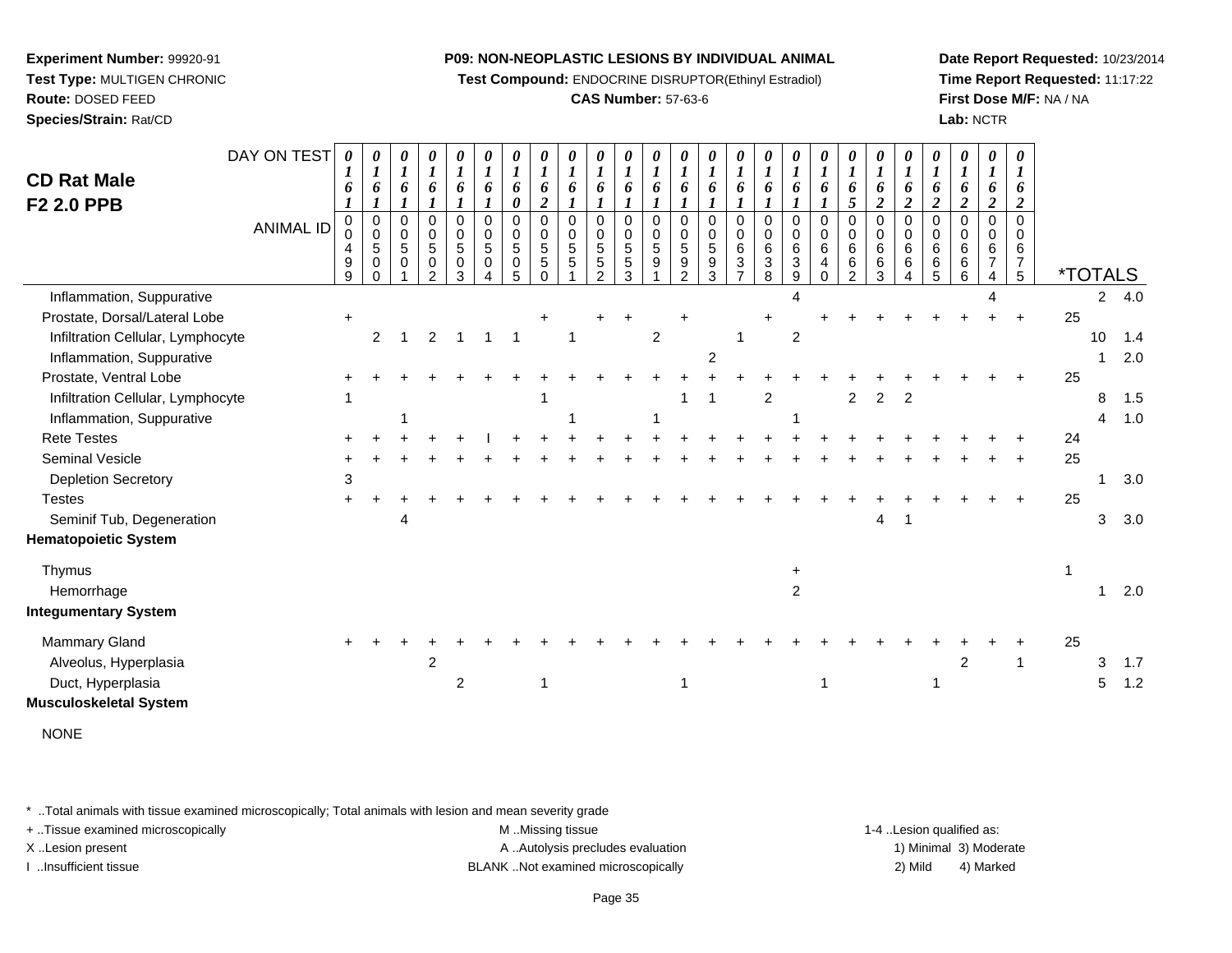**Experiment Number:** 99920-91
**Test Type:** MULTIGEN CHRONIC
**Route:** DOSED FEED
**Species/Strain:** Rat/CD

**P09: NON-NEOPLASTIC LESIONS BY INDIVIDUAL ANIMAL**
**Test Compound:** ENDOCRINE DISRUPTOR(Ethinyl Estradiol)
**CAS Number:** 57-63-6

**Date Report Requested:** 10/23/2014
**Time Report Requested:** 11:17:22
**First Dose M/F:** NA / NA
**Lab:** NCTR

## CD Rat Male F2 2.0 PPB

| DAY ON TEST | 0161 | 0161 | 0161 | 0161 | 0161 | 0161 | 0160 | 0162 | 0161 | 0161 | 0161 | 0161 | 0161 | 0161 | 0161 | 0161 | 0161 | 0161 | 0165 | 0162 | 0162 | 0162 | 0162 | 0162 | 0162 | | | |
|---|---|---|---|---|---|---|---|---|---|---|---|---|---|---|---|---|---|---|---|---|---|---|---|---|---|---|---|---|
| **ANIMAL ID** | 00499 | 00500 | 00501 | 00502 | 00503 | 00504 | 00505 | 00550 | 00551 | 00552 | 00553 | 00591 | 00592 | 00593 | 00637 | 00638 | 00639 | 00640 | 00662 | 00663 | 00664 | 00665 | 00666 | 00674 | 00675 | ***TOTALS** | | |
| Inflammation, Suppurative | | | | | | | | | | | | | | | | | 4 | | | | | | | 4 | | | 2 | 4.0 |
| Prostate, Dorsal/Lateral Lobe | + | | | | | | | + | | + | + | | + | | | + | | + | + | + | + | + | + | + | + | 25 | | |
| Infiltration Cellular, Lymphocyte | | 2 | 1 | 2 | 1 | 1 | 1 | | 1 | | | 2 | | | 1 | | 2 | | | | | | | | | | 10 | 1.4 |
| Inflammation, Suppurative | | | | | | | | | | | | | | 2 | | | | | | | | | | | | | 1 | 2.0 |
| Prostate, Ventral Lobe | + | + | + | + | + | + | + | + | + | + | + | + | + | + | + | + | + | + | + | + | + | + | + | + | + | 25 | | |
| Infiltration Cellular, Lymphocyte | 1 | | | | | | | 1 | | | | | 1 | 1 | | 2 | | | 2 | 2 | 2 | | | | | | 8 | 1.5 |
| Inflammation, Suppurative | | | 1 | | | | | | 1 | | | 1 | | | | | 1 | | | | | | | | | | 4 | 1.0 |
| Rete Testes | + | + | + | + | + | I | + | + | + | + | + | + | + | + | + | + | + | + | + | + | + | + | + | + | + | 24 | | |
| Seminal Vesicle | + | + | + | + | + | + | + | + | + | + | + | + | + | + | + | + | + | + | + | + | + | + | + | + | + | 25 | | |
| Depletion Secretory | 3 | | | | | | | | | | | | | | | | | | | | | | | | | | 1 | 3.0 |
| Testes | + | + | + | + | + | + | + | + | + | + | + | + | + | + | + | + | + | + | + | + | + | + | + | + | + | 25 | | |
| Seminif Tub, Degeneration | | | 4 | | | | | | | | | | | | | | | | | 4 | 1 | | | | | | 3 | 3.0 |
| **Hematopoietic System** | | | | | | | | | | | | | | | | | | | | | | | | | | | | |
| Thymus | | | | | | | | | | | | | | | | | + | | | | | | | | | 1 | | |
| Hemorrhage | | | | | | | | | | | | | | | | | 2 | | | | | | | | | | 1 | 2.0 |
| **Integumentary System** | | | | | | | | | | | | | | | | | | | | | | | | | | | | |
| Mammary Gland | + | + | + | + | + | + | + | + | + | + | + | + | + | + | + | + | + | + | + | + | + | + | + | + | + | 25 | | |
| Alveolus, Hyperplasia | | | | 2 | | | | | | | | | | | | | | | | | | | 2 | | 1 | | 3 | 1.7 |
| Duct, Hyperplasia | | | | | 2 | | | 1 | | | | | 1 | | | | | 1 | | | | 1 | | | | | 5 | 1.2 |
| **Musculoskeletal System** | | | | | | | | | | | | | | | | | | | | | | | | | | | | |

NONE

\* ..Total animals with tissue examined microscopically; Total animals with lesion and mean severity grade
+ ..Tissue examined microscopically
X ..Lesion present
I ..Insufficient tissue
M ..Missing tissue
A ..Autolysis precludes evaluation
BLANK ..Not examined microscopically
1-4 ..Lesion qualified as: 1) Minimal 2) Mild 3) Moderate 4) Marked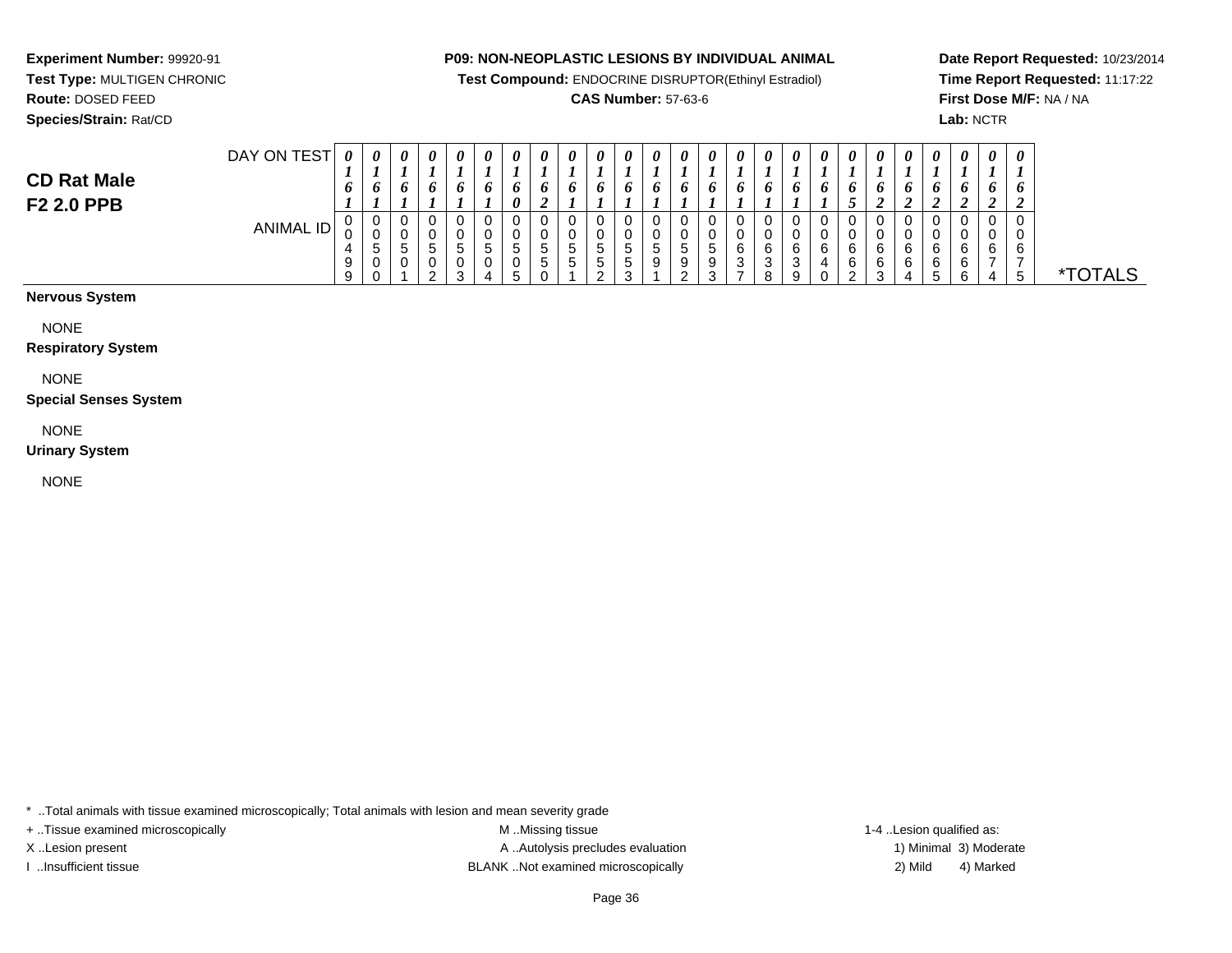**Experiment Number:** 99920-91
**Test Type:** MULTIGEN CHRONIC
**Route:** DOSED FEED
**Species/Strain:** Rat/CD

**P09: NON-NEOPLASTIC LESIONS BY INDIVIDUAL ANIMAL**
**Test Compound:** ENDOCRINE DISRUPTOR(Ethinyl Estradiol)
**CAS Number:** 57-63-6

**Date Report Requested:** 10/23/2014
**Time Report Requested:** 11:17:22
**First Dose M/F:** NA / NA
**Lab:** NCTR

## CD Rat Male
## F2 2.0 PPB

| DAY ON TEST | 0161 | 0161 | 0161 | 0161 | 0161 | 0161 | 0160 | 0162 | 0161 | 0161 | 0161 | 0161 | 0161 | 0161 | 0161 | 0161 | 0161 | 0161 | 0165 | 0162 | 0162 | 0162 | 0162 | 0162 | 0162 | |
|---|---|---|---|---|---|---|---|---|---|---|---|---|---|---|---|---|---|---|---|---|---|---|---|---|---|---|
| ANIMAL ID | 00499 | 00500 | 00501 | 00502 | 00503 | 00504 | 00505 | 00550 | 00551 | 00552 | 00553 | 00591 | 00592 | 00593 | 00637 | 00638 | 00639 | 00640 | 00662 | 00663 | 00664 | 00665 | 00666 | 00674 | 00675 | *TOTALS |

**Nervous System**

NONE

**Respiratory System**

NONE

**Special Senses System**

NONE

**Urinary System**

NONE

* ..Total animals with tissue examined microscopically; Total animals with lesion and mean severity grade
+ ..Tissue examined microscopically
X ..Lesion present
I ..Insufficient tissue

M ..Missing tissue
A ..Autolysis precludes evaluation
BLANK ..Not examined microscopically

1-4 ..Lesion qualified as:
1) Minimal 3) Moderate
2) Mild 4) Marked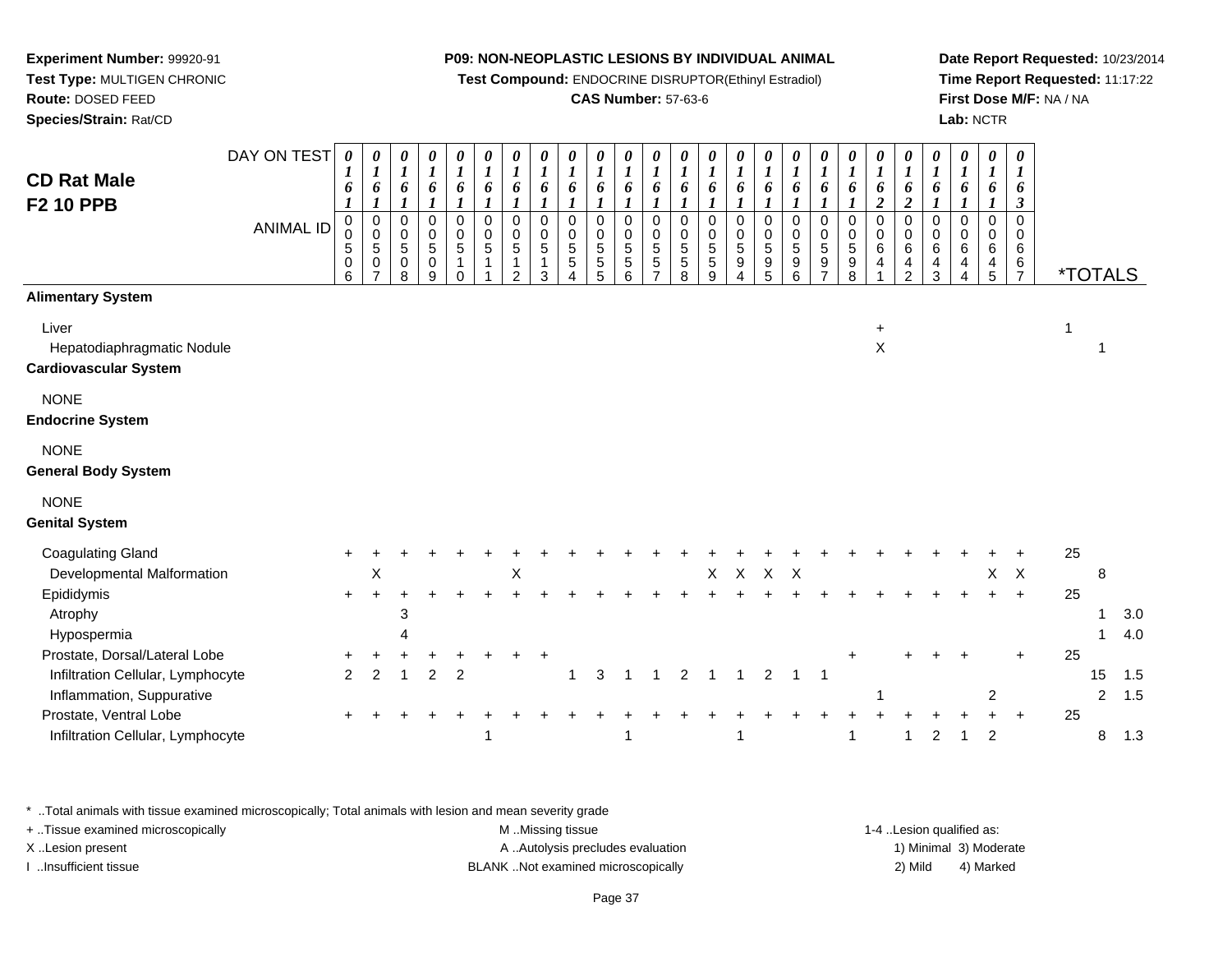**Experiment Number:** 99920-91
**Test Type:** MULTIGEN CHRONIC
**Route:** DOSED FEED
**Species/Strain:** Rat/CD

**P09: NON-NEOPLASTIC LESIONS BY INDIVIDUAL ANIMAL**
**Test Compound:** ENDOCRINE DISRUPTOR(Ethinyl Estradiol)
**CAS Number:** 57-63-6

**Date Report Requested:** 10/23/2014
**Time Report Requested:** 11:17:22
**First Dose M/F:** NA / NA
**Lab:** NCTR

## CD Rat Male
## F2 10 PPB

| DAY ON TEST | 0161 | 0161 | 0161 | 0161 | 0161 | 0161 | 0161 | 0161 | 0161 | 0161 | 0161 | 0161 | 0161 | 0161 | 0161 | 0161 | 0161 | 0161 | 0161 | 0162 | 0162 | 0161 | 0161 | 0161 | 0163 | | | |
|---|---|---|---|---|---|---|---|---|---|---|---|---|---|---|---|---|---|---|---|---|---|---|---|---|---|---|---|---|
| **ANIMAL ID** | 0050 6 | 0050 7 | 0050 8 | 0050 9 | 0051 0 | 0051 1 | 0051 2 | 0051 3 | 0055 4 | 0055 5 | 0055 6 | 0055 7 | 0055 8 | 0055 9 | 0059 4 | 0059 5 | 0059 6 | 0059 7 | 0059 8 | 0064 1 | 0064 2 | 0064 3 | 0064 4 | 0064 5 | 0066 7 | ***TOTALS** | | |
| **Alimentary System** | | | | | | | | | | | | | | | | | | | | | | | | | | | | |
| Liver | | | | | | | | | | | | | | | | | | | | + | | | | | | 1 | | |
| Hepatodiaphragmatic Nodule | | | | | | | | | | | | | | | | | | | | X | | | | | | | 1 | |
| **Cardiovascular System** | | | | | | | | | | | | | | | | | | | | | | | | | | | | |
| NONE | | | | | | | | | | | | | | | | | | | | | | | | | | | | |
| **Endocrine System** | | | | | | | | | | | | | | | | | | | | | | | | | | | | |
| NONE | | | | | | | | | | | | | | | | | | | | | | | | | | | | |
| **General Body System** | | | | | | | | | | | | | | | | | | | | | | | | | | | | |
| NONE | | | | | | | | | | | | | | | | | | | | | | | | | | | | |
| **Genital System** | | | | | | | | | | | | | | | | | | | | | | | | | | | | |
| Coagulating Gland | + | + | + | + | + | + | + | + | + | + | + | + | + | + | + | + | + | + | + | + | + | + | + | + | + | 25 | | |
| Developmental Malformation | | X | | | | | X | | | | | | | X | X | X | X | | | | | | | X | X | | 8 | |
| Epididymis | + | + | + | + | + | + | + | + | + | + | + | + | + | + | + | + | + | + | + | + | + | + | + | + | + | 25 | | |
| Atrophy | | | 3 | | | | | | | | | | | | | | | | | | | | | | | | 1 | 3.0 |
| Hypospermia | | | 4 | | | | | | | | | | | | | | | | | | | | | | | | 1 | 4.0 |
| Prostate, Dorsal/Lateral Lobe | + | + | + | + | + | + | + | + | | | | | | | | | | | + | | + | + | + | | + | 25 | | |
| Infiltration Cellular, Lymphocyte | 2 | 2 | 1 | 2 | 2 | | | | 1 | 3 | 1 | 1 | 2 | 1 | 1 | 2 | 1 | 1 | | | | | | | | | 15 | 1.5 |
| Inflammation, Suppurative | | | | | | | | | | | | | | | | | | | | 1 | | | | 2 | | | 2 | 1.5 |
| Prostate, Ventral Lobe | + | + | + | + | + | + | + | + | + | + | + | + | + | + | + | + | + | + | + | + | + | + | + | + | + | 25 | | |
| Infiltration Cellular, Lymphocyte | | | | | | 1 | | | | | 1 | | | | 1 | | | | 1 | | 1 | 2 | 1 | 2 | | | 8 | 1.3 |

\* ..Total animals with tissue examined microscopically; Total animals with lesion and mean severity grade
+ ..Tissue examined microscopically
X ..Lesion present
I ..Insufficient tissue

M ..Missing tissue
A ..Autolysis precludes evaluation
BLANK ..Not examined microscopically

1-4 ..Lesion qualified as:
1) Minimal 3) Moderate
2) Mild 4) Marked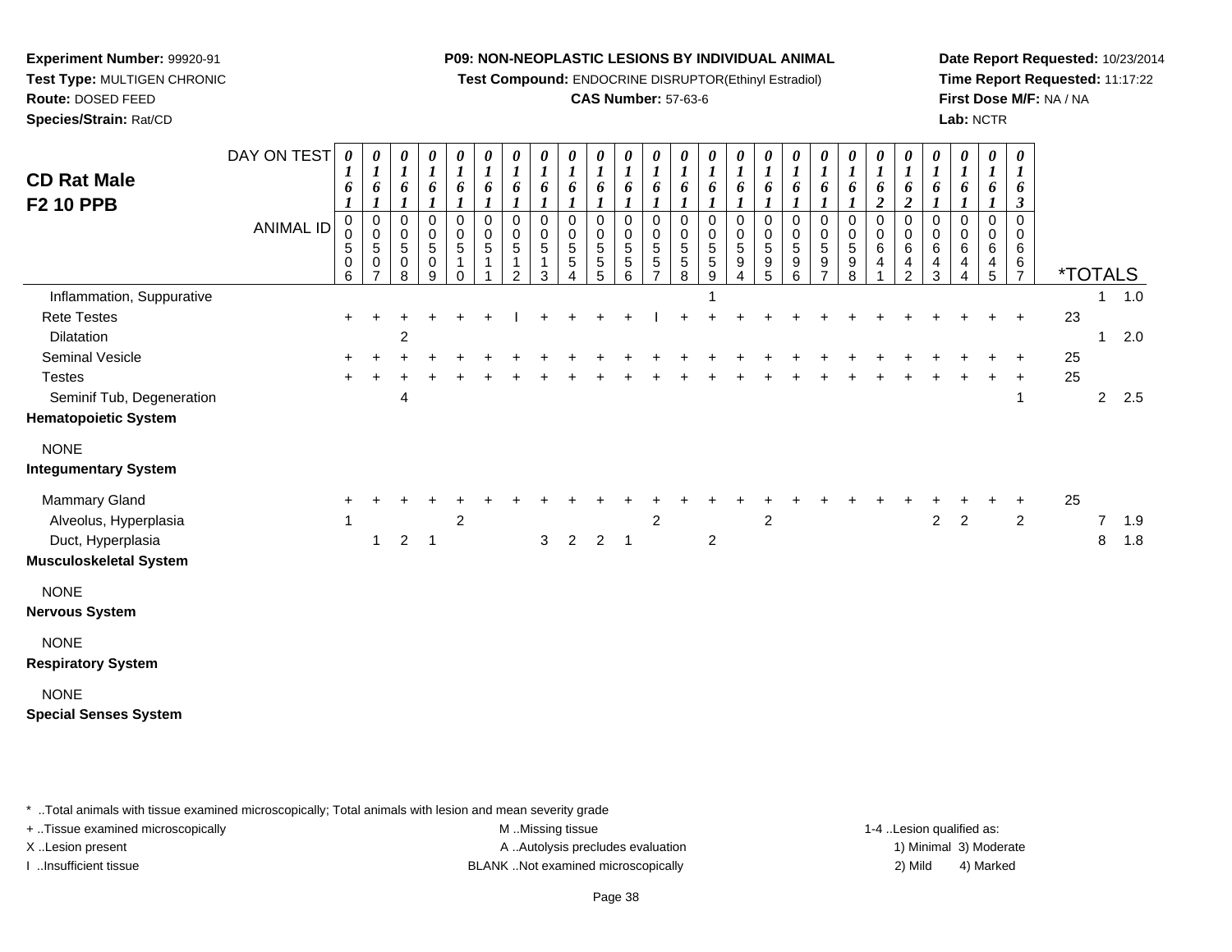**Experiment Number:** 99920-91
**Test Type:** MULTIGEN CHRONIC
**Route:** DOSED FEED
**Species/Strain:** Rat/CD

**P09: NON-NEOPLASTIC LESIONS BY INDIVIDUAL ANIMAL**
**Test Compound:** ENDOCRINE DISRUPTOR(Ethinyl Estradiol)
**CAS Number:** 57-63-6

**Date Report Requested:** 10/23/2014
**Time Report Requested:** 11:17:22
**First Dose M/F:** NA / NA
**Lab:** NCTR

## CD Rat Male F2 10 PPB

| DAY ON TEST | 0161 | 0161 | 0161 | 0161 | 0161 | 0161 | 0161 | 0161 | 0161 | 0161 | 0161 | 0161 | 0161 | 0161 | 0161 | 0161 | 0161 | 0161 | 0161 | 0162 | 0162 | 0161 | 0161 | 0161 | 0163 | *TOTALS | | |
|---|---|---|---|---|---|---|---|---|---|---|---|---|---|---|---|---|---|---|---|---|---|---|---|---|---|---|---|---|
| **ANIMAL ID** | 00506 | 00507 | 00508 | 00509 | 00510 | 00511 | 00512 | 00513 | 00554 | 00555 | 00556 | 00557 | 00558 | 00559 | 00594 | 00595 | 00596 | 00597 | 00598 | 00641 | 00642 | 00643 | 00644 | 00645 | 00667 | | | |
| Inflammation, Suppurative | | | | | | | | | | | | | | 1 | | | | | | | | | | | | | 1 | 1.0 |
| Rete Testes | + | + | + | + | + | + | I | + | + | + | + | I | + | + | + | + | + | + | + | + | + | + | + | + | + | 23 | | |
| Dilatation | | | 2 | | | | | | | | | | | | | | | | | | | | | | | | 1 | 2.0 |
| Seminal Vesicle | + | + | + | + | + | + | + | + | + | + | + | + | + | + | + | + | + | + | + | + | + | + | + | + | + | 25 | | |
| Testes | + | + | + | + | + | + | + | + | + | + | + | + | + | + | + | + | + | + | + | + | + | + | + | + | + | 25 | | |
| Seminif Tub, Degeneration | | | 4 | | | | | | | | | | | | | | | | | | | | | | 1 | | 2 | 2.5 |
| **Hematopoietic System** | | | | | | | | | | | | | | | | | | | | | | | | | | | | |
| NONE | | | | | | | | | | | | | | | | | | | | | | | | | | | | |
| **Integumentary System** | | | | | | | | | | | | | | | | | | | | | | | | | | | | |
| Mammary Gland | + | + | + | + | + | + | + | + | + | + | + | + | + | + | + | + | + | + | + | + | + | + | + | + | + | 25 | | |
| Alveolus, Hyperplasia | 1 | | | | 2 | | | | | | | 2 | | | | 2 | | | | | | 2 | 2 | | 2 | | 7 | 1.9 |
| Duct, Hyperplasia | | 1 | 2 | 1 | | | | 3 | 2 | 2 | 1 | | | 2 | | | | | | | | | | | | | 8 | 1.8 |
| **Musculoskeletal System** | | | | | | | | | | | | | | | | | | | | | | | | | | | | |
| NONE | | | | | | | | | | | | | | | | | | | | | | | | | | | | |
| **Nervous System** | | | | | | | | | | | | | | | | | | | | | | | | | | | | |
| NONE | | | | | | | | | | | | | | | | | | | | | | | | | | | | |
| **Respiratory System** | | | | | | | | | | | | | | | | | | | | | | | | | | | | |
| NONE | | | | | | | | | | | | | | | | | | | | | | | | | | | | |
| **Special Senses System** | | | | | | | | | | | | | | | | | | | | | | | | | | | | |

* ..Total animals with tissue examined microscopically; Total animals with lesion and mean severity grade
+ ..Tissue examined microscopically
X ..Lesion present
I ..Insufficient tissue

M ..Missing tissue
A ..Autolysis precludes evaluation
BLANK ..Not examined microscopically

1-4 ..Lesion qualified as:
1) Minimal 3) Moderate
2) Mild 4) Marked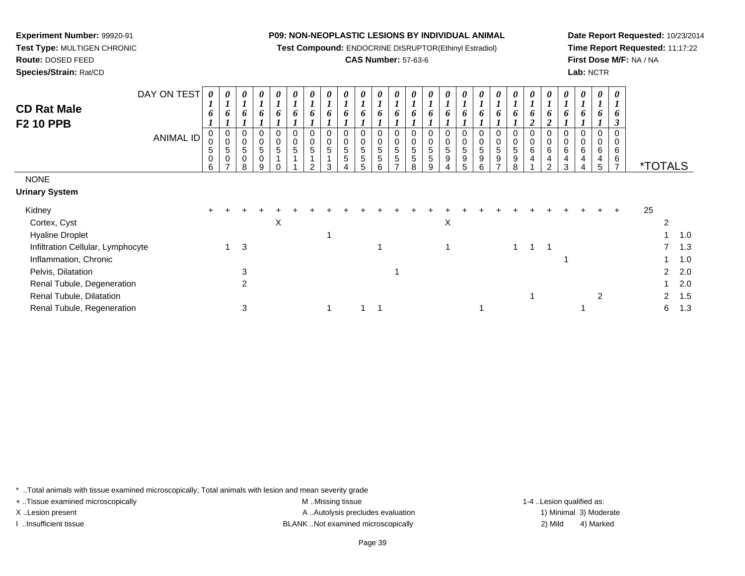**Experiment Number:** 99920-91
**Test Type:** MULTIGEN CHRONIC
**Route:** DOSED FEED
**Species/Strain:** Rat/CD

**P09: NON-NEOPLASTIC LESIONS BY INDIVIDUAL ANIMAL**
**Test Compound:** ENDOCRINE DISRUPTOR(Ethinyl Estradiol)
**CAS Number:** 57-63-6

**Date Report Requested:** 10/23/2014
**Time Report Requested:** 11:17:22
**First Dose M/F:** NA / NA
**Lab:** NCTR

## CD Rat Male F2 10 PPB

| DAY ON TEST | 0161 | 0161 | 0161 | 0161 | 0161 | 0161 | 0161 | 0161 | 0161 | 0161 | 0161 | 0161 | 0161 | 0161 | 0161 | 0161 | 0161 | 0161 | 0161 | 0162 | 0162 | 0161 | 0161 | 0161 | 0163 | |
|---|---|---|---|---|---|---|---|---|---|---|---|---|---|---|---|---|---|---|---|---|---|---|---|---|---|---|
| **ANIMAL ID** | 0050 6 | 0050 7 | 0050 8 | 0050 9 | 0051 0 | 0051 1 | 0051 2 | 0051 3 | 0055 4 | 0055 5 | 0055 6 | 0055 7 | 0055 8 | 0055 9 | 0059 4 | 0059 5 | 0059 6 | 0059 7 | 0059 8 | 0064 1 | 0064 2 | 0064 3 | 0064 4 | 0064 5 | 0066 7 | ***TOTALS** |
| NONE | | | | | | | | | | | | | | | | | | | | | | | | | | |
| **Urinary System** | | | | | | | | | | | | | | | | | | | | | | | | | | |
| Kidney | + | + | + | + | + | + | + | + | + | + | + | + | + | + | + | + | + | + | + | + | + | + | + | + | + | 25 |
| Cortex, Cyst | | | | | X | | | | | | | | | | X | | | | | | | | | | | 2 |
| Hyaline Droplet | | | | | | | | 1 | | | | | | | | | | | | | | | | | | 1 1.0 |
| Infiltration Cellular, Lymphocyte | | 1 | 3 | | | | | | | | 1 | | | | 1 | | | | 1 | 1 | 1 | | | | | 7 1.3 |
| Inflammation, Chronic | | | | | | | | | | | | | | | | | | | | | | 1 | | | | 1 1.0 |
| Pelvis, Dilatation | | | 3 | | | | | | | | | 1 | | | | | | | | | | | | | | 2 2.0 |
| Renal Tubule, Degeneration | | | 2 | | | | | | | | | | | | | | | | | | | | | | | 1 2.0 |
| Renal Tubule, Dilatation | | | | | | | | | | | | | | | | | | | | 1 | | | | 2 | | 2 1.5 |
| Renal Tubule, Regeneration | | | 3 | | | | | 1 | | 1 | 1 | | | | | | 1 | | | | | | 1 | | | 6 1.3 |

\* ..Total animals with tissue examined microscopically; Total animals with lesion and mean severity grade
+ ..Tissue examined microscopically
X ..Lesion present
I ..Insufficient tissue
M ..Missing tissue
A ..Autolysis precludes evaluation
BLANK ..Not examined microscopically
1-4 ..Lesion qualified as: 1) Minimal 2) Mild 3) Moderate 4) Marked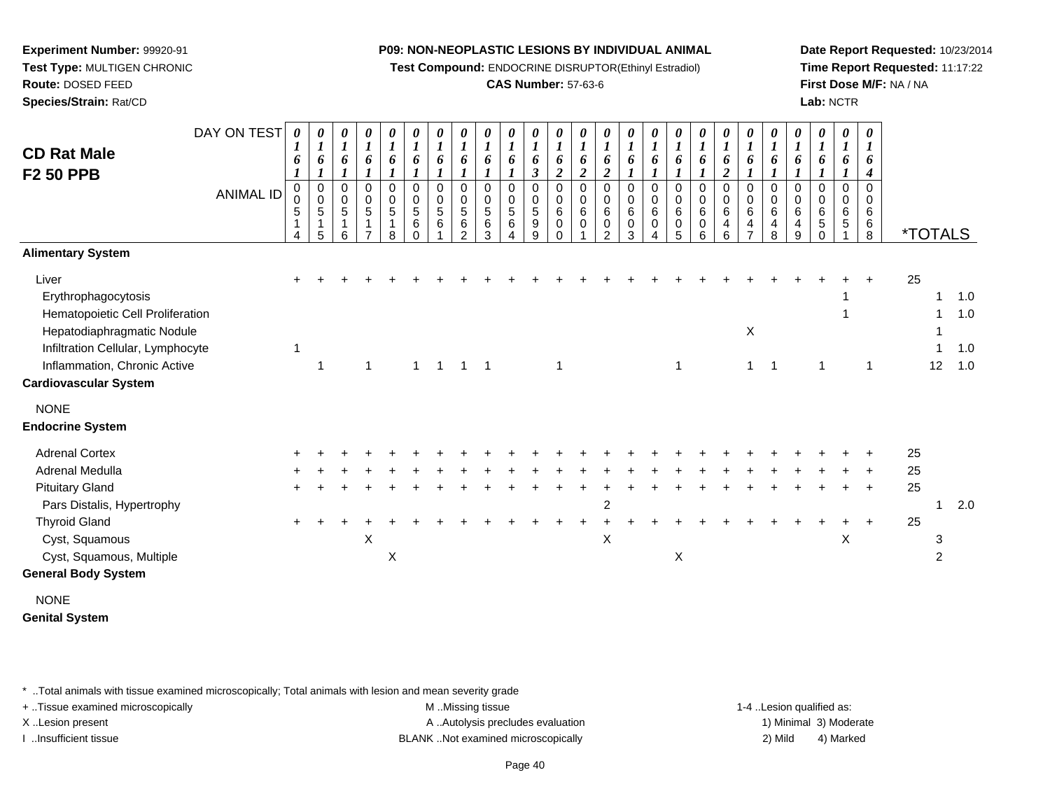**Experiment Number:** 99920-91
**Test Type:** MULTIGEN CHRONIC
**Route:** DOSED FEED
**Species/Strain:** Rat/CD

**P09: NON-NEOPLASTIC LESIONS BY INDIVIDUAL ANIMAL**
**Test Compound:** ENDOCRINE DISRUPTOR(Ethinyl Estradiol)
**CAS Number:** 57-63-6

**Date Report Requested:** 10/23/2014
**Time Report Requested:** 11:17:22
**First Dose M/F:** NA / NA
**Lab:** NCTR

## CD Rat Male F2 50 PPB

| DAY ON TEST | 0161 | 0161 | 0161 | 0161 | 0161 | 0161 | 0161 | 0161 | 0161 | 0161 | 0163 | 0162 | 0162 | 0162 | 0161 | 0161 | 0161 | 0161 | 0162 | 0161 | 0161 | 0161 | 0161 | 0161 | 0164 | | |
|---|---|---|---|---|---|---|---|---|---|---|---|---|---|---|---|---|---|---|---|---|---|---|---|---|---|---|---|
| **ANIMAL ID** | 00514 | 00515 | 00516 | 00517 | 00518 | 00560 | 00561 | 00562 | 00563 | 00564 | 00599 | 00600 | 00601 | 00602 | 00603 | 00604 | 00605 | 00606 | 00646 | 00647 | 00648 | 00649 | 00650 | 00651 | 00668 | ***TOTALS** | |
| **Alimentary System** | | | | | | | | | | | | | | | | | | | | | | | | | | | |
| Liver | + | + | + | + | + | + | + | + | + | + | + | + | + | + | + | + | + | + | + | + | + | + | + | + | + | 25 | |
| Erythrophagocytosis | | | | | | | | | | | | | | | | | | | | | | | | 1 | | 1 | 1.0 |
| Hematopoietic Cell Proliferation | | | | | | | | | | | | | | | | | | | | | | | | 1 | | 1 | 1.0 |
| Hepatodiaphragmatic Nodule | | | | | | | | | | | | | | | | | | | | X | | | | | | 1 | |
| Infiltration Cellular, Lymphocyte | 1 | | | | | | | | | | | | | | | | | | | | | | | | | 1 | 1.0 |
| Inflammation, Chronic Active | | 1 | | 1 | | 1 | 1 | 1 | 1 | | | 1 | | | | | 1 | | | 1 | 1 | | 1 | | 1 | 12 | 1.0 |
| **Cardiovascular System** | | | | | | | | | | | | | | | | | | | | | | | | | | | |
| NONE | | | | | | | | | | | | | | | | | | | | | | | | | | | |
| **Endocrine System** | | | | | | | | | | | | | | | | | | | | | | | | | | | |
| Adrenal Cortex | + | + | + | + | + | + | + | + | + | + | + | + | + | + | + | + | + | + | + | + | + | + | + | + | + | 25 | |
| Adrenal Medulla | + | + | + | + | + | + | + | + | + | + | + | + | + | + | + | + | + | + | + | + | + | + | + | + | + | 25 | |
| Pituitary Gland | + | + | + | + | + | + | + | + | + | + | + | + | + | + | + | + | + | + | + | + | + | + | + | + | + | 25 | |
| Pars Distalis, Hypertrophy | | | | | | | | | | | | | | 2 | | | | | | | | | | | | 1 | 2.0 |
| Thyroid Gland | + | + | + | + | + | + | + | + | + | + | + | + | + | + | + | + | + | + | + | + | + | + | + | + | + | 25 | |
| Cyst, Squamous | | | | X | | | | | | | | | | X | | | | | | | | | | X | | 3 | |
| Cyst, Squamous, Multiple | | | | | X | | | | | | | | | | | | X | | | | | | | | | 2 | |
| **General Body System** | | | | | | | | | | | | | | | | | | | | | | | | | | | |
| NONE | | | | | | | | | | | | | | | | | | | | | | | | | | | |
| **Genital System** | | | | | | | | | | | | | | | | | | | | | | | | | | | |

\* ..Total animals with tissue examined microscopically; Total animals with lesion and mean severity grade
+ ..Tissue examined microscopically
X ..Lesion present
I ..Insufficient tissue
M ..Missing tissue
A ..Autolysis precludes evaluation
BLANK ..Not examined microscopically
1-4 ..Lesion qualified as:
1) Minimal 3) Moderate
2) Mild 4) Marked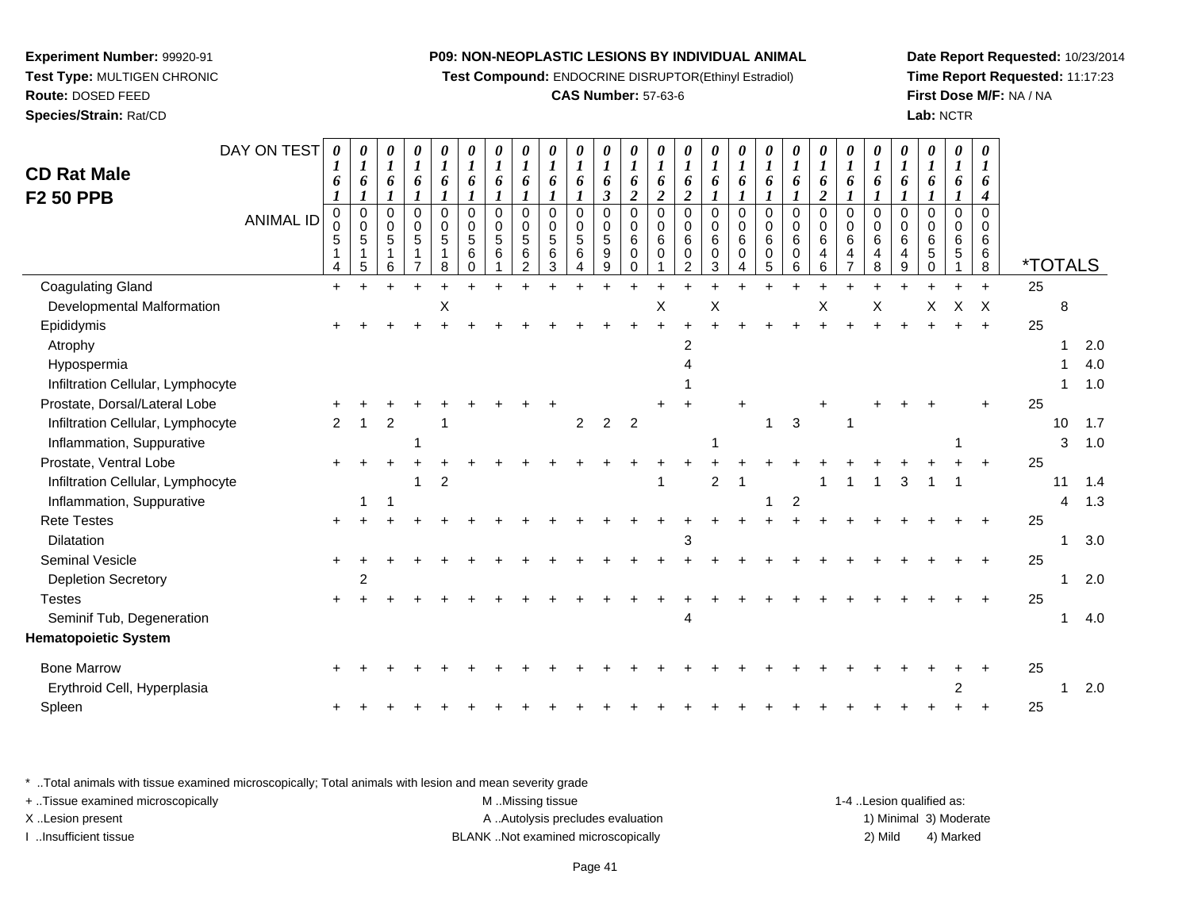**Experiment Number:** 99920-91
**Test Type:** MULTIGEN CHRONIC
**Route:** DOSED FEED
**Species/Strain:** Rat/CD

**P09: NON-NEOPLASTIC LESIONS BY INDIVIDUAL ANIMAL**
**Test Compound:** ENDOCRINE DISRUPTOR(Ethinyl Estradiol)
**CAS Number:** 57-63-6

**Date Report Requested:** 10/23/2014
**Time Report Requested:** 11:17:23
**First Dose M/F:** NA / NA
**Lab:** NCTR

## CD Rat Male F2 50 PPB

| DAY ON TEST | 0161 | 0161 | 0161 | 0161 | 0161 | 0161 | 0161 | 0161 | 0161 | 0161 | 0163 | 0162 | 0162 | 0162 | 0161 | 0161 | 0161 | 0161 | 0162 | 0161 | 0161 | 0161 | 0161 | 0161 | 0164 | | | |
|---|---|---|---|---|---|---|---|---|---|---|---|---|---|---|---|---|---|---|---|---|---|---|---|---|---|---|---|---|
| **ANIMAL ID** | 0514 | 0515 | 0516 | 0517 | 0518 | 0560 | 0561 | 0562 | 0563 | 0564 | 0599 | 0600 | 0601 | 0602 | 0603 | 0604 | 0605 | 0606 | 0646 | 0647 | 0648 | 0649 | 0650 | 0651 | 0668 | ***TOTALS** | | |
| Coagulating Gland | + | + | + | + | + | + | + | + | + | + | + | + | + | + | + | + | + | + | + | + | + | + | + | + | + | 25 | | |
| Developmental Malformation | | | | | X | | | | | | | | X | | X | | | | X | | X | | X | X | X | | 8 | |
| Epididymis | + | + | + | + | + | + | + | + | + | + | + | + | + | + | + | + | + | + | + | + | + | + | + | + | + | 25 | | |
| Atrophy | | | | | | | | | | | | | | 2 | | | | | | | | | | | | | 1 | 2.0 |
| Hypospermia | | | | | | | | | | | | | | 4 | | | | | | | | | | | | | 1 | 4.0 |
| Infiltration Cellular, Lymphocyte | | | | | | | | | | | | | | 1 | | | | | | | | | | | | | 1 | 1.0 |
| Prostate, Dorsal/Lateral Lobe | + | + | + | + | + | + | + | + | + | | | | + | + | | + | | | + | | + | + | + | | + | 25 | | |
| Infiltration Cellular, Lymphocyte | 2 | 1 | 2 | | 1 | | | | | 2 | 2 | 2 | | | | | 1 | 3 | | 1 | | | | | | | 10 | 1.7 |
| Inflammation, Suppurative | | | | 1 | | | | | | | | | | | 1 | | | | | | | | | 1 | | | 3 | 1.0 |
| Prostate, Ventral Lobe | + | + | + | + | + | + | + | + | + | + | + | + | + | + | + | + | + | + | + | + | + | + | + | + | + | 25 | | |
| Infiltration Cellular, Lymphocyte | | | | 1 | 2 | | | | | | | | 1 | | 2 | 1 | | | 1 | 1 | 1 | 3 | 1 | 1 | | | 11 | 1.4 |
| Inflammation, Suppurative | | 1 | 1 | | | | | | | | | | | | | | 1 | 2 | | | | | | | | | 4 | 1.3 |
| Rete Testes | + | + | + | + | + | + | + | + | + | + | + | + | + | + | + | + | + | + | + | + | + | + | + | + | + | 25 | | |
| Dilatation | | | | | | | | | | | | | | 3 | | | | | | | | | | | | | 1 | 3.0 |
| Seminal Vesicle | + | + | + | + | + | + | + | + | + | + | + | + | + | + | + | + | + | + | + | + | + | + | + | + | + | 25 | | |
| Depletion Secretory | | 2 | | | | | | | | | | | | | | | | | | | | | | | | | 1 | 2.0 |
| Testes | + | + | + | + | + | + | + | + | + | + | + | + | + | + | + | + | + | + | + | + | + | + | + | + | + | 25 | | |
| Seminif Tub, Degeneration | | | | | | | | | | | | | | 4 | | | | | | | | | | | | | 1 | 4.0 |
| **Hematopoietic System** | | | | | | | | | | | | | | | | | | | | | | | | | | | | |
| Bone Marrow | + | + | + | + | + | + | + | + | + | + | + | + | + | + | + | + | + | + | + | + | + | + | + | + | + | 25 | | |
| Erythroid Cell, Hyperplasia | | | | | | | | | | | | | | | | | | | | | | | | 2 | | | 1 | 2.0 |
| Spleen | + | + | + | + | + | + | + | + | + | + | + | + | + | + | + | + | + | + | + | + | + | + | + | + | + | 25 | | |

* ..Total animals with tissue examined microscopically; Total animals with lesion and mean severity grade
+ ..Tissue examined microscopically
X ..Lesion present
I ..Insufficient tissue
M ..Missing tissue
A ..Autolysis precludes evaluation
BLANK ..Not examined microscopically
1-4 ..Lesion qualified as: 1) Minimal 2) Mild 3) Moderate 4) Marked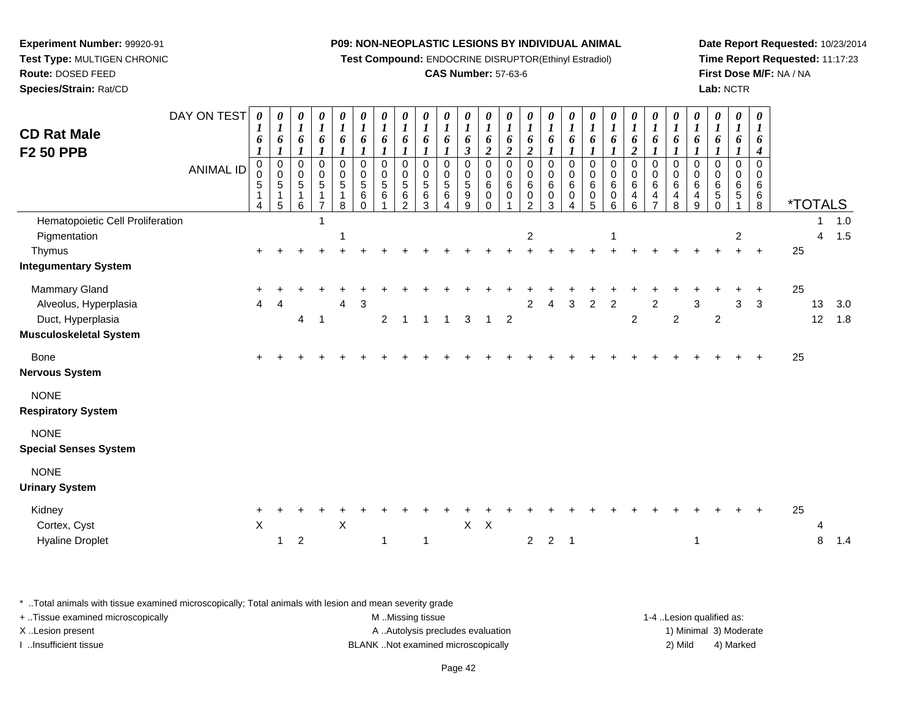**Experiment Number:** 99920-91
**Test Type:** MULTIGEN CHRONIC
**Route:** DOSED FEED
**Species/Strain:** Rat/CD

**P09: NON-NEOPLASTIC LESIONS BY INDIVIDUAL ANIMAL**
**Test Compound:** ENDOCRINE DISRUPTOR(Ethinyl Estradiol)
**CAS Number:** 57-63-6

**Date Report Requested:** 10/23/2014
**Time Report Requested:** 11:17:23
**First Dose M/F:** NA / NA
**Lab:** NCTR

## CD Rat Male F2 50 PPB

| DAY ON TEST | 0161 | 0161 | 0161 | 0161 | 0161 | 0161 | 0161 | 0161 | 0161 | 0161 | 0163 | 0162 | 0162 | 0162 | 0161 | 0161 | 0161 | 0161 | 0162 | 0161 | 0161 | 0161 | 0161 | 0161 | 0164 | | | |
|---|---|---|---|---|---|---|---|---|---|---|---|---|---|---|---|---|---|---|---|---|---|---|---|---|---|---|---|---|
| **ANIMAL ID** | 0514 | 0515 | 0516 | 0517 | 0518 | 0560 | 0561 | 0562 | 0563 | 0564 | 0599 | 0600 | 0601 | 0602 | 0603 | 0604 | 0605 | 0606 | 0646 | 0647 | 0648 | 0649 | 0650 | 0651 | 0668 | ***TOTALS** | | |
| Hematopoietic Cell Proliferation | | | | 1 | | | | | | | | | | | | | | | | | | | | | | | 1 | 1.0 |
| Pigmentation | | | | | 1 | | | | | | | | | 2 | | | | 1 | | | | | | 2 | | | 4 | 1.5 |
| Thymus | + | + | + | + | + | + | + | + | + | + | + | + | + | + | + | + | + | + | + | + | + | + | + | + | + | 25 | | |
| **Integumentary System** | | | | | | | | | | | | | | | | | | | | | | | | | | | | |
| Mammary Gland | + | + | + | + | + | + | + | + | + | + | + | + | + | + | + | + | + | + | + | + | + | + | + | + | + | 25 | | |
| Alveolus, Hyperplasia | 4 | 4 | | | 4 | 3 | | | | | | | | 2 | 4 | 3 | 2 | 2 | | 2 | | 3 | | 3 | 3 | | 13 | 3.0 |
| Duct, Hyperplasia | | | 4 | 1 | | | 2 | 1 | 1 | 1 | 3 | 1 | 2 | | | | | | 2 | | 2 | | 2 | | | | 12 | 1.8 |
| **Musculoskeletal System** | | | | | | | | | | | | | | | | | | | | | | | | | | | | |
| Bone | + | + | + | + | + | + | + | + | + | + | + | + | + | + | + | + | + | + | + | + | + | + | + | + | + | 25 | | |
| **Nervous System** | | | | | | | | | | | | | | | | | | | | | | | | | | | | |
| NONE | | | | | | | | | | | | | | | | | | | | | | | | | | | | |
| **Respiratory System** | | | | | | | | | | | | | | | | | | | | | | | | | | | | |
| NONE | | | | | | | | | | | | | | | | | | | | | | | | | | | | |
| **Special Senses System** | | | | | | | | | | | | | | | | | | | | | | | | | | | | |
| NONE | | | | | | | | | | | | | | | | | | | | | | | | | | | | |
| **Urinary System** | | | | | | | | | | | | | | | | | | | | | | | | | | | | |
| Kidney | + | + | + | + | + | + | + | + | + | + | + | + | + | + | + | + | + | + | + | + | + | + | + | + | + | 25 | | |
| Cortex, Cyst | X | | | | X | | | | | | X | X | | | | | | | | | | | | | | | 4 | |
| Hyaline Droplet | | 1 | 2 | | | | 1 | | 1 | | | | | 2 | 2 | 1 | | | | | | 1 | | | | | 8 | 1.4 |

\* ..Total animals with tissue examined microscopically; Total animals with lesion and mean severity grade
+ ..Tissue examined microscopically
X ..Lesion present
I ..Insufficient tissue

M ..Missing tissue
A ..Autolysis precludes evaluation
BLANK ..Not examined microscopically

1-4 ..Lesion qualified as:
1) Minimal 3) Moderate
2) Mild 4) Marked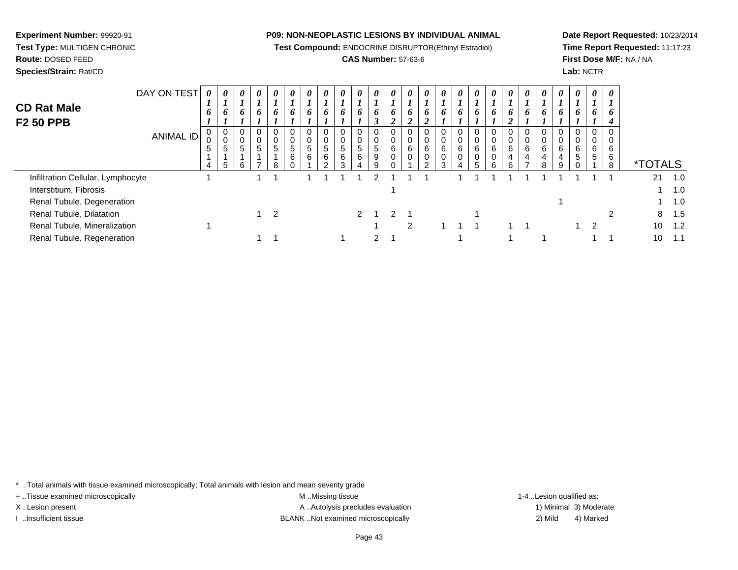**Experiment Number:** 99920-91
**Test Type:** MULTIGEN CHRONIC
**Route:** DOSED FEED
**Species/Strain:** Rat/CD

**P09: NON-NEOPLASTIC LESIONS BY INDIVIDUAL ANIMAL**
**Test Compound:** ENDOCRINE DISRUPTOR(Ethinyl Estradiol)
**CAS Number:** 57-63-6

**Date Report Requested:** 10/23/2014
**Time Report Requested:** 11:17:23
**First Dose M/F:** NA / NA
**Lab:** NCTR

## CD Rat Male
## F2 50 PPB

| DAY ON TEST | 0161 | 0161 | 0161 | 0161 | 0161 | 0161 | 0161 | 0161 | 0161 | 0161 | 0163 | 0162 | 0162 | 0162 | 0161 | 0161 | 0161 | 0161 | 0162 | 0161 | 0161 | 0161 | 0161 | 0161 | 0164 | | |
|---|---|---|---|---|---|---|---|---|---|---|---|---|---|---|---|---|---|---|---|---|---|---|---|---|---|---|---|
| **ANIMAL ID** | 00514 | 00515 | 00516 | 00517 | 00518 | 00560 | 00561 | 00562 | 00563 | 00564 | 00599 | 00600 | 00601 | 00602 | 00603 | 00604 | 00605 | 00606 | 00646 | 00647 | 00648 | 00649 | 00650 | 00651 | 00668 | ***TOTALS** | |
| Infiltration Cellular, Lymphocyte | 1 | | | 1 | 1 | | 1 | 1 | 1 | 1 | 2 | 1 | 1 | 1 | | 1 | 1 | 1 | 1 | 1 | 1 | 1 | 1 | 1 | 1 | 21 | 1.0 |
| Interstitium, Fibrosis | | | | | | | | | | | | 1 | | | | | | | | | | | | | | 1 | 1.0 |
| Renal Tubule, Degeneration | | | | | | | | | | | | | | | | | | | | | | 1 | | | | 1 | 1.0 |
| Renal Tubule, Dilatation | | | | 1 | 2 | | | | | 2 | 1 | 2 | 1 | | | | 1 | | | | | | | | 2 | 8 | 1.5 |
| Renal Tubule, Mineralization | 1 | | | | | | | | | | 1 | | 2 | | 1 | 1 | 1 | | 1 | 1 | | | 1 | 2 | | 10 | 1.2 |
| Renal Tubule, Regeneration | | | | 1 | 1 | | | | 1 | | 2 | 1 | | | | 1 | | | 1 | | 1 | | | 1 | 1 | 10 | 1.1 |

\* ..Total animals with tissue examined microscopically; Total animals with lesion and mean severity grade
+ ..Tissue examined microscopically
X ..Lesion present
I ..Insufficient tissue

M ..Missing tissue
A ..Autolysis precludes evaluation
BLANK ..Not examined microscopically

1-4 ..Lesion qualified as:
1) Minimal 3) Moderate
2) Mild 4) Marked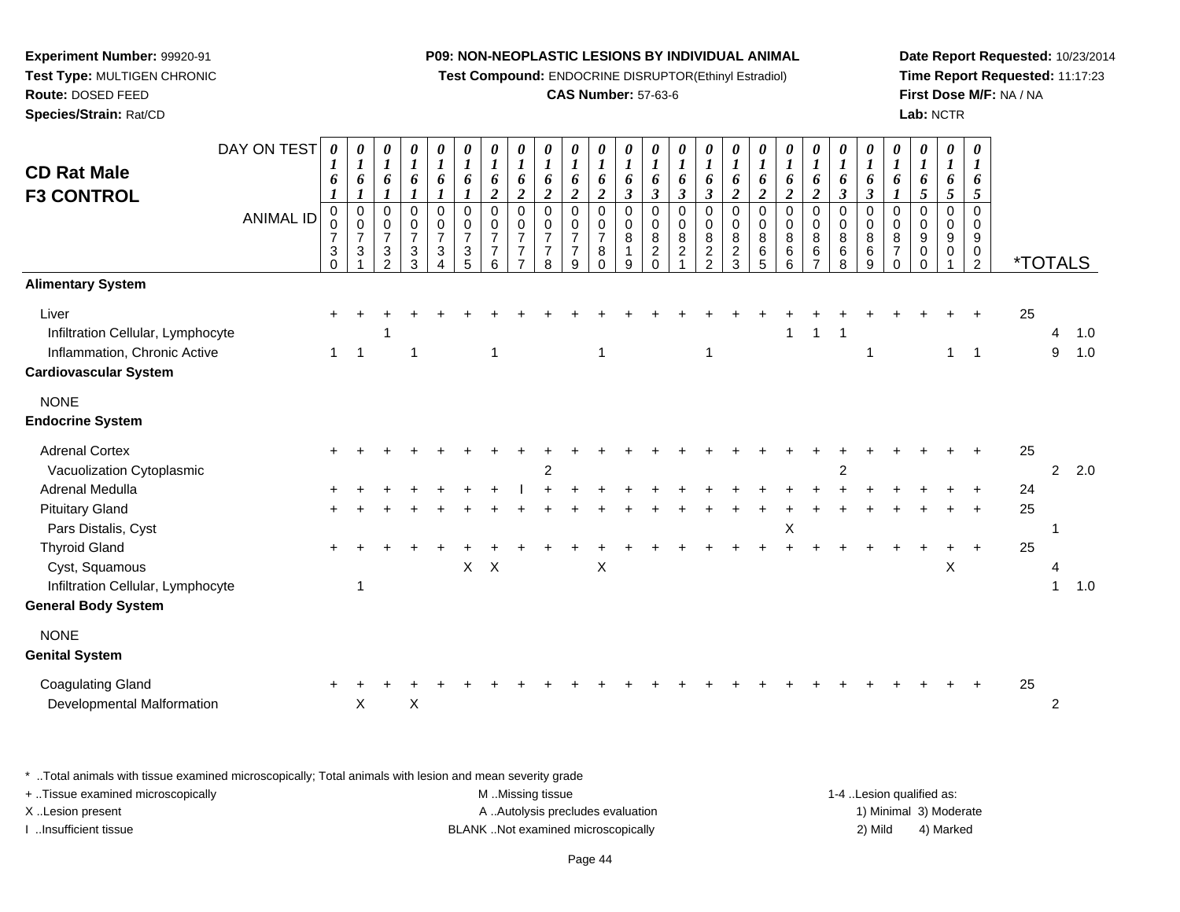**Experiment Number:** 99920-91
**Test Type:** MULTIGEN CHRONIC
**Route:** DOSED FEED
**Species/Strain:** Rat/CD

**P09: NON-NEOPLASTIC LESIONS BY INDIVIDUAL ANIMAL**
**Test Compound:** ENDOCRINE DISRUPTOR(Ethinyl Estradiol)
**CAS Number:** 57-63-6

**Date Report Requested:** 10/23/2014
**Time Report Requested:** 11:17:23
**First Dose M/F:** NA / NA
**Lab:** NCTR

## CD Rat Male F3 CONTROL

| DAY ON TEST | 0161 | 0161 | 0161 | 0161 | 0161 | 0161 | 0162 | 0162 | 0162 | 0162 | 0162 | 0163 | 0163 | 0163 | 0163 | 0162 | 0162 | 0162 | 0162 | 0163 | 0163 | 0161 | 0165 | 0165 | 0165 | *TOTALS | | |
|---|---|---|---|---|---|---|---|---|---|---|---|---|---|---|---|---|---|---|---|---|---|---|---|---|---|---|---|---|
| **ANIMAL ID** | 00730 | 00731 | 00732 | 00733 | 00734 | 00735 | 00776 | 00777 | 00778 | 00779 | 00780 | 00819 | 00820 | 00821 | 00822 | 00823 | 00865 | 00866 | 00867 | 00868 | 00869 | 00870 | 00900 | 00901 | 00902 | | | |
| **Alimentary System** | | | | | | | | | | | | | | | | | | | | | | | | | | | | |
| Liver | + | + | + | + | + | + | + | + | + | + | + | + | + | + | + | + | + | + | + | + | + | + | + | + | + | 25 | | |
| Infiltration Cellular, Lymphocyte | | | 1 | | | | | | | | | | | | | | | 1 | 1 | 1 | | | | | | | 4 | 1.0 |
| Inflammation, Chronic Active | 1 | 1 | | 1 | | | 1 | | | | 1 | | | | 1 | | | | | | 1 | | | 1 | 1 | | 9 | 1.0 |
| **Cardiovascular System** | | | | | | | | | | | | | | | | | | | | | | | | | | | | |
| NONE | | | | | | | | | | | | | | | | | | | | | | | | | | | | |
| **Endocrine System** | | | | | | | | | | | | | | | | | | | | | | | | | | | | |
| Adrenal Cortex | + | + | + | + | + | + | + | + | + | + | + | + | + | + | + | + | + | + | + | + | + | + | + | + | + | 25 | | |
| Vacuolization Cytoplasmic | | | | | | | | | 2 | | | | | | | | | | | 2 | | | | | | | 2 | 2.0 |
| Adrenal Medulla | + | + | + | + | + | + | + | I | + | + | + | + | + | + | + | + | + | + | + | + | + | + | + | + | + | 24 | | |
| Pituitary Gland | + | + | + | + | + | + | + | + | + | + | + | + | + | + | + | + | + | + | + | + | + | + | + | + | + | 25 | | |
| Pars Distalis, Cyst | | | | | | | | | | | | | | | | | | X | | | | | | | | | 1 | |
| Thyroid Gland | + | + | + | + | + | + | + | + | + | + | + | + | + | + | + | + | + | + | + | + | + | + | + | + | + | 25 | | |
| Cyst, Squamous | | | | | | X | X | | | | X | | | | | | | | | | | | | X | | | 4 | |
| Infiltration Cellular, Lymphocyte | | 1 | | | | | | | | | | | | | | | | | | | | | | | | | 1 | 1.0 |
| **General Body System** | | | | | | | | | | | | | | | | | | | | | | | | | | | | |
| NONE | | | | | | | | | | | | | | | | | | | | | | | | | | | | |
| **Genital System** | | | | | | | | | | | | | | | | | | | | | | | | | | | | |
| Coagulating Gland | + | + | + | + | + | + | + | + | + | + | + | + | + | + | + | + | + | + | + | + | + | + | + | + | + | 25 | | |
| Developmental Malformation | | X | | X | | | | | | | | | | | | | | | | | | | | | | | 2 | |

* ..Total animals with tissue examined microscopically; Total animals with lesion and mean severity grade
+ ..Tissue examined microscopically
X ..Lesion present
I ..Insufficient tissue

M ..Missing tissue
A ..Autolysis precludes evaluation
BLANK ..Not examined microscopically

1-4 ..Lesion qualified as:
1) Minimal 3) Moderate
2) Mild 4) Marked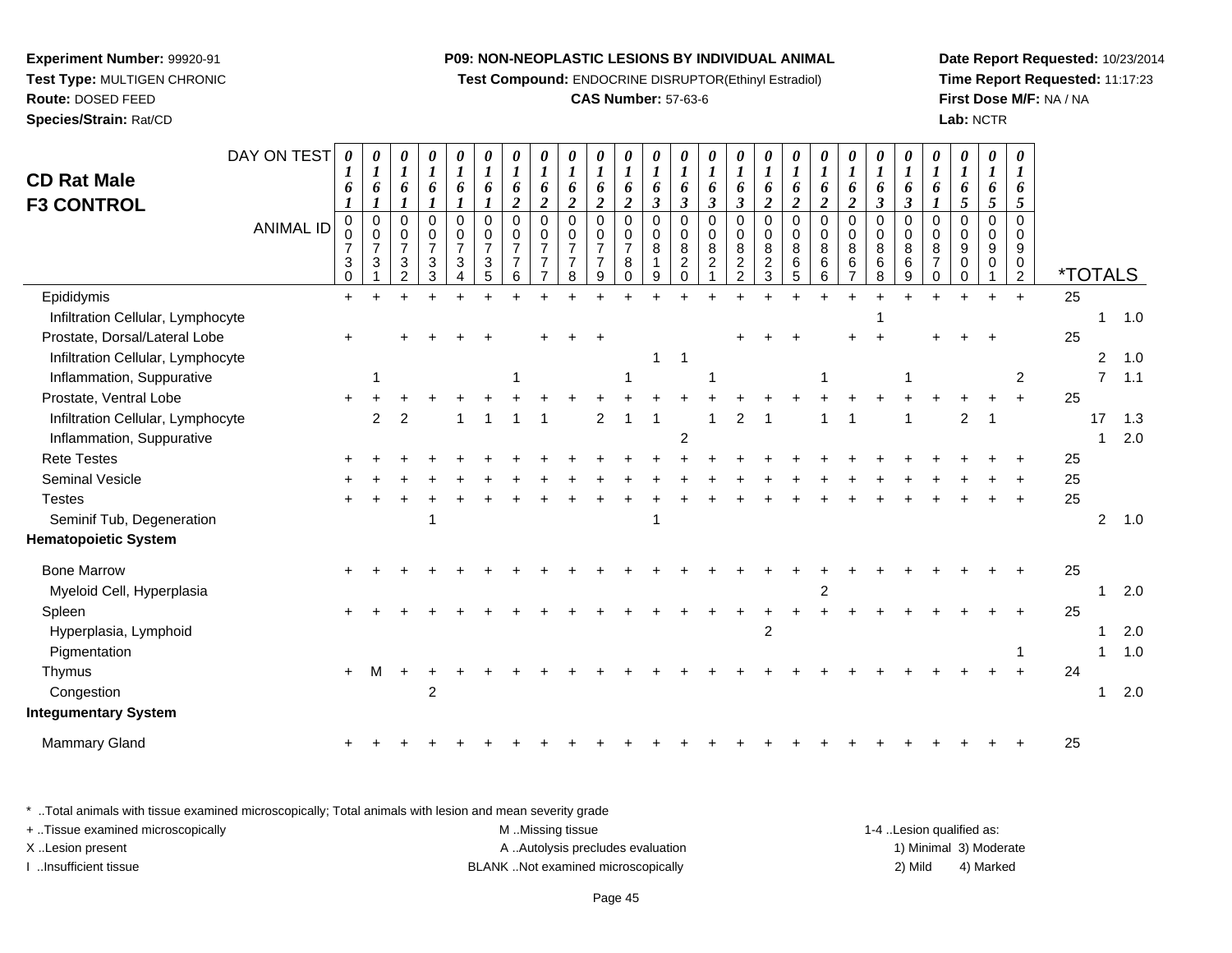## CD Rat Male F3 CONTROL

| DAY ON TEST | 0161 | 0161 | 0161 | 0161 | 0161 | 0161 | 0162 | 0162 | 0162 | 0162 | 0162 | 0163 | 0163 | 0163 | 0163 | 0162 | 0162 | 0162 | 0162 | 0163 | 0163 | 0161 | 0165 | 0165 | 0165 | | | |
|---|---|---|---|---|---|---|---|---|---|---|---|---|---|---|---|---|---|---|---|---|---|---|---|---|---|---|---|---|
| **ANIMAL ID** | 00730 | 00731 | 00732 | 00733 | 00734 | 00735 | 00776 | 00777 | 00778 | 00779 | 00780 | 00819 | 00820 | 00821 | 00822 | 00823 | 00865 | 00866 | 00867 | 00868 | 00869 | 00870 | 00900 | 00901 | 00902 | ***TOTALS** | | |
| Epididymis | + | + | + | + | + | + | + | + | + | + | + | + | + | + | + | + | + | + | + | + | + | + | + | + | + | 25 | | |
| Infiltration Cellular, Lymphocyte | | | | | | | | | | | | | | | | | | | | 1 | | | | | | | 1 | 1.0 |
| Prostate, Dorsal/Lateral Lobe | + | | + | + | + | + | | + | + | + | | | | | + | + | + | | + | + | | + | + | + | | 25 | | |
| Infiltration Cellular, Lymphocyte | | | | | | | | | | | | 1 | 1 | | | | | | | | | | | | | | 2 | 1.0 |
| Inflammation, Suppurative | | 1 | | | | | 1 | | | | 1 | | | 1 | | | | 1 | | | 1 | | | | 2 | | 7 | 1.1 |
| Prostate, Ventral Lobe | + | + | + | + | + | + | + | + | + | + | + | + | + | + | + | + | + | + | + | + | + | + | + | + | + | 25 | | |
| Infiltration Cellular, Lymphocyte | | 2 | 2 | | 1 | 1 | 1 | 1 | | 2 | 1 | 1 | | 1 | 2 | 1 | | 1 | 1 | | 1 | | 2 | 1 | | | 17 | 1.3 |
| Inflammation, Suppurative | | | | | | | | | | | | | 2 | | | | | | | | | | | | | | 1 | 2.0 |
| Rete Testes | + | + | + | + | + | + | + | + | + | + | + | + | + | + | + | + | + | + | + | + | + | + | + | + | + | 25 | | |
| Seminal Vesicle | + | + | + | + | + | + | + | + | + | + | + | + | + | + | + | + | + | + | + | + | + | + | + | + | + | 25 | | |
| Testes | + | + | + | + | + | + | + | + | + | + | + | + | + | + | + | + | + | + | + | + | + | + | + | + | + | 25 | | |
| Seminif Tub, Degeneration | | | | 1 | | | | | | | | 1 | | | | | | | | | | | | | | | 2 | 1.0 |
| **Hematopoietic System** | | | | | | | | | | | | | | | | | | | | | | | | | | | | |
| Bone Marrow | + | + | + | + | + | + | + | + | + | + | + | + | + | + | + | + | + | + | + | + | + | + | + | + | + | 25 | | |
| Myeloid Cell, Hyperplasia | | | | | | | | | | | | | | | | | | 2 | | | | | | | | | 1 | 2.0 |
| Spleen | + | + | + | + | + | + | + | + | + | + | + | + | + | + | + | + | + | + | + | + | + | + | + | + | + | 25 | | |
| Hyperplasia, Lymphoid | | | | | | | | | | | | | | | | 2 | | | | | | | | | | | 1 | 2.0 |
| Pigmentation | | | | | | | | | | | | | | | | | | | | | | | | | 1 | | 1 | 1.0 |
| Thymus | + | M | + | + | + | + | + | + | + | + | + | + | + | + | + | + | + | + | + | + | + | + | + | + | + | 24 | | |
| Congestion | | | | 2 | | | | | | | | | | | | | | | | | | | | | | | 1 | 2.0 |
| **Integumentary System** | | | | | | | | | | | | | | | | | | | | | | | | | | | | |
| Mammary Gland | + | + | + | + | + | + | + | + | + | + | + | + | + | + | + | + | + | + | + | + | + | + | + | + | + | 25 | | |

* ..Total animals with tissue examined microscopically; Total animals with lesion and mean severity grade

+ ..Tissue examined microscopically | M ..Missing tissue | 1-4 ..Lesion qualified as:
X ..Lesion present | A ..Autolysis precludes evaluation | 1) Minimal 3) Moderate
I ..Insufficient tissue | BLANK ..Not examined microscopically | 2) Mild 4) Marked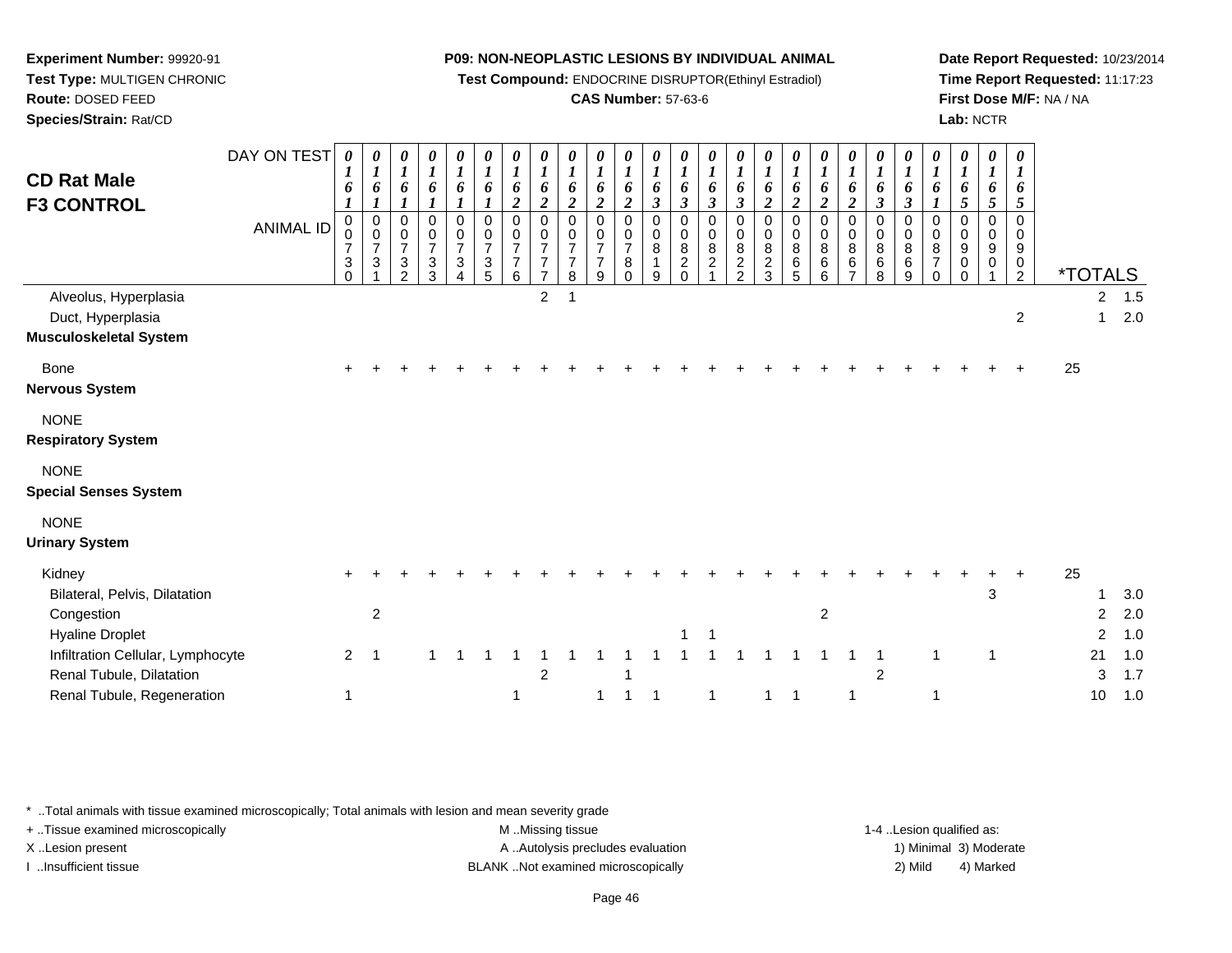**Experiment Number:** 99920-91
**Test Type:** MULTIGEN CHRONIC
**Route:** DOSED FEED
**Species/Strain:** Rat/CD

**P09: NON-NEOPLASTIC LESIONS BY INDIVIDUAL ANIMAL**
**Test Compound:** ENDOCRINE DISRUPTOR(Ethinyl Estradiol)
**CAS Number:** 57-63-6

**Date Report Requested:** 10/23/2014
**Time Report Requested:** 11:17:23
**First Dose M/F:** NA / NA
**Lab:** NCTR

# CD Rat Male
# F3 CONTROL

| DAY ON TEST | 0161 | 0161 | 0161 | 0161 | 0161 | 0161 | 0162 | 0162 | 0162 | 0162 | 0162 | 0163 | 0163 | 0163 | 0163 | 0162 | 0162 | 0162 | 0162 | 0163 | 0163 | 0161 | 0165 | 0165 | 0165 | *TOTALS | |
|---|---|---|---|---|---|---|---|---|---|---|---|---|---|---|---|---|---|---|---|---|---|---|---|---|---|---|---|
| **ANIMAL ID** | 0007 30 | 0007 31 | 0007 32 | 0007 33 | 0007 34 | 0007 35 | 0007 76 | 0007 77 | 0007 78 | 0007 79 | 0007 80 | 0008 19 | 0008 20 | 0008 21 | 0008 22 | 0008 23 | 0008 65 | 0008 66 | 0008 67 | 0008 68 | 0008 69 | 0008 70 | 0009 00 | 0009 01 | 0009 02 | | |
| Alveolus, Hyperplasia | | | | | | | | 2 | 1 | | | | | | | | | | | | | | | | | 2 | 1.5 |
| Duct, Hyperplasia | | | | | | | | | | | | | | | | | | | | | | | | | 2 | 1 | 2.0 |
| **Musculoskeletal System** | | | | | | | | | | | | | | | | | | | | | | | | | | | |
| Bone | + | + | + | + | + | + | + | + | + | + | + | + | + | + | + | + | + | + | + | + | + | + | + | + | + | 25 | |
| **Nervous System** | | | | | | | | | | | | | | | | | | | | | | | | | | | |
| NONE | | | | | | | | | | | | | | | | | | | | | | | | | | | |
| **Respiratory System** | | | | | | | | | | | | | | | | | | | | | | | | | | | |
| NONE | | | | | | | | | | | | | | | | | | | | | | | | | | | |
| **Special Senses System** | | | | | | | | | | | | | | | | | | | | | | | | | | | |
| NONE | | | | | | | | | | | | | | | | | | | | | | | | | | | |
| **Urinary System** | | | | | | | | | | | | | | | | | | | | | | | | | | | |
| Kidney | + | + | + | + | + | + | + | + | + | + | + | + | + | + | + | + | + | + | + | + | + | + | + | + | + | 25 | |
| Bilateral, Pelvis, Dilatation | | | | | | | | | | | | | | | | | | | | | | | | 3 | | 1 | 3.0 |
| Congestion | | 2 | | | | | | | | | | | | | | | | 2 | | | | | | | | 2 | 2.0 |
| Hyaline Droplet | | | | | | | | | | | | | 1 | 1 | | | | | | | | | | | | 2 | 1.0 |
| Infiltration Cellular, Lymphocyte | 2 | 1 | | 1 | 1 | 1 | 1 | 1 | 1 | 1 | 1 | 1 | 1 | 1 | 1 | 1 | 1 | 1 | 1 | 1 | | 1 | | 1 | | 21 | 1.0 |
| Renal Tubule, Dilatation | | | | | | | | 2 | | | 1 | | | | | | | | | 2 | | | | | | 3 | 1.7 |
| Renal Tubule, Regeneration | 1 | | | | | | 1 | | | 1 | 1 | 1 | | 1 | | 1 | 1 | | 1 | | | 1 | | | | 10 | 1.0 |

\* ..Total animals with tissue examined microscopically; Total animals with lesion and mean severity grade
+ ..Tissue examined microscopically
X ..Lesion present
I ..Insufficient tissue
M ..Missing tissue
A ..Autolysis precludes evaluation
BLANK ..Not examined microscopically
1-4 ..Lesion qualified as: 1) Minimal 2) Mild 3) Moderate 4) Marked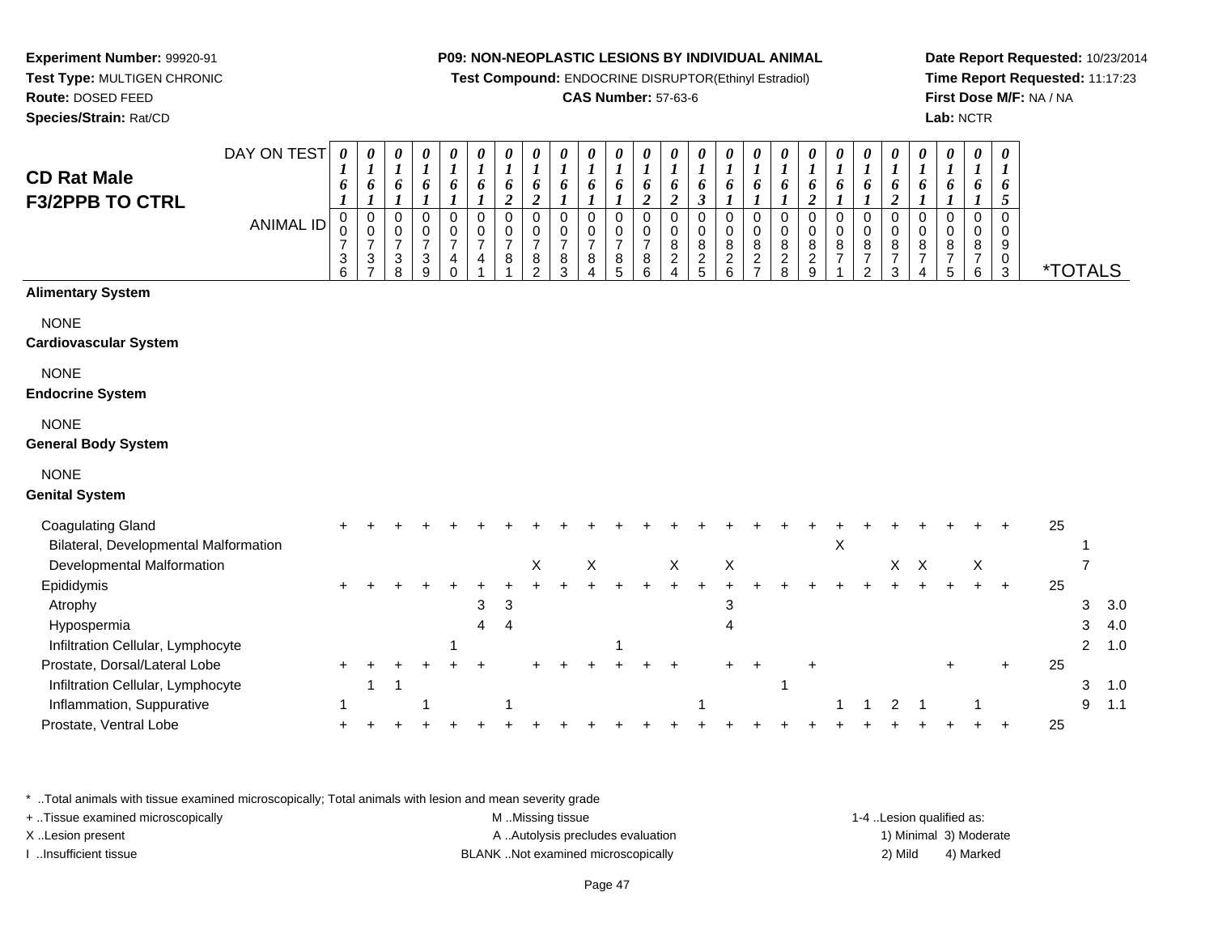**Experiment Number:** 99920-91
**Test Type:** MULTIGEN CHRONIC
**Route:** DOSED FEED
**Species/Strain:** Rat/CD

**P09: NON-NEOPLASTIC LESIONS BY INDIVIDUAL ANIMAL**
**Test Compound:** ENDOCRINE DISRUPTOR(Ethinyl Estradiol)
**CAS Number:** 57-63-6

**Date Report Requested:** 10/23/2014
**Time Report Requested:** 11:17:23
**First Dose M/F:** NA / NA
**Lab:** NCTR

## CD Rat Male F3/2PPB TO CTRL

| DAY ON TEST | 0161 | 0161 | 0161 | 0161 | 0161 | 0161 | 0162 | 0162 | 0161 | 0161 | 0161 | 0162 | 0162 | 0163 | 0161 | 0161 | 0161 | 0162 | 0161 | 0161 | 0162 | 0161 | 0161 | 0161 | 0165 | | |
|---|---|---|---|---|---|---|---|---|---|---|---|---|---|---|---|---|---|---|---|---|---|---|---|---|---|---|---|
| **ANIMAL ID** | 0736 | 0737 | 0738 | 0739 | 0740 | 0741 | 0781 | 0782 | 0783 | 0784 | 0785 | 0786 | 0824 | 0825 | 0826 | 0827 | 0828 | 0829 | 0871 | 0872 | 0873 | 0874 | 0875 | 0876 | 0903 | ***TOTALS** | |
| **Alimentary System** | | | | | | | | | | | | | | | | | | | | | | | | | | | |
| NONE | | | | | | | | | | | | | | | | | | | | | | | | | | | |
| **Cardiovascular System** | | | | | | | | | | | | | | | | | | | | | | | | | | | |
| NONE | | | | | | | | | | | | | | | | | | | | | | | | | | | |
| **Endocrine System** | | | | | | | | | | | | | | | | | | | | | | | | | | | |
| NONE | | | | | | | | | | | | | | | | | | | | | | | | | | | |
| **General Body System** | | | | | | | | | | | | | | | | | | | | | | | | | | | |
| NONE | | | | | | | | | | | | | | | | | | | | | | | | | | | |
| **Genital System** | | | | | | | | | | | | | | | | | | | | | | | | | | | |
| Coagulating Gland | + | + | + | + | + | + | + | + | + | + | + | + | + | + | + | + | + | + | + | + | + | + | + | + | + | 25 | |
| Bilateral, Developmental Malformation | | | | | | | | | | | | | | | | | | | X | | | | | | | 1 | |
| Developmental Malformation | | | | | | | | X | | X | | | X | | X | | | | | | X | X | | X | | 7 | |
| Epididymis | + | + | + | + | + | + | + | + | + | + | + | + | + | + | + | + | + | + | + | + | + | + | + | + | + | 25 | |
| Atrophy | | | | | | 3 | 3 | | | | | | | | 3 | | | | | | | | | | | 3 | 3.0 |
| Hypospermia | | | | | | 4 | 4 | | | | | | | | 4 | | | | | | | | | | | 3 | 4.0 |
| Infiltration Cellular, Lymphocyte | | | | | 1 | | | | | | 1 | | | | | | | | | | | | | | | 2 | 1.0 |
| Prostate, Dorsal/Lateral Lobe | + | + | + | + | + | + | | + | + | + | + | + | + | | + | + | | + | | | | | + | | + | 25 | |
| Infiltration Cellular, Lymphocyte | | 1 | 1 | | | | | | | | | | | | | | 1 | | | | | | | | | 3 | 1.0 |
| Inflammation, Suppurative | 1 | | | 1 | | | 1 | | | | | | | 1 | | | | | 1 | 1 | 2 | 1 | | 1 | | 9 | 1.1 |
| Prostate, Ventral Lobe | + | + | + | + | + | + | + | + | + | + | + | + | + | + | + | + | + | + | + | + | + | + | + | + | + | 25 | |

\* ..Total animals with tissue examined microscopically; Total animals with lesion and mean severity grade
+ ..Tissue examined microscopically
X ..Lesion present
I ..Insufficient tissue

M ..Missing tissue
A ..Autolysis precludes evaluation
BLANK ..Not examined microscopically

1-4 ..Lesion qualified as:
1) Minimal 3) Moderate
2) Mild 4) Marked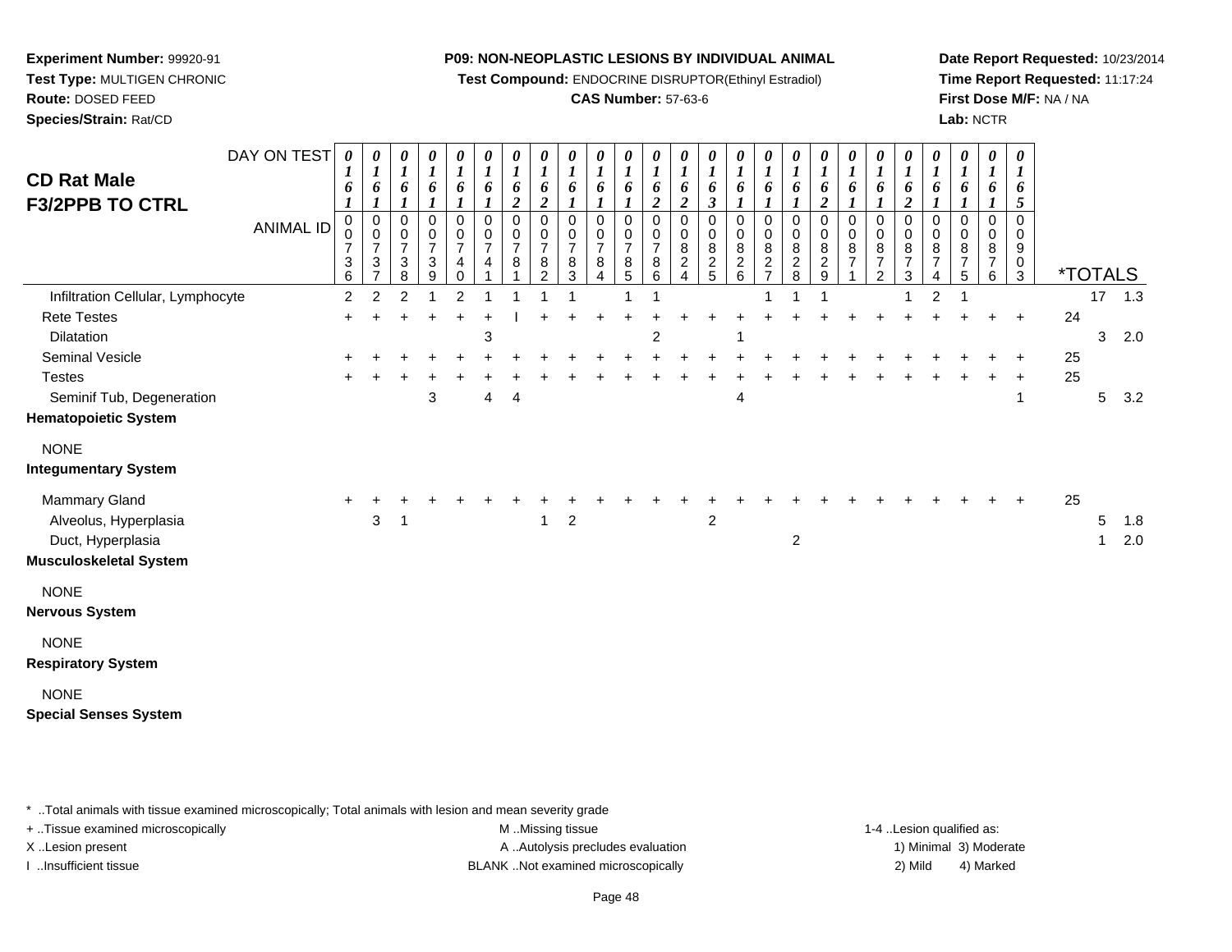**Experiment Number:** 99920-91
**Test Type:** MULTIGEN CHRONIC
**Route:** DOSED FEED
**Species/Strain:** Rat/CD

**P09: NON-NEOPLASTIC LESIONS BY INDIVIDUAL ANIMAL**
**Test Compound:** ENDOCRINE DISRUPTOR(Ethinyl Estradiol)
**CAS Number:** 57-63-6

**Date Report Requested:** 10/23/2014
**Time Report Requested:** 11:17:24
**First Dose M/F:** NA / NA
**Lab:** NCTR

## CD Rat Male F3/2PPB TO CTRL

| DAY ON TEST | 0161 | 0161 | 0161 | 0161 | 0161 | 0161 | 0162 | 0162 | 0161 | 0161 | 0161 | 0162 | 0162 | 0163 | 0161 | 0161 | 0161 | 0162 | 0161 | 0161 | 0162 | 0161 | 0161 | 0161 | 0165 | | | |
|---|---|---|---|---|---|---|---|---|---|---|---|---|---|---|---|---|---|---|---|---|---|---|---|---|---|---|---|---|
| **ANIMAL ID** | 00736 | 00737 | 00738 | 00739 | 00740 | 00741 | 00781 | 00782 | 00783 | 00784 | 00785 | 00786 | 00824 | 00825 | 00826 | 00827 | 00828 | 00829 | 00871 | 00872 | 00873 | 00874 | 00875 | 00876 | 00903 | *TOTALS | | |
| Infiltration Cellular, Lymphocyte | 2 | 2 | 2 | 1 | 2 | 1 | 1 | 1 | 1 | | 1 | 1 | | | | 1 | 1 | 1 | | | 1 | 2 | 1 | | | | 17 | 1.3 |
| Rete Testes | + | + | + | + | + | + | I | + | + | + | + | + | + | + | + | + | + | + | + | + | + | + | + | + | + | 24 | | |
| Dilatation | | | | | | 3 | | | | | | 2 | | | 1 | | | | | | | | | | | | 3 | 2.0 |
| Seminal Vesicle | + | + | + | + | + | + | + | + | + | + | + | + | + | + | + | + | + | + | + | + | + | + | + | + | + | 25 | | |
| Testes | + | + | + | + | + | + | + | + | + | + | + | + | + | + | + | + | + | + | + | + | + | + | + | + | + | 25 | | |
| Seminif Tub, Degeneration | | | | 3 | | 4 | 4 | | | | | | | | 4 | | | | | | | | | | 1 | | 5 | 3.2 |
| **Hematopoietic System** | | | | | | | | | | | | | | | | | | | | | | | | | | | | |
| NONE | | | | | | | | | | | | | | | | | | | | | | | | | | | | |
| **Integumentary System** | | | | | | | | | | | | | | | | | | | | | | | | | | | | |
| Mammary Gland | + | + | + | + | + | + | + | + | + | + | + | + | + | + | + | + | + | + | + | + | + | + | + | + | + | 25 | | |
| Alveolus, Hyperplasia | | 3 | 1 | | | | | 1 | 2 | | | | | 2 | | | | | | | | | | | | | 5 | 1.8 |
| Duct, Hyperplasia | | | | | | | | | | | | | | | | | 2 | | | | | | | | | | 1 | 2.0 |
| **Musculoskeletal System** | | | | | | | | | | | | | | | | | | | | | | | | | | | | |
| NONE | | | | | | | | | | | | | | | | | | | | | | | | | | | | |
| **Nervous System** | | | | | | | | | | | | | | | | | | | | | | | | | | | | |
| NONE | | | | | | | | | | | | | | | | | | | | | | | | | | | | |
| **Respiratory System** | | | | | | | | | | | | | | | | | | | | | | | | | | | | |
| NONE | | | | | | | | | | | | | | | | | | | | | | | | | | | | |
| **Special Senses System** | | | | | | | | | | | | | | | | | | | | | | | | | | | | |

* ..Total animals with tissue examined microscopically; Total animals with lesion and mean severity grade
+ ..Tissue examined microscopically
X ..Lesion present
I ..Insufficient tissue
M ..Missing tissue
A ..Autolysis precludes evaluation
BLANK ..Not examined microscopically
1-4 ..Lesion qualified as: 1) Minimal 2) Mild 3) Moderate 4) Marked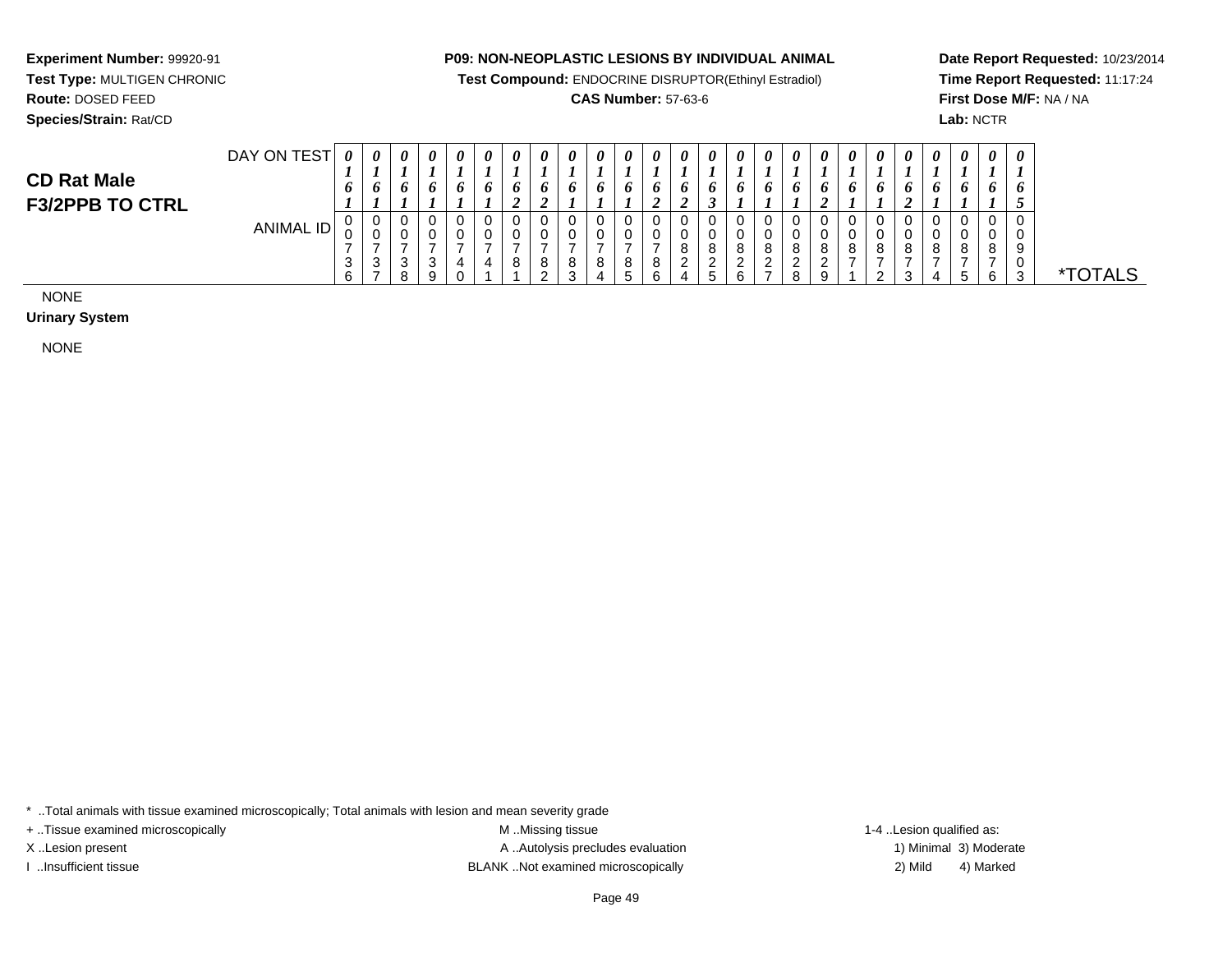**Experiment Number:** 99920-91
**Test Type:** MULTIGEN CHRONIC
**Route:** DOSED FEED
**Species/Strain:** Rat/CD

**P09: NON-NEOPLASTIC LESIONS BY INDIVIDUAL ANIMAL**
**Test Compound:** ENDOCRINE DISRUPTOR(Ethinyl Estradiol)
**CAS Number:** 57-63-6

**Date Report Requested:** 10/23/2014
**Time Report Requested:** 11:17:24
**First Dose M/F:** NA / NA
**Lab:** NCTR

## CD Rat Male F3/2PPB TO CTRL

| DAY ON TEST | 0161 | 0161 | 0161 | 0161 | 0161 | 0161 | 0162 | 0162 | 0161 | 0161 | 0161 | 0162 | 0162 | 0163 | 0161 | 0161 | 0161 | 0162 | 0161 | 0161 | 0162 | 0161 | 0161 | 0161 | 0165 | |
|---|---|---|---|---|---|---|---|---|---|---|---|---|---|---|---|---|---|---|---|---|---|---|---|---|---|---|
| ANIMAL ID | 00736 | 00737 | 00738 | 00739 | 00740 | 00741 | 00781 | 00782 | 00783 | 00784 | 00785 | 00786 | 00824 | 00825 | 00826 | 00827 | 00828 | 00829 | 00871 | 00872 | 00873 | 00874 | 00875 | 00876 | 00903 | *TOTALS |

NONE

**Urinary System**

NONE

* ..Total animals with tissue examined microscopically; Total animals with lesion and mean severity grade
+ ..Tissue examined microscopically
X ..Lesion present
I ..Insufficient tissue

M ..Missing tissue
A ..Autolysis precludes evaluation
BLANK ..Not examined microscopically

1-4 ..Lesion qualified as:
1) Minimal 3) Moderate
2) Mild 4) Marked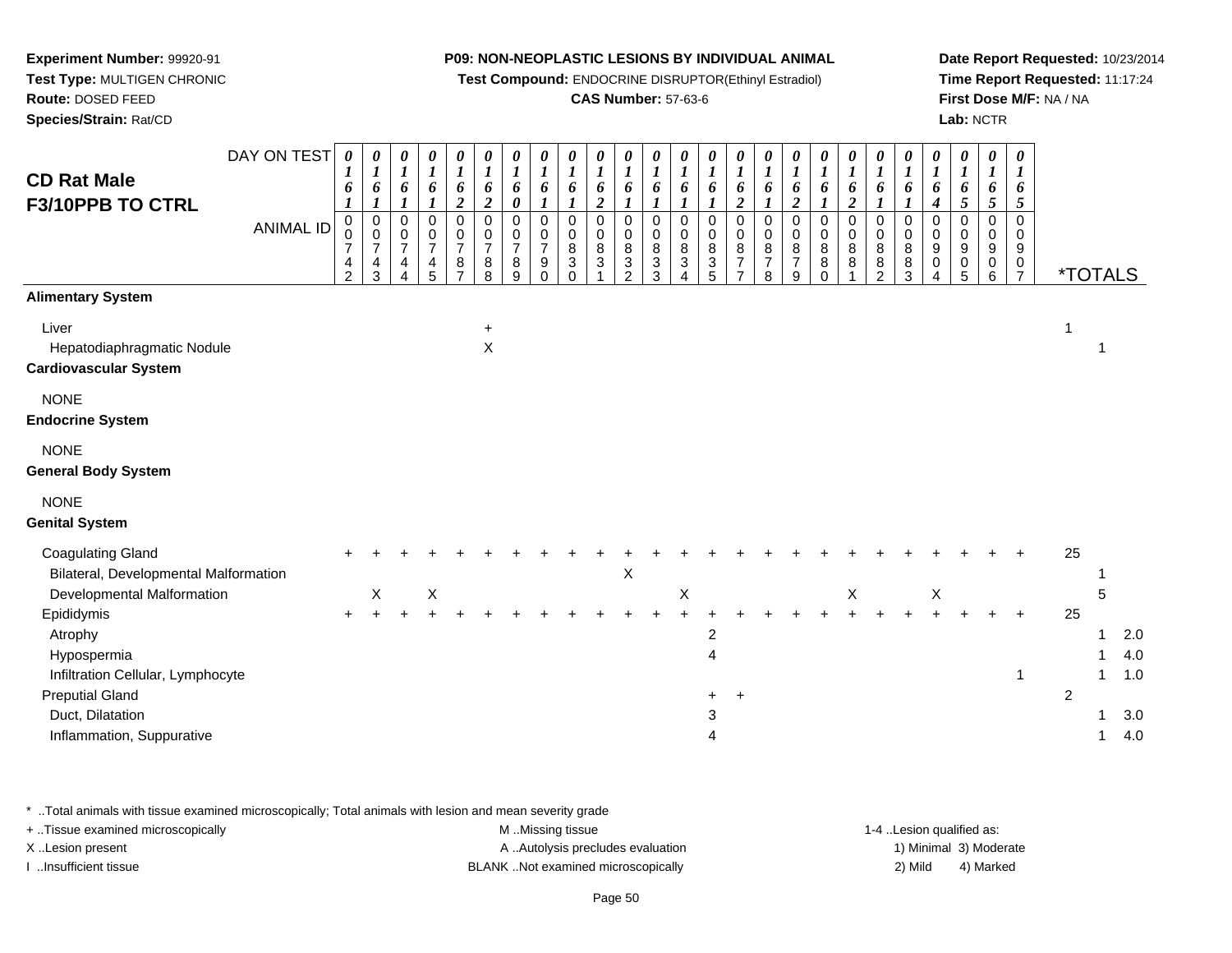**Experiment Number:** 99920-91
**Test Type:** MULTIGEN CHRONIC
**Route:** DOSED FEED
**Species/Strain:** Rat/CD

**P09: NON-NEOPLASTIC LESIONS BY INDIVIDUAL ANIMAL**
**Test Compound:** ENDOCRINE DISRUPTOR(Ethinyl Estradiol)
**CAS Number:** 57-63-6

**Date Report Requested:** 10/23/2014
**Time Report Requested:** 11:17:24
**First Dose M/F:** NA / NA
**Lab:** NCTR

## CD Rat Male F3/10PPB TO CTRL

| DAY ON TEST | 0161 | 0161 | 0161 | 0161 | 0162 | 0162 | 0160 | 0161 | 0161 | 0162 | 0161 | 0161 | 0161 | 0161 | 0162 | 0161 | 0162 | 0161 | 0162 | 0161 | 0161 | 0164 | 0165 | 0165 | 0165 | |
|---|---|---|---|---|---|---|---|---|---|---|---|---|---|---|---|---|---|---|---|---|---|---|---|---|---|---|
| ANIMAL ID | 0007 42 | 0007 43 | 0007 44 | 0007 45 | 0007 87 | 0007 88 | 0007 89 | 0007 90 | 0008 30 | 0008 31 | 0008 32 | 0008 33 | 0008 34 | 0008 35 | 0008 77 | 0008 78 | 0008 79 | 0008 80 | 0008 81 | 0008 82 | 0008 83 | 0009 04 | 0009 05 | 0009 06 | 0009 07 | *TOTALS |
| **Alimentary System** | | | | | | | | | | | | | | | | | | | | | | | | | | |
| Liver | | | | | | + | | | | | | | | | | | | | | | | | | | | 1 |
| Hepatodiaphragmatic Nodule | | | | | | X | | | | | | | | | | | | | | | | | | | | 1 |
| **Cardiovascular System** | | | | | | | | | | | | | | | | | | | | | | | | | | |
| NONE | | | | | | | | | | | | | | | | | | | | | | | | | | |
| **Endocrine System** | | | | | | | | | | | | | | | | | | | | | | | | | | |
| NONE | | | | | | | | | | | | | | | | | | | | | | | | | | |
| **General Body System** | | | | | | | | | | | | | | | | | | | | | | | | | | |
| NONE | | | | | | | | | | | | | | | | | | | | | | | | | | |
| **Genital System** | | | | | | | | | | | | | | | | | | | | | | | | | | |
| Coagulating Gland | + | + | + | + | + | + | + | + | + | + | + | + | + | + | + | + | + | + | + | + | + | + | + | + | + | 25 |
| Bilateral, Developmental Malformation | | | | | | | | | | | X | | | | | | | | | | | | | | | 1 |
| Developmental Malformation | | X | | X | | | | | | | | | X | | | | | | X | | | X | | | | 5 |
| Epididymis | + | + | + | + | + | + | + | + | + | + | + | + | + | + | + | + | + | + | + | + | + | + | + | + | + | 25 |
| Atrophy | | | | | | | | | | | | | | 2 | | | | | | | | | | | | 1 2.0 |
| Hypospermia | | | | | | | | | | | | | | 4 | | | | | | | | | | | | 1 4.0 |
| Infiltration Cellular, Lymphocyte | | | | | | | | | | | | | | | | | | | | | | | | | 1 | 1 1.0 |
| Preputial Gland | | | | | | | | | | | | | | + | + | | | | | | | | | | | 2 |
| Duct, Dilatation | | | | | | | | | | | | | | 3 | | | | | | | | | | | | 1 3.0 |
| Inflammation, Suppurative | | | | | | | | | | | | | | 4 | | | | | | | | | | | | 1 4.0 |

\* ..Total animals with tissue examined microscopically; Total animals with lesion and mean severity grade
+ ..Tissue examined microscopically
X ..Lesion present
I ..Insufficient tissue
M ..Missing tissue
A ..Autolysis precludes evaluation
BLANK ..Not examined microscopically
1-4 ..Lesion qualified as: 1) Minimal 2) Mild 3) Moderate 4) Marked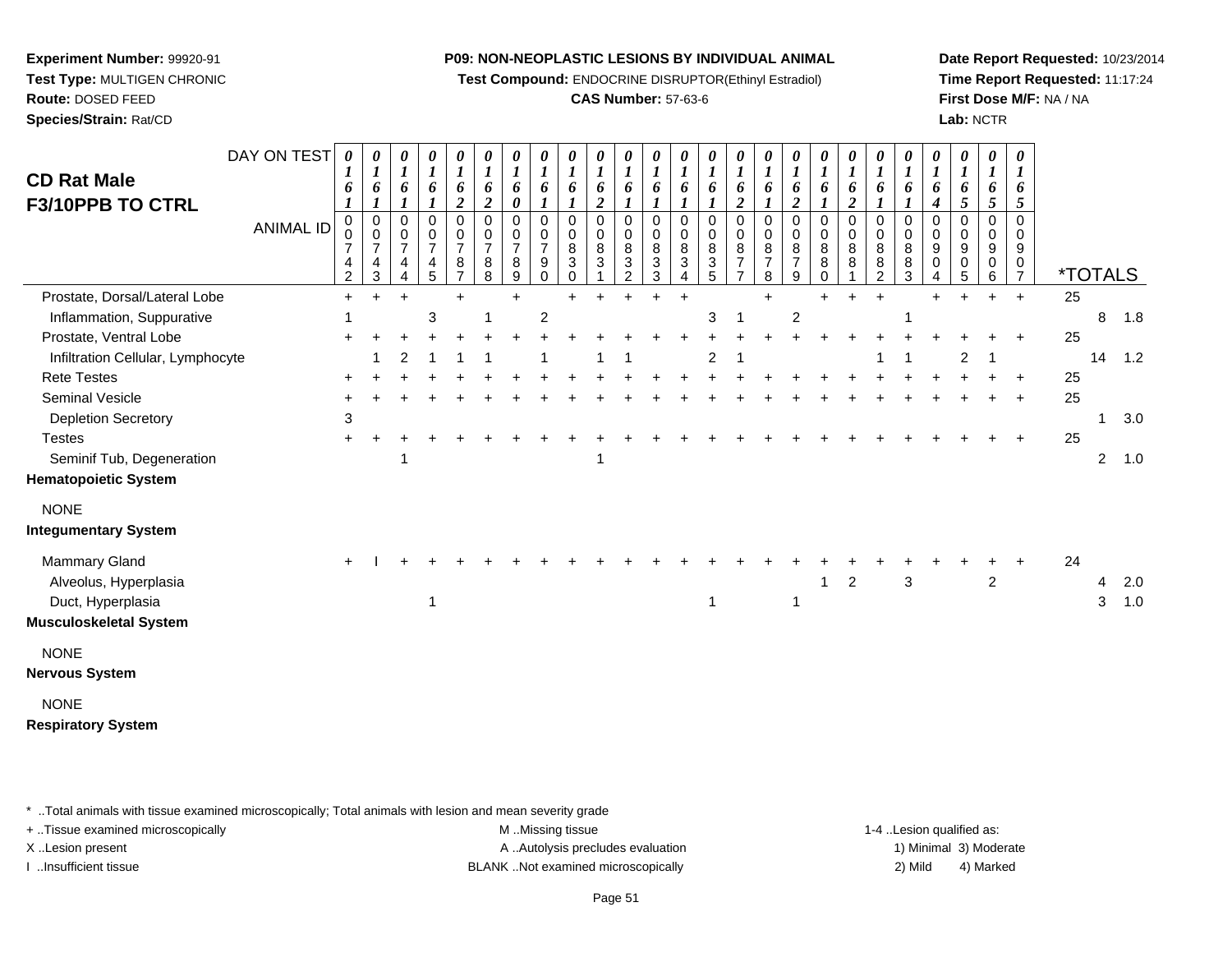**Experiment Number:** 99920-91
**Test Type:** MULTIGEN CHRONIC
**Route:** DOSED FEED
**Species/Strain:** Rat/CD

**P09: NON-NEOPLASTIC LESIONS BY INDIVIDUAL ANIMAL**
**Test Compound:** ENDOCRINE DISRUPTOR(Ethinyl Estradiol)
**CAS Number:** 57-63-6

**Date Report Requested:** 10/23/2014
**Time Report Requested:** 11:17:24
**First Dose M/F:** NA / NA
**Lab:** NCTR

## CD Rat Male F3/10PPB TO CTRL

| DAY ON TEST | 0161 | 0161 | 0161 | 0161 | 0162 | 0162 | 0160 | 0161 | 0161 | 0162 | 0161 | 0161 | 0161 | 0161 | 0162 | 0161 | 0162 | 0161 | 0162 | 0161 | 0161 | 0164 | 0165 | 0165 | 0165 | | | |
|---|---|---|---|---|---|---|---|---|---|---|---|---|---|---|---|---|---|---|---|---|---|---|---|---|---|---|---|---|
| **ANIMAL ID** | 00742 | 00743 | 00744 | 00745 | 00787 | 00788 | 00789 | 00790 | 00830 | 00831 | 00832 | 00833 | 00834 | 00835 | 00877 | 00878 | 00879 | 00880 | 00881 | 00882 | 00883 | 00904 | 00905 | 00906 | 00907 | ***TOTALS** | | |
| Prostate, Dorsal/Lateral Lobe | + | + | + | | + | | + | | + | + | + | + | + | | | + | | + | + | + | | + | + | + | + | 25 | | |
| Inflammation, Suppurative | 1 | | | 3 | | 1 | | 2 | | | | | | 3 | 1 | | 2 | | | | 1 | | | | | | 8 | 1.8 |
| Prostate, Ventral Lobe | + | + | + | + | + | + | + | + | + | + | + | + | + | + | + | + | + | + | + | + | + | + | + | + | + | 25 | | |
| Infiltration Cellular, Lymphocyte | | 1 | 2 | 1 | 1 | 1 | | 1 | | 1 | 1 | | | 2 | 1 | | | | | 1 | 1 | | 2 | 1 | | | 14 | 1.2 |
| Rete Testes | + | + | + | + | + | + | + | + | + | + | + | + | + | + | + | + | + | + | + | + | + | + | + | + | + | 25 | | |
| Seminal Vesicle | + | + | + | + | + | + | + | + | + | + | + | + | + | + | + | + | + | + | + | + | + | + | + | + | + | 25 | | |
| Depletion Secretory | 3 | | | | | | | | | | | | | | | | | | | | | | | | | | 1 | 3.0 |
| Testes | + | + | + | + | + | + | + | + | + | + | + | + | + | + | + | + | + | + | + | + | + | + | + | + | + | 25 | | |
| Seminif Tub, Degeneration | | | 1 | | | | | | | 1 | | | | | | | | | | | | | | | | | 2 | 1.0 |
| **Hematopoietic System** | | | | | | | | | | | | | | | | | | | | | | | | | | | | |
| NONE | | | | | | | | | | | | | | | | | | | | | | | | | | | | |
| **Integumentary System** | | | | | | | | | | | | | | | | | | | | | | | | | | | | |
| Mammary Gland | + | I | + | + | + | + | + | + | + | + | + | + | + | + | + | + | + | + | + | + | + | + | + | + | + | 24 | | |
| Alveolus, Hyperplasia | | | | | | | | | | | | | | | | | | 1 | 2 | | 3 | | | 2 | | | 4 | 2.0 |
| Duct, Hyperplasia | | | | 1 | | | | | | | | | | 1 | | | 1 | | | | | | | | | | 3 | 1.0 |
| **Musculoskeletal System** | | | | | | | | | | | | | | | | | | | | | | | | | | | | |
| NONE | | | | | | | | | | | | | | | | | | | | | | | | | | | | |
| **Nervous System** | | | | | | | | | | | | | | | | | | | | | | | | | | | | |
| NONE | | | | | | | | | | | | | | | | | | | | | | | | | | | | |
| **Respiratory System** | | | | | | | | | | | | | | | | | | | | | | | | | | | | |

* ..Total animals with tissue examined microscopically; Total animals with lesion and mean severity grade
+ ..Tissue examined microscopically
X ..Lesion present
I ..Insufficient tissue

M ..Missing tissue
A ..Autolysis precludes evaluation
BLANK ..Not examined microscopically

1-4 ..Lesion qualified as:
1) Minimal 3) Moderate
2) Mild 4) Marked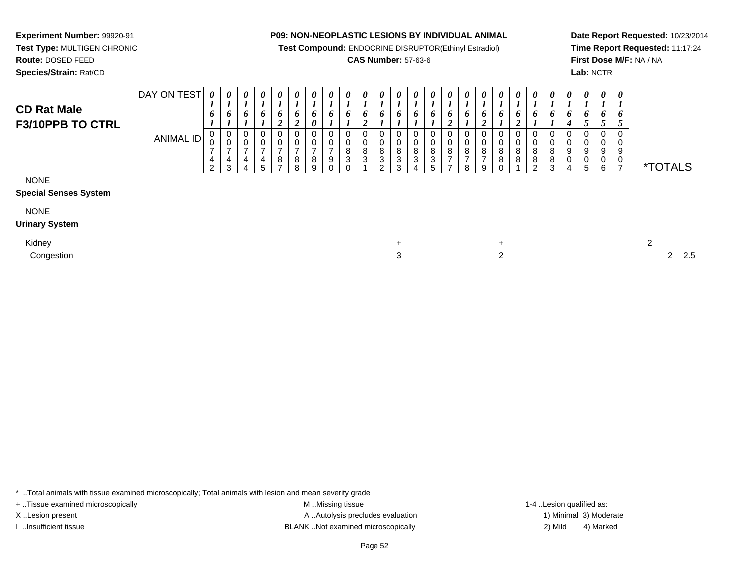**Experiment Number:** 99920-91
**Test Type:** MULTIGEN CHRONIC
**Route:** DOSED FEED
**Species/Strain:** Rat/CD

**P09: NON-NEOPLASTIC LESIONS BY INDIVIDUAL ANIMAL**
**Test Compound:** ENDOCRINE DISRUPTOR(Ethinyl Estradiol)
**CAS Number:** 57-63-6

**Date Report Requested:** 10/23/2014
**Time Report Requested:** 11:17:24
**First Dose M/F:** NA / NA
**Lab:** NCTR

## CD Rat Male
## F3/10PPB TO CTRL

| DAY ON TEST | 0161 | 0161 | 0161 | 0161 | 0162 | 0162 | 0160 | 0161 | 0161 | 0162 | 0161 | 0161 | 0161 | 0161 | 0162 | 0161 | 0162 | 0161 | 0162 | 0161 | 0161 | 0164 | 0165 | 0165 | 0165 | |
|---|---|---|---|---|---|---|---|---|---|---|---|---|---|---|---|---|---|---|---|---|---|---|---|---|---|---|
| **ANIMAL ID** | 00742 | 00743 | 00744 | 00745 | 00787 | 00788 | 00789 | 00790 | 00830 | 00831 | 00832 | 00833 | 00834 | 00835 | 00877 | 00878 | 00879 | 00880 | 00881 | 00882 | 00883 | 00904 | 00905 | 00906 | 00907 | ***TOTALS** |
| NONE | | | | | | | | | | | | | | | | | | | | | | | | | | |
| **Special Senses System** | | | | | | | | | | | | | | | | | | | | | | | | | | |
| NONE | | | | | | | | | | | | | | | | | | | | | | | | | | |
| **Urinary System** | | | | | | | | | | | | | | | | | | | | | | | | | | |
| Kidney | | | | | | | | | | | | + | | | | | | + | | | | | | | | 2 |
| Congestion | | | | | | | | | | | | 3 | | | | | | 2 | | | | | | | | 2 2.5 |

* ..Total animals with tissue examined microscopically; Total animals with lesion and mean severity grade
+ ..Tissue examined microscopically
X ..Lesion present
I ..Insufficient tissue

M ..Missing tissue
A ..Autolysis precludes evaluation
BLANK ..Not examined microscopically

1-4 ..Lesion qualified as:
1) Minimal 3) Moderate
2) Mild 4) Marked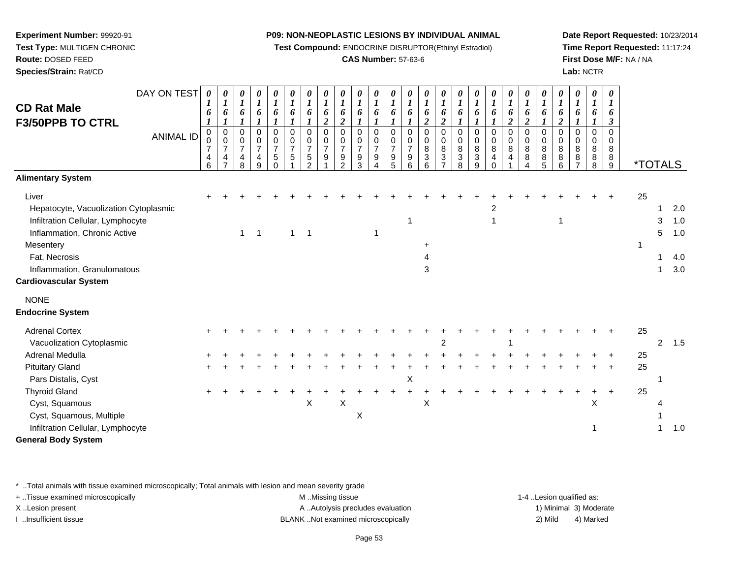**Experiment Number:** 99920-91
**Test Type:** MULTIGEN CHRONIC
**Route:** DOSED FEED
**Species/Strain:** Rat/CD

**P09: NON-NEOPLASTIC LESIONS BY INDIVIDUAL ANIMAL**
**Test Compound:** ENDOCRINE DISRUPTOR(Ethinyl Estradiol)
**CAS Number:** 57-63-6

**Date Report Requested:** 10/23/2014
**Time Report Requested:** 11:17:24
**First Dose M/F:** NA / NA
**Lab:** NCTR

## CD Rat Male F3/50PPB TO CTRL

| DAY ON TEST | 0161 | 0161 | 0161 | 0161 | 0161 | 0161 | 0161 | 0162 | 0162 | 0161 | 0161 | 0161 | 0161 | 0162 | 0162 | 0161 | 0161 | 0161 | 0162 | 0162 | 0161 | 0162 | 0161 | 0161 | 0163 | *TOTALS | | |
|---|---|---|---|---|---|---|---|---|---|---|---|---|---|---|---|---|---|---|---|---|---|---|---|---|---|---|---|---|
| **ANIMAL ID** | 0746 | 0747 | 0748 | 0749 | 0750 | 0751 | 0752 | 0791 | 0792 | 0793 | 0794 | 0795 | 0796 | 0836 | 0837 | 0838 | 0839 | 0840 | 0841 | 0884 | 0885 | 0886 | 0887 | 0888 | 0889 | | | |
| **Alimentary System** | | | | | | | | | | | | | | | | | | | | | | | | | | | | |
| Liver | + | + | + | + | + | + | + | + | + | + | + | + | + | + | + | + | + | + | + | + | + | + | + | + | + | 25 | | |
| Hepatocyte, Vacuolization Cytoplasmic | | | | | | | | | | | | | | | | | | 2 | | | | | | | | | 1 | 2.0 |
| Infiltration Cellular, Lymphocyte | | | | | | | | | | | | | 1 | | | | | 1 | | | | 1 | | | | | 3 | 1.0 |
| Inflammation, Chronic Active | | | 1 | 1 | | 1 | 1 | | | | 1 | | | | | | | | | | | | | | | | 5 | 1.0 |
| Mesentery | | | | | | | | | | | | | | + | | | | | | | | | | | | 1 | | |
| Fat, Necrosis | | | | | | | | | | | | | | 4 | | | | | | | | | | | | | 1 | 4.0 |
| Inflammation, Granulomatous | | | | | | | | | | | | | | 3 | | | | | | | | | | | | | 1 | 3.0 |
| **Cardiovascular System** | | | | | | | | | | | | | | | | | | | | | | | | | | | | |
| NONE | | | | | | | | | | | | | | | | | | | | | | | | | | | | |
| **Endocrine System** | | | | | | | | | | | | | | | | | | | | | | | | | | | | |
| Adrenal Cortex | + | + | + | + | + | + | + | + | + | + | + | + | + | + | + | + | + | + | + | + | + | + | + | + | + | 25 | | |
| Vacuolization Cytoplasmic | | | | | | | | | | | | | | | 2 | | | | 1 | | | | | | | | 2 | 1.5 |
| Adrenal Medulla | + | + | + | + | + | + | + | + | + | + | + | + | + | + | + | + | + | + | + | + | + | + | + | + | + | 25 | | |
| Pituitary Gland | + | + | + | + | + | + | + | + | + | + | + | + | + | + | + | + | + | + | + | + | + | + | + | + | + | 25 | | |
| Pars Distalis, Cyst | | | | | | | | | | | | | X | | | | | | | | | | | | | | 1 | |
| Thyroid Gland | + | + | + | + | + | + | + | + | + | + | + | + | + | + | + | + | + | + | + | + | + | + | + | + | + | 25 | | |
| Cyst, Squamous | | | | | | | X | | X | | | | | X | | | | | | | | | | X | | | 4 | |
| Cyst, Squamous, Multiple | | | | | | | | | | X | | | | | | | | | | | | | | | | | 1 | |
| Infiltration Cellular, Lymphocyte | | | | | | | | | | | | | | | | | | | | | | | | 1 | | | 1 | 1.0 |
| **General Body System** | | | | | | | | | | | | | | | | | | | | | | | | | | | | |

* ..Total animals with tissue examined microscopically; Total animals with lesion and mean severity grade
+ ..Tissue examined microscopically
X ..Lesion present
I ..Insufficient tissue
M ..Missing tissue
A ..Autolysis precludes evaluation
BLANK ..Not examined microscopically
1-4 ..Lesion qualified as: 1) Minimal 2) Mild 3) Moderate 4) Marked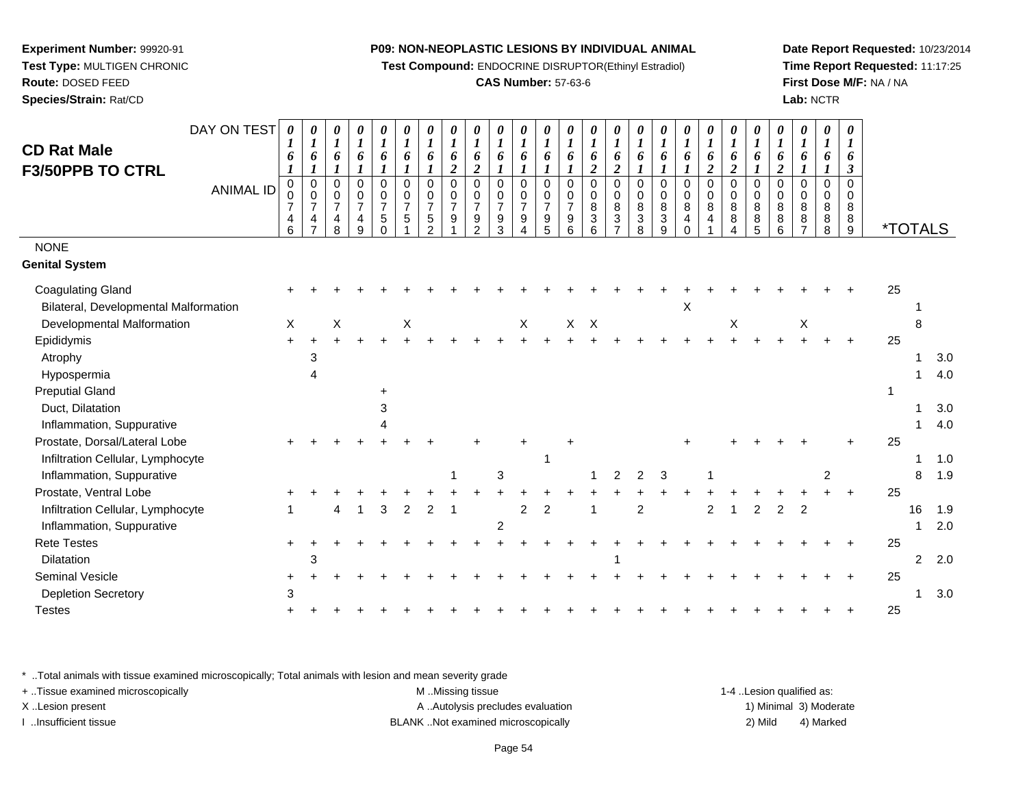**Experiment Number:** 99920-91
**Test Type:** MULTIGEN CHRONIC
**Route:** DOSED FEED
**Species/Strain:** Rat/CD

**P09: NON-NEOPLASTIC LESIONS BY INDIVIDUAL ANIMAL**
**Test Compound:** ENDOCRINE DISRUPTOR(Ethinyl Estradiol)
**CAS Number:** 57-63-6

**Date Report Requested:** 10/23/2014
**Time Report Requested:** 11:17:25
**First Dose M/F:** NA / NA
**Lab:** NCTR

## CD Rat Male F3/50PPB TO CTRL

| DAY ON TEST | 0161 | 0161 | 0161 | 0161 | 0161 | 0161 | 0161 | 0162 | 0162 | 0161 | 0161 | 0161 | 0161 | 0162 | 0162 | 0161 | 0161 | 0161 | 0162 | 0162 | 0161 | 0162 | 0161 | 0161 | 0163 | | |
|---|---|---|---|---|---|---|---|---|---|---|---|---|---|---|---|---|---|---|---|---|---|---|---|---|---|---|---|
| **ANIMAL ID** | 0746 | 0747 | 0748 | 0749 | 0750 | 0751 | 0752 | 0791 | 0792 | 0793 | 0794 | 0795 | 0796 | 0836 | 0837 | 0838 | 0839 | 0840 | 0841 | 0884 | 0885 | 0886 | 0887 | 0888 | 0889 | ***TOTALS** | |
| NONE | | | | | | | | | | | | | | | | | | | | | | | | | | | |
| **Genital System** | | | | | | | | | | | | | | | | | | | | | | | | | | | |
| Coagulating Gland | + | + | + | + | + | + | + | + | + | + | + | + | + | + | + | + | + | + | + | + | + | + | + | + | + | 25 | |
| Bilateral, Developmental Malformation | | | | | | | | | | | | | | | | | | X | | | | | | | | 1 | |
| Developmental Malformation | X | | X | | | X | | | | | X | | X | X | | | | | | X | | | X | | | 8 | |
| Epididymis | + | + | + | + | + | + | + | + | + | + | + | + | + | + | + | + | + | + | + | + | + | + | + | + | + | 25 | |
| Atrophy | | 3 | | | | | | | | | | | | | | | | | | | | | | | | 1 | 3.0 |
| Hypospermia | | 4 | | | | | | | | | | | | | | | | | | | | | | | | 1 | 4.0 |
| Preputial Gland | | | | | + | | | | | | | | | | | | | | | | | | | | | 1 | |
| Duct, Dilatation | | | | | 3 | | | | | | | | | | | | | | | | | | | | | 1 | 3.0 |
| Inflammation, Suppurative | | | | | 4 | | | | | | | | | | | | | | | | | | | | | 1 | 4.0 |
| Prostate, Dorsal/Lateral Lobe | + | + | + | + | + | + | + | | + | | + | | + | | | | | + | | + | + | + | + | | + | 25 | |
| Infiltration Cellular, Lymphocyte | | | | | | | | | | | | 1 | | | | | | | | | | | | | | 1 | 1.0 |
| Inflammation, Suppurative | | | | | | | | 1 | | 3 | | | | 1 | 2 | 2 | 3 | | 1 | | | | | 2 | | 8 | 1.9 |
| Prostate, Ventral Lobe | + | + | + | + | + | + | + | + | + | + | + | + | + | + | + | + | + | + | + | + | + | + | + | + | + | 25 | |
| Infiltration Cellular, Lymphocyte | 1 | | 4 | 1 | 3 | 2 | 2 | 1 | | | 2 | 2 | | 1 | | 2 | | | 2 | 1 | 2 | 2 | 2 | | | 16 | 1.9 |
| Inflammation, Suppurative | | | | | | | | | | 2 | | | | | | | | | | | | | | | | 1 | 2.0 |
| Rete Testes | + | + | + | + | + | + | + | + | + | + | + | + | + | + | + | + | + | + | + | + | + | + | + | + | + | 25 | |
| Dilatation | | 3 | | | | | | | | | | | | | 1 | | | | | | | | | | | 2 | 2.0 |
| Seminal Vesicle | + | + | + | + | + | + | + | + | + | + | + | + | + | + | + | + | + | + | + | + | + | + | + | + | + | 25 | |
| Depletion Secretory | 3 | | | | | | | | | | | | | | | | | | | | | | | | | 1 | 3.0 |
| Testes | + | + | + | + | + | + | + | + | + | + | + | + | + | + | + | + | + | + | + | + | + | + | + | + | + | 25 | |

* ..Total animals with tissue examined microscopically; Total animals with lesion and mean severity grade
+ ..Tissue examined microscopically
X ..Lesion present
I ..Insufficient tissue

M ..Missing tissue
A ..Autolysis precludes evaluation
BLANK ..Not examined microscopically

1-4 ..Lesion qualified as:
1) Minimal 3) Moderate
2) Mild 4) Marked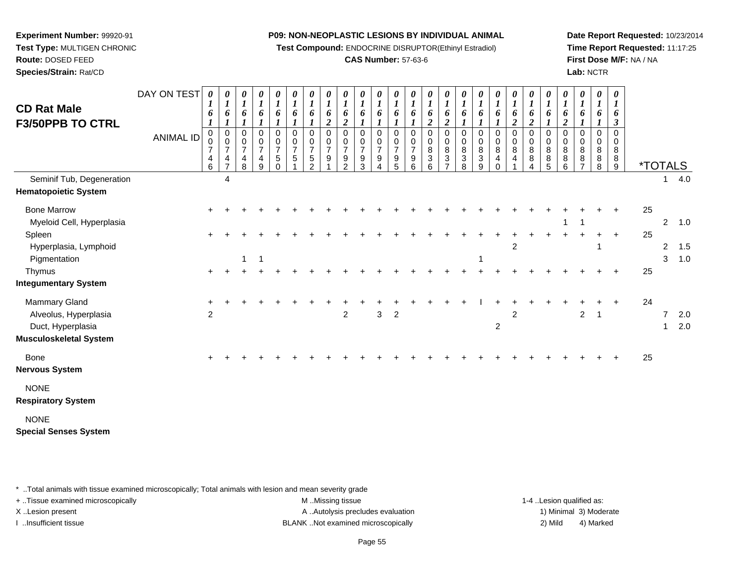**Experiment Number:** 99920-91
**Test Type:** MULTIGEN CHRONIC
**Route:** DOSED FEED
**Species/Strain:** Rat/CD

**P09: NON-NEOPLASTIC LESIONS BY INDIVIDUAL ANIMAL**
**Test Compound:** ENDOCRINE DISRUPTOR(Ethinyl Estradiol)
**CAS Number:** 57-63-6

**Date Report Requested:** 10/23/2014
**Time Report Requested:** 11:17:25
**First Dose M/F:** NA / NA
**Lab:** NCTR

## CD Rat Male F3/50PPB TO CTRL

| DAY ON TEST | 0161 | 0161 | 0161 | 0161 | 0161 | 0161 | 0161 | 0162 | 0162 | 0161 | 0161 | 0161 | 0161 | 0162 | 0162 | 0161 | 0161 | 0161 | 0162 | 0162 | 0161 | 0162 | 0161 | 0161 | 0163 | | | |
|---|---|---|---|---|---|---|---|---|---|---|---|---|---|---|---|---|---|---|---|---|---|---|---|---|---|---|---|---|
| **ANIMAL ID** | 00746 | 00747 | 00748 | 00749 | 00750 | 00751 | 00752 | 00791 | 00792 | 00793 | 00794 | 00795 | 00796 | 00836 | 00837 | 00838 | 00839 | 00840 | 00841 | 00884 | 00885 | 00886 | 00887 | 00888 | 00889 | ***TOTALS** | | |
| Seminif Tub, Degeneration | | 4 | | | | | | | | | | | | | | | | | | | | | | | | | 1 | 4.0 |
| **Hematopoietic System** | | | | | | | | | | | | | | | | | | | | | | | | | | | | |
| Bone Marrow | + | + | + | + | + | + | + | + | + | + | + | + | + | + | + | + | + | + | + | + | + | + | + | + | + | 25 | | |
| Myeloid Cell, Hyperplasia | | | | | | | | | | | | | | | | | | | | | | 1 | 1 | | | | 2 | 1.0 |
| Spleen | + | + | + | + | + | + | + | + | + | + | + | + | + | + | + | + | + | + | + | + | + | + | + | + | + | 25 | | |
| Hyperplasia, Lymphoid | | | | | | | | | | | | | | | | | | | 2 | | | | | 1 | | | 2 | 1.5 |
| Pigmentation | | | 1 | 1 | | | | | | | | | | | | | 1 | | | | | | | | | | 3 | 1.0 |
| Thymus | + | + | + | + | + | + | + | + | + | + | + | + | + | + | + | + | + | + | + | + | + | + | + | + | + | 25 | | |
| **Integumentary System** | | | | | | | | | | | | | | | | | | | | | | | | | | | | |
| Mammary Gland | + | + | + | + | + | + | + | + | + | + | + | + | + | + | + | + | I | + | + | + | + | + | + | + | + | 24 | | |
| Alveolus, Hyperplasia | 2 | | | | | | | | 2 | | 3 | 2 | | | | | | | 2 | | | | 2 | 1 | | | 7 | 2.0 |
| Duct, Hyperplasia | | | | | | | | | | | | | | | | | | 2 | | | | | | | | | 1 | 2.0 |
| **Musculoskeletal System** | | | | | | | | | | | | | | | | | | | | | | | | | | | | |
| Bone | + | + | + | + | + | + | + | + | + | + | + | + | + | + | + | + | + | + | + | + | + | + | + | + | + | 25 | | |
| **Nervous System** | | | | | | | | | | | | | | | | | | | | | | | | | | | | |
| NONE | | | | | | | | | | | | | | | | | | | | | | | | | | | | |
| **Respiratory System** | | | | | | | | | | | | | | | | | | | | | | | | | | | | |
| NONE | | | | | | | | | | | | | | | | | | | | | | | | | | | | |
| **Special Senses System** | | | | | | | | | | | | | | | | | | | | | | | | | | | | |

* ..Total animals with tissue examined microscopically; Total animals with lesion and mean severity grade
+ ..Tissue examined microscopically
X ..Lesion present
I ..Insufficient tissue
M ..Missing tissue
A ..Autolysis precludes evaluation
BLANK ..Not examined microscopically
1-4 ..Lesion qualified as: 1) Minimal 2) Mild 3) Moderate 4) Marked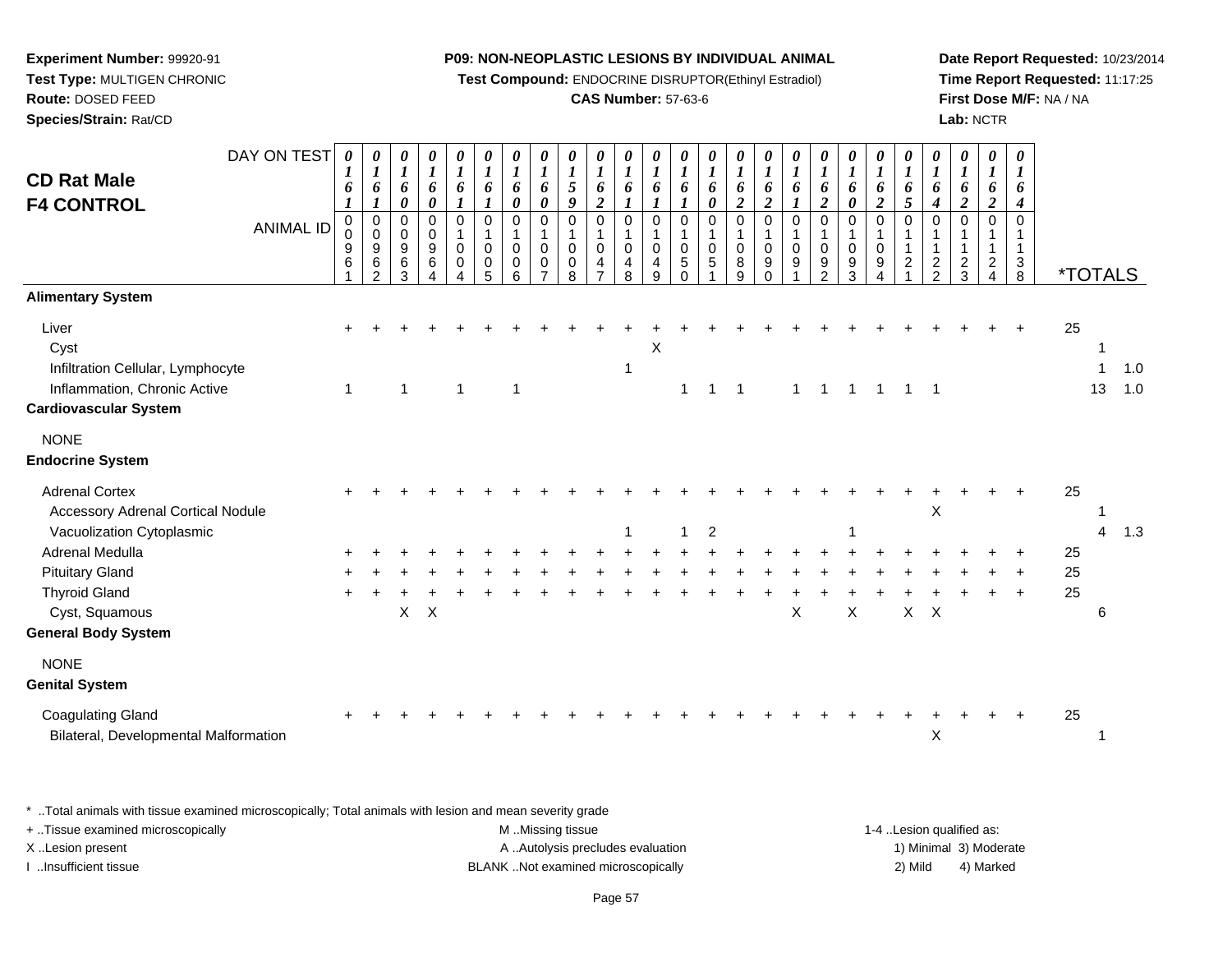**Experiment Number:** 99920-91
**Test Type:** MULTIGEN CHRONIC
**Route:** DOSED FEED
**Species/Strain:** Rat/CD

**P09: NON-NEOPLASTIC LESIONS BY INDIVIDUAL ANIMAL**
**Test Compound:** ENDOCRINE DISRUPTOR(Ethinyl Estradiol)
**CAS Number:** 57-63-6

**Date Report Requested:** 10/23/2014
**Time Report Requested:** 11:17:25
**First Dose M/F:** NA / NA
**Lab:** NCTR

## CD Rat Male F4 CONTROL

| DAY ON TEST | 0161 | 0161 | 0160 | 0160 | 0161 | 0161 | 0160 | 0160 | 0159 | 0162 | 0161 | 0161 | 0161 | 0160 | 0162 | 0162 | 0161 | 0162 | 0160 | 0162 | 0165 | 0164 | 0162 | 0162 | 0164 | | |
|---|---|---|---|---|---|---|---|---|---|---|---|---|---|---|---|---|---|---|---|---|---|---|---|---|---|---|---|
| **ANIMAL ID** | 00961 | 00962 | 00963 | 00964 | 01004 | 01005 | 01006 | 01007 | 01008 | 01047 | 01048 | 01049 | 01050 | 01051 | 01089 | 01090 | 01091 | 01092 | 01093 | 01094 | 01121 | 01122 | 01123 | 01124 | 01138 | ***TOTALS** | |
| **Alimentary System** | | | | | | | | | | | | | | | | | | | | | | | | | | | |
| Liver | + | + | + | + | + | + | + | + | + | + | + | + | + | + | + | + | + | + | + | + | + | + | + | + | + | 25 | |
| Cyst | | | | | | | | | | | | X | | | | | | | | | | | | | | 1 | |
| Infiltration Cellular, Lymphocyte | | | | | | | | | | | 1 | | | | | | | | | | | | | | | 1 | 1.0 |
| Inflammation, Chronic Active | 1 | | 1 | | 1 | | 1 | | | | | | 1 | 1 | 1 | | 1 | 1 | 1 | 1 | 1 | 1 | | | | 13 | 1.0 |
| **Cardiovascular System** | | | | | | | | | | | | | | | | | | | | | | | | | | | |
| NONE | | | | | | | | | | | | | | | | | | | | | | | | | | | |
| **Endocrine System** | | | | | | | | | | | | | | | | | | | | | | | | | | | |
| Adrenal Cortex | + | + | + | + | + | + | + | + | + | + | + | + | + | + | + | + | + | + | + | + | + | + | + | + | + | 25 | |
| Accessory Adrenal Cortical Nodule | | | | | | | | | | | | | | | | | | | | | | X | | | | 1 | |
| Vacuolization Cytoplasmic | | | | | | | | | | | 1 | | 1 | 2 | | | | | 1 | | | | | | | 4 | 1.3 |
| Adrenal Medulla | + | + | + | + | + | + | + | + | + | + | + | + | + | + | + | + | + | + | + | + | + | + | + | + | + | 25 | |
| Pituitary Gland | + | + | + | + | + | + | + | + | + | + | + | + | + | + | + | + | + | + | + | + | + | + | + | + | + | 25 | |
| Thyroid Gland | + | + | + | + | + | + | + | + | + | + | + | + | + | + | + | + | + | + | + | + | + | + | + | + | + | 25 | |
| Cyst, Squamous | | | X | X | | | | | | | | | | | | | X | | X | | X | X | | | | 6 | |
| **General Body System** | | | | | | | | | | | | | | | | | | | | | | | | | | | |
| NONE | | | | | | | | | | | | | | | | | | | | | | | | | | | |
| **Genital System** | | | | | | | | | | | | | | | | | | | | | | | | | | | |
| Coagulating Gland | + | + | + | + | + | + | + | + | + | + | + | + | + | + | + | + | + | + | + | + | + | + | + | + | + | 25 | |
| Bilateral, Developmental Malformation | | | | | | | | | | | | | | | | | | | | | | X | | | | 1 | |

* ..Total animals with tissue examined microscopically; Total animals with lesion and mean severity grade
+ ..Tissue examined microscopically
X ..Lesion present
I ..Insufficient tissue

M ..Missing tissue
A ..Autolysis precludes evaluation
BLANK ..Not examined microscopically

1-4 ..Lesion qualified as:
1) Minimal 3) Moderate
2) Mild 4) Marked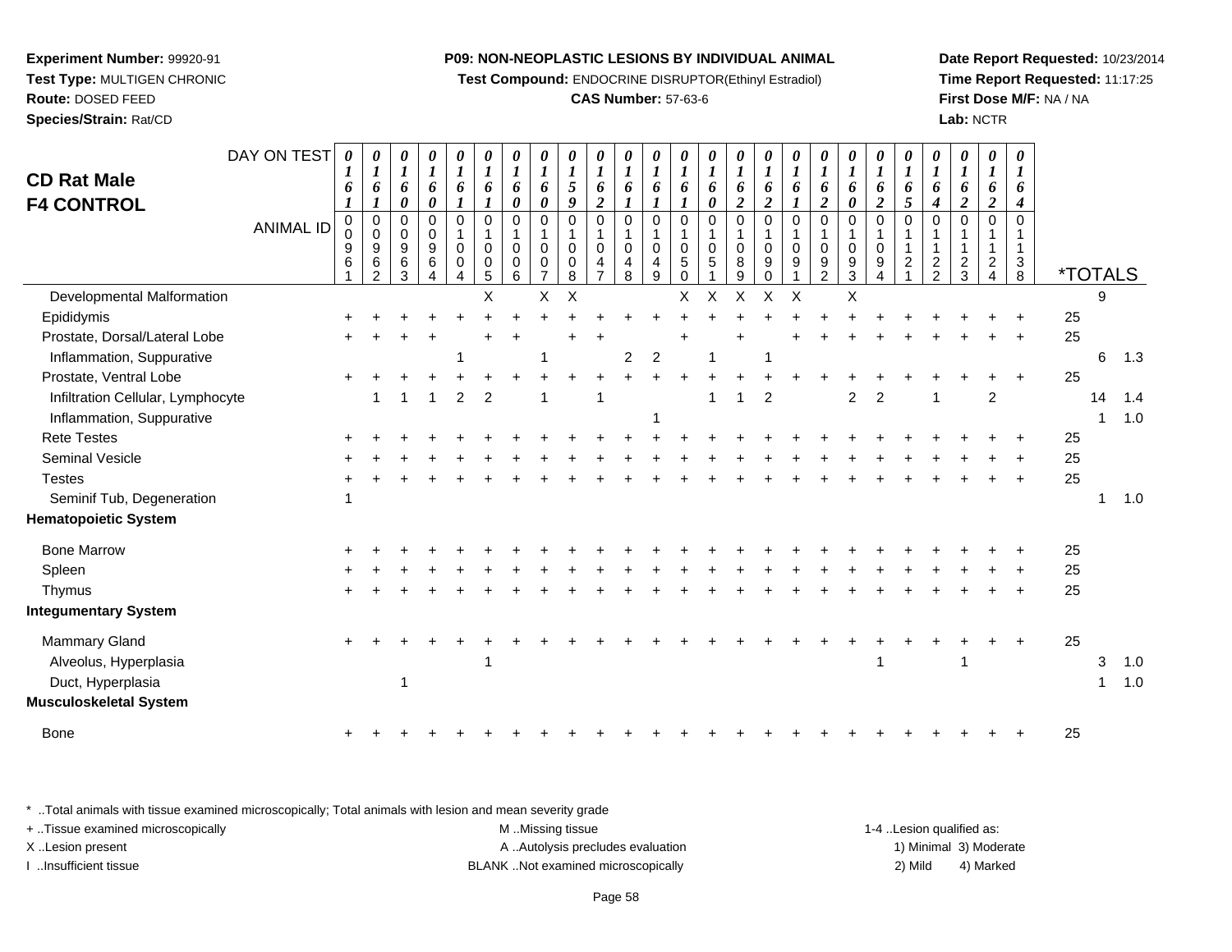**Experiment Number:** 99920-91
**Test Type:** MULTIGEN CHRONIC
**Route:** DOSED FEED
**Species/Strain:** Rat/CD

**P09: NON-NEOPLASTIC LESIONS BY INDIVIDUAL ANIMAL**
**Test Compound:** ENDOCRINE DISRUPTOR(Ethinyl Estradiol)
**CAS Number:** 57-63-6

**Date Report Requested:** 10/23/2014
**Time Report Requested:** 11:17:25
**First Dose M/F:** NA / NA
**Lab:** NCTR

## CD Rat Male F4 CONTROL

| DAY ON TEST | 0161 | 0161 | 0160 | 0160 | 0161 | 0161 | 0160 | 0160 | 0159 | 0162 | 0161 | 0161 | 0161 | 0160 | 0162 | 0162 | 0161 | 0162 | 0160 | 0162 | 0165 | 0164 | 0162 | 0162 | 0164 | *TOTALS | | |
|---|---|---|---|---|---|---|---|---|---|---|---|---|---|---|---|---|---|---|---|---|---|---|---|---|---|---|---|---|
| **ANIMAL ID** | 00961 | 00962 | 00963 | 00964 | 01004 | 01005 | 01006 | 01007 | 01008 | 01047 | 01048 | 01049 | 01050 | 01051 | 01089 | 01090 | 01091 | 01092 | 01093 | 01094 | 01121 | 01122 | 01123 | 01124 | 01138 | | | |
| Developmental Malformation | | | | | | X | | X | X | | | | X | X | X | X | X | | X | | | | | | | | 9 | |
| Epididymis | + | + | + | + | + | + | + | + | + | + | + | + | + | + | + | + | + | + | + | + | + | + | + | + | + | 25 | | |
| Prostate, Dorsal/Lateral Lobe | + | + | + | + | | + | + | | + | + | | | + | | + | | + | + | + | + | + | + | + | + | + | 25 | | |
| Inflammation, Suppurative | | | | | 1 | | | 1 | | | 2 | 2 | | 1 | | 1 | | | | | | | | | | | 6 | 1.3 |
| Prostate, Ventral Lobe | + | + | + | + | + | + | + | + | + | + | + | + | + | + | + | + | + | + | + | + | + | + | + | + | + | 25 | | |
| Infiltration Cellular, Lymphocyte | | 1 | 1 | 1 | 2 | 2 | | 1 | | 1 | | | | 1 | 1 | 2 | | | 2 | 2 | | 1 | | 2 | | | 14 | 1.4 |
| Inflammation, Suppurative | | | | | | | | | | | | 1 | | | | | | | | | | | | | | | 1 | 1.0 |
| Rete Testes | + | + | + | + | + | + | + | + | + | + | + | + | + | + | + | + | + | + | + | + | + | + | + | + | + | 25 | | |
| Seminal Vesicle | + | + | + | + | + | + | + | + | + | + | + | + | + | + | + | + | + | + | + | + | + | + | + | + | + | 25 | | |
| Testes | + | + | + | + | + | + | + | + | + | + | + | + | + | + | + | + | + | + | + | + | + | + | + | + | + | 25 | | |
| Seminif Tub, Degeneration | 1 | | | | | | | | | | | | | | | | | | | | | | | | | | 1 | 1.0 |
| **Hematopoietic System** | | | | | | | | | | | | | | | | | | | | | | | | | | | | |
| Bone Marrow | + | + | + | + | + | + | + | + | + | + | + | + | + | + | + | + | + | + | + | + | + | + | + | + | + | 25 | | |
| Spleen | + | + | + | + | + | + | + | + | + | + | + | + | + | + | + | + | + | + | + | + | + | + | + | + | + | 25 | | |
| Thymus | + | + | + | + | + | + | + | + | + | + | + | + | + | + | + | + | + | + | + | + | + | + | + | + | + | 25 | | |
| **Integumentary System** | | | | | | | | | | | | | | | | | | | | | | | | | | | | |
| Mammary Gland | + | + | + | + | + | + | + | + | + | + | + | + | + | + | + | + | + | + | + | + | + | + | + | + | + | 25 | | |
| Alveolus, Hyperplasia | | | | | | 1 | | | | | | | | | | | | | | 1 | | | 1 | | | | 3 | 1.0 |
| Duct, Hyperplasia | | | 1 | | | | | | | | | | | | | | | | | | | | | | | | 1 | 1.0 |
| **Musculoskeletal System** | | | | | | | | | | | | | | | | | | | | | | | | | | | | |
| Bone | + | + | + | + | + | + | + | + | + | + | + | + | + | + | + | + | + | + | + | + | + | + | + | + | + | 25 | | |

\* ..Total animals with tissue examined microscopically; Total animals with lesion and mean severity grade
+ ..Tissue examined microscopically
X ..Lesion present
I ..Insufficient tissue

M ..Missing tissue
A ..Autolysis precludes evaluation
BLANK ..Not examined microscopically

1-4 ..Lesion qualified as:
1) Minimal 3) Moderate
2) Mild 4) Marked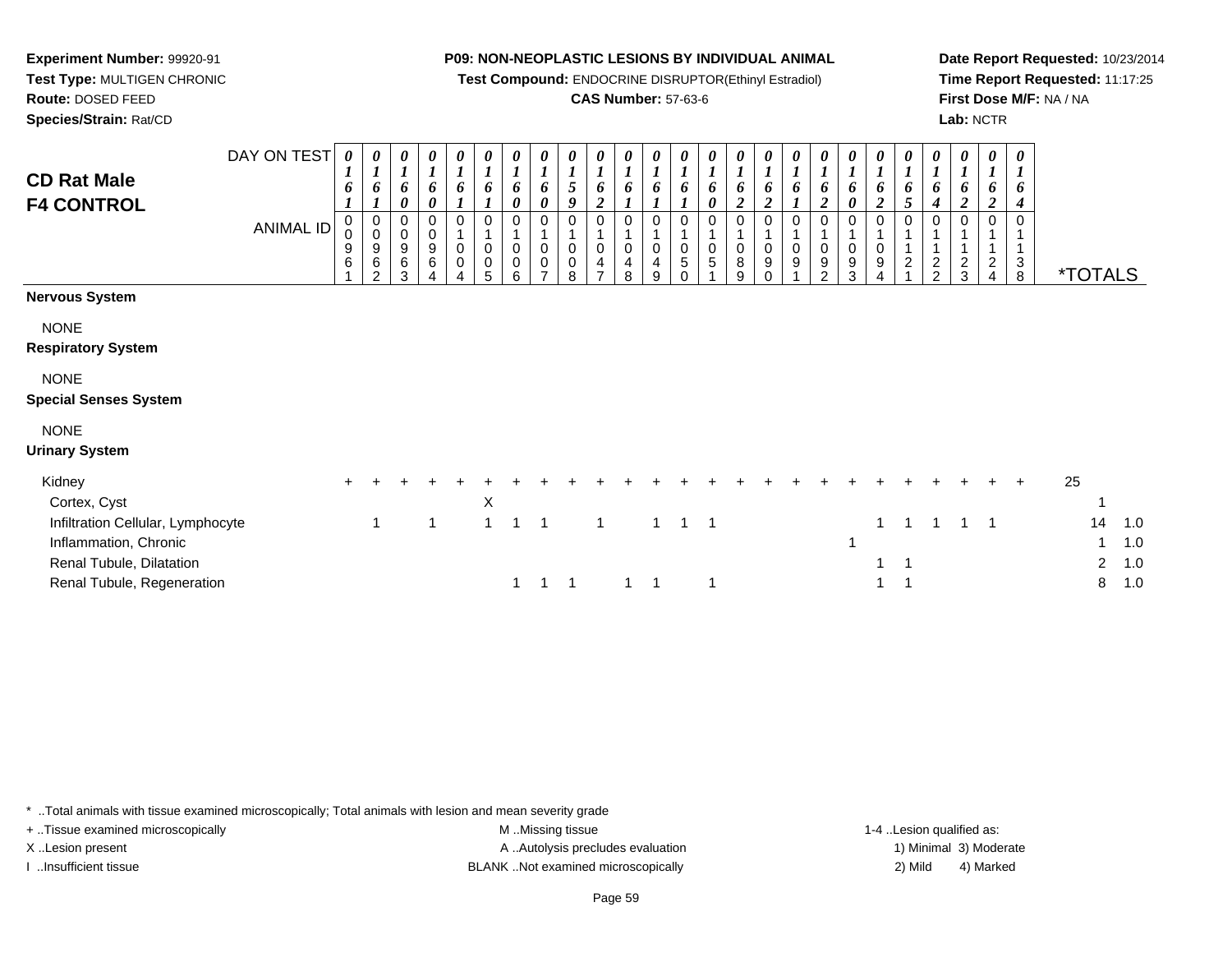**Experiment Number:** 99920-91
**Test Type:** MULTIGEN CHRONIC
**Route:** DOSED FEED
**Species/Strain:** Rat/CD

**P09: NON-NEOPLASTIC LESIONS BY INDIVIDUAL ANIMAL**
**Test Compound:** ENDOCRINE DISRUPTOR(Ethinyl Estradiol)
**CAS Number:** 57-63-6

**Date Report Requested:** 10/23/2014
**Time Report Requested:** 11:17:25
**First Dose M/F:** NA / NA
**Lab:** NCTR

# CD Rat Male
# F4 CONTROL

| DAY ON TEST | 0161 | 0161 | 0160 | 0160 | 0161 | 0161 | 0160 | 0160 | 0159 | 0162 | 0161 | 0161 | 0161 | 0160 | 0162 | 0162 | 0161 | 0162 | 0160 | 0162 | 0165 | 0164 | 0162 | 0162 | 0164 | |
|---|---|---|---|---|---|---|---|---|---|---|---|---|---|---|---|---|---|---|---|---|---|---|---|---|---|---|
| **ANIMAL ID** | 00961 | 00962 | 00963 | 00964 | 01004 | 01005 | 01006 | 01007 | 01008 | 01047 | 01048 | 01049 | 01050 | 01051 | 01089 | 01090 | 01091 | 01092 | 01093 | 01094 | 01121 | 01122 | 01123 | 01124 | 01138 | ***TOTALS** |
| **Nervous System** | | | | | | | | | | | | | | | | | | | | | | | | | | |
| NONE | | | | | | | | | | | | | | | | | | | | | | | | | | |
| **Respiratory System** | | | | | | | | | | | | | | | | | | | | | | | | | | |
| NONE | | | | | | | | | | | | | | | | | | | | | | | | | | |
| **Special Senses System** | | | | | | | | | | | | | | | | | | | | | | | | | | |
| NONE | | | | | | | | | | | | | | | | | | | | | | | | | | |
| **Urinary System** | | | | | | | | | | | | | | | | | | | | | | | | | | |
| Kidney | + | + | + | + | + | + | + | + | + | + | + | + | + | + | + | + | + | + | + | + | + | + | + | + | + | 25 |
| Cortex, Cyst | | | | | | X | | | | | | | | | | | | | | | | | | | | 1 |
| Infiltration Cellular, Lymphocyte | | 1 | | 1 | | 1 | 1 | 1 | | 1 | | 1 | 1 | 1 | | | | | | 1 | 1 | 1 | 1 | 1 | | 14 1.0 |
| Inflammation, Chronic | | | | | | | | | | | | | | | | | | | 1 | | | | | | | 1 1.0 |
| Renal Tubule, Dilatation | | | | | | | | | | | | | | | | | | | | 1 | 1 | | | | | 2 1.0 |
| Renal Tubule, Regeneration | | | | | | | 1 | 1 | 1 | | 1 | 1 | | 1 | | | | | | 1 | 1 | | | | | 8 1.0 |

* ..Total animals with tissue examined microscopically; Total animals with lesion and mean severity grade
+ ..Tissue examined microscopically
X ..Lesion present
I ..Insufficient tissue

M ..Missing tissue
A ..Autolysis precludes evaluation
BLANK ..Not examined microscopically

1-4 ..Lesion qualified as:
1) Minimal 3) Moderate
2) Mild 4) Marked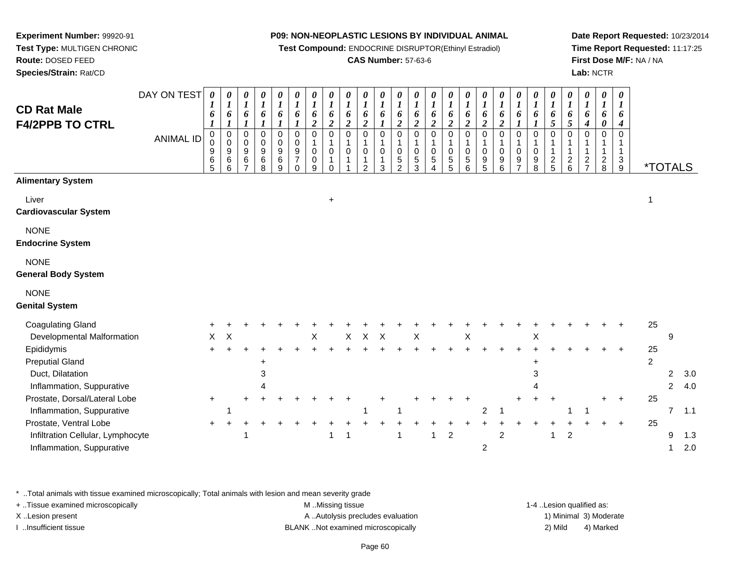**Experiment Number:** 99920-91
**Test Type:** MULTIGEN CHRONIC
**Route:** DOSED FEED
**Species/Strain:** Rat/CD

**P09: NON-NEOPLASTIC LESIONS BY INDIVIDUAL ANIMAL**
**Test Compound:** ENDOCRINE DISRUPTOR(Ethinyl Estradiol)
**CAS Number:** 57-63-6

**Date Report Requested:** 10/23/2014
**Time Report Requested:** 11:17:25
**First Dose M/F:** NA / NA
**Lab:** NCTR

## CD Rat Male F4/2PPB TO CTRL

| DAY ON TEST | 0161 | 0161 | 0161 | 0161 | 0161 | 0161 | 0162 | 0162 | 0162 | 0162 | 0161 | 0162 | 0162 | 0162 | 0162 | 0162 | 0162 | 0162 | 0161 | 0161 | 0165 | 0165 | 0164 | 0160 | 0164 | | | |
|---|---|---|---|---|---|---|---|---|---|---|---|---|---|---|---|---|---|---|---|---|---|---|---|---|---|---|---|---|
| **ANIMAL ID** | 00965 | 00966 | 00967 | 00968 | 00969 | 00970 | 01009 | 01010 | 01011 | 01012 | 01013 | 01052 | 01053 | 01054 | 01055 | 01056 | 01095 | 01096 | 01097 | 01098 | 01125 | 01126 | 01127 | 01128 | 01139 | ***TOTALS** | | |
| **Alimentary System** | | | | | | | | | | | | | | | | | | | | | | | | | | | | |
| Liver | | | | | | | | + | | | | | | | | | | | | | | | | | | 1 | | |
| **Cardiovascular System** | | | | | | | | | | | | | | | | | | | | | | | | | | | | |
| NONE | | | | | | | | | | | | | | | | | | | | | | | | | | | | |
| **Endocrine System** | | | | | | | | | | | | | | | | | | | | | | | | | | | | |
| NONE | | | | | | | | | | | | | | | | | | | | | | | | | | | | |
| **General Body System** | | | | | | | | | | | | | | | | | | | | | | | | | | | | |
| NONE | | | | | | | | | | | | | | | | | | | | | | | | | | | | |
| **Genital System** | | | | | | | | | | | | | | | | | | | | | | | | | | | | |
| Coagulating Gland | + | + | + | + | + | + | + | + | + | + | + | + | + | + | + | + | + | + | + | + | + | + | + | + | + | 25 | | |
| Developmental Malformation | X | X | | | | | X | | X | X | X | | X | | | X | | | | X | | | | | | | 9 | |
| Epididymis | + | + | + | + | + | + | + | + | + | + | + | + | + | + | + | + | + | + | + | + | + | + | + | + | + | 25 | | |
| Preputial Gland | | | | + | | | | | | | | | | | | | | | | + | | | | | | 2 | | |
| Duct, Dilatation | | | | 3 | | | | | | | | | | | | | | | | 3 | | | | | | | 2 | 3.0 |
| Inflammation, Suppurative | | | | 4 | | | | | | | | | | | | | | | | 4 | | | | | | | 2 | 4.0 |
| Prostate, Dorsal/Lateral Lobe | + | | + | + | + | + | + | + | + | | + | | + | + | + | + | | | + | + | + | | | + | + | 25 | | |
| Inflammation, Suppurative | | 1 | | | | | | | | 1 | | 1 | | | | | 2 | 1 | | | | 1 | 1 | | | | 7 | 1.1 |
| Prostate, Ventral Lobe | + | + | + | + | + | + | + | + | + | + | + | + | + | + | + | + | + | + | + | + | + | + | + | + | + | 25 | | |
| Infiltration Cellular, Lymphocyte | | | 1 | | | | | 1 | 1 | | | 1 | | 1 | 2 | | | 2 | | | 1 | 2 | | | | | 9 | 1.3 |
| Inflammation, Suppurative | | | | | | | | | | | | | | | | | 2 | | | | | | | | | | 1 | 2.0 |

\* ..Total animals with tissue examined microscopically; Total animals with lesion and mean severity grade
+ ..Tissue examined microscopically
X ..Lesion present
I ..Insufficient tissue

M ..Missing tissue
A ..Autolysis precludes evaluation
BLANK ..Not examined microscopically

1-4 ..Lesion qualified as:
1) Minimal 3) Moderate
2) Mild 4) Marked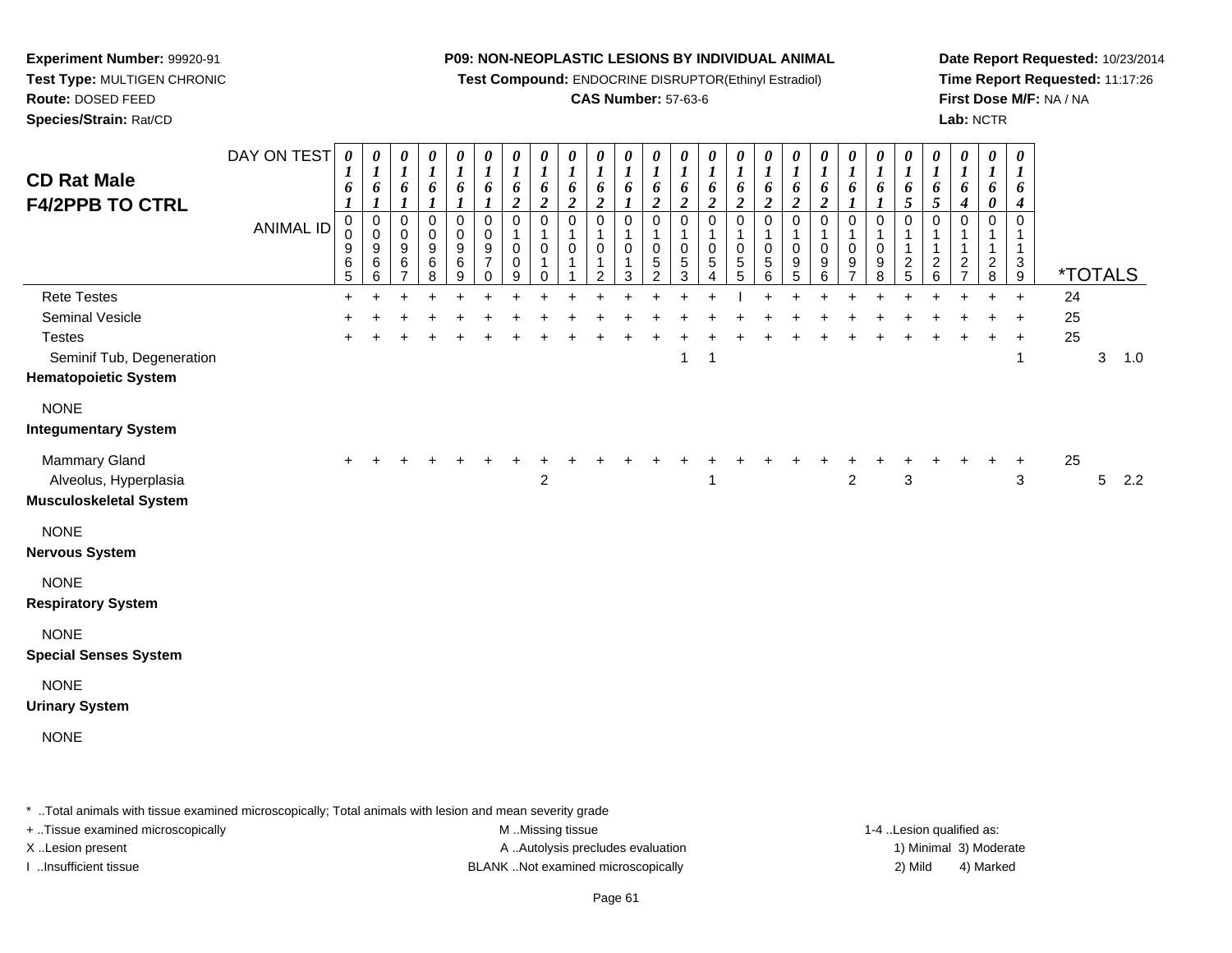**Experiment Number:** 99920-91
**Test Type:** MULTIGEN CHRONIC
**Route:** DOSED FEED
**Species/Strain:** Rat/CD

**P09: NON-NEOPLASTIC LESIONS BY INDIVIDUAL ANIMAL**
**Test Compound:** ENDOCRINE DISRUPTOR(Ethinyl Estradiol)
**CAS Number:** 57-63-6

**Date Report Requested:** 10/23/2014
**Time Report Requested:** 11:17:26
**First Dose M/F:** NA / NA
**Lab:** NCTR

## CD Rat Male F4/2PPB TO CTRL

| DAY ON TEST | 0161 | 0161 | 0161 | 0161 | 0161 | 0161 | 0162 | 0162 | 0162 | 0162 | 0161 | 0162 | 0162 | 0162 | 0162 | 0162 | 0162 | 0162 | 0161 | 0161 | 0165 | 0165 | 0164 | 0160 | 0164 | | | |
|---|---|---|---|---|---|---|---|---|---|---|---|---|---|---|---|---|---|---|---|---|---|---|---|---|---|---|---|---|
| **ANIMAL ID** | 00965 | 00966 | 00967 | 00968 | 00969 | 00970 | 01009 | 01010 | 01011 | 01012 | 01013 | 01052 | 01053 | 01054 | 01055 | 01056 | 01095 | 01096 | 01097 | 01098 | 01125 | 01126 | 01127 | 01128 | 01139 | ***TOTALS** | | |
| Rete Testes | + | + | + | + | + | + | + | + | + | + | + | + | + | + | I | + | + | + | + | + | + | + | + | + | + | 24 | | |
| Seminal Vesicle | + | + | + | + | + | + | + | + | + | + | + | + | + | + | + | + | + | + | + | + | + | + | + | + | + | 25 | | |
| Testes | + | + | + | + | + | + | + | + | + | + | + | + | + | + | + | + | + | + | + | + | + | + | + | + | + | 25 | | |
| Seminif Tub, Degeneration | | | | | | | | | | | | | 1 | 1 | | | | | | | | | | | 1 | | 3 | 1.0 |
| **Hematopoietic System** | | | | | | | | | | | | | | | | | | | | | | | | | | | | |
| NONE | | | | | | | | | | | | | | | | | | | | | | | | | | | | |
| **Integumentary System** | | | | | | | | | | | | | | | | | | | | | | | | | | | | |
| Mammary Gland | + | + | + | + | + | + | + | + | + | + | + | + | + | + | + | + | + | + | + | + | + | + | + | + | + | 25 | | |
| Alveolus, Hyperplasia | | | | | | | | 2 | | | | | | 1 | | | | | 2 | | 3 | | | | 3 | | 5 | 2.2 |
| **Musculoskeletal System** | | | | | | | | | | | | | | | | | | | | | | | | | | | | |
| NONE | | | | | | | | | | | | | | | | | | | | | | | | | | | | |
| **Nervous System** | | | | | | | | | | | | | | | | | | | | | | | | | | | | |
| NONE | | | | | | | | | | | | | | | | | | | | | | | | | | | | |
| **Respiratory System** | | | | | | | | | | | | | | | | | | | | | | | | | | | | |
| NONE | | | | | | | | | | | | | | | | | | | | | | | | | | | | |
| **Special Senses System** | | | | | | | | | | | | | | | | | | | | | | | | | | | | |
| NONE | | | | | | | | | | | | | | | | | | | | | | | | | | | | |
| **Urinary System** | | | | | | | | | | | | | | | | | | | | | | | | | | | | |
| NONE | | | | | | | | | | | | | | | | | | | | | | | | | | | | |

* ..Total animals with tissue examined microscopically; Total animals with lesion and mean severity grade
+ ..Tissue examined microscopically
X ..Lesion present
I ..Insufficient tissue

M ..Missing tissue
A ..Autolysis precludes evaluation
BLANK ..Not examined microscopically

1-4 ..Lesion qualified as:
1) Minimal 3) Moderate
2) Mild 4) Marked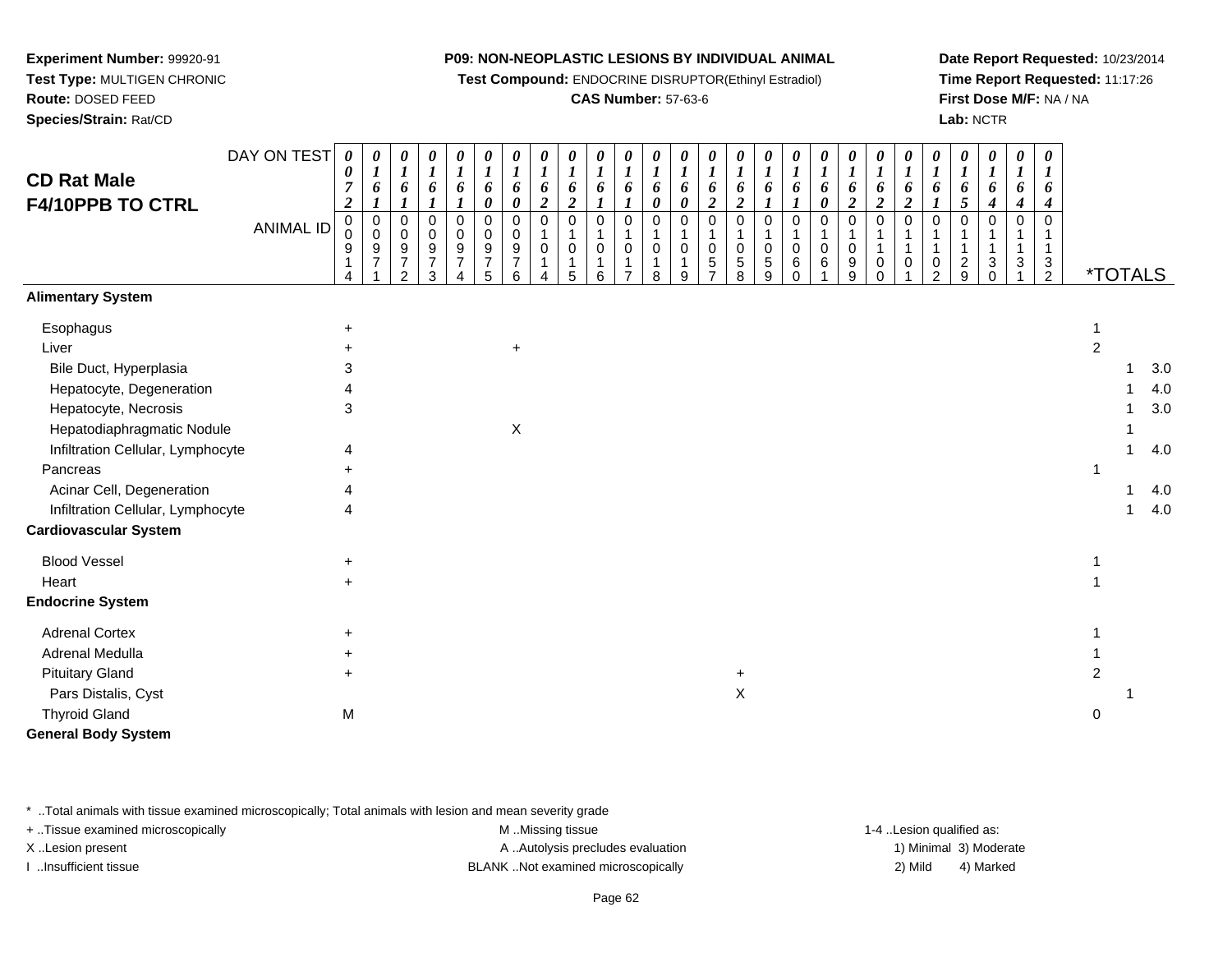**Experiment Number:** 99920-91
**Test Type:** MULTIGEN CHRONIC
**Route:** DOSED FEED
**Species/Strain:** Rat/CD

**P09: NON-NEOPLASTIC LESIONS BY INDIVIDUAL ANIMAL**
**Test Compound:** ENDOCRINE DISRUPTOR(Ethinyl Estradiol)
**CAS Number:** 57-63-6

**Date Report Requested:** 10/23/2014
**Time Report Requested:** 11:17:26
**First Dose M/F:** NA / NA
**Lab:** NCTR

## CD Rat Male F4/10PPB TO CTRL

| DAY ON TEST | 0072 | 0161 | 0161 | 0161 | 0161 | 0160 | 0160 | 0162 | 0162 | 0161 | 0161 | 0160 | 0160 | 0162 | 0162 | 0161 | 0161 | 0160 | 0162 | 0162 | 0162 | 0161 | 0165 | 0164 | 0164 | 0164 | |
|---|---|---|---|---|---|---|---|---|---|---|---|---|---|---|---|---|---|---|---|---|---|---|---|---|---|---|---|
| ANIMAL ID | 00914 | 00971 | 00972 | 00973 | 00974 | 00975 | 00976 | 01014 | 01015 | 01016 | 01017 | 01018 | 01019 | 01057 | 01058 | 01059 | 01060 | 01061 | 01099 | 01100 | 01101 | 01102 | 01129 | 01130 | 01131 | 01132 | *TOTALS |
| **Alimentary System** | | | | | | | | | | | | | | | | | | | | | | | | | | | |
| Esophagus | + | | | | | | | | | | | | | | | | | | | | | | | | | | 1 |
| Liver | + | | | | | | + | | | | | | | | | | | | | | | | | | | | 2 |
| Bile Duct, Hyperplasia | 3 | | | | | | | | | | | | | | | | | | | | | | | | | | 1 3.0 |
| Hepatocyte, Degeneration | 4 | | | | | | | | | | | | | | | | | | | | | | | | | | 1 4.0 |
| Hepatocyte, Necrosis | 3 | | | | | | | | | | | | | | | | | | | | | | | | | | 1 3.0 |
| Hepatodiaphragmatic Nodule | | | | | | | X | | | | | | | | | | | | | | | | | | | | 1 |
| Infiltration Cellular, Lymphocyte | 4 | | | | | | | | | | | | | | | | | | | | | | | | | | 1 4.0 |
| Pancreas | + | | | | | | | | | | | | | | | | | | | | | | | | | | 1 |
| Acinar Cell, Degeneration | 4 | | | | | | | | | | | | | | | | | | | | | | | | | | 1 4.0 |
| Infiltration Cellular, Lymphocyte | 4 | | | | | | | | | | | | | | | | | | | | | | | | | | 1 4.0 |
| **Cardiovascular System** | | | | | | | | | | | | | | | | | | | | | | | | | | | |
| Blood Vessel | + | | | | | | | | | | | | | | | | | | | | | | | | | | 1 |
| Heart | + | | | | | | | | | | | | | | | | | | | | | | | | | | 1 |
| **Endocrine System** | | | | | | | | | | | | | | | | | | | | | | | | | | | |
| Adrenal Cortex | + | | | | | | | | | | | | | | | | | | | | | | | | | | 1 |
| Adrenal Medulla | + | | | | | | | | | | | | | | | | | | | | | | | | | | 1 |
| Pituitary Gland | + | | | | | | | | | | | | | | + | | | | | | | | | | | | 2 |
| Pars Distalis, Cyst | | | | | | | | | | | | | | | X | | | | | | | | | | | | 1 |
| Thyroid Gland | M | | | | | | | | | | | | | | | | | | | | | | | | | | 0 |
| **General Body System** | | | | | | | | | | | | | | | | | | | | | | | | | | | |

\* ..Total animals with tissue examined microscopically; Total animals with lesion and mean severity grade
+ ..Tissue examined microscopically
X ..Lesion present
I ..Insufficient tissue
M ..Missing tissue
A ..Autolysis precludes evaluation
BLANK ..Not examined microscopically
1-4 ..Lesion qualified as: 1) Minimal 2) Mild 3) Moderate 4) Marked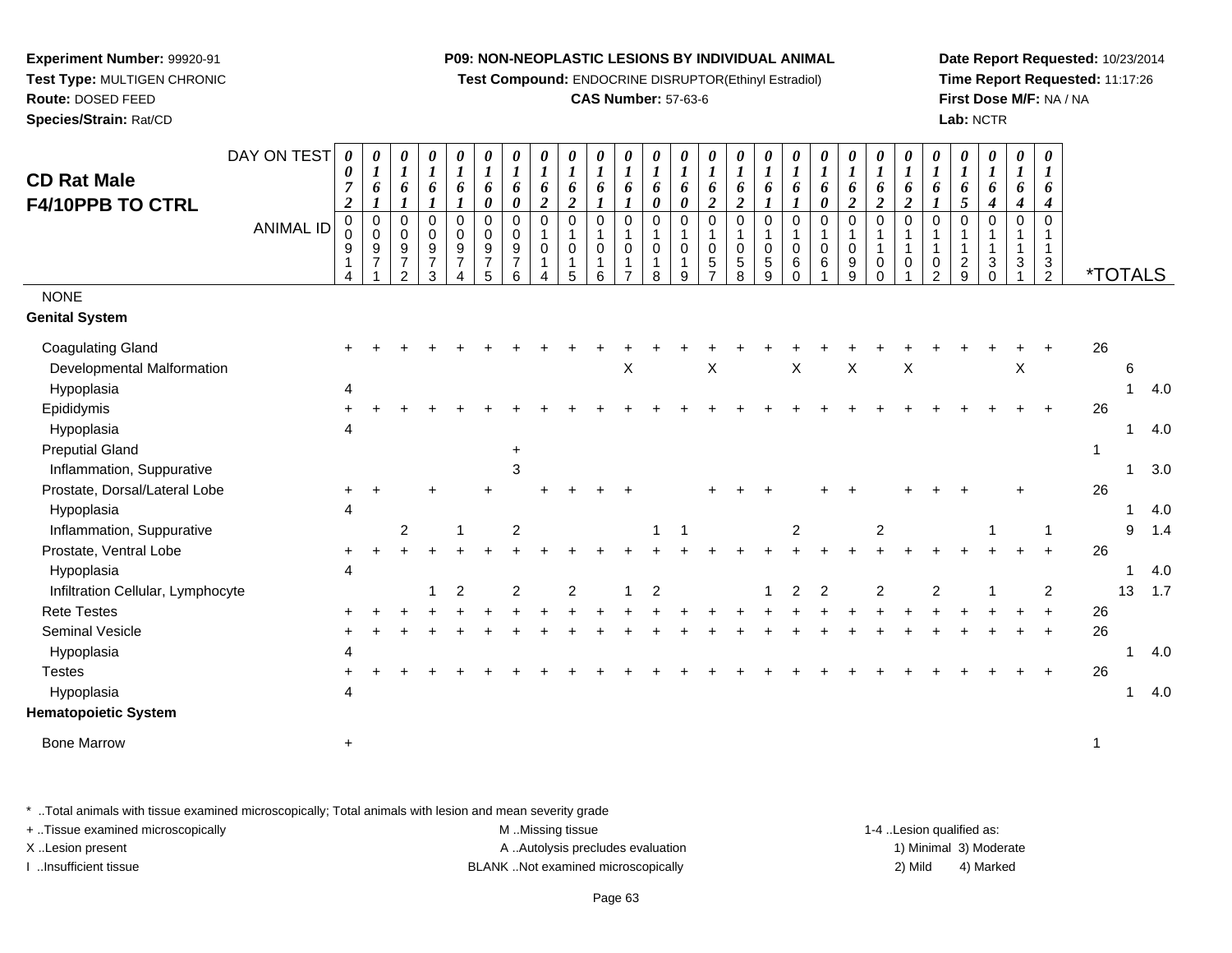**Experiment Number:** 99920-91
**Test Type:** MULTIGEN CHRONIC
**Route:** DOSED FEED
**Species/Strain:** Rat/CD

**P09: NON-NEOPLASTIC LESIONS BY INDIVIDUAL ANIMAL**
**Test Compound:** ENDOCRINE DISRUPTOR(Ethinyl Estradiol)
**CAS Number:** 57-63-6

**Date Report Requested:** 10/23/2014
**Time Report Requested:** 11:17:26
**First Dose M/F:** NA / NA
**Lab:** NCTR

## CD Rat Male F4/10PPB TO CTRL

| DAY ON TEST | 0072 | 0161 | 0161 | 0161 | 0161 | 0160 | 0160 | 0162 | 0162 | 0161 | 0161 | 0160 | 0160 | 0162 | 0162 | 0161 | 0161 | 0160 | 0162 | 0162 | 0162 | 0161 | 0165 | 0164 | 0164 | 0164 | | | |
|---|---|---|---|---|---|---|---|---|---|---|---|---|---|---|---|---|---|---|---|---|---|---|---|---|---|---|---|---|---|
| **ANIMAL ID** | 00914 | 00971 | 00972 | 00973 | 00974 | 00975 | 00976 | 01014 | 01015 | 01016 | 01017 | 01018 | 01019 | 01057 | 01058 | 01059 | 01060 | 01061 | 01099 | 01100 | 01101 | 01102 | 01129 | 01130 | 01131 | 01132 | ***TOTALS** | | |
| NONE | | | | | | | | | | | | | | | | | | | | | | | | | | | | | |
| **Genital System** | | | | | | | | | | | | | | | | | | | | | | | | | | | | | |
| Coagulating Gland | + | + | + | + | + | + | + | + | + | + | + | + | + | + | + | + | + | + | + | + | + | + | + | + | + | + | 26 | | |
| Developmental Malformation | | | | | | | | | | | X | | | X | | | X | | X | | X | | | | X | | | 6 | |
| Hypoplasia | 4 | | | | | | | | | | | | | | | | | | | | | | | | | | | 1 | 4.0 |
| Epididymis | + | + | + | + | + | + | + | + | + | + | + | + | + | + | + | + | + | + | + | + | + | + | + | + | + | + | 26 | | |
| Hypoplasia | 4 | | | | | | | | | | | | | | | | | | | | | | | | | | | 1 | 4.0 |
| Preputial Gland | | | | | | | + | | | | | | | | | | | | | | | | | | | | 1 | | |
| Inflammation, Suppurative | | | | | | | 3 | | | | | | | | | | | | | | | | | | | | | 1 | 3.0 |
| Prostate, Dorsal/Lateral Lobe | + | + | | + | | + | | + | + | + | + | | | + | + | + | | + | + | | + | + | + | | + | | 26 | | |
| Hypoplasia | 4 | | | | | | | | | | | | | | | | | | | | | | | | | | | 1 | 4.0 |
| Inflammation, Suppurative | | | 2 | | 1 | | 2 | | | | | 1 | 1 | | | | 2 | | | 2 | | | | 1 | | 1 | | 9 | 1.4 |
| Prostate, Ventral Lobe | + | + | + | + | + | + | + | + | + | + | + | + | + | + | + | + | + | + | + | + | + | + | + | + | + | + | 26 | | |
| Hypoplasia | 4 | | | | | | | | | | | | | | | | | | | | | | | | | | | 1 | 4.0 |
| Infiltration Cellular, Lymphocyte | | | | 1 | 2 | | 2 | | 2 | | 1 | 2 | | | | 1 | 2 | 2 | | 2 | | 2 | | 1 | | 2 | | 13 | 1.7 |
| Rete Testes | + | + | + | + | + | + | + | + | + | + | + | + | + | + | + | + | + | + | + | + | + | + | + | + | + | + | 26 | | |
| Seminal Vesicle | + | + | + | + | + | + | + | + | + | + | + | + | + | + | + | + | + | + | + | + | + | + | + | + | + | + | 26 | | |
| Hypoplasia | 4 | | | | | | | | | | | | | | | | | | | | | | | | | | | 1 | 4.0 |
| Testes | + | + | + | + | + | + | + | + | + | + | + | + | + | + | + | + | + | + | + | + | + | + | + | + | + | + | 26 | | |
| Hypoplasia | 4 | | | | | | | | | | | | | | | | | | | | | | | | | | | 1 | 4.0 |
| **Hematopoietic System** | | | | | | | | | | | | | | | | | | | | | | | | | | | | | |
| Bone Marrow | + | | | | | | | | | | | | | | | | | | | | | | | | | | 1 | | |

* ..Total animals with tissue examined microscopically; Total animals with lesion and mean severity grade
+ ..Tissue examined microscopically
X ..Lesion present
I ..Insufficient tissue

M ..Missing tissue
A ..Autolysis precludes evaluation
BLANK ..Not examined microscopically

1-4 ..Lesion qualified as:
1) Minimal 3) Moderate
2) Mild 4) Marked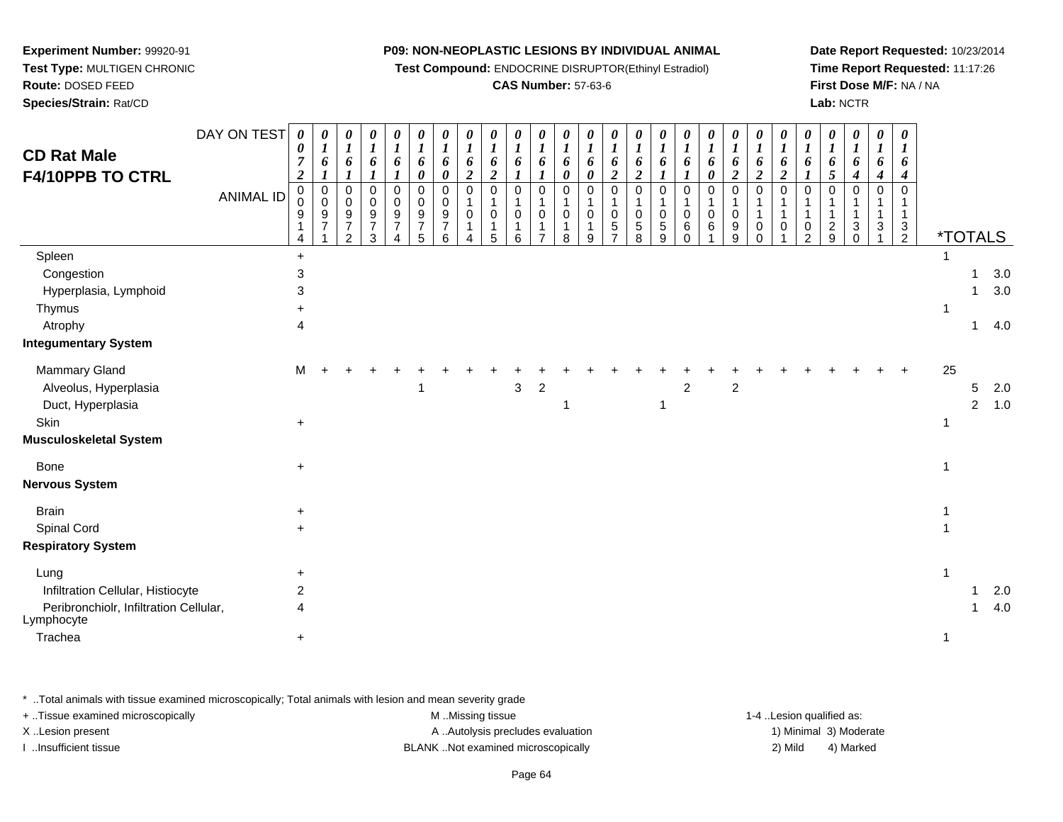**Experiment Number:** 99920-91
**Test Type:** MULTIGEN CHRONIC
**Route:** DOSED FEED
**Species/Strain:** Rat/CD

**P09: NON-NEOPLASTIC LESIONS BY INDIVIDUAL ANIMAL**
**Test Compound:** ENDOCRINE DISRUPTOR(Ethinyl Estradiol)
**CAS Number:** 57-63-6

**Date Report Requested:** 10/23/2014
**Time Report Requested:** 11:17:26
**First Dose M/F:** NA / NA
**Lab:** NCTR

# CD Rat Male F4/10PPB TO CTRL

| DAY ON TEST | 0072 | 0161 | 0161 | 0161 | 0161 | 0160 | 0160 | 0162 | 0162 | 0161 | 0161 | 0160 | 0160 | 0162 | 0162 | 0161 | 0161 | 0160 | 0162 | 0162 | 0162 | 0161 | 0165 | 0164 | 0164 | 0164 | | | |
|---|---|---|---|---|---|---|---|---|---|---|---|---|---|---|---|---|---|---|---|---|---|---|---|---|---|---|---|---|---|
| **ANIMAL ID** | 00914 | 00971 | 00972 | 00973 | 00974 | 00975 | 00976 | 01014 | 01015 | 01016 | 01017 | 01018 | 01019 | 01057 | 01058 | 01059 | 01060 | 01061 | 01099 | 01100 | 01101 | 01102 | 01129 | 01130 | 01131 | 01132 | ***TOTALS** | | |
| Spleen | + | | | | | | | | | | | | | | | | | | | | | | | | | | 1 | | |
| Congestion | 3 | | | | | | | | | | | | | | | | | | | | | | | | | | | 1 | 3.0 |
| Hyperplasia, Lymphoid | 3 | | | | | | | | | | | | | | | | | | | | | | | | | | | 1 | 3.0 |
| Thymus | + | | | | | | | | | | | | | | | | | | | | | | | | | | 1 | | |
| Atrophy | 4 | | | | | | | | | | | | | | | | | | | | | | | | | | | 1 | 4.0 |
| **Integumentary System** | | | | | | | | | | | | | | | | | | | | | | | | | | | | | |
| Mammary Gland | M | + | + | + | + | + | + | + | + | + | + | + | + | + | + | + | + | + | + | + | + | + | + | + | + | + | 25 | | |
| Alveolus, Hyperplasia | | | | | | 1 | | | | 3 | 2 | | | | | | 2 | | 2 | | | | | | | | | 5 | 2.0 |
| Duct, Hyperplasia | | | | | | | | | | | | 1 | | | | 1 | | | | | | | | | | | | 2 | 1.0 |
| Skin | + | | | | | | | | | | | | | | | | | | | | | | | | | | 1 | | |
| **Musculoskeletal System** | | | | | | | | | | | | | | | | | | | | | | | | | | | | | |
| Bone | + | | | | | | | | | | | | | | | | | | | | | | | | | | 1 | | |
| **Nervous System** | | | | | | | | | | | | | | | | | | | | | | | | | | | | | |
| Brain | + | | | | | | | | | | | | | | | | | | | | | | | | | | 1 | | |
| Spinal Cord | + | | | | | | | | | | | | | | | | | | | | | | | | | | 1 | | |
| **Respiratory System** | | | | | | | | | | | | | | | | | | | | | | | | | | | | | |
| Lung | + | | | | | | | | | | | | | | | | | | | | | | | | | | 1 | | |
| Infiltration Cellular, Histiocyte | 2 | | | | | | | | | | | | | | | | | | | | | | | | | | | 1 | 2.0 |
| Peribronchiolr, Infiltration Cellular, Lymphocyte | 4 | | | | | | | | | | | | | | | | | | | | | | | | | | | 1 | 4.0 |
| Trachea | + | | | | | | | | | | | | | | | | | | | | | | | | | | 1 | | |

\* ..Total animals with tissue examined microscopically; Total animals with lesion and mean severity grade
+ ..Tissue examined microscopically
X ..Lesion present
I ..Insufficient tissue

M ..Missing tissue
A ..Autolysis precludes evaluation
BLANK ..Not examined microscopically

1-4 ..Lesion qualified as:
1) Minimal 3) Moderate
2) Mild 4) Marked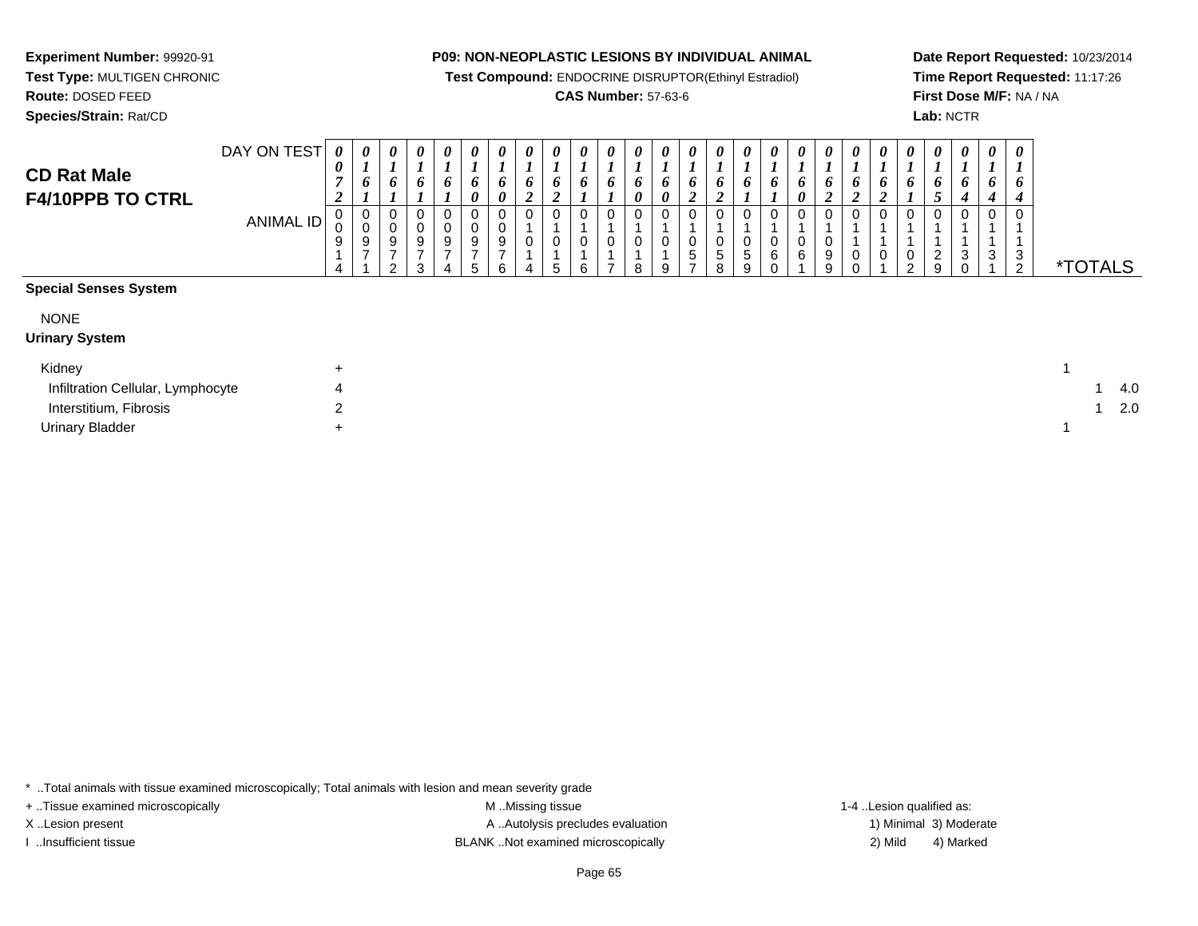**Experiment Number:** 99920-91
**Test Type:** MULTIGEN CHRONIC
**Route:** DOSED FEED
**Species/Strain:** Rat/CD

**P09: NON-NEOPLASTIC LESIONS BY INDIVIDUAL ANIMAL**
**Test Compound:** ENDOCRINE DISRUPTOR(Ethinyl Estradiol)
**CAS Number:** 57-63-6

**Date Report Requested:** 10/23/2014
**Time Report Requested:** 11:17:26
**First Dose M/F:** NA / NA
**Lab:** NCTR

## CD Rat Male F4/10PPB TO CTRL

| DAY ON TEST | 0072 | 0161 | 0161 | 0161 | 0161 | 0160 | 0160 | 0162 | 0162 | 0161 | 0161 | 0160 | 0160 | 0162 | 0162 | 0161 | 0161 | 0160 | 0162 | 0162 | 0162 | 0161 | 0165 | 0164 | 0164 | 0164 | |
|---|---|---|---|---|---|---|---|---|---|---|---|---|---|---|---|---|---|---|---|---|---|---|---|---|---|---|---|
| **ANIMAL ID** | 00914 | 00971 | 00972 | 00973 | 00974 | 00975 | 00976 | 01014 | 01015 | 01016 | 01017 | 01018 | 01019 | 01057 | 01058 | 01059 | 01060 | 01061 | 01099 | 01100 | 01101 | 01102 | 01129 | 01130 | 01131 | 01132 | ***TOTALS** |
| **Special Senses System** | | | | | | | | | | | | | | | | | | | | | | | | | | | |
| NONE | | | | | | | | | | | | | | | | | | | | | | | | | | | |
| **Urinary System** | | | | | | | | | | | | | | | | | | | | | | | | | | | |
| Kidney | + | | | | | | | | | | | | | | | | | | | | | | | | | | 1 |
| Infiltration Cellular, Lymphocyte | 4 | | | | | | | | | | | | | | | | | | | | | | | | | | 1 4.0 |
| Interstitium, Fibrosis | 2 | | | | | | | | | | | | | | | | | | | | | | | | | | 1 2.0 |
| Urinary Bladder | + | | | | | | | | | | | | | | | | | | | | | | | | | | 1 |

\* ..Total animals with tissue examined microscopically; Total animals with lesion and mean severity grade
+ ..Tissue examined microscopically
X ..Lesion present
I ..Insufficient tissue

M ..Missing tissue
A ..Autolysis precludes evaluation
BLANK ..Not examined microscopically

1-4 ..Lesion qualified as:
1) Minimal 3) Moderate
2) Mild 4) Marked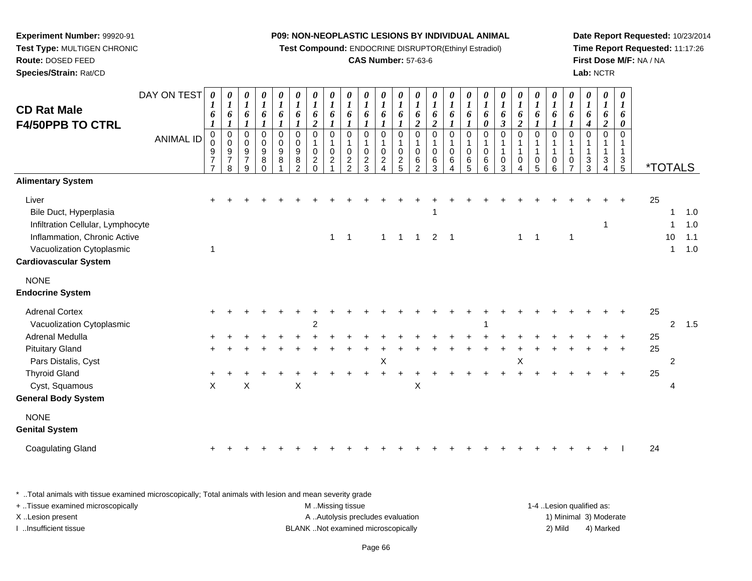**Experiment Number:** 99920-91
**Test Type:** MULTIGEN CHRONIC
**Route:** DOSED FEED
**Species/Strain:** Rat/CD

**P09: NON-NEOPLASTIC LESIONS BY INDIVIDUAL ANIMAL**
**Test Compound:** ENDOCRINE DISRUPTOR(Ethinyl Estradiol)
**CAS Number:** 57-63-6

**Date Report Requested:** 10/23/2014
**Time Report Requested:** 11:17:26
**First Dose M/F:** NA / NA
**Lab:** NCTR

# CD Rat Male
# F4/50PPB TO CTRL

| DAY ON TEST | 0161 | 0161 | 0161 | 0161 | 0161 | 0161 | 0162 | 0161 | 0161 | 0161 | 0161 | 0161 | 0162 | 0162 | 0161 | 0161 | 0160 | 0163 | 0162 | 0161 | 0161 | 0161 | 0164 | 0162 | 0160 | |
|---|---|---|---|---|---|---|---|---|---|---|---|---|---|---|---|---|---|---|---|---|---|---|---|---|---|---|
| **ANIMAL ID** | 00977 | 00978 | 00979 | 00980 | 00981 | 00982 | 01020 | 01021 | 01022 | 01023 | 01024 | 01025 | 01062 | 01063 | 01064 | 01065 | 01066 | 01103 | 01104 | 01105 | 01106 | 01107 | 01133 | 01134 | 01135 | ***TOTALS** |
| **Alimentary System** | | | | | | | | | | | | | | | | | | | | | | | | | | |
| Liver | + | + | + | + | + | + | + | + | + | + | + | + | + | + | + | + | + | + | + | + | + | + | + | + | + | 25 |
| Bile Duct, Hyperplasia | | | | | | | | | | | | | | 1 | | | | | | | | | | | | 1 1.0 |
| Infiltration Cellular, Lymphocyte | | | | | | | | | | | | | | | | | | | | | | | | 1 | | 1 1.0 |
| Inflammation, Chronic Active | | | | | | | | 1 | 1 | | 1 | 1 | 1 | 2 | 1 | | | | 1 | 1 | | 1 | | | | 10 1.1 |
| Vacuolization Cytoplasmic | 1 | | | | | | | | | | | | | | | | | | | | | | | | | 1 1.0 |
| **Cardiovascular System** | | | | | | | | | | | | | | | | | | | | | | | | | | |
| NONE | | | | | | | | | | | | | | | | | | | | | | | | | | |
| **Endocrine System** | | | | | | | | | | | | | | | | | | | | | | | | | | |
| Adrenal Cortex | + | + | + | + | + | + | + | + | + | + | + | + | + | + | + | + | + | + | + | + | + | + | + | + | + | 25 |
| Vacuolization Cytoplasmic | | | | | | | 2 | | | | | | | | | | 1 | | | | | | | | | 2 1.5 |
| Adrenal Medulla | + | + | + | + | + | + | + | + | + | + | + | + | + | + | + | + | + | + | + | + | + | + | + | + | + | 25 |
| Pituitary Gland | + | + | + | + | + | + | + | + | + | + | + | + | + | + | + | + | + | + | + | + | + | + | + | + | + | 25 |
| Pars Distalis, Cyst | | | | | | | | | | | X | | | | | | | | X | | | | | | | 2 |
| Thyroid Gland | + | + | + | + | + | + | + | + | + | + | + | + | + | + | + | + | + | + | + | + | + | + | + | + | + | 25 |
| Cyst, Squamous | X | | X | | | X | | | | | | | X | | | | | | | | | | | | | 4 |
| **General Body System** | | | | | | | | | | | | | | | | | | | | | | | | | | |
| NONE | | | | | | | | | | | | | | | | | | | | | | | | | | |
| **Genital System** | | | | | | | | | | | | | | | | | | | | | | | | | | |
| Coagulating Gland | + | + | + | + | + | + | + | + | + | + | + | + | + | + | + | + | + | + | + | + | + | + | + | + | I | 24 |

\* ..Total animals with tissue examined microscopically; Total animals with lesion and mean severity grade
+ ..Tissue examined microscopically
X ..Lesion present
I ..Insufficient tissue

M ..Missing tissue
A ..Autolysis precludes evaluation
BLANK ..Not examined microscopically

1-4 ..Lesion qualified as:
1) Minimal 3) Moderate
2) Mild 4) Marked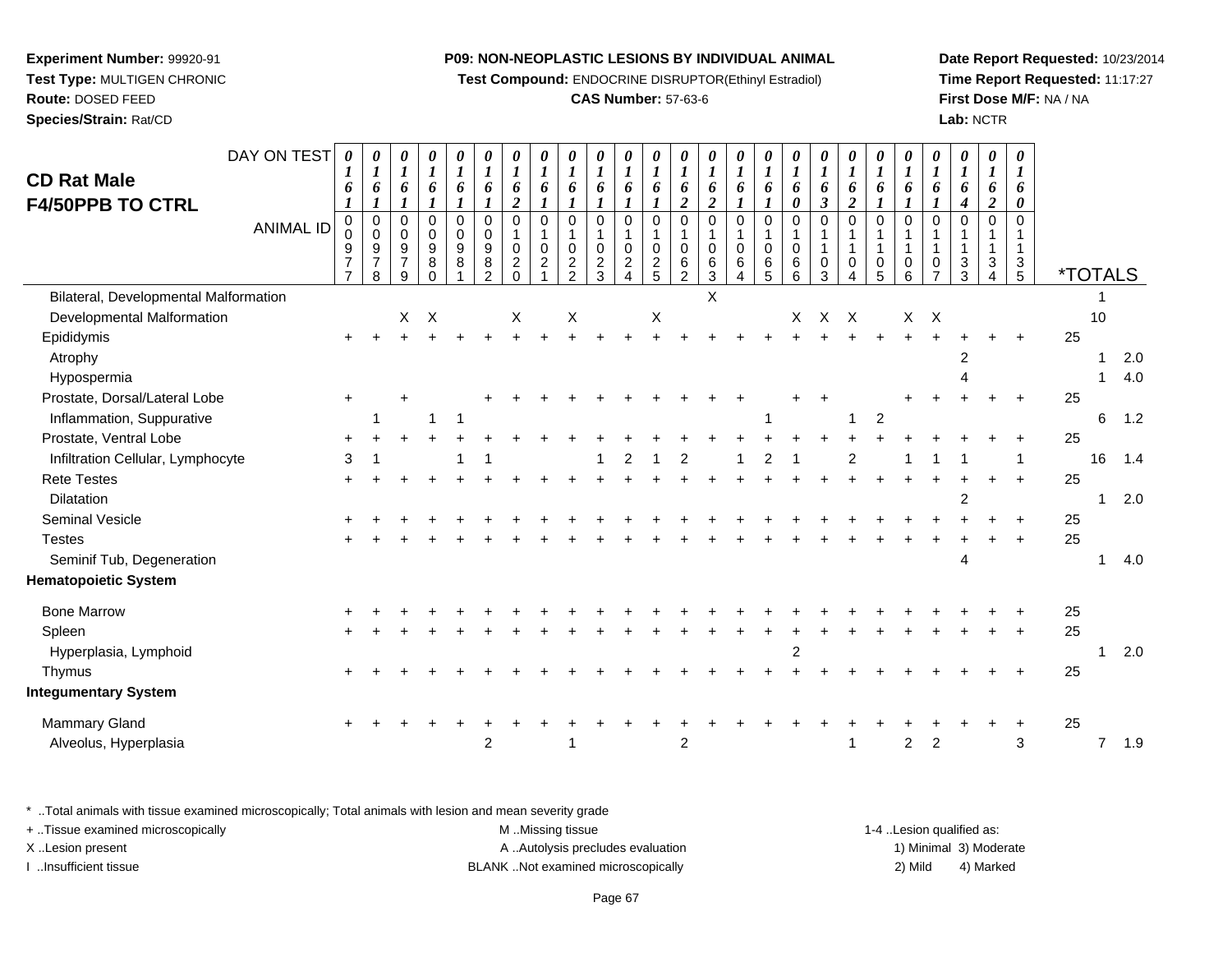**Experiment Number:** 99920-91
**Test Type:** MULTIGEN CHRONIC
**Route:** DOSED FEED
**Species/Strain:** Rat/CD

**P09: NON-NEOPLASTIC LESIONS BY INDIVIDUAL ANIMAL**
**Test Compound:** ENDOCRINE DISRUPTOR(Ethinyl Estradiol)
**CAS Number:** 57-63-6

**Date Report Requested:** 10/23/2014
**Time Report Requested:** 11:17:27
**First Dose M/F:** NA / NA
**Lab:** NCTR

## CD Rat Male
## F4/50PPB TO CTRL

| DAY ON TEST | 0161 | 0161 | 0161 | 0161 | 0161 | 0161 | 0162 | 0161 | 0161 | 0161 | 0161 | 0161 | 0162 | 0162 | 0161 | 0161 | 0160 | 0163 | 0162 | 0161 | 0161 | 0161 | 0164 | 0162 | 0160 | | | |
|---|---|---|---|---|---|---|---|---|---|---|---|---|---|---|---|---|---|---|---|---|---|---|---|---|---|---|---|---|
| **ANIMAL ID** | 00977 | 00978 | 00979 | 00980 | 00981 | 00982 | 01020 | 01021 | 01022 | 01023 | 01024 | 01025 | 01062 | 01063 | 01064 | 01065 | 01066 | 01103 | 01104 | 01105 | 01106 | 01107 | 01133 | 01134 | 01135 | ***TOTALS** | | |
| Bilateral, Developmental Malformation | | | | | | | | | | | | | | X | | | | | | | | | | | | | 1 | |
| Developmental Malformation | | | X | X | | | X | | X | | | X | | | | | X | X | X | | X | X | | | | | 10 | |
| Epididymis | + | + | + | + | + | + | + | + | + | + | + | + | + | + | + | + | + | + | + | + | + | + | + | + | + | 25 | | |
| Atrophy | | | | | | | | | | | | | | | | | | | | | | | 2 | | | | 1 | 2.0 |
| Hypospermia | | | | | | | | | | | | | | | | | | | | | | | 4 | | | | 1 | 4.0 |
| Prostate, Dorsal/Lateral Lobe | + | | + | | | + | + | + | + | + | + | + | + | + | + | | + | + | | | + | + | + | + | + | 25 | | |
| Inflammation, Suppurative | | 1 | | 1 | 1 | | | | | | | | | | | 1 | | | 1 | 2 | | | | | | | 6 | 1.2 |
| Prostate, Ventral Lobe | + | + | + | + | + | + | + | + | + | + | + | + | + | + | + | + | + | + | + | + | + | + | + | + | + | 25 | | |
| Infiltration Cellular, Lymphocyte | 3 | 1 | | | 1 | 1 | | | | 1 | 2 | 1 | 2 | | 1 | 2 | 1 | | 2 | | 1 | 1 | 1 | | 1 | | 16 | 1.4 |
| Rete Testes | + | + | + | + | + | + | + | + | + | + | + | + | + | + | + | + | + | + | + | + | + | + | + | + | + | 25 | | |
| Dilatation | | | | | | | | | | | | | | | | | | | | | | | 2 | | | | 1 | 2.0 |
| Seminal Vesicle | + | + | + | + | + | + | + | + | + | + | + | + | + | + | + | + | + | + | + | + | + | + | + | + | + | 25 | | |
| Testes | + | + | + | + | + | + | + | + | + | + | + | + | + | + | + | + | + | + | + | + | + | + | + | + | + | 25 | | |
| Seminif Tub, Degeneration | | | | | | | | | | | | | | | | | | | | | | | 4 | | | | 1 | 4.0 |
| **Hematopoietic System** | | | | | | | | | | | | | | | | | | | | | | | | | | | | |
| Bone Marrow | + | + | + | + | + | + | + | + | + | + | + | + | + | + | + | + | + | + | + | + | + | + | + | + | + | 25 | | |
| Spleen | + | + | + | + | + | + | + | + | + | + | + | + | + | + | + | + | + | + | + | + | + | + | + | + | + | 25 | | |
| Hyperplasia, Lymphoid | | | | | | | | | | | | | | | | | 2 | | | | | | | | | | 1 | 2.0 |
| Thymus | + | + | + | + | + | + | + | + | + | + | + | + | + | + | + | + | + | + | + | + | + | + | + | + | + | 25 | | |
| **Integumentary System** | | | | | | | | | | | | | | | | | | | | | | | | | | | | |
| Mammary Gland | + | + | + | + | + | + | + | + | + | + | + | + | + | + | + | + | + | + | + | + | + | + | + | + | + | 25 | | |
| Alveolus, Hyperplasia | | | | | | 2 | | | 1 | | | | 2 | | | | | | 1 | | 2 | 2 | | | 3 | | 7 | 1.9 |

\* ..Total animals with tissue examined microscopically; Total animals with lesion and mean severity grade
+ ..Tissue examined microscopically
X ..Lesion present
I ..Insufficient tissue

M ..Missing tissue
A ..Autolysis precludes evaluation
BLANK ..Not examined microscopically

1-4 ..Lesion qualified as:
1) Minimal 3) Moderate
2) Mild 4) Marked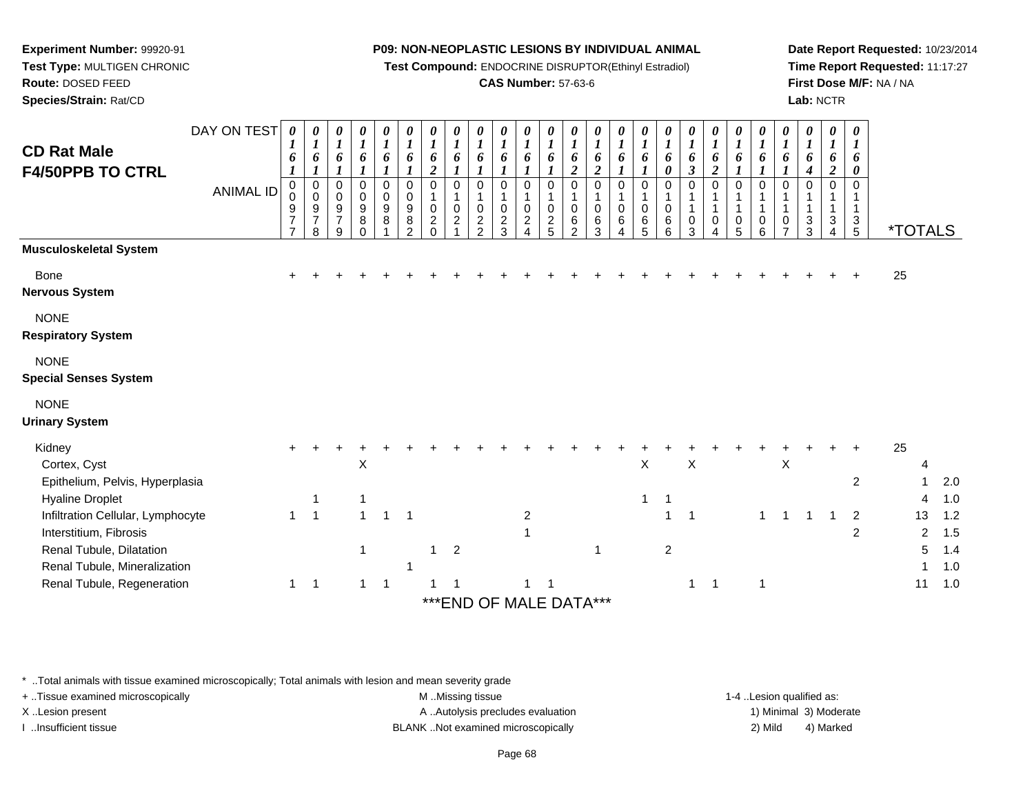**Experiment Number:** 99920-91
**Test Type:** MULTIGEN CHRONIC
**Route:** DOSED FEED
**Species/Strain:** Rat/CD

**P09: NON-NEOPLASTIC LESIONS BY INDIVIDUAL ANIMAL**
**Test Compound:** ENDOCRINE DISRUPTOR(Ethinyl Estradiol)
**CAS Number:** 57-63-6

**Date Report Requested:** 10/23/2014
**Time Report Requested:** 11:17:27
**First Dose M/F:** NA / NA
**Lab:** NCTR

# CD Rat Male F4/50PPB TO CTRL

| DAY ON TEST | 0161 | 0161 | 0161 | 0161 | 0161 | 0161 | 0162 | 0161 | 0161 | 0161 | 0161 | 0161 | 0162 | 0162 | 0161 | 0161 | 0160 | 0163 | 0162 | 0161 | 0161 | 0161 | 0164 | 0162 | 0160 | | |
|---|---|---|---|---|---|---|---|---|---|---|---|---|---|---|---|---|---|---|---|---|---|---|---|---|---|---|---|
| **ANIMAL ID** | 00977 | 00978 | 00979 | 00980 | 00981 | 00982 | 01020 | 01021 | 01022 | 01023 | 01024 | 01025 | 01062 | 01063 | 01064 | 01065 | 01066 | 01103 | 01104 | 01105 | 01106 | 01107 | 01133 | 01134 | 01135 | ***TOTALS** | |
| **Musculoskeletal System** | | | | | | | | | | | | | | | | | | | | | | | | | | | |
| Bone | + | + | + | + | + | + | + | + | + | + | + | + | + | + | + | + | + | + | + | + | + | + | + | + | + | 25 | |
| **Nervous System** | | | | | | | | | | | | | | | | | | | | | | | | | | | |
| NONE | | | | | | | | | | | | | | | | | | | | | | | | | | | |
| **Respiratory System** | | | | | | | | | | | | | | | | | | | | | | | | | | | |
| NONE | | | | | | | | | | | | | | | | | | | | | | | | | | | |
| **Special Senses System** | | | | | | | | | | | | | | | | | | | | | | | | | | | |
| NONE | | | | | | | | | | | | | | | | | | | | | | | | | | | |
| **Urinary System** | | | | | | | | | | | | | | | | | | | | | | | | | | | |
| Kidney | + | + | + | + | + | + | + | + | + | + | + | + | + | + | + | + | + | + | + | + | + | + | + | + | + | 25 | |
| Cortex, Cyst | | | | X | | | | | | | | | | | | X | | X | | | | X | | | | 4 | |
| Epithelium, Pelvis, Hyperplasia | | | | | | | | | | | | | | | | | | | | | | | | | 2 | 1 | 2.0 |
| Hyaline Droplet | | 1 | | 1 | | | | | | | | | | | | 1 | 1 | | | | | | | | | 4 | 1.0 |
| Infiltration Cellular, Lymphocyte | 1 | 1 | | 1 | 1 | 1 | | | | | 2 | | | | | | 1 | 1 | | | 1 | 1 | 1 | 1 | 2 | 13 | 1.2 |
| Interstitium, Fibrosis | | | | | | | | | | | 1 | | | | | | | | | | | | | | 2 | 2 | 1.5 |
| Renal Tubule, Dilatation | | | | 1 | | | 1 | 2 | | | | | | 1 | | | 2 | | | | | | | | | 5 | 1.4 |
| Renal Tubule, Mineralization | | | | | | 1 | | | | | | | | | | | | | | | | | | | | 1 | 1.0 |
| Renal Tubule, Regeneration | 1 | 1 | | 1 | 1 | | 1 | 1 | | | 1 | 1 | | | | | | 1 | 1 | | 1 | | | | | 11 | 1.0 |

***END OF MALE DATA***

\* ..Total animals with tissue examined microscopically; Total animals with lesion and mean severity grade
+ ..Tissue examined microscopically
X ..Lesion present
I ..Insufficient tissue

M ..Missing tissue
A ..Autolysis precludes evaluation
BLANK ..Not examined microscopically

1-4 ..Lesion qualified as:
1) Minimal 3) Moderate
2) Mild 4) Marked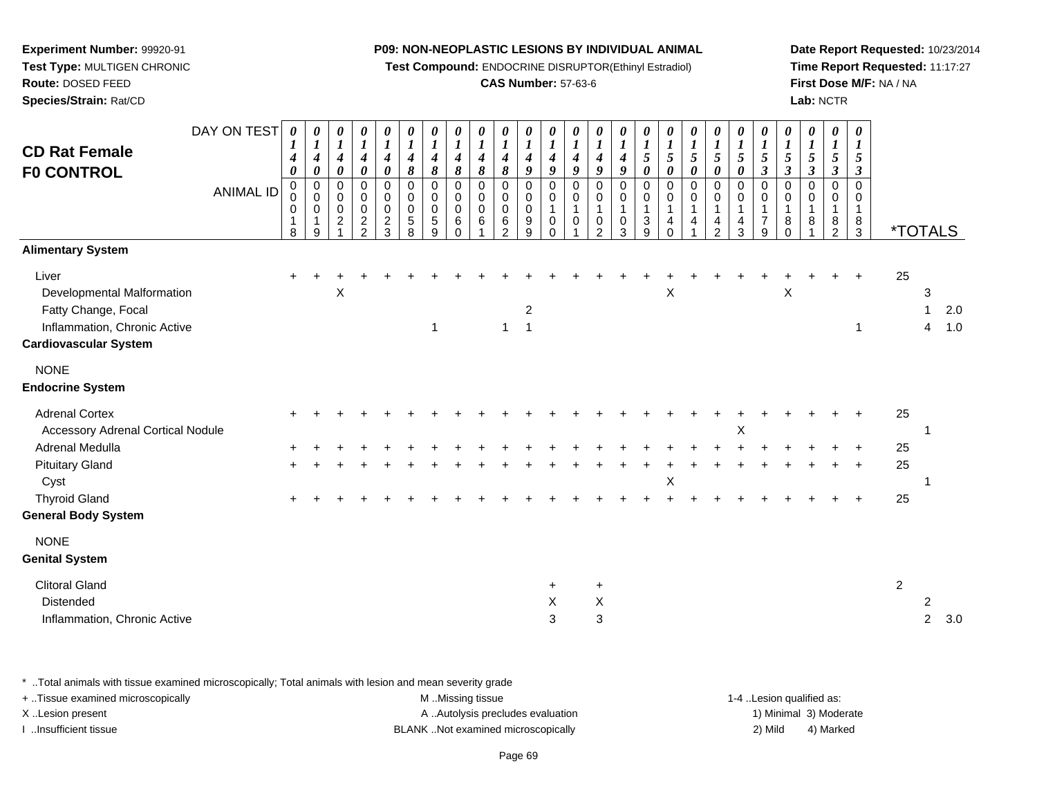**Experiment Number:** 99920-91
**Test Type:** MULTIGEN CHRONIC
**Route:** DOSED FEED
**Species/Strain:** Rat/CD

**P09: NON-NEOPLASTIC LESIONS BY INDIVIDUAL ANIMAL**
**Test Compound:** ENDOCRINE DISRUPTOR(Ethinyl Estradiol)
**CAS Number:** 57-63-6

**Date Report Requested:** 10/23/2014
**Time Report Requested:** 11:17:27
**First Dose M/F:** NA / NA
**Lab:** NCTR

## CD Rat Female F0 CONTROL

| DAY ON TEST | 0140 | 0140 | 0140 | 0140 | 0140 | 0148 | 0148 | 0148 | 0148 | 0148 | 0149 | 0149 | 0149 | 0149 | 0149 | 0150 | 0150 | 0150 | 0150 | 0150 | 0153 | 0153 | 0153 | 0153 | 0153 | | | |
|---|---|---|---|---|---|---|---|---|---|---|---|---|---|---|---|---|---|---|---|---|---|---|---|---|---|---|---|---|
| **ANIMAL ID** | 00018 | 00019 | 00021 | 00022 | 00023 | 00058 | 00059 | 00060 | 00061 | 00062 | 00099 | 00100 | 00101 | 00102 | 00103 | 00139 | 00140 | 00141 | 00142 | 00143 | 00179 | 00180 | 00181 | 00182 | 00183 | ***TOTALS** | | |
| **Alimentary System** | | | | | | | | | | | | | | | | | | | | | | | | | | | | |
| Liver | + | + | + | + | + | + | + | + | + | + | + | + | + | + | + | + | + | + | + | + | + | + | + | + | + | 25 | | |
| Developmental Malformation | | | X | | | | | | | | | | | | | | X | | | | | X | | | | | 3 | |
| Fatty Change, Focal | | | | | | | | | | | 2 | | | | | | | | | | | | | | | | 1 | 2.0 |
| Inflammation, Chronic Active | | | | | | | 1 | | | 1 | 1 | | | | | | | | | | | | | | 1 | | 4 | 1.0 |
| **Cardiovascular System** | | | | | | | | | | | | | | | | | | | | | | | | | | | | |
| NONE | | | | | | | | | | | | | | | | | | | | | | | | | | | | |
| **Endocrine System** | | | | | | | | | | | | | | | | | | | | | | | | | | | | |
| Adrenal Cortex | + | + | + | + | + | + | + | + | + | + | + | + | + | + | + | + | + | + | + | + | + | + | + | + | + | 25 | | |
| Accessory Adrenal Cortical Nodule | | | | | | | | | | | | | | | | | | | | X | | | | | | | 1 | |
| Adrenal Medulla | + | + | + | + | + | + | + | + | + | + | + | + | + | + | + | + | + | + | + | + | + | + | + | + | + | 25 | | |
| Pituitary Gland | + | + | + | + | + | + | + | + | + | + | + | + | + | + | + | + | + | + | + | + | + | + | + | + | + | 25 | | |
| Cyst | | | | | | | | | | | | | | | | | X | | | | | | | | | | 1 | |
| Thyroid Gland | + | + | + | + | + | + | + | + | + | + | + | + | + | + | + | + | + | + | + | + | + | + | + | + | + | 25 | | |
| **General Body System** | | | | | | | | | | | | | | | | | | | | | | | | | | | | |
| NONE | | | | | | | | | | | | | | | | | | | | | | | | | | | | |
| **Genital System** | | | | | | | | | | | | | | | | | | | | | | | | | | | | |
| Clitoral Gland | | | | | | | | | | | | + | | + | | | | | | | | | | | | 2 | | |
| Distended | | | | | | | | | | | | X | | X | | | | | | | | | | | | | 2 | |
| Inflammation, Chronic Active | | | | | | | | | | | | 3 | | 3 | | | | | | | | | | | | | 2 | 3.0 |

\* ..Total animals with tissue examined microscopically; Total animals with lesion and mean severity grade
\+ ..Tissue examined microscopically
X ..Lesion present
I ..Insufficient tissue

M ..Missing tissue
A ..Autolysis precludes evaluation
BLANK ..Not examined microscopically

1-4 ..Lesion qualified as:
1) Minimal 3) Moderate
2) Mild 4) Marked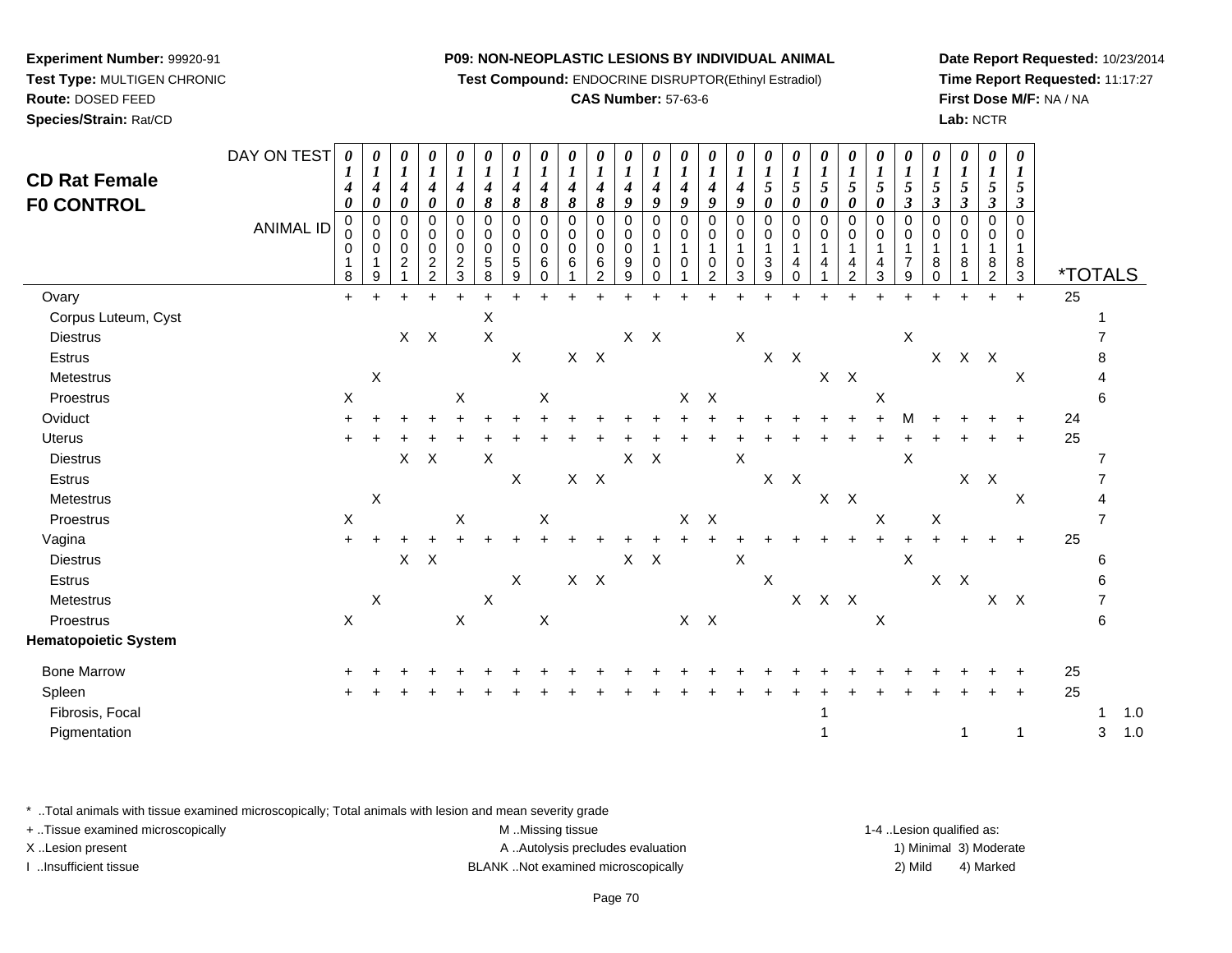**Experiment Number:** 99920-91
**Test Type:** MULTIGEN CHRONIC
**Route:** DOSED FEED
**Species/Strain:** Rat/CD

**P09: NON-NEOPLASTIC LESIONS BY INDIVIDUAL ANIMAL**
**Test Compound:** ENDOCRINE DISRUPTOR(Ethinyl Estradiol)
**CAS Number:** 57-63-6

**Date Report Requested:** 10/23/2014
**Time Report Requested:** 11:17:27
**First Dose M/F:** NA / NA
**Lab:** NCTR

# CD Rat Female
# F0 CONTROL

| DAY ON TEST | 0140 | 0140 | 0140 | 0140 | 0140 | 0148 | 0148 | 0148 | 0148 | 0148 | 0149 | 0149 | 0149 | 0149 | 0149 | 0150 | 0150 | 0150 | 0150 | 0150 | 0153 | 0153 | 0153 | 0153 | 0153 | | |
|---|---|---|---|---|---|---|---|---|---|---|---|---|---|---|---|---|---|---|---|---|---|---|---|---|---|---|---|
| **ANIMAL ID** | 0018 | 0019 | 0021 | 0022 | 0023 | 0058 | 0059 | 0060 | 0061 | 0062 | 0099 | 0100 | 0101 | 0102 | 0103 | 0139 | 0140 | 0141 | 0142 | 0143 | 0179 | 0180 | 0181 | 0182 | 0183 | ***TOTALS** | |
| Ovary | + | + | + | + | + | + | + | + | + | + | + | + | + | + | + | + | + | + | + | + | + | + | + | + | + | 25 | |
| Corpus Luteum, Cyst | | | | | | X | | | | | | | | | | | | | | | | | | | | 1 | |
| Diestrus | | | X | X | | X | | | | | X | X | | | X | | | | | | X | | | | | 7 | |
| Estrus | | | | | | | X | | X | X | | | | | | X | X | | | | | X | X | X | | 8 | |
| Metestrus | | X | | | | | | | | | | | | | | | | X | X | | | | | | X | 4 | |
| Proestrus | X | | | | X | | | X | | | | | X | X | | | | | | X | | | | | | 6 | |
| Oviduct | + | + | + | + | + | + | + | + | + | + | + | + | + | + | + | + | + | + | + | + | M | + | + | + | + | 24 | |
| Uterus | + | + | + | + | + | + | + | + | + | + | + | + | + | + | + | + | + | + | + | + | + | + | + | + | + | 25 | |
| Diestrus | | | X | X | | X | | | | | X | X | | | X | | | | | | X | | | | | 7 | |
| Estrus | | | | | | | X | | X | X | | | | | | X | X | | | | | | X | X | | 7 | |
| Metestrus | | X | | | | | | | | | | | | | | | | X | X | | | | | | X | 4 | |
| Proestrus | X | | | | X | | | X | | | | | X | X | | | | | | X | | X | | | | 7 | |
| Vagina | + | + | + | + | + | + | + | + | + | + | + | + | + | + | + | + | + | + | + | + | + | + | + | + | + | 25 | |
| Diestrus | | | X | X | | | | | | | X | X | | | X | | | | | | X | | | | | 6 | |
| Estrus | | | | | | | X | | X | X | | | | | | X | | | | | | X | X | | | 6 | |
| Metestrus | | X | | | | X | | | | | | | | | | | X | X | X | | | | | X | X | 7 | |
| Proestrus | X | | | | X | | | X | | | | | X | X | | | | | | X | | | | | | 6 | |
| **Hematopoietic System** | | | | | | | | | | | | | | | | | | | | | | | | | | | |
| Bone Marrow | + | + | + | + | + | + | + | + | + | + | + | + | + | + | + | + | + | + | + | + | + | + | + | + | + | 25 | |
| Spleen | + | + | + | + | + | + | + | + | + | + | + | + | + | + | + | + | + | + | + | + | + | + | + | + | + | 25 | |
| Fibrosis, Focal | | | | | | | | | | | | | | | | | | 1 | | | | | | | | 1 | 1.0 |
| Pigmentation | | | | | | | | | | | | | | | | | | 1 | | | | | 1 | | 1 | 3 | 1.0 |

* ..Total animals with tissue examined microscopically; Total animals with lesion and mean severity grade
+ ..Tissue examined microscopically
X ..Lesion present
I ..Insufficient tissue

M ..Missing tissue
A ..Autolysis precludes evaluation
BLANK ..Not examined microscopically

1-4 ..Lesion qualified as:
1) Minimal 3) Moderate
2) Mild 4) Marked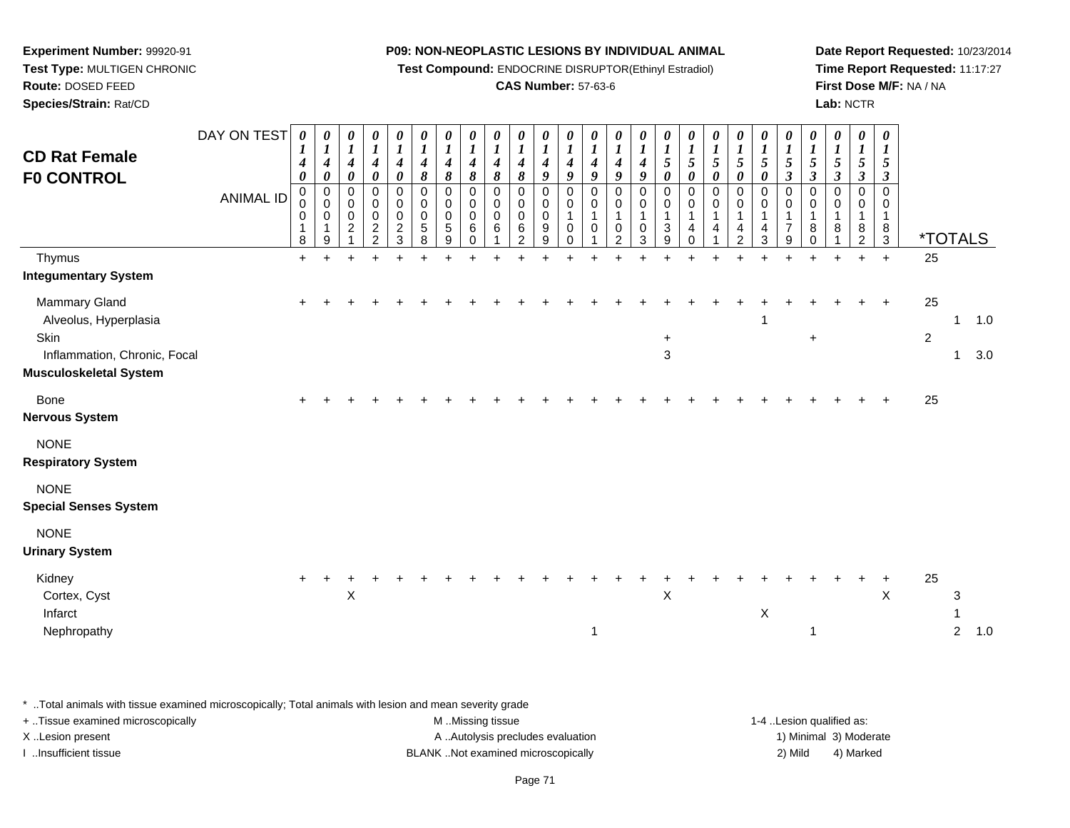**Experiment Number:** 99920-91
**Test Type:** MULTIGEN CHRONIC
**Route:** DOSED FEED
**Species/Strain:** Rat/CD

**P09: NON-NEOPLASTIC LESIONS BY INDIVIDUAL ANIMAL**
**Test Compound:** ENDOCRINE DISRUPTOR(Ethinyl Estradiol)
**CAS Number:** 57-63-6

**Date Report Requested:** 10/23/2014
**Time Report Requested:** 11:17:27
**First Dose M/F:** NA / NA
**Lab:** NCTR

## CD Rat Female F0 CONTROL

| DAY ON TEST | 0140 | 0140 | 0140 | 0140 | 0140 | 0148 | 0148 | 0148 | 0148 | 0148 | 0149 | 0149 | 0149 | 0149 | 0149 | 0150 | 0150 | 0150 | 0150 | 0150 | 0153 | 0153 | 0153 | 0153 | 0153 | |
|---|---|---|---|---|---|---|---|---|---|---|---|---|---|---|---|---|---|---|---|---|---|---|---|---|---|---|
| **ANIMAL ID** | 00018 | 00019 | 00021 | 00022 | 00023 | 00058 | 00059 | 00060 | 00061 | 00062 | 00099 | 00100 | 00101 | 00102 | 00103 | 00139 | 00140 | 00141 | 00142 | 00143 | 00179 | 00180 | 00181 | 00182 | 00183 | ***TOTALS** |
| Thymus | + | + | + | + | + | + | + | + | + | + | + | + | + | + | + | + | + | + | + | + | + | + | + | + | + | 25 |
| **Integumentary System** | | | | | | | | | | | | | | | | | | | | | | | | | | |
| Mammary Gland | + | + | + | + | + | + | + | + | + | + | + | + | + | + | + | + | + | + | + | + | + | + | + | + | + | 25 |
| Alveolus, Hyperplasia | | | | | | | | | | | | | | | | | | | | 1 | | | | | | 1 1.0 |
| Skin | | | | | | | | | | | | | | | | + | | | | | | + | | | | 2 |
| Inflammation, Chronic, Focal | | | | | | | | | | | | | | | | 3 | | | | | | | | | | 1 3.0 |
| **Musculoskeletal System** | | | | | | | | | | | | | | | | | | | | | | | | | | |
| Bone | + | + | + | + | + | + | + | + | + | + | + | + | + | + | + | + | + | + | + | + | + | + | + | + | + | 25 |
| **Nervous System** | | | | | | | | | | | | | | | | | | | | | | | | | | |
| NONE | | | | | | | | | | | | | | | | | | | | | | | | | | |
| **Respiratory System** | | | | | | | | | | | | | | | | | | | | | | | | | | |
| NONE | | | | | | | | | | | | | | | | | | | | | | | | | | |
| **Special Senses System** | | | | | | | | | | | | | | | | | | | | | | | | | | |
| NONE | | | | | | | | | | | | | | | | | | | | | | | | | | |
| **Urinary System** | | | | | | | | | | | | | | | | | | | | | | | | | | |
| Kidney | + | + | + | + | + | + | + | + | + | + | + | + | + | + | + | + | + | + | + | + | + | + | + | + | + | 25 |
| Cortex, Cyst | | | X | | | | | | | | | | | | | X | | | | | | | | | X | 3 |
| Infarct | | | | | | | | | | | | | | | | | | | | X | | | | | | 1 |
| Nephropathy | | | | | | | | | | | | | 1 | | | | | | | | | 1 | | | | 2 1.0 |

* ..Total animals with tissue examined microscopically; Total animals with lesion and mean severity grade
+ ..Tissue examined microscopically
X ..Lesion present
I ..Insufficient tissue

M ..Missing tissue
A ..Autolysis precludes evaluation
BLANK ..Not examined microscopically

1-4 ..Lesion qualified as:
1) Minimal 3) Moderate
2) Mild 4) Marked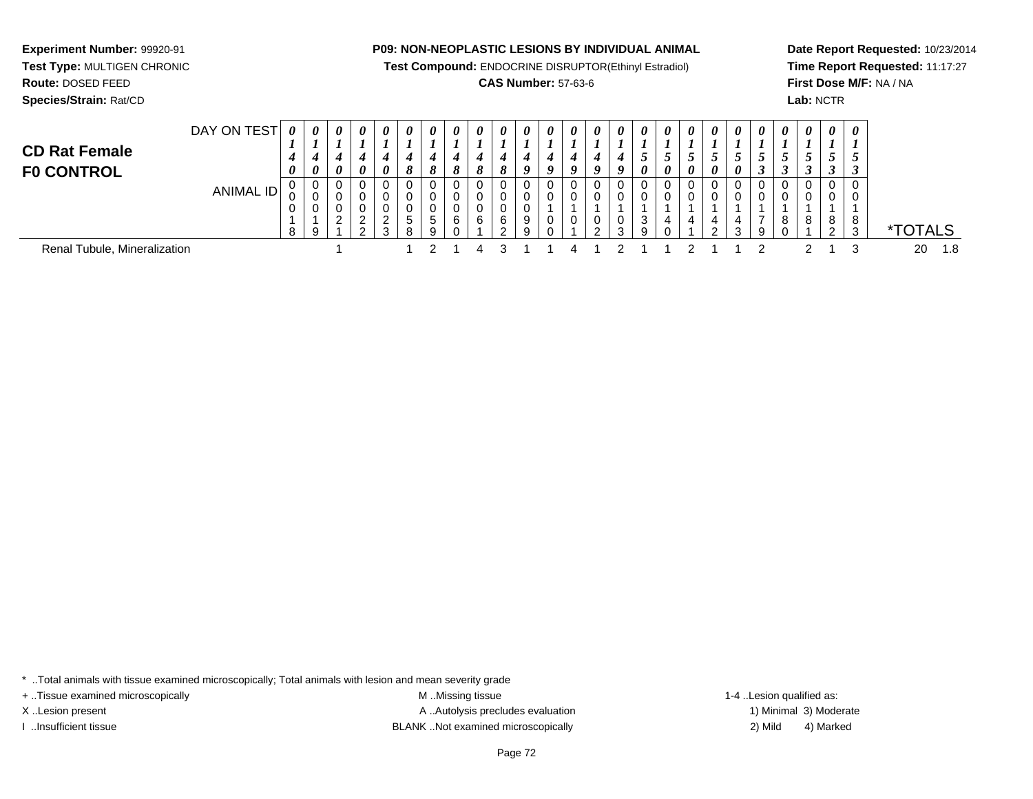**Experiment Number:** 99920-91
**Test Type:** MULTIGEN CHRONIC
**Route:** DOSED FEED
**Species/Strain:** Rat/CD

**P09: NON-NEOPLASTIC LESIONS BY INDIVIDUAL ANIMAL**
**Test Compound:** ENDOCRINE DISRUPTOR(Ethinyl Estradiol)
**CAS Number:** 57-63-6

**Date Report Requested:** 10/23/2014
**Time Report Requested:** 11:17:27
**First Dose M/F:** NA / NA
**Lab:** NCTR

## CD Rat Female F0 CONTROL

| DAY ON TEST | 0140 | 0140 | 0140 | 0140 | 0140 | 0148 | 0148 | 0148 | 0148 | 0148 | 0149 | 0149 | 0149 | 0149 | 0149 | 0150 | 0150 | 0150 | 0150 | 0150 | 0153 | 0153 | 0153 | 0153 | 0153 | |
|---|---|---|---|---|---|---|---|---|---|---|---|---|---|---|---|---|---|---|---|---|---|---|---|---|---|---|
| **ANIMAL ID** | 00018 | 00019 | 00021 | 00022 | 00023 | 00058 | 00059 | 00060 | 00061 | 00062 | 00099 | 00100 | 00101 | 00102 | 00103 | 00139 | 00140 | 00141 | 00142 | 00143 | 00179 | 00180 | 00181 | 00182 | 00183 | ***TOTALS** |
| Renal Tubule, Mineralization | | | 1 | | | 1 | 2 | 1 | 4 | 3 | 1 | 1 | 4 | 1 | 2 | 1 | 1 | 2 | 1 | 1 | 2 | | 2 | 1 | 3 | 20 1.8 |

\* ..Total animals with tissue examined microscopically; Total animals with lesion and mean severity grade
+ ..Tissue examined microscopically
X ..Lesion present
I ..Insufficient tissue
M ..Missing tissue
A ..Autolysis precludes evaluation
BLANK ..Not examined microscopically
1-4 ..Lesion qualified as:
1) Minimal 2) Mild 3) Moderate 4) Marked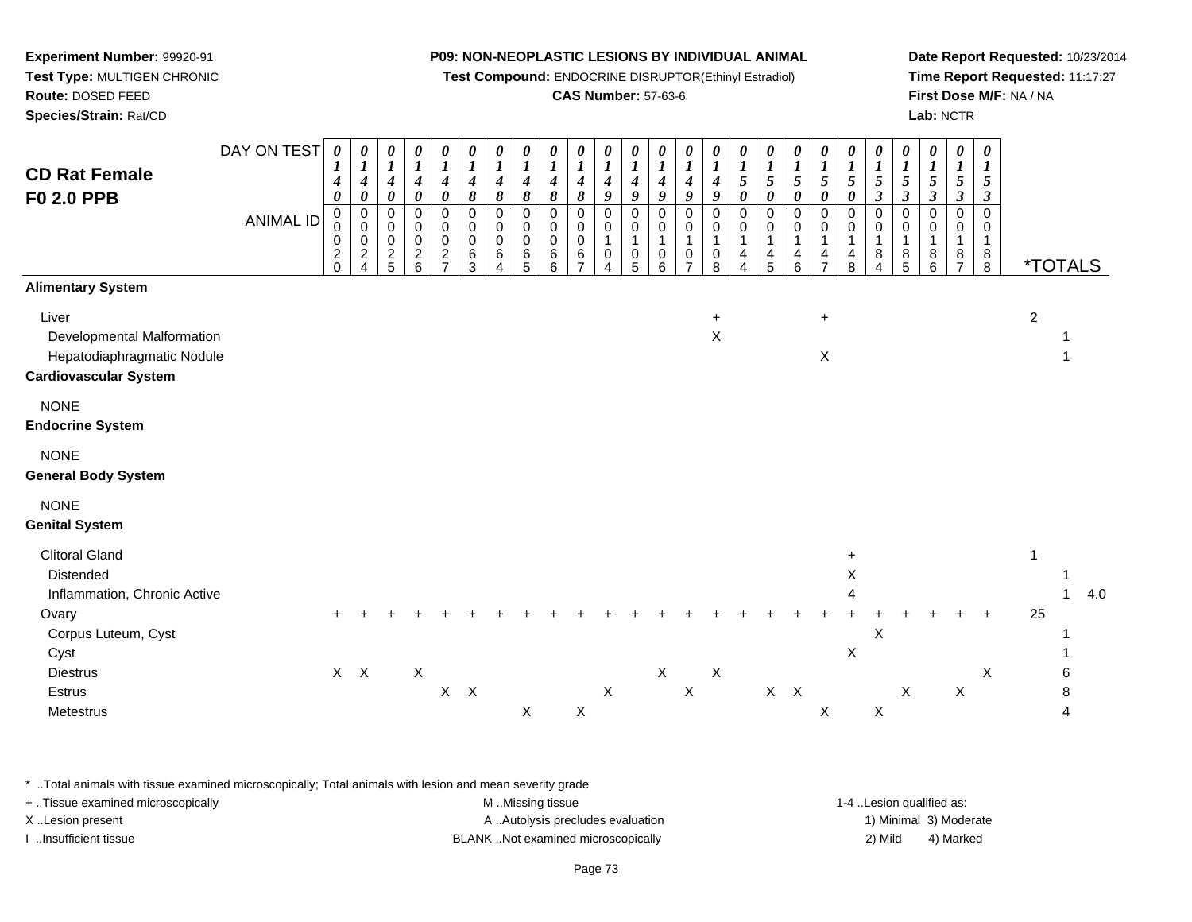**Experiment Number:** 99920-91
**Test Type:** MULTIGEN CHRONIC
**Route:** DOSED FEED
**Species/Strain:** Rat/CD

**P09: NON-NEOPLASTIC LESIONS BY INDIVIDUAL ANIMAL**
**Test Compound:** ENDOCRINE DISRUPTOR(Ethinyl Estradiol)
**CAS Number:** 57-63-6

**Date Report Requested:** 10/23/2014
**Time Report Requested:** 11:17:27
**First Dose M/F:** NA / NA
**Lab:** NCTR

## CD Rat Female F0 2.0 PPB

| DAY ON TEST | 0140 | 0140 | 0140 | 0140 | 0140 | 0148 | 0148 | 0148 | 0148 | 0148 | 0149 | 0149 | 0149 | 0149 | 0149 | 0150 | 0150 | 0150 | 0150 | 0150 | 0153 | 0153 | 0153 | 0153 | 0153 | |
|---|---|---|---|---|---|---|---|---|---|---|---|---|---|---|---|---|---|---|---|---|---|---|---|---|---|---|
| ANIMAL ID | 00020 | 00024 | 00025 | 00026 | 00027 | 00063 | 00064 | 00065 | 00066 | 00067 | 00104 | 00105 | 00106 | 00107 | 00108 | 00144 | 00145 | 00146 | 00147 | 00148 | 00184 | 00185 | 00186 | 00187 | 00188 | *TOTALS |
| **Alimentary System** | | | | | | | | | | | | | | | | | | | | | | | | | | |
| Liver | | | | | | | | | | | | | | | + | | | | + | | | | | | | 2 |
| Developmental Malformation | | | | | | | | | | | | | | | X | | | | | | | | | | | 1 |
| Hepatodiaphragmatic Nodule | | | | | | | | | | | | | | | | | | | X | | | | | | | 1 |
| **Cardiovascular System** | | | | | | | | | | | | | | | | | | | | | | | | | | |
| NONE | | | | | | | | | | | | | | | | | | | | | | | | | | |
| **Endocrine System** | | | | | | | | | | | | | | | | | | | | | | | | | | |
| NONE | | | | | | | | | | | | | | | | | | | | | | | | | | |
| **General Body System** | | | | | | | | | | | | | | | | | | | | | | | | | | |
| NONE | | | | | | | | | | | | | | | | | | | | | | | | | | |
| **Genital System** | | | | | | | | | | | | | | | | | | | | | | | | | | |
| Clitoral Gland | | | | | | | | | | | | | | | | | | | | + | | | | | | 1 |
| Distended | | | | | | | | | | | | | | | | | | | | X | | | | | | 1 |
| Inflammation, Chronic Active | | | | | | | | | | | | | | | | | | | | 4 | | | | | | 1 4.0 |
| Ovary | + | + | + | + | + | + | + | + | + | + | + | + | + | + | + | + | + | + | + | + | + | + | + | + | + | 25 |
| Corpus Luteum, Cyst | | | | | | | | | | | | | | | | | | | | | X | | | | | 1 |
| Cyst | | | | | | | | | | | | | | | | | | | | X | | | | | | 1 |
| Diestrus | X | X | | X | | | | | | | | | X | | X | | | | | | | | | | X | 6 |
| Estrus | | | | | X | X | | | | | X | | | X | | | X | X | | | | X | | X | | 8 |
| Metestrus | | | | | | | | X | | X | | | | | | | | | X | | X | | | | | 4 |

\* ..Total animals with tissue examined microscopically; Total animals with lesion and mean severity grade
+ ..Tissue examined microscopically
X ..Lesion present
I ..Insufficient tissue

M ..Missing tissue
A ..Autolysis precludes evaluation
BLANK ..Not examined microscopically

1-4 ..Lesion qualified as:
1) Minimal 3) Moderate
2) Mild 4) Marked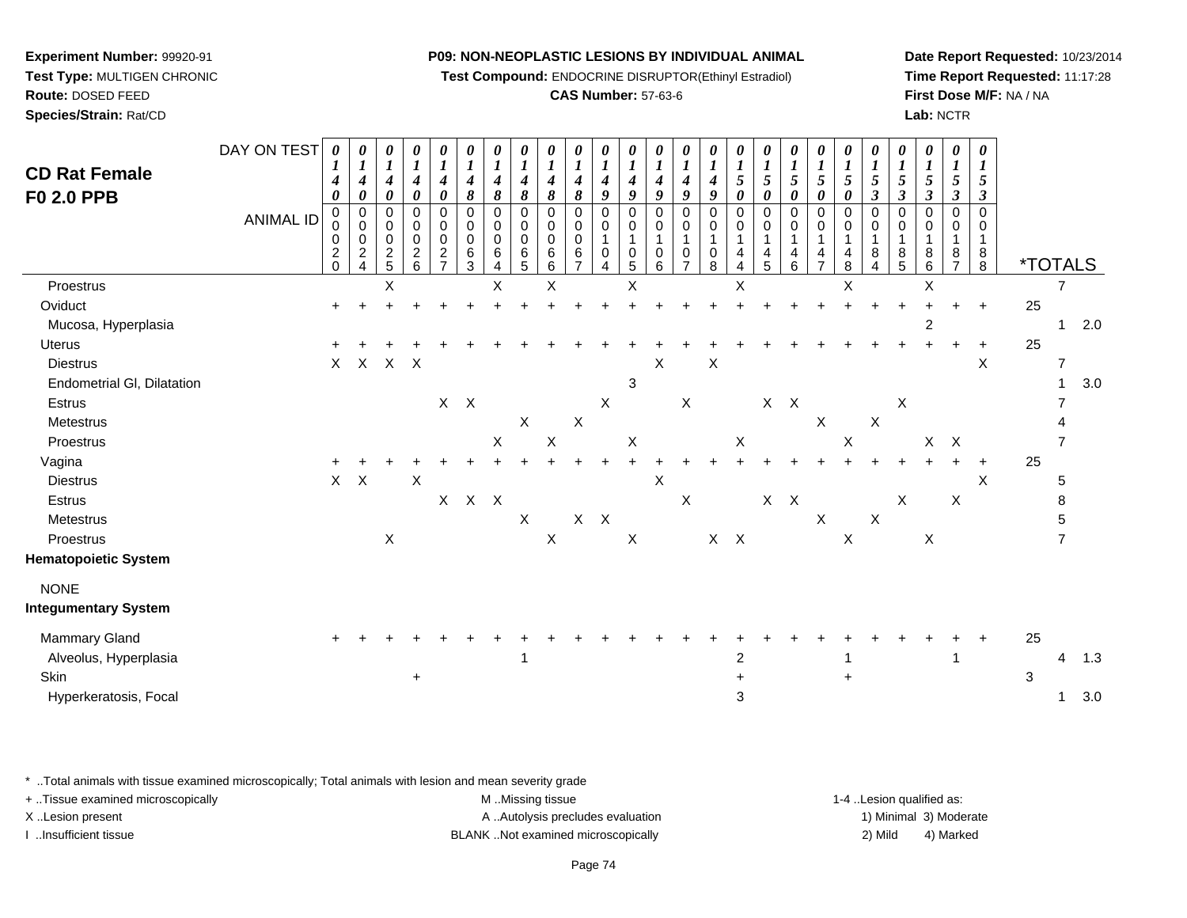**Experiment Number:** 99920-91
**Test Type:** MULTIGEN CHRONIC
**Route:** DOSED FEED
**Species/Strain:** Rat/CD

**P09: NON-NEOPLASTIC LESIONS BY INDIVIDUAL ANIMAL**
**Test Compound:** ENDOCRINE DISRUPTOR(Ethinyl Estradiol)
**CAS Number:** 57-63-6

**Date Report Requested:** 10/23/2014
**Time Report Requested:** 11:17:28
**First Dose M/F:** NA / NA
**Lab:** NCTR

# CD Rat Female F0 2.0 PPB

| DAY ON TEST | 0140 | 0140 | 0140 | 0140 | 0140 | 0148 | 0148 | 0148 | 0148 | 0148 | 0149 | 0149 | 0149 | 0149 | 0149 | 0150 | 0150 | 0150 | 0150 | 0150 | 0153 | 0153 | 0153 | 0153 | 0153 | *TOTALS | | |
|---|---|---|---|---|---|---|---|---|---|---|---|---|---|---|---|---|---|---|---|---|---|---|---|---|---|---|---|---|
| **ANIMAL ID** | 0020 | 0024 | 0025 | 0026 | 0027 | 0063 | 0064 | 0065 | 0066 | 0067 | 0104 | 0105 | 0106 | 0107 | 0108 | 0144 | 0145 | 0146 | 0147 | 0148 | 0184 | 0185 | 0186 | 0187 | 0188 | | | |
| Proestrus | | | X | | | | X | | X | | | X | | | | X | | | | X | | | X | | | | 7 | |
| Oviduct | + | + | + | + | + | + | + | + | + | + | + | + | + | + | + | + | + | + | + | + | + | + | + | + | + | 25 | | |
| Mucosa, Hyperplasia | | | | | | | | | | | | | | | | | | | | | | | 2 | | | | 1 | 2.0 |
| Uterus | + | + | + | + | + | + | + | + | + | + | + | + | + | + | + | + | + | + | + | + | + | + | + | + | + | 25 | | |
| Diestrus | X | X | X | X | | | | | | | | | X | | X | | | | | | | | | | X | | 7 | |
| Endometrial Gl, Dilatation | | | | | | | | | | | | 3 | | | | | | | | | | | | | | | 1 | 3.0 |
| Estrus | | | | | X | X | | | | | X | | | X | | | X | X | | | | X | | | | | 7 | |
| Metestrus | | | | | | | | X | | X | | | | | | | | | X | | X | | | | | | 4 | |
| Proestrus | | | | | | | X | | X | | | X | | | | X | | | | X | | | X | X | | | 7 | |
| Vagina | + | + | + | + | + | + | + | + | + | + | + | + | + | + | + | + | + | + | + | + | + | + | + | + | + | 25 | | |
| Diestrus | X | X | | X | | | | | | | | | X | | | | | | | | | | | | X | | 5 | |
| Estrus | | | | | X | X | X | | | | | | | X | | | X | X | | | | X | | X | | | 8 | |
| Metestrus | | | | | | | | X | | X | X | | | | | | | | X | | X | | | | | | 5 | |
| Proestrus | | | X | | | | | | X | | | X | | | X | X | | | | X | | | X | | | | 7 | |
| **Hematopoietic System** | | | | | | | | | | | | | | | | | | | | | | | | | | | | |
| NONE | | | | | | | | | | | | | | | | | | | | | | | | | | | | |
| **Integumentary System** | | | | | | | | | | | | | | | | | | | | | | | | | | | | |
| Mammary Gland | + | + | + | + | + | + | + | + | + | + | + | + | + | + | + | + | + | + | + | + | + | + | + | + | + | 25 | | |
| Alveolus, Hyperplasia | | | | | | | | 1 | | | | | | | | 2 | | | | 1 | | | | 1 | | | 4 | 1.3 |
| Skin | | | | + | | | | | | | | | | | | + | | | | + | | | | | | 3 | | |
| Hyperkeratosis, Focal | | | | | | | | | | | | | | | | 3 | | | | | | | | | | | 1 | 3.0 |

\* ..Total animals with tissue examined microscopically; Total animals with lesion and mean severity grade
+ ..Tissue examined microscopically
X ..Lesion present
I ..Insufficient tissue

M ..Missing tissue
A ..Autolysis precludes evaluation
BLANK ..Not examined microscopically

1-4 ..Lesion qualified as:
1) Minimal 3) Moderate
2) Mild 4) Marked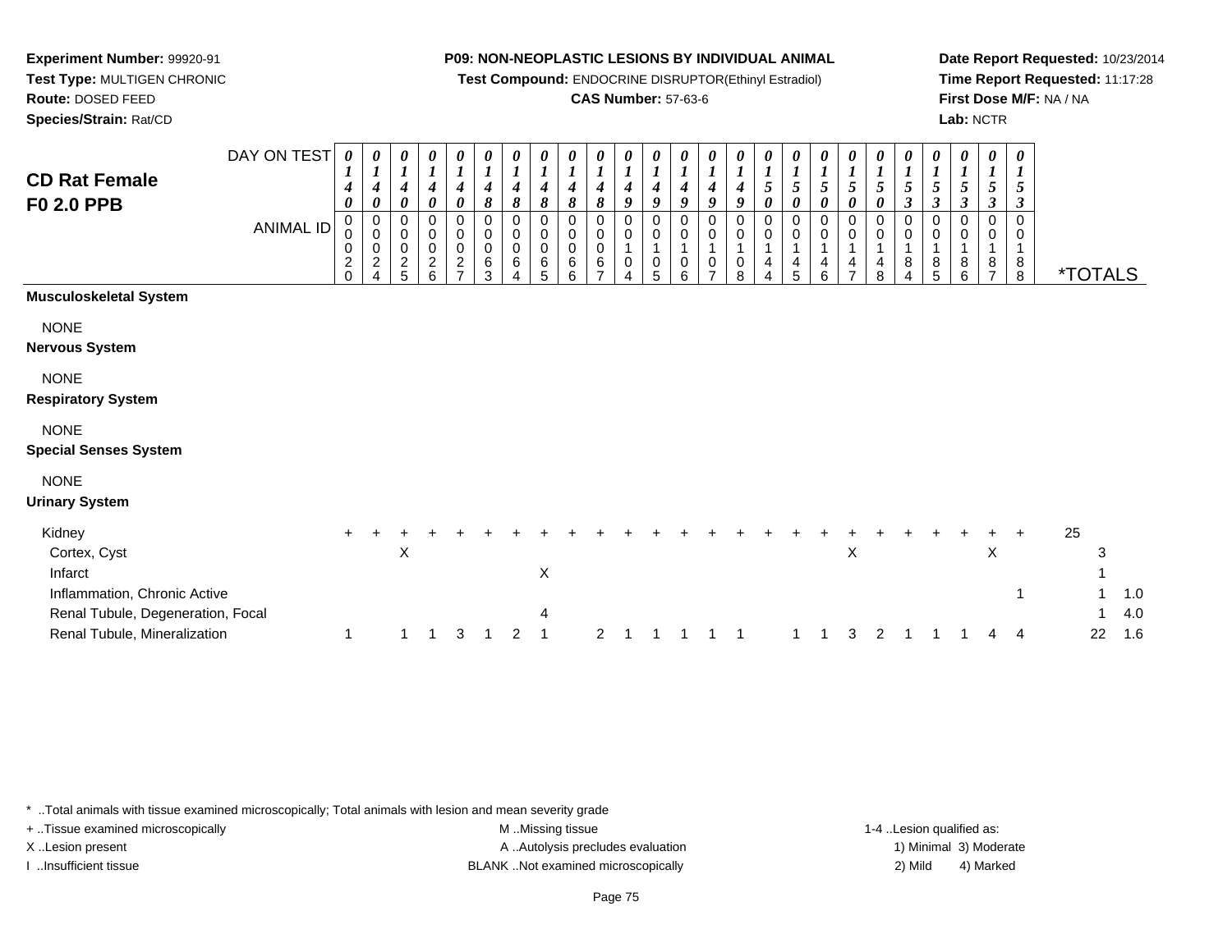**Experiment Number:** 99920-91
**Test Type:** MULTIGEN CHRONIC
**Route:** DOSED FEED
**Species/Strain:** Rat/CD

**P09: NON-NEOPLASTIC LESIONS BY INDIVIDUAL ANIMAL**
**Test Compound:** ENDOCRINE DISRUPTOR(Ethinyl Estradiol)
**CAS Number:** 57-63-6

**Date Report Requested:** 10/23/2014
**Time Report Requested:** 11:17:28
**First Dose M/F:** NA / NA
**Lab:** NCTR

## CD Rat Female F0 2.0 PPB

| DAY ON TEST | 0140 | 0140 | 0140 | 0140 | 0140 | 0148 | 0148 | 0148 | 0148 | 0148 | 0149 | 0149 | 0149 | 0149 | 0149 | 0150 | 0150 | 0150 | 0150 | 0150 | 0153 | 0153 | 0153 | 0153 | 0153 | | |
|---|---|---|---|---|---|---|---|---|---|---|---|---|---|---|---|---|---|---|---|---|---|---|---|---|---|---|---|
| **ANIMAL ID** | 0020 | 0024 | 0025 | 0026 | 0027 | 0063 | 0064 | 0065 | 0066 | 0067 | 0104 | 0105 | 0106 | 0107 | 0108 | 0144 | 0145 | 0146 | 0147 | 0148 | 0184 | 0185 | 0186 | 0187 | 0188 | ***TOTALS** | |
| **Musculoskeletal System** | | | | | | | | | | | | | | | | | | | | | | | | | | | |
| NONE | | | | | | | | | | | | | | | | | | | | | | | | | | | |
| **Nervous System** | | | | | | | | | | | | | | | | | | | | | | | | | | | |
| NONE | | | | | | | | | | | | | | | | | | | | | | | | | | | |
| **Respiratory System** | | | | | | | | | | | | | | | | | | | | | | | | | | | |
| NONE | | | | | | | | | | | | | | | | | | | | | | | | | | | |
| **Special Senses System** | | | | | | | | | | | | | | | | | | | | | | | | | | | |
| NONE | | | | | | | | | | | | | | | | | | | | | | | | | | | |
| **Urinary System** | | | | | | | | | | | | | | | | | | | | | | | | | | | |
| Kidney | + | + | + | + | + | + | + | + | + | + | + | + | + | + | + | + | + | + | + | + | + | + | + | + | + | 25 | |
| Cortex, Cyst | | | X | | | | | | | | | | | | | | | | X | | | | | X | | 3 | |
| Infarct | | | | | | | | X | | | | | | | | | | | | | | | | | | 1 | |
| Inflammation, Chronic Active | | | | | | | | | | | | | | | | | | | | | | | | | 1 | 1 | 1.0 |
| Renal Tubule, Degeneration, Focal | | | | | | | | 4 | | | | | | | | | | | | | | | | | | 1 | 4.0 |
| Renal Tubule, Mineralization | 1 | | 1 | 1 | 3 | 1 | 2 | 1 | | 2 | 1 | 1 | 1 | 1 | 1 | | 1 | 1 | 3 | 2 | 1 | 1 | 1 | 4 | 4 | 22 | 1.6 |

\* ..Total animals with tissue examined microscopically; Total animals with lesion and mean severity grade

+ ..Tissue examined microscopically
X ..Lesion present
I ..Insufficient tissue

M ..Missing tissue
A ..Autolysis precludes evaluation
BLANK ..Not examined microscopically

1-4 ..Lesion qualified as:
1) Minimal 3) Moderate
2) Mild 4) Marked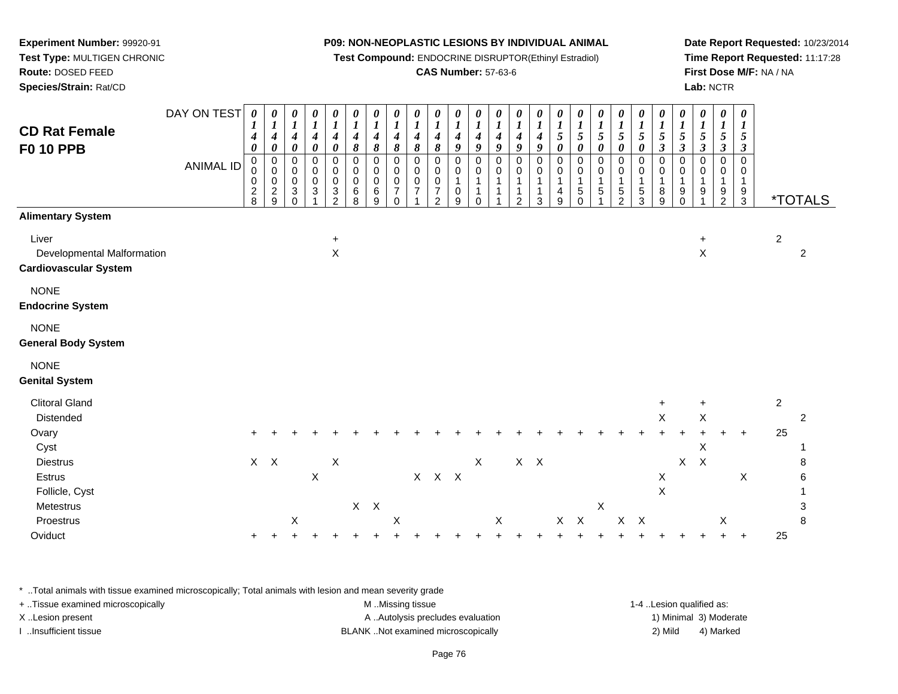**Experiment Number:** 99920-91
**Test Type:** MULTIGEN CHRONIC
**Route:** DOSED FEED
**Species/Strain:** Rat/CD

**P09: NON-NEOPLASTIC LESIONS BY INDIVIDUAL ANIMAL**
**Test Compound:** ENDOCRINE DISRUPTOR(Ethinyl Estradiol)
**CAS Number:** 57-63-6

**Date Report Requested:** 10/23/2014
**Time Report Requested:** 11:17:28
**First Dose M/F:** NA / NA
**Lab:** NCTR

## CD Rat Female F0 10 PPB

| DAY ON TEST | 0140 | 0140 | 0140 | 0140 | 0140 | 0148 | 0148 | 0148 | 0148 | 0148 | 0149 | 0149 | 0149 | 0149 | 0149 | 0150 | 0150 | 0150 | 0150 | 0150 | 0153 | 0153 | 0153 | 0153 | 0153 | | |
|---|---|---|---|---|---|---|---|---|---|---|---|---|---|---|---|---|---|---|---|---|---|---|---|---|---|---|---|
| **ANIMAL ID** | 0028 | 0029 | 0030 | 0031 | 0032 | 0068 | 0069 | 0070 | 0071 | 0072 | 0109 | 0110 | 0111 | 0112 | 0113 | 0149 | 0150 | 0151 | 0152 | 0153 | 0189 | 0190 | 0191 | 0192 | 0193 | ***TOTALS** | |
| **Alimentary System** | | | | | | | | | | | | | | | | | | | | | | | | | | | |
| Liver | | | | | + | | | | | | | | | | | | | | | | | | + | | | 2 | |
| Developmental Malformation | | | | | X | | | | | | | | | | | | | | | | | | X | | | | 2 |
| **Cardiovascular System** | | | | | | | | | | | | | | | | | | | | | | | | | | | |
| NONE | | | | | | | | | | | | | | | | | | | | | | | | | | | |
| **Endocrine System** | | | | | | | | | | | | | | | | | | | | | | | | | | | |
| NONE | | | | | | | | | | | | | | | | | | | | | | | | | | | |
| **General Body System** | | | | | | | | | | | | | | | | | | | | | | | | | | | |
| NONE | | | | | | | | | | | | | | | | | | | | | | | | | | | |
| **Genital System** | | | | | | | | | | | | | | | | | | | | | | | | | | | |
| Clitoral Gland | | | | | | | | | | | | | | | | | | | | | + | | + | | | 2 | |
| Distended | | | | | | | | | | | | | | | | | | | | | X | | X | | | | 2 |
| Ovary | + | + | + | + | + | + | + | + | + | + | + | + | + | + | + | + | + | + | + | + | + | + | + | + | + | 25 | |
| Cyst | | | | | | | | | | | | | | | | | | | | | | | X | | | | 1 |
| Diestrus | X | X | | | X | | | | | | | X | | X | X | | | | | | | X | X | | | | 8 |
| Estrus | | | | X | | | | | X | X | X | | | | | | | | | | X | | | | X | | 6 |
| Follicle, Cyst | | | | | | | | | | | | | | | | | | | | | X | | | | | | 1 |
| Metestrus | | | | | | X | X | | | | | | | | | | | X | | | | | | | | | 3 |
| Proestrus | | | X | | | | | X | | | | | X | | | X | X | | X | X | | | | X | | | 8 |
| Oviduct | + | + | + | + | + | + | + | + | + | + | + | + | + | + | + | + | + | + | + | + | + | + | + | + | + | 25 | |

* ..Total animals with tissue examined microscopically; Total animals with lesion and mean severity grade
+ ..Tissue examined microscopically
X ..Lesion present
I ..Insufficient tissue

M ..Missing tissue
A ..Autolysis precludes evaluation
BLANK ..Not examined microscopically

1-4 ..Lesion qualified as:
1) Minimal 3) Moderate
2) Mild 4) Marked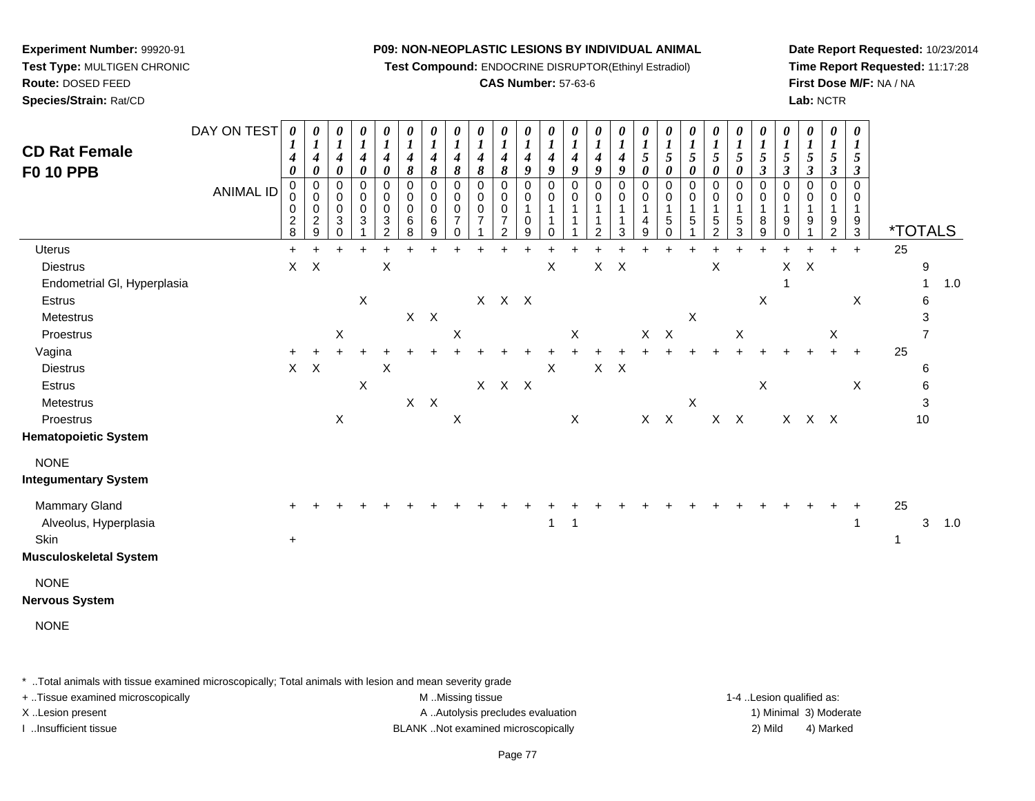**Experiment Number:** 99920-91
**Test Type:** MULTIGEN CHRONIC
**Route:** DOSED FEED
**Species/Strain:** Rat/CD

**P09: NON-NEOPLASTIC LESIONS BY INDIVIDUAL ANIMAL**
**Test Compound:** ENDOCRINE DISRUPTOR(Ethinyl Estradiol)
**CAS Number:** 57-63-6

**Date Report Requested:** 10/23/2014
**Time Report Requested:** 11:17:28
**First Dose M/F:** NA / NA
**Lab:** NCTR

## CD Rat Female F0 10 PPB

| DAY ON TEST | 0140 | 0140 | 0140 | 0140 | 0140 | 0148 | 0148 | 0148 | 0148 | 0148 | 0149 | 0149 | 0149 | 0149 | 0149 | 0150 | 0150 | 0150 | 0150 | 0150 | 0153 | 0153 | 0153 | 0153 | 0153 | *TOTALS | | |
|---|---|---|---|---|---|---|---|---|---|---|---|---|---|---|---|---|---|---|---|---|---|---|---|---|---|---|---|---|
| **ANIMAL ID** | 0028 | 0029 | 0030 | 0031 | 0032 | 0068 | 0069 | 0070 | 0071 | 0072 | 0109 | 0110 | 0111 | 0112 | 0113 | 0149 | 0150 | 0151 | 0152 | 0153 | 0189 | 0190 | 0191 | 0192 | 0193 | | | |
| Uterus | + | + | + | + | + | + | + | + | + | + | + | + | + | + | + | + | + | + | + | + | + | + | + | + | + | 25 | | |
| Diestrus | X | X | | | X | | | | | | | X | | X | X | | | | X | | | X | X | | | | 9 | |
| Endometrial Gl, Hyperplasia | | | | | | | | | | | | | | | | | | | | | | 1 | | | | | 1 | 1.0 |
| Estrus | | | | X | | | | | X | X | X | | | | | | | | | | X | | | | X | | 6 | |
| Metestrus | | | | | | X | X | | | | | | | | | | | X | | | | | | | | | 3 | |
| Proestrus | | | X | | | | | X | | | | | X | | | X | X | | | X | | | | X | | | 7 | |
| Vagina | + | + | + | + | + | + | + | + | + | + | + | + | + | + | + | + | + | + | + | + | + | + | + | + | + | 25 | | |
| Diestrus | X | X | | | X | | | | | | | X | | X | X | | | | | | | | | | | | 6 | |
| Estrus | | | | X | | | | | X | X | X | | | | | | | | | | X | | | | X | | 6 | |
| Metestrus | | | | | | X | X | | | | | | | | | | | X | | | | | | | | | 3 | |
| Proestrus | | | X | | | | | X | | | | | X | | | X | X | | X | X | | X | X | X | | | 10 | |
| **Hematopoietic System** | | | | | | | | | | | | | | | | | | | | | | | | | | | | |
| NONE | | | | | | | | | | | | | | | | | | | | | | | | | | | | |
| **Integumentary System** | | | | | | | | | | | | | | | | | | | | | | | | | | | | |
| Mammary Gland | + | + | + | + | + | + | + | + | + | + | + | + | + | + | + | + | + | + | + | + | + | + | + | + | + | 25 | | |
| Alveolus, Hyperplasia | | | | | | | | | | | | 1 | 1 | | | | | | | | | | | | 1 | | 3 | 1.0 |
| Skin | + | | | | | | | | | | | | | | | | | | | | | | | | | 1 | | |
| **Musculoskeletal System** | | | | | | | | | | | | | | | | | | | | | | | | | | | | |
| NONE | | | | | | | | | | | | | | | | | | | | | | | | | | | | |
| **Nervous System** | | | | | | | | | | | | | | | | | | | | | | | | | | | | |
| NONE | | | | | | | | | | | | | | | | | | | | | | | | | | | | |

* ..Total animals with tissue examined microscopically; Total animals with lesion and mean severity grade
+ ..Tissue examined microscopically
X ..Lesion present
I ..Insufficient tissue

M ..Missing tissue
A ..Autolysis precludes evaluation
BLANK ..Not examined microscopically

1-4 ..Lesion qualified as:
1) Minimal 3) Moderate
2) Mild 4) Marked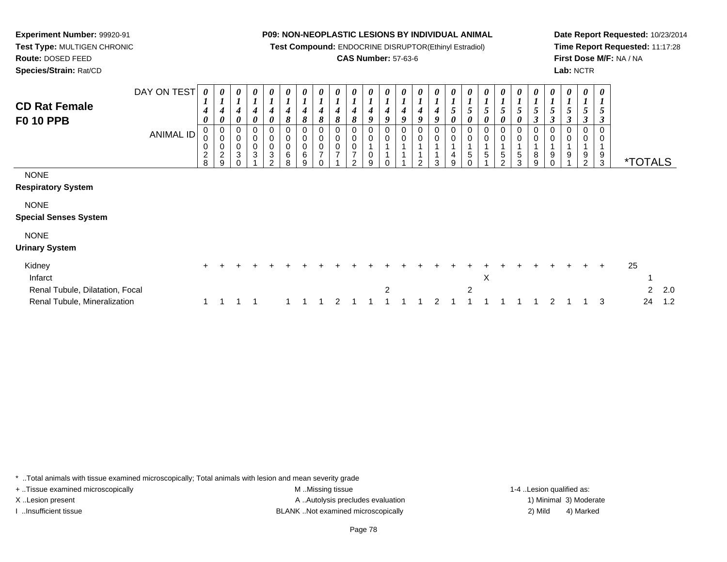**Experiment Number:** 99920-91
**Test Type:** MULTIGEN CHRONIC
**Route:** DOSED FEED
**Species/Strain:** Rat/CD

**P09: NON-NEOPLASTIC LESIONS BY INDIVIDUAL ANIMAL**
**Test Compound:** ENDOCRINE DISRUPTOR(Ethinyl Estradiol)
**CAS Number:** 57-63-6

**Date Report Requested:** 10/23/2014
**Time Report Requested:** 11:17:28
**First Dose M/F:** NA / NA
**Lab:** NCTR

## CD Rat Female
## F0 10 PPB

| DAY ON TEST | 0140 | 0140 | 0140 | 0140 | 0140 | 0148 | 0148 | 0148 | 0148 | 0148 | 0149 | 0149 | 0149 | 0149 | 0149 | 0150 | 0150 | 0150 | 0150 | 0150 | 0153 | 0153 | 0153 | 0153 | 0153 | | |
|---|---|---|---|---|---|---|---|---|---|---|---|---|---|---|---|---|---|---|---|---|---|---|---|---|---|---|---|
| **ANIMAL ID** | 0028 | 0029 | 0030 | 0031 | 0032 | 0068 | 0069 | 0070 | 0071 | 0072 | 0109 | 0110 | 0111 | 0112 | 0113 | 0149 | 0150 | 0151 | 0152 | 0153 | 0189 | 0190 | 0191 | 0192 | 0193 | ***TOTALS** | |
| NONE | | | | | | | | | | | | | | | | | | | | | | | | | | | |
| **Respiratory System** | | | | | | | | | | | | | | | | | | | | | | | | | | | |
| NONE | | | | | | | | | | | | | | | | | | | | | | | | | | | |
| **Special Senses System** | | | | | | | | | | | | | | | | | | | | | | | | | | | |
| NONE | | | | | | | | | | | | | | | | | | | | | | | | | | | |
| **Urinary System** | | | | | | | | | | | | | | | | | | | | | | | | | | | |
| Kidney | + | + | + | + | + | + | + | + | + | + | + | + | + | + | + | + | + | + | + | + | + | + | + | + | + | 25 | |
| Infarct | | | | | | | | | | | | | | | | | | X | | | | | | | | 1 | |
| Renal Tubule, Dilatation, Focal | | | | | | | | | | | | 2 | | | | | 2 | | | | | | | | | 2 | 2.0 |
| Renal Tubule, Mineralization | 1 | 1 | 1 | 1 | | 1 | 1 | 1 | 2 | 1 | 1 | 1 | 1 | 1 | 2 | 1 | 1 | 1 | 1 | 1 | 1 | 2 | 1 | 1 | 3 | 24 | 1.2 |

* ..Total animals with tissue examined microscopically; Total animals with lesion and mean severity grade
+ ..Tissue examined microscopically
X ..Lesion present
I ..Insufficient tissue

M ..Missing tissue
A ..Autolysis precludes evaluation
BLANK ..Not examined microscopically

1-4 ..Lesion qualified as:
1) Minimal 3) Moderate
2) Mild 4) Marked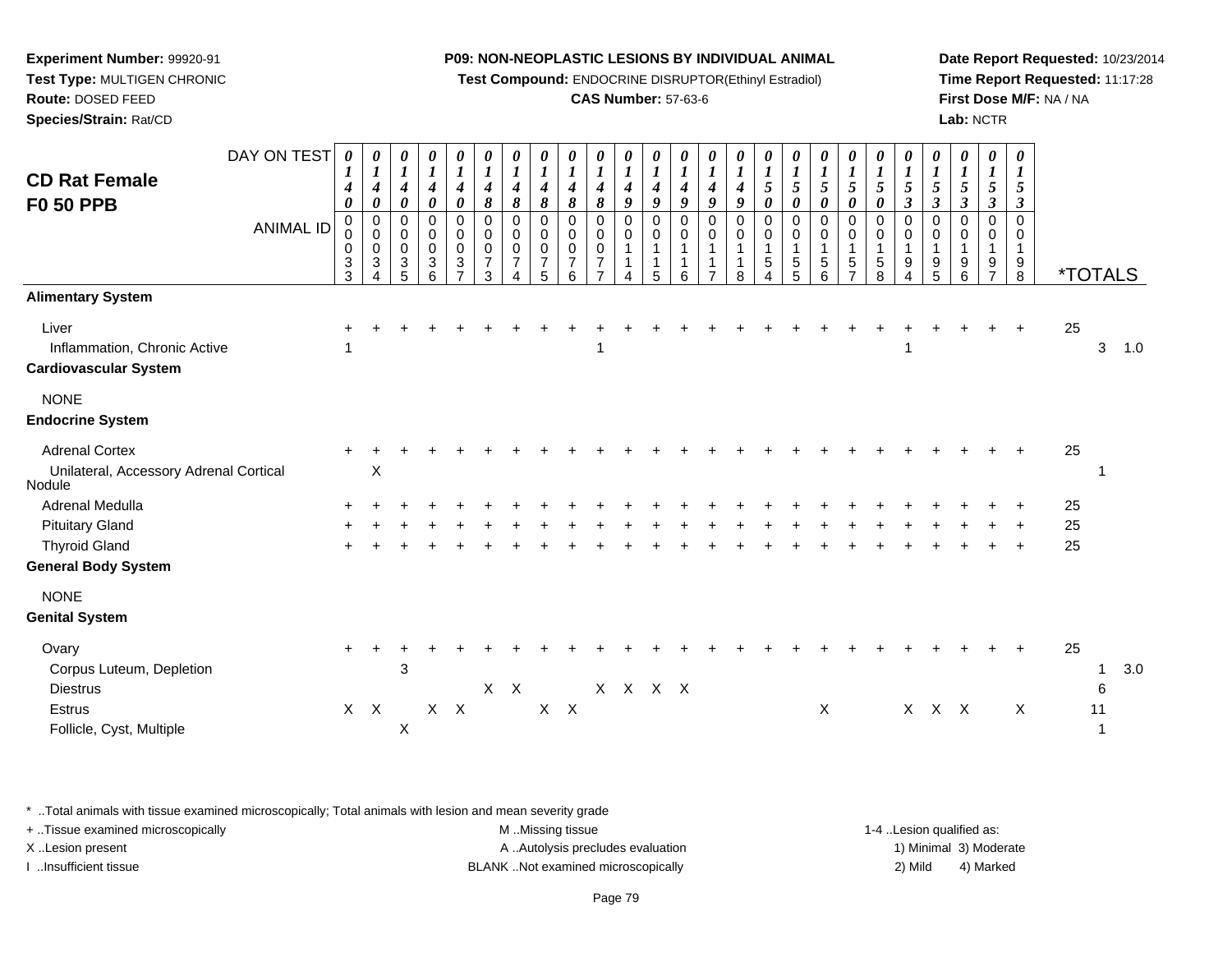**Experiment Number:** 99920-91
**Test Type:** MULTIGEN CHRONIC
**Route:** DOSED FEED
**Species/Strain:** Rat/CD

**P09: NON-NEOPLASTIC LESIONS BY INDIVIDUAL ANIMAL**
**Test Compound:** ENDOCRINE DISRUPTOR(Ethinyl Estradiol)
**CAS Number:** 57-63-6

**Date Report Requested:** 10/23/2014
**Time Report Requested:** 11:17:28
**First Dose M/F:** NA / NA
**Lab:** NCTR

## CD Rat Female F0 50 PPB

| DAY ON TEST | 0140 | 0140 | 0140 | 0140 | 0140 | 0148 | 0148 | 0148 | 0148 | 0148 | 0149 | 0149 | 0149 | 0149 | 0149 | 0150 | 0150 | 0150 | 0150 | 0150 | 0153 | 0153 | 0153 | 0153 | 0153 | *TOTALS | | |
|---|---|---|---|---|---|---|---|---|---|---|---|---|---|---|---|---|---|---|---|---|---|---|---|---|---|---|---|---|
| ANIMAL ID | 00033 | 00034 | 00035 | 00036 | 00037 | 00073 | 00074 | 00075 | 00076 | 00077 | 00114 | 00115 | 00116 | 00117 | 00118 | 00154 | 00155 | 00156 | 00157 | 00158 | 00194 | 00195 | 00196 | 00197 | 00198 | | | |
| **Alimentary System** | | | | | | | | | | | | | | | | | | | | | | | | | | | | |
| Liver | + | + | + | + | + | + | + | + | + | + | + | + | + | + | + | + | + | + | + | + | + | + | + | + | + | 25 | | |
| Inflammation, Chronic Active | 1 | | | | | | | | | 1 | | | | | | | | | | | 1 | | | | | | 3 | 1.0 |
| **Cardiovascular System** | | | | | | | | | | | | | | | | | | | | | | | | | | | | |
| NONE | | | | | | | | | | | | | | | | | | | | | | | | | | | | |
| **Endocrine System** | | | | | | | | | | | | | | | | | | | | | | | | | | | | |
| Adrenal Cortex | + | + | + | + | + | + | + | + | + | + | + | + | + | + | + | + | + | + | + | + | + | + | + | + | + | 25 | | |
| Unilateral, Accessory Adrenal Cortical Nodule | | X | | | | | | | | | | | | | | | | | | | | | | | | | 1 | |
| Adrenal Medulla | + | + | + | + | + | + | + | + | + | + | + | + | + | + | + | + | + | + | + | + | + | + | + | + | + | 25 | | |
| Pituitary Gland | + | + | + | + | + | + | + | + | + | + | + | + | + | + | + | + | + | + | + | + | + | + | + | + | + | 25 | | |
| Thyroid Gland | + | + | + | + | + | + | + | + | + | + | + | + | + | + | + | + | + | + | + | + | + | + | + | + | + | 25 | | |
| **General Body System** | | | | | | | | | | | | | | | | | | | | | | | | | | | | |
| NONE | | | | | | | | | | | | | | | | | | | | | | | | | | | | |
| **Genital System** | | | | | | | | | | | | | | | | | | | | | | | | | | | | |
| Ovary | + | + | + | + | + | + | + | + | + | + | + | + | + | + | + | + | + | + | + | + | + | + | + | + | + | 25 | | |
| Corpus Luteum, Depletion | | | 3 | | | | | | | | | | | | | | | | | | | | | | | | 1 | 3.0 |
| Diestrus | | | | | | X | X | | | X | X | X | X | | | | | | | | | | | | | | 6 | |
| Estrus | X | X | | X | X | | | X | X | | | | | | | | | X | | | X | X | X | | X | | 11 | |
| Follicle, Cyst, Multiple | | | X | | | | | | | | | | | | | | | | | | | | | | | | 1 | |

* ..Total animals with tissue examined microscopically; Total animals with lesion and mean severity grade
+ ..Tissue examined microscopically
X ..Lesion present
I ..Insufficient tissue

M ..Missing tissue
A ..Autolysis precludes evaluation
BLANK ..Not examined microscopically

1-4 ..Lesion qualified as:
1) Minimal 3) Moderate
2) Mild 4) Marked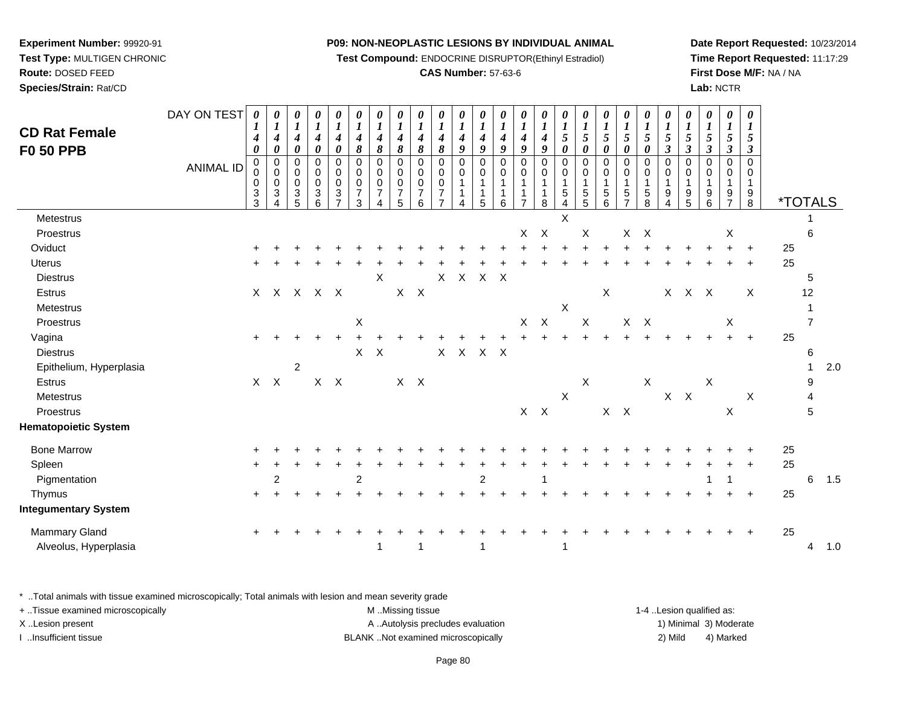**Experiment Number:** 99920-91
**Test Type:** MULTIGEN CHRONIC
**Route:** DOSED FEED
**Species/Strain:** Rat/CD

**P09: NON-NEOPLASTIC LESIONS BY INDIVIDUAL ANIMAL**
**Test Compound:** ENDOCRINE DISRUPTOR(Ethinyl Estradiol)
**CAS Number:** 57-63-6

**Date Report Requested:** 10/23/2014
**Time Report Requested:** 11:17:29
**First Dose M/F:** NA / NA
**Lab:** NCTR

# CD Rat Female F0 50 PPB

| DAY ON TEST | 0140 | 0140 | 0140 | 0140 | 0140 | 0148 | 0148 | 0148 | 0148 | 0148 | 0149 | 0149 | 0149 | 0149 | 0149 | 0150 | 0150 | 0150 | 0150 | 0150 | 0153 | 0153 | 0153 | 0153 | 0153 | | | |
|---|---|---|---|---|---|---|---|---|---|---|---|---|---|---|---|---|---|---|---|---|---|---|---|---|---|---|---|---|
| **ANIMAL ID** | 0033 | 0034 | 0035 | 0036 | 0037 | 0073 | 0074 | 0075 | 0076 | 0077 | 0114 | 0115 | 0116 | 0117 | 0118 | 0154 | 0155 | 0156 | 0157 | 0158 | 0194 | 0195 | 0196 | 0197 | 0198 | ***TOTALS** | | |
| Metestrus | | | | | | | | | | | | | | | | X | | | | | | | | | | | 1 | |
| Proestrus | | | | | | | | | | | | | | X | X | | X | | X | X | | | | X | | | 6 | |
| Oviduct | + | + | + | + | + | + | + | + | + | + | + | + | + | + | + | + | + | + | + | + | + | + | + | + | + | 25 | | |
| Uterus | + | + | + | + | + | + | + | + | + | + | + | + | + | + | + | + | + | + | + | + | + | + | + | + | + | 25 | | |
| Diestrus | | | | | | | X | | | X | X | X | X | | | | | | | | | | | | | | 5 | |
| Estrus | X | X | X | X | X | | | X | X | | | | | | | | | X | | | X | X | X | | X | | 12 | |
| Metestrus | | | | | | | | | | | | | | | | X | | | | | | | | | | | 1 | |
| Proestrus | | | | | | X | | | | | | | | X | X | | X | | X | X | | | | X | | | 7 | |
| Vagina | + | + | + | + | + | + | + | + | + | + | + | + | + | + | + | + | + | + | + | + | + | + | + | + | + | 25 | | |
| Diestrus | | | | | | X | X | | | X | X | X | X | | | | | | | | | | | | | | 6 | |
| Epithelium, Hyperplasia | | | 2 | | | | | | | | | | | | | | | | | | | | | | | | 1 | 2.0 |
| Estrus | X | X | | X | X | | | X | X | | | | | | | | X | | | X | | | X | | | | 9 | |
| Metestrus | | | | | | | | | | | | | | | | X | | | | | X | X | | | X | | 4 | |
| Proestrus | | | | | | | | | | | | | | X | X | | | X | X | | | | | X | | | 5 | |
| **Hematopoietic System** | | | | | | | | | | | | | | | | | | | | | | | | | | | | |
| Bone Marrow | + | + | + | + | + | + | + | + | + | + | + | + | + | + | + | + | + | + | + | + | + | + | + | + | + | 25 | | |
| Spleen | + | + | + | + | + | + | + | + | + | + | + | + | + | + | + | + | + | + | + | + | + | + | + | + | + | 25 | | |
| Pigmentation | | 2 | | | | 2 | | | | | | 2 | | | 1 | | | | | | | | 1 | 1 | | | 6 | 1.5 |
| Thymus | + | + | + | + | + | + | + | + | + | + | + | + | + | + | + | + | + | + | + | + | + | + | + | + | + | 25 | | |
| **Integumentary System** | | | | | | | | | | | | | | | | | | | | | | | | | | | | |
| Mammary Gland | + | + | + | + | + | + | + | + | + | + | + | + | + | + | + | + | + | + | + | + | + | + | + | + | + | 25 | | |
| Alveolus, Hyperplasia | | | | | | | 1 | | 1 | | | 1 | | | | 1 | | | | | | | | | | | 4 | 1.0 |

* ..Total animals with tissue examined microscopically; Total animals with lesion and mean severity grade
+ ..Tissue examined microscopically
X ..Lesion present
I ..Insufficient tissue

M ..Missing tissue
A ..Autolysis precludes evaluation
BLANK ..Not examined microscopically

1-4 ..Lesion qualified as:
1) Minimal 3) Moderate
2) Mild 4) Marked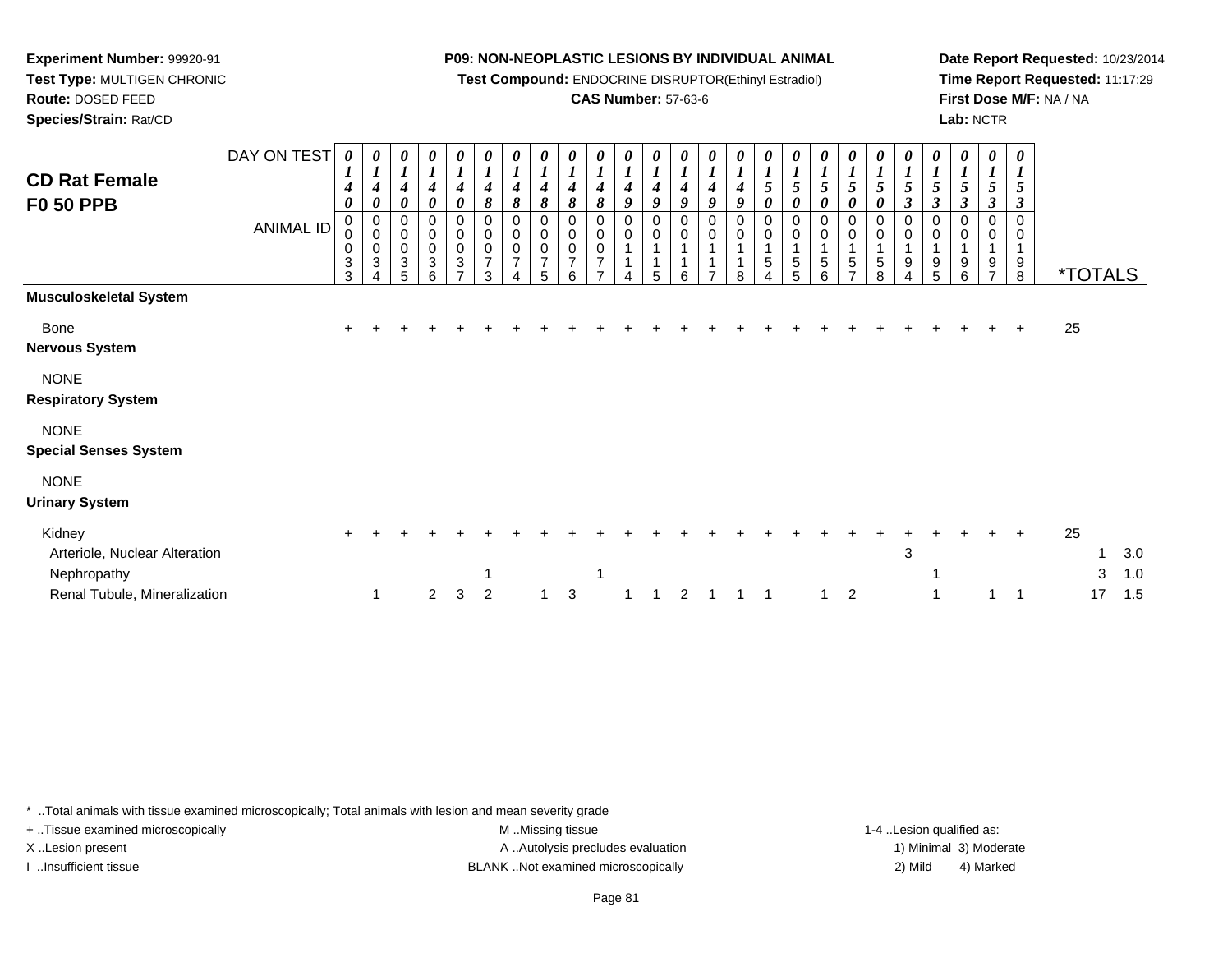**Experiment Number:** 99920-91
**Test Type:** MULTIGEN CHRONIC
**Route:** DOSED FEED
**Species/Strain:** Rat/CD

**P09: NON-NEOPLASTIC LESIONS BY INDIVIDUAL ANIMAL**
**Test Compound:** ENDOCRINE DISRUPTOR(Ethinyl Estradiol)
**CAS Number:** 57-63-6

**Date Report Requested:** 10/23/2014
**Time Report Requested:** 11:17:29
**First Dose M/F:** NA / NA
**Lab:** NCTR

## CD Rat Female F0 50 PPB

| DAY ON TEST | 0140 | 0140 | 0140 | 0140 | 0140 | 0148 | 0148 | 0148 | 0148 | 0148 | 0149 | 0149 | 0149 | 0149 | 0149 | 0150 | 0150 | 0150 | 0150 | 0150 | 0153 | 0153 | 0153 | 0153 | 0153 | | |
|---|---|---|---|---|---|---|---|---|---|---|---|---|---|---|---|---|---|---|---|---|---|---|---|---|---|---|---|
| ANIMAL ID | 0033 | 0034 | 0035 | 0036 | 0037 | 0073 | 0074 | 0075 | 0076 | 0077 | 0114 | 0115 | 0116 | 0117 | 0118 | 0154 | 0155 | 0156 | 0157 | 0158 | 0194 | 0195 | 0196 | 0197 | 0198 | *TOTALS | |
| **Musculoskeletal System** | | | | | | | | | | | | | | | | | | | | | | | | | | | |
| Bone | + | + | + | + | + | + | + | + | + | + | + | + | + | + | + | + | + | + | + | + | + | + | + | + | + | 25 | |
| **Nervous System** | | | | | | | | | | | | | | | | | | | | | | | | | | | |
| NONE | | | | | | | | | | | | | | | | | | | | | | | | | | | |
| **Respiratory System** | | | | | | | | | | | | | | | | | | | | | | | | | | | |
| NONE | | | | | | | | | | | | | | | | | | | | | | | | | | | |
| **Special Senses System** | | | | | | | | | | | | | | | | | | | | | | | | | | | |
| NONE | | | | | | | | | | | | | | | | | | | | | | | | | | | |
| **Urinary System** | | | | | | | | | | | | | | | | | | | | | | | | | | | |
| Kidney | + | + | + | + | + | + | + | + | + | + | + | + | + | + | + | + | + | + | + | + | + | + | + | + | + | 25 | |
| Arteriole, Nuclear Alteration | | | | | | | | | | | | | | | | | | | | | 3 | | | | | 1 | 3.0 |
| Nephropathy | | | | | | 1 | | | | 1 | | | | | | | | | | | | 1 | | | | 3 | 1.0 |
| Renal Tubule, Mineralization | | 1 | | 2 | 3 | 2 | | 1 | 3 | | 1 | 1 | 2 | 1 | 1 | 1 | | 1 | 2 | | | 1 | | 1 | 1 | 17 | 1.5 |

\* ..Total animals with tissue examined microscopically; Total animals with lesion and mean severity grade
+ ..Tissue examined microscopically
X ..Lesion present
I ..Insufficient tissue
M ..Missing tissue
A ..Autolysis precludes evaluation
BLANK ..Not examined microscopically
1-4 ..Lesion qualified as: 1) Minimal 2) Mild 3) Moderate 4) Marked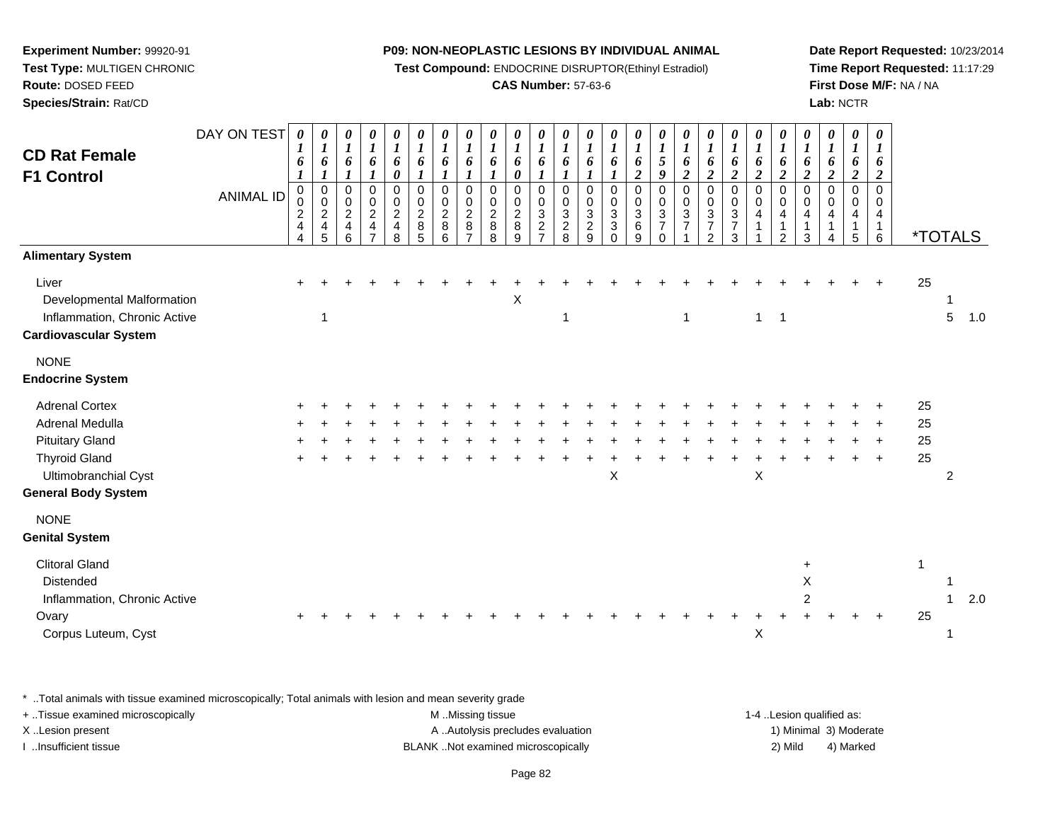**Experiment Number:** 99920-91
**Test Type:** MULTIGEN CHRONIC
**Route:** DOSED FEED
**Species/Strain:** Rat/CD

**P09: NON-NEOPLASTIC LESIONS BY INDIVIDUAL ANIMAL**
**Test Compound:** ENDOCRINE DISRUPTOR(Ethinyl Estradiol)
**CAS Number:** 57-63-6

**Date Report Requested:** 10/23/2014
**Time Report Requested:** 11:17:29
**First Dose M/F:** NA / NA
**Lab:** NCTR

# CD Rat Female F1 Control

| DAY ON TEST | 0161 | 0161 | 0161 | 0161 | 0160 | 0161 | 0161 | 0161 | 0161 | 0160 | 0161 | 0161 | 0161 | 0161 | 0162 | 0159 | 0162 | 0162 | 0162 | 0162 | 0162 | 0162 | 0162 | 0162 | 0162 | | | |
|---|---|---|---|---|---|---|---|---|---|---|---|---|---|---|---|---|---|---|---|---|---|---|---|---|---|---|---|---|
| **ANIMAL ID** | 0002444 | 0002445 | 0002446 | 0002447 | 0002448 | 0002485 | 0002486 | 0002487 | 0002488 | 0002489 | 0003227 | 0003228 | 0003229 | 0003330 | 0003369 | 0003370 | 0003371 | 0003372 | 0003373 | 0004411 | 0004412 | 0004413 | 0004414 | 0004415 | 0004416 | ***TOTALS** | | |
| **Alimentary System** | | | | | | | | | | | | | | | | | | | | | | | | | | | | |
| Liver | + | + | + | + | + | + | + | + | + | + | + | + | + | + | + | + | + | + | + | + | + | + | + | + | + | 25 | | |
| Developmental Malformation | | | | | | | | | | X | | | | | | | | | | | | | | | | | 1 | |
| Inflammation, Chronic Active | | 1 | | | | | | | | | | 1 | | | | | 1 | | | 1 | 1 | | | | | | 5 | 1.0 |
| **Cardiovascular System** | | | | | | | | | | | | | | | | | | | | | | | | | | | | |
| NONE | | | | | | | | | | | | | | | | | | | | | | | | | | | | |
| **Endocrine System** | | | | | | | | | | | | | | | | | | | | | | | | | | | | |
| Adrenal Cortex | + | + | + | + | + | + | + | + | + | + | + | + | + | + | + | + | + | + | + | + | + | + | + | + | + | 25 | | |
| Adrenal Medulla | + | + | + | + | + | + | + | + | + | + | + | + | + | + | + | + | + | + | + | + | + | + | + | + | + | 25 | | |
| Pituitary Gland | + | + | + | + | + | + | + | + | + | + | + | + | + | + | + | + | + | + | + | + | + | + | + | + | + | 25 | | |
| Thyroid Gland | + | + | + | + | + | + | + | + | + | + | + | + | + | + | + | + | + | + | + | + | + | + | + | + | + | 25 | | |
| Ultimobranchial Cyst | | | | | | | | | | | | | | X | | | | | | X | | | | | | | 2 | |
| **General Body System** | | | | | | | | | | | | | | | | | | | | | | | | | | | | |
| NONE | | | | | | | | | | | | | | | | | | | | | | | | | | | | |
| **Genital System** | | | | | | | | | | | | | | | | | | | | | | | | | | | | |
| Clitoral Gland | | | | | | | | | | | | | | | | | | | | | | + | | | | 1 | | |
| Distended | | | | | | | | | | | | | | | | | | | | | | X | | | | | 1 | |
| Inflammation, Chronic Active | | | | | | | | | | | | | | | | | | | | | | 2 | | | | | 1 | 2.0 |
| Ovary | + | + | + | + | + | + | + | + | + | + | + | + | + | + | + | + | + | + | + | + | + | + | + | + | + | 25 | | |
| Corpus Luteum, Cyst | | | | | | | | | | | | | | | | | | | | X | | | | | | | 1 | |

\* ..Total animals with tissue examined microscopically; Total animals with lesion and mean severity grade
+ ..Tissue examined microscopically
X ..Lesion present
I ..Insufficient tissue

M ..Missing tissue
A ..Autolysis precludes evaluation
BLANK ..Not examined microscopically

1-4 ..Lesion qualified as:
1) Minimal 3) Moderate
2) Mild 4) Marked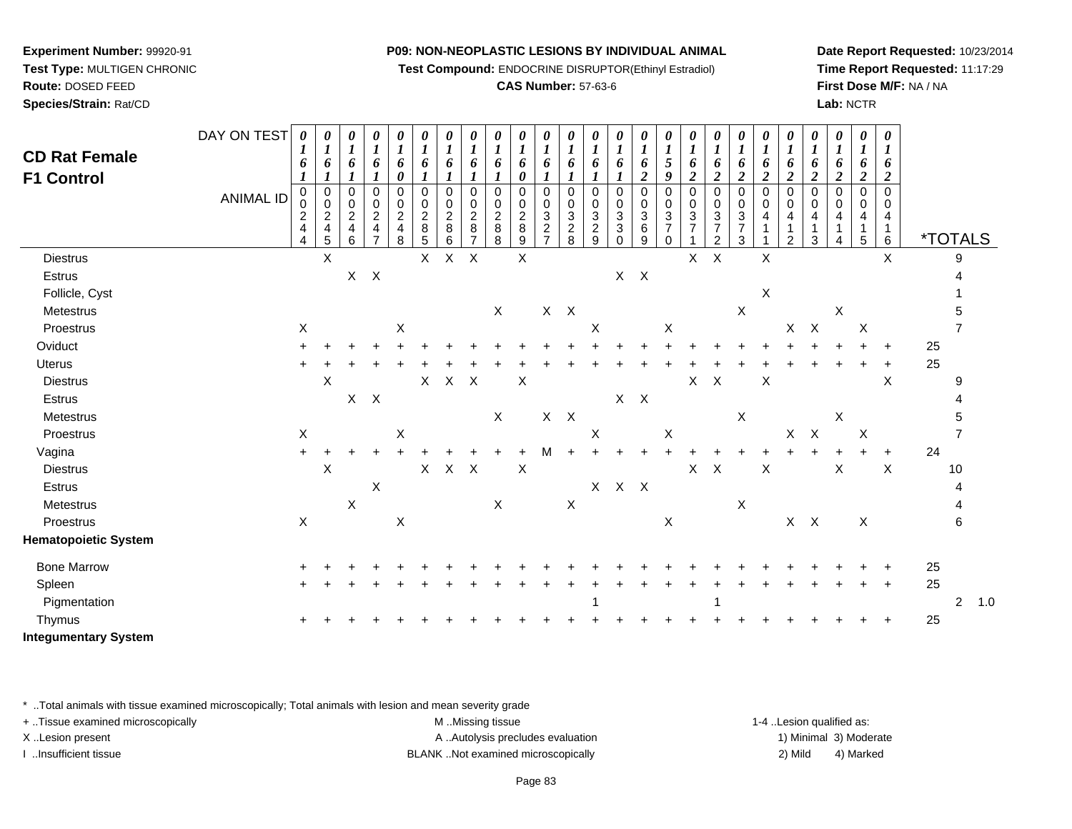**Experiment Number:** 99920-91
**Test Type:** MULTIGEN CHRONIC
**Route:** DOSED FEED
**Species/Strain:** Rat/CD

**P09: NON-NEOPLASTIC LESIONS BY INDIVIDUAL ANIMAL**
**Test Compound:** ENDOCRINE DISRUPTOR(Ethinyl Estradiol)
**CAS Number:** 57-63-6

**Date Report Requested:** 10/23/2014
**Time Report Requested:** 11:17:29
**First Dose M/F:** NA / NA
**Lab:** NCTR

## CD Rat Female F1 Control

| DAY ON TEST | 0161 | 0161 | 0161 | 0161 | 0160 | 0161 | 0161 | 0161 | 0161 | 0160 | 0161 | 0161 | 0161 | 0161 | 0162 | 0159 | 0162 | 0162 | 0162 | 0162 | 0162 | 0162 | 0162 | 0162 | 0162 | |
|---|---|---|---|---|---|---|---|---|---|---|---|---|---|---|---|---|---|---|---|---|---|---|---|---|---|---|
| **ANIMAL ID** | 0244 | 0245 | 0246 | 0247 | 0248 | 0285 | 0286 | 0287 | 0288 | 0289 | 0327 | 0328 | 0329 | 0330 | 0369 | 0370 | 0371 | 0372 | 0373 | 0411 | 0412 | 0413 | 0414 | 0415 | 0416 | ***TOTALS** |
| Diestrus | | X | | | | X | X | X | | X | | | | | | | X | X | | X | | | | | X | 9 |
| Estrus | | | X | X | | | | | | | | | | X | X | | | | | | | | | | | 4 |
| Follicle, Cyst | | | | | | | | | | | | | | | | | | | | X | | | | | | 1 |
| Metestrus | | | | | | | | | X | | X | X | | | | | | | X | | | | X | | | 5 |
| Proestrus | X | | | | X | | | | | | | | X | | | X | | | | | X | X | | X | | 7 |
| Oviduct | + | + | + | + | + | + | + | + | + | + | + | + | + | + | + | + | + | + | + | + | + | + | + | + | + | 25 |
| Uterus | + | + | + | + | + | + | + | + | + | + | + | + | + | + | + | + | + | + | + | + | + | + | + | + | + | 25 |
| Diestrus | | X | | | | X | X | X | | X | | | | | | | X | X | | X | | | | | X | 9 |
| Estrus | | | X | X | | | | | | | | | | X | X | | | | | | | | | | | 4 |
| Metestrus | | | | | | | | | X | | X | X | | | | | | | X | | | | X | | | 5 |
| Proestrus | X | | | | X | | | | | | | | X | | | X | | | | | X | X | | X | | 7 |
| Vagina | + | + | + | + | + | + | + | + | + | + | M | + | + | + | + | + | + | + | + | + | + | + | + | + | + | 24 |
| Diestrus | | X | | | | X | X | X | | X | | | | | | | X | X | | X | | | X | | X | 10 |
| Estrus | | | | X | | | | | | | | | X | X | X | | | | | | | | | | | 4 |
| Metestrus | | | X | | | | | | X | | | X | | | | | | | X | | | | | | | 4 |
| Proestrus | X | | | | X | | | | | | | | | | | X | | | | | X | X | | X | | 6 |
| **Hematopoietic System** | | | | | | | | | | | | | | | | | | | | | | | | | | |
| Bone Marrow | + | + | + | + | + | + | + | + | + | + | + | + | + | + | + | + | + | + | + | + | + | + | + | + | + | 25 |
| Spleen | + | + | + | + | + | + | + | + | + | + | + | + | + | + | + | + | + | + | + | + | + | + | + | + | + | 25 |
| Pigmentation | | | | | | | | | | | | | 1 | | | | | 1 | | | | | | | | 2 1.0 |
| Thymus | + | + | + | + | + | + | + | + | + | + | + | + | + | + | + | + | + | + | + | + | + | + | + | + | + | 25 |
| **Integumentary System** | | | | | | | | | | | | | | | | | | | | | | | | | | |

* ..Total animals with tissue examined microscopically; Total animals with lesion and mean severity grade
+ ..Tissue examined microscopically
X ..Lesion present
I ..Insufficient tissue

M ..Missing tissue
A ..Autolysis precludes evaluation
BLANK ..Not examined microscopically

1-4 ..Lesion qualified as:
1) Minimal 3) Moderate
2) Mild 4) Marked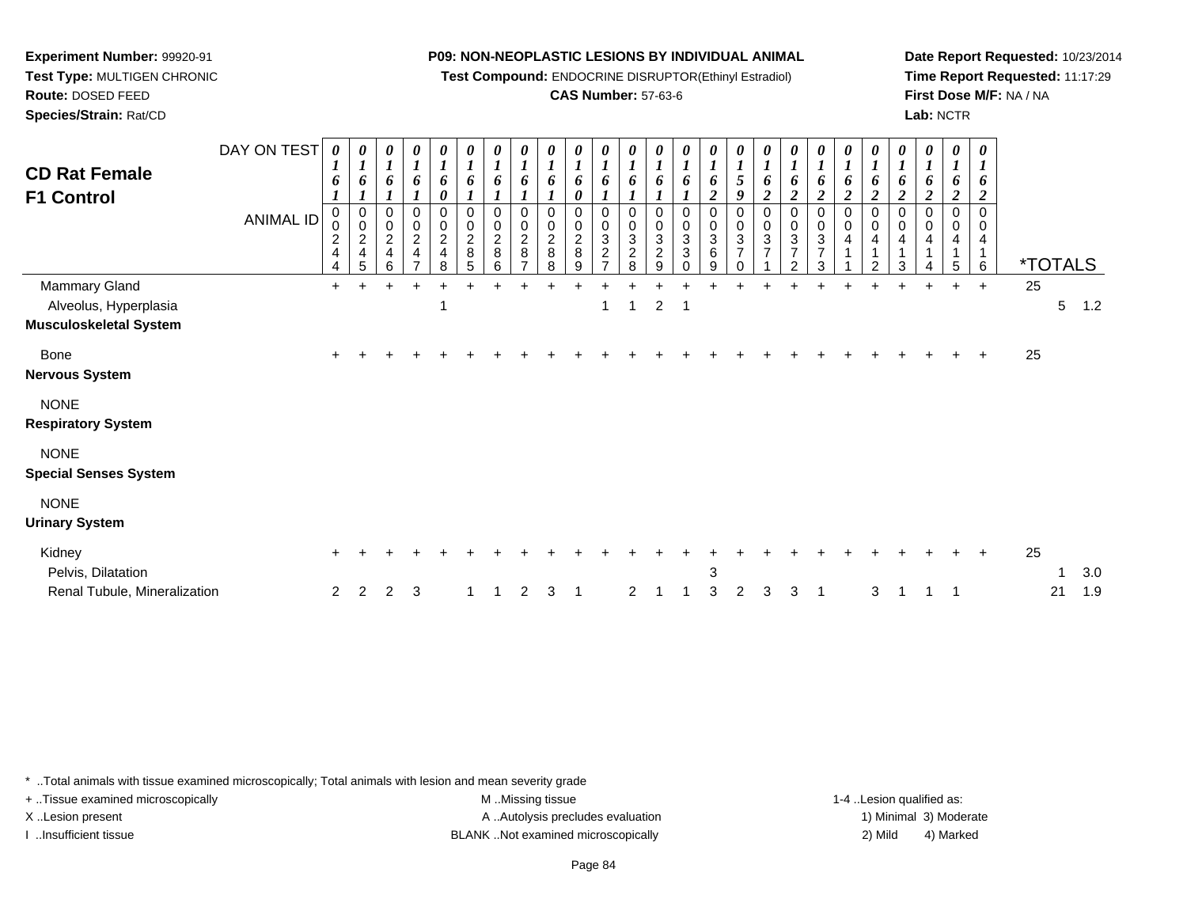**Experiment Number:** 99920-91
**Test Type:** MULTIGEN CHRONIC
**Route:** DOSED FEED
**Species/Strain:** Rat/CD

**P09: NON-NEOPLASTIC LESIONS BY INDIVIDUAL ANIMAL**
**Test Compound:** ENDOCRINE DISRUPTOR(Ethinyl Estradiol)
**CAS Number:** 57-63-6

**Date Report Requested:** 10/23/2014
**Time Report Requested:** 11:17:29
**First Dose M/F:** NA / NA
**Lab:** NCTR

# CD Rat Female F1 Control

| DAY ON TEST | 0161 | 0161 | 0161 | 0161 | 0160 | 0161 | 0161 | 0161 | 0161 | 0160 | 0161 | 0161 | 0161 | 0161 | 0162 | 0159 | 0162 | 0162 | 0162 | 0162 | 0162 | 0162 | 0162 | 0162 | 0162 | | |
|---|---|---|---|---|---|---|---|---|---|---|---|---|---|---|---|---|---|---|---|---|---|---|---|---|---|---|---|
| **ANIMAL ID** | 00244 | 00245 | 00246 | 00247 | 00248 | 00285 | 00286 | 00287 | 00288 | 00289 | 00327 | 00328 | 00329 | 00330 | 00369 | 00370 | 00371 | 00372 | 00373 | 00411 | 00412 | 00413 | 00414 | 00415 | 00416 | ***TOTALS** | |
| Mammary Gland | + | + | + | + | + | + | + | + | + | + | + | + | + | + | + | + | + | + | + | + | + | + | + | + | + | 25 | |
| Alveolus, Hyperplasia | | | | | 1 | | | | | | 1 | 1 | 2 | 1 | | | | | | | | | | | | 5 | 1.2 |
| **Musculoskeletal System** | | | | | | | | | | | | | | | | | | | | | | | | | | | |
| Bone | + | + | + | + | + | + | + | + | + | + | + | + | + | + | + | + | + | + | + | + | + | + | + | + | + | 25 | |
| **Nervous System** | | | | | | | | | | | | | | | | | | | | | | | | | | | |
| NONE | | | | | | | | | | | | | | | | | | | | | | | | | | | |
| **Respiratory System** | | | | | | | | | | | | | | | | | | | | | | | | | | | |
| NONE | | | | | | | | | | | | | | | | | | | | | | | | | | | |
| **Special Senses System** | | | | | | | | | | | | | | | | | | | | | | | | | | | |
| NONE | | | | | | | | | | | | | | | | | | | | | | | | | | | |
| **Urinary System** | | | | | | | | | | | | | | | | | | | | | | | | | | | |
| Kidney | + | + | + | + | + | + | + | + | + | + | + | + | + | + | + | + | + | + | + | + | + | + | + | + | + | 25 | |
| Pelvis, Dilatation | | | | | | | | | | | | | | | 3 | | | | | | | | | | | 1 | 3.0 |
| Renal Tubule, Mineralization | 2 | 2 | 2 | 3 | | 1 | 1 | 2 | 3 | 1 | | 2 | 1 | 1 | 3 | 2 | 3 | 3 | 1 | | 3 | 1 | 1 | 1 | | 21 | 1.9 |

* ..Total animals with tissue examined microscopically; Total animals with lesion and mean severity grade
+ ..Tissue examined microscopically
X ..Lesion present
I ..Insufficient tissue

M ..Missing tissue
A ..Autolysis precludes evaluation
BLANK ..Not examined microscopically

1-4 ..Lesion qualified as:
1) Minimal 3) Moderate
2) Mild 4) Marked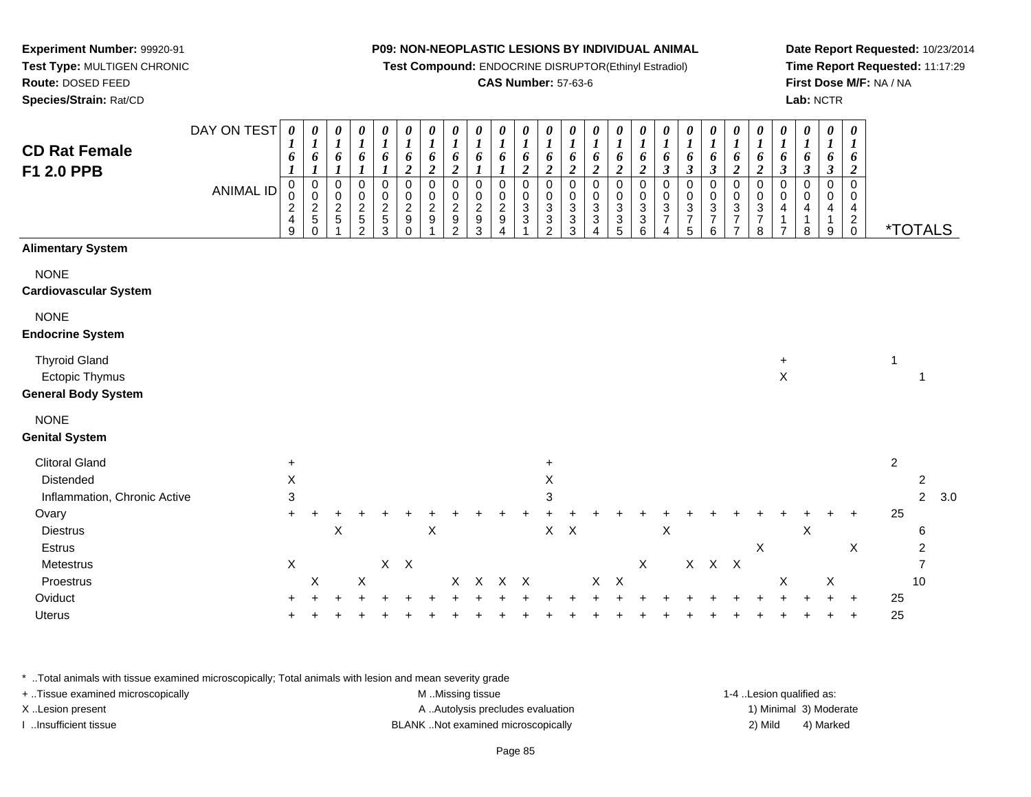**Experiment Number:** 99920-91
**Test Type:** MULTIGEN CHRONIC
**Route:** DOSED FEED
**Species/Strain:** Rat/CD

**P09: NON-NEOPLASTIC LESIONS BY INDIVIDUAL ANIMAL**
**Test Compound:** ENDOCRINE DISRUPTOR(Ethinyl Estradiol)
**CAS Number:** 57-63-6

**Date Report Requested:** 10/23/2014
**Time Report Requested:** 11:17:29
**First Dose M/F:** NA / NA
**Lab:** NCTR

## CD Rat Female F1 2.0 PPB

| DAY ON TEST | 0161 | 0161 | 0161 | 0161 | 0161 | 0162 | 0162 | 0162 | 0161 | 0161 | 0162 | 0162 | 0162 | 0162 | 0162 | 0162 | 0163 | 0163 | 0163 | 0162 | 0162 | 0163 | 0163 | 0163 | 0162 | | | |
|---|---|---|---|---|---|---|---|---|---|---|---|---|---|---|---|---|---|---|---|---|---|---|---|---|---|---|---|---|
| **ANIMAL ID** | 0249 | 0250 | 0251 | 0252 | 0253 | 0290 | 0291 | 0292 | 0293 | 0294 | 0331 | 0332 | 0333 | 0334 | 0335 | 0336 | 0374 | 0375 | 0376 | 0377 | 0378 | 0417 | 0418 | 0419 | 0420 | ***TOTALS** | | |
| **Alimentary System** | | | | | | | | | | | | | | | | | | | | | | | | | | | | |
| NONE | | | | | | | | | | | | | | | | | | | | | | | | | | | | |
| **Cardiovascular System** | | | | | | | | | | | | | | | | | | | | | | | | | | | | |
| NONE | | | | | | | | | | | | | | | | | | | | | | | | | | | | |
| **Endocrine System** | | | | | | | | | | | | | | | | | | | | | | | | | | | | |
| Thyroid Gland | | | | | | | | | | | | | | | | | | | | | | + | | | | 1 | | |
| Ectopic Thymus | | | | | | | | | | | | | | | | | | | | | | X | | | | | 1 | |
| **General Body System** | | | | | | | | | | | | | | | | | | | | | | | | | | | | |
| NONE | | | | | | | | | | | | | | | | | | | | | | | | | | | | |
| **Genital System** | | | | | | | | | | | | | | | | | | | | | | | | | | | | |
| Clitoral Gland | + | | | | | | | | | | | + | | | | | | | | | | | | | | 2 | | |
| Distended | X | | | | | | | | | | | X | | | | | | | | | | | | | | | 2 | |
| Inflammation, Chronic Active | 3 | | | | | | | | | | | 3 | | | | | | | | | | | | | | | 2 | 3.0 |
| Ovary | + | + | + | + | + | + | + | + | + | + | + | + | + | + | + | + | + | + | + | + | + | + | + | + | + | 25 | | |
| Diestrus | | | X | | | | X | | | | | X | X | | | | X | | | | | | X | | | | 6 | |
| Estrus | | | | | | | | | | | | | | | | | | | | | X | | | | X | | 2 | |
| Metestrus | X | | | | X | X | | | | | | | | | | X | | X | X | X | | | | | | | 7 | |
| Proestrus | | X | | X | | | | X | X | X | X | | | X | X | | | | | | | X | | X | | | 10 | |
| Oviduct | + | + | + | + | + | + | + | + | + | + | + | + | + | + | + | + | + | + | + | + | + | + | + | + | + | 25 | | |
| Uterus | + | + | + | + | + | + | + | + | + | + | + | + | + | + | + | + | + | + | + | + | + | + | + | + | + | 25 | | |

* ..Total animals with tissue examined microscopically; Total animals with lesion and mean severity grade
+ ..Tissue examined microscopically
X ..Lesion present
I ..Insufficient tissue

M ..Missing tissue
A ..Autolysis precludes evaluation
BLANK ..Not examined microscopically

1-4 ..Lesion qualified as:
1) Minimal 3) Moderate
2) Mild 4) Marked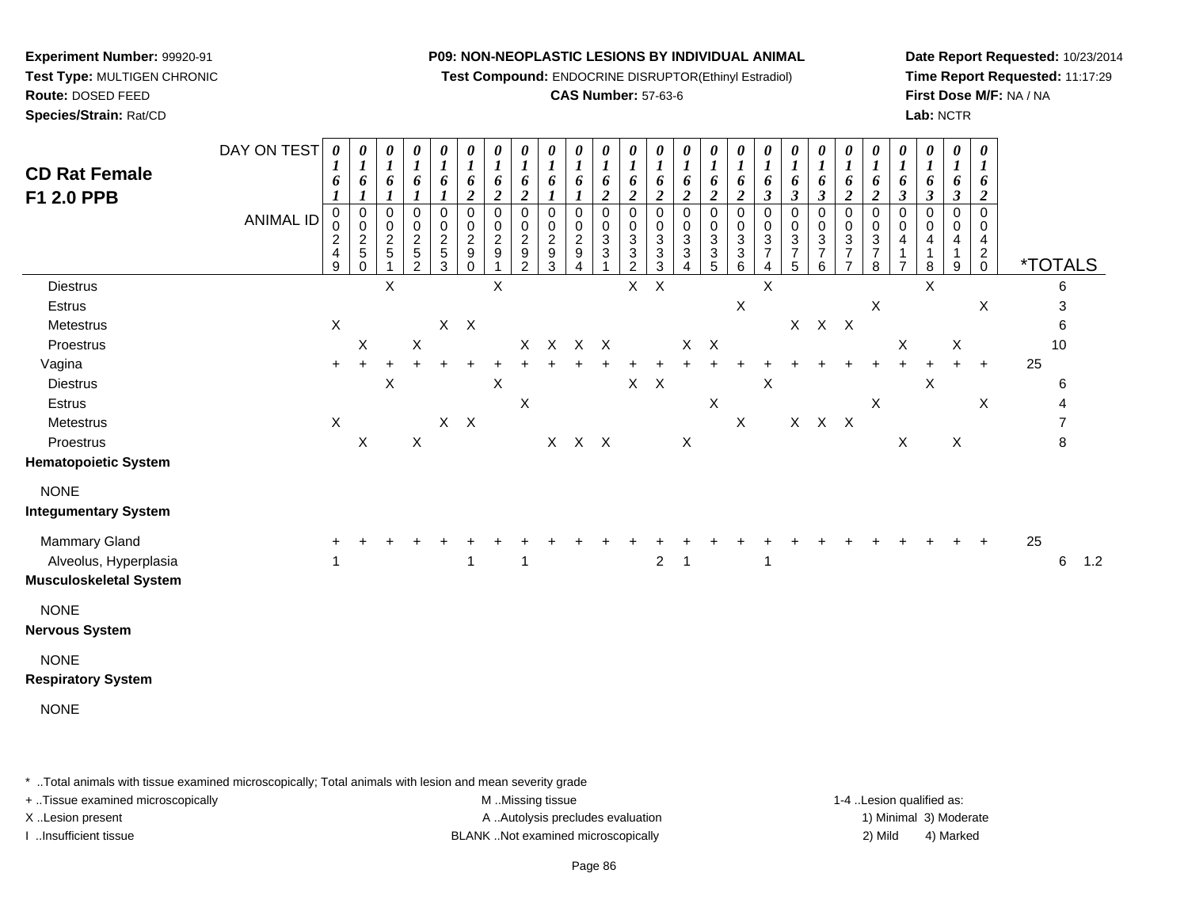**Experiment Number:** 99920-91
**Test Type:** MULTIGEN CHRONIC
**Route:** DOSED FEED
**Species/Strain:** Rat/CD

**P09: NON-NEOPLASTIC LESIONS BY INDIVIDUAL ANIMAL**
**Test Compound:** ENDOCRINE DISRUPTOR(Ethinyl Estradiol)
**CAS Number:** 57-63-6

**Date Report Requested:** 10/23/2014
**Time Report Requested:** 11:17:29
**First Dose M/F:** NA / NA
**Lab:** NCTR

## CD Rat Female F1 2.0 PPB

| DAY ON TEST | 0161 | 0161 | 0161 | 0161 | 0161 | 0162 | 0162 | 0162 | 0161 | 0161 | 0162 | 0162 | 0162 | 0162 | 0162 | 0162 | 0163 | 0163 | 0163 | 0162 | 0162 | 0163 | 0163 | 0163 | 0162 | | |
|---|---|---|---|---|---|---|---|---|---|---|---|---|---|---|---|---|---|---|---|---|---|---|---|---|---|---|---|
| **ANIMAL ID** | 0249 | 0250 | 0251 | 0252 | 0253 | 0290 | 0291 | 0292 | 0293 | 0294 | 0331 | 0332 | 0333 | 0334 | 0335 | 0336 | 0374 | 0375 | 0376 | 0377 | 0378 | 0417 | 0418 | 0419 | 0420 | ***TOTALS** | |
| Diestrus | | | X | | | | X | | | | | X | X | | | | X | | | | | | X | | | 6 | |
| Estrus | | | | | | | | | | | | | | | | X | | | | | X | | | | X | 3 | |
| Metestrus | X | | | | X | X | | | | | | | | | | | | X | X | X | | | | | | 6 | |
| Proestrus | | X | | X | | | | X | X | X | X | | | X | X | | | | | | | X | | X | | 10 | |
| Vagina | + | + | + | + | + | + | + | + | + | + | + | + | + | + | + | + | + | + | + | + | + | + | + | + | + | 25 | |
| Diestrus | | | X | | | | X | | | | | X | X | | | | X | | | | | | X | | | 6 | |
| Estrus | | | | | | | | X | | | | | | | X | | | | | | X | | | | X | 4 | |
| Metestrus | X | | | | X | X | | | | | | | | | | X | | X | X | X | | | | | | 7 | |
| Proestrus | | X | | X | | | | | X | X | X | | | X | | | | | | | | X | | X | | 8 | |
| **Hematopoietic System** | | | | | | | | | | | | | | | | | | | | | | | | | | | |
| NONE | | | | | | | | | | | | | | | | | | | | | | | | | | | |
| **Integumentary System** | | | | | | | | | | | | | | | | | | | | | | | | | | | |
| Mammary Gland | + | + | + | + | + | + | + | + | + | + | + | + | + | + | + | + | + | + | + | + | + | + | + | + | + | 25 | |
| Alveolus, Hyperplasia | 1 | | | | | 1 | | 1 | | | | | 2 | 1 | | | 1 | | | | | | | | | 6 | 1.2 |
| **Musculoskeletal System** | | | | | | | | | | | | | | | | | | | | | | | | | | | |
| NONE | | | | | | | | | | | | | | | | | | | | | | | | | | | |
| **Nervous System** | | | | | | | | | | | | | | | | | | | | | | | | | | | |
| NONE | | | | | | | | | | | | | | | | | | | | | | | | | | | |
| **Respiratory System** | | | | | | | | | | | | | | | | | | | | | | | | | | | |
| NONE | | | | | | | | | | | | | | | | | | | | | | | | | | | |

* ..Total animals with tissue examined microscopically; Total animals with lesion and mean severity grade
+ ..Tissue examined microscopically
X ..Lesion present
I ..Insufficient tissue

M ..Missing tissue
A ..Autolysis precludes evaluation
BLANK ..Not examined microscopically

1-4 ..Lesion qualified as:
1) Minimal 3) Moderate
2) Mild 4) Marked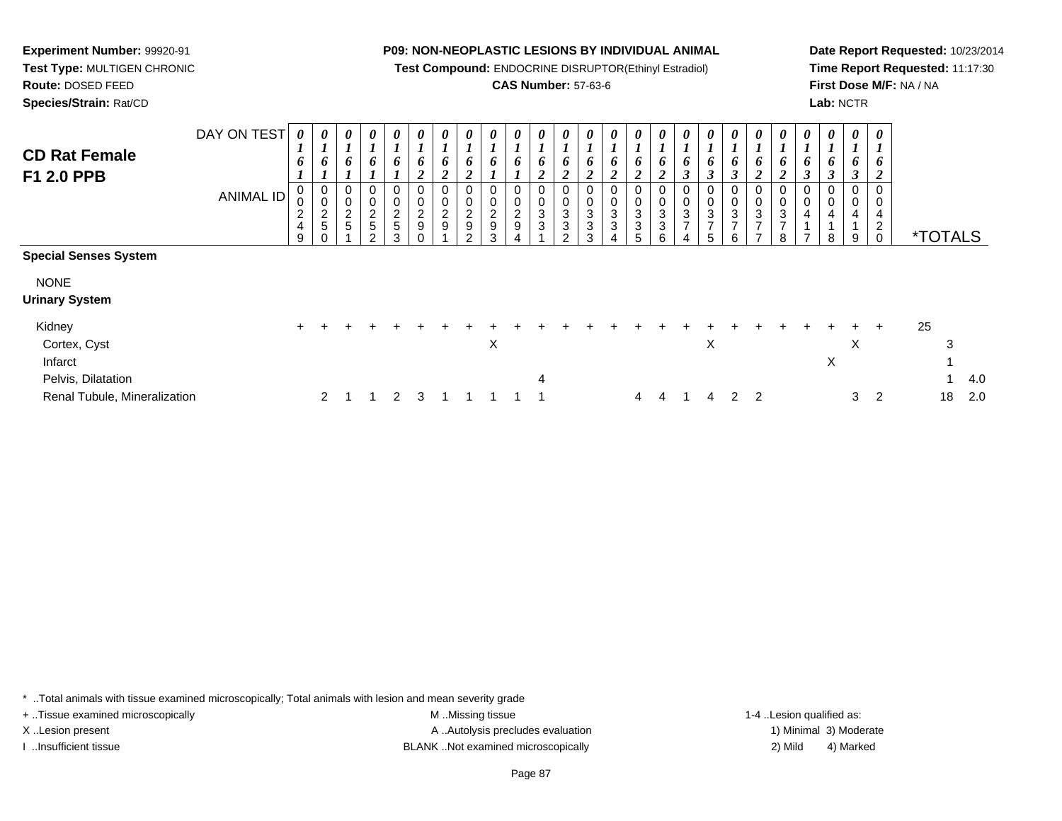**Experiment Number:** 99920-91
**Test Type:** MULTIGEN CHRONIC
**Route:** DOSED FEED
**Species/Strain:** Rat/CD

**P09: NON-NEOPLASTIC LESIONS BY INDIVIDUAL ANIMAL**
**Test Compound:** ENDOCRINE DISRUPTOR(Ethinyl Estradiol)
**CAS Number:** 57-63-6

**Date Report Requested:** 10/23/2014
**Time Report Requested:** 11:17:30
**First Dose M/F:** NA / NA
**Lab:** NCTR

## CD Rat Female F1 2.0 PPB

| DAY ON TEST | 0161 | 0161 | 0161 | 0161 | 0161 | 0162 | 0162 | 0162 | 0161 | 0161 | 0162 | 0162 | 0162 | 0162 | 0162 | 0162 | 0163 | 0163 | 0163 | 0162 | 0162 | 0163 | 0163 | 0163 | 0162 | | |
|---|---|---|---|---|---|---|---|---|---|---|---|---|---|---|---|---|---|---|---|---|---|---|---|---|---|---|---|
| **ANIMAL ID** | 0024 9 | 0025 0 | 0025 1 | 0025 2 | 0025 3 | 0029 0 | 0029 1 | 0029 2 | 0029 3 | 0029 4 | 0033 1 | 0033 2 | 0033 3 | 0033 4 | 0033 5 | 0033 6 | 0037 4 | 0037 5 | 0037 6 | 0037 7 | 0037 8 | 0041 7 | 0041 8 | 0041 9 | 0042 0 | ***TOTALS** | |
| **Special Senses System** | | | | | | | | | | | | | | | | | | | | | | | | | | | |
| NONE | | | | | | | | | | | | | | | | | | | | | | | | | | | |
| **Urinary System** | | | | | | | | | | | | | | | | | | | | | | | | | | | |
| Kidney | + | + | + | + | + | + | + | + | + | + | + | + | + | + | + | + | + | + | + | + | + | + | + | + | + | 25 | |
| Cortex, Cyst | | | | | | | | | X | | | | | | | | | X | | | | | | X | | 3 | |
| Infarct | | | | | | | | | | | | | | | | | | | | | | | X | | | 1 | |
| Pelvis, Dilatation | | | | | | | | | | | 4 | | | | | | | | | | | | | | | 1 | 4.0 |
| Renal Tubule, Mineralization | | 2 | 1 | 1 | 2 | 3 | 1 | 1 | 1 | 1 | 1 | | | | 4 | 4 | 1 | 4 | 2 | 2 | | | | 3 | 2 | 18 | 2.0 |

* ..Total animals with tissue examined microscopically; Total animals with lesion and mean severity grade
+ ..Tissue examined microscopically
X ..Lesion present
I ..Insufficient tissue

M ..Missing tissue
A ..Autolysis precludes evaluation
BLANK ..Not examined microscopically

1-4 ..Lesion qualified as:
1) Minimal 3) Moderate
2) Mild 4) Marked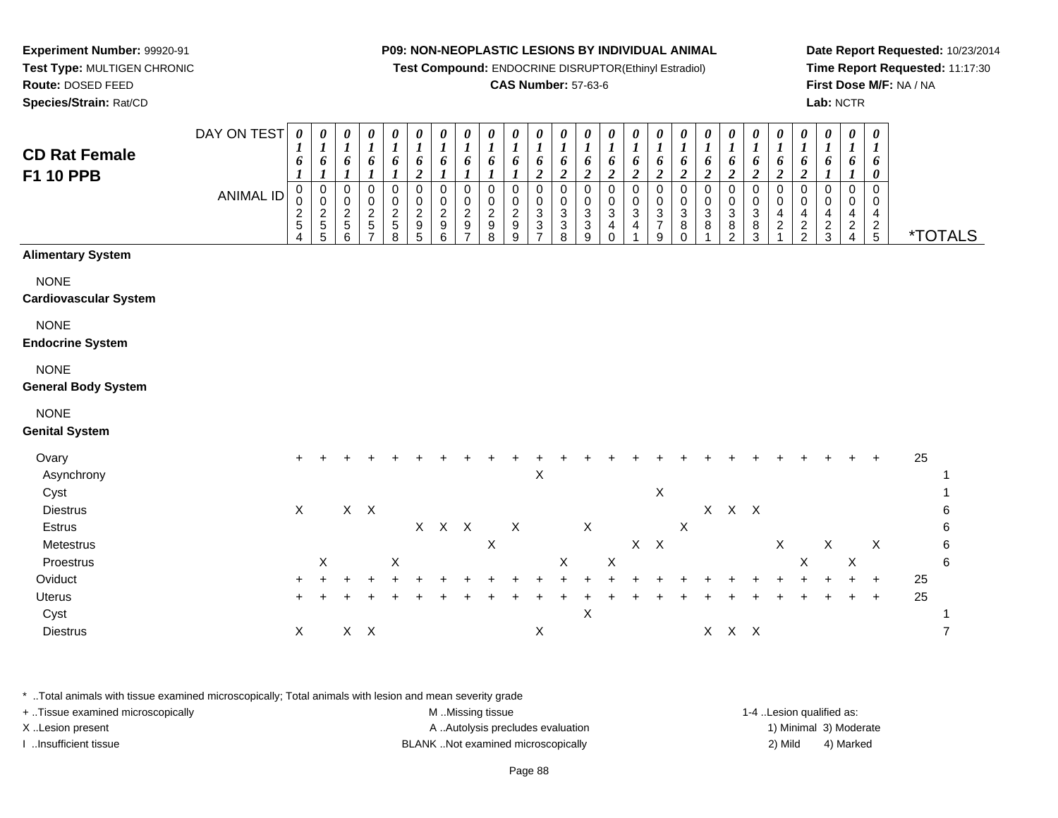**Experiment Number:** 99920-91
**Test Type:** MULTIGEN CHRONIC
**Route:** DOSED FEED
**Species/Strain:** Rat/CD

**P09: NON-NEOPLASTIC LESIONS BY INDIVIDUAL ANIMAL**
**Test Compound:** ENDOCRINE DISRUPTOR(Ethinyl Estradiol)
**CAS Number:** 57-63-6

**Date Report Requested:** 10/23/2014
**Time Report Requested:** 11:17:30
**First Dose M/F:** NA / NA
**Lab:** NCTR

## CD Rat Female F1 10 PPB

| DAY ON TEST | 0161 | 0161 | 0161 | 0161 | 0161 | 0162 | 0161 | 0161 | 0161 | 0161 | 0162 | 0162 | 0162 | 0162 | 0162 | 0162 | 0162 | 0162 | 0162 | 0162 | 0162 | 0162 | 0161 | 0161 | 0160 | |
|---|---|---|---|---|---|---|---|---|---|---|---|---|---|---|---|---|---|---|---|---|---|---|---|---|---|---|
| **ANIMAL ID** | 0254 | 0255 | 0256 | 0257 | 0258 | 0295 | 0296 | 0297 | 0298 | 0299 | 0337 | 0338 | 0339 | 0340 | 0341 | 0379 | 0380 | 0381 | 0382 | 0383 | 0421 | 0422 | 0423 | 0424 | 0425 | ***TOTALS** |
| **Alimentary System** | | | | | | | | | | | | | | | | | | | | | | | | | | |
| NONE | | | | | | | | | | | | | | | | | | | | | | | | | | |
| **Cardiovascular System** | | | | | | | | | | | | | | | | | | | | | | | | | | |
| NONE | | | | | | | | | | | | | | | | | | | | | | | | | | |
| **Endocrine System** | | | | | | | | | | | | | | | | | | | | | | | | | | |
| NONE | | | | | | | | | | | | | | | | | | | | | | | | | | |
| **General Body System** | | | | | | | | | | | | | | | | | | | | | | | | | | |
| NONE | | | | | | | | | | | | | | | | | | | | | | | | | | |
| **Genital System** | | | | | | | | | | | | | | | | | | | | | | | | | | |
| Ovary | + | + | + | + | + | + | + | + | + | + | + | + | + | + | + | + | + | + | + | + | + | + | + | + | + | 25 |
| Asynchrony | | | | | | | | | | | X | | | | | | | | | | | | | | | 1 |
| Cyst | | | | | | | | | | | | | | | | X | | | | | | | | | | 1 |
| Diestrus | X | | X | X | | | | | | | | | | | | | | X | X | X | | | | | | 6 |
| Estrus | | | | | | X | X | X | | X | | | X | | | | X | | | | | | | | | 6 |
| Metestrus | | | | | | | | | X | | | | | | X | X | | | | | X | | X | | X | 6 |
| Proestrus | | X | | | X | | | | | | | X | | X | | | | | | | | X | | X | | 6 |
| Oviduct | + | + | + | + | + | + | + | + | + | + | + | + | + | + | + | + | + | + | + | + | + | + | + | + | + | 25 |
| Uterus | + | + | + | + | + | + | + | + | + | + | + | + | + | + | + | + | + | + | + | + | + | + | + | + | + | 25 |
| Cyst | | | | | | | | | | | | | X | | | | | | | | | | | | | 1 |
| Diestrus | X | | X | X | | | | | | | X | | | | | | | X | X | X | | | | | | 7 |

* ..Total animals with tissue examined microscopically; Total animals with lesion and mean severity grade
+ ..Tissue examined microscopically
X ..Lesion present
I ..Insufficient tissue

M ..Missing tissue
A ..Autolysis precludes evaluation
BLANK ..Not examined microscopically

1-4 ..Lesion qualified as:
1) Minimal 3) Moderate
2) Mild 4) Marked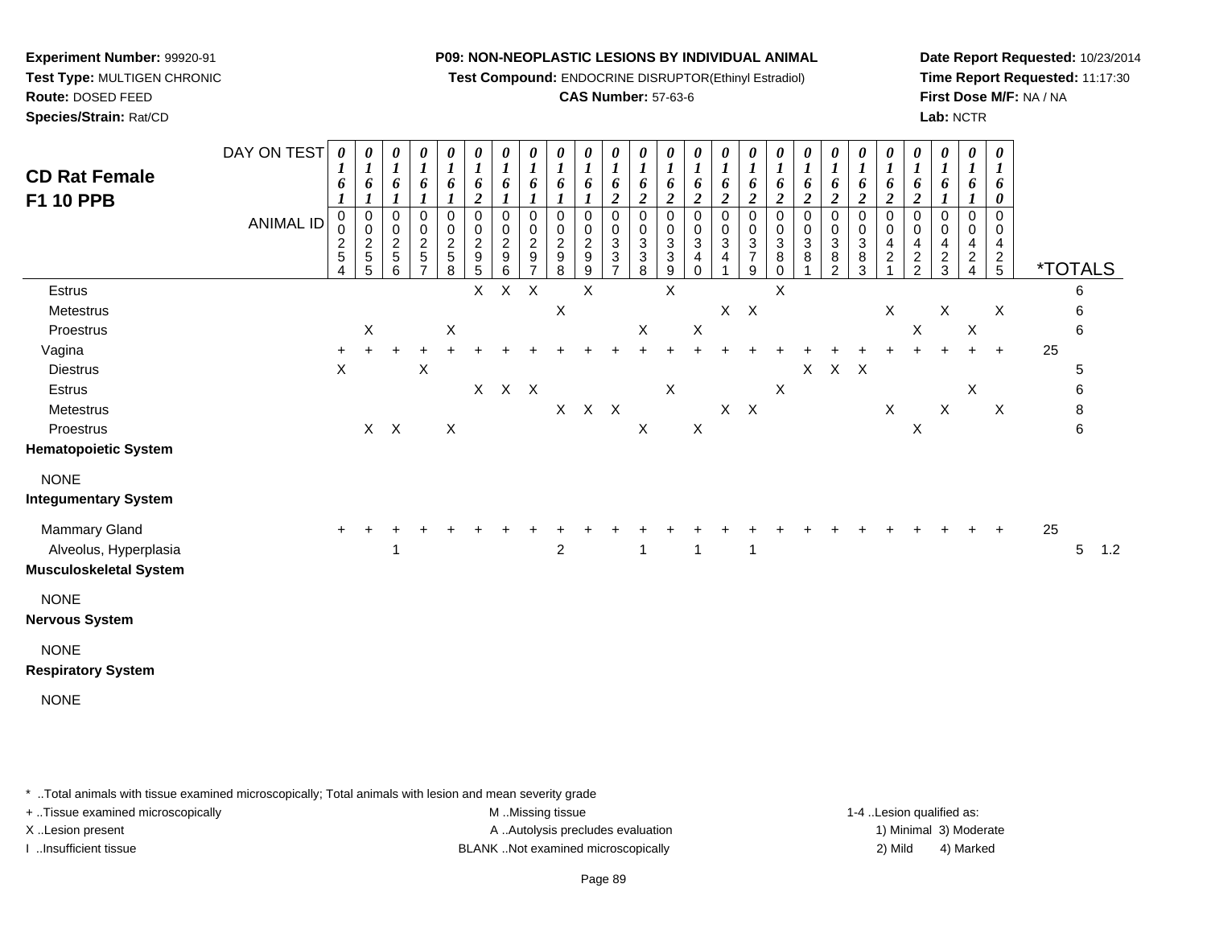**Experiment Number:** 99920-91
**Test Type:** MULTIGEN CHRONIC
**Route:** DOSED FEED
**Species/Strain:** Rat/CD

**P09: NON-NEOPLASTIC LESIONS BY INDIVIDUAL ANIMAL**
**Test Compound:** ENDOCRINE DISRUPTOR(Ethinyl Estradiol)
**CAS Number:** 57-63-6

**Date Report Requested:** 10/23/2014
**Time Report Requested:** 11:17:30
**First Dose M/F:** NA / NA
**Lab:** NCTR

## CD Rat Female F1 10 PPB

| DAY ON TEST | 0161 | 0161 | 0161 | 0161 | 0161 | 0162 | 0161 | 0161 | 0161 | 0161 | 0162 | 0162 | 0162 | 0162 | 0162 | 0162 | 0162 | 0162 | 0162 | 0162 | 0162 | 0162 | 0161 | 0161 | 0160 | *TOTALS | |
|---|---|---|---|---|---|---|---|---|---|---|---|---|---|---|---|---|---|---|---|---|---|---|---|---|---|---|---|
| **ANIMAL ID** | 0025 4 | 0025 5 | 0025 6 | 0025 7 | 0025 8 | 0029 5 | 0029 6 | 0029 7 | 0029 8 | 0029 9 | 0033 7 | 0033 8 | 0033 9 | 0034 0 | 0034 1 | 0037 9 | 0038 0 | 0038 1 | 0038 2 | 0038 3 | 0042 1 | 0042 2 | 0042 3 | 0042 4 | 0042 5 | | |
| Estrus | | | | | | X | X | X | | X | | | X | | | | X | | | | | | | | | 6 | |
| Metestrus | | | | | | | | | X | | | | | | X | X | | | | | X | | X | | X | 6 | |
| Proestrus | | X | | | X | | | | | | | X | | X | | | | | | | | X | | X | | 6 | |
| Vagina | + | + | + | + | + | + | + | + | + | + | + | + | + | + | + | + | + | + | + | + | + | + | + | + | + | 25 | |
| Diestrus | X | | | X | | | | | | | | | | | | | | X | X | X | | | | | | 5 | |
| Estrus | | | | | | X | X | X | | | | | X | | | | X | | | | | | | X | | 6 | |
| Metestrus | | | | | | | | | X | X | X | | | | X | X | | | | | X | | X | | X | 8 | |
| Proestrus | | X | X | | X | | | | | | | X | | X | | | | | | | | X | | | | 6 | |
| **Hematopoietic System** | | | | | | | | | | | | | | | | | | | | | | | | | | | |
| NONE | | | | | | | | | | | | | | | | | | | | | | | | | | | |
| **Integumentary System** | | | | | | | | | | | | | | | | | | | | | | | | | | | |
| Mammary Gland | + | + | + | + | + | + | + | + | + | + | + | + | + | + | + | + | + | + | + | + | + | + | + | + | + | 25 | |
| Alveolus, Hyperplasia | | | 1 | | | | | | 2 | | | 1 | | 1 | | 1 | | | | | | | | | | 5 | 1.2 |
| **Musculoskeletal System** | | | | | | | | | | | | | | | | | | | | | | | | | | | |
| NONE | | | | | | | | | | | | | | | | | | | | | | | | | | | |
| **Nervous System** | | | | | | | | | | | | | | | | | | | | | | | | | | | |
| NONE | | | | | | | | | | | | | | | | | | | | | | | | | | | |
| **Respiratory System** | | | | | | | | | | | | | | | | | | | | | | | | | | | |
| NONE | | | | | | | | | | | | | | | | | | | | | | | | | | | |

\* ..Total animals with tissue examined microscopically; Total animals with lesion and mean severity grade
+ ..Tissue examined microscopically
X ..Lesion present
I ..Insufficient tissue

M ..Missing tissue
A ..Autolysis precludes evaluation
BLANK ..Not examined microscopically

1-4 ..Lesion qualified as:
1) Minimal 3) Moderate
2) Mild 4) Marked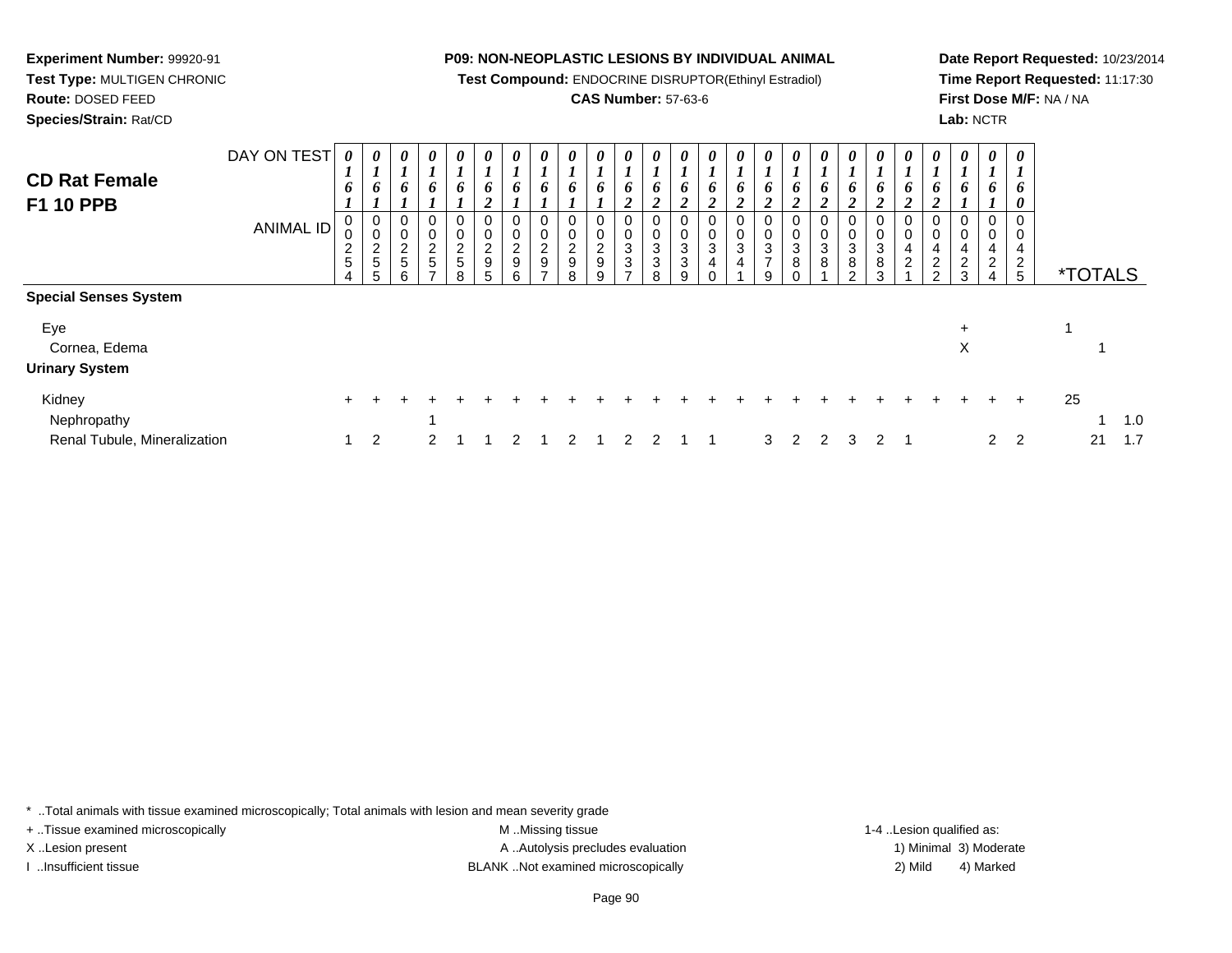**Experiment Number:** 99920-91
**Test Type:** MULTIGEN CHRONIC
**Route:** DOSED FEED
**Species/Strain:** Rat/CD

**P09: NON-NEOPLASTIC LESIONS BY INDIVIDUAL ANIMAL**
**Test Compound:** ENDOCRINE DISRUPTOR(Ethinyl Estradiol)
**CAS Number:** 57-63-6

**Date Report Requested:** 10/23/2014
**Time Report Requested:** 11:17:30
**First Dose M/F:** NA / NA
**Lab:** NCTR

## CD Rat Female F1 10 PPB

| DAY ON TEST | 0161 | 0161 | 0161 | 0161 | 0161 | 0162 | 0161 | 0161 | 0161 | 0161 | 0162 | 0162 | 0162 | 0162 | 0162 | 0162 | 0162 | 0162 | 0162 | 0162 | 0162 | 0162 | 0161 | 0161 | 0160 | | |
|---|---|---|---|---|---|---|---|---|---|---|---|---|---|---|---|---|---|---|---|---|---|---|---|---|---|---|---|
| **ANIMAL ID** | 00254 | 00255 | 00256 | 00257 | 00258 | 00295 | 00296 | 00297 | 00298 | 00299 | 00337 | 00338 | 00339 | 00340 | 00341 | 00379 | 00380 | 00381 | 00382 | 00383 | 00421 | 00422 | 00423 | 00424 | 00425 | ***TOTALS** | |
| **Special Senses System** | | | | | | | | | | | | | | | | | | | | | | | | | | | |
| Eye | | | | | | | | | | | | | | | | | | | | | | | + | | | 1 | |
| Cornea, Edema | | | | | | | | | | | | | | | | | | | | | | | X | | | 1 | |
| **Urinary System** | | | | | | | | | | | | | | | | | | | | | | | | | | | |
| Kidney | + | + | + | + | + | + | + | + | + | + | + | + | + | + | + | + | + | + | + | + | + | + | + | + | + | 25 | |
| Nephropathy | | | | 1 | | | | | | | | | | | | | | | | | | | | | | 1 | 1.0 |
| Renal Tubule, Mineralization | 1 | 2 | | 2 | 1 | 1 | 2 | 1 | 2 | 1 | 2 | 2 | 1 | 1 | | 3 | 2 | 2 | 3 | 2 | 1 | | | 2 | 2 | 21 | 1.7 |

\* ..Total animals with tissue examined microscopically; Total animals with lesion and mean severity grade
\+ ..Tissue examined microscopically
X ..Lesion present
I ..Insufficient tissue

M ..Missing tissue
A ..Autolysis precludes evaluation
BLANK ..Not examined microscopically

1-4 ..Lesion qualified as:
1) Minimal 3) Moderate
2) Mild 4) Marked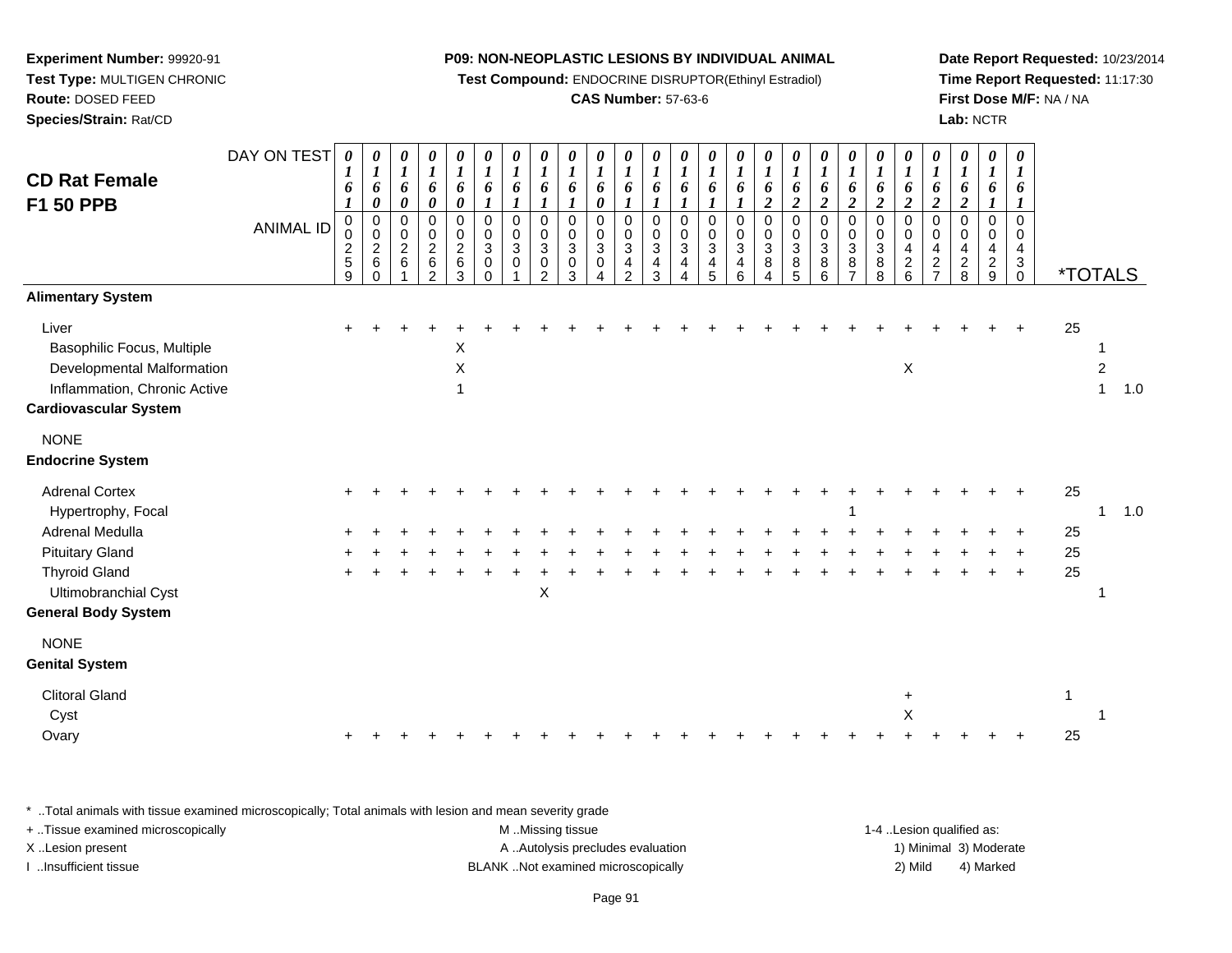**Experiment Number:** 99920-91
**Test Type:** MULTIGEN CHRONIC
**Route:** DOSED FEED
**Species/Strain:** Rat/CD

**P09: NON-NEOPLASTIC LESIONS BY INDIVIDUAL ANIMAL**
**Test Compound:** ENDOCRINE DISRUPTOR(Ethinyl Estradiol)
**CAS Number:** 57-63-6

**Date Report Requested:** 10/23/2014
**Time Report Requested:** 11:17:30
**First Dose M/F:** NA / NA
**Lab:** NCTR

## CD Rat Female F1 50 PPB

| DAY ON TEST | 0161 | 0160 | 0160 | 0160 | 0160 | 0161 | 0161 | 0161 | 0161 | 0160 | 0161 | 0161 | 0161 | 0161 | 0161 | 0162 | 0162 | 0162 | 0162 | 0162 | 0162 | 0162 | 0162 | 0161 | 0161 | |
|---|---|---|---|---|---|---|---|---|---|---|---|---|---|---|---|---|---|---|---|---|---|---|---|---|---|---|
| **ANIMAL ID** | 00259 | 00260 | 00261 | 00262 | 00263 | 00300 | 00301 | 00302 | 00303 | 00304 | 00342 | 00343 | 00344 | 00345 | 00346 | 00384 | 00385 | 00386 | 00387 | 00388 | 00426 | 00427 | 00428 | 00429 | 00430 | ***TOTALS** |
| **Alimentary System** | | | | | | | | | | | | | | | | | | | | | | | | | | |
| Liver | + | + | + | + | + | + | + | + | + | + | + | + | + | + | + | + | + | + | + | + | + | + | + | + | + | 25 |
| Basophilic Focus, Multiple | | | | | X | | | | | | | | | | | | | | | | | | | | | 1 |
| Developmental Malformation | | | | | X | | | | | | | | | | | | | | | | X | | | | | 2 |
| Inflammation, Chronic Active | | | | | 1 | | | | | | | | | | | | | | | | | | | | | 1 1.0 |
| **Cardiovascular System** | | | | | | | | | | | | | | | | | | | | | | | | | | |
| NONE | | | | | | | | | | | | | | | | | | | | | | | | | | |
| **Endocrine System** | | | | | | | | | | | | | | | | | | | | | | | | | | |
| Adrenal Cortex | + | + | + | + | + | + | + | + | + | + | + | + | + | + | + | + | + | + | + | + | + | + | + | + | + | 25 |
| Hypertrophy, Focal | | | | | | | | | | | | | | | | | | | 1 | | | | | | | 1 1.0 |
| Adrenal Medulla | + | + | + | + | + | + | + | + | + | + | + | + | + | + | + | + | + | + | + | + | + | + | + | + | + | 25 |
| Pituitary Gland | + | + | + | + | + | + | + | + | + | + | + | + | + | + | + | + | + | + | + | + | + | + | + | + | + | 25 |
| Thyroid Gland | + | + | + | + | + | + | + | + | + | + | + | + | + | + | + | + | + | + | + | + | + | + | + | + | + | 25 |
| Ultimobranchial Cyst | | | | | | | | X | | | | | | | | | | | | | | | | | | 1 |
| **General Body System** | | | | | | | | | | | | | | | | | | | | | | | | | | |
| NONE | | | | | | | | | | | | | | | | | | | | | | | | | | |
| **Genital System** | | | | | | | | | | | | | | | | | | | | | | | | | | |
| Clitoral Gland | | | | | | | | | | | | | | | | | | | | | + | | | | | 1 |
| Cyst | | | | | | | | | | | | | | | | | | | | | X | | | | | 1 |
| Ovary | + | + | + | + | + | + | + | + | + | + | + | + | + | + | + | + | + | + | + | + | + | + | + | + | + | 25 |

\* ..Total animals with tissue examined microscopically; Total animals with lesion and mean severity grade
\+ ..Tissue examined microscopically
X ..Lesion present
I ..Insufficient tissue

M ..Missing tissue
A ..Autolysis precludes evaluation
BLANK ..Not examined microscopically

1-4 ..Lesion qualified as:
1) Minimal 3) Moderate
2) Mild 4) Marked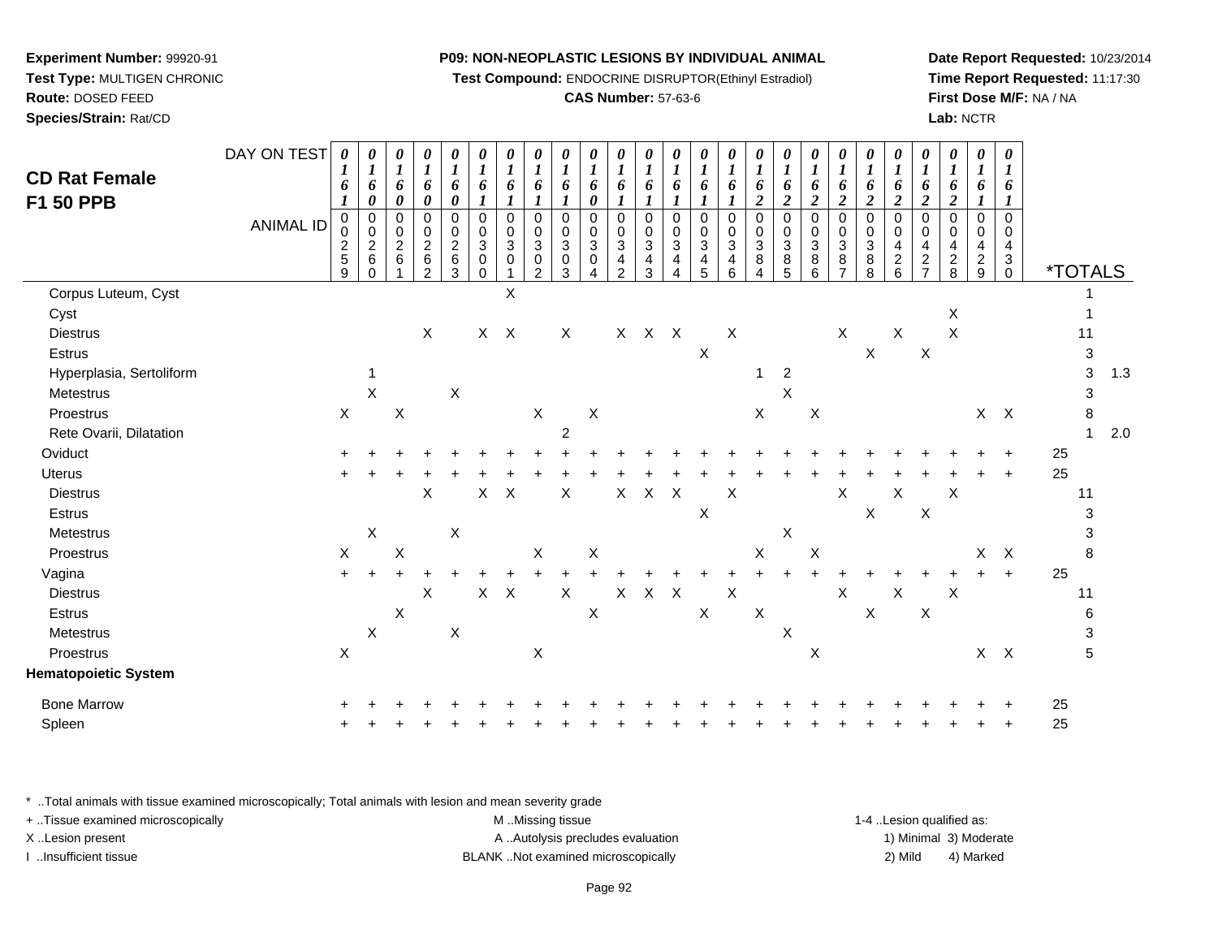**Experiment Number:** 99920-91
**Test Type:** MULTIGEN CHRONIC
**Route:** DOSED FEED
**Species/Strain:** Rat/CD

**P09: NON-NEOPLASTIC LESIONS BY INDIVIDUAL ANIMAL**
**Test Compound:** ENDOCRINE DISRUPTOR(Ethinyl Estradiol)
**CAS Number:** 57-63-6

**Date Report Requested:** 10/23/2014
**Time Report Requested:** 11:17:30
**First Dose M/F:** NA / NA
**Lab:** NCTR

# CD Rat Female F1 50 PPB

| DAY ON TEST | 0161 | 0160 | 0160 | 0160 | 0160 | 0161 | 0161 | 0161 | 0161 | 0160 | 0161 | 0161 | 0161 | 0161 | 0161 | 0162 | 0162 | 0162 | 0162 | 0162 | 0162 | 0162 | 0162 | 0161 | 0161 | | |
|---|---|---|---|---|---|---|---|---|---|---|---|---|---|---|---|---|---|---|---|---|---|---|---|---|---|---|---|
| **ANIMAL ID** | 00259 | 00260 | 00261 | 00262 | 00263 | 00300 | 00301 | 00302 | 00303 | 00304 | 00342 | 00343 | 00344 | 00345 | 00346 | 00384 | 00385 | 00386 | 00387 | 00388 | 00426 | 00427 | 00428 | 00429 | 00430 | ***TOTALS** | |
| Corpus Luteum, Cyst | | | | | | | X | | | | | | | | | | | | | | | | | | | 1 | |
| Cyst | | | | | | | | | | | | | | | | | | | | | | | X | | | 1 | |
| Diestrus | | | | X | | X | X | | X | | X | X | X | | X | | | | X | | X | | X | | | 11 | |
| Estrus | | | | | | | | | | | | | | X | | | | | | X | | X | | | | 3 | |
| Hyperplasia, Sertoliform | | 1 | | | | | | | | | | | | | | 1 | 2 | | | | | | | | | 3 | 1.3 |
| Metestrus | | X | | | X | | | | | | | | | | | | X | | | | | | | | | 3 | |
| Proestrus | X | | X | | | | | X | | X | | | | | | X | | X | | | | | | X | X | 8 | |
| Rete Ovarii, Dilatation | | | | | | | | | 2 | | | | | | | | | | | | | | | | | 1 | 2.0 |
| Oviduct | + | + | + | + | + | + | + | + | + | + | + | + | + | + | + | + | + | + | + | + | + | + | + | + | + | 25 | |
| Uterus | + | + | + | + | + | + | + | + | + | + | + | + | + | + | + | + | + | + | + | + | + | + | + | + | + | 25 | |
| Diestrus | | | | X | | X | X | | X | | X | X | X | | X | | | | X | | X | | X | | | 11 | |
| Estrus | | | | | | | | | | | | | | X | | | | | | X | | X | | | | 3 | |
| Metestrus | | X | | | X | | | | | | | | | | | | X | | | | | | | | | 3 | |
| Proestrus | X | | X | | | | | X | | X | | | | | | X | | X | | | | | | X | X | 8 | |
| Vagina | + | + | + | + | + | + | + | + | + | + | + | + | + | + | + | + | + | + | + | + | + | + | + | + | + | 25 | |
| Diestrus | | | | X | | X | X | | X | | X | X | X | | X | | | | X | | X | | X | | | 11 | |
| Estrus | | | X | | | | | | | X | | | | X | | X | | | | X | | X | | | | 6 | |
| Metestrus | | X | | | X | | | | | | | | | | | | X | | | | | | | | | 3 | |
| Proestrus | X | | | | | | | X | | | | | | | | | | X | | | | | | X | X | 5 | |
| **Hematopoietic System** | | | | | | | | | | | | | | | | | | | | | | | | | | | |
| Bone Marrow | + | + | + | + | + | + | + | + | + | + | + | + | + | + | + | + | + | + | + | + | + | + | + | + | + | 25 | |
| Spleen | + | + | + | + | + | + | + | + | + | + | + | + | + | + | + | + | + | + | + | + | + | + | + | + | + | 25 | |

* ..Total animals with tissue examined microscopically; Total animals with lesion and mean severity grade
+ ..Tissue examined microscopically
X ..Lesion present
I ..Insufficient tissue

M ..Missing tissue
A ..Autolysis precludes evaluation
BLANK ..Not examined microscopically

1-4 ..Lesion qualified as:
1) Minimal 3) Moderate
2) Mild 4) Marked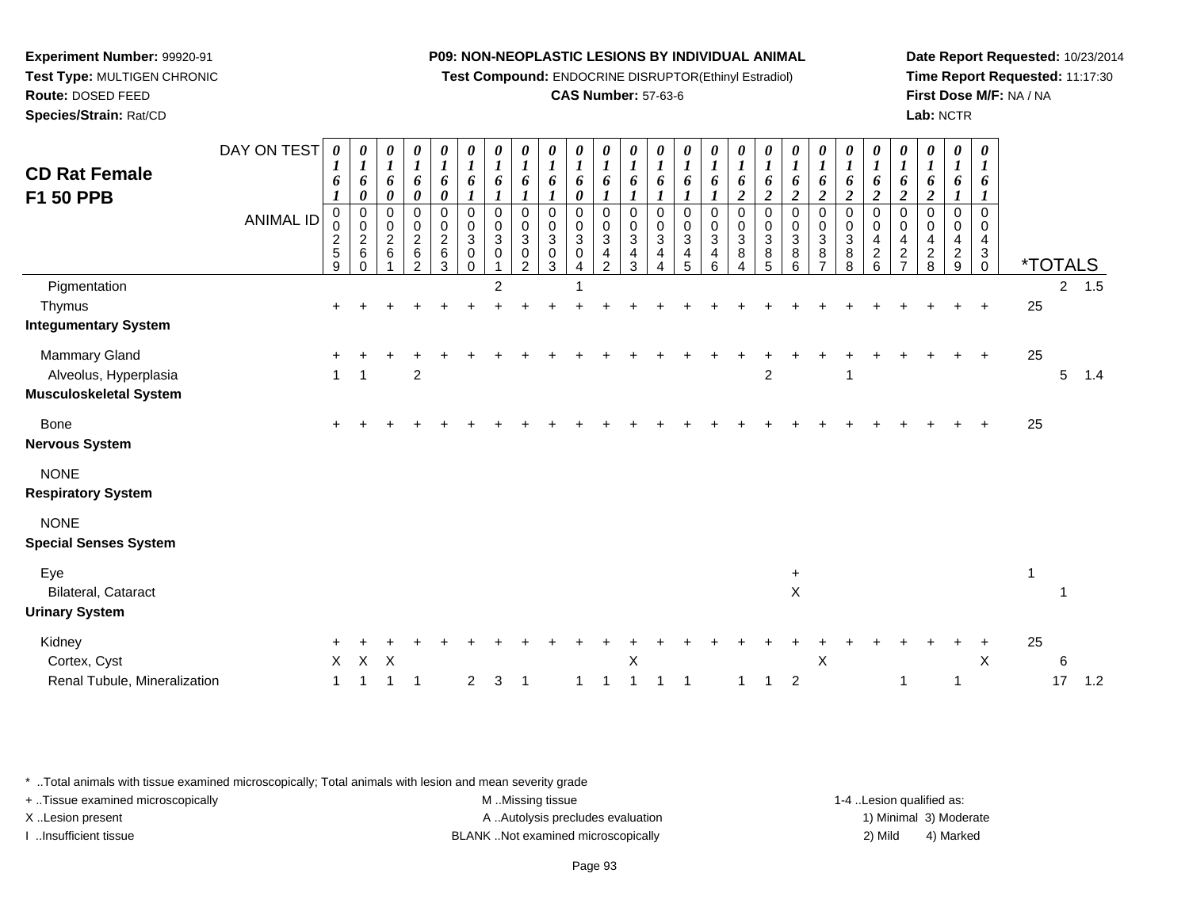**Experiment Number:** 99920-91
**Test Type:** MULTIGEN CHRONIC
**Route:** DOSED FEED
**Species/Strain:** Rat/CD

**P09: NON-NEOPLASTIC LESIONS BY INDIVIDUAL ANIMAL**
**Test Compound:** ENDOCRINE DISRUPTOR(Ethinyl Estradiol)
**CAS Number:** 57-63-6

**Date Report Requested:** 10/23/2014
**Time Report Requested:** 11:17:30
**First Dose M/F:** NA / NA
**Lab:** NCTR

## CD Rat Female F1 50 PPB

| DAY ON TEST | 0161 | 0160 | 0160 | 0160 | 0160 | 0161 | 0161 | 0161 | 0161 | 0160 | 0161 | 0161 | 0161 | 0161 | 0161 | 0162 | 0162 | 0162 | 0162 | 0162 | 0162 | 0162 | 0162 | 0161 | 0161 | *TOTALS | | |
|---|---|---|---|---|---|---|---|---|---|---|---|---|---|---|---|---|---|---|---|---|---|---|---|---|---|---|---|---|
| **ANIMAL ID** | 00259 | 00260 | 00261 | 00262 | 00263 | 00300 | 00301 | 00302 | 00303 | 00304 | 00342 | 00343 | 00344 | 00345 | 00346 | 00384 | 00385 | 00386 | 00387 | 00388 | 00426 | 00427 | 00428 | 00429 | 00430 | | | |
| Pigmentation | | | | | | | 2 | | | 1 | | | | | | | | | | | | | | | | | 2 | 1.5 |
| Thymus | + | + | + | + | + | + | + | + | + | + | + | + | + | + | + | + | + | + | + | + | + | + | + | + | + | 25 | | |
| **Integumentary System** | | | | | | | | | | | | | | | | | | | | | | | | | | | | |
| Mammary Gland | + | + | + | + | + | + | + | + | + | + | + | + | + | + | + | + | + | + | + | + | + | + | + | + | + | 25 | | |
| Alveolus, Hyperplasia | 1 | 1 | | 2 | | | | | | | | | | | | | 2 | | | 1 | | | | | | | 5 | 1.4 |
| **Musculoskeletal System** | | | | | | | | | | | | | | | | | | | | | | | | | | | | |
| Bone | + | + | + | + | + | + | + | + | + | + | + | + | + | + | + | + | + | + | + | + | + | + | + | + | + | 25 | | |
| **Nervous System** | | | | | | | | | | | | | | | | | | | | | | | | | | | | |
| NONE | | | | | | | | | | | | | | | | | | | | | | | | | | | | |
| **Respiratory System** | | | | | | | | | | | | | | | | | | | | | | | | | | | | |
| NONE | | | | | | | | | | | | | | | | | | | | | | | | | | | | |
| **Special Senses System** | | | | | | | | | | | | | | | | | | | | | | | | | | | | |
| Eye | | | | | | | | | | | | | | | | | | + | | | | | | | | 1 | | |
| Bilateral, Cataract | | | | | | | | | | | | | | | | | | X | | | | | | | | | 1 | |
| **Urinary System** | | | | | | | | | | | | | | | | | | | | | | | | | | | | |
| Kidney | + | + | + | + | + | + | + | + | + | + | + | + | + | + | + | + | + | + | + | + | + | + | + | + | + | 25 | | |
| Cortex, Cyst | X | X | X | | | | | | | | | X | | | | | | | X | | | | | | X | | 6 | |
| Renal Tubule, Mineralization | 1 | 1 | 1 | 1 | | 2 | 3 | 1 | | 1 | 1 | 1 | 1 | 1 | | 1 | 1 | 2 | | | | 1 | | 1 | | | 17 | 1.2 |

* ..Total animals with tissue examined microscopically; Total animals with lesion and mean severity grade
+ ..Tissue examined microscopically
X ..Lesion present
I ..Insufficient tissue
M ..Missing tissue
A ..Autolysis precludes evaluation
BLANK ..Not examined microscopically
1-4 ..Lesion qualified as: 1) Minimal 2) Mild 3) Moderate 4) Marked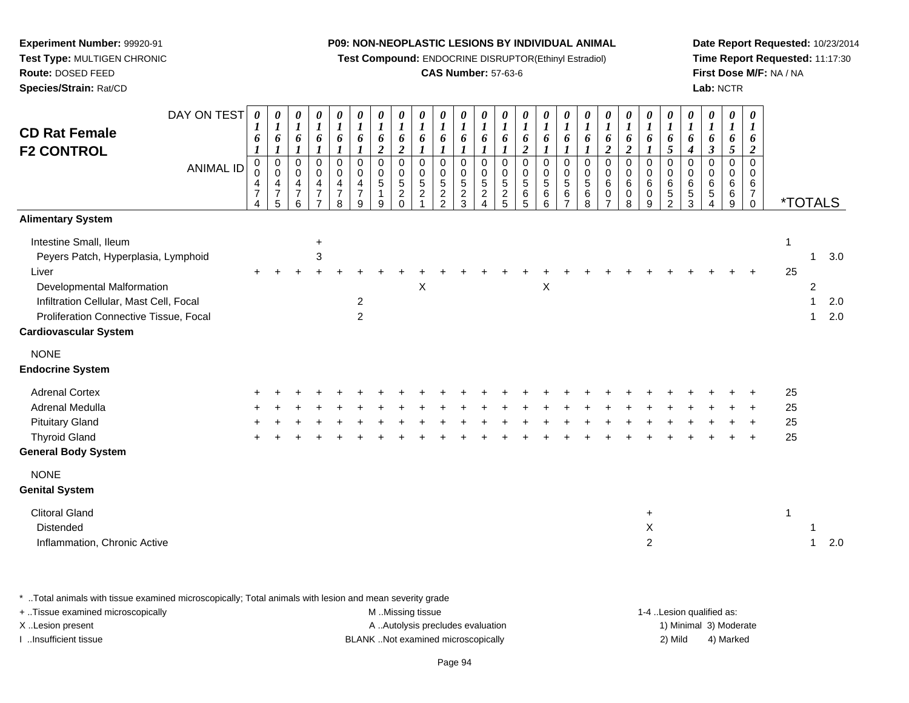**Experiment Number:** 99920-91
**Test Type:** MULTIGEN CHRONIC
**Route:** DOSED FEED
**Species/Strain:** Rat/CD

**P09: NON-NEOPLASTIC LESIONS BY INDIVIDUAL ANIMAL**
**Test Compound:** ENDOCRINE DISRUPTOR(Ethinyl Estradiol)
**CAS Number:** 57-63-6

**Date Report Requested:** 10/23/2014
**Time Report Requested:** 11:17:30
**First Dose M/F:** NA / NA
**Lab:** NCTR

# CD Rat Female F2 CONTROL

| DAY ON TEST | 0161 | 0161 | 0161 | 0161 | 0161 | 0161 | 0162 | 0162 | 0161 | 0161 | 0161 | 0161 | 0161 | 0162 | 0161 | 0161 | 0161 | 0162 | 0162 | 0161 | 0165 | 0164 | 0163 | 0165 | 0162 | | | |
|---|---|---|---|---|---|---|---|---|---|---|---|---|---|---|---|---|---|---|---|---|---|---|---|---|---|---|---|---|
| ANIMAL ID | 00474 | 00475 | 00476 | 00477 | 00478 | 00479 | 00519 | 00520 | 00521 | 00522 | 00523 | 00524 | 00525 | 00565 | 00566 | 00567 | 00568 | 00607 | 00608 | 00609 | 00652 | 00653 | 00654 | 00669 | 00670 | *TOTALS | | |
| **Alimentary System** | | | | | | | | | | | | | | | | | | | | | | | | | | | | |
| Intestine Small, Ileum | | | | + | | | | | | | | | | | | | | | | | | | | | | 1 | | |
| Peyers Patch, Hyperplasia, Lymphoid | | | | 3 | | | | | | | | | | | | | | | | | | | | | | | 1 | 3.0 |
| Liver | + | + | + | + | + | + | + | + | + | + | + | + | + | + | + | + | + | + | + | + | + | + | + | + | + | 25 | | |
| Developmental Malformation | | | | | | | | | X | | | | | | X | | | | | | | | | | | | 2 | |
| Infiltration Cellular, Mast Cell, Focal | | | | | | 2 | | | | | | | | | | | | | | | | | | | | | 1 | 2.0 |
| Proliferation Connective Tissue, Focal | | | | | | 2 | | | | | | | | | | | | | | | | | | | | | 1 | 2.0 |
| **Cardiovascular System** | | | | | | | | | | | | | | | | | | | | | | | | | | | | |
| NONE | | | | | | | | | | | | | | | | | | | | | | | | | | | | |
| **Endocrine System** | | | | | | | | | | | | | | | | | | | | | | | | | | | | |
| Adrenal Cortex | + | + | + | + | + | + | + | + | + | + | + | + | + | + | + | + | + | + | + | + | + | + | + | + | + | 25 | | |
| Adrenal Medulla | + | + | + | + | + | + | + | + | + | + | + | + | + | + | + | + | + | + | + | + | + | + | + | + | + | 25 | | |
| Pituitary Gland | + | + | + | + | + | + | + | + | + | + | + | + | + | + | + | + | + | + | + | + | + | + | + | + | + | 25 | | |
| Thyroid Gland | + | + | + | + | + | + | + | + | + | + | + | + | + | + | + | + | + | + | + | + | + | + | + | + | + | 25 | | |
| **General Body System** | | | | | | | | | | | | | | | | | | | | | | | | | | | | |
| NONE | | | | | | | | | | | | | | | | | | | | | | | | | | | | |
| **Genital System** | | | | | | | | | | | | | | | | | | | | | | | | | | | | |
| Clitoral Gland | | | | | | | | | | | | | | | | | | | | + | | | | | | 1 | | |
| Distended | | | | | | | | | | | | | | | | | | | | X | | | | | | | 1 | |
| Inflammation, Chronic Active | | | | | | | | | | | | | | | | | | | | 2 | | | | | | | 1 | 2.0 |

* ..Total animals with tissue examined microscopically; Total animals with lesion and mean severity grade
+ ..Tissue examined microscopically
X ..Lesion present
I ..Insufficient tissue

M ..Missing tissue
A ..Autolysis precludes evaluation
BLANK ..Not examined microscopically

1-4 ..Lesion qualified as:
1) Minimal 3) Moderate
2) Mild 4) Marked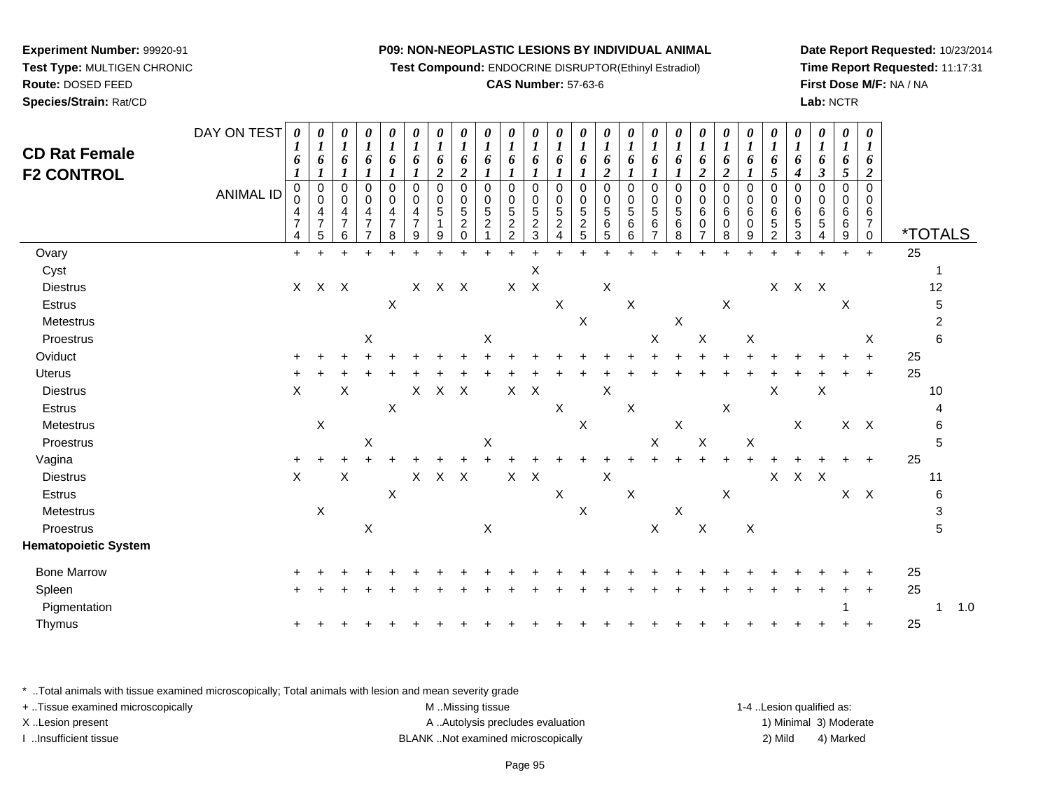**Experiment Number:** 99920-91
**Test Type:** MULTIGEN CHRONIC
**Route:** DOSED FEED
**Species/Strain:** Rat/CD

**P09: NON-NEOPLASTIC LESIONS BY INDIVIDUAL ANIMAL**
**Test Compound:** ENDOCRINE DISRUPTOR(Ethinyl Estradiol)
**CAS Number:** 57-63-6

**Date Report Requested:** 10/23/2014
**Time Report Requested:** 11:17:31
**First Dose M/F:** NA / NA
**Lab:** NCTR

## CD Rat Female F2 CONTROL

| DAY ON TEST | 0161 | 0161 | 0161 | 0161 | 0161 | 0161 | 0162 | 0162 | 0161 | 0161 | 0161 | 0161 | 0161 | 0162 | 0161 | 0161 | 0161 | 0162 | 0162 | 0161 | 0165 | 0164 | 0163 | 0165 | 0162 | |
|---|---|---|---|---|---|---|---|---|---|---|---|---|---|---|---|---|---|---|---|---|---|---|---|---|---|---|
| **ANIMAL ID** | 0474 | 0475 | 0476 | 0477 | 0478 | 0479 | 0519 | 0520 | 0521 | 0522 | 0523 | 0524 | 0525 | 0565 | 0566 | 0567 | 0568 | 0607 | 0608 | 0609 | 0652 | 0653 | 0654 | 0669 | 0670 | ***TOTALS** |
| Ovary | + | + | + | + | + | + | + | + | + | + | + | + | + | + | + | + | + | + | + | + | + | + | + | + | + | 25 |
| Cyst | | | | | | | | | | | X | | | | | | | | | | | | | | | 1 |
| Diestrus | X | X | X | | | X | X | X | | X | X | | | X | | | | | | | X | X | X | | | 12 |
| Estrus | | | | | X | | | | | | | X | | | X | | | | X | | | | | X | | 5 |
| Metestrus | | | | | | | | | | | | | X | | | | X | | | | | | | | | 2 |
| Proestrus | | | | X | | | | | X | | | | | | | X | | X | | X | | | | | X | 6 |
| Oviduct | + | + | + | + | + | + | + | + | + | + | + | + | + | + | + | + | + | + | + | + | + | + | + | + | + | 25 |
| Uterus | + | + | + | + | + | + | + | + | + | + | + | + | + | + | + | + | + | + | + | + | + | + | + | + | + | 25 |
| Diestrus | X | | X | | | X | X | X | | X | X | | | X | | | | | | | X | | X | | | 10 |
| Estrus | | | | | X | | | | | | | X | | | X | | | | X | | | | | | | 4 |
| Metestrus | | X | | | | | | | | | | | X | | | | X | | | | | X | | X | X | 6 |
| Proestrus | | | | X | | | | | X | | | | | | | X | | X | | X | | | | | | 5 |
| Vagina | + | + | + | + | + | + | + | + | + | + | + | + | + | + | + | + | + | + | + | + | + | + | + | + | + | 25 |
| Diestrus | X | | X | | | X | X | X | | X | X | | | X | | | | | | | X | X | X | | | 11 |
| Estrus | | | | | X | | | | | | | X | | | X | | | | X | | | | | X | X | 6 |
| Metestrus | | X | | | | | | | | | | | X | | | | X | | | | | | | | | 3 |
| Proestrus | | | | X | | | | | X | | | | | | | X | | X | | X | | | | | | 5 |
| **Hematopoietic System** | | | | | | | | | | | | | | | | | | | | | | | | | | |
| Bone Marrow | + | + | + | + | + | + | + | + | + | + | + | + | + | + | + | + | + | + | + | + | + | + | + | + | + | 25 |
| Spleen | + | + | + | + | + | + | + | + | + | + | + | + | + | + | + | + | + | + | + | + | + | + | + | + | + | 25 |
| Pigmentation | | | | | | | | | | | | | | | | | | | | | | | | 1 | | 1 1.0 |
| Thymus | + | + | + | + | + | + | + | + | + | + | + | + | + | + | + | + | + | + | + | + | + | + | + | + | + | 25 |

* ..Total animals with tissue examined microscopically; Total animals with lesion and mean severity grade
+ ..Tissue examined microscopically
X ..Lesion present
I ..Insufficient tissue

M ..Missing tissue
A ..Autolysis precludes evaluation
BLANK ..Not examined microscopically

1-4 ..Lesion qualified as:
1) Minimal 3) Moderate
2) Mild 4) Marked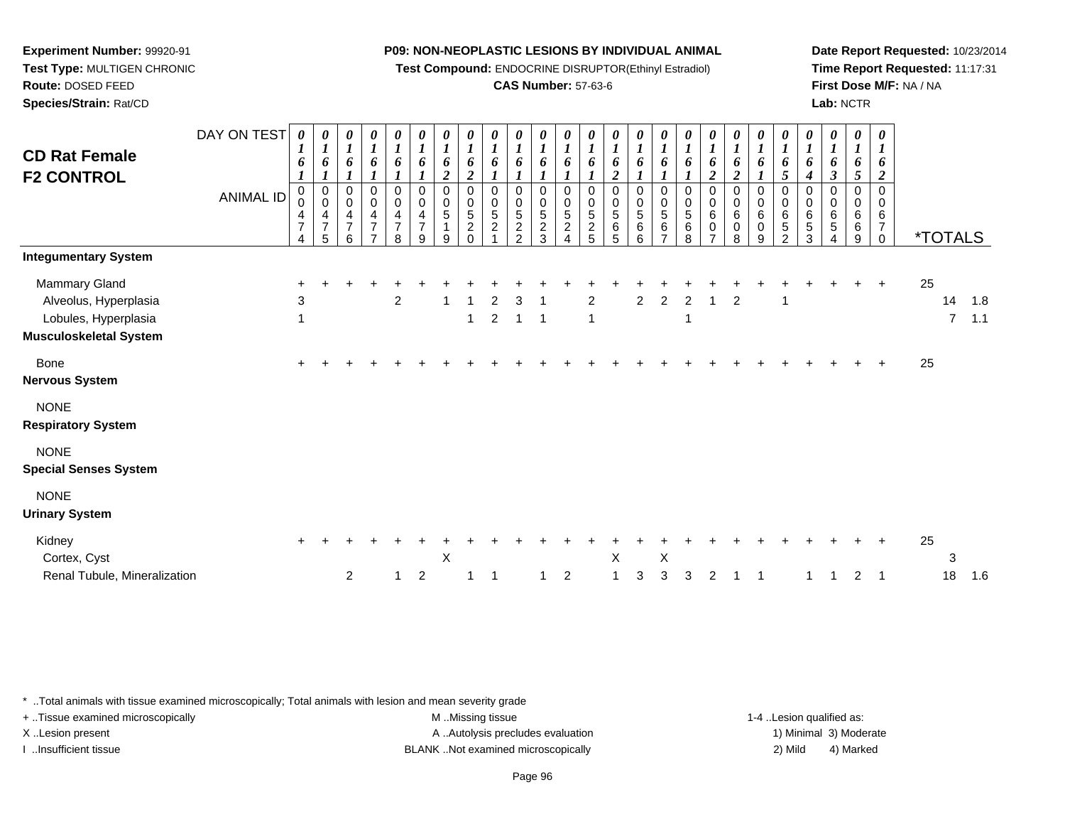**Experiment Number:** 99920-91
**Test Type:** MULTIGEN CHRONIC
**Route:** DOSED FEED
**Species/Strain:** Rat/CD

**P09: NON-NEOPLASTIC LESIONS BY INDIVIDUAL ANIMAL**
**Test Compound:** ENDOCRINE DISRUPTOR(Ethinyl Estradiol)
**CAS Number:** 57-63-6

**Date Report Requested:** 10/23/2014
**Time Report Requested:** 11:17:31
**First Dose M/F:** NA / NA
**Lab:** NCTR

## CD Rat Female F2 CONTROL

| DAY ON TEST | 0161 | 0161 | 0161 | 0161 | 0161 | 0161 | 0162 | 0162 | 0161 | 0161 | 0161 | 0161 | 0161 | 0162 | 0161 | 0161 | 0161 | 0162 | 0162 | 0161 | 0165 | 0164 | 0163 | 0165 | 0162 | | | |
|---|---|---|---|---|---|---|---|---|---|---|---|---|---|---|---|---|---|---|---|---|---|---|---|---|---|---|---|---|
| **ANIMAL ID** | 0474 | 0475 | 0476 | 0477 | 0478 | 0479 | 0519 | 0520 | 0521 | 0522 | 0523 | 0524 | 0525 | 0565 | 0566 | 0567 | 0568 | 0607 | 0608 | 0609 | 0652 | 0653 | 0654 | 0669 | 0670 | ***TOTALS** | | |
| **Integumentary System** | | | | | | | | | | | | | | | | | | | | | | | | | | | | |
| Mammary Gland | + | + | + | + | + | + | + | + | + | + | + | + | + | + | + | + | + | + | + | + | + | + | + | + | + | 25 | | |
| Alveolus, Hyperplasia | 3 | | | | 2 | | 1 | 1 | 2 | 3 | 1 | | 2 | | 2 | 2 | 2 | 1 | 2 | | 1 | | | | | | 14 | 1.8 |
| Lobules, Hyperplasia | 1 | | | | | | | 1 | 2 | 1 | 1 | | 1 | | | | 1 | | | | | | | | | | 7 | 1.1 |
| **Musculoskeletal System** | | | | | | | | | | | | | | | | | | | | | | | | | | | | |
| Bone | + | + | + | + | + | + | + | + | + | + | + | + | + | + | + | + | + | + | + | + | + | + | + | + | + | 25 | | |
| **Nervous System** | | | | | | | | | | | | | | | | | | | | | | | | | | | | |
| NONE | | | | | | | | | | | | | | | | | | | | | | | | | | | | |
| **Respiratory System** | | | | | | | | | | | | | | | | | | | | | | | | | | | | |
| NONE | | | | | | | | | | | | | | | | | | | | | | | | | | | | |
| **Special Senses System** | | | | | | | | | | | | | | | | | | | | | | | | | | | | |
| NONE | | | | | | | | | | | | | | | | | | | | | | | | | | | | |
| **Urinary System** | | | | | | | | | | | | | | | | | | | | | | | | | | | | |
| Kidney | + | + | + | + | + | + | + | + | + | + | + | + | + | + | + | + | + | + | + | + | + | + | + | + | + | 25 | | |
| Cortex, Cyst | | | | | | | X | | | | | | | X | | X | | | | | | | | | | | 3 | |
| Renal Tubule, Mineralization | | | 2 | | 1 | 2 | | 1 | 1 | | 1 | 2 | | 1 | 3 | 3 | 3 | 2 | 1 | 1 | | 1 | 1 | 2 | 1 | | 18 | 1.6 |

* ..Total animals with tissue examined microscopically; Total animals with lesion and mean severity grade
+ ..Tissue examined microscopically
X ..Lesion present
I ..Insufficient tissue

M ..Missing tissue
A ..Autolysis precludes evaluation
BLANK ..Not examined microscopically

1-4 ..Lesion qualified as:
1) Minimal 3) Moderate
2) Mild 4) Marked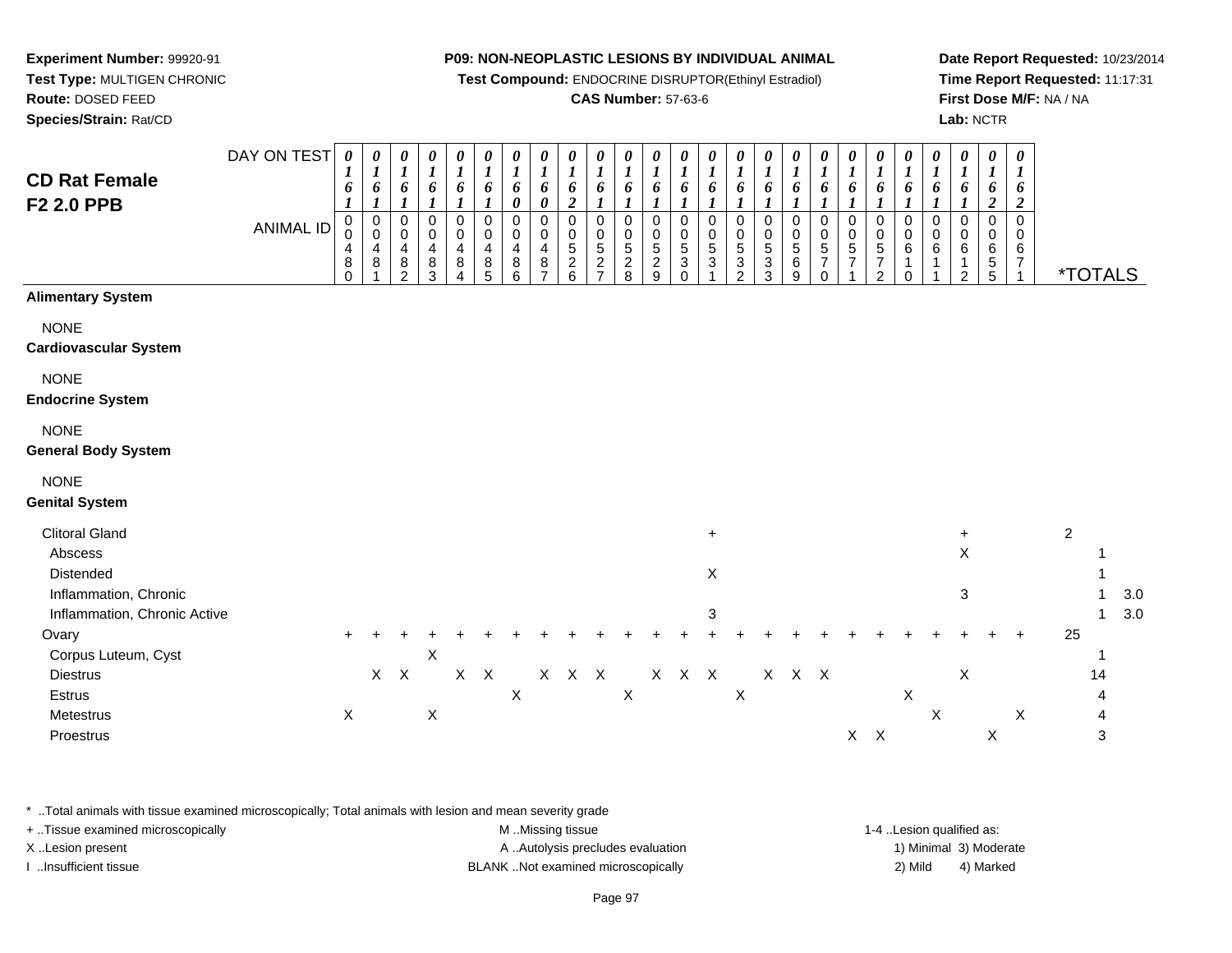**Experiment Number:** 99920-91
**Test Type:** MULTIGEN CHRONIC
**Route:** DOSED FEED
**Species/Strain:** Rat/CD

**P09: NON-NEOPLASTIC LESIONS BY INDIVIDUAL ANIMAL**
**Test Compound:** ENDOCRINE DISRUPTOR(Ethinyl Estradiol)
**CAS Number:** 57-63-6

**Date Report Requested:** 10/23/2014
**Time Report Requested:** 11:17:31
**First Dose M/F:** NA / NA
**Lab:** NCTR

## CD Rat Female F2 2.0 PPB

| DAY ON TEST | 0161 | 0161 | 0161 | 0161 | 0161 | 0161 | 0160 | 0160 | 0162 | 0161 | 0161 | 0161 | 0161 | 0161 | 0161 | 0161 | 0161 | 0161 | 0161 | 0161 | 0161 | 0161 | 0161 | 0162 | 0162 | | |
|---|---|---|---|---|---|---|---|---|---|---|---|---|---|---|---|---|---|---|---|---|---|---|---|---|---|---|---|
| **ANIMAL ID** | 00480 | 00481 | 00482 | 00483 | 00484 | 00485 | 00486 | 00487 | 00526 | 00527 | 00528 | 00529 | 00530 | 00531 | 00532 | 00533 | 00569 | 00570 | 00571 | 00572 | 00610 | 00611 | 00612 | 00655 | 00671 | ***TOTALS** | |
| **Alimentary System** | | | | | | | | | | | | | | | | | | | | | | | | | | | |
| NONE | | | | | | | | | | | | | | | | | | | | | | | | | | | |
| **Cardiovascular System** | | | | | | | | | | | | | | | | | | | | | | | | | | | |
| NONE | | | | | | | | | | | | | | | | | | | | | | | | | | | |
| **Endocrine System** | | | | | | | | | | | | | | | | | | | | | | | | | | | |
| NONE | | | | | | | | | | | | | | | | | | | | | | | | | | | |
| **General Body System** | | | | | | | | | | | | | | | | | | | | | | | | | | | |
| NONE | | | | | | | | | | | | | | | | | | | | | | | | | | | |
| **Genital System** | | | | | | | | | | | | | | | | | | | | | | | | | | | |
| Clitoral Gland | | | | | | | | | | | | | | + | | | | | | | | | + | | | 2 | |
| Abscess | | | | | | | | | | | | | | | | | | | | | | | X | | | 1 | |
| Distended | | | | | | | | | | | | | | X | | | | | | | | | | | | 1 | |
| Inflammation, Chronic | | | | | | | | | | | | | | | | | | | | | | | 3 | | | 1 | 3.0 |
| Inflammation, Chronic Active | | | | | | | | | | | | | | 3 | | | | | | | | | | | | 1 | 3.0 |
| Ovary | + | + | + | + | + | + | + | + | + | + | + | + | + | + | + | + | + | + | + | + | + | + | + | + | + | 25 | |
| Corpus Luteum, Cyst | | | | X | | | | | | | | | | | | | | | | | | | | | | 1 | |
| Diestrus | | X | X | | X | X | | X | X | X | | X | X | X | | X | X | X | | | | | X | | | 14 | |
| Estrus | | | | | | | X | | | | X | | | | X | | | | | | X | | | | | 4 | |
| Metestrus | X | | | X | | | | | | | | | | | | | | | | | | X | | | X | 4 | |
| Proestrus | | | | | | | | | | | | | | | | | | | X | X | | | | X | | 3 | |

\* ..Total animals with tissue examined microscopically; Total animals with lesion and mean severity grade
+ ..Tissue examined microscopically
X ..Lesion present
I ..Insufficient tissue

M ..Missing tissue
A ..Autolysis precludes evaluation
BLANK ..Not examined microscopically

1-4 ..Lesion qualified as:
1) Minimal 3) Moderate
2) Mild 4) Marked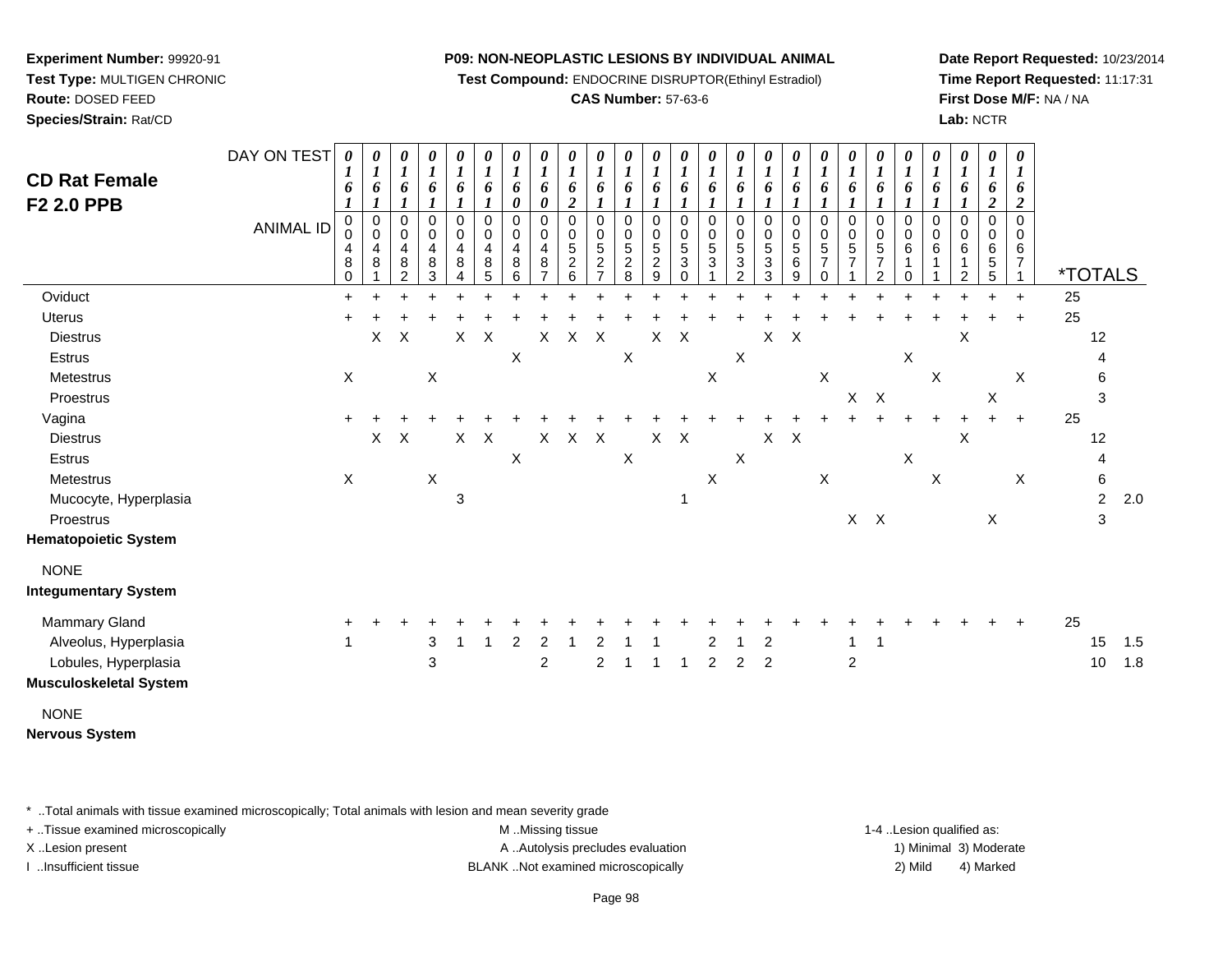**Experiment Number:** 99920-91
**Test Type:** MULTIGEN CHRONIC
**Route:** DOSED FEED
**Species/Strain:** Rat/CD

**P09: NON-NEOPLASTIC LESIONS BY INDIVIDUAL ANIMAL**
**Test Compound:** ENDOCRINE DISRUPTOR(Ethinyl Estradiol)
**CAS Number:** 57-63-6

**Date Report Requested:** 10/23/2014
**Time Report Requested:** 11:17:31
**First Dose M/F:** NA / NA
**Lab:** NCTR

## CD Rat Female F2 2.0 PPB

| DAY ON TEST | 0161 | 0161 | 0161 | 0161 | 0161 | 0161 | 0160 | 0160 | 0162 | 0161 | 0161 | 0161 | 0161 | 0161 | 0161 | 0161 | 0161 | 0161 | 0161 | 0161 | 0161 | 0161 | 0161 | 0162 | 0162 | | |
|---|---|---|---|---|---|---|---|---|---|---|---|---|---|---|---|---|---|---|---|---|---|---|---|---|---|---|---|
| **ANIMAL ID** | 0480 | 0481 | 0482 | 0483 | 0484 | 0485 | 0486 | 0487 | 0526 | 0527 | 0528 | 0529 | 0530 | 0531 | 0532 | 0533 | 0569 | 0570 | 0571 | 0572 | 0610 | 0611 | 0612 | 0655 | 0671 | ***TOTALS** | |
| Oviduct | + | + | + | + | + | + | + | + | + | + | + | + | + | + | + | + | + | + | + | + | + | + | + | + | + | 25 | |
| Uterus | + | + | + | + | + | + | + | + | + | + | + | + | + | + | + | + | + | + | + | + | + | + | + | + | + | 25 | |
| Diestrus | | X | X | | X | X | | X | X | X | | X | X | | | X | X | | | | | | X | | | 12 | |
| Estrus | | | | | | | X | | | | X | | | | X | | | | | | X | | | | | 4 | |
| Metestrus | X | | | X | | | | | | | | | | X | | | | X | | | | X | | | X | 6 | |
| Proestrus | | | | | | | | | | | | | | | | | | | X | X | | | | X | | 3 | |
| Vagina | + | + | + | + | + | + | + | + | + | + | + | + | + | + | + | + | + | + | + | + | + | + | + | + | + | 25 | |
| Diestrus | | X | X | | X | X | | X | X | X | | X | X | | | X | X | | | | | | X | | | 12 | |
| Estrus | | | | | | | X | | | | X | | | | X | | | | | | X | | | | | 4 | |
| Metestrus | X | | | X | | | | | | | | | | X | | | | X | | | | X | | | X | 6 | |
| Mucocyte, Hyperplasia | | | | | 3 | | | | | | | | 1 | | | | | | | | | | | | | 2 | 2.0 |
| Proestrus | | | | | | | | | | | | | | | | | | | X | X | | | | X | | 3 | |
| **Hematopoietic System** | | | | | | | | | | | | | | | | | | | | | | | | | | | |
| NONE | | | | | | | | | | | | | | | | | | | | | | | | | | | |
| **Integumentary System** | | | | | | | | | | | | | | | | | | | | | | | | | | | |
| Mammary Gland | + | + | + | + | + | + | + | + | + | + | + | + | + | + | + | + | + | + | + | + | + | + | + | + | + | 25 | |
| Alveolus, Hyperplasia | 1 | | | 3 | 1 | 1 | 2 | 2 | 1 | 2 | 1 | 1 | | 2 | 1 | 2 | | | 1 | 1 | | | | | | 15 | 1.5 |
| Lobules, Hyperplasia | | | | 3 | | | | 2 | | 2 | 1 | 1 | 1 | 2 | 2 | 2 | | | 2 | | | | | | | 10 | 1.8 |
| **Musculoskeletal System** | | | | | | | | | | | | | | | | | | | | | | | | | | | |
| NONE | | | | | | | | | | | | | | | | | | | | | | | | | | | |
| **Nervous System** | | | | | | | | | | | | | | | | | | | | | | | | | | | |

* ..Total animals with tissue examined microscopically; Total animals with lesion and mean severity grade
+ ..Tissue examined microscopically
X ..Lesion present
I ..Insufficient tissue

M ..Missing tissue
A ..Autolysis precludes evaluation
BLANK ..Not examined microscopically

1-4 ..Lesion qualified as:
1) Minimal 3) Moderate
2) Mild 4) Marked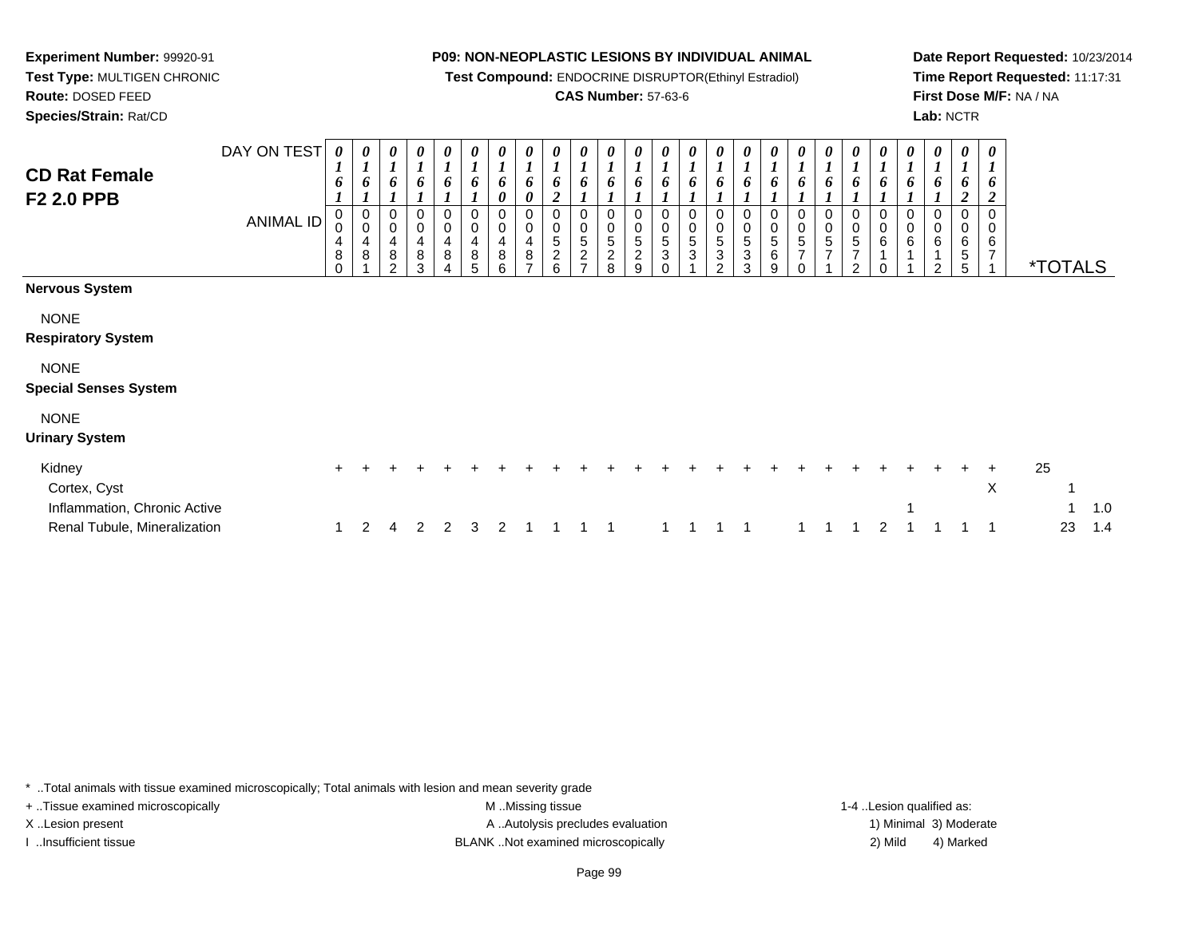**Experiment Number:** 99920-91
**Test Type:** MULTIGEN CHRONIC
**Route:** DOSED FEED
**Species/Strain:** Rat/CD

**P09: NON-NEOPLASTIC LESIONS BY INDIVIDUAL ANIMAL**
**Test Compound:** ENDOCRINE DISRUPTOR(Ethinyl Estradiol)
**CAS Number:** 57-63-6

**Date Report Requested:** 10/23/2014
**Time Report Requested:** 11:17:31
**First Dose M/F:** NA / NA
**Lab:** NCTR

## CD Rat Female F2 2.0 PPB

| DAY ON TEST | 0161 | 0161 | 0161 | 0161 | 0161 | 0161 | 0160 | 0160 | 0162 | 0161 | 0161 | 0161 | 0161 | 0161 | 0161 | 0161 | 0161 | 0161 | 0161 | 0161 | 0161 | 0161 | 0161 | 0162 | 0162 | | |
|---|---|---|---|---|---|---|---|---|---|---|---|---|---|---|---|---|---|---|---|---|---|---|---|---|---|---|---|
| **ANIMAL ID** | 0480 | 0481 | 0482 | 0483 | 0484 | 0485 | 0486 | 0487 | 0526 | 0527 | 0528 | 0529 | 0530 | 0531 | 0532 | 0533 | 0569 | 0570 | 0571 | 0572 | 0610 | 0611 | 0612 | 0655 | 0671 | ***TOTALS** | |
| **Nervous System** | | | | | | | | | | | | | | | | | | | | | | | | | | | |
| NONE | | | | | | | | | | | | | | | | | | | | | | | | | | | |
| **Respiratory System** | | | | | | | | | | | | | | | | | | | | | | | | | | | |
| NONE | | | | | | | | | | | | | | | | | | | | | | | | | | | |
| **Special Senses System** | | | | | | | | | | | | | | | | | | | | | | | | | | | |
| NONE | | | | | | | | | | | | | | | | | | | | | | | | | | | |
| **Urinary System** | | | | | | | | | | | | | | | | | | | | | | | | | | | |
| Kidney | + | + | + | + | + | + | + | + | + | + | + | + | + | + | + | + | + | + | + | + | + | + | + | + | + | 25 | |
| Cortex, Cyst | | | | | | | | | | | | | | | | | | | | | | | | | X | 1 | |
| Inflammation, Chronic Active | | | | | | | | | | | | | | | | | | | | | | 1 | | | | 1 | 1.0 |
| Renal Tubule, Mineralization | 1 | 2 | 4 | 2 | 2 | 3 | 2 | 1 | 1 | 1 | 1 | | 1 | 1 | 1 | 1 | | 1 | 1 | 1 | 2 | 1 | 1 | 1 | 1 | 23 | 1.4 |

\* ..Total animals with tissue examined microscopically; Total animals with lesion and mean severity grade
+ ..Tissue examined microscopically
X ..Lesion present
I ..Insufficient tissue

M ..Missing tissue
A ..Autolysis precludes evaluation
BLANK ..Not examined microscopically

1-4 ..Lesion qualified as:
1) Minimal 3) Moderate
2) Mild 4) Marked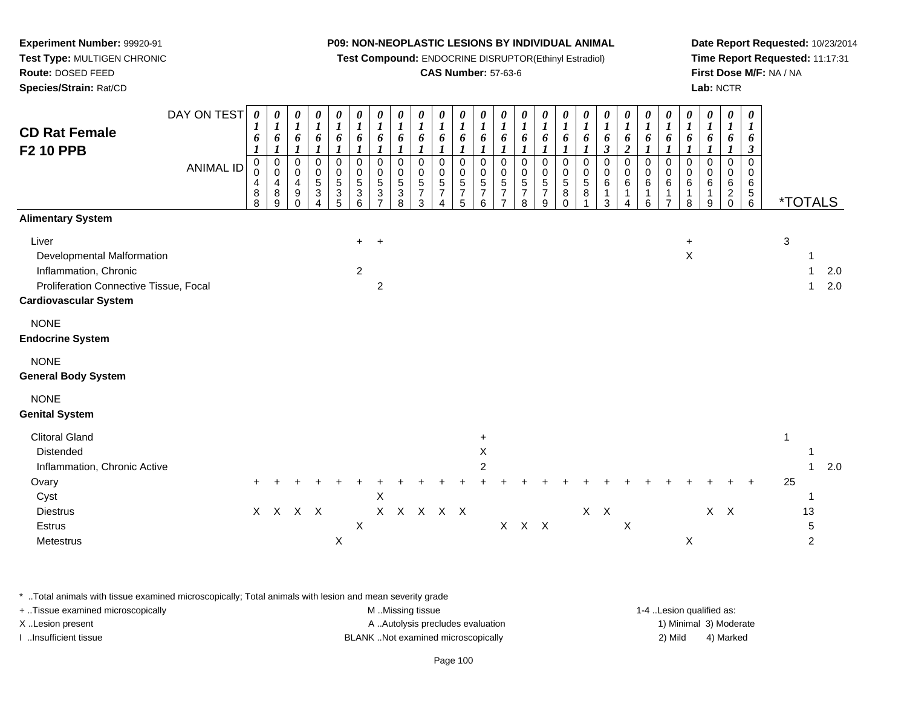**Experiment Number:** 99920-91
**Test Type:** MULTIGEN CHRONIC
**Route:** DOSED FEED
**Species/Strain:** Rat/CD

**P09: NON-NEOPLASTIC LESIONS BY INDIVIDUAL ANIMAL**
**Test Compound:** ENDOCRINE DISRUPTOR(Ethinyl Estradiol)
**CAS Number:** 57-63-6

**Date Report Requested:** 10/23/2014
**Time Report Requested:** 11:17:31
**First Dose M/F:** NA / NA
**Lab:** NCTR

## CD Rat Female F2 10 PPB

| DAY ON TEST | 0161 | 0161 | 0161 | 0161 | 0161 | 0161 | 0161 | 0161 | 0161 | 0161 | 0161 | 0161 | 0161 | 0161 | 0161 | 0161 | 0161 | 0163 | 0162 | 0161 | 0161 | 0161 | 0161 | 0161 | 0163 | | | |
|---|---|---|---|---|---|---|---|---|---|---|---|---|---|---|---|---|---|---|---|---|---|---|---|---|---|---|---|---|
| **ANIMAL ID** | 00488 | 00489 | 00490 | 00534 | 00535 | 00536 | 00537 | 00538 | 00573 | 00574 | 00575 | 00576 | 00577 | 00578 | 00579 | 00580 | 00581 | 00613 | 00614 | 00616 | 00617 | 00618 | 00619 | 00620 | 00656 | ***TOTALS** | | |
| **Alimentary System** | | | | | | | | | | | | | | | | | | | | | | | | | | | | |
| Liver | | | | | | + | + | | | | | | | | | | | | | | | + | | | | 3 | | |
| Developmental Malformation | | | | | | | | | | | | | | | | | | | | | | X | | | | | 1 | |
| Inflammation, Chronic | | | | | | 2 | | | | | | | | | | | | | | | | | | | | | 1 | 2.0 |
| Proliferation Connective Tissue, Focal | | | | | | | 2 | | | | | | | | | | | | | | | | | | | | 1 | 2.0 |
| **Cardiovascular System** | | | | | | | | | | | | | | | | | | | | | | | | | | | | |
| NONE | | | | | | | | | | | | | | | | | | | | | | | | | | | | |
| **Endocrine System** | | | | | | | | | | | | | | | | | | | | | | | | | | | | |
| NONE | | | | | | | | | | | | | | | | | | | | | | | | | | | | |
| **General Body System** | | | | | | | | | | | | | | | | | | | | | | | | | | | | |
| NONE | | | | | | | | | | | | | | | | | | | | | | | | | | | | |
| **Genital System** | | | | | | | | | | | | | | | | | | | | | | | | | | | | |
| Clitoral Gland | | | | | | | | | | | | + | | | | | | | | | | | | | | 1 | | |
| Distended | | | | | | | | | | | | X | | | | | | | | | | | | | | | 1 | |
| Inflammation, Chronic Active | | | | | | | | | | | | 2 | | | | | | | | | | | | | | | 1 | 2.0 |
| Ovary | + | + | + | + | + | + | + | + | + | + | + | + | + | + | + | + | + | + | + | + | + | + | + | + | + | 25 | | |
| Cyst | | | | | | | X | | | | | | | | | | | | | | | | | | | | 1 | |
| Diestrus | X | X | X | X | | | X | X | X | X | X | | | | | | X | X | | | | | X | X | | | 13 | |
| Estrus | | | | | | X | | | | | | | X | X | X | | | | X | | | | | | | | 5 | |
| Metestrus | | | | | X | | | | | | | | | | | | | | | | | X | | | | | 2 | |

\* ..Total animals with tissue examined microscopically; Total animals with lesion and mean severity grade
\+ ..Tissue examined microscopically
X ..Lesion present
I ..Insufficient tissue
M ..Missing tissue
A ..Autolysis precludes evaluation
BLANK ..Not examined microscopically
1-4 ..Lesion qualified as: 1) Minimal 2) Mild 3) Moderate 4) Marked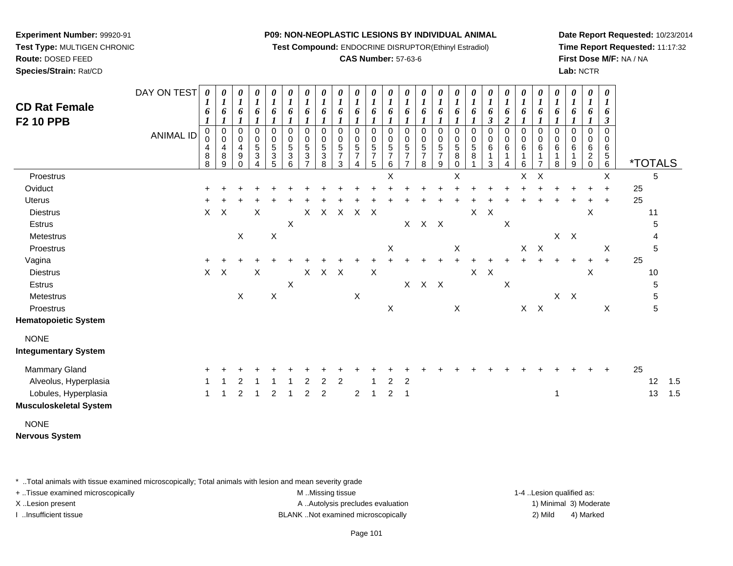**Experiment Number:** 99920-91
**Test Type:** MULTIGEN CHRONIC
**Route:** DOSED FEED
**Species/Strain:** Rat/CD

**P09: NON-NEOPLASTIC LESIONS BY INDIVIDUAL ANIMAL**
**Test Compound:** ENDOCRINE DISRUPTOR(Ethinyl Estradiol)
**CAS Number:** 57-63-6

**Date Report Requested:** 10/23/2014
**Time Report Requested:** 11:17:32
**First Dose M/F:** NA / NA
**Lab:** NCTR

## CD Rat Female F2 10 PPB

| DAY ON TEST | 0161 | 0161 | 0161 | 0161 | 0161 | 0161 | 0161 | 0161 | 0161 | 0161 | 0161 | 0161 | 0161 | 0161 | 0161 | 0161 | 0161 | 0163 | 0162 | 0161 | 0161 | 0161 | 0161 | 0161 | 0163 | | |
|---|---|---|---|---|---|---|---|---|---|---|---|---|---|---|---|---|---|---|---|---|---|---|---|---|---|---|---|
| **ANIMAL ID** | 0488 | 0489 | 0490 | 0534 | 0535 | 0536 | 0537 | 0538 | 0573 | 0574 | 0575 | 0576 | 0577 | 0578 | 0579 | 0580 | 0581 | 0613 | 0614 | 0616 | 0617 | 0618 | 0619 | 0620 | 0656 | ***TOTALS** | |
| Proestrus | | | | | | | | | | | | X | | | | X | | | | X | X | | | | X | 5 | |
| Oviduct | + | + | + | + | + | + | + | + | + | + | + | + | + | + | + | + | + | + | + | + | + | + | + | + | + | 25 | |
| Uterus | + | + | + | + | + | + | + | + | + | + | + | + | + | + | + | + | + | + | + | + | + | + | + | + | + | 25 | |
| Diestrus | X | X | | X | | | X | X | X | X | X | | | | | | X | X | | | | | | X | | 11 | |
| Estrus | | | | | | X | | | | | | | X | X | X | | | | X | | | | | | | 5 | |
| Metestrus | | | X | | X | | | | | | | | | | | | | | | | | X | X | | | 4 | |
| Proestrus | | | | | | | | | | | | X | | | | X | | | | X | X | | | | X | 5 | |
| Vagina | + | + | + | + | + | + | + | + | + | + | + | + | + | + | + | + | + | + | + | + | + | + | + | + | + | 25 | |
| Diestrus | X | X | | X | | | X | X | X | | X | | | | | | X | X | | | | | | X | | 10 | |
| Estrus | | | | | | X | | | | | | | X | X | X | | | | X | | | | | | | 5 | |
| Metestrus | | | X | | X | | | | | X | | | | | | | | | | | | X | X | | | 5 | |
| Proestrus | | | | | | | | | | | | X | | | | X | | | | X | X | | | | X | 5 | |
| **Hematopoietic System** | | | | | | | | | | | | | | | | | | | | | | | | | | | |
| NONE | | | | | | | | | | | | | | | | | | | | | | | | | | | |
| **Integumentary System** | | | | | | | | | | | | | | | | | | | | | | | | | | | |
| Mammary Gland | + | + | + | + | + | + | + | + | + | + | + | + | + | + | + | + | + | + | + | + | + | + | + | + | + | 25 | |
| Alveolus, Hyperplasia | 1 | 1 | 2 | 1 | 1 | 1 | 2 | 2 | 2 | | 1 | 2 | 2 | | | | | | | | | | | | | 12 | 1.5 |
| Lobules, Hyperplasia | 1 | 1 | 2 | 1 | 2 | 1 | 2 | 2 | | 2 | 1 | 2 | 1 | | | | | | | | | 1 | | | | 13 | 1.5 |
| **Musculoskeletal System** | | | | | | | | | | | | | | | | | | | | | | | | | | | |
| NONE | | | | | | | | | | | | | | | | | | | | | | | | | | | |
| **Nervous System** | | | | | | | | | | | | | | | | | | | | | | | | | | | |

* ..Total animals with tissue examined microscopically; Total animals with lesion and mean severity grade
+ ..Tissue examined microscopically
X ..Lesion present
I ..Insufficient tissue

M ..Missing tissue
A ..Autolysis precludes evaluation
BLANK ..Not examined microscopically

1-4 ..Lesion qualified as:
1) Minimal 3) Moderate
2) Mild 4) Marked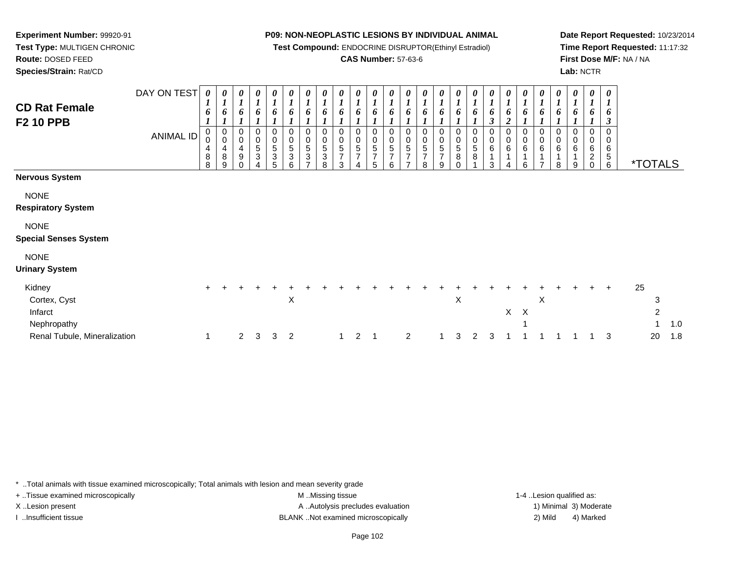**Experiment Number:** 99920-91
**Test Type:** MULTIGEN CHRONIC
**Route:** DOSED FEED
**Species/Strain:** Rat/CD

**P09: NON-NEOPLASTIC LESIONS BY INDIVIDUAL ANIMAL**
**Test Compound:** ENDOCRINE DISRUPTOR(Ethinyl Estradiol)
**CAS Number:** 57-63-6

**Date Report Requested:** 10/23/2014
**Time Report Requested:** 11:17:32
**First Dose M/F:** NA / NA
**Lab:** NCTR

## CD Rat Female F2 10 PPB

| DAY ON TEST | 0161 | 0161 | 0161 | 0161 | 0161 | 0161 | 0161 | 0161 | 0161 | 0161 | 0161 | 0161 | 0161 | 0161 | 0161 | 0161 | 0161 | 0163 | 0162 | 0161 | 0161 | 0161 | 0161 | 0161 | 0163 | |
|---|---|---|---|---|---|---|---|---|---|---|---|---|---|---|---|---|---|---|---|---|---|---|---|---|---|---|
| **ANIMAL ID** | 0488 | 0489 | 0490 | 0534 | 0535 | 0536 | 0537 | 0538 | 0573 | 0574 | 0575 | 0576 | 0577 | 0578 | 0579 | 0580 | 0581 | 0613 | 0614 | 0616 | 0617 | 0618 | 0619 | 0620 | 0656 | ***TOTALS** |
| **Nervous System** | | | | | | | | | | | | | | | | | | | | | | | | | | |
| NONE | | | | | | | | | | | | | | | | | | | | | | | | | | |
| **Respiratory System** | | | | | | | | | | | | | | | | | | | | | | | | | | |
| NONE | | | | | | | | | | | | | | | | | | | | | | | | | | |
| **Special Senses System** | | | | | | | | | | | | | | | | | | | | | | | | | | |
| NONE | | | | | | | | | | | | | | | | | | | | | | | | | | |
| **Urinary System** | | | | | | | | | | | | | | | | | | | | | | | | | | |
| Kidney | + | + | + | + | + | + | + | + | + | + | + | + | + | + | + | + | + | + | + | + | + | + | + | + | + | 25 |
| Cortex, Cyst | | | | | | X | | | | | | | | | | X | | | | | X | | | | | 3 |
| Infarct | | | | | | | | | | | | | | | | | | | X | X | | | | | | 2 |
| Nephropathy | | | | | | | | | | | | | | | | | | | | 1 | | | | | | 1 1.0 |
| Renal Tubule, Mineralization | 1 | | 2 | 3 | 3 | 2 | | | 1 | 2 | 1 | | 2 | | 1 | 3 | 2 | 3 | 1 | 1 | 1 | 1 | 1 | 1 | 3 | 20 1.8 |

* ..Total animals with tissue examined microscopically; Total animals with lesion and mean severity grade
+ ..Tissue examined microscopically
X ..Lesion present
I ..Insufficient tissue
M ..Missing tissue
A ..Autolysis precludes evaluation
BLANK ..Not examined microscopically
1-4 ..Lesion qualified as:
1) Minimal 3) Moderate
2) Mild 4) Marked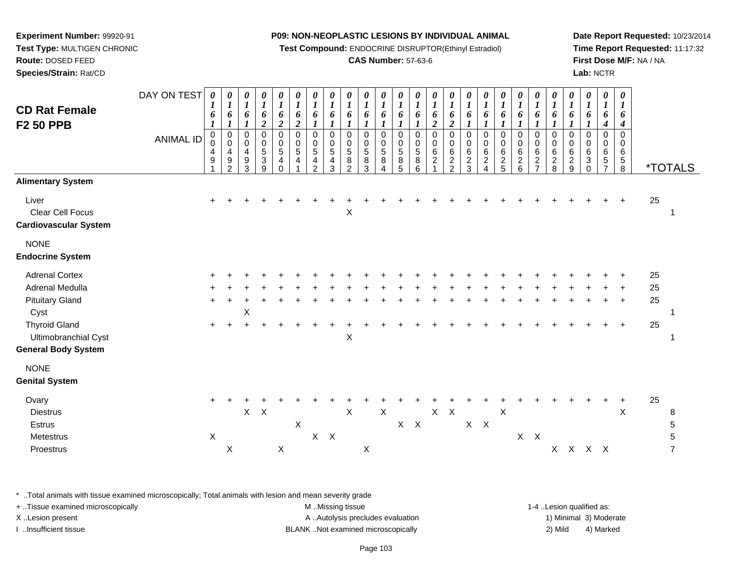**Experiment Number:** 99920-91
**Test Type:** MULTIGEN CHRONIC
**Route:** DOSED FEED
**Species/Strain:** Rat/CD

**P09: NON-NEOPLASTIC LESIONS BY INDIVIDUAL ANIMAL**
**Test Compound:** ENDOCRINE DISRUPTOR(Ethinyl Estradiol)
**CAS Number:** 57-63-6

**Date Report Requested:** 10/23/2014
**Time Report Requested:** 11:17:32
**First Dose M/F:** NA / NA
**Lab:** NCTR

## CD Rat Female F2 50 PPB

| DAY ON TEST | 0161 | 0161 | 0161 | 0162 | 0162 | 0162 | 0161 | 0161 | 0161 | 0161 | 0161 | 0161 | 0161 | 0162 | 0162 | 0161 | 0161 | 0161 | 0161 | 0161 | 0161 | 0161 | 0161 | 0164 | 0164 | |
|---|---|---|---|---|---|---|---|---|---|---|---|---|---|---|---|---|---|---|---|---|---|---|---|---|---|---|
| **ANIMAL ID** | 00491 | 00492 | 00493 | 00539 | 00540 | 00541 | 00542 | 00543 | 00582 | 00583 | 00584 | 00585 | 00586 | 00621 | 00622 | 00623 | 00624 | 00625 | 00626 | 00627 | 00628 | 00629 | 00630 | 00657 | 00658 | ***TOTALS** |
| **Alimentary System** | | | | | | | | | | | | | | | | | | | | | | | | | | |
| Liver | + | + | + | + | + | + | + | + | + | + | + | + | + | + | + | + | + | + | + | + | + | + | + | + | + | 25 |
| Clear Cell Focus | | | | | | | | | X | | | | | | | | | | | | | | | | | 1 |
| **Cardiovascular System** | | | | | | | | | | | | | | | | | | | | | | | | | | |
| NONE | | | | | | | | | | | | | | | | | | | | | | | | | | |
| **Endocrine System** | | | | | | | | | | | | | | | | | | | | | | | | | | |
| Adrenal Cortex | + | + | + | + | + | + | + | + | + | + | + | + | + | + | + | + | + | + | + | + | + | + | + | + | + | 25 |
| Adrenal Medulla | + | + | + | + | + | + | + | + | + | + | + | + | + | + | + | + | + | + | + | + | + | + | + | + | + | 25 |
| Pituitary Gland | + | + | + | + | + | + | + | + | + | + | + | + | + | + | + | + | + | + | + | + | + | + | + | + | + | 25 |
| Cyst | | | X | | | | | | | | | | | | | | | | | | | | | | | 1 |
| Thyroid Gland | + | + | + | + | + | + | + | + | + | + | + | + | + | + | + | + | + | + | + | + | + | + | + | + | + | 25 |
| Ultimobranchial Cyst | | | | | | | | | X | | | | | | | | | | | | | | | | | 1 |
| **General Body System** | | | | | | | | | | | | | | | | | | | | | | | | | | |
| NONE | | | | | | | | | | | | | | | | | | | | | | | | | | |
| **Genital System** | | | | | | | | | | | | | | | | | | | | | | | | | | |
| Ovary | + | + | + | + | + | + | + | + | + | + | + | + | + | + | + | + | + | + | + | + | + | + | + | + | + | 25 |
| Diestrus | | | X | X | | | | | X | | X | | | X | X | | | X | | | | | | | X | 8 |
| Estrus | | | | | | X | | | | | | X | X | | | X | X | | | | | | | | | 5 |
| Metestrus | X | | | | | | X | X | | | | | | | | | | | X | X | | | | | | 5 |
| Proestrus | | X | | | X | | | | | X | | | | | | | | | | | X | X | X | X | | 7 |

\* ..Total animals with tissue examined microscopically; Total animals with lesion and mean severity grade
+ ..Tissue examined microscopically
X ..Lesion present
I ..Insufficient tissue

M ..Missing tissue
A ..Autolysis precludes evaluation
BLANK ..Not examined microscopically

1-4 ..Lesion qualified as:
1) Minimal 3) Moderate
2) Mild 4) Marked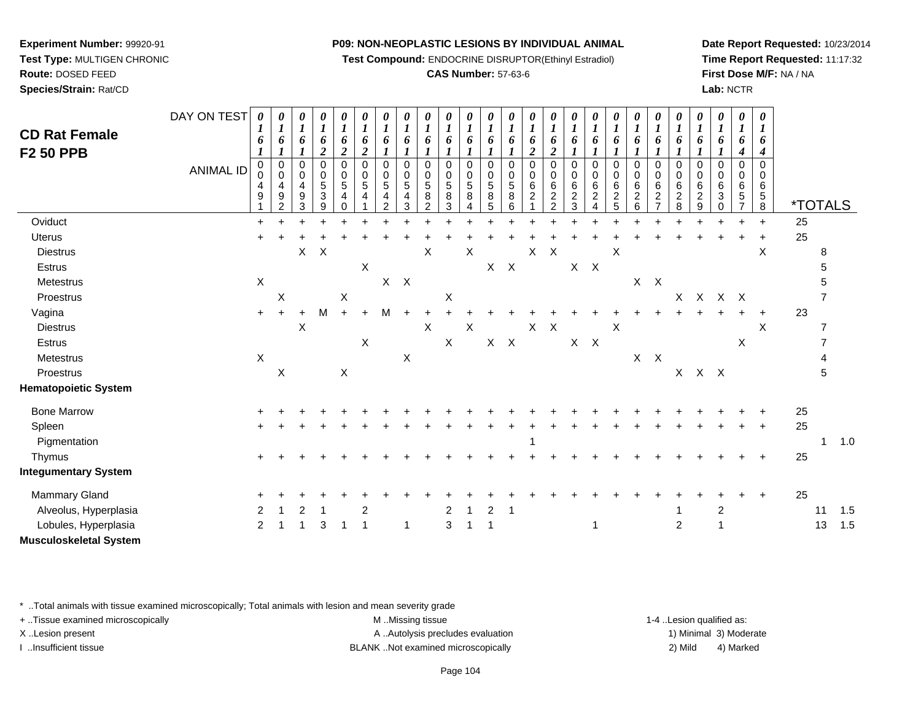**Experiment Number:** 99920-91
**Test Type:** MULTIGEN CHRONIC
**Route:** DOSED FEED
**Species/Strain:** Rat/CD

**P09: NON-NEOPLASTIC LESIONS BY INDIVIDUAL ANIMAL**
**Test Compound:** ENDOCRINE DISRUPTOR(Ethinyl Estradiol)
**CAS Number:** 57-63-6

**Date Report Requested:** 10/23/2014
**Time Report Requested:** 11:17:32
**First Dose M/F:** NA / NA
**Lab:** NCTR

## CD Rat Female F2 50 PPB

| DAY ON TEST | 0161 | 0161 | 0161 | 0162 | 0162 | 0162 | 0161 | 0161 | 0161 | 0161 | 0161 | 0161 | 0161 | 0162 | 0162 | 0161 | 0161 | 0161 | 0161 | 0161 | 0161 | 0161 | 0161 | 0164 | 0164 | *TOTALS | |
|---|---|---|---|---|---|---|---|---|---|---|---|---|---|---|---|---|---|---|---|---|---|---|---|---|---|---|---|
| **ANIMAL ID** | 00491 | 00492 | 00493 | 00539 | 00540 | 00541 | 00542 | 00543 | 00582 | 00583 | 00584 | 00585 | 00586 | 00621 | 00622 | 00623 | 00624 | 00625 | 00626 | 00627 | 00628 | 00629 | 00630 | 00657 | 00658 | | |
| Oviduct | + | + | + | + | + | + | + | + | + | + | + | + | + | + | + | + | + | + | + | + | + | + | + | + | + | 25 | |
| Uterus | + | + | + | + | + | + | + | + | + | + | + | + | + | + | + | + | + | + | + | + | + | + | + | + | + | 25 | |
| Diestrus | | | X | X | | | | | X | | X | | | X | X | | | X | | | | | | | X | 8 | |
| Estrus | | | | | | X | | | | | | X | X | | | X | X | | | | | | | | | 5 | |
| Metestrus | X | | | | | | X | X | | | | | | | | | | | X | X | | | | | | 5 | |
| Proestrus | | X | | | X | | | | | X | | | | | | | | | | | X | X | X | X | | 7 | |
| Vagina | + | + | + | M | + | + | M | + | + | + | + | + | + | + | + | + | + | + | + | + | + | + | + | + | + | 23 | |
| Diestrus | | | X | | | | | | X | | X | | | X | X | | | X | | | | | | | X | 7 | |
| Estrus | | | | | | X | | | | X | | X | X | | | X | X | | | | | | | X | | 7 | |
| Metestrus | X | | | | | | | X | | | | | | | | | | | X | X | | | | | | 4 | |
| Proestrus | | X | | | X | | | | | | | | | | | | | | | | X | X | X | | | 5 | |
| **Hematopoietic System** | | | | | | | | | | | | | | | | | | | | | | | | | | | |
| Bone Marrow | + | + | + | + | + | + | + | + | + | + | + | + | + | + | + | + | + | + | + | + | + | + | + | + | + | 25 | |
| Spleen | + | + | + | + | + | + | + | + | + | + | + | + | + | + | + | + | + | + | + | + | + | + | + | + | + | 25 | |
| Pigmentation | | | | | | | | | | | | | | 1 | | | | | | | | | | | | 1 | 1.0 |
| Thymus | + | + | + | + | + | + | + | + | + | + | + | + | + | + | + | + | + | + | + | + | + | + | + | + | + | 25 | |
| **Integumentary System** | | | | | | | | | | | | | | | | | | | | | | | | | | | |
| Mammary Gland | + | + | + | + | + | + | + | + | + | + | + | + | + | + | + | + | + | + | + | + | + | + | + | + | + | 25 | |
| Alveolus, Hyperplasia | 2 | 1 | 2 | 1 | | 2 | | | | 2 | 1 | 2 | 1 | | | | | | | | 1 | | 2 | | | 11 | 1.5 |
| Lobules, Hyperplasia | 2 | 1 | 1 | 3 | 1 | 1 | | 1 | | 3 | 1 | 1 | | | | | 1 | | | | 2 | | 1 | | | 13 | 1.5 |
| **Musculoskeletal System** | | | | | | | | | | | | | | | | | | | | | | | | | | | |

\* ..Total animals with tissue examined microscopically; Total animals with lesion and mean severity grade
+ ..Tissue examined microscopically
X ..Lesion present
I ..Insufficient tissue
M ..Missing tissue
A ..Autolysis precludes evaluation
BLANK ..Not examined microscopically
1-4 ..Lesion qualified as:
1) Minimal 3) Moderate
2) Mild 4) Marked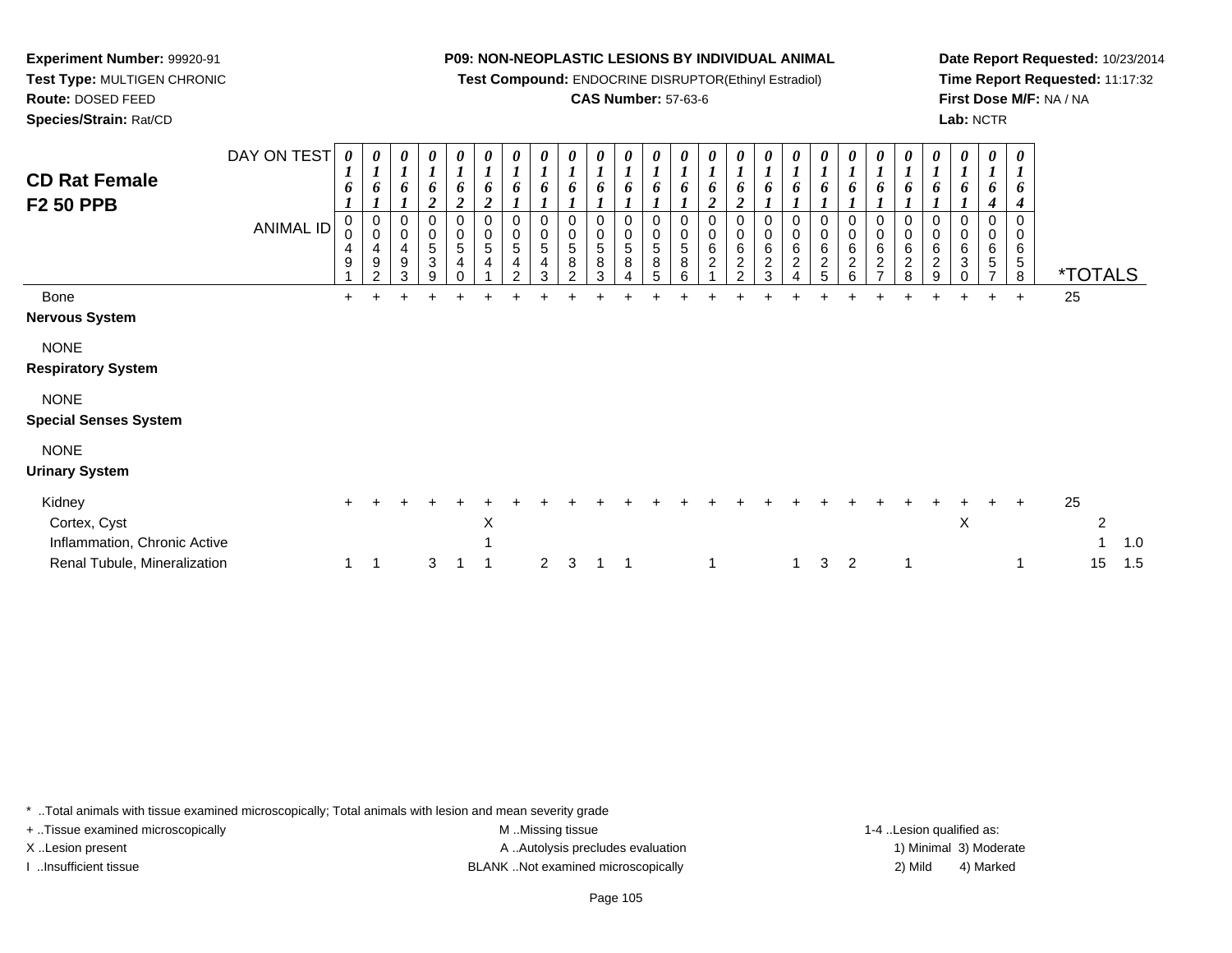**Experiment Number:** 99920-91
**Test Type:** MULTIGEN CHRONIC
**Route:** DOSED FEED
**Species/Strain:** Rat/CD

**P09: NON-NEOPLASTIC LESIONS BY INDIVIDUAL ANIMAL**
**Test Compound:** ENDOCRINE DISRUPTOR(Ethinyl Estradiol)
**CAS Number:** 57-63-6

**Date Report Requested:** 10/23/2014
**Time Report Requested:** 11:17:32
**First Dose M/F:** NA / NA
**Lab:** NCTR

## CD Rat Female F2 50 PPB

| DAY ON TEST | 0161 | 0161 | 0161 | 0162 | 0162 | 0162 | 0161 | 0161 | 0161 | 0161 | 0161 | 0161 | 0161 | 0162 | 0162 | 0161 | 0161 | 0161 | 0161 | 0161 | 0161 | 0161 | 0161 | 0164 | 0164 | | |
|---|---|---|---|---|---|---|---|---|---|---|---|---|---|---|---|---|---|---|---|---|---|---|---|---|---|---|---|
| **ANIMAL ID** | 00491 | 00492 | 00493 | 00539 | 00540 | 00541 | 00542 | 00543 | 00582 | 00583 | 00584 | 00585 | 00586 | 00621 | 00622 | 00623 | 00624 | 00625 | 00626 | 00627 | 00628 | 00629 | 00630 | 00657 | 00658 | ***TOTALS** | |
| Bone | + | + | + | + | + | + | + | + | + | + | + | + | + | + | + | + | + | + | + | + | + | + | + | + | + | 25 | |
| **Nervous System** | | | | | | | | | | | | | | | | | | | | | | | | | | | |
| NONE | | | | | | | | | | | | | | | | | | | | | | | | | | | |
| **Respiratory System** | | | | | | | | | | | | | | | | | | | | | | | | | | | |
| NONE | | | | | | | | | | | | | | | | | | | | | | | | | | | |
| **Special Senses System** | | | | | | | | | | | | | | | | | | | | | | | | | | | |
| NONE | | | | | | | | | | | | | | | | | | | | | | | | | | | |
| **Urinary System** | | | | | | | | | | | | | | | | | | | | | | | | | | | |
| Kidney | + | + | + | + | + | + | + | + | + | + | + | + | + | + | + | + | + | + | + | + | + | + | + | + | + | 25 | |
| Cortex, Cyst | | | | | | X | | | | | | | | | | | | | | | | | X | | | 2 | |
| Inflammation, Chronic Active | | | | | | 1 | | | | | | | | | | | | | | | | | | | | 1 | 1.0 |
| Renal Tubule, Mineralization | 1 | 1 | | 3 | 1 | 1 | | 2 | 3 | 1 | 1 | | | 1 | | | 1 | 3 | 2 | | 1 | | | | 1 | 15 | 1.5 |

* ..Total animals with tissue examined microscopically; Total animals with lesion and mean severity grade
+ ..Tissue examined microscopically
X ..Lesion present
I ..Insufficient tissue

M ..Missing tissue
A ..Autolysis precludes evaluation
BLANK ..Not examined microscopically

1-4 ..Lesion qualified as:
1) Minimal 3) Moderate
2) Mild 4) Marked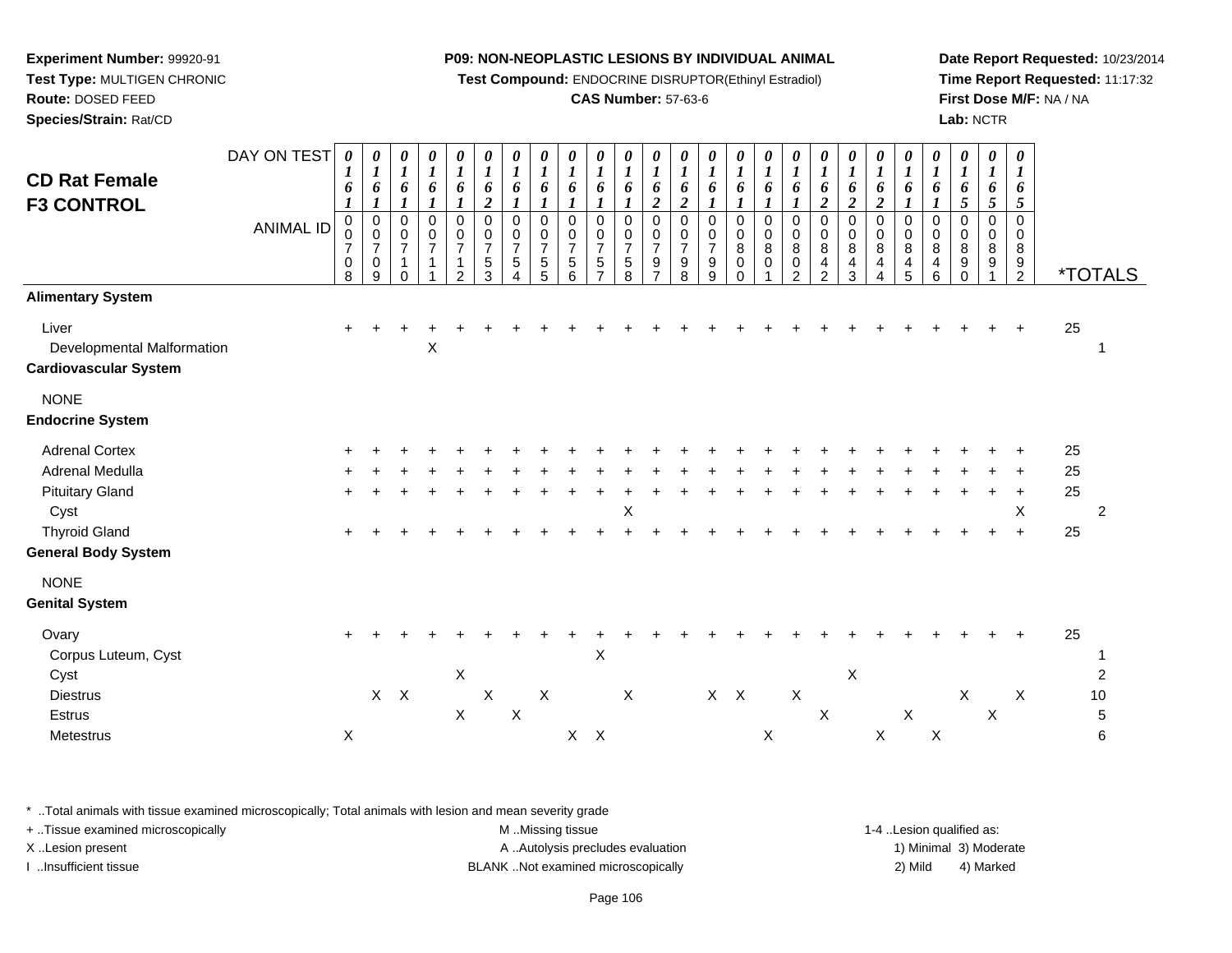**Experiment Number:** 99920-91
**Test Type:** MULTIGEN CHRONIC
**Route:** DOSED FEED
**Species/Strain:** Rat/CD

**P09: NON-NEOPLASTIC LESIONS BY INDIVIDUAL ANIMAL**
**Test Compound:** ENDOCRINE DISRUPTOR(Ethinyl Estradiol)
**CAS Number:** 57-63-6

**Date Report Requested:** 10/23/2014
**Time Report Requested:** 11:17:32
**First Dose M/F:** NA / NA
**Lab:** NCTR

## CD Rat Female F3 CONTROL

| DAY ON TEST | 0161 | 0161 | 0161 | 0161 | 0161 | 0162 | 0161 | 0161 | 0161 | 0161 | 0161 | 0162 | 0162 | 0161 | 0161 | 0161 | 0161 | 0162 | 0162 | 0162 | 0161 | 0161 | 0165 | 0165 | 0165 | |
|---|---|---|---|---|---|---|---|---|---|---|---|---|---|---|---|---|---|---|---|---|---|---|---|---|---|---|
| **ANIMAL ID** | 0708 | 0709 | 0710 | 0711 | 0712 | 0753 | 0754 | 0755 | 0756 | 0757 | 0758 | 0797 | 0798 | 0799 | 0800 | 0801 | 0802 | 0842 | 0843 | 0844 | 0845 | 0846 | 0890 | 0891 | 0892 | ***TOTALS** |
| **Alimentary System** | | | | | | | | | | | | | | | | | | | | | | | | | | |
| Liver | + | + | + | + | + | + | + | + | + | + | + | + | + | + | + | + | + | + | + | + | + | + | + | + | + | 25 |
| Developmental Malformation | | | | X | | | | | | | | | | | | | | | | | | | | | | 1 |
| **Cardiovascular System** | | | | | | | | | | | | | | | | | | | | | | | | | | |
| NONE | | | | | | | | | | | | | | | | | | | | | | | | | | |
| **Endocrine System** | | | | | | | | | | | | | | | | | | | | | | | | | | |
| Adrenal Cortex | + | + | + | + | + | + | + | + | + | + | + | + | + | + | + | + | + | + | + | + | + | + | + | + | + | 25 |
| Adrenal Medulla | + | + | + | + | + | + | + | + | + | + | + | + | + | + | + | + | + | + | + | + | + | + | + | + | + | 25 |
| Pituitary Gland | + | + | + | + | + | + | + | + | + | + | + | + | + | + | + | + | + | + | + | + | + | + | + | + | + | 25 |
| Cyst | | | | | | | | | | | X | | | | | | | | | | | | | | X | 2 |
| Thyroid Gland | + | + | + | + | + | + | + | + | + | + | + | + | + | + | + | + | + | + | + | + | + | + | + | + | + | 25 |
| **General Body System** | | | | | | | | | | | | | | | | | | | | | | | | | | |
| NONE | | | | | | | | | | | | | | | | | | | | | | | | | | |
| **Genital System** | | | | | | | | | | | | | | | | | | | | | | | | | | |
| Ovary | + | + | + | + | + | + | + | + | + | + | + | + | + | + | + | + | + | + | + | + | + | + | + | + | + | 25 |
| Corpus Luteum, Cyst | | | | | | | | | | X | | | | | | | | | | | | | | | | 1 |
| Cyst | | | | | X | | | | | | | | | | | | | | X | | | | | | | 2 |
| Diestrus | | X | X | | | X | | X | | | X | | | X | X | | X | | | | | | X | | X | 10 |
| Estrus | | | | | X | | X | | | | | | | | | | | X | | | X | | | X | | 5 |
| Metestrus | X | | | | | | | | X | X | | | | | | X | | | | X | | X | | | | 6 |

\* ..Total animals with tissue examined microscopically; Total animals with lesion and mean severity grade
\+ ..Tissue examined microscopically
X ..Lesion present
I ..Insufficient tissue

M ..Missing tissue
A ..Autolysis precludes evaluation
BLANK ..Not examined microscopically

1-4 ..Lesion qualified as:
1) Minimal 3) Moderate
2) Mild 4) Marked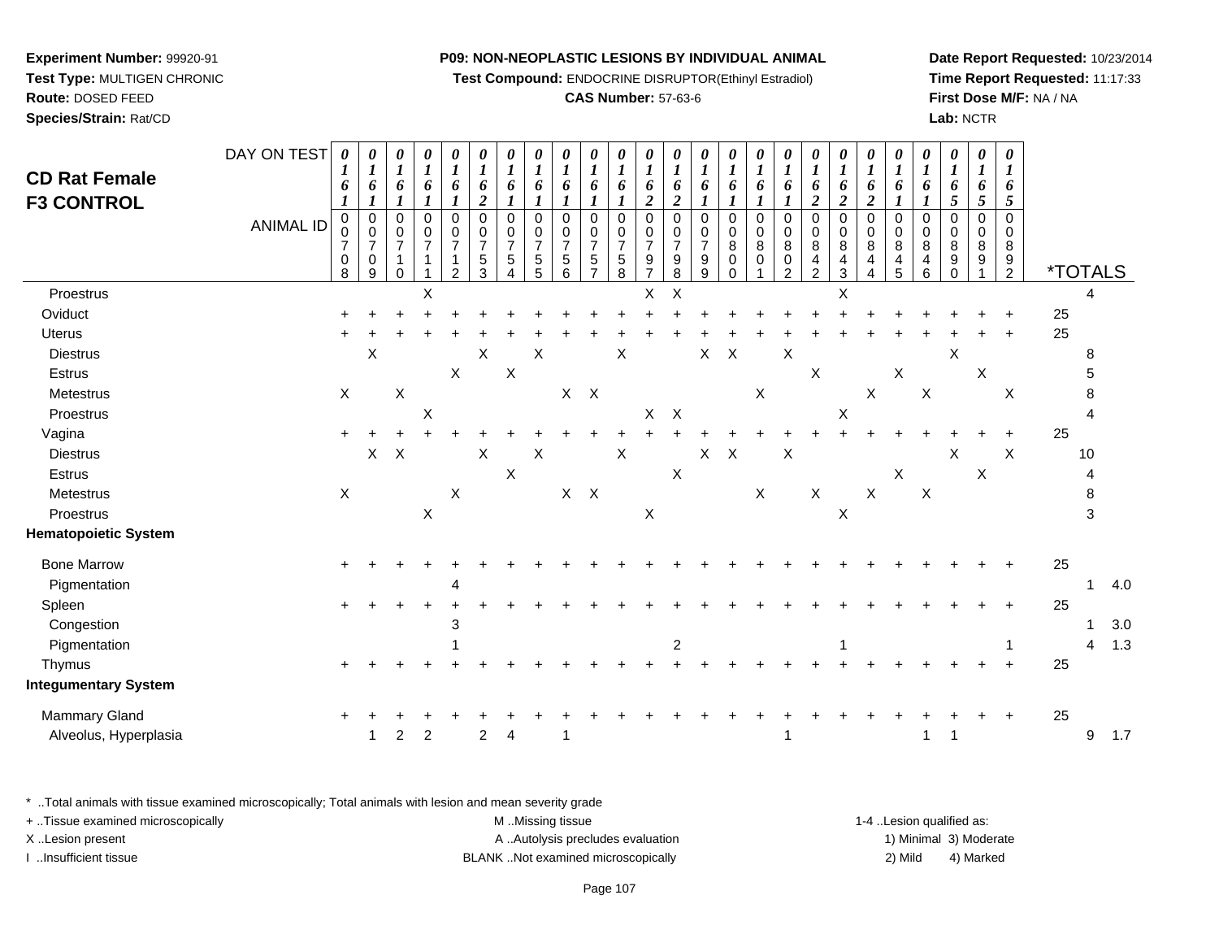**Experiment Number:** 99920-91
**Test Type:** MULTIGEN CHRONIC
**Route:** DOSED FEED
**Species/Strain:** Rat/CD

**P09: NON-NEOPLASTIC LESIONS BY INDIVIDUAL ANIMAL**
**Test Compound:** ENDOCRINE DISRUPTOR(Ethinyl Estradiol)
**CAS Number:** 57-63-6

**Date Report Requested:** 10/23/2014
**Time Report Requested:** 11:17:33
**First Dose M/F:** NA / NA
**Lab:** NCTR

## CD Rat Female F3 CONTROL

| DAY ON TEST | 0161 | 0161 | 0161 | 0161 | 0161 | 0162 | 0161 | 0161 | 0161 | 0161 | 0161 | 0162 | 0162 | 0161 | 0161 | 0161 | 0161 | 0162 | 0162 | 0162 | 0161 | 0161 | 0165 | 0165 | 0165 | | | |
|---|---|---|---|---|---|---|---|---|---|---|---|---|---|---|---|---|---|---|---|---|---|---|---|---|---|---|---|---|
| **ANIMAL ID** | 00708 | 00709 | 00710 | 00711 | 00712 | 00753 | 00754 | 00755 | 00756 | 00757 | 00758 | 00797 | 00798 | 00799 | 00800 | 00801 | 00802 | 00842 | 00843 | 00844 | 00845 | 00846 | 00890 | 00891 | 00892 | ***TOTALS** | | |
| Proestrus | | | | X | | | | | | | | X | X | | | | | | X | | | | | | | | 4 | |
| Oviduct | + | + | + | + | + | + | + | + | + | + | + | + | + | + | + | + | + | + | + | + | + | + | + | + | + | 25 | | |
| Uterus | + | + | + | + | + | + | + | + | + | + | + | + | + | + | + | + | + | + | + | + | + | + | + | + | + | 25 | | |
| Diestrus | | X | | | | X | | X | | | X | | | X | X | | X | | | | | | X | | | | 8 | |
| Estrus | | | | | X | | X | | | | | | | | | | | X | | | X | | | X | | | 5 | |
| Metestrus | X | | X | | | | | | X | X | | | | | | X | | | | X | | X | | | X | | 8 | |
| Proestrus | | | | X | | | | | | | | X | X | | | | | | X | | | | | | | | 4 | |
| Vagina | + | + | + | + | + | + | + | + | + | + | + | + | + | + | + | + | + | + | + | + | + | + | + | + | + | 25 | | |
| Diestrus | | X | X | | | X | | X | | | X | | | X | X | | X | | | | | | X | | X | | 10 | |
| Estrus | | | | | | | X | | | | | | X | | | | | | | | X | | | X | | | 4 | |
| Metestrus | X | | | | X | | | | X | X | | | | | | X | | X | | X | | X | | | | | 8 | |
| Proestrus | | | | X | | | | | | | | X | | | | | | | X | | | | | | | | 3 | |
| **Hematopoietic System** | | | | | | | | | | | | | | | | | | | | | | | | | | | | |
| Bone Marrow | + | + | + | + | + | + | + | + | + | + | + | + | + | + | + | + | + | + | + | + | + | + | + | + | + | 25 | | |
| Pigmentation | | | | | 4 | | | | | | | | | | | | | | | | | | | | | | 1 | 4.0 |
| Spleen | + | + | + | + | + | + | + | + | + | + | + | + | + | + | + | + | + | + | + | + | + | + | + | + | + | 25 | | |
| Congestion | | | | | 3 | | | | | | | | | | | | | | | | | | | | | | 1 | 3.0 |
| Pigmentation | | | | | 1 | | | | | | | | 2 | | | | | | 1 | | | | | | 1 | | 4 | 1.3 |
| Thymus | + | + | + | + | + | + | + | + | + | + | + | + | + | + | + | + | + | + | + | + | + | + | + | + | + | 25 | | |
| **Integumentary System** | | | | | | | | | | | | | | | | | | | | | | | | | | | | |
| Mammary Gland | + | + | + | + | + | + | + | + | + | + | + | + | + | + | + | + | + | + | + | + | + | + | + | + | + | 25 | | |
| Alveolus, Hyperplasia | | 1 | 2 | 2 | | 2 | 4 | | 1 | | | | | | | | 1 | | | | | 1 | 1 | | | | 9 | 1.7 |

* ..Total animals with tissue examined microscopically; Total animals with lesion and mean severity grade
+ ..Tissue examined microscopically
X ..Lesion present
I ..Insufficient tissue

M ..Missing tissue
A ..Autolysis precludes evaluation
BLANK ..Not examined microscopically

1-4 ..Lesion qualified as:
1) Minimal 3) Moderate
2) Mild 4) Marked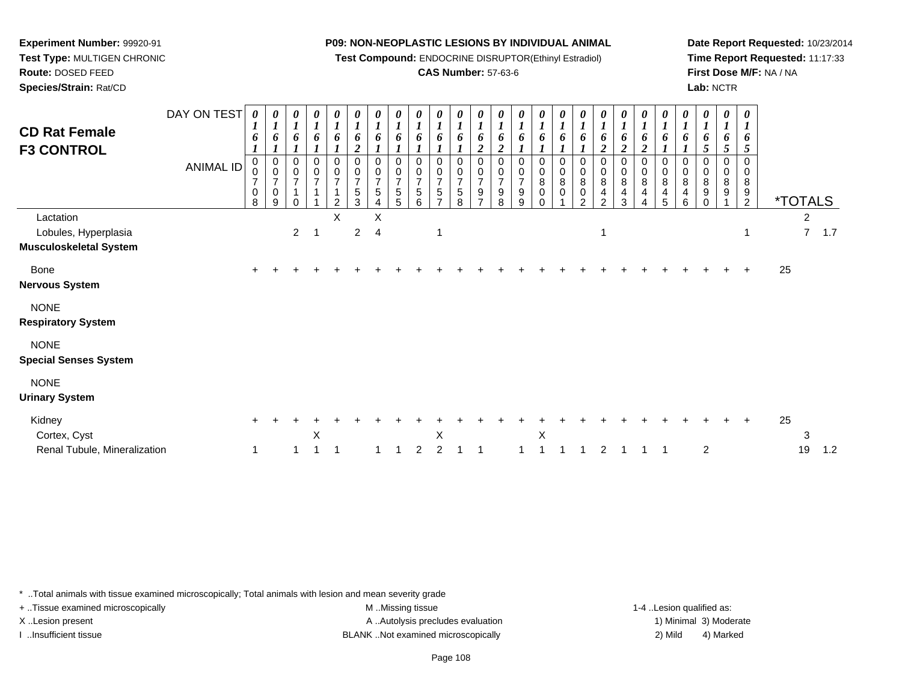**Experiment Number:** 99920-91
**Test Type:** MULTIGEN CHRONIC
**Route:** DOSED FEED
**Species/Strain:** Rat/CD

**P09: NON-NEOPLASTIC LESIONS BY INDIVIDUAL ANIMAL**
**Test Compound:** ENDOCRINE DISRUPTOR(Ethinyl Estradiol)
**CAS Number:** 57-63-6

**Date Report Requested:** 10/23/2014
**Time Report Requested:** 11:17:33
**First Dose M/F:** NA / NA
**Lab:** NCTR

## CD Rat Female F3 CONTROL

| DAY ON TEST | 0161 | 0161 | 0161 | 0161 | 0161 | 0162 | 0161 | 0161 | 0161 | 0161 | 0161 | 0162 | 0162 | 0161 | 0161 | 0161 | 0161 | 0162 | 0162 | 0162 | 0161 | 0161 | 0165 | 0165 | 0165 | *TOTALS | |
|---|---|---|---|---|---|---|---|---|---|---|---|---|---|---|---|---|---|---|---|---|---|---|---|---|---|---|---|
| **ANIMAL ID** | 00708 | 00709 | 00710 | 00711 | 00712 | 00753 | 00754 | 00755 | 00756 | 00757 | 00758 | 00797 | 00798 | 00799 | 00800 | 00801 | 00802 | 00842 | 00843 | 00844 | 00845 | 00846 | 00890 | 00891 | 00892 | | |
| Lactation | | | | | X | | X | | | | | | | | | | | | | | | | | | | 2 | |
| Lobules, Hyperplasia | | | 2 | 1 | | 2 | 4 | | | 1 | | | | | | | | 1 | | | | | | | 1 | 7 | 1.7 |
| **Musculoskeletal System** | | | | | | | | | | | | | | | | | | | | | | | | | | | |
| Bone | + | + | + | + | + | + | + | + | + | + | + | + | + | + | + | + | + | + | + | + | + | + | + | + | + | 25 | |
| **Nervous System** | | | | | | | | | | | | | | | | | | | | | | | | | | | |
| NONE | | | | | | | | | | | | | | | | | | | | | | | | | | | |
| **Respiratory System** | | | | | | | | | | | | | | | | | | | | | | | | | | | |
| NONE | | | | | | | | | | | | | | | | | | | | | | | | | | | |
| **Special Senses System** | | | | | | | | | | | | | | | | | | | | | | | | | | | |
| NONE | | | | | | | | | | | | | | | | | | | | | | | | | | | |
| **Urinary System** | | | | | | | | | | | | | | | | | | | | | | | | | | | |
| Kidney | + | + | + | + | + | + | + | + | + | + | + | + | + | + | + | + | + | + | + | + | + | + | + | + | + | 25 | |
| Cortex, Cyst | | | | X | | | | | | X | | | | | X | | | | | | | | | | | 3 | |
| Renal Tubule, Mineralization | 1 | | 1 | 1 | 1 | | 1 | 1 | 2 | 2 | 1 | 1 | | 1 | 1 | 1 | 1 | 2 | 1 | 1 | 1 | | 2 | | | 19 | 1.2 |

* ..Total animals with tissue examined microscopically; Total animals with lesion and mean severity grade
+ ..Tissue examined microscopically
X ..Lesion present
I ..Insufficient tissue

M ..Missing tissue
A ..Autolysis precludes evaluation
BLANK ..Not examined microscopically

1-4 ..Lesion qualified as:
1) Minimal 3) Moderate
2) Mild 4) Marked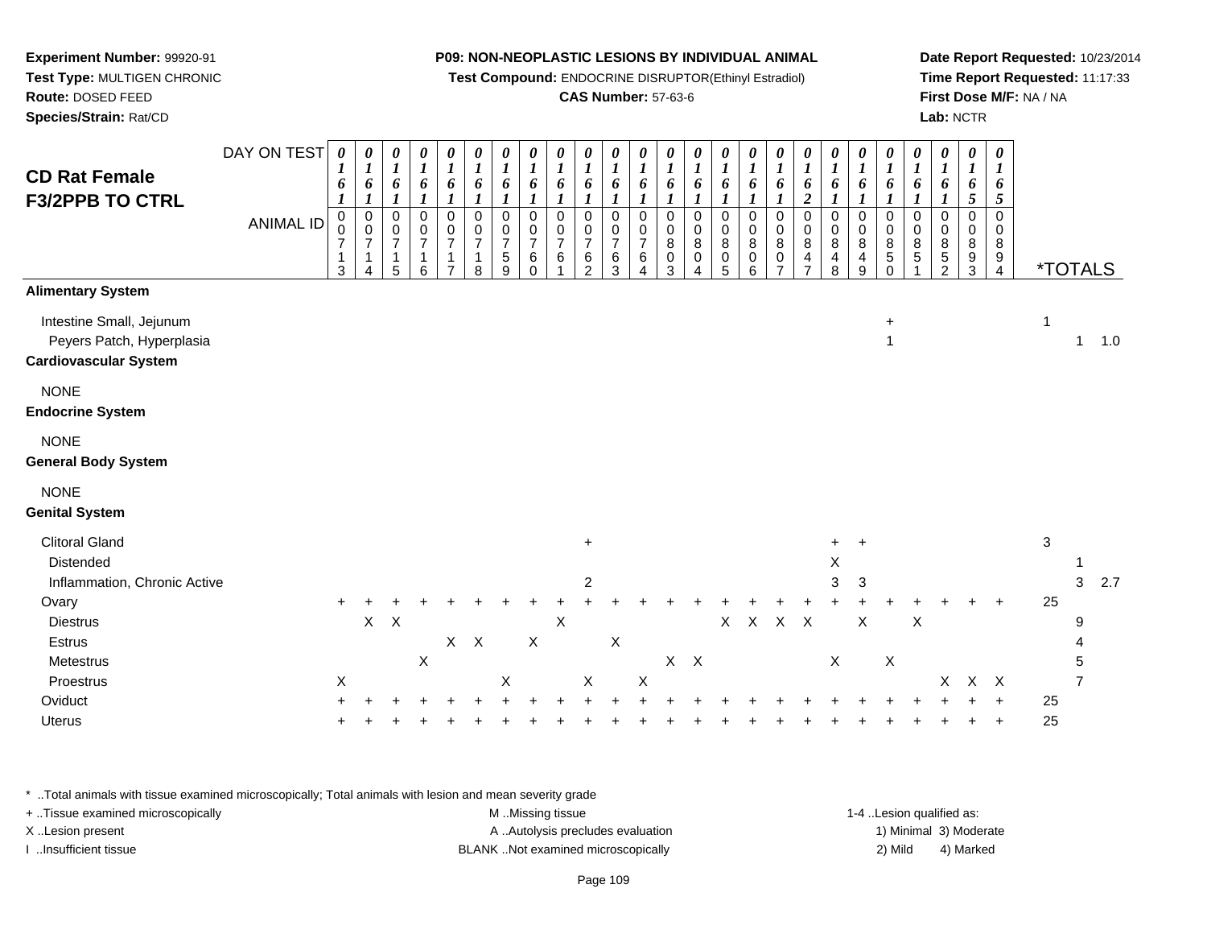**Experiment Number:** 99920-91
**Test Type:** MULTIGEN CHRONIC
**Route:** DOSED FEED
**Species/Strain:** Rat/CD

**P09: NON-NEOPLASTIC LESIONS BY INDIVIDUAL ANIMAL**
**Test Compound:** ENDOCRINE DISRUPTOR(Ethinyl Estradiol)
**CAS Number:** 57-63-6

**Date Report Requested:** 10/23/2014
**Time Report Requested:** 11:17:33
**First Dose M/F:** NA / NA
**Lab:** NCTR

## CD Rat Female F3/2PPB TO CTRL

| DAY ON TEST | 0161 | 0161 | 0161 | 0161 | 0161 | 0161 | 0161 | 0161 | 0161 | 0161 | 0161 | 0161 | 0161 | 0161 | 0161 | 0161 | 0161 | 0162 | 0161 | 0161 | 0161 | 0161 | 0161 | 0165 | 0165 | | | |
|---|---|---|---|---|---|---|---|---|---|---|---|---|---|---|---|---|---|---|---|---|---|---|---|---|---|---|---|---|
| **ANIMAL ID** | 00713 | 00714 | 00715 | 00716 | 00717 | 00718 | 00759 | 00760 | 00761 | 00762 | 00763 | 00764 | 00803 | 00804 | 00805 | 00806 | 00807 | 00847 | 00848 | 00849 | 00850 | 00851 | 00852 | 00893 | 00894 | ***TOTALS** | | |
| **Alimentary System** | | | | | | | | | | | | | | | | | | | | | | | | | | | | |
| Intestine Small, Jejunum | | | | | | | | | | | | | | | | | | | | | + | | | | | 1 | | |
| Peyers Patch, Hyperplasia | | | | | | | | | | | | | | | | | | | | | 1 | | | | | | 1 | 1.0 |
| **Cardiovascular System** | | | | | | | | | | | | | | | | | | | | | | | | | | | | |
| NONE | | | | | | | | | | | | | | | | | | | | | | | | | | | | |
| **Endocrine System** | | | | | | | | | | | | | | | | | | | | | | | | | | | | |
| NONE | | | | | | | | | | | | | | | | | | | | | | | | | | | | |
| **General Body System** | | | | | | | | | | | | | | | | | | | | | | | | | | | | |
| NONE | | | | | | | | | | | | | | | | | | | | | | | | | | | | |
| **Genital System** | | | | | | | | | | | | | | | | | | | | | | | | | | | | |
| Clitoral Gland | | | | | | | | | | + | | | | | | | | | + | + | | | | | | 3 | | |
| Distended | | | | | | | | | | | | | | | | | | | X | | | | | | | | 1 | |
| Inflammation, Chronic Active | | | | | | | | | | 2 | | | | | | | | | 3 | 3 | | | | | | | 3 | 2.7 |
| Ovary | + | + | + | + | + | + | + | + | + | + | + | + | + | + | + | + | + | + | + | + | + | + | + | + | + | 25 | | |
| Diestrus | | X | X | | | | | | X | | | | | | X | X | X | X | | X | | X | | | | | 9 | |
| Estrus | | | | | X | X | | X | | | X | | | | | | | | | | | | | | | | 4 | |
| Metestrus | | | | X | | | | | | | | | X | X | | | | | X | | X | | | | | | 5 | |
| Proestrus | X | | | | | | X | | | X | | X | | | | | | | | | | | X | X | X | | 7 | |
| Oviduct | + | + | + | + | + | + | + | + | + | + | + | + | + | + | + | + | + | + | + | + | + | + | + | + | + | 25 | | |
| Uterus | + | + | + | + | + | + | + | + | + | + | + | + | + | + | + | + | + | + | + | + | + | + | + | + | + | 25 | | |

\* ..Total animals with tissue examined microscopically; Total animals with lesion and mean severity grade
+ ..Tissue examined microscopically
X ..Lesion present
I ..Insufficient tissue

M ..Missing tissue
A ..Autolysis precludes evaluation
BLANK ..Not examined microscopically

1-4 ..Lesion qualified as:
1) Minimal 3) Moderate
2) Mild 4) Marked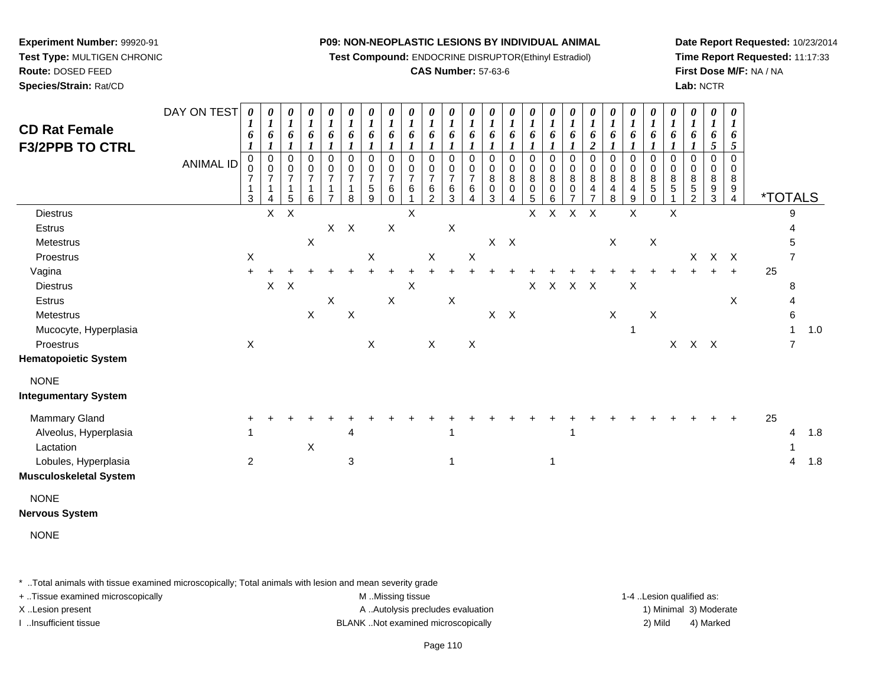**Experiment Number:** 99920-91
**Test Type:** MULTIGEN CHRONIC
**Route:** DOSED FEED
**Species/Strain:** Rat/CD

**P09: NON-NEOPLASTIC LESIONS BY INDIVIDUAL ANIMAL**
**Test Compound:** ENDOCRINE DISRUPTOR(Ethinyl Estradiol)
**CAS Number:** 57-63-6

**Date Report Requested:** 10/23/2014
**Time Report Requested:** 11:17:33
**First Dose M/F:** NA / NA
**Lab:** NCTR

## CD Rat Female F3/2PPB TO CTRL

| DAY ON TEST | 0161 | 0161 | 0161 | 0161 | 0161 | 0161 | 0161 | 0161 | 0161 | 0161 | 0161 | 0161 | 0161 | 0161 | 0161 | 0161 | 0161 | 0162 | 0161 | 0161 | 0161 | 0161 | 0161 | 0165 | 0165 | | |
|---|---|---|---|---|---|---|---|---|---|---|---|---|---|---|---|---|---|---|---|---|---|---|---|---|---|---|---|
| **ANIMAL ID** | 00713 | 00714 | 00715 | 00716 | 00717 | 00718 | 00759 | 00760 | 00761 | 00762 | 00763 | 00764 | 00803 | 00804 | 00805 | 00806 | 00807 | 00847 | 00848 | 00849 | 00850 | 00851 | 00852 | 00893 | 00894 | ***TOTALS** | |
| Diestrus | | X | X | | | | | | X | | | | | | X | X | X | X | | X | | X | | | | 9 | |
| Estrus | | | | | X | X | | X | | | X | | | | | | | | | | | | | | | 4 | |
| Metestrus | | | | X | | | | | | | | | X | X | | | | | X | | X | | | | | 5 | |
| Proestrus | X | | | | | | X | | | X | | X | | | | | | | | | | | X | X | X | 7 | |
| Vagina | + | + | + | + | + | + | + | + | + | + | + | + | + | + | + | + | + | + | + | + | + | + | + | + | + | 25 | |
| Diestrus | | X | X | | | | | | X | | | | | | X | X | X | X | | X | | | | | | 8 | |
| Estrus | | | | | X | | | X | | | X | | | | | | | | | | | | | | X | 4 | |
| Metestrus | | | | X | | X | | | | | | | X | X | | | | | X | | X | | | | | 6 | |
| Mucocyte, Hyperplasia | | | | | | | | | | | | | | | | | | | | 1 | | | | | | 1 | 1.0 |
| Proestrus | X | | | | | | X | | | X | | X | | | | | | | | | | X | X | X | | 7 | |
| **Hematopoietic System** | | | | | | | | | | | | | | | | | | | | | | | | | | | |
| NONE | | | | | | | | | | | | | | | | | | | | | | | | | | | |
| **Integumentary System** | | | | | | | | | | | | | | | | | | | | | | | | | | | |
| Mammary Gland | + | + | + | + | + | + | + | + | + | + | + | + | + | + | + | + | + | + | + | + | + | + | + | + | + | 25 | |
| Alveolus, Hyperplasia | 1 | | | | | 4 | | | | | 1 | | | | | | 1 | | | | | | | | | 4 | 1.8 |
| Lactation | | | | X | | | | | | | | | | | | | | | | | | | | | | 1 | |
| Lobules, Hyperplasia | 2 | | | | | 3 | | | | | 1 | | | | | 1 | | | | | | | | | | 4 | 1.8 |
| **Musculoskeletal System** | | | | | | | | | | | | | | | | | | | | | | | | | | | |
| NONE | | | | | | | | | | | | | | | | | | | | | | | | | | | |
| **Nervous System** | | | | | | | | | | | | | | | | | | | | | | | | | | | |
| NONE | | | | | | | | | | | | | | | | | | | | | | | | | | | |

* ..Total animals with tissue examined microscopically; Total animals with lesion and mean severity grade
+ ..Tissue examined microscopically
X ..Lesion present
I ..Insufficient tissue
M ..Missing tissue
A ..Autolysis precludes evaluation
BLANK ..Not examined microscopically
1-4 ..Lesion qualified as: 1) Minimal 2) Mild 3) Moderate 4) Marked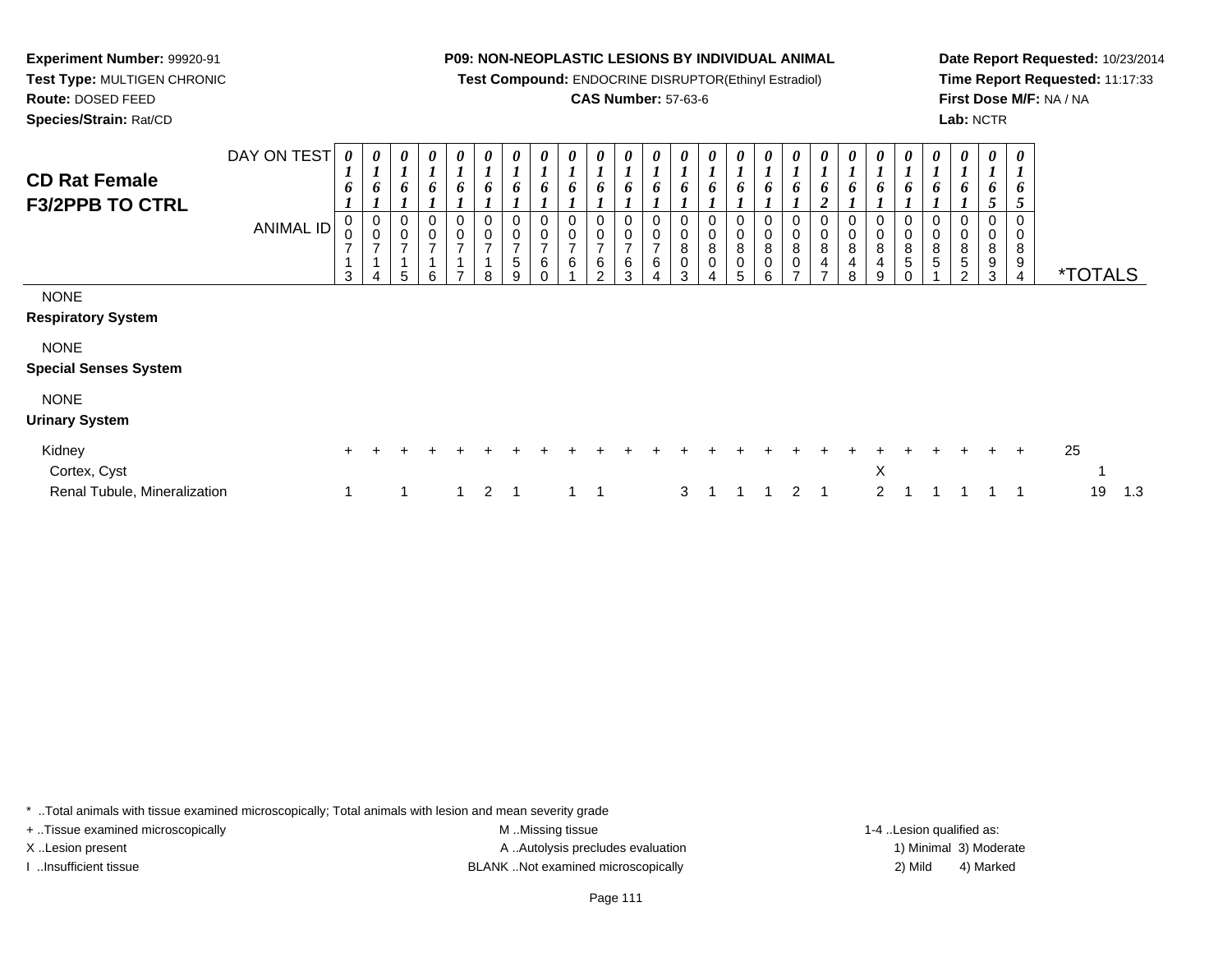**Experiment Number:** 99920-91
**Test Type:** MULTIGEN CHRONIC
**Route:** DOSED FEED
**Species/Strain:** Rat/CD

**P09: NON-NEOPLASTIC LESIONS BY INDIVIDUAL ANIMAL**
**Test Compound:** ENDOCRINE DISRUPTOR(Ethinyl Estradiol)
**CAS Number:** 57-63-6

**Date Report Requested:** 10/23/2014
**Time Report Requested:** 11:17:33
**First Dose M/F:** NA / NA
**Lab:** NCTR

## CD Rat Female F3/2PPB TO CTRL

| DAY ON TEST | 0161 | 0161 | 0161 | 0161 | 0161 | 0161 | 0161 | 0161 | 0161 | 0161 | 0161 | 0161 | 0161 | 0161 | 0161 | 0161 | 0161 | 0162 | 0161 | 0161 | 0161 | 0161 | 0161 | 0165 | 0165 | |
|---|---|---|---|---|---|---|---|---|---|---|---|---|---|---|---|---|---|---|---|---|---|---|---|---|---|---|
| **ANIMAL ID** | 0713 | 0714 | 0715 | 0716 | 0717 | 0718 | 0759 | 0760 | 0761 | 0762 | 0763 | 0764 | 0803 | 0804 | 0805 | 0806 | 0807 | 0847 | 0848 | 0849 | 0850 | 0851 | 0852 | 0893 | 0894 | ***TOTALS** |
| NONE | | | | | | | | | | | | | | | | | | | | | | | | | | |
| **Respiratory System** | | | | | | | | | | | | | | | | | | | | | | | | | | |
| NONE | | | | | | | | | | | | | | | | | | | | | | | | | | |
| **Special Senses System** | | | | | | | | | | | | | | | | | | | | | | | | | | |
| NONE | | | | | | | | | | | | | | | | | | | | | | | | | | |
| **Urinary System** | | | | | | | | | | | | | | | | | | | | | | | | | | |
| Kidney | + | + | + | + | + | + | + | + | + | + | + | + | + | + | + | + | + | + | + | + | + | + | + | + | + | 25 |
| Cortex, Cyst | | | | | | | | | | | | | | | | | | | | X | | | | | | 1 |
| Renal Tubule, Mineralization | 1 | | 1 | | 1 | 2 | 1 | | 1 | 1 | | | 3 | 1 | 1 | 1 | 2 | 1 | | 2 | 1 | 1 | 1 | 1 | 1 | 19 1.3 |

\* ..Total animals with tissue examined microscopically; Total animals with lesion and mean severity grade
+ ..Tissue examined microscopically
X ..Lesion present
I ..Insufficient tissue

M ..Missing tissue
A ..Autolysis precludes evaluation
BLANK ..Not examined microscopically

1-4 ..Lesion qualified as:
1) Minimal 3) Moderate
2) Mild 4) Marked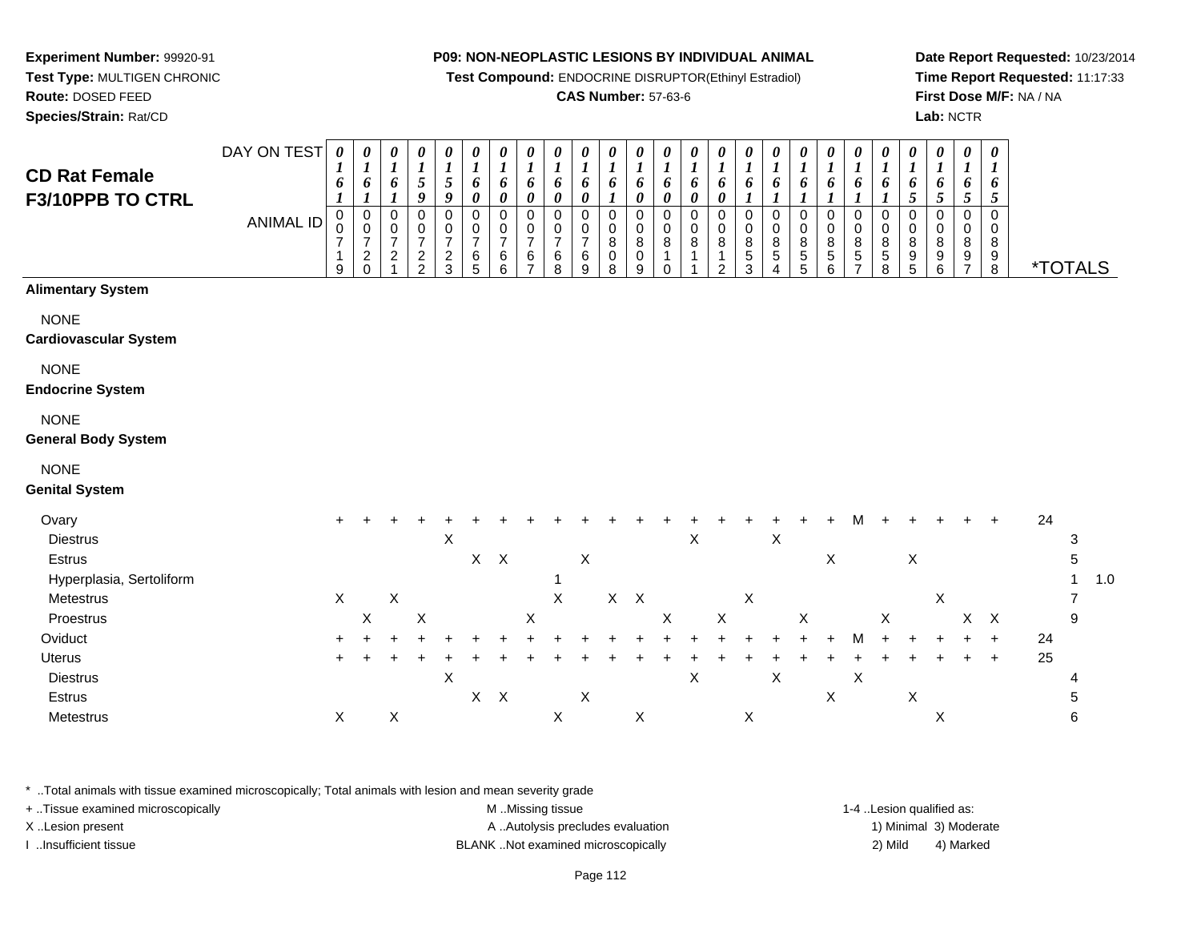**Experiment Number:** 99920-91
**Test Type:** MULTIGEN CHRONIC
**Route:** DOSED FEED
**Species/Strain:** Rat/CD

**P09: NON-NEOPLASTIC LESIONS BY INDIVIDUAL ANIMAL**
**Test Compound:** ENDOCRINE DISRUPTOR(Ethinyl Estradiol)
**CAS Number:** 57-63-6

**Date Report Requested:** 10/23/2014
**Time Report Requested:** 11:17:33
**First Dose M/F:** NA / NA
**Lab:** NCTR

## CD Rat Female F3/10PPB TO CTRL

| DAY ON TEST | 0161 | 0161 | 0161 | 0159 | 0159 | 0160 | 0160 | 0160 | 0160 | 0160 | 0161 | 0160 | 0160 | 0160 | 0160 | 0161 | 0161 | 0161 | 0161 | 0161 | 0161 | 0165 | 0165 | 0165 | 0165 | | |
|---|---|---|---|---|---|---|---|---|---|---|---|---|---|---|---|---|---|---|---|---|---|---|---|---|---|---|---|
| **ANIMAL ID** | 00719 | 00720 | 00721 | 00722 | 00723 | 00765 | 00766 | 00767 | 00768 | 00769 | 00808 | 00809 | 00810 | 00811 | 00812 | 00853 | 00854 | 00855 | 00856 | 00857 | 00858 | 00895 | 00896 | 00897 | 00898 | ***TOTALS** | |
| **Alimentary System** | | | | | | | | | | | | | | | | | | | | | | | | | | | |
| NONE | | | | | | | | | | | | | | | | | | | | | | | | | | | |
| **Cardiovascular System** | | | | | | | | | | | | | | | | | | | | | | | | | | | |
| NONE | | | | | | | | | | | | | | | | | | | | | | | | | | | |
| **Endocrine System** | | | | | | | | | | | | | | | | | | | | | | | | | | | |
| NONE | | | | | | | | | | | | | | | | | | | | | | | | | | | |
| **General Body System** | | | | | | | | | | | | | | | | | | | | | | | | | | | |
| NONE | | | | | | | | | | | | | | | | | | | | | | | | | | | |
| **Genital System** | | | | | | | | | | | | | | | | | | | | | | | | | | | |
| Ovary | + | + | + | + | + | + | + | + | + | + | + | + | + | + | + | + | + | + | + | M | + | + | + | + | + | 24 | |
| Diestrus | | | | | X | | | | | | | | | X | | | X | | | | | | | | | 3 | |
| Estrus | | | | | | X | X | | | X | | | | | | | | | X | | | X | | | | 5 | |
| Hyperplasia, Sertoliform | | | | | | | | | 1 | | | | | | | | | | | | | | | | | 1 | 1.0 |
| Metestrus | X | | X | | | | | | X | | X | X | | | | X | | | | | | | X | | | 7 | |
| Proestrus | | X | | X | | | | X | | | | | X | | X | | | X | | | X | | | X | X | 9 | |
| Oviduct | + | + | + | + | + | + | + | + | + | + | + | + | + | + | + | + | + | + | + | M | + | + | + | + | + | 24 | |
| Uterus | + | + | + | + | + | + | + | + | + | + | + | + | + | + | + | + | + | + | + | + | + | + | + | + | + | 25 | |
| Diestrus | | | | | X | | | | | | | | | X | | | X | | | X | | | | | | 4 | |
| Estrus | | | | | | X | X | | | X | | | | | | | | | X | | | X | | | | 5 | |
| Metestrus | X | | X | | | | | | X | | | X | | | | X | | | | | | | X | | | 6 | |

\* ..Total animals with tissue examined microscopically; Total animals with lesion and mean severity grade
+ ..Tissue examined microscopically
X ..Lesion present
I ..Insufficient tissue

M ..Missing tissue
A ..Autolysis precludes evaluation
BLANK ..Not examined microscopically

1-4 ..Lesion qualified as:
1) Minimal 3) Moderate
2) Mild 4) Marked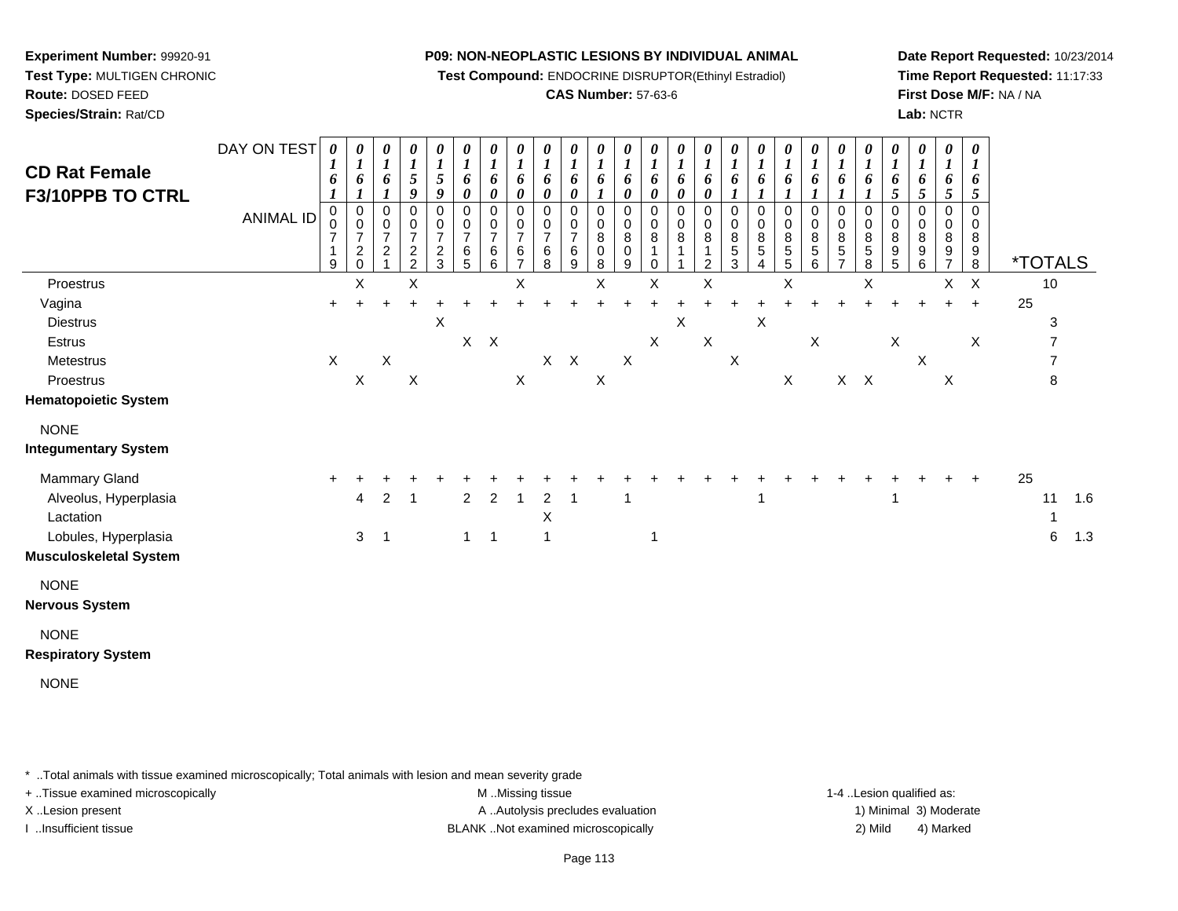**Experiment Number:** 99920-91
**Test Type:** MULTIGEN CHRONIC
**Route:** DOSED FEED
**Species/Strain:** Rat/CD

**P09: NON-NEOPLASTIC LESIONS BY INDIVIDUAL ANIMAL**
**Test Compound:** ENDOCRINE DISRUPTOR(Ethinyl Estradiol)
**CAS Number:** 57-63-6

**Date Report Requested:** 10/23/2014
**Time Report Requested:** 11:17:33
**First Dose M/F:** NA / NA
**Lab:** NCTR

## CD Rat Female F3/10PPB TO CTRL

| DAY ON TEST | 0161 | 0161 | 0161 | 0159 | 0159 | 0160 | 0160 | 0160 | 0160 | 0160 | 0161 | 0160 | 0160 | 0160 | 0160 | 0161 | 0161 | 0161 | 0161 | 0161 | 0161 | 0165 | 0165 | 0165 | 0165 | | |
|---|---|---|---|---|---|---|---|---|---|---|---|---|---|---|---|---|---|---|---|---|---|---|---|---|---|---|---|
| **ANIMAL ID** | 0719 | 0720 | 0721 | 0722 | 0723 | 0765 | 0766 | 0767 | 0768 | 0769 | 0808 | 0809 | 0810 | 0811 | 0812 | 0853 | 0854 | 0855 | 0856 | 0857 | 0858 | 0895 | 0896 | 0897 | 0898 | ***TOTALS** | |
| Proestrus | | X | | X | | | | X | | | X | | X | | X | | | X | | | X | | | X | X | 10 | |
| Vagina | + | + | + | + | + | + | + | + | + | + | + | + | + | + | + | + | + | + | + | + | + | + | + | + | + | 25 | |
| Diestrus | | | | | X | | | | | | | | | X | | | X | | | | | | | | | 3 | |
| Estrus | | | | | | X | X | | | | | | X | | X | | | | X | | | X | | | X | 7 | |
| Metestrus | X | | X | | | | | | X | X | | X | | | | X | | | | | | | X | | | 7 | |
| Proestrus | | X | | X | | | | X | | | X | | | | | | | X | | X | X | | | X | | 8 | |
| **Hematopoietic System** | | | | | | | | | | | | | | | | | | | | | | | | | | | |
| NONE | | | | | | | | | | | | | | | | | | | | | | | | | | | |
| **Integumentary System** | | | | | | | | | | | | | | | | | | | | | | | | | | | |
| Mammary Gland | + | + | + | + | + | + | + | + | + | + | + | + | + | + | + | + | + | + | + | + | + | + | + | + | + | 25 | |
| Alveolus, Hyperplasia | | 4 | 2 | 1 | | 2 | 2 | 1 | 2 | 1 | | 1 | | | | | 1 | | | | | 1 | | | | 11 | 1.6 |
| Lactation | | | | | | | | | X | | | | | | | | | | | | | | | | | 1 | |
| Lobules, Hyperplasia | | 3 | 1 | | | 1 | 1 | | 1 | | | | 1 | | | | | | | | | | | | | 6 | 1.3 |
| **Musculoskeletal System** | | | | | | | | | | | | | | | | | | | | | | | | | | | |
| NONE | | | | | | | | | | | | | | | | | | | | | | | | | | | |
| **Nervous System** | | | | | | | | | | | | | | | | | | | | | | | | | | | |
| NONE | | | | | | | | | | | | | | | | | | | | | | | | | | | |
| **Respiratory System** | | | | | | | | | | | | | | | | | | | | | | | | | | | |
| NONE | | | | | | | | | | | | | | | | | | | | | | | | | | | |

* ..Total animals with tissue examined microscopically; Total animals with lesion and mean severity grade

+ ..Tissue examined microscopically
X ..Lesion present
I ..Insufficient tissue

M ..Missing tissue
A ..Autolysis precludes evaluation
BLANK ..Not examined microscopically

1-4 ..Lesion qualified as:
1) Minimal 3) Moderate
2) Mild 4) Marked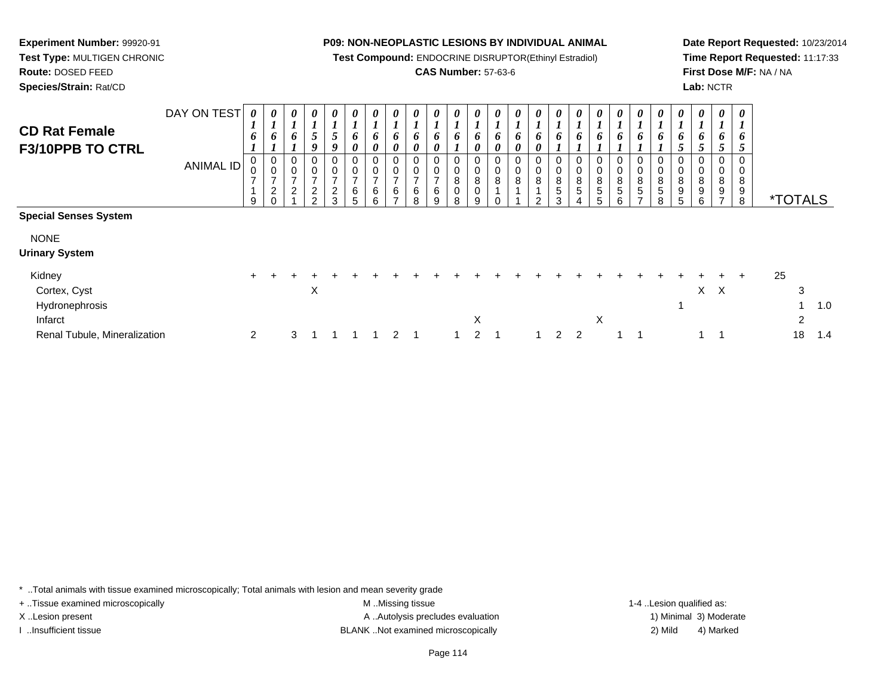**Experiment Number:** 99920-91
**Test Type:** MULTIGEN CHRONIC
**Route:** DOSED FEED
**Species/Strain:** Rat/CD

**P09: NON-NEOPLASTIC LESIONS BY INDIVIDUAL ANIMAL**
**Test Compound:** ENDOCRINE DISRUPTOR(Ethinyl Estradiol)
**CAS Number:** 57-63-6

**Date Report Requested:** 10/23/2014
**Time Report Requested:** 11:17:33
**First Dose M/F:** NA / NA
**Lab:** NCTR

## CD Rat Female F3/10PPB TO CTRL

| DAY ON TEST | 0161 | 0161 | 0161 | 0159 | 0159 | 0160 | 0160 | 0160 | 0160 | 0160 | 0161 | 0160 | 0160 | 0160 | 0160 | 0161 | 0161 | 0161 | 0161 | 0161 | 0161 | 0165 | 0165 | 0165 | 0165 | | |
|---|---|---|---|---|---|---|---|---|---|---|---|---|---|---|---|---|---|---|---|---|---|---|---|---|---|---|---|
| **ANIMAL ID** | 000719 | 000720 | 000721 | 000722 | 000723 | 000765 | 000766 | 000767 | 000768 | 000769 | 000808 | 000809 | 000810 | 000811 | 000812 | 000853 | 000854 | 000855 | 000856 | 000857 | 000858 | 000895 | 000896 | 000897 | 000898 | ***TOTALS** | |
| **Special Senses System** | | | | | | | | | | | | | | | | | | | | | | | | | | | |
| NONE | | | | | | | | | | | | | | | | | | | | | | | | | | | |
| **Urinary System** | | | | | | | | | | | | | | | | | | | | | | | | | | | |
| Kidney | + | + | + | + | + | + | + | + | + | + | + | + | + | + | + | + | + | + | + | + | + | + | + | + | + | 25 | |
| Cortex, Cyst | | | | X | | | | | | | | | | | | | | | | | | | X | X | | 3 | |
| Hydronephrosis | | | | | | | | | | | | | | | | | | | | | | 1 | | | | 1 | 1.0 |
| Infarct | | | | | | | | | | | | X | | | | | | X | | | | | | | | 2 | |
| Renal Tubule, Mineralization | 2 | | 3 | 1 | 1 | 1 | 1 | 2 | 1 | | 1 | 2 | 1 | | 1 | 2 | 2 | | 1 | 1 | | | 1 | 1 | | 18 | 1.4 |

\* ..Total animals with tissue examined microscopically; Total animals with lesion and mean severity grade
+ ..Tissue examined microscopically
X ..Lesion present
I ..Insufficient tissue

M ..Missing tissue
A ..Autolysis precludes evaluation
BLANK ..Not examined microscopically

1-4 ..Lesion qualified as:
1) Minimal 3) Moderate
2) Mild 4) Marked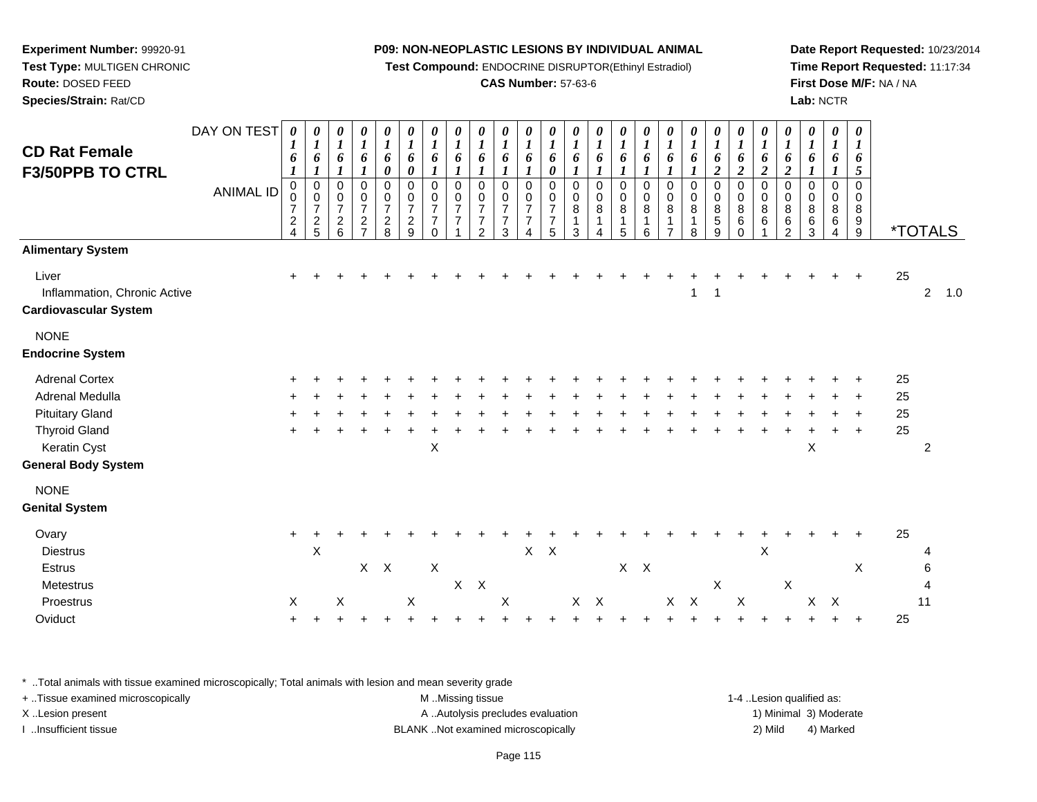**Experiment Number:** 99920-91
**Test Type:** MULTIGEN CHRONIC
**Route:** DOSED FEED
**Species/Strain:** Rat/CD

**P09: NON-NEOPLASTIC LESIONS BY INDIVIDUAL ANIMAL**
**Test Compound:** ENDOCRINE DISRUPTOR(Ethinyl Estradiol)
**CAS Number:** 57-63-6

**Date Report Requested:** 10/23/2014
**Time Report Requested:** 11:17:34
**First Dose M/F:** NA / NA
**Lab:** NCTR

## CD Rat Female F3/50PPB TO CTRL

| DAY ON TEST | 0161 | 0161 | 0161 | 0161 | 0160 | 0160 | 0161 | 0161 | 0161 | 0161 | 0161 | 0160 | 0161 | 0161 | 0161 | 0161 | 0161 | 0161 | 0162 | 0162 | 0162 | 0162 | 0161 | 0161 | 0165 | | | |
|---|---|---|---|---|---|---|---|---|---|---|---|---|---|---|---|---|---|---|---|---|---|---|---|---|---|---|---|---|
| **ANIMAL ID** | 0724 | 0725 | 0726 | 0727 | 0728 | 0729 | 0770 | 0771 | 0772 | 0773 | 0774 | 0775 | 0813 | 0814 | 0815 | 0816 | 0817 | 0818 | 0859 | 0860 | 0861 | 0862 | 0863 | 0864 | 0899 | ***TOTALS** | | |
| **Alimentary System** | | | | | | | | | | | | | | | | | | | | | | | | | | | | |
| Liver | + | + | + | + | + | + | + | + | + | + | + | + | + | + | + | + | + | + | + | + | + | + | + | + | + | 25 | | |
| Inflammation, Chronic Active | | | | | | | | | | | | | | | | | | 1 | 1 | | | | | | | | 2 | 1.0 |
| **Cardiovascular System** | | | | | | | | | | | | | | | | | | | | | | | | | | | | |
| NONE | | | | | | | | | | | | | | | | | | | | | | | | | | | | |
| **Endocrine System** | | | | | | | | | | | | | | | | | | | | | | | | | | | | |
| Adrenal Cortex | + | + | + | + | + | + | + | + | + | + | + | + | + | + | + | + | + | + | + | + | + | + | + | + | + | 25 | | |
| Adrenal Medulla | + | + | + | + | + | + | + | + | + | + | + | + | + | + | + | + | + | + | + | + | + | + | + | + | + | 25 | | |
| Pituitary Gland | + | + | + | + | + | + | + | + | + | + | + | + | + | + | + | + | + | + | + | + | + | + | + | + | + | 25 | | |
| Thyroid Gland | + | + | + | + | + | + | + | + | + | + | + | + | + | + | + | + | + | + | + | + | + | + | + | + | + | 25 | | |
| Keratin Cyst | | | | | | | X | | | | | | | | | | | | | | | | X | | | | 2 | |
| **General Body System** | | | | | | | | | | | | | | | | | | | | | | | | | | | | |
| NONE | | | | | | | | | | | | | | | | | | | | | | | | | | | | |
| **Genital System** | | | | | | | | | | | | | | | | | | | | | | | | | | | | |
| Ovary | + | + | + | + | + | + | + | + | + | + | + | + | + | + | + | + | + | + | + | + | + | + | + | + | + | 25 | | |
| Diestrus | | X | | | | | | | | | X | X | | | | | | | | | X | | | | | | 4 | |
| Estrus | | | | X | X | | X | | | | | | | | X | X | | | | | | | | | X | | 6 | |
| Metestrus | | | | | | | | X | X | | | | | | | | | | X | | | X | | | | | 4 | |
| Proestrus | X | | X | | | X | | | | X | | | X | X | | | X | X | | X | | | X | X | | | 11 | |
| Oviduct | + | + | + | + | + | + | + | + | + | + | + | + | + | + | + | + | + | + | + | + | + | + | + | + | + | 25 | | |

\* ..Total animals with tissue examined microscopically; Total animals with lesion and mean severity grade
+ ..Tissue examined microscopically
X ..Lesion present
I ..Insufficient tissue

M ..Missing tissue
A ..Autolysis precludes evaluation
BLANK ..Not examined microscopically

1-4 ..Lesion qualified as:
1) Minimal 3) Moderate
2) Mild 4) Marked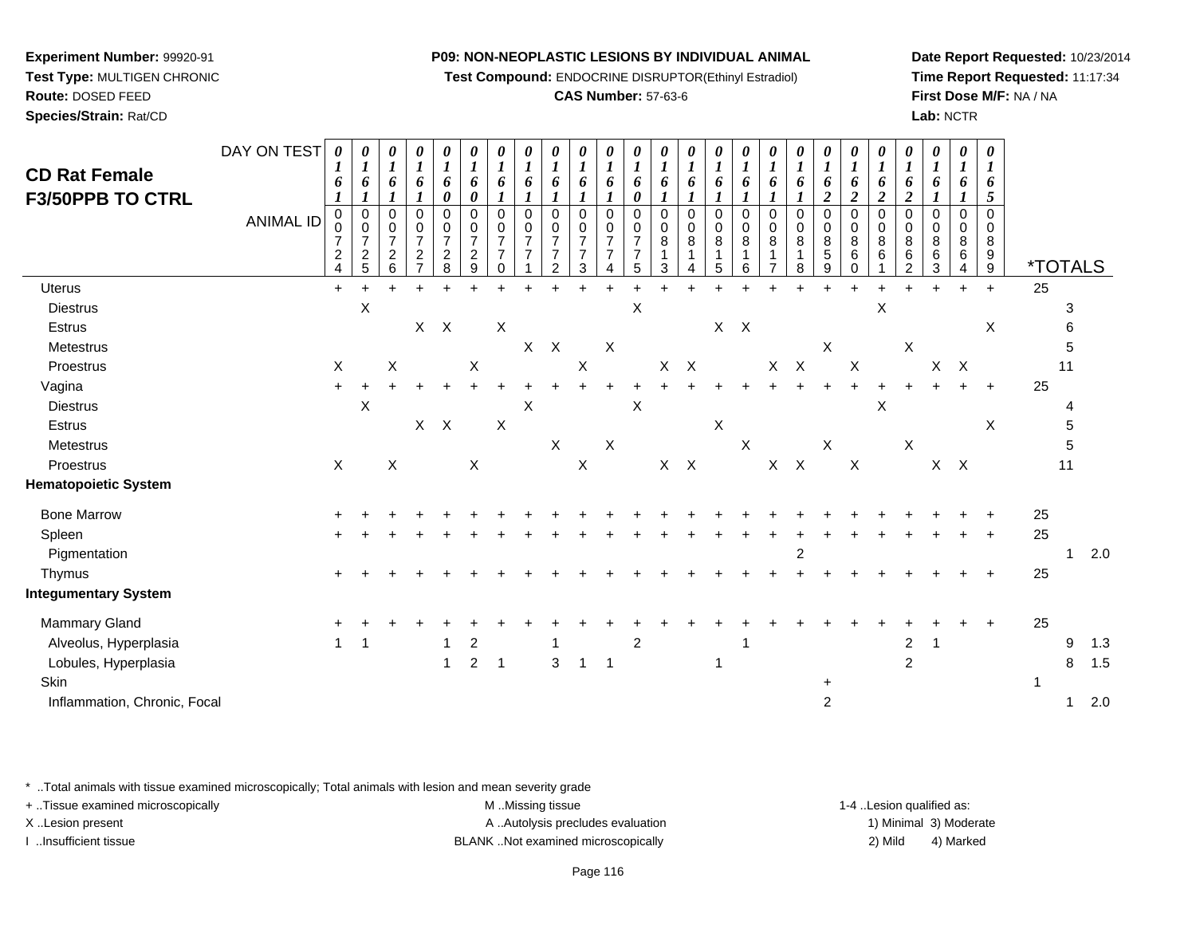**Experiment Number:** 99920-91
**Test Type:** MULTIGEN CHRONIC
**Route:** DOSED FEED
**Species/Strain:** Rat/CD

**P09: NON-NEOPLASTIC LESIONS BY INDIVIDUAL ANIMAL**
**Test Compound:** ENDOCRINE DISRUPTOR(Ethinyl Estradiol)
**CAS Number:** 57-63-6

**Date Report Requested:** 10/23/2014
**Time Report Requested:** 11:17:34
**First Dose M/F:** NA / NA
**Lab:** NCTR

## CD Rat Female F3/50PPB TO CTRL

| DAY ON TEST | 0161 | 0161 | 0161 | 0161 | 0160 | 0160 | 0161 | 0161 | 0161 | 0161 | 0161 | 0160 | 0161 | 0161 | 0161 | 0161 | 0161 | 0161 | 0162 | 0162 | 0162 | 0162 | 0161 | 0161 | 0165 | *TOTALS | | |
|---|---|---|---|---|---|---|---|---|---|---|---|---|---|---|---|---|---|---|---|---|---|---|---|---|---|---|---|---|
| **ANIMAL ID** | 00724 | 00725 | 00726 | 00727 | 00728 | 00729 | 00770 | 00771 | 00772 | 00773 | 00774 | 00775 | 00813 | 00814 | 00815 | 00816 | 00817 | 00818 | 00859 | 00860 | 00861 | 00862 | 00863 | 00864 | 00899 | | | |
| Uterus | + | + | + | + | + | + | + | + | + | + | + | + | + | + | + | + | + | + | + | + | + | + | + | + | + | 25 | | |
| Diestrus | | X | | | | | | | | | | X | | | | | | | | | X | | | | | | 3 | |
| Estrus | | | | X | X | | X | | | | | | | | X | X | | | | | | | | | X | | 6 | |
| Metestrus | | | | | | | | X | X | | X | | | | | | | | X | | | X | | | | | 5 | |
| Proestrus | X | | X | | | X | | | | X | | | X | X | | | X | X | | X | | | X | X | | | 11 | |
| Vagina | + | + | + | + | + | + | + | + | + | + | + | + | + | + | + | + | + | + | + | + | + | + | + | + | + | 25 | | |
| Diestrus | | X | | | | | | X | | | | X | | | | | | | | | X | | | | | | 4 | |
| Estrus | | | | X | X | | X | | | | | | | | X | | | | | | | | | | X | | 5 | |
| Metestrus | | | | | | | | | X | | X | | | | | X | | | X | | | X | | | | | 5 | |
| Proestrus | X | | X | | | X | | | | X | | | X | X | | | X | X | | X | | | X | X | | | 11 | |
| **Hematopoietic System** | | | | | | | | | | | | | | | | | | | | | | | | | | | | |
| Bone Marrow | + | + | + | + | + | + | + | + | + | + | + | + | + | + | + | + | + | + | + | + | + | + | + | + | + | 25 | | |
| Spleen | + | + | + | + | + | + | + | + | + | + | + | + | + | + | + | + | + | + | + | + | + | + | + | + | + | 25 | | |
| Pigmentation | | | | | | | | | | | | | | | | | | 2 | | | | | | | | | 1 | 2.0 |
| Thymus | + | + | + | + | + | + | + | + | + | + | + | + | + | + | + | + | + | + | + | + | + | + | + | + | + | 25 | | |
| **Integumentary System** | | | | | | | | | | | | | | | | | | | | | | | | | | | | |
| Mammary Gland | + | + | + | + | + | + | + | + | + | + | + | + | + | + | + | + | + | + | + | + | + | + | + | + | + | 25 | | |
| Alveolus, Hyperplasia | 1 | 1 | | | 1 | 2 | | | 1 | | | 2 | | | | 1 | | | | | | 2 | 1 | | | | 9 | 1.3 |
| Lobules, Hyperplasia | | | | | 1 | 2 | 1 | | 3 | 1 | 1 | | | | 1 | | | | | | | 2 | | | | | 8 | 1.5 |
| Skin | | | | | | | | | | | | | | | | | | | + | | | | | | | 1 | | |
| Inflammation, Chronic, Focal | | | | | | | | | | | | | | | | | | | 2 | | | | | | | | 1 | 2.0 |

\* ..Total animals with tissue examined microscopically; Total animals with lesion and mean severity grade
+ ..Tissue examined microscopically
X ..Lesion present
I ..Insufficient tissue

M ..Missing tissue
A ..Autolysis precludes evaluation
BLANK ..Not examined microscopically

1-4 ..Lesion qualified as:
1) Minimal 3) Moderate
2) Mild 4) Marked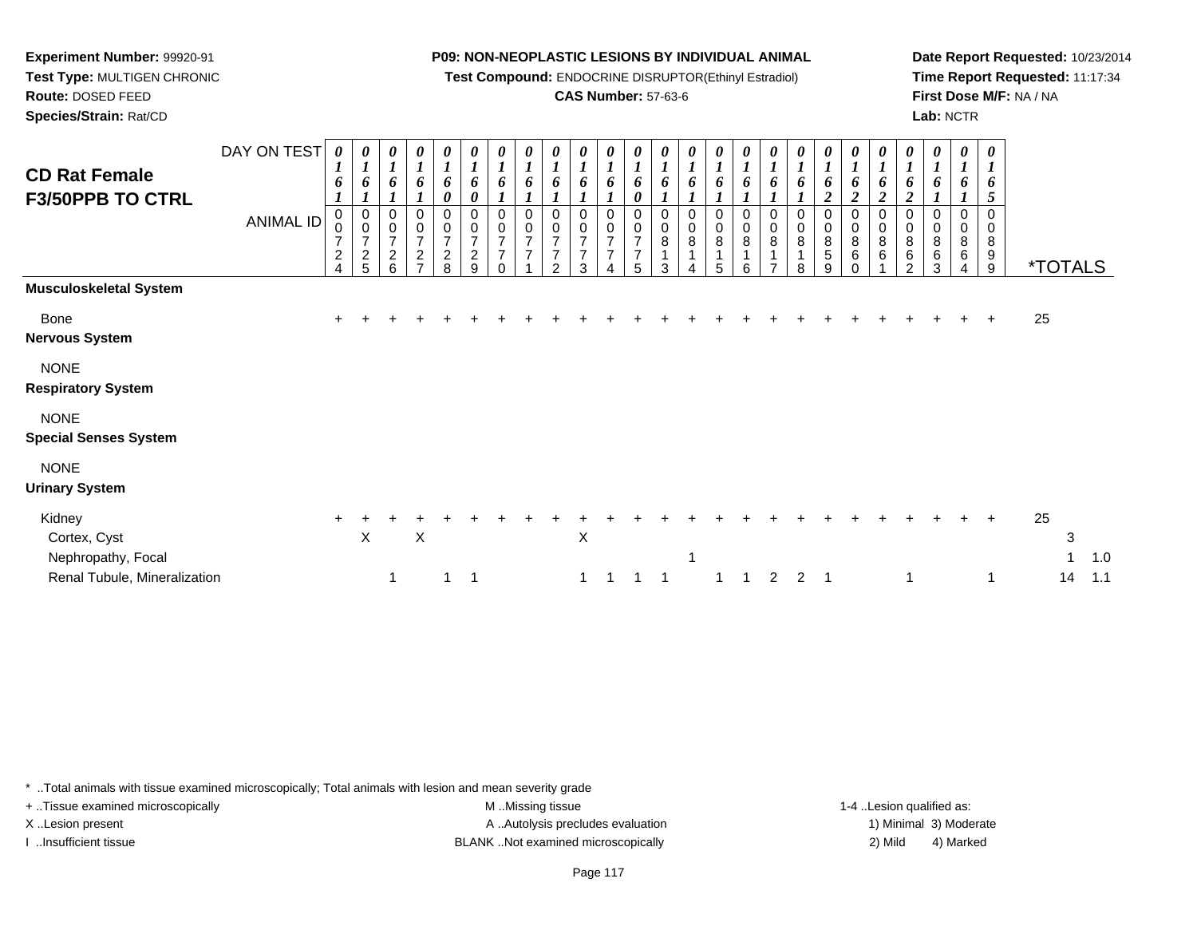**Experiment Number:** 99920-91
**Test Type:** MULTIGEN CHRONIC
**Route:** DOSED FEED
**Species/Strain:** Rat/CD

**P09: NON-NEOPLASTIC LESIONS BY INDIVIDUAL ANIMAL**
**Test Compound:** ENDOCRINE DISRUPTOR(Ethinyl Estradiol)
**CAS Number:** 57-63-6

**Date Report Requested:** 10/23/2014
**Time Report Requested:** 11:17:34
**First Dose M/F:** NA / NA
**Lab:** NCTR

## CD Rat Female F3/50PPB TO CTRL

| DAY ON TEST | 0161 | 0161 | 0161 | 0161 | 0160 | 0160 | 0161 | 0161 | 0161 | 0161 | 0161 | 0160 | 0161 | 0161 | 0161 | 0161 | 0161 | 0161 | 0162 | 0162 | 0162 | 0162 | 0161 | 0161 | 0165 | | |
|---|---|---|---|---|---|---|---|---|---|---|---|---|---|---|---|---|---|---|---|---|---|---|---|---|---|---|---|
| **ANIMAL ID** | 00724 | 00725 | 00726 | 00727 | 00728 | 00729 | 00770 | 00771 | 00772 | 00773 | 00774 | 00775 | 00813 | 00814 | 00815 | 00816 | 00817 | 00818 | 00859 | 00860 | 00861 | 00862 | 00863 | 00864 | 00899 | ***TOTALS** | |
| **Musculoskeletal System** | | | | | | | | | | | | | | | | | | | | | | | | | | | |
| Bone | + | + | + | + | + | + | + | + | + | + | + | + | + | + | + | + | + | + | + | + | + | + | + | + | + | 25 | |
| **Nervous System** | | | | | | | | | | | | | | | | | | | | | | | | | | | |
| NONE | | | | | | | | | | | | | | | | | | | | | | | | | | | |
| **Respiratory System** | | | | | | | | | | | | | | | | | | | | | | | | | | | |
| NONE | | | | | | | | | | | | | | | | | | | | | | | | | | | |
| **Special Senses System** | | | | | | | | | | | | | | | | | | | | | | | | | | | |
| NONE | | | | | | | | | | | | | | | | | | | | | | | | | | | |
| **Urinary System** | | | | | | | | | | | | | | | | | | | | | | | | | | | |
| Kidney | + | + | + | + | + | + | + | + | + | + | + | + | + | + | + | + | + | + | + | + | + | + | + | + | + | 25 | |
| Cortex, Cyst | | X | | X | | | | | | X | | | | | | | | | | | | | | | | 3 | |
| Nephropathy, Focal | | | | | | | | | | | | | | 1 | | | | | | | | | | | | 1 | 1.0 |
| Renal Tubule, Mineralization | | | 1 | | 1 | 1 | | | | 1 | 1 | 1 | 1 | | 1 | 1 | 2 | 2 | 1 | | | 1 | | | 1 | 14 | 1.1 |

* ..Total animals with tissue examined microscopically; Total animals with lesion and mean severity grade
+ ..Tissue examined microscopically
X ..Lesion present
I ..Insufficient tissue

M ..Missing tissue
A ..Autolysis precludes evaluation
BLANK ..Not examined microscopically

1-4 ..Lesion qualified as:
1) Minimal 3) Moderate
2) Mild 4) Marked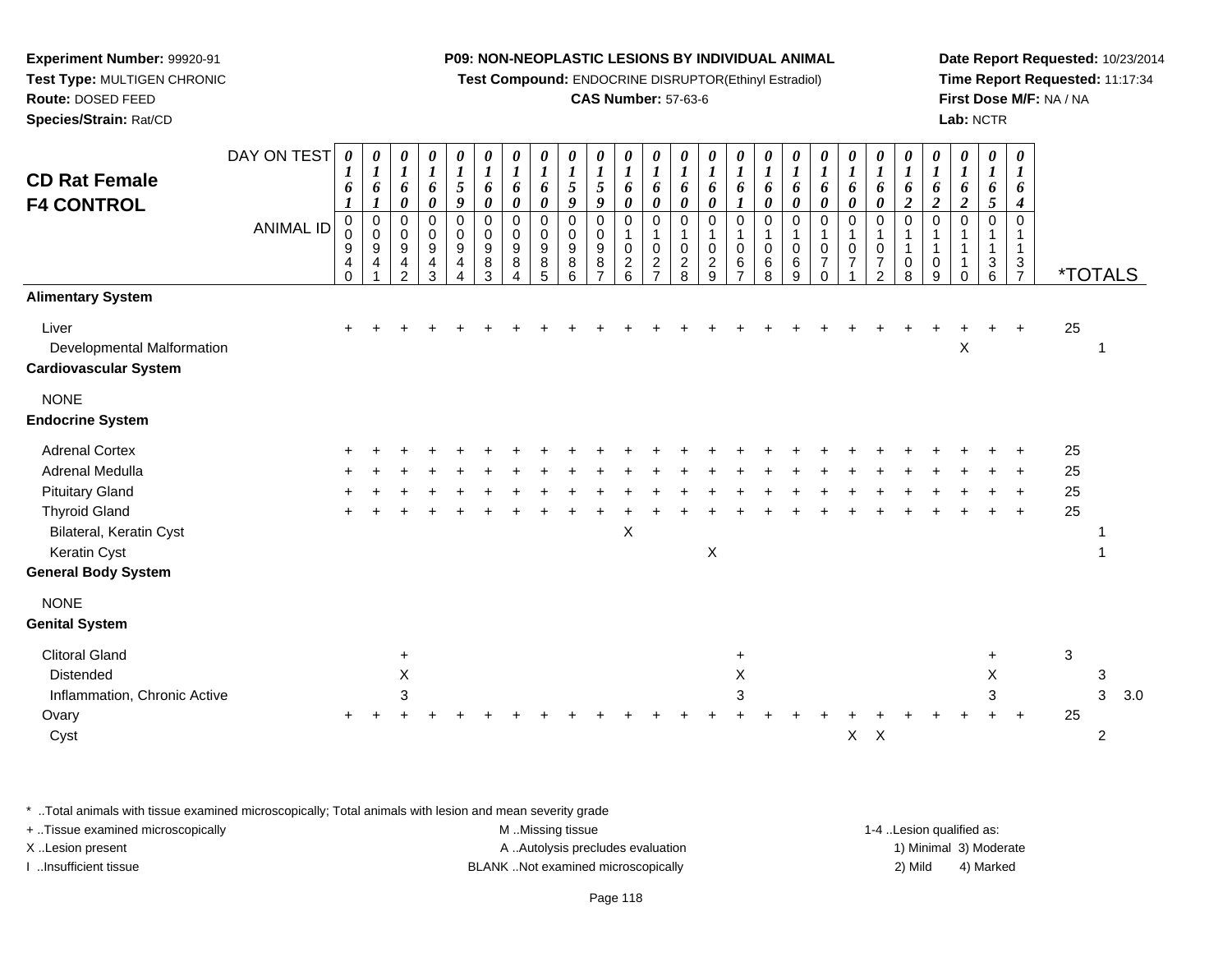**Experiment Number:** 99920-91
**Test Type:** MULTIGEN CHRONIC
**Route:** DOSED FEED
**Species/Strain:** Rat/CD

**P09: NON-NEOPLASTIC LESIONS BY INDIVIDUAL ANIMAL**
**Test Compound:** ENDOCRINE DISRUPTOR(Ethinyl Estradiol)
**CAS Number:** 57-63-6

**Date Report Requested:** 10/23/2014
**Time Report Requested:** 11:17:34
**First Dose M/F:** NA / NA
**Lab:** NCTR

## CD Rat Female F4 CONTROL

| DAY ON TEST | 0161 | 0161 | 0160 | 0160 | 0159 | 0160 | 0160 | 0160 | 0159 | 0159 | 0160 | 0160 | 0160 | 0160 | 0161 | 0160 | 0160 | 0160 | 0160 | 0160 | 0162 | 0162 | 0162 | 0165 | 0164 | |
|---|---|---|---|---|---|---|---|---|---|---|---|---|---|---|---|---|---|---|---|---|---|---|---|---|---|---|
| **ANIMAL ID** | 00940 | 00941 | 00942 | 00943 | 00944 | 00983 | 00984 | 00985 | 00986 | 00987 | 01026 | 01027 | 01028 | 01029 | 01067 | 01068 | 01069 | 01070 | 01071 | 01072 | 01108 | 01109 | 01110 | 01136 | 01137 | ***TOTALS** |
| **Alimentary System** | | | | | | | | | | | | | | | | | | | | | | | | | | |
| Liver | + | + | + | + | + | + | + | + | + | + | + | + | + | + | + | + | + | + | + | + | + | + | + | + | + | 25 |
| Developmental Malformation | | | | | | | | | | | | | | | | | | | | | | | X | | | 1 |
| **Cardiovascular System** | | | | | | | | | | | | | | | | | | | | | | | | | | |
| NONE | | | | | | | | | | | | | | | | | | | | | | | | | | |
| **Endocrine System** | | | | | | | | | | | | | | | | | | | | | | | | | | |
| Adrenal Cortex | + | + | + | + | + | + | + | + | + | + | + | + | + | + | + | + | + | + | + | + | + | + | + | + | + | 25 |
| Adrenal Medulla | + | + | + | + | + | + | + | + | + | + | + | + | + | + | + | + | + | + | + | + | + | + | + | + | + | 25 |
| Pituitary Gland | + | + | + | + | + | + | + | + | + | + | + | + | + | + | + | + | + | + | + | + | + | + | + | + | + | 25 |
| Thyroid Gland | + | + | + | + | + | + | + | + | + | + | + | + | + | + | + | + | + | + | + | + | + | + | + | + | + | 25 |
| Bilateral, Keratin Cyst | | | | | | | | | | | X | | | | | | | | | | | | | | | 1 |
| Keratin Cyst | | | | | | | | | | | | | | X | | | | | | | | | | | | 1 |
| **General Body System** | | | | | | | | | | | | | | | | | | | | | | | | | | |
| NONE | | | | | | | | | | | | | | | | | | | | | | | | | | |
| **Genital System** | | | | | | | | | | | | | | | | | | | | | | | | | | |
| Clitoral Gland | | | + | | | | | | | | | | | | + | | | | | | | | | + | | 3 |
| Distended | | | X | | | | | | | | | | | | X | | | | | | | | | X | | 3 |
| Inflammation, Chronic Active | | | 3 | | | | | | | | | | | | 3 | | | | | | | | | 3 | | 3 3.0 |
| Ovary | + | + | + | + | + | + | + | + | + | + | + | + | + | + | + | + | + | + | + | + | + | + | + | + | + | 25 |
| Cyst | | | | | | | | | | | | | | | | | | | X | X | | | | | | 2 |

* ..Total animals with tissue examined microscopically; Total animals with lesion and mean severity grade
+ ..Tissue examined microscopically
X ..Lesion present
I ..Insufficient tissue

M ..Missing tissue
A ..Autolysis precludes evaluation
BLANK ..Not examined microscopically

1-4 ..Lesion qualified as:
1) Minimal 3) Moderate
2) Mild 4) Marked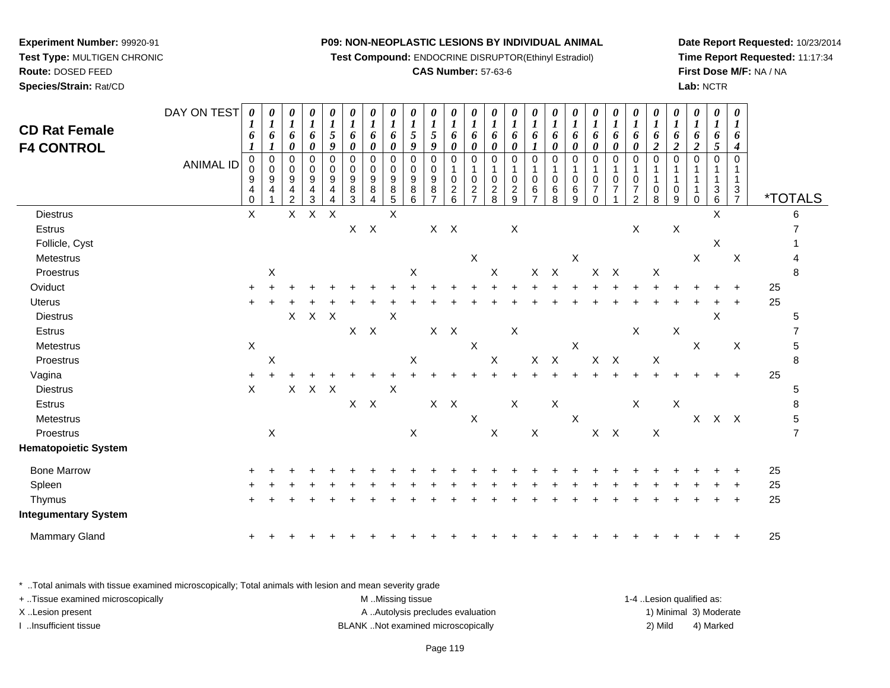**Experiment Number:** 99920-91
**Test Type:** MULTIGEN CHRONIC
**Route:** DOSED FEED
**Species/Strain:** Rat/CD

**P09: NON-NEOPLASTIC LESIONS BY INDIVIDUAL ANIMAL**
**Test Compound:** ENDOCRINE DISRUPTOR(Ethinyl Estradiol)
**CAS Number:** 57-63-6

**Date Report Requested:** 10/23/2014
**Time Report Requested:** 11:17:34
**First Dose M/F:** NA / NA
**Lab:** NCTR

# CD Rat Female
# F4 CONTROL

| DAY ON TEST | 0161 | 0161 | 0160 | 0160 | 0159 | 0160 | 0160 | 0160 | 0159 | 0159 | 0160 | 0160 | 0160 | 0160 | 0161 | 0160 | 0160 | 0160 | 0160 | 0160 | 0162 | 0162 | 0162 | 0165 | 0164 | |
|---|---|---|---|---|---|---|---|---|---|---|---|---|---|---|---|---|---|---|---|---|---|---|---|---|---|---|
| **ANIMAL ID** | 00940 | 00941 | 00942 | 00943 | 00944 | 00983 | 00984 | 00985 | 00986 | 00987 | 01026 | 01027 | 01028 | 01029 | 01067 | 01068 | 01069 | 01070 | 01071 | 01072 | 01108 | 01109 | 01110 | 01136 | 01137 | ***TOTALS** |
| Diestrus | X | | X | X | X | | | X | | | | | | | | | | | | | | | | X | | 6 |
| Estrus | | | | | | X | X | | | X | X | | | X | | | | | | X | | X | | | | 7 |
| Follicle, Cyst | | | | | | | | | | | | | | | | | | | | | | | | X | | 1 |
| Metestrus | | | | | | | | | | | | X | | | | | X | | | | | | X | | X | 4 |
| Proestrus | | X | | | | | | | X | | | | X | | X | X | | X | X | | X | | | | | 8 |
| Oviduct | + | + | + | + | + | + | + | + | + | + | + | + | + | + | + | + | + | + | + | + | + | + | + | + | + | 25 |
| Uterus | + | + | + | + | + | + | + | + | + | + | + | + | + | + | + | + | + | + | + | + | + | + | + | + | + | 25 |
| Diestrus | | | X | X | X | | | X | | | | | | | | | | | | | | | | X | | 5 |
| Estrus | | | | | | X | X | | | X | X | | | X | | | | | | X | | X | | | | 7 |
| Metestrus | X | | | | | | | | | | | X | | | | | X | | | | | | X | | X | 5 |
| Proestrus | | X | | | | | | | X | | | | X | | X | X | | X | X | | X | | | | | 8 |
| Vagina | + | + | + | + | + | + | + | + | + | + | + | + | + | + | + | + | + | + | + | + | + | + | + | + | + | 25 |
| Diestrus | X | | X | X | X | | | X | | | | | | | | | | | | | | | | | | 5 |
| Estrus | | | | | | X | X | | | X | X | | | X | | X | | | | X | | X | | | | 8 |
| Metestrus | | | | | | | | | | | | X | | | | | X | | | | | | X | X | X | 5 |
| Proestrus | | X | | | | | | | X | | | | X | | X | | | X | X | | X | | | | | 7 |
| **Hematopoietic System** | | | | | | | | | | | | | | | | | | | | | | | | | | |
| Bone Marrow | + | + | + | + | + | + | + | + | + | + | + | + | + | + | + | + | + | + | + | + | + | + | + | + | + | 25 |
| Spleen | + | + | + | + | + | + | + | + | + | + | + | + | + | + | + | + | + | + | + | + | + | + | + | + | + | 25 |
| Thymus | + | + | + | + | + | + | + | + | + | + | + | + | + | + | + | + | + | + | + | + | + | + | + | + | + | 25 |
| **Integumentary System** | | | | | | | | | | | | | | | | | | | | | | | | | | |
| Mammary Gland | + | + | + | + | + | + | + | + | + | + | + | + | + | + | + | + | + | + | + | + | + | + | + | + | + | 25 |

* ..Total animals with tissue examined microscopically; Total animals with lesion and mean severity grade
+ ..Tissue examined microscopically
X ..Lesion present
I ..Insufficient tissue

M ..Missing tissue
A ..Autolysis precludes evaluation
BLANK ..Not examined microscopically

1-4 ..Lesion qualified as:
1) Minimal 3) Moderate
2) Mild 4) Marked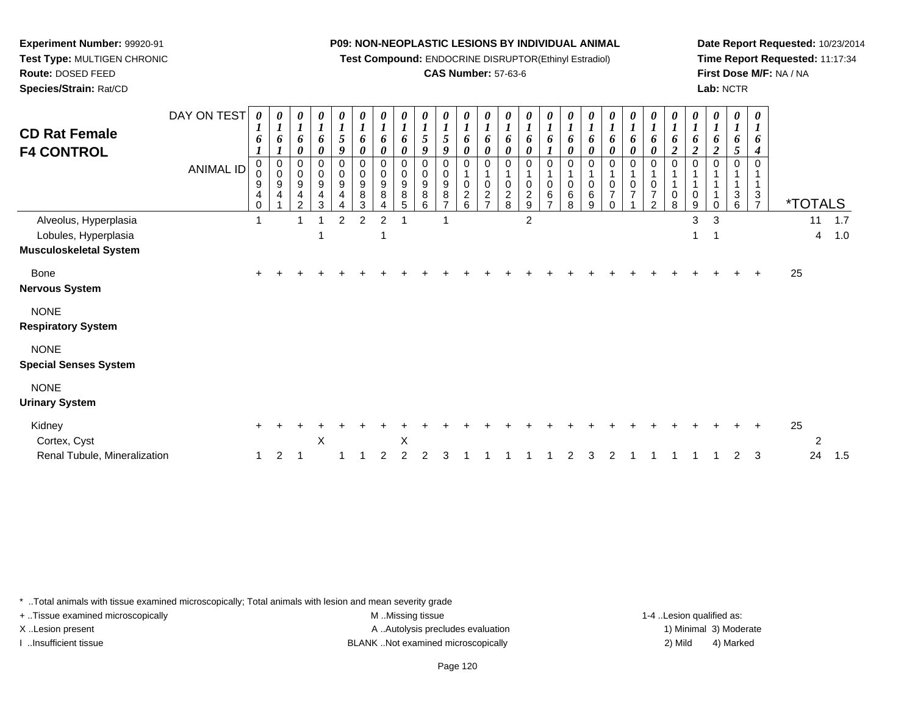**Experiment Number:** 99920-91
**Test Type:** MULTIGEN CHRONIC
**Route:** DOSED FEED
**Species/Strain:** Rat/CD

**P09: NON-NEOPLASTIC LESIONS BY INDIVIDUAL ANIMAL**
**Test Compound:** ENDOCRINE DISRUPTOR(Ethinyl Estradiol)
**CAS Number:** 57-63-6

**Date Report Requested:** 10/23/2014
**Time Report Requested:** 11:17:34
**First Dose M/F:** NA / NA
**Lab:** NCTR

## CD Rat Female F4 CONTROL

| DAY ON TEST | 0161 | 0161 | 0160 | 0160 | 0159 | 0160 | 0160 | 0160 | 0159 | 0159 | 0160 | 0160 | 0160 | 0160 | 0161 | 0160 | 0160 | 0160 | 0160 | 0160 | 0162 | 0162 | 0162 | 0165 | 0164 | *TOTALS | |
|---|---|---|---|---|---|---|---|---|---|---|---|---|---|---|---|---|---|---|---|---|---|---|---|---|---|---|---|
| **ANIMAL ID** | 00940 | 00941 | 00942 | 00943 | 00944 | 00983 | 00984 | 00985 | 00986 | 00987 | 01026 | 01027 | 01028 | 01029 | 01067 | 01068 | 01069 | 01070 | 01071 | 01072 | 01108 | 01109 | 01110 | 01136 | 01137 | | |
| Alveolus, Hyperplasia | 1 | | 1 | 1 | 2 | 2 | 2 | 1 | | 1 | | | | 2 | | | | | | | | 3 | 3 | | | 11 | 1.7 |
| Lobules, Hyperplasia | | | | 1 | | | 1 | | | | | | | | | | | | | | | 1 | 1 | | | 4 | 1.0 |
| **Musculoskeletal System** | | | | | | | | | | | | | | | | | | | | | | | | | | | |
| Bone | + | + | + | + | + | + | + | + | + | + | + | + | + | + | + | + | + | + | + | + | + | + | + | + | + | 25 | |
| **Nervous System** | | | | | | | | | | | | | | | | | | | | | | | | | | | |
| NONE | | | | | | | | | | | | | | | | | | | | | | | | | | | |
| **Respiratory System** | | | | | | | | | | | | | | | | | | | | | | | | | | | |
| NONE | | | | | | | | | | | | | | | | | | | | | | | | | | | |
| **Special Senses System** | | | | | | | | | | | | | | | | | | | | | | | | | | | |
| NONE | | | | | | | | | | | | | | | | | | | | | | | | | | | |
| **Urinary System** | | | | | | | | | | | | | | | | | | | | | | | | | | | |
| Kidney | + | + | + | + | + | + | + | + | + | + | + | + | + | + | + | + | + | + | + | + | + | + | + | + | + | 25 | |
| Cortex, Cyst | | | | X | | | | X | | | | | | | | | | | | | | | | | | 2 | |
| Renal Tubule, Mineralization | 1 | 2 | 1 | | 1 | 1 | 2 | 2 | 2 | 3 | 1 | 1 | 1 | 1 | 1 | 2 | 3 | 2 | 1 | 1 | 1 | 1 | 1 | 2 | 3 | 24 | 1.5 |

\* ..Total animals with tissue examined microscopically; Total animals with lesion and mean severity grade
+ ..Tissue examined microscopically
X ..Lesion present
I ..Insufficient tissue

M ..Missing tissue
A ..Autolysis precludes evaluation
BLANK ..Not examined microscopically

1-4 ..Lesion qualified as:
1) Minimal 3) Moderate
2) Mild 4) Marked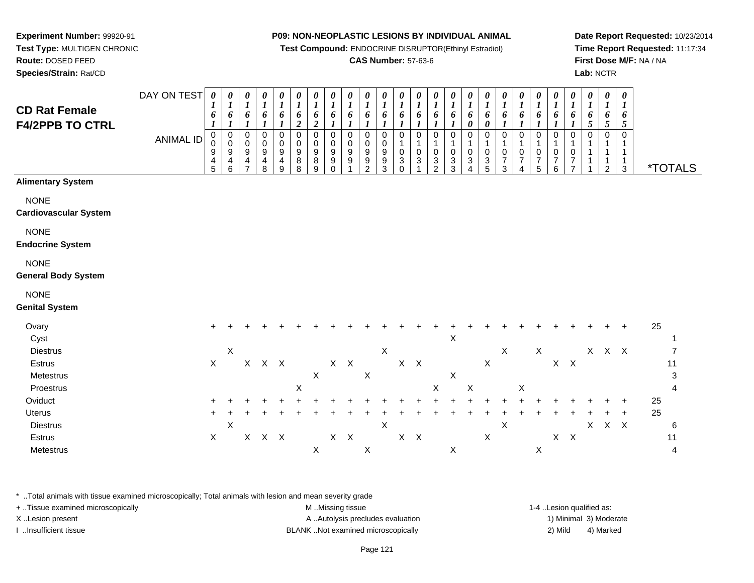**Experiment Number:** 99920-91
**Test Type:** MULTIGEN CHRONIC
**Route:** DOSED FEED
**Species/Strain:** Rat/CD

**P09: NON-NEOPLASTIC LESIONS BY INDIVIDUAL ANIMAL**
**Test Compound:** ENDOCRINE DISRUPTOR(Ethinyl Estradiol)
**CAS Number:** 57-63-6

**Date Report Requested:** 10/23/2014
**Time Report Requested:** 11:17:34
**First Dose M/F:** NA / NA
**Lab:** NCTR

## CD Rat Female F4/2PPB TO CTRL

| DAY ON TEST | 0161 | 0161 | 0161 | 0161 | 0161 | 0162 | 0162 | 0161 | 0161 | 0161 | 0161 | 0161 | 0161 | 0161 | 0161 | 0160 | 0160 | 0161 | 0161 | 0161 | 0161 | 0161 | 0165 | 0165 | 0165 | |
|---|---|---|---|---|---|---|---|---|---|---|---|---|---|---|---|---|---|---|---|---|---|---|---|---|---|---|
| **ANIMAL ID** | 0945 | 0946 | 0947 | 0948 | 0949 | 0988 | 0989 | 0990 | 0991 | 0992 | 0993 | 1030 | 1031 | 1032 | 1033 | 1034 | 1035 | 1073 | 1074 | 1075 | 1076 | 1077 | 1111 | 1112 | 1113 | ***TOTALS** |
| **Alimentary System** | | | | | | | | | | | | | | | | | | | | | | | | | | |
| NONE | | | | | | | | | | | | | | | | | | | | | | | | | | |
| **Cardiovascular System** | | | | | | | | | | | | | | | | | | | | | | | | | | |
| NONE | | | | | | | | | | | | | | | | | | | | | | | | | | |
| **Endocrine System** | | | | | | | | | | | | | | | | | | | | | | | | | | |
| NONE | | | | | | | | | | | | | | | | | | | | | | | | | | |
| **General Body System** | | | | | | | | | | | | | | | | | | | | | | | | | | |
| NONE | | | | | | | | | | | | | | | | | | | | | | | | | | |
| **Genital System** | | | | | | | | | | | | | | | | | | | | | | | | | | |
| Ovary | + | + | + | + | + | + | + | + | + | + | + | + | + | + | + | + | + | + | + | + | + | + | + | + | + | 25 |
| Cyst | | | | | | | | | | | | | | | X | | | | | | | | | | | 1 |
| Diestrus | | X | | | | | | | | | X | | | | | | | X | | X | | | X | X | X | 7 |
| Estrus | X | | X | X | X | | | X | X | | | X | X | | | | X | | | | X | X | | | | 11 |
| Metestrus | | | | | | | X | | | X | | | | | X | | | | | | | | | | | 3 |
| Proestrus | | | | | | X | | | | | | | | X | | X | | | X | | | | | | | 4 |
| Oviduct | + | + | + | + | + | + | + | + | + | + | + | + | + | + | + | + | + | + | + | + | + | + | + | + | + | 25 |
| Uterus | + | + | + | + | + | + | + | + | + | + | + | + | + | + | + | + | + | + | + | + | + | + | + | + | + | 25 |
| Diestrus | | X | | | | | | | | | X | | | | | | | X | | | | | X | X | X | 6 |
| Estrus | X | | X | X | X | | | X | X | | | X | X | | | | X | | | | X | X | | | | 11 |
| Metestrus | | | | | | | X | | | X | | | | | X | | | | | X | | | | | | 4 |

* ..Total animals with tissue examined microscopically; Total animals with lesion and mean severity grade
+ ..Tissue examined microscopically
X ..Lesion present
I ..Insufficient tissue

M ..Missing tissue
A ..Autolysis precludes evaluation
BLANK ..Not examined microscopically

1-4 ..Lesion qualified as:
1) Minimal 3) Moderate
2) Mild 4) Marked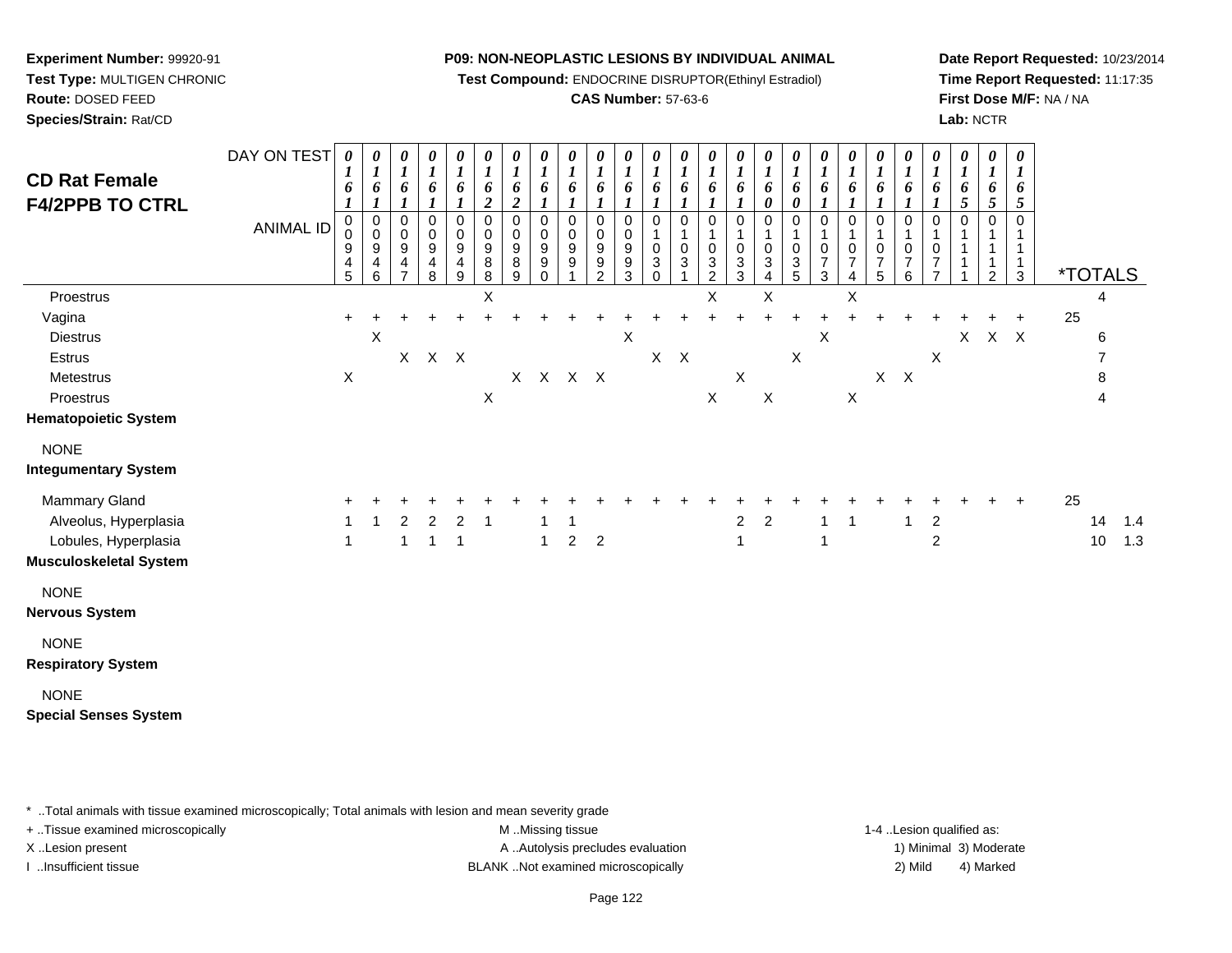**Experiment Number:** 99920-91
**Test Type:** MULTIGEN CHRONIC
**Route:** DOSED FEED
**Species/Strain:** Rat/CD

**P09: NON-NEOPLASTIC LESIONS BY INDIVIDUAL ANIMAL**
**Test Compound:** ENDOCRINE DISRUPTOR(Ethinyl Estradiol)
**CAS Number:** 57-63-6

**Date Report Requested:** 10/23/2014
**Time Report Requested:** 11:17:35
**First Dose M/F:** NA / NA
**Lab:** NCTR

## CD Rat Female F4/2PPB TO CTRL

| DAY ON TEST | 0161 | 0161 | 0161 | 0161 | 0161 | 0162 | 0162 | 0161 | 0161 | 0161 | 0161 | 0161 | 0161 | 0161 | 0161 | 0160 | 0160 | 0161 | 0161 | 0161 | 0161 | 0161 | 0165 | 0165 | 0165 | | |
|---|---|---|---|---|---|---|---|---|---|---|---|---|---|---|---|---|---|---|---|---|---|---|---|---|---|---|---|
| ANIMAL ID | 00945 | 00946 | 00947 | 00948 | 00949 | 00988 | 00989 | 00990 | 00991 | 00992 | 00993 | 01030 | 01031 | 01032 | 01033 | 01034 | 01035 | 01073 | 01074 | 01075 | 01076 | 01077 | 01111 | 01112 | 01113 | *TOTALS | |
| Proestrus | | | | | | X | | | | | | | | X | | X | | | X | | | | | | | 4 | |
| Vagina | + | + | + | + | + | + | + | + | + | + | + | + | + | + | + | + | + | + | + | + | + | + | + | + | + | 25 | |
| Diestrus | | X | | | | | | | | | X | | | | | | | X | | | | | X | X | X | 6 | |
| Estrus | | | X | X | X | | | | | | | X | X | | | | X | | | | | X | | | | 7 | |
| Metestrus | X | | | | | | X | X | X | X | | | | | X | | | | | X | X | | | | | 8 | |
| Proestrus | | | | | | X | | | | | | | | X | | X | | | X | | | | | | | 4 | |
| **Hematopoietic System** | | | | | | | | | | | | | | | | | | | | | | | | | | | |
| NONE | | | | | | | | | | | | | | | | | | | | | | | | | | | |
| **Integumentary System** | | | | | | | | | | | | | | | | | | | | | | | | | | | |
| Mammary Gland | + | + | + | + | + | + | + | + | + | + | + | + | + | + | + | + | + | + | + | + | + | + | + | + | + | 25 | |
| Alveolus, Hyperplasia | 1 | 1 | 2 | 2 | 2 | 1 | | 1 | 1 | | | | | | 2 | 2 | | 1 | 1 | | 1 | 2 | | | | 14 | 1.4 |
| Lobules, Hyperplasia | 1 | | 1 | 1 | 1 | | | 1 | 2 | 2 | | | | | 1 | | | 1 | | | | 2 | | | | 10 | 1.3 |
| **Musculoskeletal System** | | | | | | | | | | | | | | | | | | | | | | | | | | | |
| NONE | | | | | | | | | | | | | | | | | | | | | | | | | | | |
| **Nervous System** | | | | | | | | | | | | | | | | | | | | | | | | | | | |
| NONE | | | | | | | | | | | | | | | | | | | | | | | | | | | |
| **Respiratory System** | | | | | | | | | | | | | | | | | | | | | | | | | | | |
| NONE | | | | | | | | | | | | | | | | | | | | | | | | | | | |
| **Special Senses System** | | | | | | | | | | | | | | | | | | | | | | | | | | | |

* ..Total animals with tissue examined microscopically; Total animals with lesion and mean severity grade
+ ..Tissue examined microscopically
X ..Lesion present
I ..Insufficient tissue
M ..Missing tissue
A ..Autolysis precludes evaluation
BLANK ..Not examined microscopically
1-4 ..Lesion qualified as: 1) Minimal 2) Mild 3) Moderate 4) Marked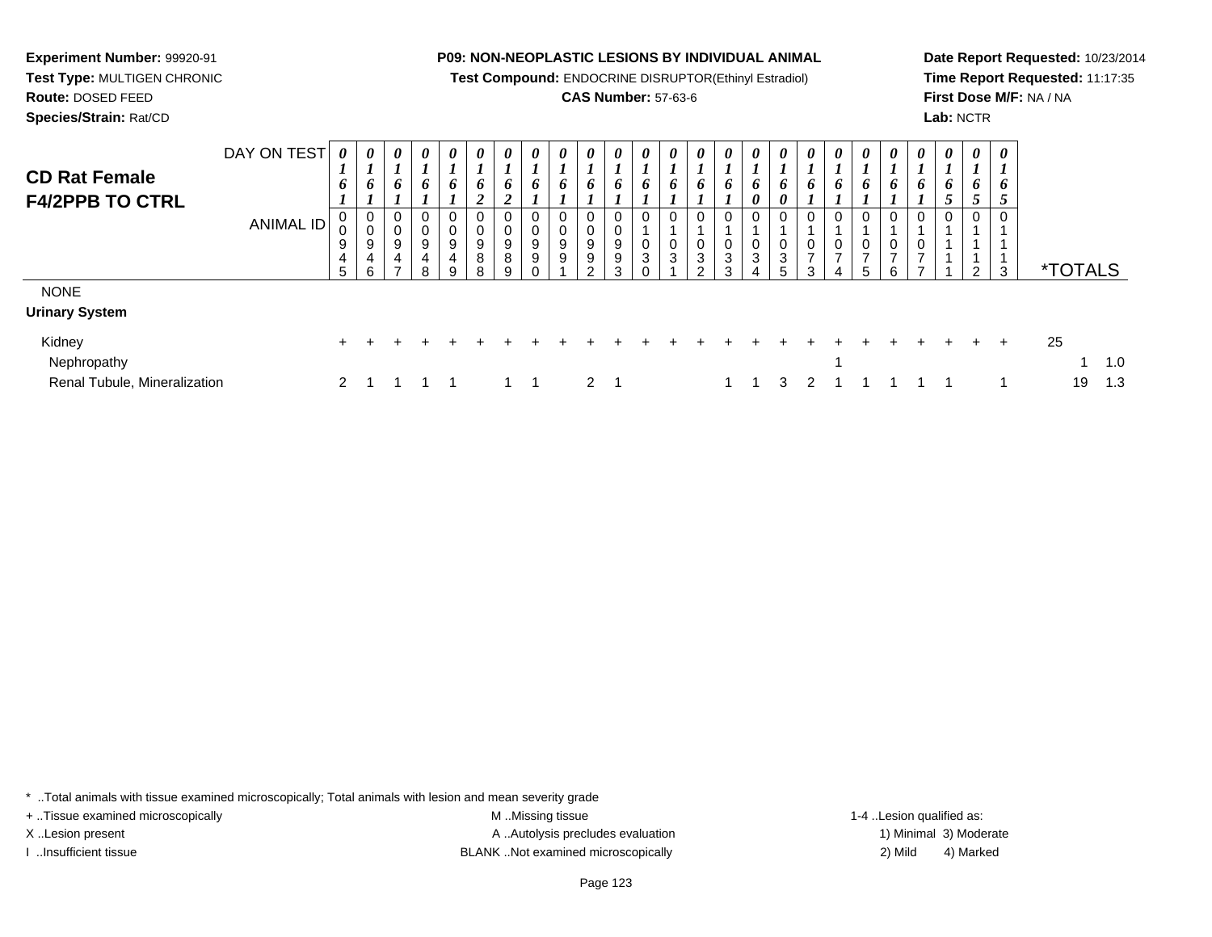**Experiment Number:** 99920-91
**Test Type:** MULTIGEN CHRONIC
**Route:** DOSED FEED
**Species/Strain:** Rat/CD

**P09: NON-NEOPLASTIC LESIONS BY INDIVIDUAL ANIMAL**
**Test Compound:** ENDOCRINE DISRUPTOR(Ethinyl Estradiol)
**CAS Number:** 57-63-6

**Date Report Requested:** 10/23/2014
**Time Report Requested:** 11:17:35
**First Dose M/F:** NA / NA
**Lab:** NCTR

## CD Rat Female F4/2PPB TO CTRL

| DAY ON TEST | 0161 | 0161 | 0161 | 0161 | 0161 | 0162 | 0162 | 0161 | 0161 | 0161 | 0161 | 0161 | 0161 | 0161 | 0161 | 0160 | 0160 | 0161 | 0161 | 0161 | 0161 | 0161 | 0165 | 0165 | 0165 | | |
|---|---|---|---|---|---|---|---|---|---|---|---|---|---|---|---|---|---|---|---|---|---|---|---|---|---|---|---|
| **ANIMAL ID** | 00945 | 00946 | 00947 | 00948 | 00949 | 00988 | 00989 | 00990 | 00991 | 00992 | 00993 | 01030 | 01031 | 01032 | 01033 | 01034 | 01035 | 01073 | 01074 | 01075 | 01076 | 01077 | 01111 | 01112 | 01113 | ***TOTALS** | |
| NONE | | | | | | | | | | | | | | | | | | | | | | | | | | | |
| **Urinary System** | | | | | | | | | | | | | | | | | | | | | | | | | | | |
| Kidney | + | + | + | + | + | + | + | + | + | + | + | + | + | + | + | + | + | + | + | + | + | + | + | + | + | 25 | |
| Nephropathy | | | | | | | | | | | | | | | | | | | 1 | | | | | | | 1 | 1.0 |
| Renal Tubule, Mineralization | 2 | 1 | 1 | 1 | 1 | | 1 | 1 | | 2 | 1 | | | | 1 | 1 | 3 | 2 | 1 | 1 | 1 | 1 | 1 | | 1 | 19 | 1.3 |

* ..Total animals with tissue examined microscopically; Total animals with lesion and mean severity grade
+ ..Tissue examined microscopically
X ..Lesion present
I ..Insufficient tissue
M ..Missing tissue
A ..Autolysis precludes evaluation
BLANK ..Not examined microscopically
1-4 ..Lesion qualified as:
1) Minimal 3) Moderate
2) Mild 4) Marked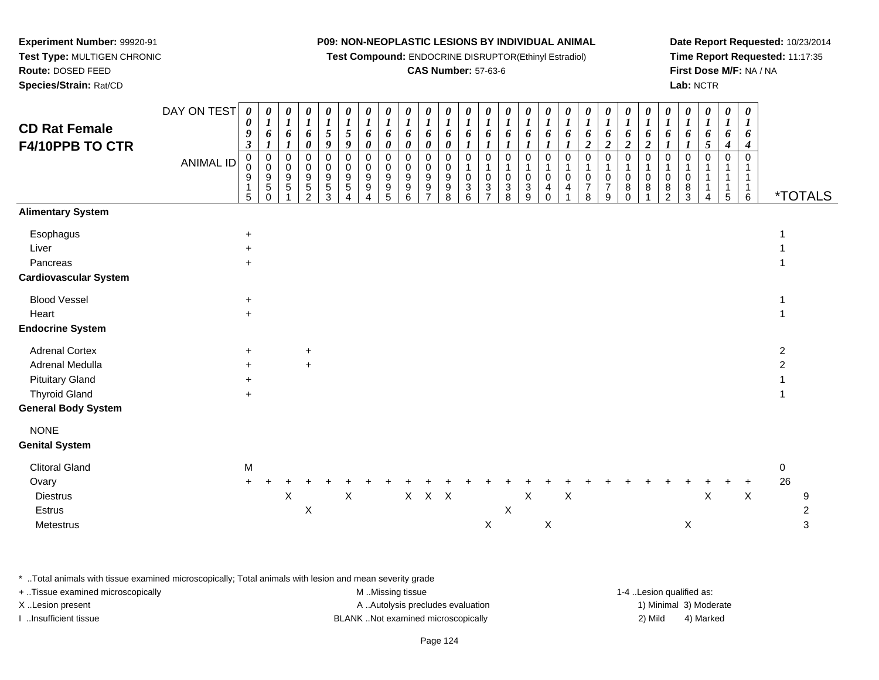**Experiment Number:** 99920-91
**Test Type:** MULTIGEN CHRONIC
**Route:** DOSED FEED
**Species/Strain:** Rat/CD

**P09: NON-NEOPLASTIC LESIONS BY INDIVIDUAL ANIMAL**
**Test Compound:** ENDOCRINE DISRUPTOR(Ethinyl Estradiol)
**CAS Number:** 57-63-6

**Date Report Requested:** 10/23/2014
**Time Report Requested:** 11:17:35
**First Dose M/F:** NA / NA
**Lab:** NCTR

## CD Rat Female F4/10PPB TO CTR

| DAY ON TEST | 0093 | 0161 | 0161 | 0160 | 0159 | 0159 | 0160 | 0160 | 0160 | 0160 | 0160 | 0161 | 0161 | 0161 | 0161 | 0161 | 0161 | 0162 | 0162 | 0162 | 0162 | 0161 | 0161 | 0165 | 0164 | 0164 | |
|---|---|---|---|---|---|---|---|---|---|---|---|---|---|---|---|---|---|---|---|---|---|---|---|---|---|---|---|
| **ANIMAL ID** | 00915 | 00950 | 00951 | 00952 | 00953 | 00954 | 00994 | 00995 | 00996 | 00997 | 00998 | 01036 | 01037 | 01038 | 01039 | 01040 | 01041 | 01078 | 01079 | 01080 | 01081 | 01082 | 01083 | 01114 | 01115 | 01116 | ***TOTALS** |
| **Alimentary System** | | | | | | | | | | | | | | | | | | | | | | | | | | | |
| Esophagus | + | | | | | | | | | | | | | | | | | | | | | | | | | | 1 |
| Liver | + | | | | | | | | | | | | | | | | | | | | | | | | | | 1 |
| Pancreas | + | | | | | | | | | | | | | | | | | | | | | | | | | | 1 |
| **Cardiovascular System** | | | | | | | | | | | | | | | | | | | | | | | | | | | |
| Blood Vessel | + | | | | | | | | | | | | | | | | | | | | | | | | | | 1 |
| Heart | + | | | | | | | | | | | | | | | | | | | | | | | | | | 1 |
| **Endocrine System** | | | | | | | | | | | | | | | | | | | | | | | | | | | |
| Adrenal Cortex | + | | | + | | | | | | | | | | | | | | | | | | | | | | | 2 |
| Adrenal Medulla | + | | | + | | | | | | | | | | | | | | | | | | | | | | | 2 |
| Pituitary Gland | + | | | | | | | | | | | | | | | | | | | | | | | | | | 1 |
| Thyroid Gland | + | | | | | | | | | | | | | | | | | | | | | | | | | | 1 |
| **General Body System** | | | | | | | | | | | | | | | | | | | | | | | | | | | |
| NONE | | | | | | | | | | | | | | | | | | | | | | | | | | | |
| **Genital System** | | | | | | | | | | | | | | | | | | | | | | | | | | | |
| Clitoral Gland | M | | | | | | | | | | | | | | | | | | | | | | | | | | 0 |
| Ovary | + | + | + | + | + | + | + | + | + | + | + | + | + | + | + | + | + | + | + | + | + | + | + | + | + | + | 26 |
| Diestrus | | | X | | | X | | | X | X | X | | | | X | | X | | | | | | | X | | X | 9 |
| Estrus | | | | X | | | | | | | | | | X | | | | | | | | | | | | | 2 |
| Metestrus | | | | | | | | | | | | | X | | | X | | | | | | | X | | | | 3 |

\* ..Total animals with tissue examined microscopically; Total animals with lesion and mean severity grade
+ ..Tissue examined microscopically
X ..Lesion present
I ..Insufficient tissue
M ..Missing tissue
A ..Autolysis precludes evaluation
BLANK ..Not examined microscopically
1-4 ..Lesion qualified as: 1) Minimal 2) Mild 3) Moderate 4) Marked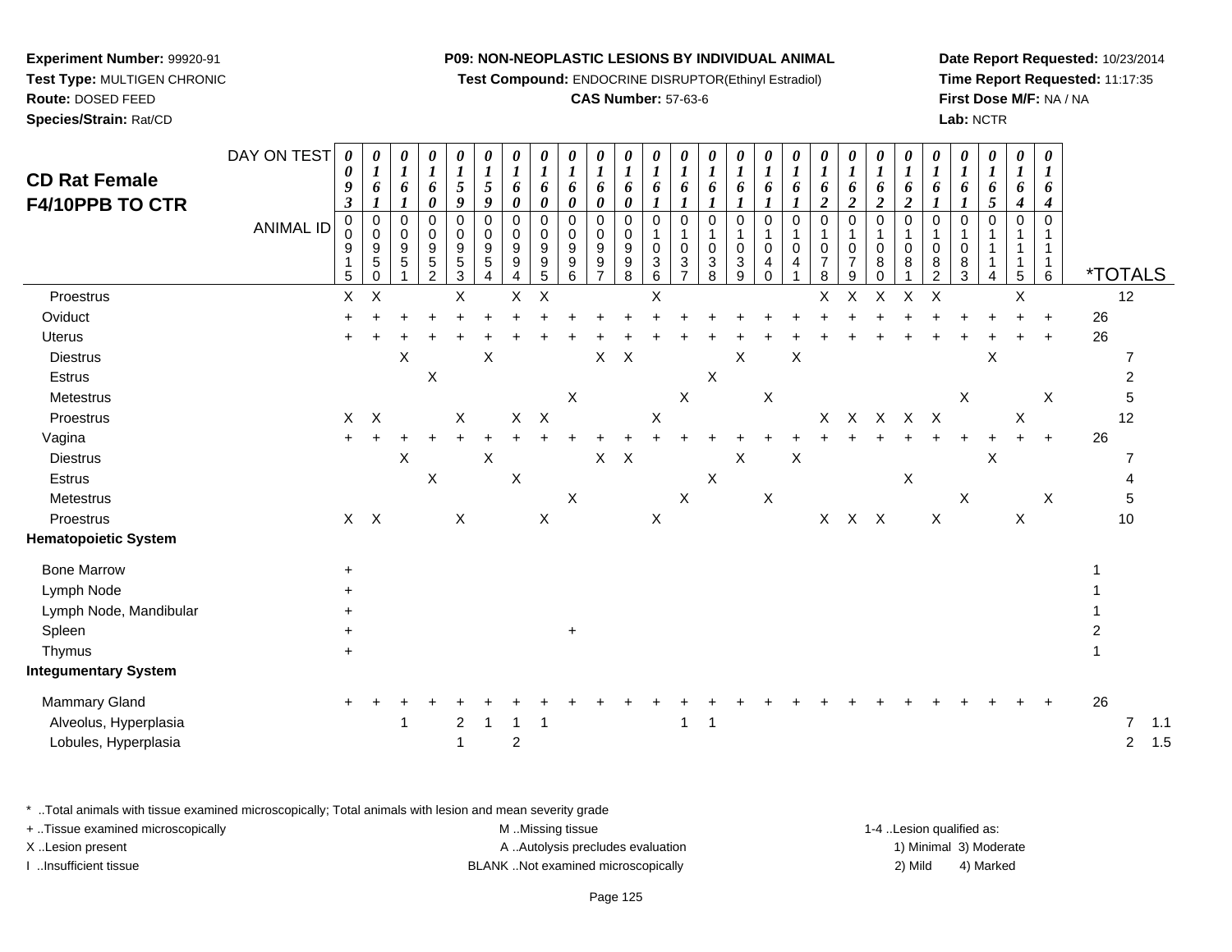**Experiment Number:** 99920-91
**Test Type:** MULTIGEN CHRONIC
**Route:** DOSED FEED
**Species/Strain:** Rat/CD

**P09: NON-NEOPLASTIC LESIONS BY INDIVIDUAL ANIMAL**
**Test Compound:** ENDOCRINE DISRUPTOR(Ethinyl Estradiol)
**CAS Number:** 57-63-6

**Date Report Requested:** 10/23/2014
**Time Report Requested:** 11:17:35
**First Dose M/F:** NA / NA
**Lab:** NCTR

## CD Rat Female F4/10PPB TO CTR

| DAY ON TEST | 0093 | 0161 | 0161 | 0160 | 0159 | 0159 | 0160 | 0160 | 0160 | 0160 | 0160 | 0161 | 0161 | 0161 | 0161 | 0161 | 0161 | 0162 | 0162 | 0162 | 0162 | 0161 | 0161 | 0165 | 0164 | 0164 | |
|---|---|---|---|---|---|---|---|---|---|---|---|---|---|---|---|---|---|---|---|---|---|---|---|---|---|---|---|
| **ANIMAL ID** | 00915 | 00950 | 00951 | 00952 | 00953 | 00954 | 00994 | 00995 | 00996 | 00997 | 00998 | 01036 | 01037 | 01038 | 01039 | 01040 | 01041 | 01078 | 01079 | 01080 | 01081 | 01082 | 01083 | 01114 | 01115 | 01116 | ***TOTALS** |
| Proestrus | X | X | | | X | | X | X | | | | X | | | | | | X | X | X | X | X | | | X | | 12 |
| Oviduct | + | + | + | + | + | + | + | + | + | + | + | + | + | + | + | + | + | + | + | + | + | + | + | + | + | + | 26 |
| Uterus | + | + | + | + | + | + | + | + | + | + | + | + | + | + | + | + | + | + | + | + | + | + | + | + | + | + | 26 |
| Diestrus | | | X | | | X | | | | X | X | | | | X | | X | | | | | | | X | | | 7 |
| Estrus | | | | X | | | | | | | | | | X | | | | | | | | | | | | | 2 |
| Metestrus | | | | | | | | | X | | | | X | | | X | | | | | | | X | | | X | 5 |
| Proestrus | X | X | | | X | | X | X | | | | X | | | | | | X | X | X | X | X | | | X | | 12 |
| Vagina | + | + | + | + | + | + | + | + | + | + | + | + | + | + | + | + | + | + | + | + | + | + | + | + | + | + | 26 |
| Diestrus | | | X | | | X | | | | X | X | | | | X | | X | | | | | | | X | | | 7 |
| Estrus | | | | X | | | X | | | | | | | X | | | | | | | X | | | | | | 4 |
| Metestrus | | | | | | | | | X | | | | X | | | X | | | | | | | X | | | X | 5 |
| Proestrus | X | X | | | X | | | X | | | | X | | | | | | X | X | X | | X | | | X | | 10 |
| **Hematopoietic System** | | | | | | | | | | | | | | | | | | | | | | | | | | | |
| Bone Marrow | + | | | | | | | | | | | | | | | | | | | | | | | | | | 1 |
| Lymph Node | + | | | | | | | | | | | | | | | | | | | | | | | | | | 1 |
| Lymph Node, Mandibular | + | | | | | | | | | | | | | | | | | | | | | | | | | | 1 |
| Spleen | + | | | | | | | | + | | | | | | | | | | | | | | | | | | 2 |
| Thymus | + | | | | | | | | | | | | | | | | | | | | | | | | | | 1 |
| **Integumentary System** | | | | | | | | | | | | | | | | | | | | | | | | | | | |
| Mammary Gland | + | + | + | + | + | + | + | + | + | + | + | + | + | + | + | + | + | + | + | + | + | + | + | + | + | + | 26 |
| Alveolus, Hyperplasia | | | 1 | | 2 | 1 | 1 | 1 | | | | | 1 | 1 | | | | | | | | | | | | | 7 1.1 |
| Lobules, Hyperplasia | | | | | 1 | | 2 | | | | | | | | | | | | | | | | | | | | 2 1.5 |

\* ..Total animals with tissue examined microscopically; Total animals with lesion and mean severity grade
+ ..Tissue examined microscopically
X ..Lesion present
I ..Insufficient tissue

M ..Missing tissue
A ..Autolysis precludes evaluation
BLANK ..Not examined microscopically

1-4 ..Lesion qualified as:
1) Minimal 3) Moderate
2) Mild 4) Marked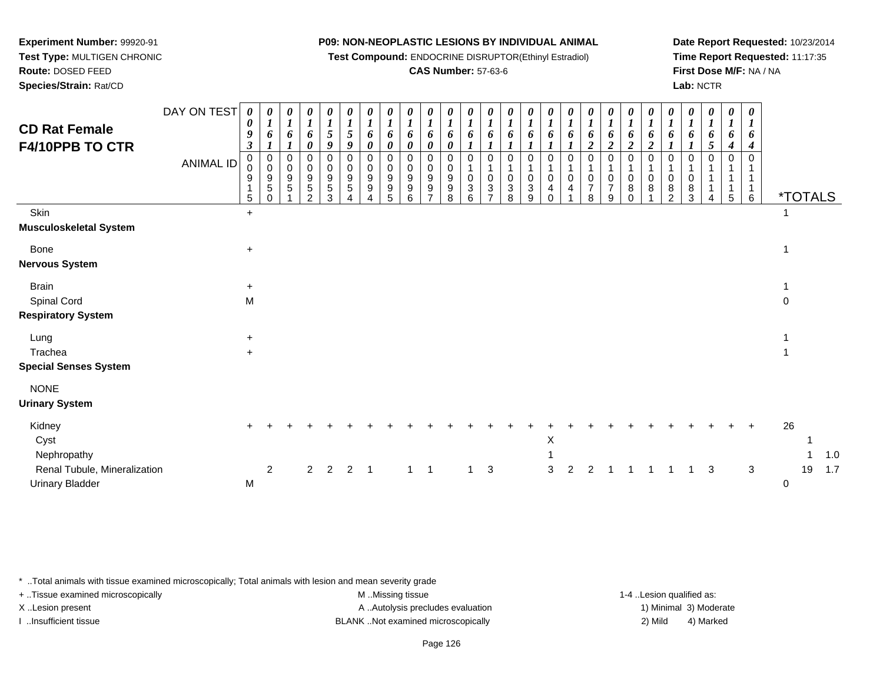**Experiment Number:** 99920-91
**Test Type:** MULTIGEN CHRONIC
**Route:** DOSED FEED
**Species/Strain:** Rat/CD

**P09: NON-NEOPLASTIC LESIONS BY INDIVIDUAL ANIMAL**
**Test Compound:** ENDOCRINE DISRUPTOR(Ethinyl Estradiol)
**CAS Number:** 57-63-6

**Date Report Requested:** 10/23/2014
**Time Report Requested:** 11:17:35
**First Dose M/F:** NA / NA
**Lab:** NCTR

## CD Rat Female F4/10PPB TO CTR

| DAY ON TEST | 0093 | 0161 | 0161 | 0160 | 0159 | 0159 | 0160 | 0160 | 0160 | 0160 | 0160 | 0161 | 0161 | 0161 | 0161 | 0161 | 0161 | 0162 | 0162 | 0162 | 0162 | 0161 | 0161 | 0165 | 0164 | 0164 | | | |
|---|---|---|---|---|---|---|---|---|---|---|---|---|---|---|---|---|---|---|---|---|---|---|---|---|---|---|---|---|---|
| **ANIMAL ID** | 000915 | 000950 | 000951 | 000952 | 000953 | 000954 | 000994 | 000995 | 000996 | 000997 | 000998 | 001036 | 001037 | 001038 | 001039 | 001040 | 001041 | 001078 | 001079 | 001080 | 001081 | 001082 | 001083 | 001114 | 001115 | 001116 | ***TOTALS** | | |
| Skin | + | | | | | | | | | | | | | | | | | | | | | | | | | | 1 | | |
| **Musculoskeletal System** | | | | | | | | | | | | | | | | | | | | | | | | | | | | | |
| Bone | + | | | | | | | | | | | | | | | | | | | | | | | | | | 1 | | |
| **Nervous System** | | | | | | | | | | | | | | | | | | | | | | | | | | | | | |
| Brain | + | | | | | | | | | | | | | | | | | | | | | | | | | | 1 | | |
| Spinal Cord | M | | | | | | | | | | | | | | | | | | | | | | | | | | 0 | | |
| **Respiratory System** | | | | | | | | | | | | | | | | | | | | | | | | | | | | | |
| Lung | + | | | | | | | | | | | | | | | | | | | | | | | | | | 1 | | |
| Trachea | + | | | | | | | | | | | | | | | | | | | | | | | | | | 1 | | |
| **Special Senses System** | | | | | | | | | | | | | | | | | | | | | | | | | | | | | |
| NONE | | | | | | | | | | | | | | | | | | | | | | | | | | | | | |
| **Urinary System** | | | | | | | | | | | | | | | | | | | | | | | | | | | | | |
| Kidney | + | + | + | + | + | + | + | + | + | + | + | + | + | + | + | + | + | + | + | + | + | + | + | + | + | + | 26 | | |
| Cyst | | | | | | | | | | | | | | | | X | | | | | | | | | | | | 1 | |
| Nephropathy | | | | | | | | | | | | | | | | 1 | | | | | | | | | | | | 1 | 1.0 |
| Renal Tubule, Mineralization | | 2 | | 2 | 2 | 2 | 1 | | 1 | 1 | | 1 | 3 | | | 3 | 2 | 2 | 1 | 1 | 1 | 1 | 1 | 3 | | 3 | | 19 | 1.7 |
| Urinary Bladder | M | | | | | | | | | | | | | | | | | | | | | | | | | | 0 | | |

\* ..Total animals with tissue examined microscopically; Total animals with lesion and mean severity grade
+ ..Tissue examined microscopically
X ..Lesion present
I ..Insufficient tissue
M ..Missing tissue
A ..Autolysis precludes evaluation
BLANK ..Not examined microscopically
1-4 ..Lesion qualified as: 1) Minimal 2) Mild 3) Moderate 4) Marked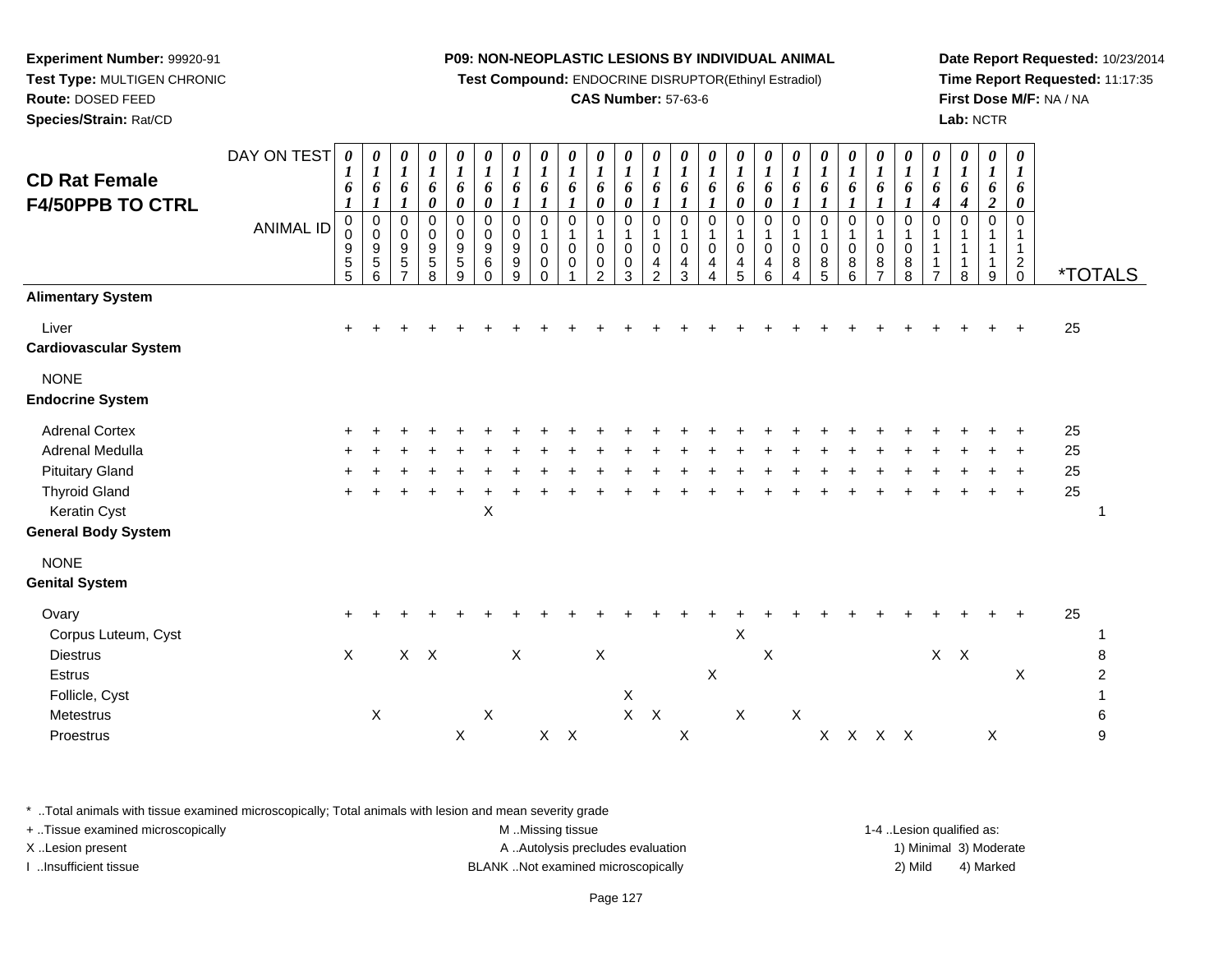**Experiment Number:** 99920-91
**Test Type:** MULTIGEN CHRONIC
**Route:** DOSED FEED
**Species/Strain:** Rat/CD

**P09: NON-NEOPLASTIC LESIONS BY INDIVIDUAL ANIMAL**
**Test Compound:** ENDOCRINE DISRUPTOR(Ethinyl Estradiol)
**CAS Number:** 57-63-6

**Date Report Requested:** 10/23/2014
**Time Report Requested:** 11:17:35
**First Dose M/F:** NA / NA
**Lab:** NCTR

# CD Rat Female F4/50PPB TO CTRL

| DAY ON TEST | 0161 | 0161 | 0161 | 0160 | 0160 | 0160 | 0161 | 0161 | 0161 | 0160 | 0160 | 0161 | 0161 | 0161 | 0160 | 0160 | 0161 | 0161 | 0161 | 0161 | 0161 | 0164 | 0164 | 0162 | 0160 | |
|---|---|---|---|---|---|---|---|---|---|---|---|---|---|---|---|---|---|---|---|---|---|---|---|---|---|---|
| **ANIMAL ID** | 0955 | 0956 | 0957 | 0958 | 0959 | 0960 | 0999 | 1000 | 1001 | 1002 | 1003 | 1042 | 1043 | 1044 | 1045 | 1046 | 1084 | 1085 | 1086 | 1087 | 1088 | 1117 | 1118 | 1119 | 1120 | ***TOTALS** |
| **Alimentary System** | | | | | | | | | | | | | | | | | | | | | | | | | | |
| Liver | + | + | + | + | + | + | + | + | + | + | + | + | + | + | + | + | + | + | + | + | + | + | + | + | + | 25 |
| **Cardiovascular System** | | | | | | | | | | | | | | | | | | | | | | | | | | |
| NONE | | | | | | | | | | | | | | | | | | | | | | | | | | |
| **Endocrine System** | | | | | | | | | | | | | | | | | | | | | | | | | | |
| Adrenal Cortex | + | + | + | + | + | + | + | + | + | + | + | + | + | + | + | + | + | + | + | + | + | + | + | + | + | 25 |
| Adrenal Medulla | + | + | + | + | + | + | + | + | + | + | + | + | + | + | + | + | + | + | + | + | + | + | + | + | + | 25 |
| Pituitary Gland | + | + | + | + | + | + | + | + | + | + | + | + | + | + | + | + | + | + | + | + | + | + | + | + | + | 25 |
| Thyroid Gland | + | + | + | + | + | + | + | + | + | + | + | + | + | + | + | + | + | + | + | + | + | + | + | + | + | 25 |
| Keratin Cyst | | | | | | X | | | | | | | | | | | | | | | | | | | | 1 |
| **General Body System** | | | | | | | | | | | | | | | | | | | | | | | | | | |
| NONE | | | | | | | | | | | | | | | | | | | | | | | | | | |
| **Genital System** | | | | | | | | | | | | | | | | | | | | | | | | | | |
| Ovary | + | + | + | + | + | + | + | + | + | + | + | + | + | + | + | + | + | + | + | + | + | + | + | + | + | 25 |
| Corpus Luteum, Cyst | | | | | | | | | | | | | | | X | | | | | | | | | | | 1 |
| Diestrus | X | | X | X | | | X | | | X | | | | | | X | | | | | | X | X | | | 8 |
| Estrus | | | | | | | | | | | | | | X | | | | | | | | | | | X | 2 |
| Follicle, Cyst | | | | | | | | | | | X | | | | | | | | | | | | | | | 1 |
| Metestrus | | X | | | | X | | | | | X | X | | | X | | X | | | | | | | | | 6 |
| Proestrus | | | | | X | | | X | X | | | | X | | | | | X | X | X | X | | | X | | 9 |

* ..Total animals with tissue examined microscopically; Total animals with lesion and mean severity grade
+ ..Tissue examined microscopically
X ..Lesion present
I ..Insufficient tissue

M ..Missing tissue
A ..Autolysis precludes evaluation
BLANK ..Not examined microscopically

1-4 ..Lesion qualified as:
1) Minimal 3) Moderate
2) Mild 4) Marked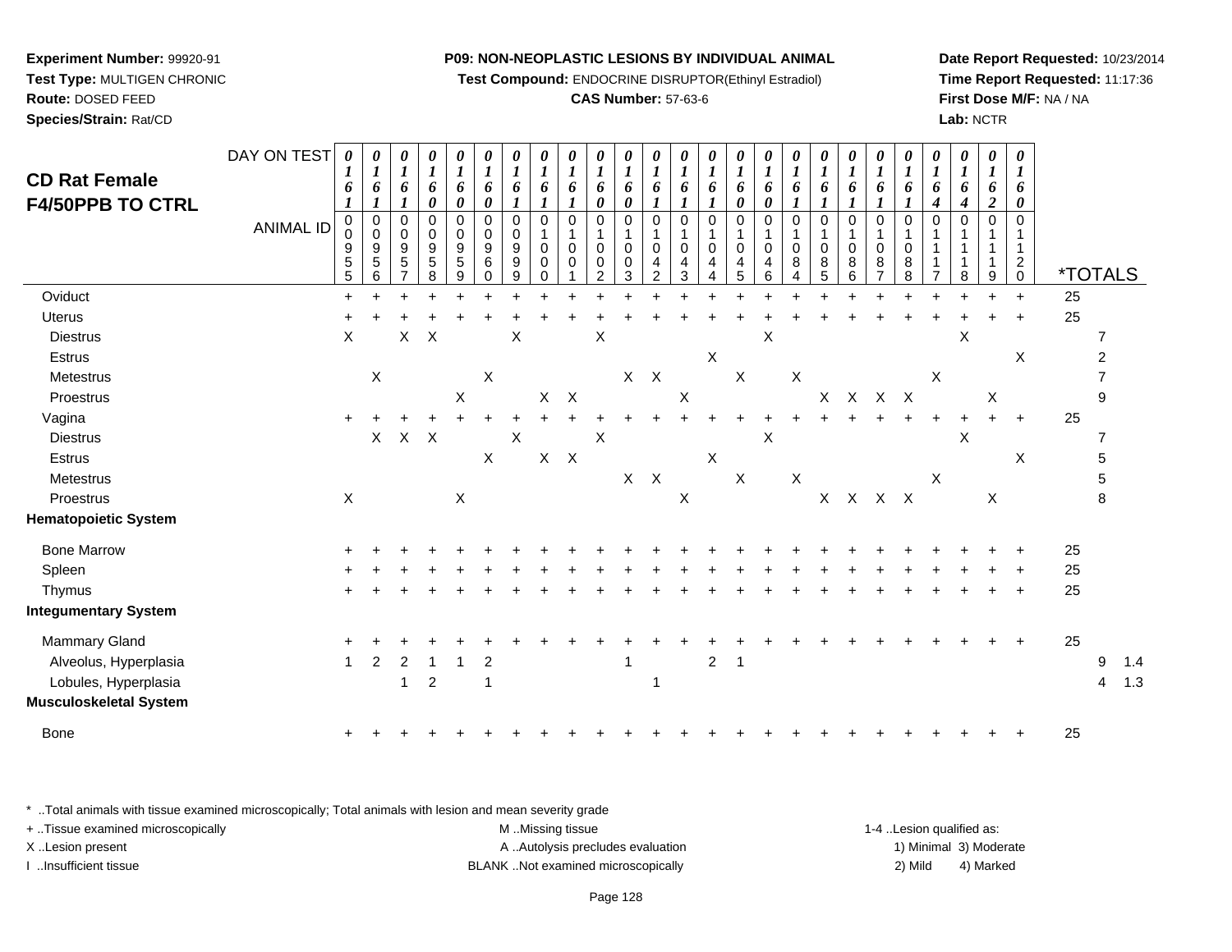**Experiment Number:** 99920-91
**Test Type:** MULTIGEN CHRONIC
**Route:** DOSED FEED
**Species/Strain:** Rat/CD

**P09: NON-NEOPLASTIC LESIONS BY INDIVIDUAL ANIMAL**
**Test Compound:** ENDOCRINE DISRUPTOR(Ethinyl Estradiol)
**CAS Number:** 57-63-6

**Date Report Requested:** 10/23/2014
**Time Report Requested:** 11:17:36
**First Dose M/F:** NA / NA
**Lab:** NCTR

## CD Rat Female F4/50PPB TO CTRL

| DAY ON TEST | 0161 | 0161 | 0161 | 0160 | 0160 | 0160 | 0161 | 0161 | 0161 | 0160 | 0160 | 0161 | 0161 | 0161 | 0160 | 0160 | 0161 | 0161 | 0161 | 0161 | 0161 | 0164 | 0164 | 0162 | 0160 | | | |
|---|---|---|---|---|---|---|---|---|---|---|---|---|---|---|---|---|---|---|---|---|---|---|---|---|---|---|---|---|
| **ANIMAL ID** | 0000955 | 0000956 | 0000957 | 0000958 | 0000959 | 0000960 | 0000999 | 0001000 | 0001001 | 0001002 | 0001003 | 0001042 | 0001043 | 0001044 | 0001045 | 0001046 | 0001084 | 0001085 | 0001086 | 0001087 | 0001088 | 0001117 | 0001118 | 0001119 | 0001120 | ***TOTALS** | | |
| Oviduct | + | + | + | + | + | + | + | + | + | + | + | + | + | + | + | + | + | + | + | + | + | + | + | + | + | 25 | | |
| Uterus | + | + | + | + | + | + | + | + | + | + | + | + | + | + | + | + | + | + | + | + | + | + | + | + | + | 25 | | |
| Diestrus | X | | X | X | | | X | | | X | | | | | | X | | | | | | | X | | | | 7 | |
| Estrus | | | | | | | | | | | | | | X | | | | | | | | | | | X | | 2 | |
| Metestrus | | X | | | | X | | | | | X | X | | | X | | X | | | | | X | | | | | 7 | |
| Proestrus | | | | | X | | | X | X | | | | X | | | | | X | X | X | X | | | X | | | 9 | |
| Vagina | + | + | + | + | + | + | + | + | + | + | + | + | + | + | + | + | + | + | + | + | + | + | + | + | + | 25 | | |
| Diestrus | | X | X | X | | | X | | | X | | | | | | X | | | | | | | X | | | | 7 | |
| Estrus | | | | | | X | | X | X | | | | | X | | | | | | | | | | | X | | 5 | |
| Metestrus | | | | | | | | | | | X | X | | | X | | X | | | | | X | | | | | 5 | |
| Proestrus | X | | | | X | | | | | | | | X | | | | | X | X | X | X | | | X | | | 8 | |
| **Hematopoietic System** | | | | | | | | | | | | | | | | | | | | | | | | | | | | |
| Bone Marrow | + | + | + | + | + | + | + | + | + | + | + | + | + | + | + | + | + | + | + | + | + | + | + | + | + | 25 | | |
| Spleen | + | + | + | + | + | + | + | + | + | + | + | + | + | + | + | + | + | + | + | + | + | + | + | + | + | 25 | | |
| Thymus | + | + | + | + | + | + | + | + | + | + | + | + | + | + | + | + | + | + | + | + | + | + | + | + | + | 25 | | |
| **Integumentary System** | | | | | | | | | | | | | | | | | | | | | | | | | | | | |
| Mammary Gland | + | + | + | + | + | + | + | + | + | + | + | + | + | + | + | + | + | + | + | + | + | + | + | + | + | 25 | | |
| Alveolus, Hyperplasia | 1 | 2 | 2 | 1 | 1 | 2 | | | | | 1 | | | 2 | 1 | | | | | | | | | | | | 9 | 1.4 |
| Lobules, Hyperplasia | | | 1 | 2 | | 1 | | | | | | 1 | | | | | | | | | | | | | | | 4 | 1.3 |
| **Musculoskeletal System** | | | | | | | | | | | | | | | | | | | | | | | | | | | | |
| Bone | + | + | + | + | + | + | + | + | + | + | + | + | + | + | + | + | + | + | + | + | + | + | + | + | + | 25 | | |

\* ..Total animals with tissue examined microscopically; Total animals with lesion and mean severity grade
\+ ..Tissue examined microscopically
X ..Lesion present
I ..Insufficient tissue

M ..Missing tissue
A ..Autolysis precludes evaluation
BLANK ..Not examined microscopically

1-4 ..Lesion qualified as:
1) Minimal 3) Moderate
2) Mild 4) Marked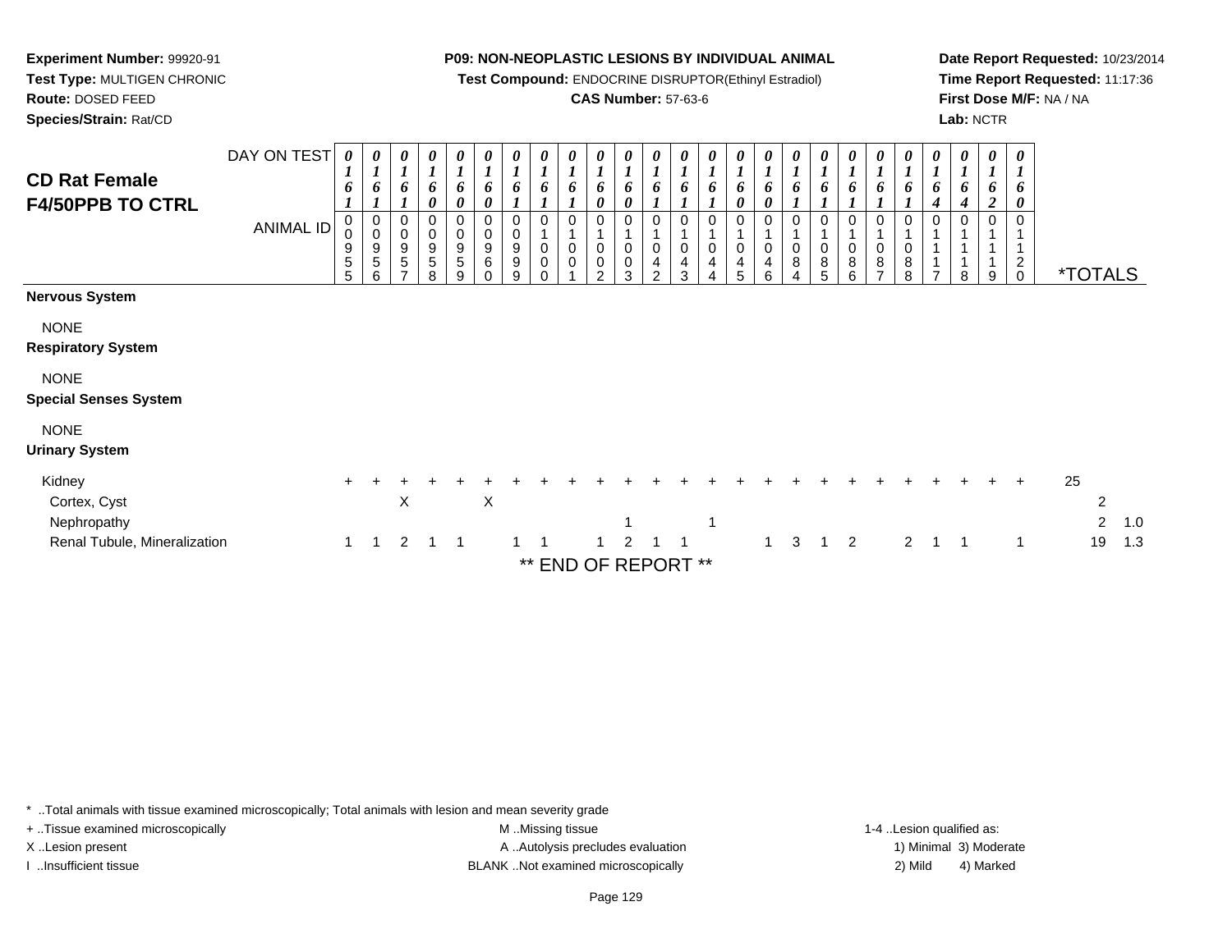**Experiment Number:** 99920-91
**Test Type:** MULTIGEN CHRONIC
**Route:** DOSED FEED
**Species/Strain:** Rat/CD

**P09: NON-NEOPLASTIC LESIONS BY INDIVIDUAL ANIMAL**
**Test Compound:** ENDOCRINE DISRUPTOR(Ethinyl Estradiol)
**CAS Number:** 57-63-6

**Date Report Requested:** 10/23/2014
**Time Report Requested:** 11:17:36
**First Dose M/F:** NA / NA
**Lab:** NCTR

## CD Rat Female F4/50PPB TO CTRL

| DAY ON TEST | 0161 | 0161 | 0161 | 0160 | 0160 | 0160 | 0161 | 0161 | 0161 | 0160 | 0160 | 0161 | 0161 | 0161 | 0160 | 0160 | 0161 | 0161 | 0161 | 0161 | 0161 | 0164 | 0164 | 0162 | 0160 | | |
|---|---|---|---|---|---|---|---|---|---|---|---|---|---|---|---|---|---|---|---|---|---|---|---|---|---|---|---|
| **ANIMAL ID** | 00955 | 00956 | 00957 | 00958 | 00959 | 00960 | 00999 | 01000 | 01001 | 01002 | 01003 | 01042 | 01043 | 01044 | 01045 | 01046 | 01084 | 01085 | 01086 | 01087 | 01088 | 01117 | 01118 | 01119 | 01120 | ***TOTALS** | |
| **Nervous System** | | | | | | | | | | | | | | | | | | | | | | | | | | | |
| NONE | | | | | | | | | | | | | | | | | | | | | | | | | | | |
| **Respiratory System** | | | | | | | | | | | | | | | | | | | | | | | | | | | |
| NONE | | | | | | | | | | | | | | | | | | | | | | | | | | | |
| **Special Senses System** | | | | | | | | | | | | | | | | | | | | | | | | | | | |
| NONE | | | | | | | | | | | | | | | | | | | | | | | | | | | |
| **Urinary System** | | | | | | | | | | | | | | | | | | | | | | | | | | | |
| Kidney | + | + | + | + | + | + | + | + | + | + | + | + | + | + | + | + | + | + | + | + | + | + | + | + | + | 25 | |
| Cortex, Cyst | | | X | | | X | | | | | | | | | | | | | | | | | | | | 2 | |
| Nephropathy | | | | | | | | | | | 1 | | | 1 | | | | | | | | | | | | 2 | 1.0 |
| Renal Tubule, Mineralization | 1 | 1 | 2 | 1 | 1 | | 1 | 1 | | 1 | 2 | 1 | 1 | | | 1 | 3 | 1 | 2 | | 2 | 1 | 1 | | 1 | 19 | 1.3 |

** END OF REPORT **

* ..Total animals with tissue examined microscopically; Total animals with lesion and mean severity grade
+ ..Tissue examined microscopically
X ..Lesion present
I ..Insufficient tissue

M ..Missing tissue
A ..Autolysis precludes evaluation
BLANK ..Not examined microscopically

1-4 ..Lesion qualified as:
1) Minimal 3) Moderate
2) Mild 4) Marked